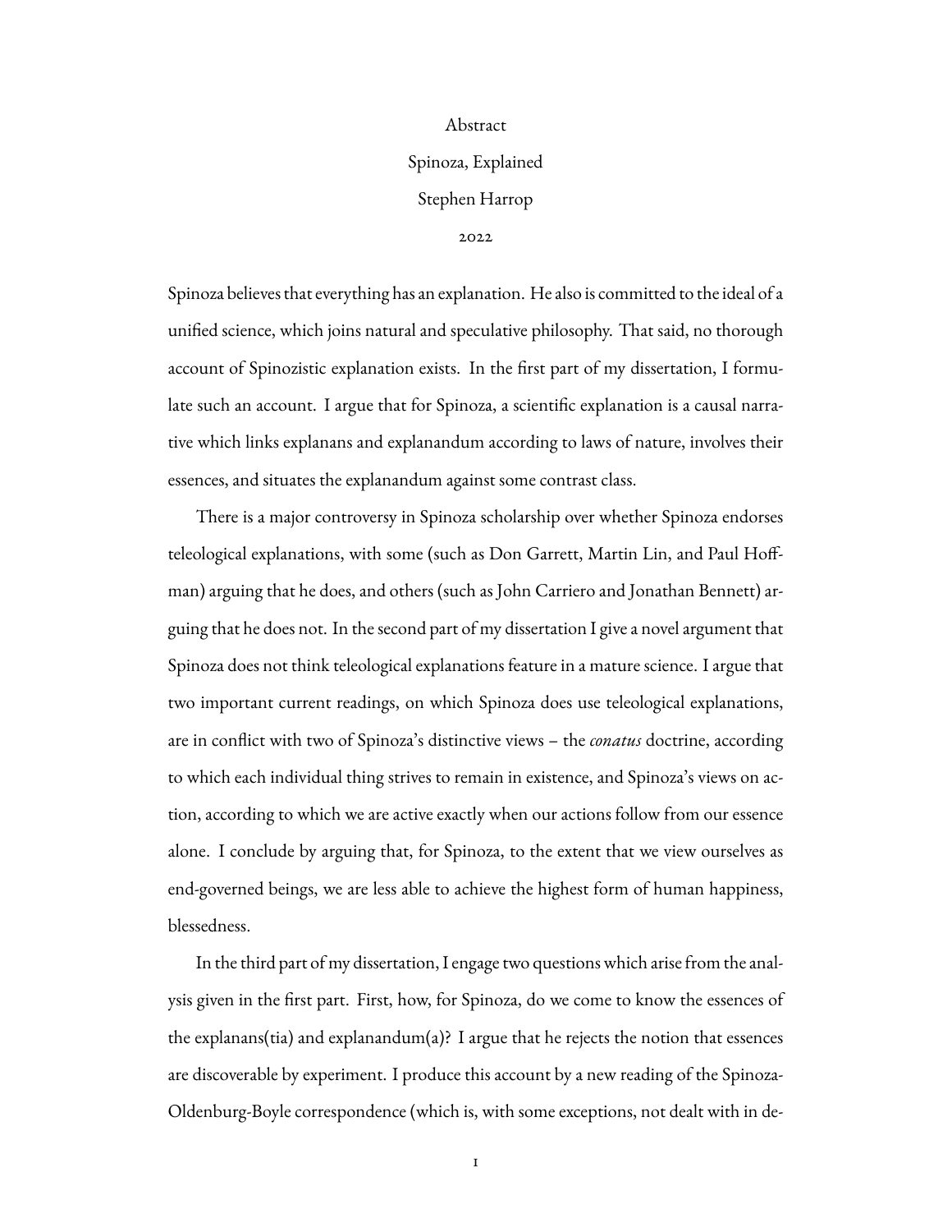Abstract

Spinoza, Explained

Stephen Harrop

2022

Spinoza believes that everything has an explanation. He also is committed to the ideal of a unified science, which joins natural and speculative philosophy. That said, no thorough account of Spinozistic explanation exists. In the first part of my dissertation, I formulate such an account. I argue that for Spinoza, a scientific explanation is a causal narrative which links explanans and explanandum according to laws of nature, involves their essences, and situates the explanandum against some contrast class.

There is a major controversy in Spinoza scholarship over whether Spinoza endorses teleological explanations, with some (such as Don Garrett, Martin Lin, and Paul Hoffman) arguing that he does, and others (such as John Carriero and Jonathan Bennett) arguing that he does not. In the second part of my dissertation I give a novel argument that Spinoza does not think teleological explanations feature in a mature science. I argue that two important current readings, on which Spinoza does use teleological explanations, are in conflict with two of Spinoza's distinctive views – the *conatus* doctrine, according to which each individual thing strives to remain in existence, and Spinoza's views on action, according to which we are active exactly when our actions follow from our essence alone. I conclude by arguing that, for Spinoza, to the extent that we view ourselves as end-governed beings, we are less able to achieve the highest form of human happiness, blessedness.

In the third part of my dissertation, I engage two questions which arise from the analysis given in the first part. First, how, for Spinoza, do we come to know the essences of the explanans(tia) and explanandum(a)? I argue that he rejects the notion that essences are discoverable by experiment. I produce this account by a new reading of the Spinoza-Oldenburg-Boyle correspondence (which is, with some exceptions, not dealt with in de-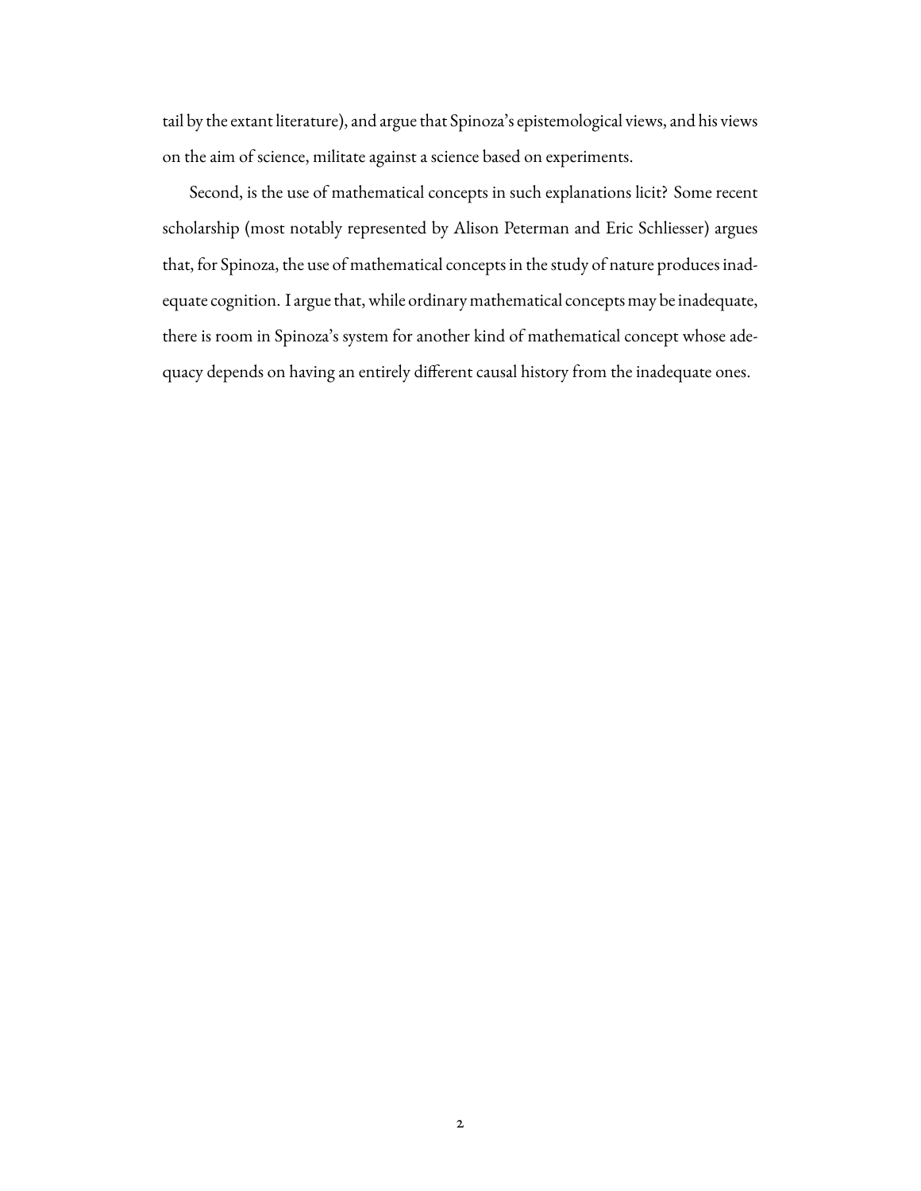tail by the extant literature), and argue that Spinoza's epistemological views, and his views on the aim of science, militate against a science based on experiments.

Second, is the use of mathematical concepts in such explanations licit? Some recent scholarship (most notably represented by Alison Peterman and Eric Schliesser) argues that, for Spinoza, the use of mathematical concepts in the study of nature produces inadequate cognition. I argue that, while ordinary mathematical concepts may be inadequate, there is room in Spinoza's system for another kind of mathematical concept whose adequacy depends on having an entirely different causal history from the inadequate ones.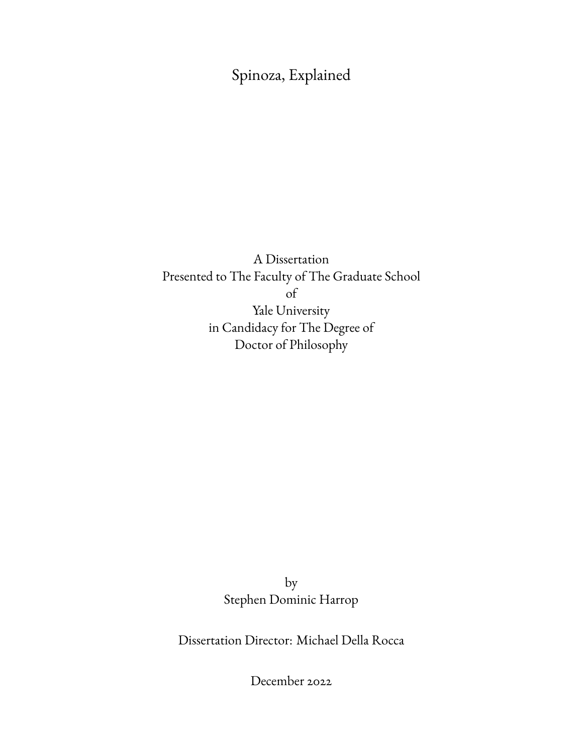# Spinoza, Explained

A Dissertation
Presented to The Faculty of The Graduate School
of
Yale University
in Candidacy for The Degree of
Doctor of Philosophy

by
Stephen Dominic Harrop

Dissertation Director: Michael Della Rocca

December 2022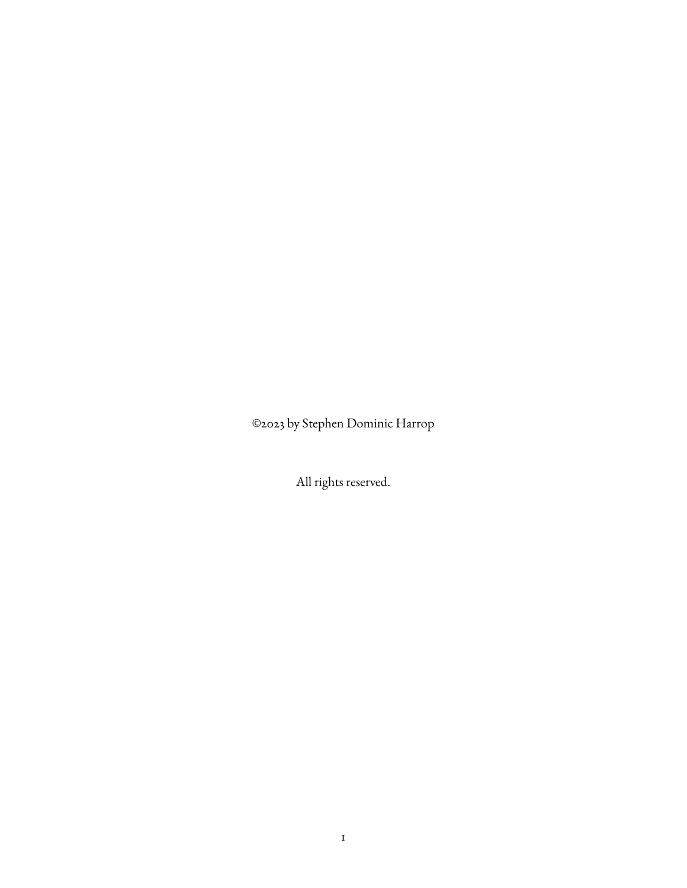©2023 by Stephen Dominic Harrop

All rights reserved.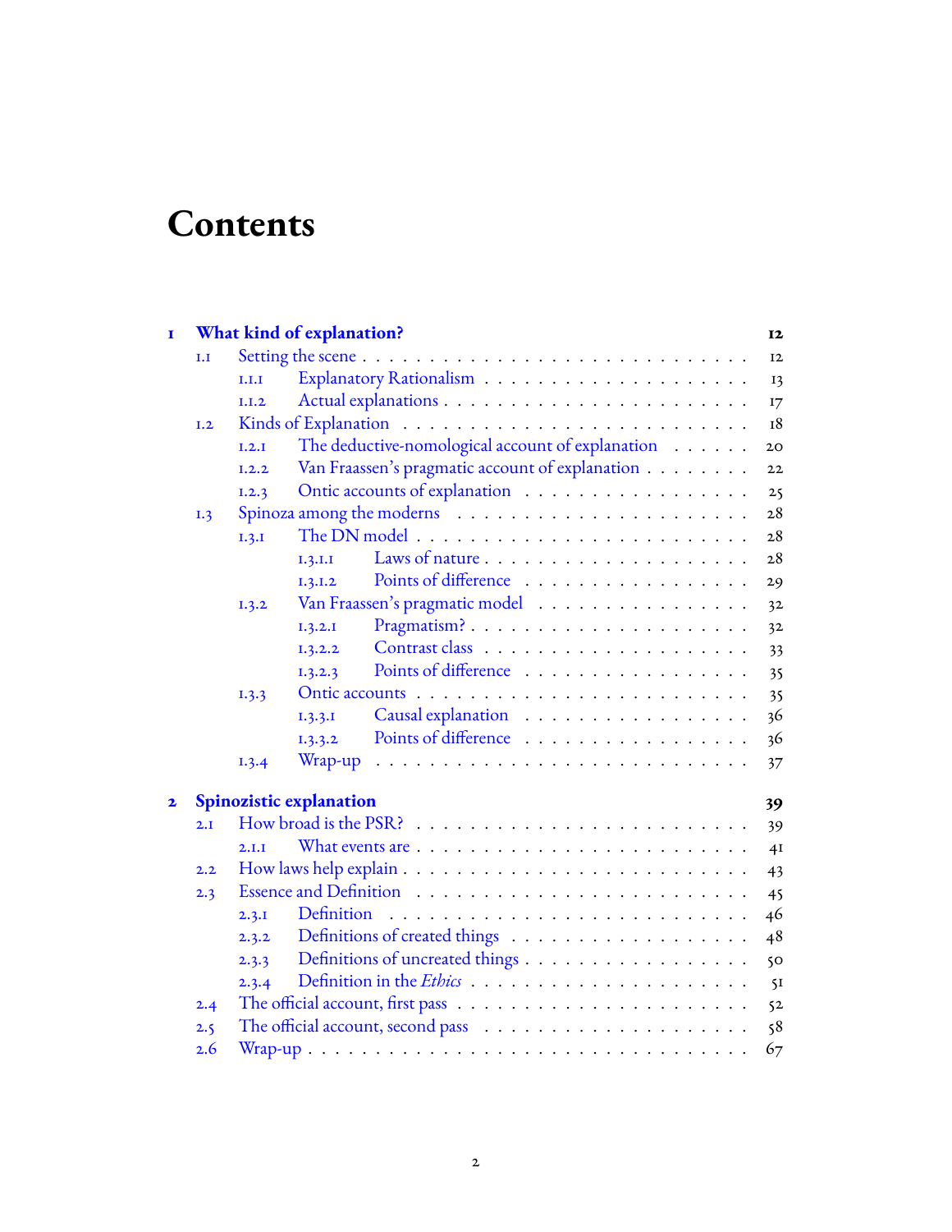# Contents

- **1 What kind of explanation?** — **12**
  - 1.1 Setting the scene — 12
    - 1.1.1 Explanatory Rationalism — 13
    - 1.1.2 Actual explanations — 17
  - 1.2 Kinds of Explanation — 18
    - 1.2.1 The deductive-nomological account of explanation — 20
    - 1.2.2 Van Fraassen's pragmatic account of explanation — 22
    - 1.2.3 Ontic accounts of explanation — 25
  - 1.3 Spinoza among the moderns — 28
    - 1.3.1 The DN model — 28
      - 1.3.1.1 Laws of nature — 28
      - 1.3.1.2 Points of difference — 29
    - 1.3.2 Van Fraassen's pragmatic model — 32
      - 1.3.2.1 Pragmatism? — 32
      - 1.3.2.2 Contrast class — 33
      - 1.3.2.3 Points of difference — 35
    - 1.3.3 Ontic accounts — 35
      - 1.3.3.1 Causal explanation — 36
      - 1.3.3.2 Points of difference — 36
    - 1.3.4 Wrap-up — 37
- **2 Spinozistic explanation** — **39**
  - 2.1 How broad is the PSR? — 39
    - 2.1.1 What events are — 41
  - 2.2 How laws help explain — 43
  - 2.3 Essence and Definition — 45
    - 2.3.1 Definition — 46
    - 2.3.2 Definitions of created things — 48
    - 2.3.3 Definitions of uncreated things — 50
    - 2.3.4 Definition in the *Ethics* — 51
  - 2.4 The official account, first pass — 52
  - 2.5 The official account, second pass — 58
  - 2.6 Wrap-up — 67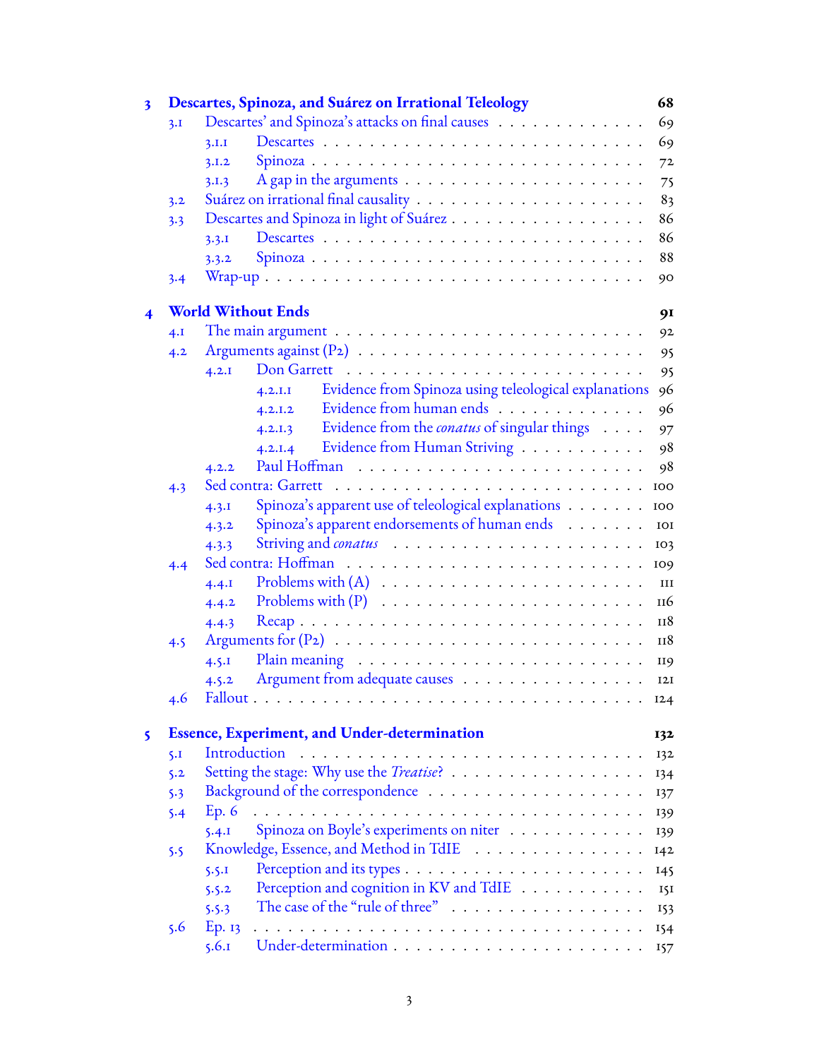**3 Descartes, Spinoza, and Suárez on Irrational Teleology** 68

- 3.1 Descartes' and Spinoza's attacks on final causes . . . 69
  - 3.1.1 Descartes . . . 69
  - 3.1.2 Spinoza . . . 72
  - 3.1.3 A gap in the arguments . . . 75
- 3.2 Suárez on irrational final causality . . . 83
- 3.3 Descartes and Spinoza in light of Suárez . . . 86
  - 3.3.1 Descartes . . . 86
  - 3.3.2 Spinoza . . . 88
- 3.4 Wrap-up . . . 90

**4 World Without Ends** 91

- 4.1 The main argument . . . 92
- 4.2 Arguments against (P2) . . . 95
  - 4.2.1 Don Garrett . . . 95
    - 4.2.1.1 Evidence from Spinoza using teleological explanations 96
    - 4.2.1.2 Evidence from human ends . . . 96
    - 4.2.1.3 Evidence from the *conatus* of singular things . . . 97
    - 4.2.1.4 Evidence from Human Striving . . . 98
  - 4.2.2 Paul Hoffman . . . 98
- 4.3 Sed contra: Garrett . . . 100
  - 4.3.1 Spinoza's apparent use of teleological explanations . . . 100
  - 4.3.2 Spinoza's apparent endorsements of human ends . . . 101
  - 4.3.3 Striving and *conatus* . . . 103
- 4.4 Sed contra: Hoffman . . . 109
  - 4.4.1 Problems with (A) . . . 111
  - 4.4.2 Problems with (P) . . . 116
  - 4.4.3 Recap . . . 118
- 4.5 Arguments for (P2) . . . 118
  - 4.5.1 Plain meaning . . . 119
  - 4.5.2 Argument from adequate causes . . . 121
- 4.6 Fallout . . . 124

**5 Essence, Experiment, and Under-determination** 132

- 5.1 Introduction . . . 132
- 5.2 Setting the stage: Why use the *Treatise*? . . . 134
- 5.3 Background of the correspondence . . . 137
- 5.4 Ep. 6 . . . 139
  - 5.4.1 Spinoza on Boyle's experiments on niter . . . 139
- 5.5 Knowledge, Essence, and Method in TdIE . . . 142
  - 5.5.1 Perception and its types . . . 145
  - 5.5.2 Perception and cognition in KV and TdIE . . . 151
  - 5.5.3 The case of the "rule of three" . . . 153
- 5.6 Ep. 13 . . . 154
  - 5.6.1 Under-determination . . . 157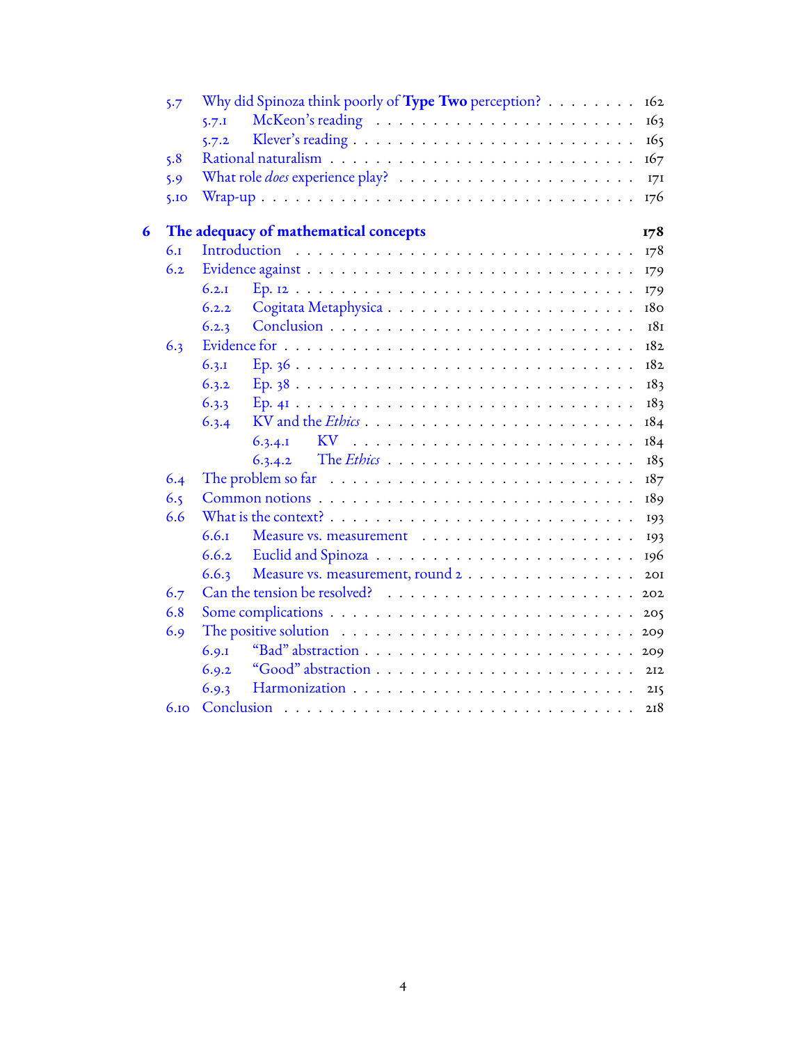- 5.7 Why did Spinoza think poorly of **Type Two** perception? . . . . . . . . 162
  - 5.7.1 McKeon's reading . . . . . . . . . . . . . . . . . . . . . . 163
  - 5.7.2 Klever's reading . . . . . . . . . . . . . . . . . . . . . . 165
- 5.8 Rational naturalism . . . . . . . . . . . . . . . . . . . . . . . . 167
- 5.9 What role *does* experience play? . . . . . . . . . . . . . . . . . . 171
- 5.10 Wrap-up . . . . . . . . . . . . . . . . . . . . . . . . . . . . 176

**6 The adequacy of mathematical concepts** **178**

- 6.1 Introduction . . . . . . . . . . . . . . . . . . . . . . . . . . . 178
- 6.2 Evidence against . . . . . . . . . . . . . . . . . . . . . . . . . 179
  - 6.2.1 Ep. 12 . . . . . . . . . . . . . . . . . . . . . . . . . . . 179
  - 6.2.2 Cogitata Metaphysica . . . . . . . . . . . . . . . . . . . . 180
  - 6.2.3 Conclusion . . . . . . . . . . . . . . . . . . . . . . . . . 181
- 6.3 Evidence for . . . . . . . . . . . . . . . . . . . . . . . . . . . 182
  - 6.3.1 Ep. 36 . . . . . . . . . . . . . . . . . . . . . . . . . . . 182
  - 6.3.2 Ep. 38 . . . . . . . . . . . . . . . . . . . . . . . . . . . 183
  - 6.3.3 Ep. 41 . . . . . . . . . . . . . . . . . . . . . . . . . . . 183
  - 6.3.4 KV and the *Ethics* . . . . . . . . . . . . . . . . . . . . . 184
    - 6.3.4.1 KV . . . . . . . . . . . . . . . . . . . . . . . . . 184
    - 6.3.4.2 The *Ethics* . . . . . . . . . . . . . . . . . . . . . 185
- 6.4 The problem so far . . . . . . . . . . . . . . . . . . . . . . . . 187
- 6.5 Common notions . . . . . . . . . . . . . . . . . . . . . . . . . 189
- 6.6 What is the context? . . . . . . . . . . . . . . . . . . . . . . . . 193
  - 6.6.1 Measure vs. measurement . . . . . . . . . . . . . . . . . . 193
  - 6.6.2 Euclid and Spinoza . . . . . . . . . . . . . . . . . . . . . 196
  - 6.6.3 Measure vs. measurement, round 2 . . . . . . . . . . . . . . 201
- 6.7 Can the tension be resolved? . . . . . . . . . . . . . . . . . . . . 202
- 6.8 Some complications . . . . . . . . . . . . . . . . . . . . . . . . 205
- 6.9 The positive solution . . . . . . . . . . . . . . . . . . . . . . . 209
  - 6.9.1 "Bad" abstraction . . . . . . . . . . . . . . . . . . . . . . 209
  - 6.9.2 "Good" abstraction . . . . . . . . . . . . . . . . . . . . . 212
  - 6.9.3 Harmonization . . . . . . . . . . . . . . . . . . . . . . . 215
- 6.10 Conclusion . . . . . . . . . . . . . . . . . . . . . . . . . . . . 218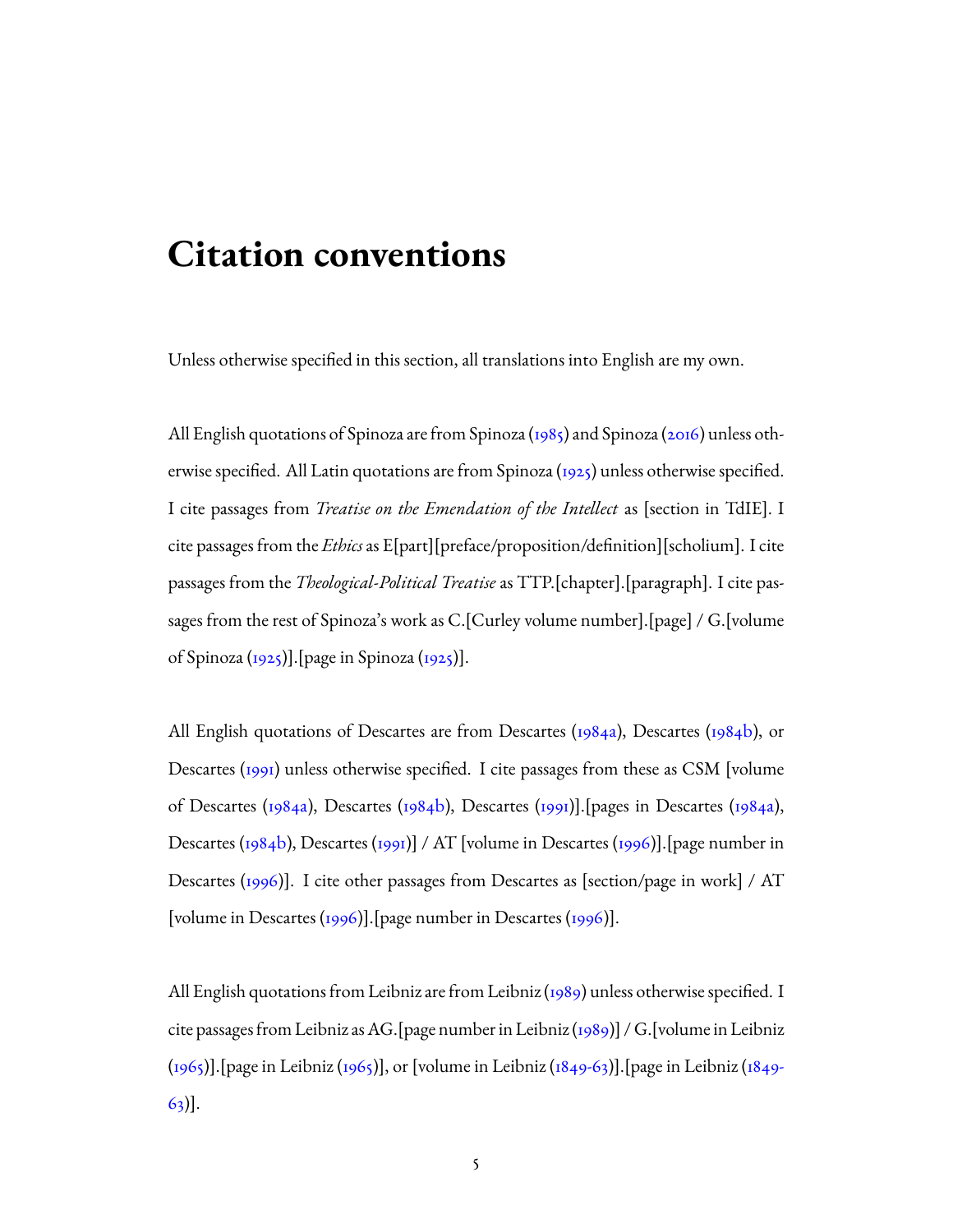# Citation conventions

Unless otherwise specified in this section, all translations into English are my own.

All English quotations of Spinoza are from Spinoza (1985) and Spinoza (2016) unless otherwise specified. All Latin quotations are from Spinoza (1925) unless otherwise specified. I cite passages from *Treatise on the Emendation of the Intellect* as [section in TdIE]. I cite passages from the *Ethics* as E[part][preface/proposition/definition][scholium]. I cite passages from the *Theological-Political Treatise* as TTP.[chapter].[paragraph]. I cite passages from the rest of Spinoza's work as C.[Curley volume number].[page] / G.[volume of Spinoza (1925)].[page in Spinoza (1925)].

All English quotations of Descartes are from Descartes (1984a), Descartes (1984b), or Descartes (1991) unless otherwise specified. I cite passages from these as CSM [volume of Descartes (1984a), Descartes (1984b), Descartes (1991)].[pages in Descartes (1984a), Descartes (1984b), Descartes (1991)] / AT [volume in Descartes (1996)].[page number in Descartes (1996)]. I cite other passages from Descartes as [section/page in work] / AT [volume in Descartes (1996)].[page number in Descartes (1996)].

All English quotations from Leibniz are from Leibniz (1989) unless otherwise specified. I cite passages from Leibniz as AG.[page number in Leibniz (1989)] / G.[volume in Leibniz (1965)].[page in Leibniz (1965)], or [volume in Leibniz (1849-63)].[page in Leibniz (1849-63)].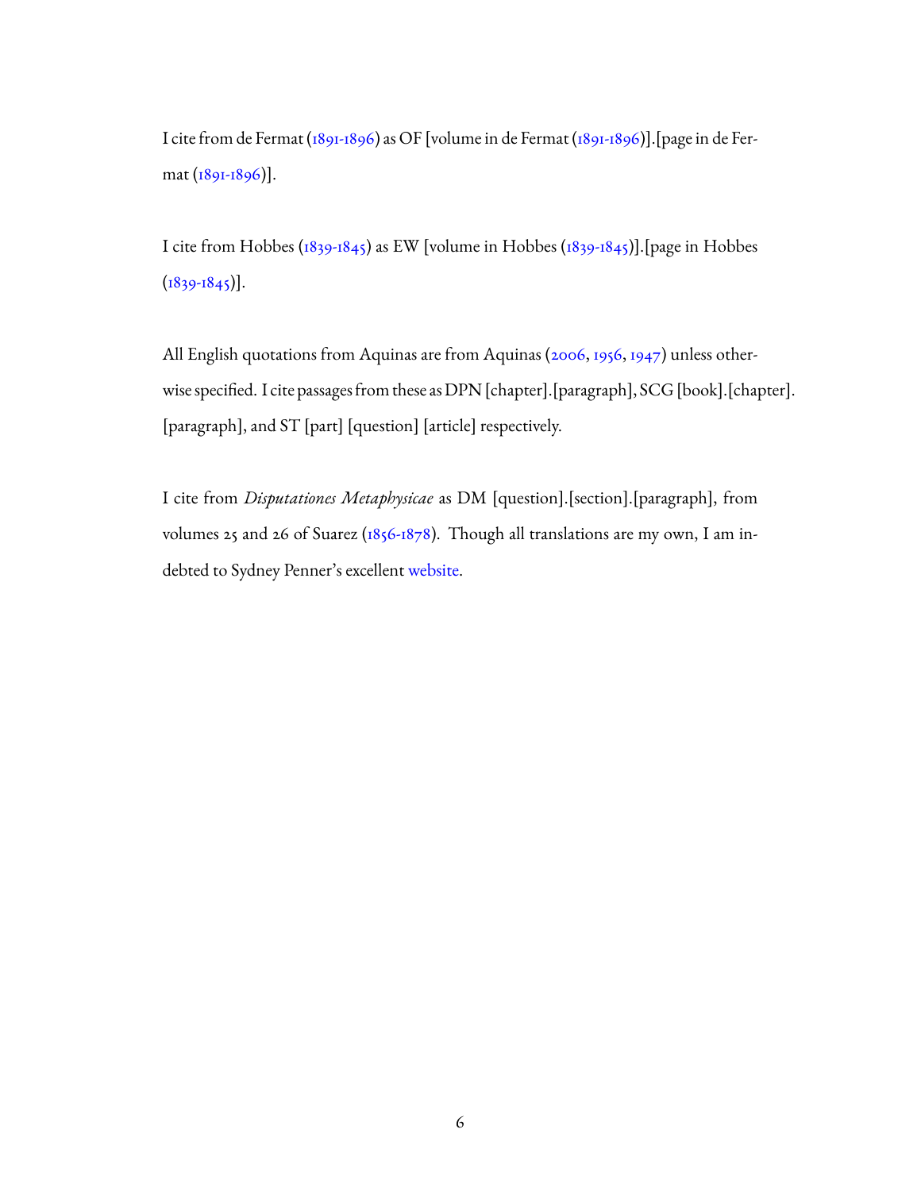I cite from de Fermat (1891-1896) as OF [volume in de Fermat (1891-1896)].[page in de Fermat (1891-1896)].

I cite from Hobbes (1839-1845) as EW [volume in Hobbes (1839-1845)].[page in Hobbes (1839-1845)].

All English quotations from Aquinas are from Aquinas (2006, 1956, 1947) unless otherwise specified. I cite passages from these as DPN [chapter].[paragraph], SCG [book].[chapter].[paragraph], and ST [part] [question] [article] respectively.

I cite from *Disputationes Metaphysicae* as DM [question].[section].[paragraph], from volumes 25 and 26 of Suarez (1856-1878). Though all translations are my own, I am indebted to Sydney Penner's excellent website.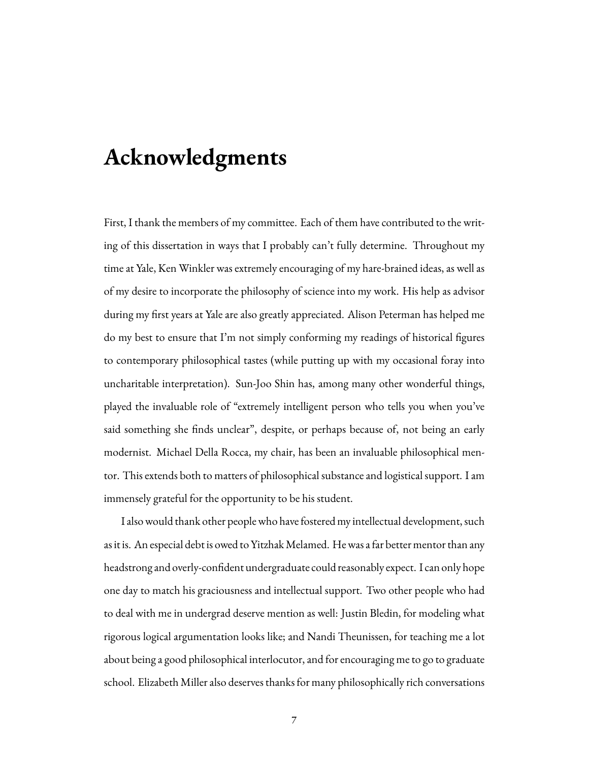# Acknowledgments

First, I thank the members of my committee. Each of them have contributed to the writing of this dissertation in ways that I probably can't fully determine. Throughout my time at Yale, Ken Winkler was extremely encouraging of my hare-brained ideas, as well as of my desire to incorporate the philosophy of science into my work. His help as advisor during my first years at Yale are also greatly appreciated. Alison Peterman has helped me do my best to ensure that I'm not simply conforming my readings of historical figures to contemporary philosophical tastes (while putting up with my occasional foray into uncharitable interpretation). Sun-Joo Shin has, among many other wonderful things, played the invaluable role of "extremely intelligent person who tells you when you've said something she finds unclear", despite, or perhaps because of, not being an early modernist. Michael Della Rocca, my chair, has been an invaluable philosophical mentor. This extends both to matters of philosophical substance and logistical support. I am immensely grateful for the opportunity to be his student.

I also would thank other people who have fostered my intellectual development, such as it is. An especial debt is owed to Yitzhak Melamed. He was a far better mentor than any headstrong and overly-confident undergraduate could reasonably expect. I can only hope one day to match his graciousness and intellectual support. Two other people who had to deal with me in undergrad deserve mention as well: Justin Bledin, for modeling what rigorous logical argumentation looks like; and Nandi Theunissen, for teaching me a lot about being a good philosophical interlocutor, and for encouraging me to go to graduate school. Elizabeth Miller also deserves thanks for many philosophically rich conversations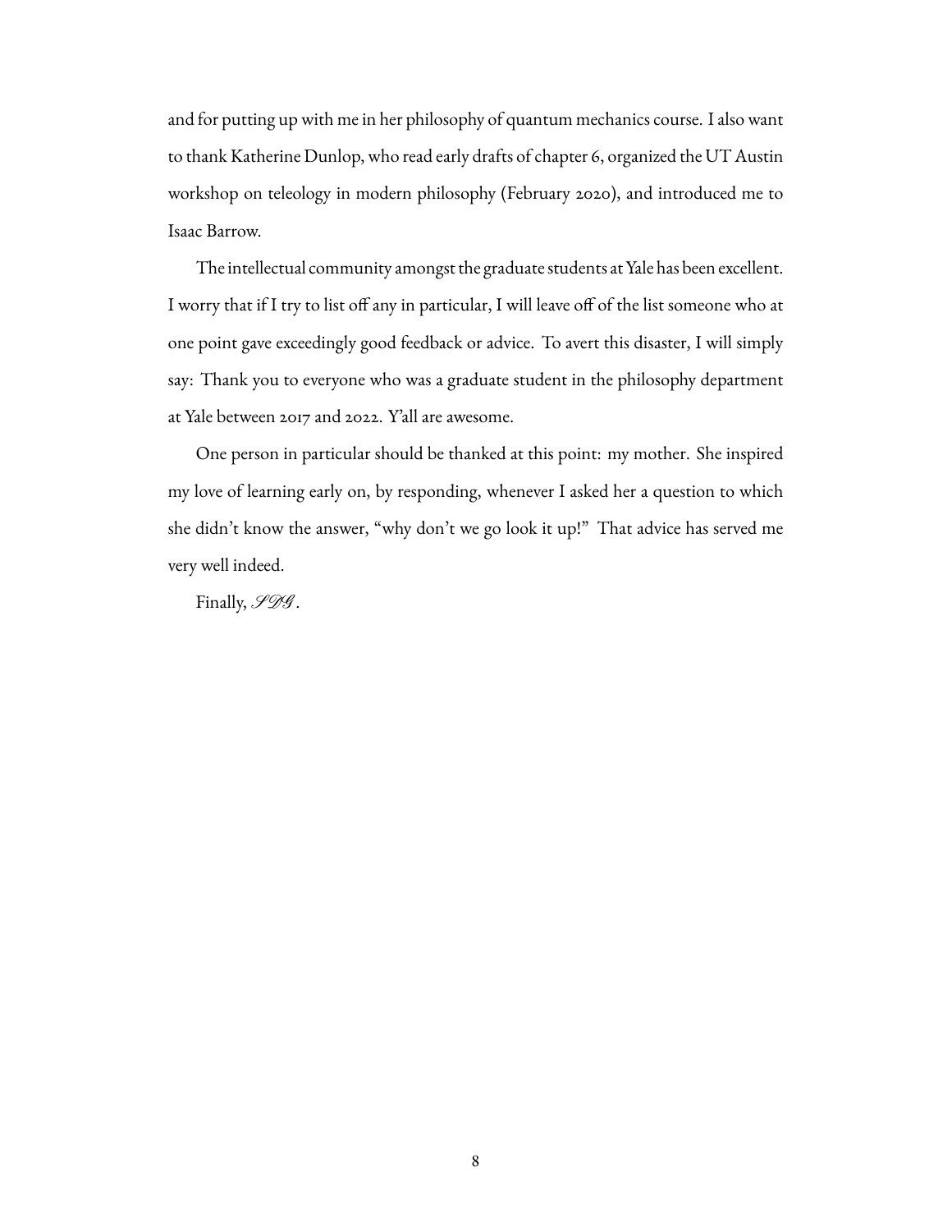and for putting up with me in her philosophy of quantum mechanics course. I also want to thank Katherine Dunlop, who read early drafts of chapter 6, organized the UT Austin workshop on teleology in modern philosophy (February 2020), and introduced me to Isaac Barrow.

The intellectual community amongst the graduate students at Yale has been excellent. I worry that if I try to list off any in particular, I will leave off of the list someone who at one point gave exceedingly good feedback or advice. To avert this disaster, I will simply say: Thank you to everyone who was a graduate student in the philosophy department at Yale between 2017 and 2022. Y'all are awesome.

One person in particular should be thanked at this point: my mother. She inspired my love of learning early on, by responding, whenever I asked her a question to which she didn't know the answer, "why don't we go look it up!" That advice has served me very well indeed.

Finally, *SDG*.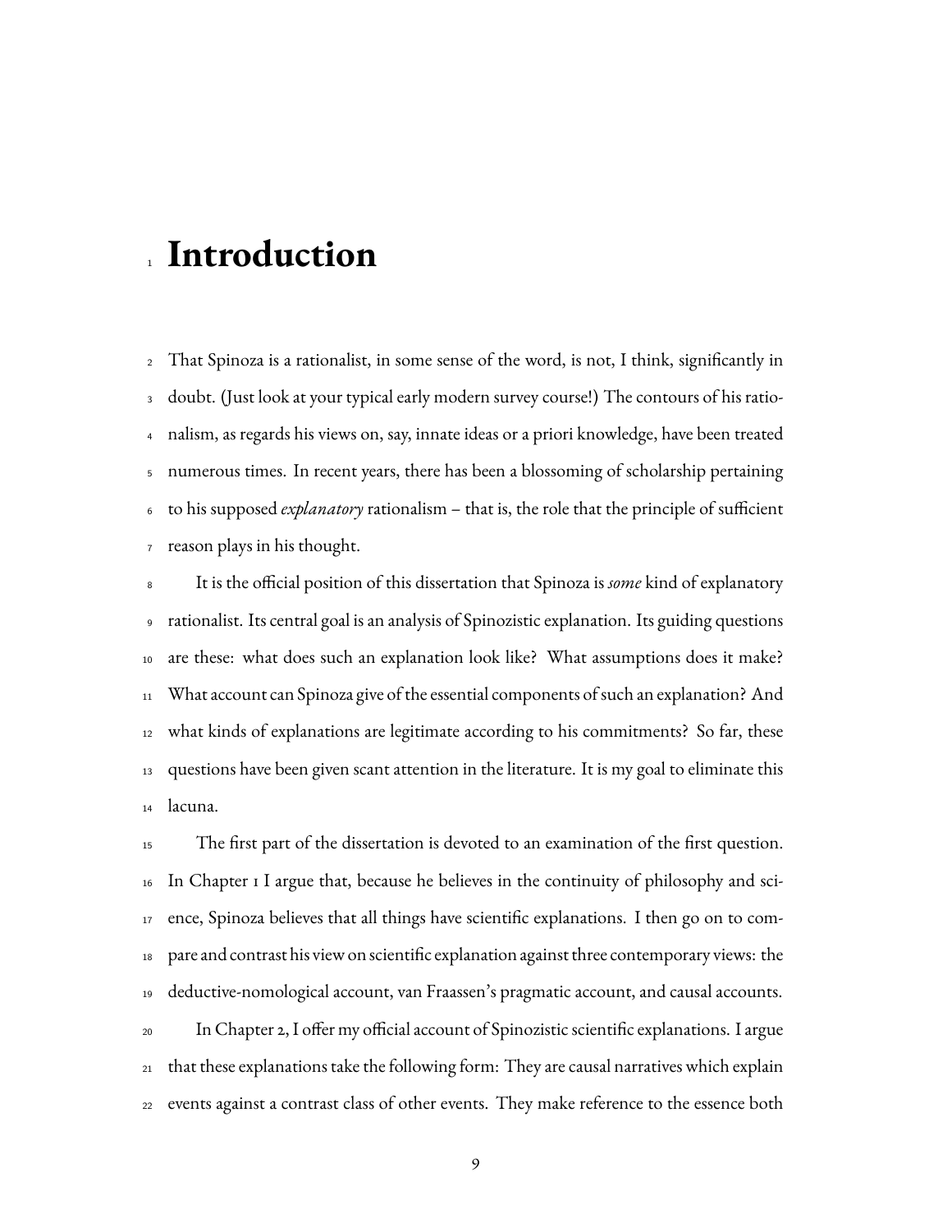# Introduction

That Spinoza is a rationalist, in some sense of the word, is not, I think, significantly in doubt. (Just look at your typical early modern survey course!) The contours of his rationalism, as regards his views on, say, innate ideas or a priori knowledge, have been treated numerous times. In recent years, there has been a blossoming of scholarship pertaining to his supposed *explanatory* rationalism – that is, the role that the principle of sufficient reason plays in his thought.

It is the official position of this dissertation that Spinoza is *some* kind of explanatory rationalist. Its central goal is an analysis of Spinozistic explanation. Its guiding questions are these: what does such an explanation look like? What assumptions does it make? What account can Spinoza give of the essential components of such an explanation? And what kinds of explanations are legitimate according to his commitments? So far, these questions have been given scant attention in the literature. It is my goal to eliminate this lacuna.

The first part of the dissertation is devoted to an examination of the first question. In Chapter 1 I argue that, because he believes in the continuity of philosophy and science, Spinoza believes that all things have scientific explanations. I then go on to compare and contrast his view on scientific explanation against three contemporary views: the deductive-nomological account, van Fraassen's pragmatic account, and causal accounts.

In Chapter 2, I offer my official account of Spinozistic scientific explanations. I argue that these explanations take the following form: They are causal narratives which explain events against a contrast class of other events. They make reference to the essence both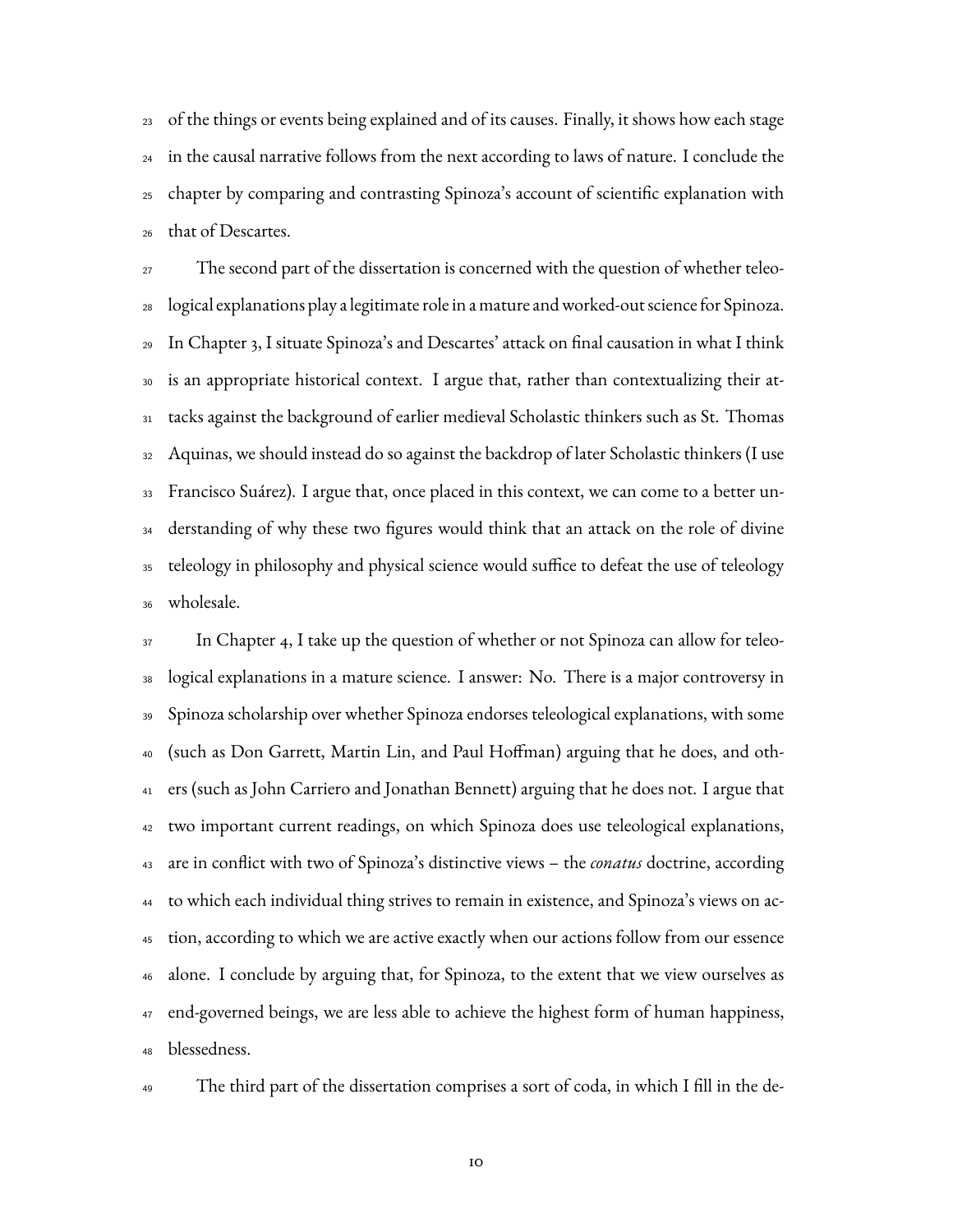of the things or events being explained and of its causes. Finally, it shows how each stage in the causal narrative follows from the next according to laws of nature. I conclude the chapter by comparing and contrasting Spinoza's account of scientific explanation with that of Descartes.

The second part of the dissertation is concerned with the question of whether teleological explanations play a legitimate role in a mature and worked-out science for Spinoza. In Chapter 3, I situate Spinoza's and Descartes' attack on final causation in what I think is an appropriate historical context. I argue that, rather than contextualizing their attacks against the background of earlier medieval Scholastic thinkers such as St. Thomas Aquinas, we should instead do so against the backdrop of later Scholastic thinkers (I use Francisco Suárez). I argue that, once placed in this context, we can come to a better understanding of why these two figures would think that an attack on the role of divine teleology in philosophy and physical science would suffice to defeat the use of teleology wholesale.

In Chapter 4, I take up the question of whether or not Spinoza can allow for teleological explanations in a mature science. I answer: No. There is a major controversy in Spinoza scholarship over whether Spinoza endorses teleological explanations, with some (such as Don Garrett, Martin Lin, and Paul Hoffman) arguing that he does, and others (such as John Carriero and Jonathan Bennett) arguing that he does not. I argue that two important current readings, on which Spinoza does use teleological explanations, are in conflict with two of Spinoza's distinctive views – the *conatus* doctrine, according to which each individual thing strives to remain in existence, and Spinoza's views on action, according to which we are active exactly when our actions follow from our essence alone. I conclude by arguing that, for Spinoza, to the extent that we view ourselves as end-governed beings, we are less able to achieve the highest form of human happiness, blessedness.

The third part of the dissertation comprises a sort of coda, in which I fill in the de-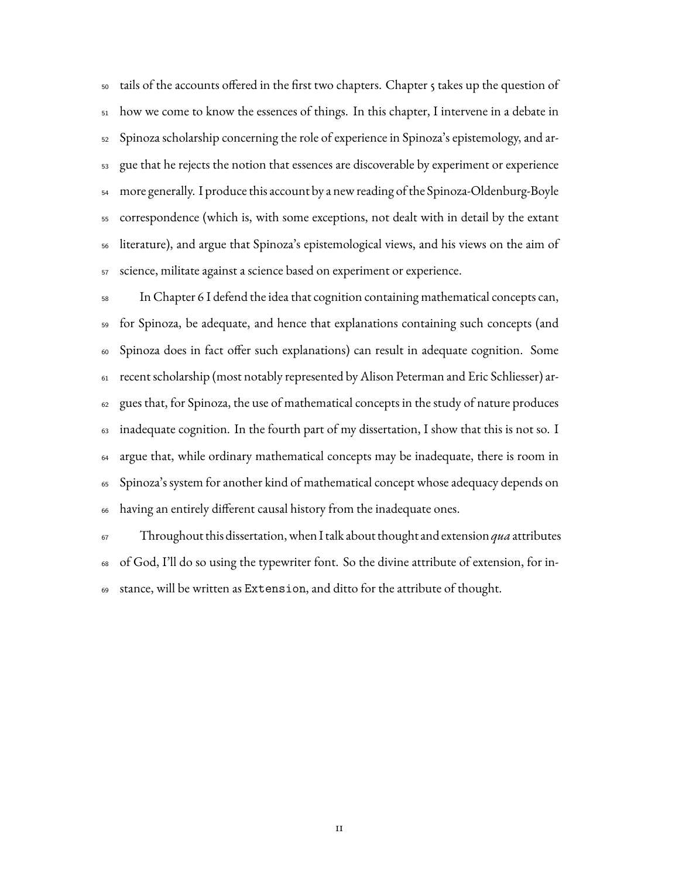tails of the accounts offered in the first two chapters. Chapter 5 takes up the question of how we come to know the essences of things. In this chapter, I intervene in a debate in Spinoza scholarship concerning the role of experience in Spinoza's epistemology, and argue that he rejects the notion that essences are discoverable by experiment or experience more generally. I produce this account by a new reading of the Spinoza-Oldenburg-Boyle correspondence (which is, with some exceptions, not dealt with in detail by the extant literature), and argue that Spinoza's epistemological views, and his views on the aim of science, militate against a science based on experiment or experience.

In Chapter 6 I defend the idea that cognition containing mathematical concepts can, for Spinoza, be adequate, and hence that explanations containing such concepts (and Spinoza does in fact offer such explanations) can result in adequate cognition. Some recent scholarship (most notably represented by Alison Peterman and Eric Schliesser) argues that, for Spinoza, the use of mathematical concepts in the study of nature produces inadequate cognition. In the fourth part of my dissertation, I show that this is not so. I argue that, while ordinary mathematical concepts may be inadequate, there is room in Spinoza's system for another kind of mathematical concept whose adequacy depends on having an entirely different causal history from the inadequate ones.

Throughout this dissertation, when I talk about thought and extension *qua* attributes of God, I'll do so using the typewriter font. So the divine attribute of extension, for instance, will be written as `Extension`, and ditto for the attribute of thought.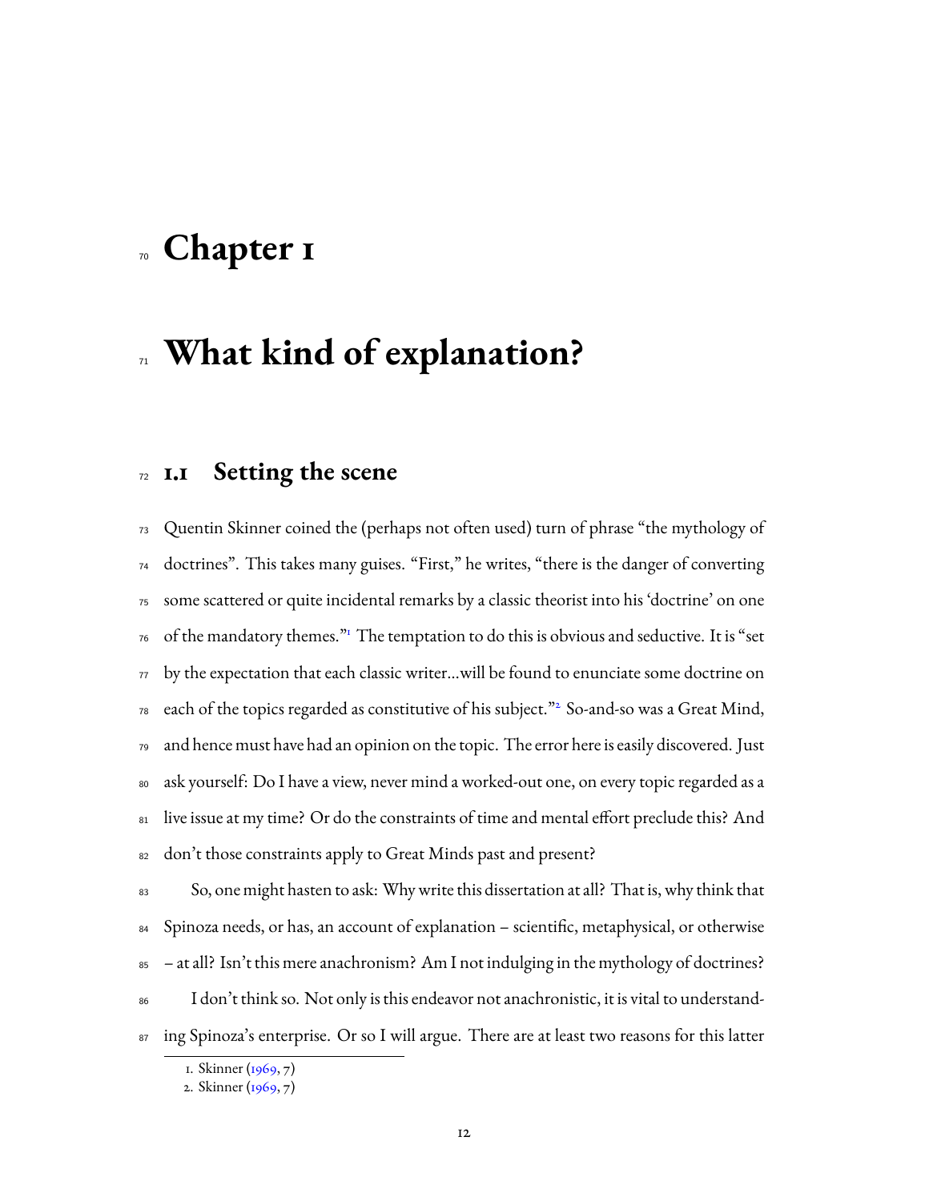# Chapter 1

# What kind of explanation?

## 1.1 Setting the scene

Quentin Skinner coined the (perhaps not often used) turn of phrase "the mythology of doctrines". This takes many guises. "First," he writes, "there is the danger of converting some scattered or quite incidental remarks by a classic theorist into his 'doctrine' on one of the mandatory themes."[1] The temptation to do this is obvious and seductive. It is "set by the expectation that each classic writer...will be found to enunciate some doctrine on each of the topics regarded as constitutive of his subject."[2] So-and-so was a Great Mind, and hence must have had an opinion on the topic. The error here is easily discovered. Just ask yourself: Do I have a view, never mind a worked-out one, on every topic regarded as a live issue at my time? Or do the constraints of time and mental effort preclude this? And don't those constraints apply to Great Minds past and present?

So, one might hasten to ask: Why write this dissertation at all? That is, why think that Spinoza needs, or has, an account of explanation – scientific, metaphysical, or otherwise – at all? Isn't this mere anachronism? Am I not indulging in the mythology of doctrines?

I don't think so. Not only is this endeavor not anachronistic, it is vital to understanding Spinoza's enterprise. Or so I will argue. There are at least two reasons for this latter

1. Skinner (1969, 7)
2. Skinner (1969, 7)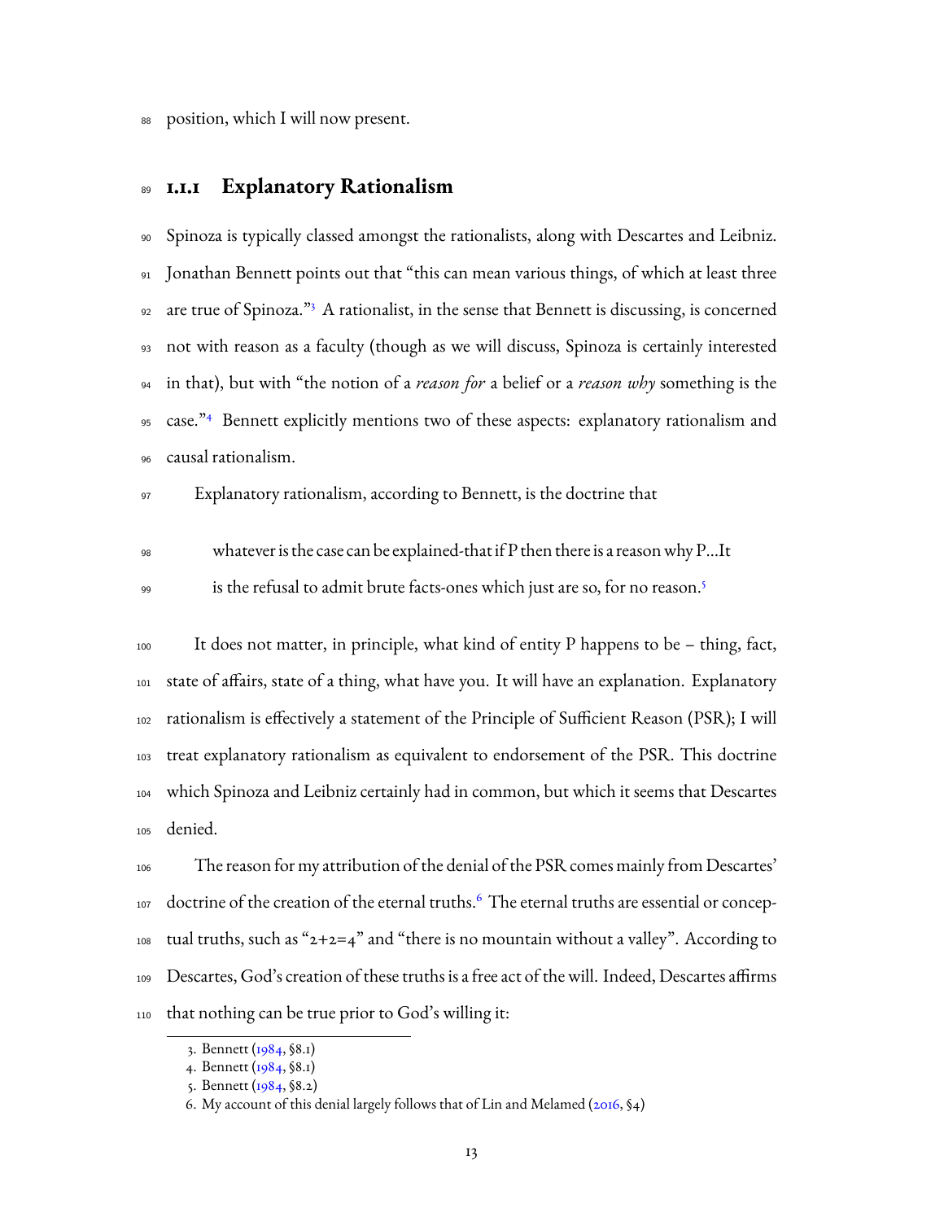position, which I will now present.

### 1.1.1 Explanatory Rationalism

Spinoza is typically classed amongst the rationalists, along with Descartes and Leibniz. Jonathan Bennett points out that "this can mean various things, of which at least three are true of Spinoza."[3] A rationalist, in the sense that Bennett is discussing, is concerned not with reason as a faculty (though as we will discuss, Spinoza is certainly interested in that), but with "the notion of a *reason for* a belief or a *reason why* something is the case."[4] Bennett explicitly mentions two of these aspects: explanatory rationalism and causal rationalism.

Explanatory rationalism, according to Bennett, is the doctrine that

> whatever is the case can be explained-that if P then there is a reason why P...It is the refusal to admit brute facts-ones which just are so, for no reason.[5]

It does not matter, in principle, what kind of entity P happens to be – thing, fact, state of affairs, state of a thing, what have you. It will have an explanation. Explanatory rationalism is effectively a statement of the Principle of Sufficient Reason (PSR); I will treat explanatory rationalism as equivalent to endorsement of the PSR. This doctrine which Spinoza and Leibniz certainly had in common, but which it seems that Descartes denied.

The reason for my attribution of the denial of the PSR comes mainly from Descartes' doctrine of the creation of the eternal truths.[6] The eternal truths are essential or conceptual truths, such as "2+2=4" and "there is no mountain without a valley". According to Descartes, God's creation of these truths is a free act of the will. Indeed, Descartes affirms that nothing can be true prior to God's willing it:

3. Bennett (1984, §8.1)
4. Bennett (1984, §8.1)
5. Bennett (1984, §8.2)
6. My account of this denial largely follows that of Lin and Melamed (2016, §4)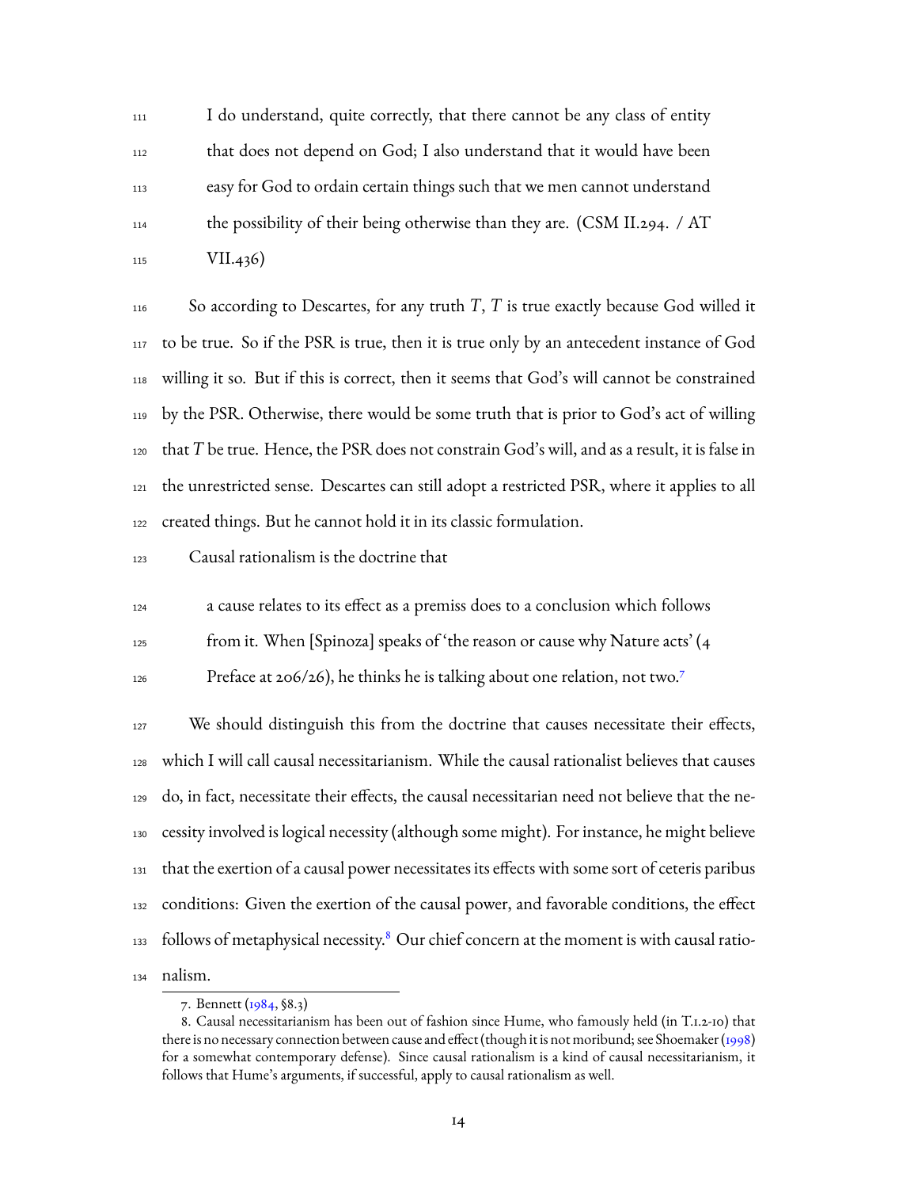> I do understand, quite correctly, that there cannot be any class of entity that does not depend on God; I also understand that it would have been easy for God to ordain certain things such that we men cannot understand the possibility of their being otherwise than they are. (CSM II.294. / AT VII.436)

So according to Descartes, for any truth $T$, $T$ is true exactly because God willed it to be true. So if the PSR is true, then it is true only by an antecedent instance of God willing it so. But if this is correct, then it seems that God's will cannot be constrained by the PSR. Otherwise, there would be some truth that is prior to God's act of willing that $T$ be true. Hence, the PSR does not constrain God's will, and as a result, it is false in the unrestricted sense. Descartes can still adopt a restricted PSR, where it applies to all created things. But he cannot hold it in its classic formulation.

Causal rationalism is the doctrine that

> a cause relates to its effect as a premiss does to a conclusion which follows from it. When [Spinoza] speaks of 'the reason or cause why Nature acts' (4 Preface at 206/26), he thinks he is talking about one relation, not two.[7]

We should distinguish this from the doctrine that causes necessitate their effects, which I will call causal necessitarianism. While the causal rationalist believes that causes do, in fact, necessitate their effects, the causal necessitarian need not believe that the necessity involved is logical necessity (although some might). For instance, he might believe that the exertion of a causal power necessitates its effects with some sort of ceteris paribus conditions: Given the exertion of the causal power, and favorable conditions, the effect follows of metaphysical necessity.[8] Our chief concern at the moment is with causal rationalism.

---

7. Bennett (1984, §8.3)

8. Causal necessitarianism has been out of fashion since Hume, who famously held (in T.1.2-10) that there is no necessary connection between cause and effect (though it is not moribund; see Shoemaker (1998) for a somewhat contemporary defense). Since causal rationalism is a kind of causal necessitarianism, it follows that Hume's arguments, if successful, apply to causal rationalism as well.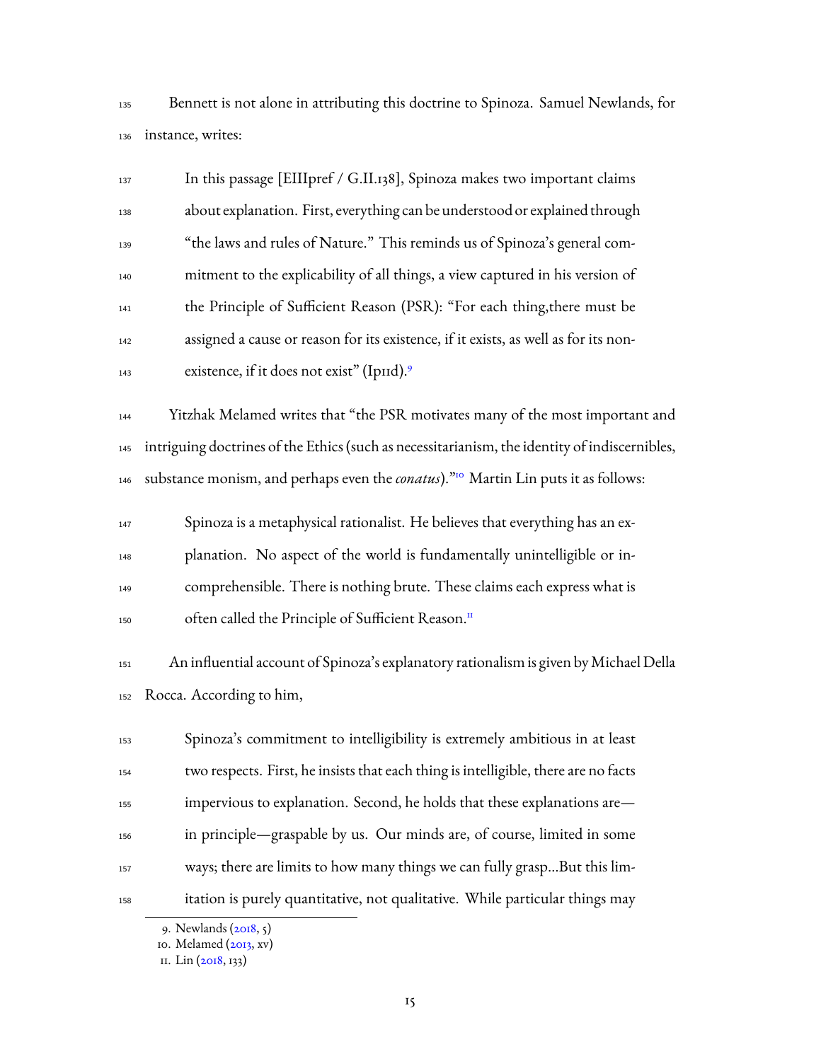Bennett is not alone in attributing this doctrine to Spinoza. Samuel Newlands, for instance, writes:

> In this passage [EIIIpref / G.II.138], Spinoza makes two important claims about explanation. First, everything can be understood or explained through "the laws and rules of Nature." This reminds us of Spinoza's general commitment to the explicability of all things, a view captured in his version of the Principle of Sufficient Reason (PSR): "For each thing,there must be assigned a cause or reason for its existence, if it exists, as well as for its non-existence, if it does not exist" (Ip11d).[9]

Yitzhak Melamed writes that "the PSR motivates many of the most important and intriguing doctrines of the Ethics (such as necessitarianism, the identity of indiscernibles, substance monism, and perhaps even the *conatus*)."[10] Martin Lin puts it as follows:

> Spinoza is a metaphysical rationalist. He believes that everything has an explanation. No aspect of the world is fundamentally unintelligible or incomprehensible. There is nothing brute. These claims each express what is often called the Principle of Sufficient Reason.[11]

An influential account of Spinoza's explanatory rationalism is given by Michael Della Rocca. According to him,

> Spinoza's commitment to intelligibility is extremely ambitious in at least two respects. First, he insists that each thing is intelligible, there are no facts impervious to explanation. Second, he holds that these explanations are—in principle—graspable by us. Our minds are, of course, limited in some ways; there are limits to how many things we can fully grasp...But this limitation is purely quantitative, not qualitative. While particular things may

---

9. Newlands (2018, 5)

10. Melamed (2013, xv)

11. Lin (2018, 133)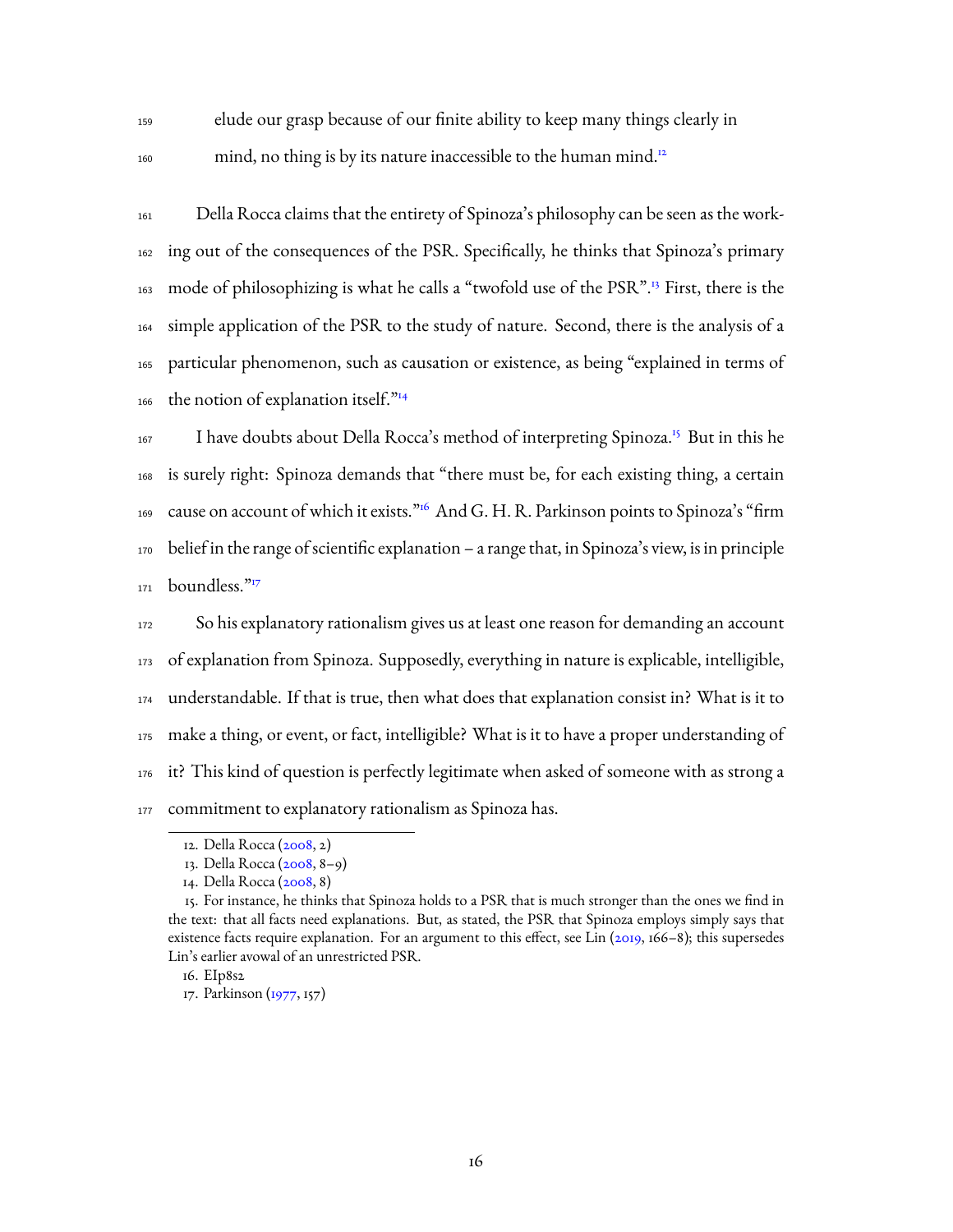elude our grasp because of our finite ability to keep many things clearly in mind, no thing is by its nature inaccessible to the human mind.[12]

Della Rocca claims that the entirety of Spinoza's philosophy can be seen as the working out of the consequences of the PSR. Specifically, he thinks that Spinoza's primary mode of philosophizing is what he calls a "twofold use of the PSR".[13] First, there is the simple application of the PSR to the study of nature. Second, there is the analysis of a particular phenomenon, such as causation or existence, as being "explained in terms of the notion of explanation itself."[14]

I have doubts about Della Rocca's method of interpreting Spinoza.[15] But in this he is surely right: Spinoza demands that "there must be, for each existing thing, a certain cause on account of which it exists."[16] And G. H. R. Parkinson points to Spinoza's "firm belief in the range of scientific explanation – a range that, in Spinoza's view, is in principle boundless."[17]

So his explanatory rationalism gives us at least one reason for demanding an account of explanation from Spinoza. Supposedly, everything in nature is explicable, intelligible, understandable. If that is true, then what does that explanation consist in? What is it to make a thing, or event, or fact, intelligible? What is it to have a proper understanding of it? This kind of question is perfectly legitimate when asked of someone with as strong a commitment to explanatory rationalism as Spinoza has.

12. Della Rocca (2008, 2)

13. Della Rocca (2008, 8–9)

14. Della Rocca (2008, 8)

15. For instance, he thinks that Spinoza holds to a PSR that is much stronger than the ones we find in the text: that all facts need explanations. But, as stated, the PSR that Spinoza employs simply says that existence facts require explanation. For an argument to this effect, see Lin (2019, 166–8); this supersedes Lin's earlier avowal of an unrestricted PSR.

16. EIp8s2

17. Parkinson (1977, 157)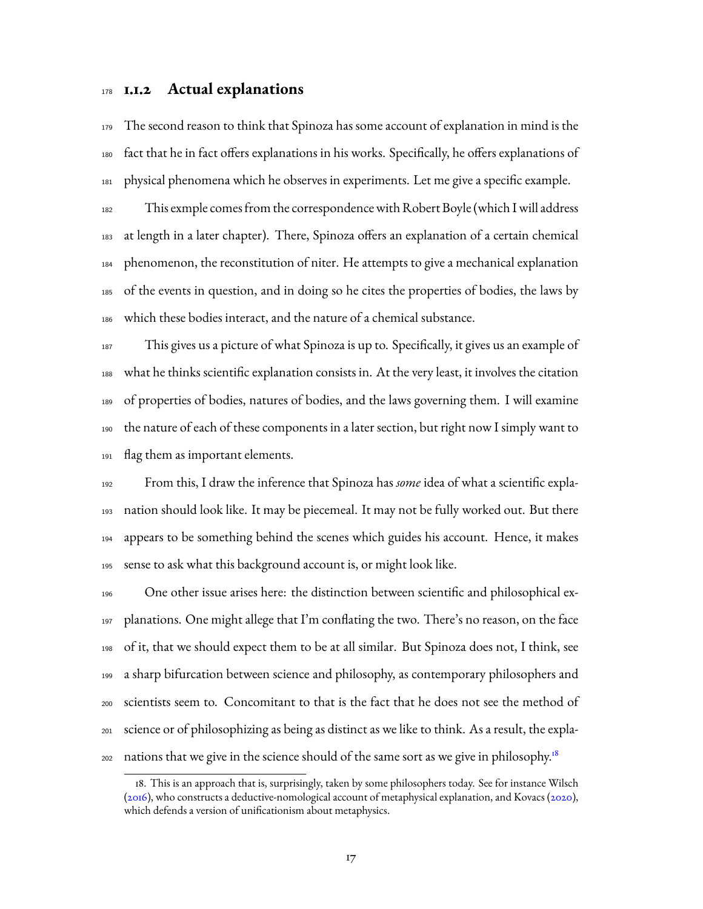### 1.1.2 Actual explanations

The second reason to think that Spinoza has some account of explanation in mind is the fact that he in fact offers explanations in his works. Specifically, he offers explanations of physical phenomena which he observes in experiments. Let me give a specific example.

This exmple comes from the correspondence with Robert Boyle (which I will address at length in a later chapter). There, Spinoza offers an explanation of a certain chemical phenomenon, the reconstitution of niter. He attempts to give a mechanical explanation of the events in question, and in doing so he cites the properties of bodies, the laws by which these bodies interact, and the nature of a chemical substance.

This gives us a picture of what Spinoza is up to. Specifically, it gives us an example of what he thinks scientific explanation consists in. At the very least, it involves the citation of properties of bodies, natures of bodies, and the laws governing them. I will examine the nature of each of these components in a later section, but right now I simply want to flag them as important elements.

From this, I draw the inference that Spinoza has *some* idea of what a scientific explanation should look like. It may be piecemeal. It may not be fully worked out. But there appears to be something behind the scenes which guides his account. Hence, it makes sense to ask what this background account is, or might look like.

One other issue arises here: the distinction between scientific and philosophical explanations. One might allege that I'm conflating the two. There's no reason, on the face of it, that we should expect them to be at all similar. But Spinoza does not, I think, see a sharp bifurcation between science and philosophy, as contemporary philosophers and scientists seem to. Concomitant to that is the fact that he does not see the method of science or of philosophizing as being as distinct as we like to think. As a result, the explanations that we give in the science should of the same sort as we give in philosophy.[18]

18. This is an approach that is, surprisingly, taken by some philosophers today. See for instance Wilsch (2016), who constructs a deductive-nomological account of metaphysical explanation, and Kovacs (2020), which defends a version of unificationism about metaphysics.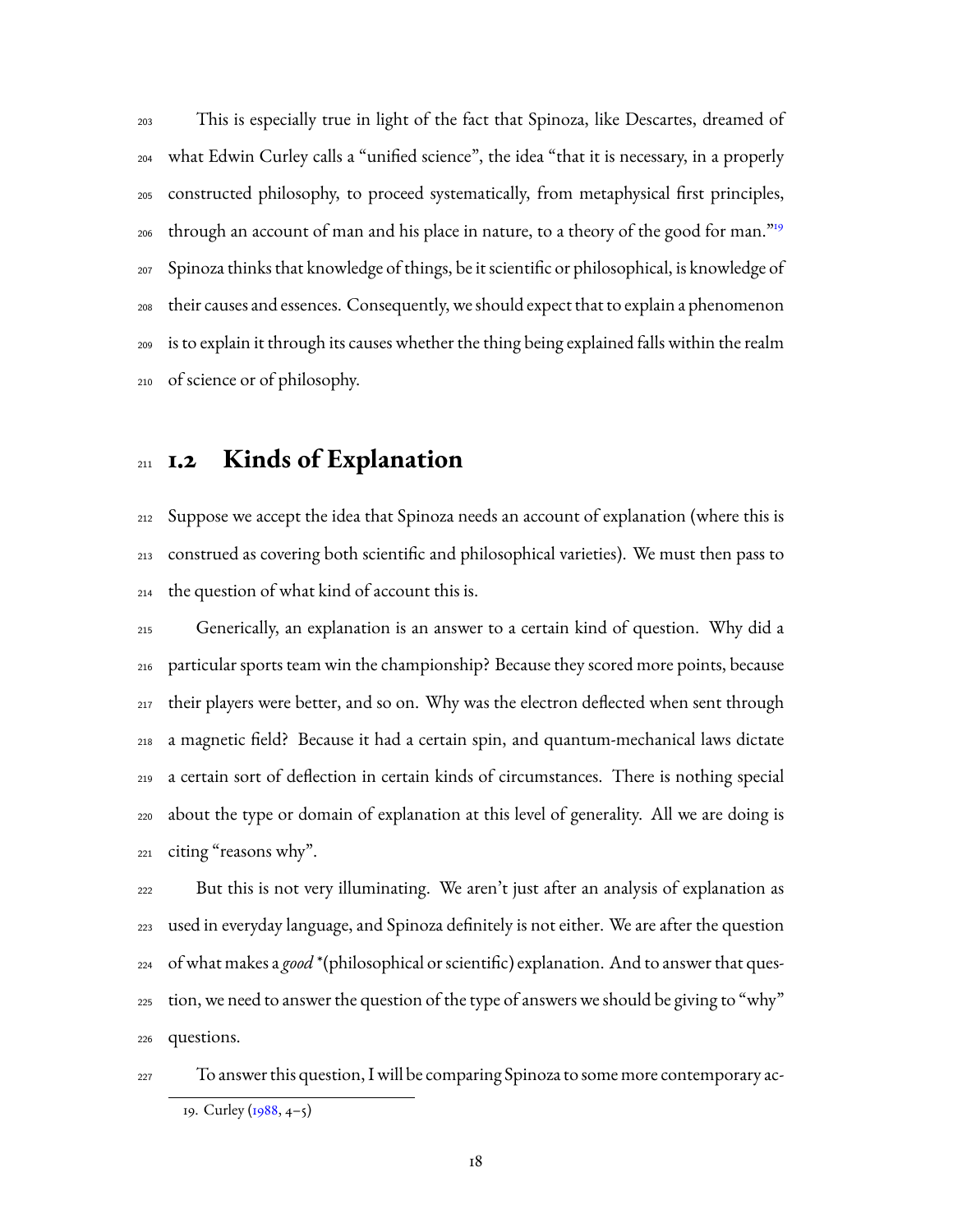This is especially true in light of the fact that Spinoza, like Descartes, dreamed of what Edwin Curley calls a "unified science", the idea "that it is necessary, in a properly constructed philosophy, to proceed systematically, from metaphysical first principles, through an account of man and his place in nature, to a theory of the good for man."[19] Spinoza thinks that knowledge of things, be it scientific or philosophical, is knowledge of their causes and essences. Consequently, we should expect that to explain a phenomenon is to explain it through its causes whether the thing being explained falls within the realm of science or of philosophy.

## 1.2 Kinds of Explanation

Suppose we accept the idea that Spinoza needs an account of explanation (where this is construed as covering both scientific and philosophical varieties). We must then pass to the question of what kind of account this is.

Generically, an explanation is an answer to a certain kind of question. Why did a particular sports team win the championship? Because they scored more points, because their players were better, and so on. Why was the electron deflected when sent through a magnetic field? Because it had a certain spin, and quantum-mechanical laws dictate a certain sort of deflection in certain kinds of circumstances. There is nothing special about the type or domain of explanation at this level of generality. All we are doing is citing "reasons why".

But this is not very illuminating. We aren't just after an analysis of explanation as used in everyday language, and Spinoza definitely is not either. We are after the question of what makes a *good* *(philosophical or scientific) explanation. And to answer that question, we need to answer the question of the type of answers we should be giving to "why" questions.

To answer this question, I will be comparing Spinoza to some more contemporary ac-

19. Curley (1988, 4–5)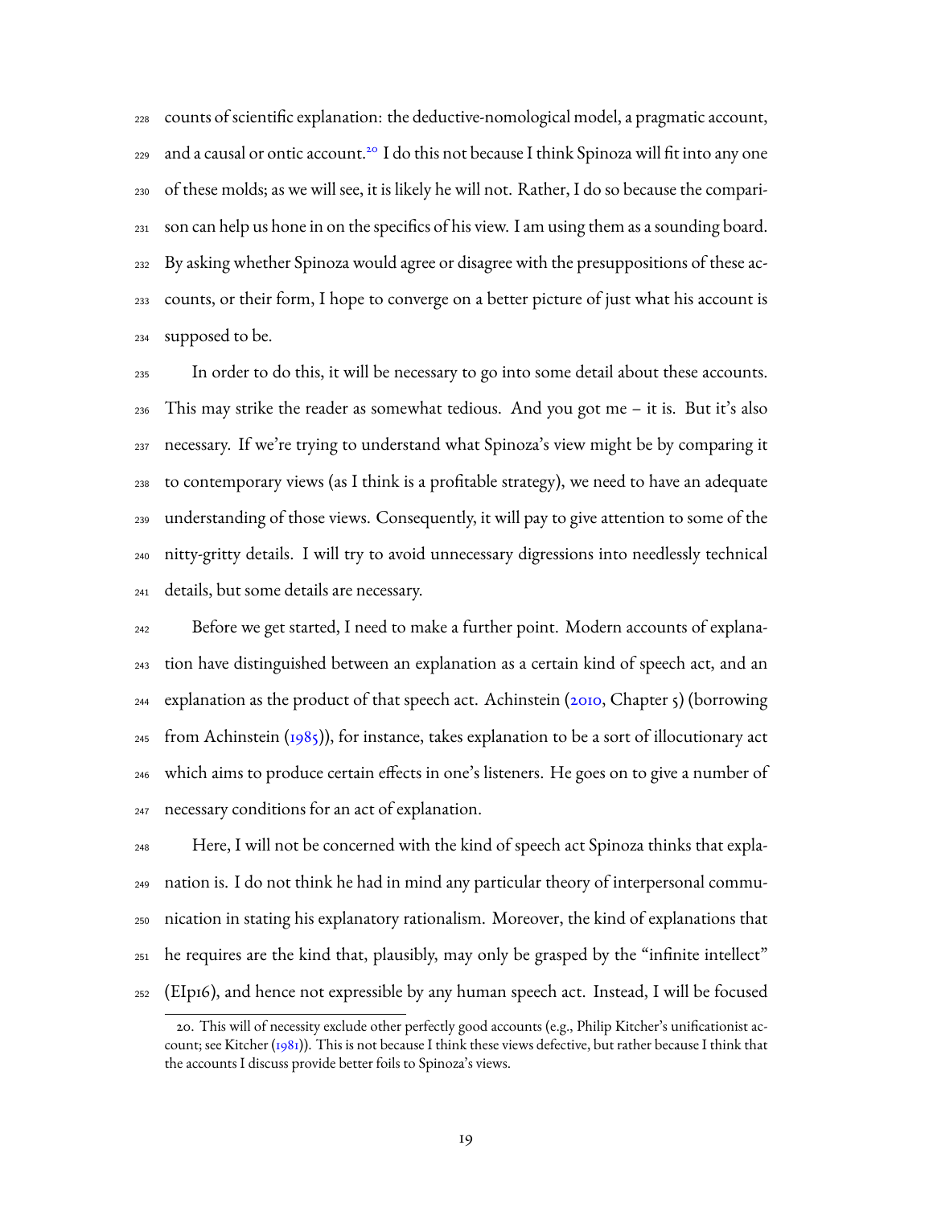counts of scientific explanation: the deductive-nomological model, a pragmatic account, and a causal or ontic account.[20] I do this not because I think Spinoza will fit into any one of these molds; as we will see, it is likely he will not. Rather, I do so because the comparison can help us hone in on the specifics of his view. I am using them as a sounding board. By asking whether Spinoza would agree or disagree with the presuppositions of these accounts, or their form, I hope to converge on a better picture of just what his account is supposed to be.

In order to do this, it will be necessary to go into some detail about these accounts. This may strike the reader as somewhat tedious. And you got me – it is. But it's also necessary. If we're trying to understand what Spinoza's view might be by comparing it to contemporary views (as I think is a profitable strategy), we need to have an adequate understanding of those views. Consequently, it will pay to give attention to some of the nitty-gritty details. I will try to avoid unnecessary digressions into needlessly technical details, but some details are necessary.

Before we get started, I need to make a further point. Modern accounts of explanation have distinguished between an explanation as a certain kind of speech act, and an explanation as the product of that speech act. Achinstein (2010, Chapter 5) (borrowing from Achinstein (1985)), for instance, takes explanation to be a sort of illocutionary act which aims to produce certain effects in one's listeners. He goes on to give a number of necessary conditions for an act of explanation.

Here, I will not be concerned with the kind of speech act Spinoza thinks that explanation is. I do not think he had in mind any particular theory of interpersonal communication in stating his explanatory rationalism. Moreover, the kind of explanations that he requires are the kind that, plausibly, may only be grasped by the "infinite intellect" (EIp16), and hence not expressible by any human speech act. Instead, I will be focused

20. This will of necessity exclude other perfectly good accounts (e.g., Philip Kitcher's unificationist account; see Kitcher (1981)). This is not because I think these views defective, but rather because I think that the accounts I discuss provide better foils to Spinoza's views.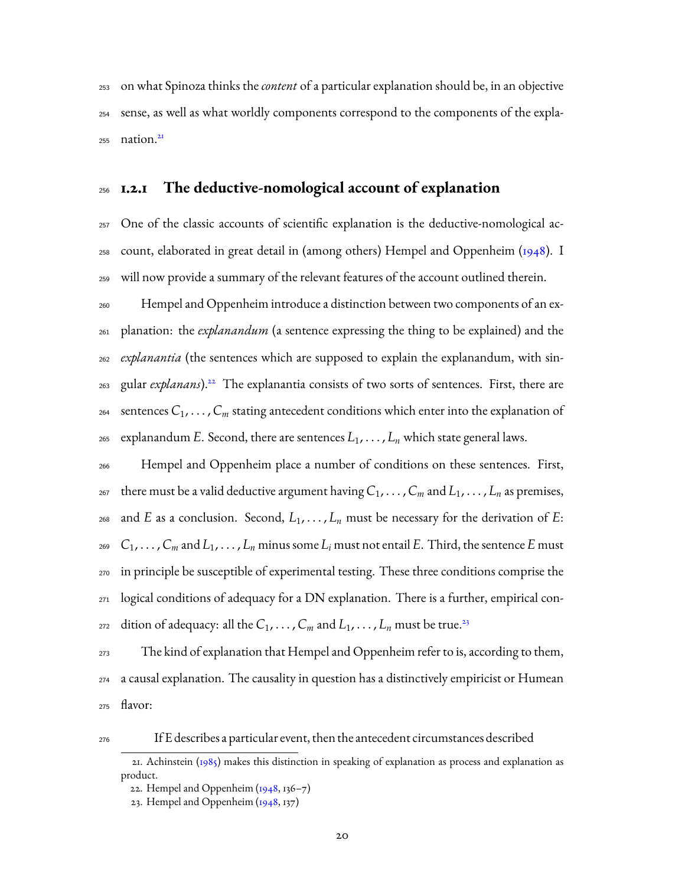on what Spinoza thinks the *content* of a particular explanation should be, in an objective sense, as well as what worldly components correspond to the components of the explanation.[21]

### 1.2.1 The deductive-nomological account of explanation

One of the classic accounts of scientific explanation is the deductive-nomological account, elaborated in great detail in (among others) Hempel and Oppenheim (1948). I will now provide a summary of the relevant features of the account outlined therein.

Hempel and Oppenheim introduce a distinction between two components of an explanation: the *explanandum* (a sentence expressing the thing to be explained) and the *explanantia* (the sentences which are supposed to explain the explanandum, with singular *explanans*).[22] The explanantia consists of two sorts of sentences. First, there are sentences $C_1, \ldots, C_m$ stating antecedent conditions which enter into the explanation of explanandum $E$. Second, there are sentences $L_1, \ldots, L_n$ which state general laws.

Hempel and Oppenheim place a number of conditions on these sentences. First, there must be a valid deductive argument having $C_1, \ldots, C_m$ and $L_1, \ldots, L_n$ as premises, and $E$ as a conclusion. Second, $L_1, \ldots, L_n$ must be necessary for the derivation of $E$: $C_1, \ldots, C_m$ and $L_1, \ldots, L_n$ minus some $L_i$ must not entail $E$. Third, the sentence $E$ must in principle be susceptible of experimental testing. These three conditions comprise the logical conditions of adequacy for a DN explanation. There is a further, empirical condition of adequacy: all the $C_1, \ldots, C_m$ and $L_1, \ldots, L_n$ must be true.[23]

The kind of explanation that Hempel and Oppenheim refer to is, according to them, a causal explanation. The causality in question has a distinctively empiricist or Humean flavor:

> If E describes a particular event, then the antecedent circumstances described

---

21. Achinstein (1985) makes this distinction in speaking of explanation as process and explanation as product.

22. Hempel and Oppenheim (1948, 136–7)

23. Hempel and Oppenheim (1948, 137)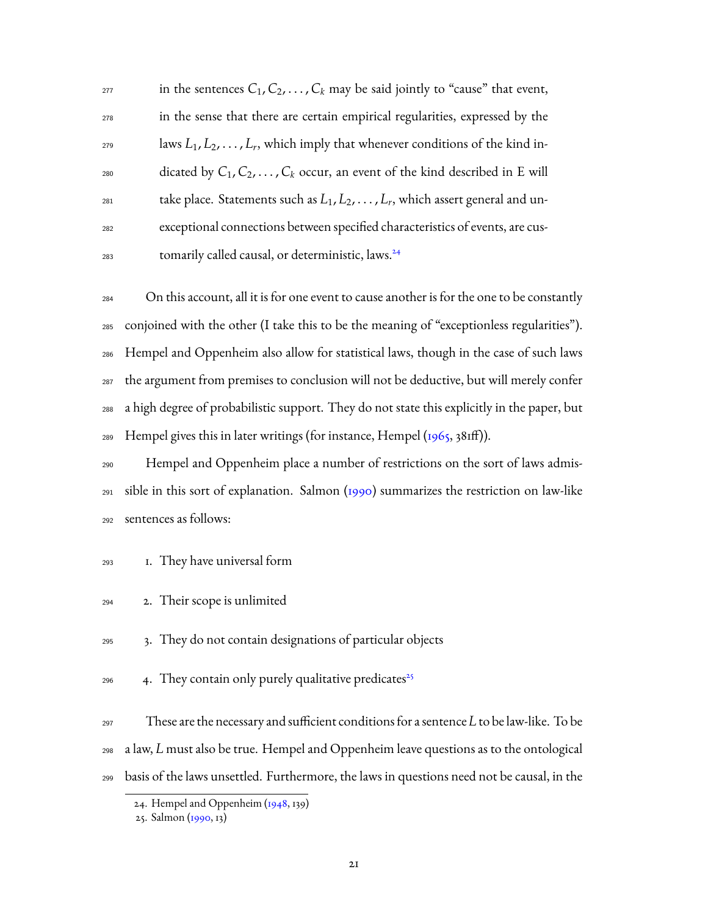> in the sentences $C_1, C_2, \ldots, C_k$ may be said jointly to "cause" that event, in the sense that there are certain empirical regularities, expressed by the laws $L_1, L_2, \ldots, L_r$, which imply that whenever conditions of the kind indicated by $C_1, C_2, \ldots, C_k$ occur, an event of the kind described in E will take place. Statements such as $L_1, L_2, \ldots, L_r$, which assert general and unexceptional connections between specified characteristics of events, are customarily called causal, or deterministic, laws.[24]

On this account, all it is for one event to cause another is for the one to be constantly conjoined with the other (I take this to be the meaning of "exceptionless regularities"). Hempel and Oppenheim also allow for statistical laws, though in the case of such laws the argument from premises to conclusion will not be deductive, but will merely confer a high degree of probabilistic support. They do not state this explicitly in the paper, but Hempel gives this in later writings (for instance, Hempel (1965, 381ff)).

Hempel and Oppenheim place a number of restrictions on the sort of laws admissible in this sort of explanation. Salmon (1990) summarizes the restriction on law-like sentences as follows:

1. They have universal form
2. Their scope is unlimited
3. They do not contain designations of particular objects
4. They contain only purely qualitative predicates[25]

These are the necessary and sufficient conditions for a sentence $L$ to be law-like. To be a law, $L$ must also be true. Hempel and Oppenheim leave questions as to the ontological basis of the laws unsettled. Furthermore, the laws in questions need not be causal, in the

24. Hempel and Oppenheim (1948, 139)

25. Salmon (1990, 13)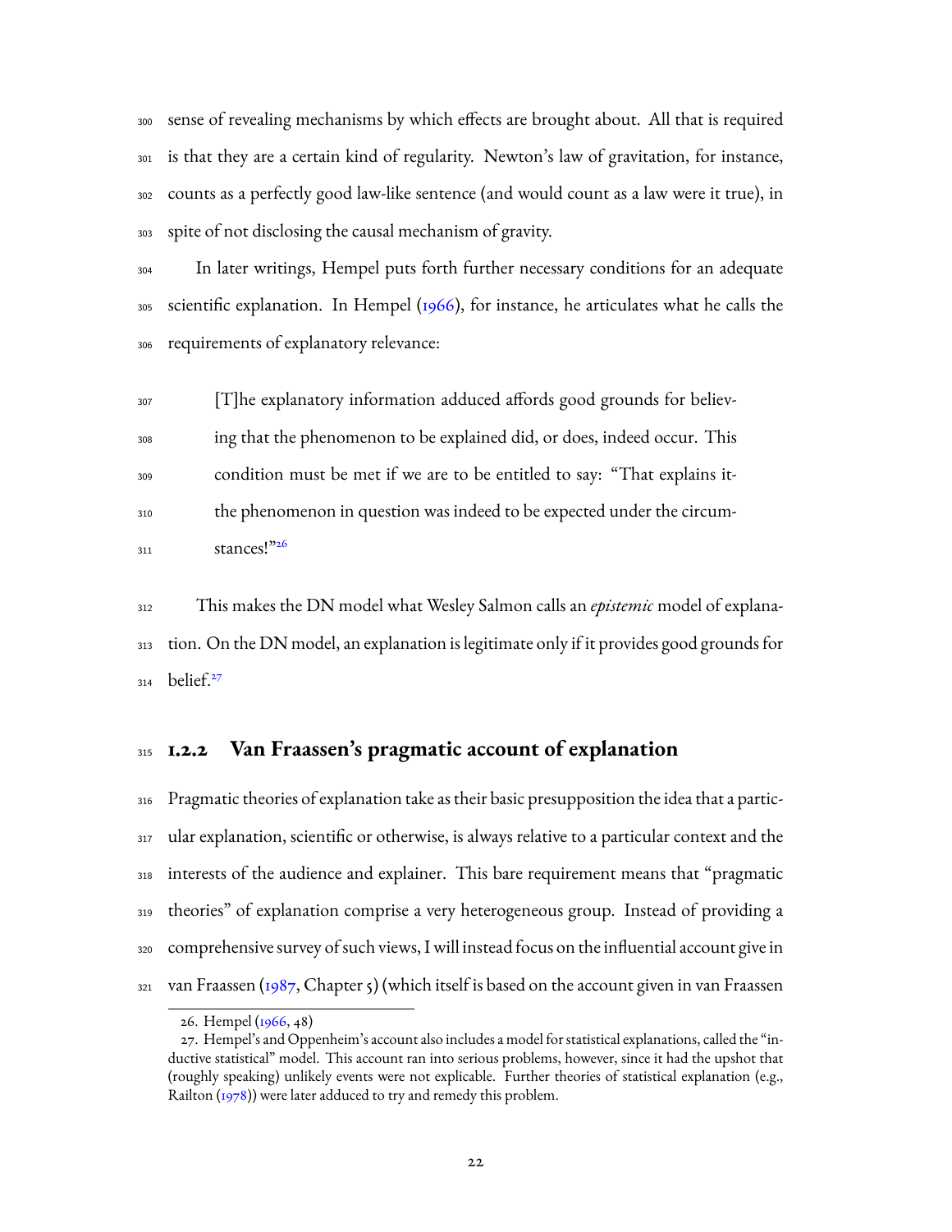sense of revealing mechanisms by which effects are brought about. All that is required is that they are a certain kind of regularity. Newton's law of gravitation, for instance, counts as a perfectly good law-like sentence (and would count as a law were it true), in spite of not disclosing the causal mechanism of gravity.

In later writings, Hempel puts forth further necessary conditions for an adequate scientific explanation. In Hempel (1966), for instance, he articulates what he calls the requirements of explanatory relevance:

> [T]he explanatory information adduced affords good grounds for believing that the phenomenon to be explained did, or does, indeed occur. This condition must be met if we are to be entitled to say: "That explains it-the phenomenon in question was indeed to be expected under the circumstances!"[26]

This makes the DN model what Wesley Salmon calls an *epistemic* model of explanation. On the DN model, an explanation is legitimate only if it provides good grounds for belief.[27]

### 1.2.2 Van Fraassen's pragmatic account of explanation

Pragmatic theories of explanation take as their basic presupposition the idea that a particular explanation, scientific or otherwise, is always relative to a particular context and the interests of the audience and explainer. This bare requirement means that "pragmatic theories" of explanation comprise a very heterogeneous group. Instead of providing a comprehensive survey of such views, I will instead focus on the influential account give in van Fraassen (1987, Chapter 5) (which itself is based on the account given in van Fraassen

---

26. Hempel (1966, 48)

27. Hempel's and Oppenheim's account also includes a model for statistical explanations, called the "inductive statistical" model. This account ran into serious problems, however, since it had the upshot that (roughly speaking) unlikely events were not explicable. Further theories of statistical explanation (e.g., Railton (1978)) were later adduced to try and remedy this problem.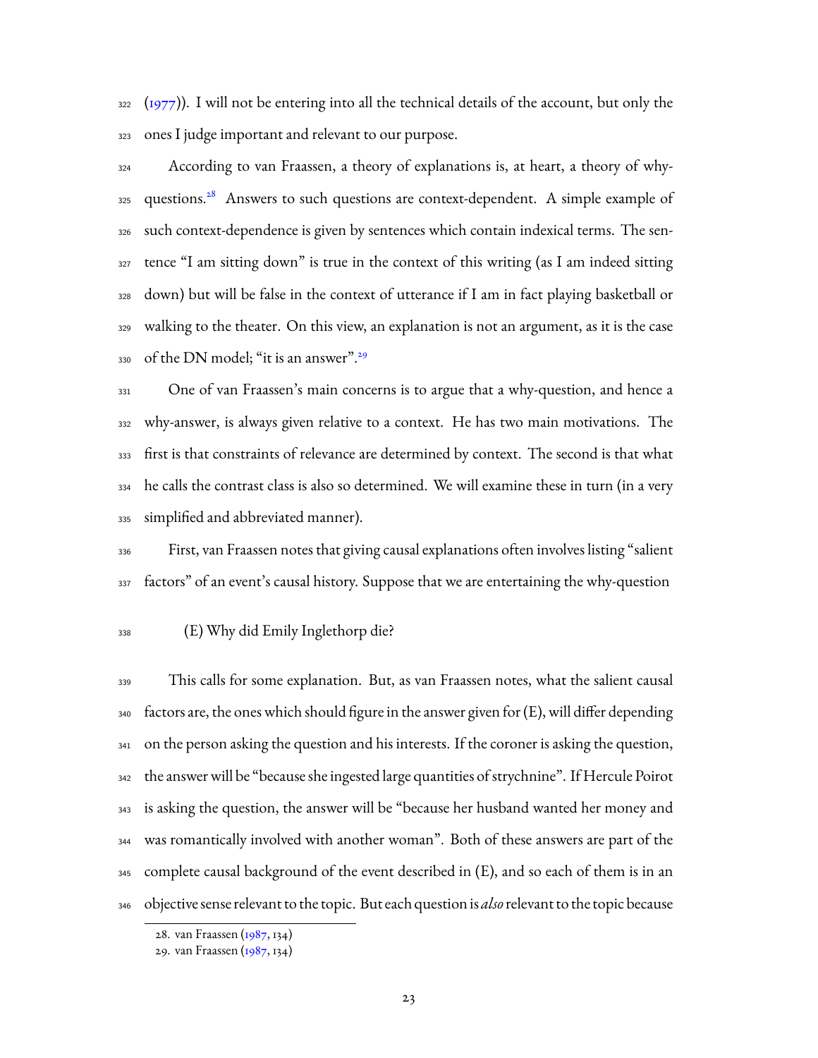(1977)). I will not be entering into all the technical details of the account, but only the ones I judge important and relevant to our purpose.

According to van Fraassen, a theory of explanations is, at heart, a theory of why-questions.[28] Answers to such questions are context-dependent. A simple example of such context-dependence is given by sentences which contain indexical terms. The sentence "I am sitting down" is true in the context of this writing (as I am indeed sitting down) but will be false in the context of utterance if I am in fact playing basketball or walking to the theater. On this view, an explanation is not an argument, as it is the case of the DN model; "it is an answer".[29]

One of van Fraassen's main concerns is to argue that a why-question, and hence a why-answer, is always given relative to a context. He has two main motivations. The first is that constraints of relevance are determined by context. The second is that what he calls the contrast class is also so determined. We will examine these in turn (in a very simplified and abbreviated manner).

First, van Fraassen notes that giving causal explanations often involves listing "salient factors" of an event's causal history. Suppose that we are entertaining the why-question

(E) Why did Emily Inglethorp die?

This calls for some explanation. But, as van Fraassen notes, what the salient causal factors are, the ones which should figure in the answer given for (E), will differ depending on the person asking the question and his interests. If the coroner is asking the question, the answer will be "because she ingested large quantities of strychnine". If Hercule Poirot is asking the question, the answer will be "because her husband wanted her money and was romantically involved with another woman". Both of these answers are part of the complete causal background of the event described in (E), and so each of them is in an objective sense relevant to the topic. But each question is *also* relevant to the topic because

28. van Fraassen (1987, 134)

29. van Fraassen (1987, 134)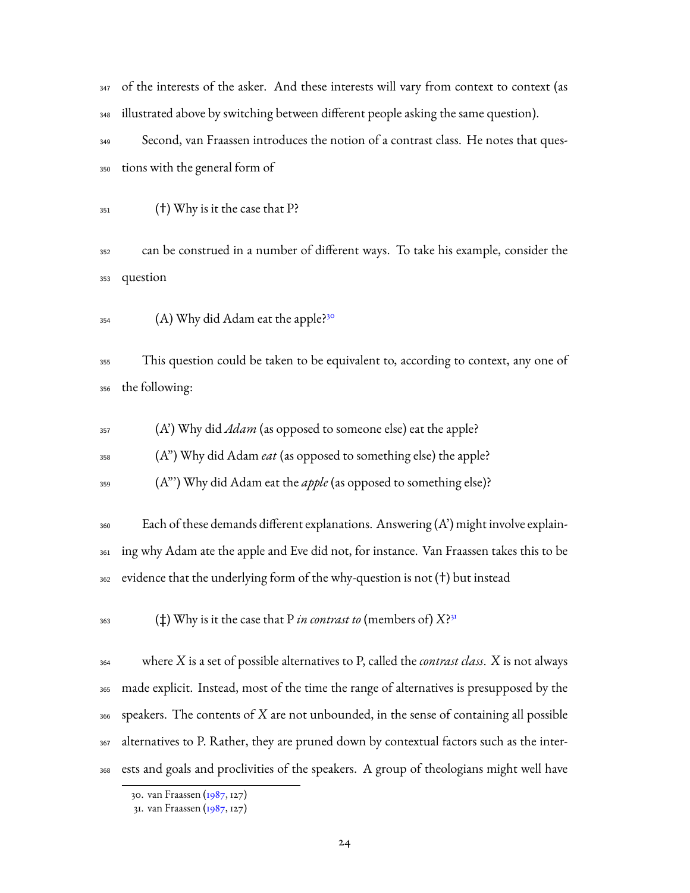of the interests of the asker. And these interests will vary from context to context (as illustrated above by switching between different people asking the same question).

Second, van Fraassen introduces the notion of a contrast class. He notes that questions with the general form of

(†) Why is it the case that P?

can be construed in a number of different ways. To take his example, consider the question

(A) Why did Adam eat the apple?[30]

This question could be taken to be equivalent to, according to context, any one of the following:

(A') Why did *Adam* (as opposed to someone else) eat the apple?
(A") Why did Adam *eat* (as opposed to something else) the apple?
(A"') Why did Adam eat the *apple* (as opposed to something else)?

Each of these demands different explanations. Answering (A') might involve explaining why Adam ate the apple and Eve did not, for instance. Van Fraassen takes this to be evidence that the underlying form of the why-question is not (†) but instead

(‡) Why is it the case that P *in contrast to* (members of) *X*?[31]

where *X* is a set of possible alternatives to P, called the *contrast class*. *X* is not always made explicit. Instead, most of the time the range of alternatives is presupposed by the speakers. The contents of *X* are not unbounded, in the sense of containing all possible alternatives to P. Rather, they are pruned down by contextual factors such as the interests and goals and proclivities of the speakers. A group of theologians might well have

30. van Fraassen (1987, 127)
31. van Fraassen (1987, 127)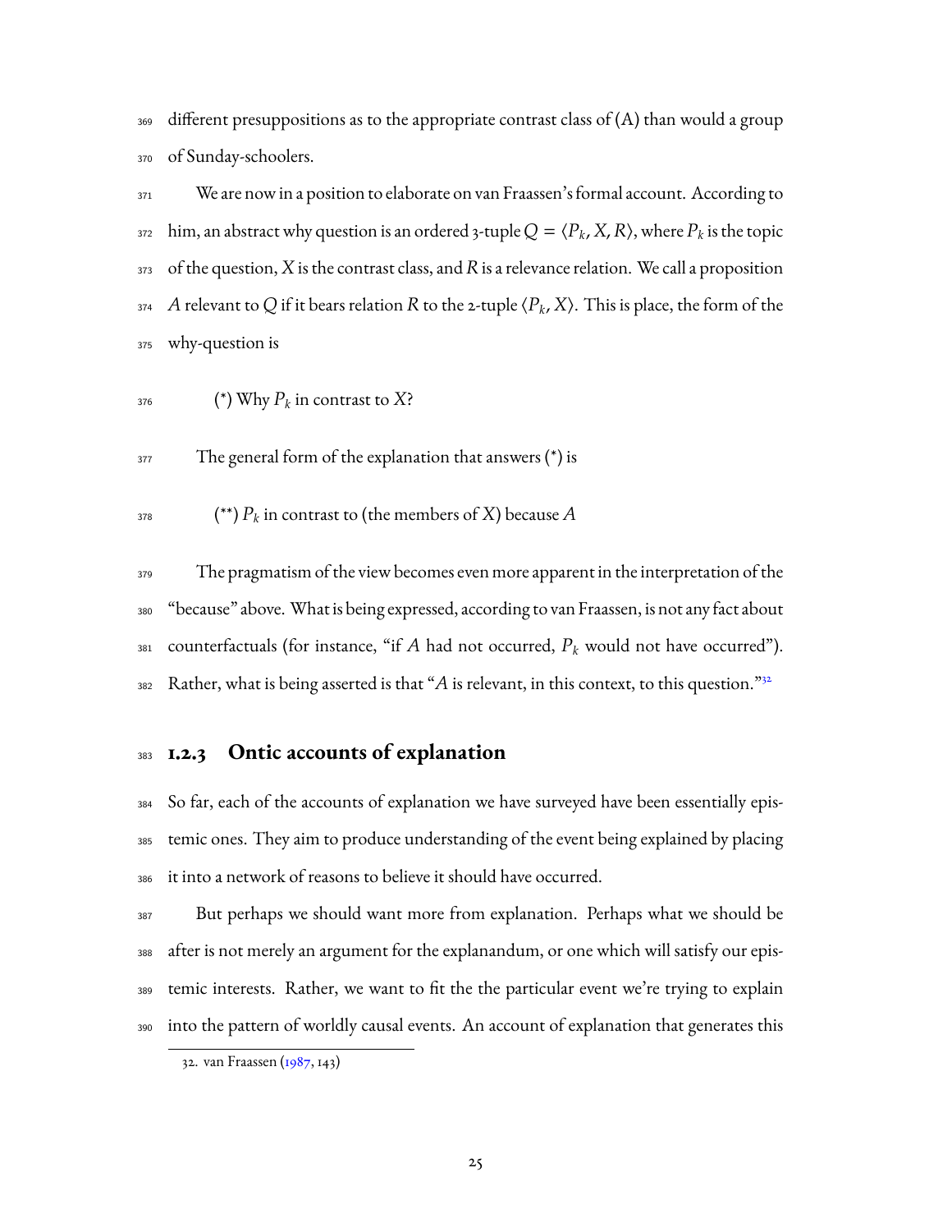different presuppositions as to the appropriate contrast class of (A) than would a group of Sunday-schoolers.

We are now in a position to elaborate on van Fraassen's formal account. According to him, an abstract why question is an ordered 3-tuple $Q = \langle P_k, X, R \rangle$, where $P_k$ is the topic of the question, $X$ is the contrast class, and $R$ is a relevance relation. We call a proposition $A$ relevant to $Q$ if it bears relation $R$ to the 2-tuple $\langle P_k, X \rangle$. This is place, the form of the why-question is

(*) Why $P_k$ in contrast to $X$?

The general form of the explanation that answers (*) is

(**) $P_k$ in contrast to (the members of $X$) because $A$

The pragmatism of the view becomes even more apparent in the interpretation of the "because" above. What is being expressed, according to van Fraassen, is not any fact about counterfactuals (for instance, "if $A$ had not occurred, $P_k$ would not have occurred"). Rather, what is being asserted is that "$A$ is relevant, in this context, to this question."[32]

### 1.2.3 Ontic accounts of explanation

So far, each of the accounts of explanation we have surveyed have been essentially epistemic ones. They aim to produce understanding of the event being explained by placing it into a network of reasons to believe it should have occurred.

But perhaps we should want more from explanation. Perhaps what we should be after is not merely an argument for the explanandum, or one which will satisfy our epistemic interests. Rather, we want to fit the the particular event we're trying to explain into the pattern of worldly causal events. An account of explanation that generates this

32. van Fraassen (1987, 143)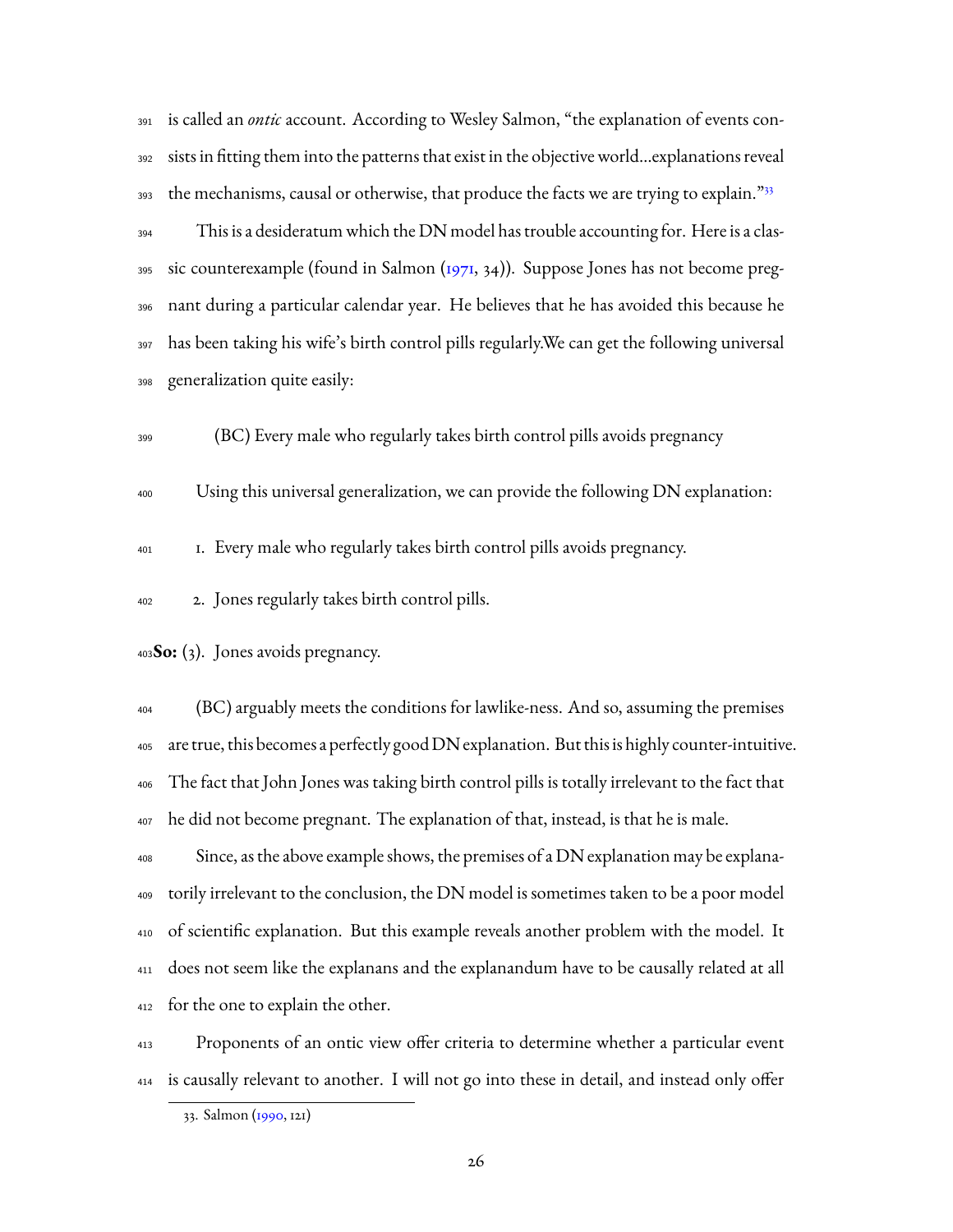is called an *ontic* account. According to Wesley Salmon, "the explanation of events consists in fitting them into the patterns that exist in the objective world…explanations reveal the mechanisms, causal or otherwise, that produce the facts we are trying to explain."[33]

This is a desideratum which the DN model has trouble accounting for. Here is a classic counterexample (found in Salmon (1971, 34)). Suppose Jones has not become pregnant during a particular calendar year. He believes that he has avoided this because he has been taking his wife's birth control pills regularly.We can get the following universal generalization quite easily:

(BC) Every male who regularly takes birth control pills avoids pregnancy

Using this universal generalization, we can provide the following DN explanation:

1. Every male who regularly takes birth control pills avoids pregnancy.

2. Jones regularly takes birth control pills.

**So:** (3). Jones avoids pregnancy.

(BC) arguably meets the conditions for lawlike-ness. And so, assuming the premises are true, this becomes a perfectly good DN explanation. But this is highly counter-intuitive. The fact that John Jones was taking birth control pills is totally irrelevant to the fact that he did not become pregnant. The explanation of that, instead, is that he is male.

Since, as the above example shows, the premises of a DN explanation may be explanatorily irrelevant to the conclusion, the DN model is sometimes taken to be a poor model of scientific explanation. But this example reveals another problem with the model. It does not seem like the explanans and the explanandum have to be causally related at all for the one to explain the other.

Proponents of an ontic view offer criteria to determine whether a particular event is causally relevant to another. I will not go into these in detail, and instead only offer

33. Salmon (1990, 121)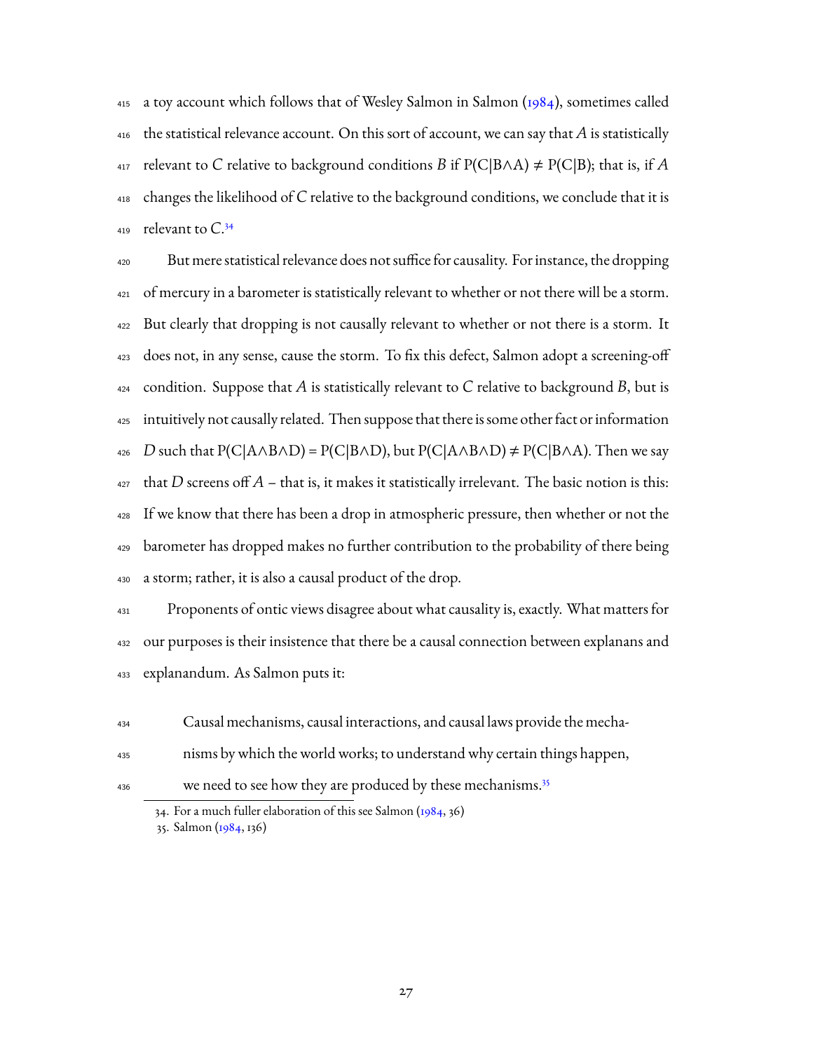a toy account which follows that of Wesley Salmon in Salmon (1984), sometimes called the statistical relevance account. On this sort of account, we can say that *A* is statistically relevant to *C* relative to background conditions *B* if $P(C|B \wedge A) \neq P(C|B)$; that is, if *A* changes the likelihood of *C* relative to the background conditions, we conclude that it is relevant to *C*.[34]

But mere statistical relevance does not suffice for causality. For instance, the dropping of mercury in a barometer is statistically relevant to whether or not there will be a storm. But clearly that dropping is not causally relevant to whether or not there is a storm. It does not, in any sense, cause the storm. To fix this defect, Salmon adopt a screening-off condition. Suppose that *A* is statistically relevant to *C* relative to background *B*, but is intuitively not causally related. Then suppose that there is some other fact or information *D* such that $P(C|A \wedge B \wedge D) = P(C|B \wedge D)$, but $P(C|A \wedge B \wedge D) \neq P(C|B \wedge A)$. Then we say that *D* screens off *A* – that is, it makes it statistically irrelevant. The basic notion is this: If we know that there has been a drop in atmospheric pressure, then whether or not the barometer has dropped makes no further contribution to the probability of there being a storm; rather, it is also a causal product of the drop.

Proponents of ontic views disagree about what causality is, exactly. What matters for our purposes is their insistence that there be a causal connection between explanans and explanandum. As Salmon puts it:

> Causal mechanisms, causal interactions, and causal laws provide the mechanisms by which the world works; to understand why certain things happen, we need to see how they are produced by these mechanisms.[35]

34. For a much fuller elaboration of this see Salmon (1984, 36)

35. Salmon (1984, 136)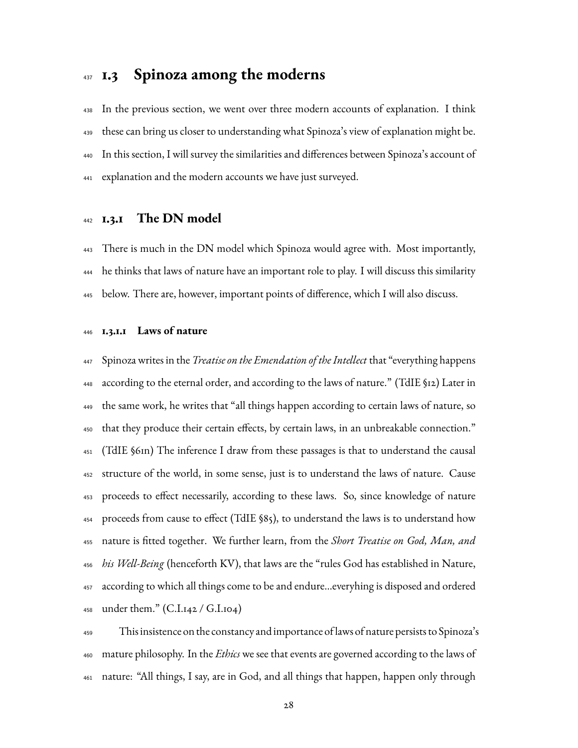## 1.3 Spinoza among the moderns

In the previous section, we went over three modern accounts of explanation. I think these can bring us closer to understanding what Spinoza's view of explanation might be. In this section, I will survey the similarities and differences between Spinoza's account of explanation and the modern accounts we have just surveyed.

### 1.3.1 The DN model

There is much in the DN model which Spinoza would agree with. Most importantly, he thinks that laws of nature have an important role to play. I will discuss this similarity below. There are, however, important points of difference, which I will also discuss.

#### 1.3.1.1 Laws of nature

Spinoza writes in the *Treatise on the Emendation of the Intellect* that "everything happens according to the eternal order, and according to the laws of nature." (TdIE §12) Later in the same work, he writes that "all things happen according to certain laws of nature, so that they produce their certain effects, by certain laws, in an unbreakable connection." (TdIE §61n) The inference I draw from these passages is that to understand the causal structure of the world, in some sense, just is to understand the laws of nature. Cause proceeds to effect necessarily, according to these laws. So, since knowledge of nature proceeds from cause to effect (TdIE §85), to understand the laws is to understand how nature is fitted together. We further learn, from the *Short Treatise on God, Man, and his Well-Being* (henceforth KV), that laws are the "rules God has established in Nature, according to which all things come to be and endure...everyhing is disposed and ordered under them." (C.I.142 / G.I.104)

This insistence on the constancy and importance of laws of nature persists to Spinoza's mature philosophy. In the *Ethics* we see that events are governed according to the laws of nature: "All things, I say, are in God, and all things that happen, happen only through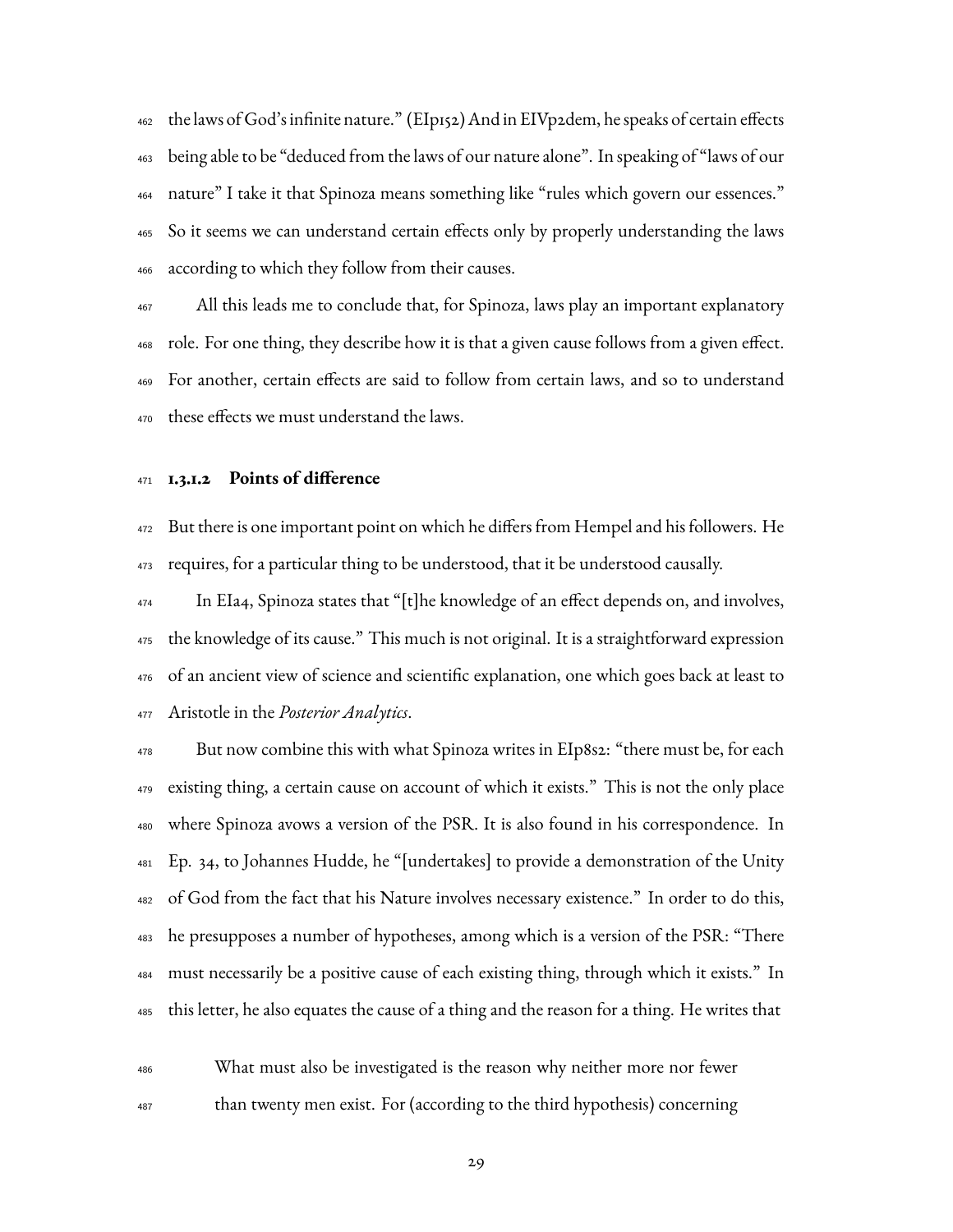the laws of God's infinite nature." (EIp15s) And in EIVp2dem, he speaks of certain effects being able to be "deduced from the laws of our nature alone". In speaking of "laws of our nature" I take it that Spinoza means something like "rules which govern our essences." So it seems we can understand certain effects only by properly understanding the laws according to which they follow from their causes.

All this leads me to conclude that, for Spinoza, laws play an important explanatory role. For one thing, they describe how it is that a given cause follows from a given effect. For another, certain effects are said to follow from certain laws, and so to understand these effects we must understand the laws.

#### 1.3.1.2 Points of difference

But there is one important point on which he differs from Hempel and his followers. He requires, for a particular thing to be understood, that it be understood causally.

In EIa4, Spinoza states that "[t]he knowledge of an effect depends on, and involves, the knowledge of its cause." This much is not original. It is a straightforward expression of an ancient view of science and scientific explanation, one which goes back at least to Aristotle in the *Posterior Analytics*.

But now combine this with what Spinoza writes in EIp8s2: "there must be, for each existing thing, a certain cause on account of which it exists." This is not the only place where Spinoza avows a version of the PSR. It is also found in his correspondence. In Ep. 34, to Johannes Hudde, he "[undertakes] to provide a demonstration of the Unity of God from the fact that his Nature involves necessary existence." In order to do this, he presupposes a number of hypotheses, among which is a version of the PSR: "There must necessarily be a positive cause of each existing thing, through which it exists." In this letter, he also equates the cause of a thing and the reason for a thing. He writes that

> What must also be investigated is the reason why neither more nor fewer than twenty men exist. For (according to the third hypothesis) concerning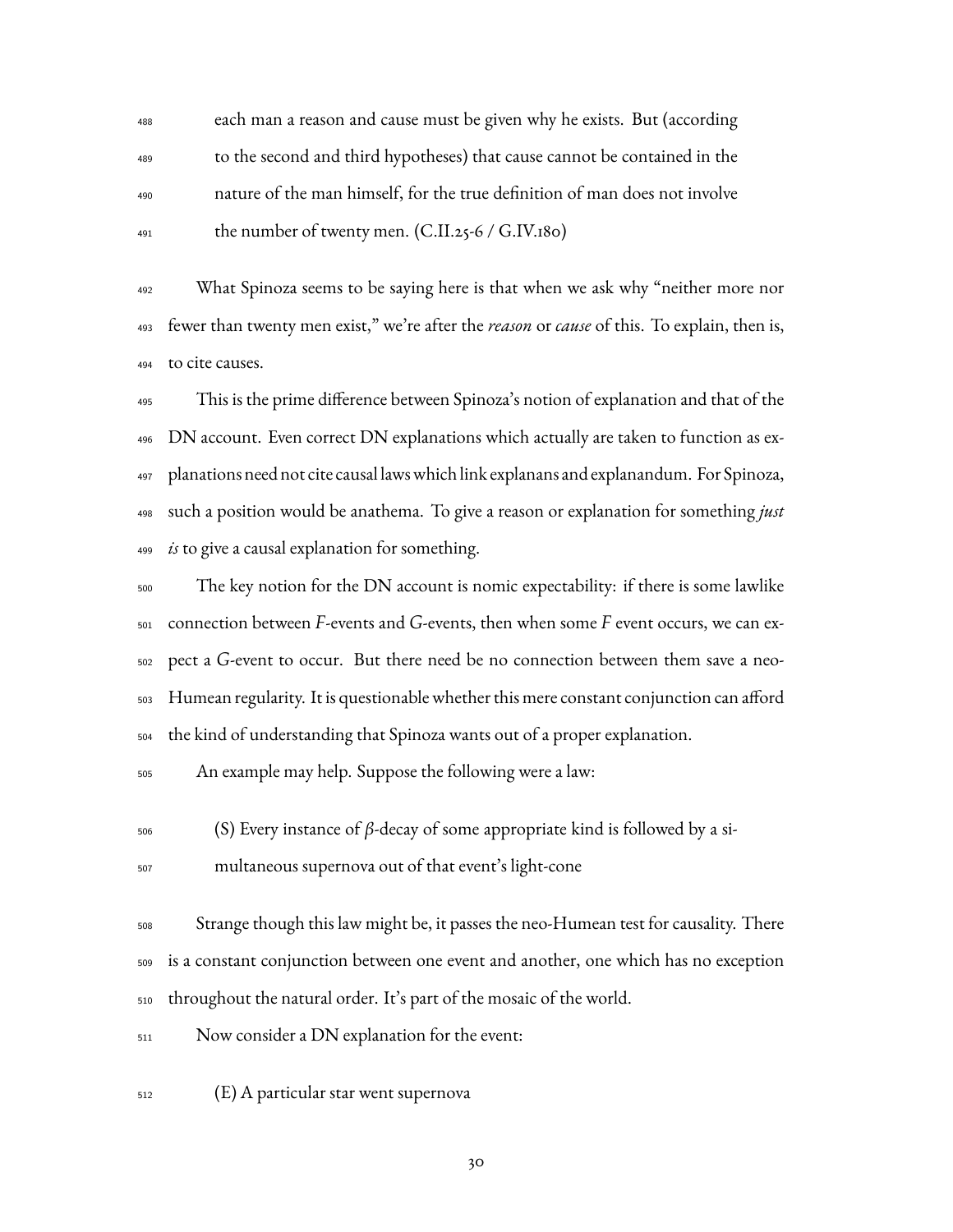> each man a reason and cause must be given why he exists. But (according to the second and third hypotheses) that cause cannot be contained in the nature of the man himself, for the true definition of man does not involve the number of twenty men. (C.II.25-6 / G.IV.180)

What Spinoza seems to be saying here is that when we ask why "neither more nor fewer than twenty men exist," we're after the *reason* or *cause* of this. To explain, then is, to cite causes.

This is the prime difference between Spinoza's notion of explanation and that of the DN account. Even correct DN explanations which actually are taken to function as explanations need not cite causal laws which link explanans and explanandum. For Spinoza, such a position would be anathema. To give a reason or explanation for something *just is* to give a causal explanation for something.

The key notion for the DN account is nomic expectability: if there is some lawlike connection between *F*-events and *G*-events, then when some *F* event occurs, we can expect a *G*-event to occur. But there need be no connection between them save a neo-Humean regularity. It is questionable whether this mere constant conjunction can afford the kind of understanding that Spinoza wants out of a proper explanation.

An example may help. Suppose the following were a law:

> (S) Every instance of $\beta$-decay of some appropriate kind is followed by a simultaneous supernova out of that event's light-cone

Strange though this law might be, it passes the neo-Humean test for causality. There is a constant conjunction between one event and another, one which has no exception throughout the natural order. It's part of the mosaic of the world.

Now consider a DN explanation for the event:

> (E) A particular star went supernova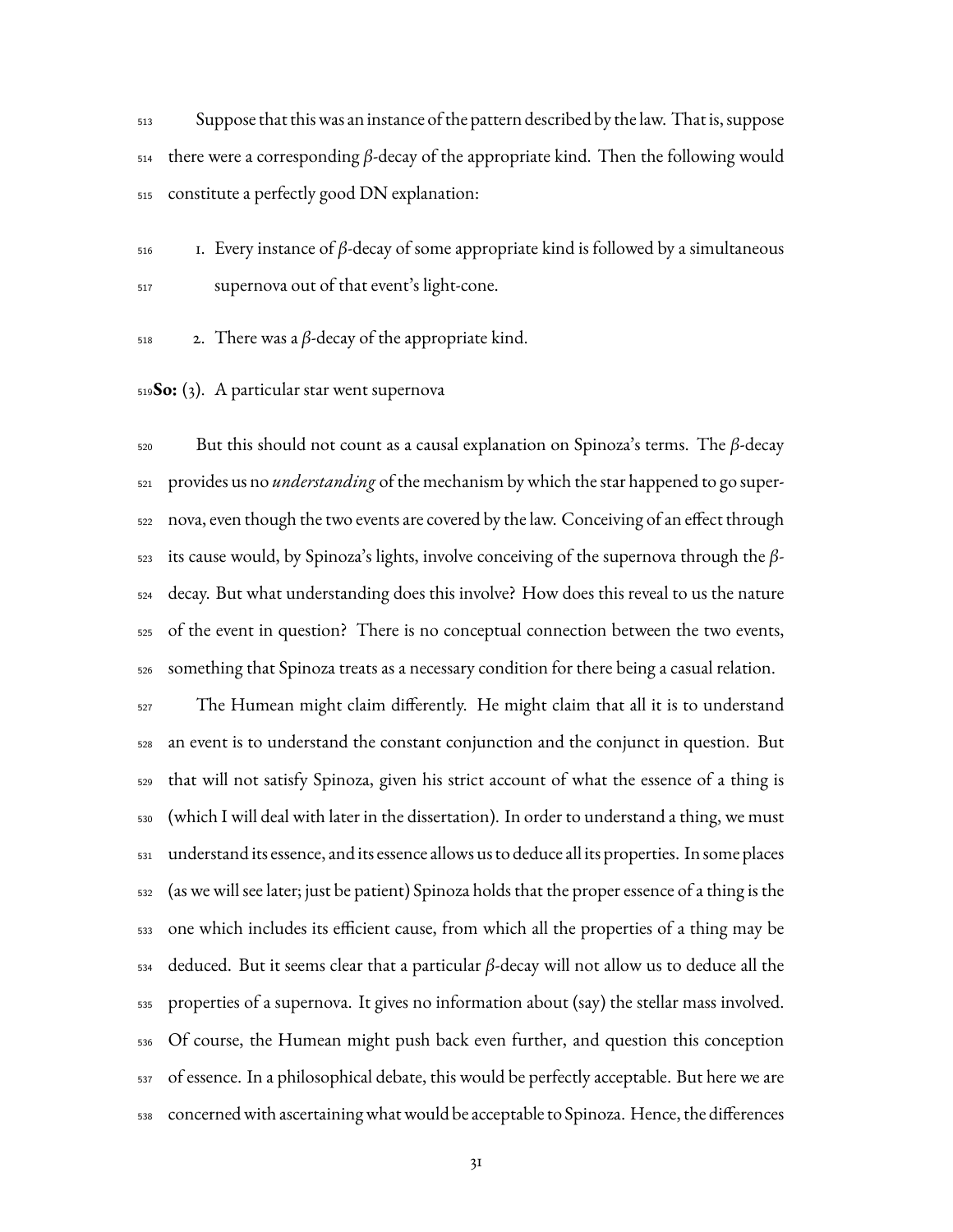Suppose that this was an instance of the pattern described by the law. That is, suppose there were a corresponding $\beta$-decay of the appropriate kind. Then the following would constitute a perfectly good DN explanation:

1. Every instance of $\beta$-decay of some appropriate kind is followed by a simultaneous supernova out of that event's light-cone.

2. There was a $\beta$-decay of the appropriate kind.

**So:** (3). A particular star went supernova

But this should not count as a causal explanation on Spinoza's terms. The $\beta$-decay provides us no *understanding* of the mechanism by which the star happened to go supernova, even though the two events are covered by the law. Conceiving of an effect through its cause would, by Spinoza's lights, involve conceiving of the supernova through the $\beta$-decay. But what understanding does this involve? How does this reveal to us the nature of the event in question? There is no conceptual connection between the two events, something that Spinoza treats as a necessary condition for there being a casual relation.

The Humean might claim differently. He might claim that all it is to understand an event is to understand the constant conjunction and the conjunct in question. But that will not satisfy Spinoza, given his strict account of what the essence of a thing is (which I will deal with later in the dissertation). In order to understand a thing, we must understand its essence, and its essence allows us to deduce all its properties. In some places (as we will see later; just be patient) Spinoza holds that the proper essence of a thing is the one which includes its efficient cause, from which all the properties of a thing may be deduced. But it seems clear that a particular $\beta$-decay will not allow us to deduce all the properties of a supernova. It gives no information about (say) the stellar mass involved. Of course, the Humean might push back even further, and question this conception of essence. In a philosophical debate, this would be perfectly acceptable. But here we are concerned with ascertaining what would be acceptable to Spinoza. Hence, the differences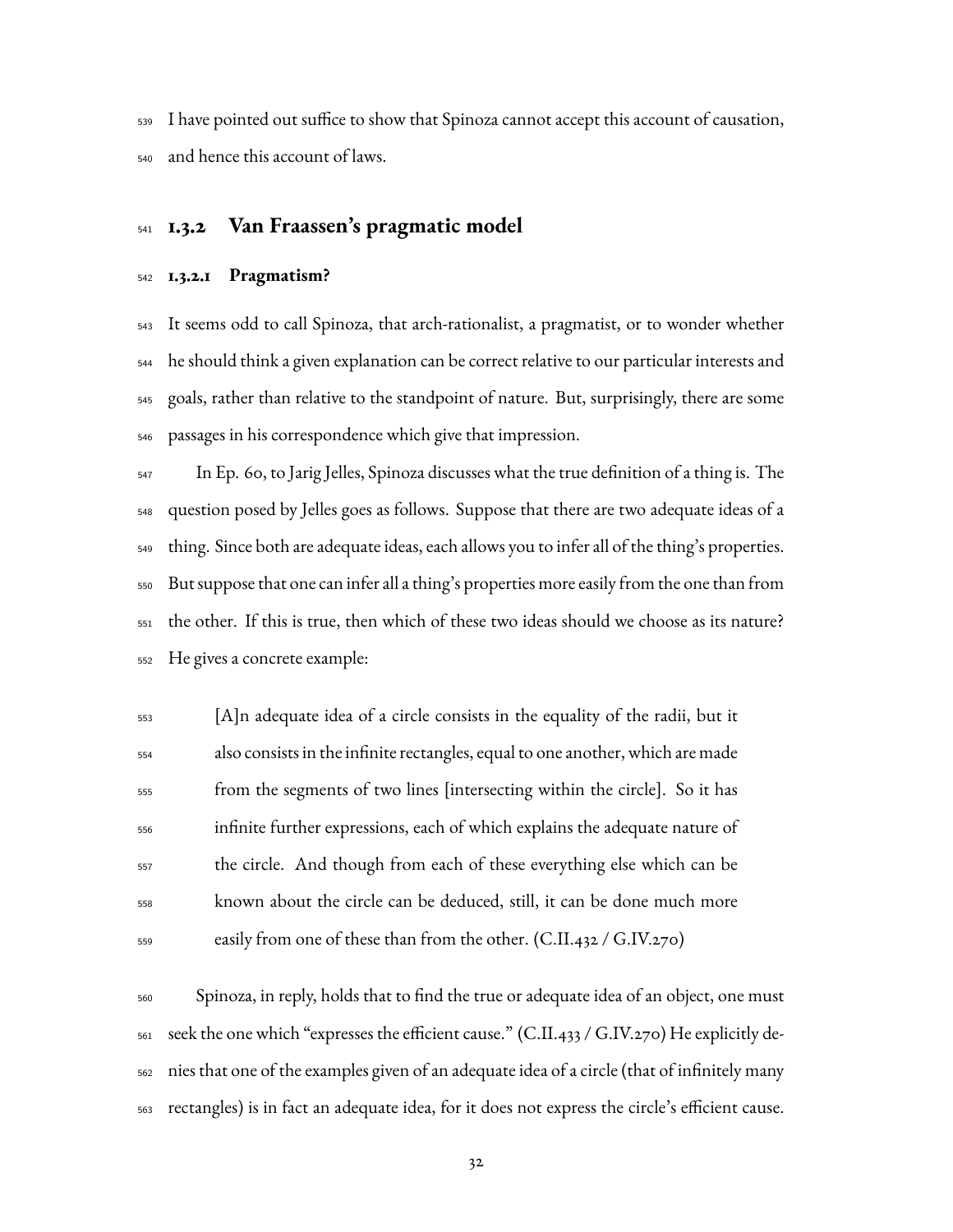I have pointed out suffice to show that Spinoza cannot accept this account of causation, and hence this account of laws.

## 1.3.2 Van Fraassen's pragmatic model

### 1.3.2.1 Pragmatism?

It seems odd to call Spinoza, that arch-rationalist, a pragmatist, or to wonder whether he should think a given explanation can be correct relative to our particular interests and goals, rather than relative to the standpoint of nature. But, surprisingly, there are some passages in his correspondence which give that impression.

In Ep. 60, to Jarig Jelles, Spinoza discusses what the true definition of a thing is. The question posed by Jelles goes as follows. Suppose that there are two adequate ideas of a thing. Since both are adequate ideas, each allows you to infer all of the thing's properties. But suppose that one can infer all a thing's properties more easily from the one than from the other. If this is true, then which of these two ideas should we choose as its nature? He gives a concrete example:

> [A]n adequate idea of a circle consists in the equality of the radii, but it also consists in the infinite rectangles, equal to one another, which are made from the segments of two lines [intersecting within the circle]. So it has infinite further expressions, each of which explains the adequate nature of the circle. And though from each of these everything else which can be known about the circle can be deduced, still, it can be done much more easily from one of these than from the other. (C.II.432 / G.IV.270)

Spinoza, in reply, holds that to find the true or adequate idea of an object, one must seek the one which "expresses the efficient cause." (C.II.433 / G.IV.270) He explicitly denies that one of the examples given of an adequate idea of a circle (that of infinitely many rectangles) is in fact an adequate idea, for it does not express the circle's efficient cause.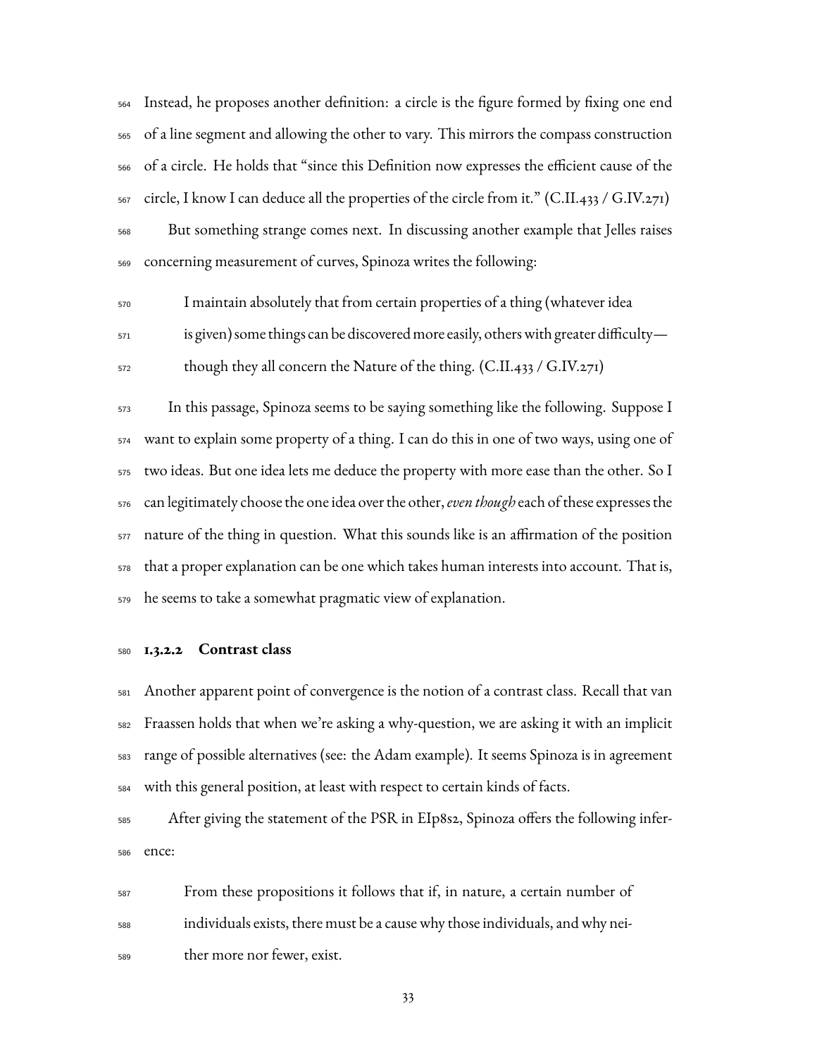Instead, he proposes another definition: a circle is the figure formed by fixing one end of a line segment and allowing the other to vary. This mirrors the compass construction of a circle. He holds that "since this Definition now expresses the efficient cause of the circle, I know I can deduce all the properties of the circle from it." (C.II.433 / G.IV.271)

But something strange comes next. In discussing another example that Jelles raises concerning measurement of curves, Spinoza writes the following:

> I maintain absolutely that from certain properties of a thing (whatever idea is given) some things can be discovered more easily, others with greater difficulty—though they all concern the Nature of the thing. (C.II.433 / G.IV.271)

In this passage, Spinoza seems to be saying something like the following. Suppose I want to explain some property of a thing. I can do this in one of two ways, using one of two ideas. But one idea lets me deduce the property with more ease than the other. So I can legitimately choose the one idea over the other, *even though* each of these expresses the nature of the thing in question. What this sounds like is an affirmation of the position that a proper explanation can be one which takes human interests into account. That is, he seems to take a somewhat pragmatic view of explanation.

#### 1.3.2.2 Contrast class

Another apparent point of convergence is the notion of a contrast class. Recall that van Fraassen holds that when we're asking a why-question, we are asking it with an implicit range of possible alternatives (see: the Adam example). It seems Spinoza is in agreement with this general position, at least with respect to certain kinds of facts.

After giving the statement of the PSR in EIp8s2, Spinoza offers the following inference:

> From these propositions it follows that if, in nature, a certain number of individuals exists, there must be a cause why those individuals, and why neither more nor fewer, exist.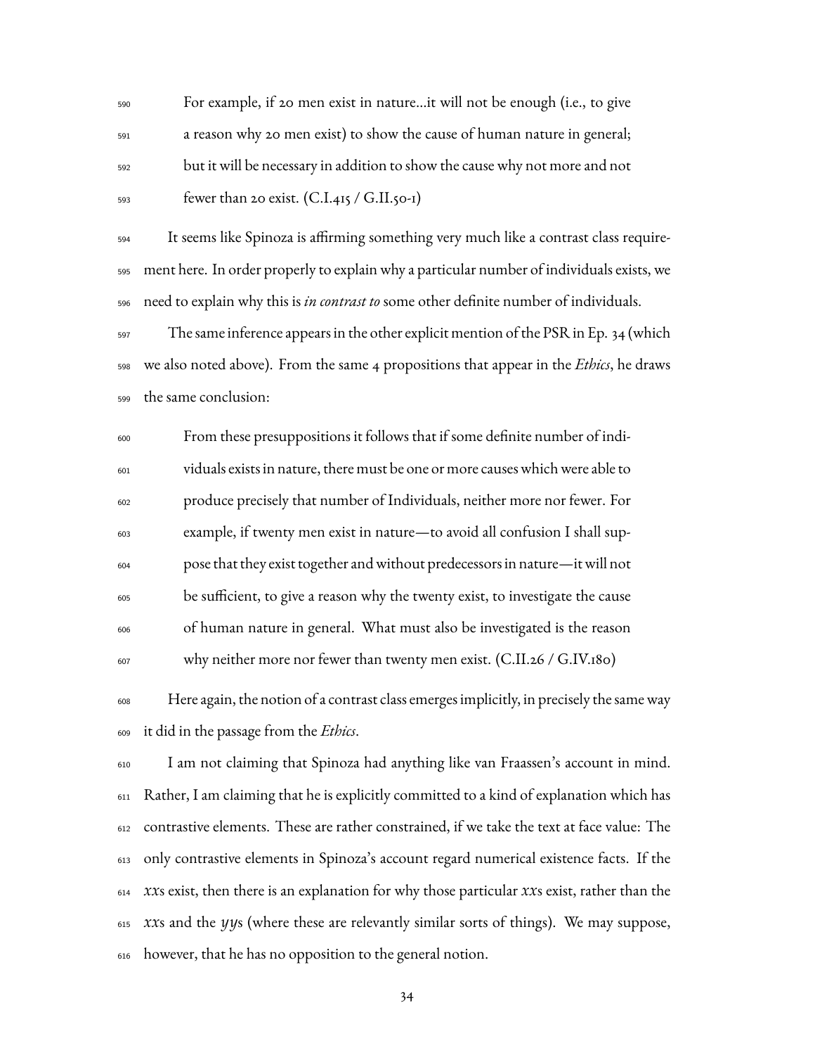> For example, if 20 men exist in nature...it will not be enough (i.e., to give a reason why 20 men exist) to show the cause of human nature in general; but it will be necessary in addition to show the cause why not more and not fewer than 20 exist. (C.I.415 / G.II.50-1)

It seems like Spinoza is affirming something very much like a contrast class requirement here. In order properly to explain why a particular number of individuals exists, we need to explain why this is *in contrast to* some other definite number of individuals.

The same inference appears in the other explicit mention of the PSR in Ep. 34 (which we also noted above). From the same 4 propositions that appear in the *Ethics*, he draws the same conclusion:

> From these presuppositions it follows that if some definite number of individuals exists in nature, there must be one or more causes which were able to produce precisely that number of Individuals, neither more nor fewer. For example, if twenty men exist in nature—to avoid all confusion I shall suppose that they exist together and without predecessors in nature—it will not be sufficient, to give a reason why the twenty exist, to investigate the cause of human nature in general. What must also be investigated is the reason why neither more nor fewer than twenty men exist. (C.II.26 / G.IV.180)

Here again, the notion of a contrast class emerges implicitly, in precisely the same way it did in the passage from the *Ethics*.

I am not claiming that Spinoza had anything like van Fraassen's account in mind. Rather, I am claiming that he is explicitly committed to a kind of explanation which has contrastive elements. These are rather constrained, if we take the text at face value: The only contrastive elements in Spinoza's account regard numerical existence facts. If the *xx*s exist, then there is an explanation for why those particular *xx*s exist, rather than the *xx*s and the *yy*s (where these are relevantly similar sorts of things). We may suppose, however, that he has no opposition to the general notion.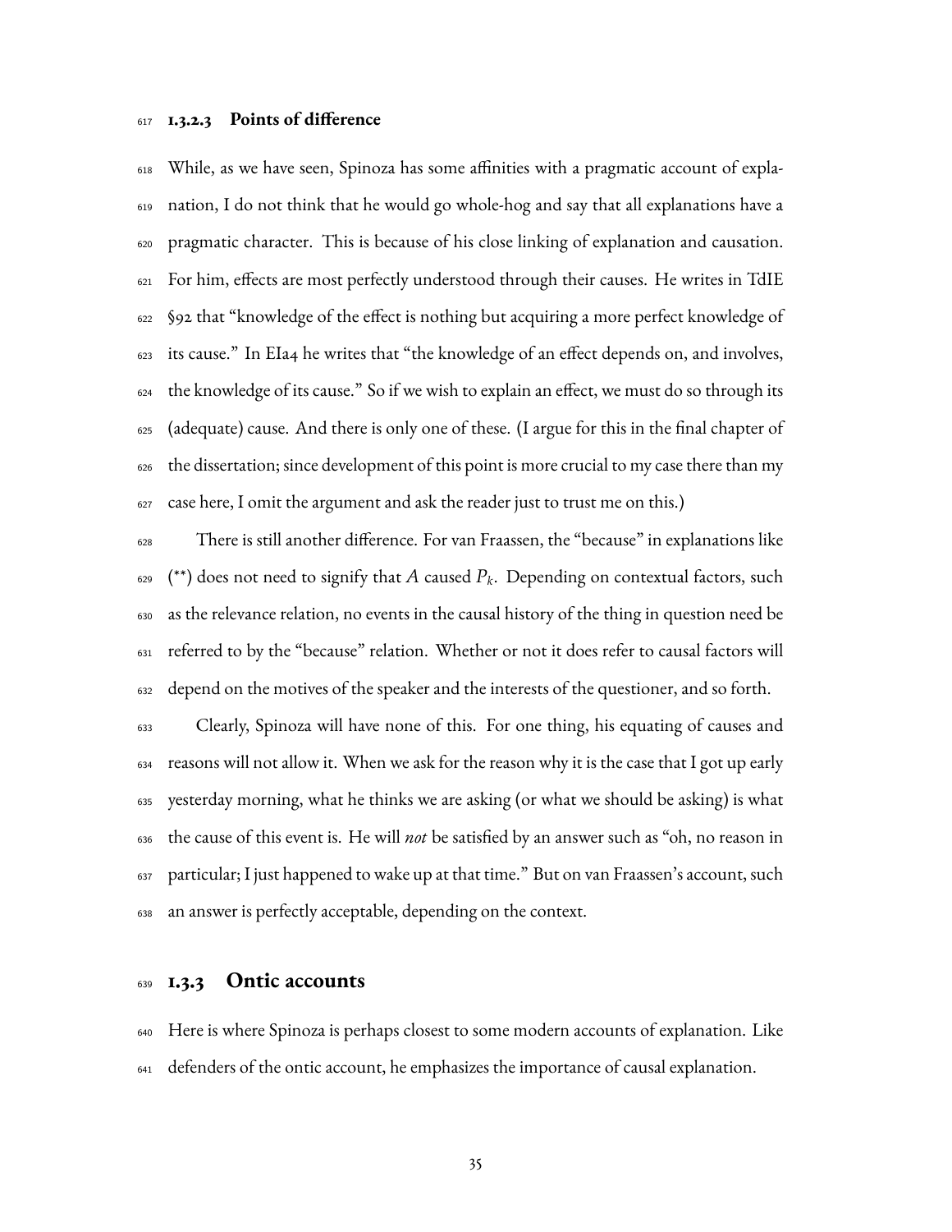#### 1.3.2.3 Points of difference

While, as we have seen, Spinoza has some affinities with a pragmatic account of explanation, I do not think that he would go whole-hog and say that all explanations have a pragmatic character. This is because of his close linking of explanation and causation. For him, effects are most perfectly understood through their causes. He writes in TdIE §92 that "knowledge of the effect is nothing but acquiring a more perfect knowledge of its cause." In EIa4 he writes that "the knowledge of an effect depends on, and involves, the knowledge of its cause." So if we wish to explain an effect, we must do so through its (adequate) cause. And there is only one of these. (I argue for this in the final chapter of the dissertation; since development of this point is more crucial to my case there than my case here, I omit the argument and ask the reader just to trust me on this.)

There is still another difference. For van Fraassen, the "because" in explanations like (**) does not need to signify that $A$ caused $P_k$. Depending on contextual factors, such as the relevance relation, no events in the causal history of the thing in question need be referred to by the "because" relation. Whether or not it does refer to causal factors will depend on the motives of the speaker and the interests of the questioner, and so forth.

Clearly, Spinoza will have none of this. For one thing, his equating of causes and reasons will not allow it. When we ask for the reason why it is the case that I got up early yesterday morning, what he thinks we are asking (or what we should be asking) is what the cause of this event is. He will *not* be satisfied by an answer such as "oh, no reason in particular; I just happened to wake up at that time." But on van Fraassen's account, such an answer is perfectly acceptable, depending on the context.

### 1.3.3 Ontic accounts

Here is where Spinoza is perhaps closest to some modern accounts of explanation. Like defenders of the ontic account, he emphasizes the importance of causal explanation.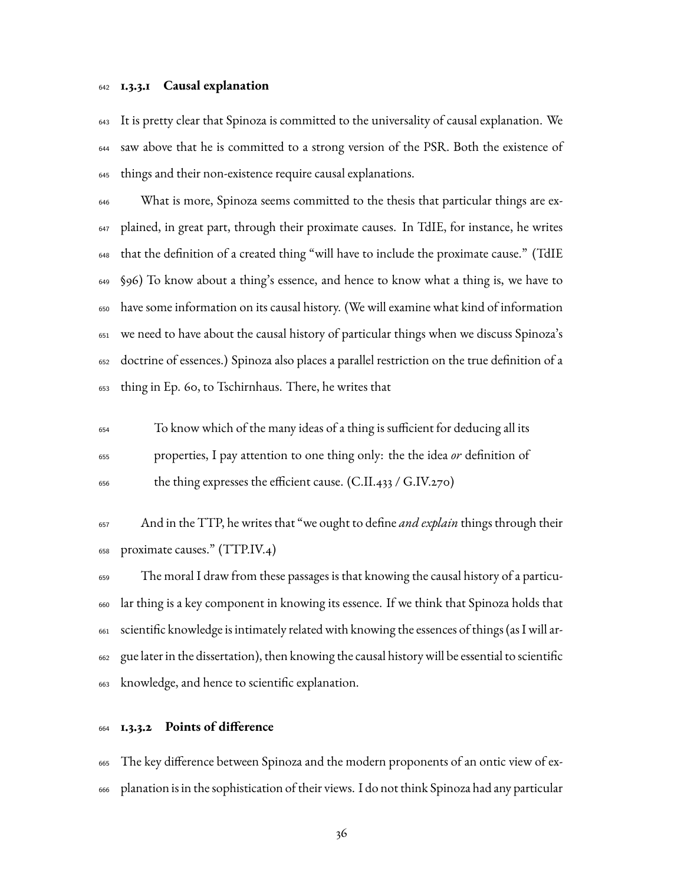#### 1.3.3.1 Causal explanation

It is pretty clear that Spinoza is committed to the universality of causal explanation. We saw above that he is committed to a strong version of the PSR. Both the existence of things and their non-existence require causal explanations.

What is more, Spinoza seems committed to the thesis that particular things are explained, in great part, through their proximate causes. In TdIE, for instance, he writes that the definition of a created thing "will have to include the proximate cause." (TdIE §96) To know about a thing's essence, and hence to know what a thing is, we have to have some information on its causal history. (We will examine what kind of information we need to have about the causal history of particular things when we discuss Spinoza's doctrine of essences.) Spinoza also places a parallel restriction on the true definition of a thing in Ep. 60, to Tschirnhaus. There, he writes that

> To know which of the many ideas of a thing is sufficient for deducing all its properties, I pay attention to one thing only: the the idea *or* definition of the thing expresses the efficient cause. (C.II.433 / G.IV.270)

And in the TTP, he writes that "we ought to define *and explain* things through their proximate causes." (TTP.IV.4)

The moral I draw from these passages is that knowing the causal history of a particular thing is a key component in knowing its essence. If we think that Spinoza holds that scientific knowledge is intimately related with knowing the essences of things (as I will argue later in the dissertation), then knowing the causal history will be essential to scientific knowledge, and hence to scientific explanation.

#### 1.3.3.2 Points of difference

The key difference between Spinoza and the modern proponents of an ontic view of explanation is in the sophistication of their views. I do not think Spinoza had any particular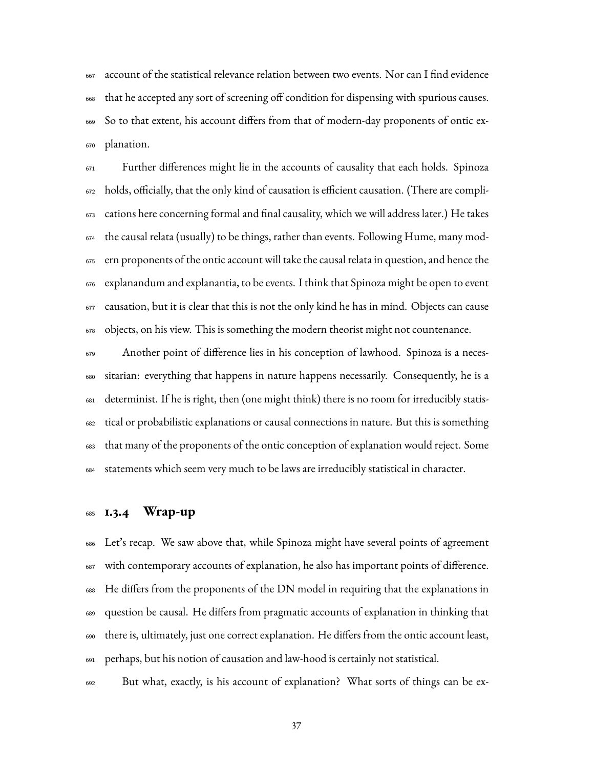account of the statistical relevance relation between two events. Nor can I find evidence that he accepted any sort of screening off condition for dispensing with spurious causes. So to that extent, his account differs from that of modern-day proponents of ontic explanation.

Further differences might lie in the accounts of causality that each holds. Spinoza holds, officially, that the only kind of causation is efficient causation. (There are complications here concerning formal and final causality, which we will address later.) He takes the causal relata (usually) to be things, rather than events. Following Hume, many modern proponents of the ontic account will take the causal relata in question, and hence the explanandum and explanantia, to be events. I think that Spinoza might be open to event causation, but it is clear that this is not the only kind he has in mind. Objects can cause objects, on his view. This is something the modern theorist might not countenance.

Another point of difference lies in his conception of lawhood. Spinoza is a necessitarian: everything that happens in nature happens necessarily. Consequently, he is a determinist. If he is right, then (one might think) there is no room for irreducibly statistical or probabilistic explanations or causal connections in nature. But this is something that many of the proponents of the ontic conception of explanation would reject. Some statements which seem very much to be laws are irreducibly statistical in character.

### 1.3.4 Wrap-up

Let's recap. We saw above that, while Spinoza might have several points of agreement with contemporary accounts of explanation, he also has important points of difference. He differs from the proponents of the DN model in requiring that the explanations in question be causal. He differs from pragmatic accounts of explanation in thinking that there is, ultimately, just one correct explanation. He differs from the ontic account least, perhaps, but his notion of causation and law-hood is certainly not statistical.

But what, exactly, is his account of explanation? What sorts of things can be ex-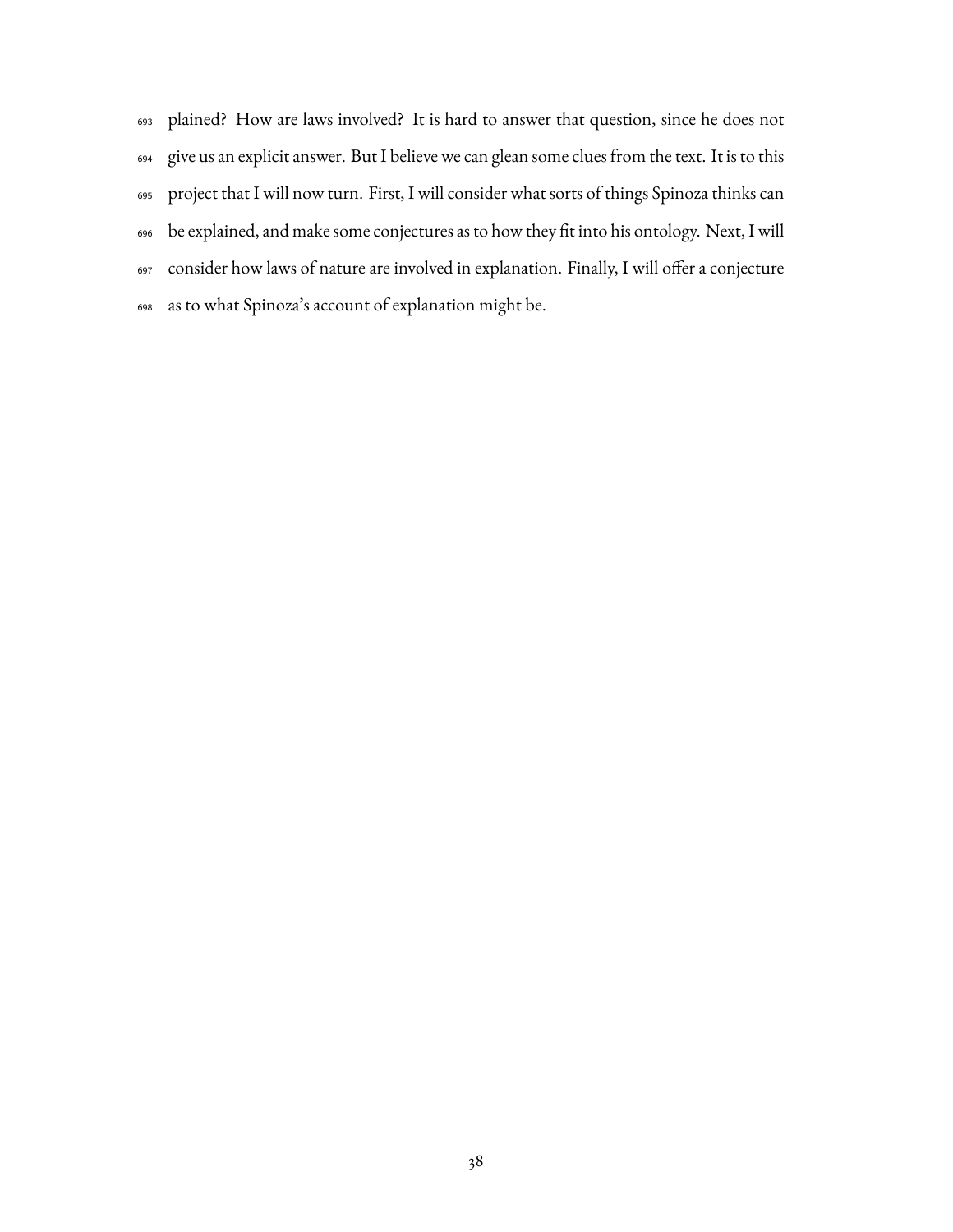plained? How are laws involved? It is hard to answer that question, since he does not give us an explicit answer. But I believe we can glean some clues from the text. It is to this project that I will now turn. First, I will consider what sorts of things Spinoza thinks can be explained, and make some conjectures as to how they fit into his ontology. Next, I will consider how laws of nature are involved in explanation. Finally, I will offer a conjecture as to what Spinoza's account of explanation might be.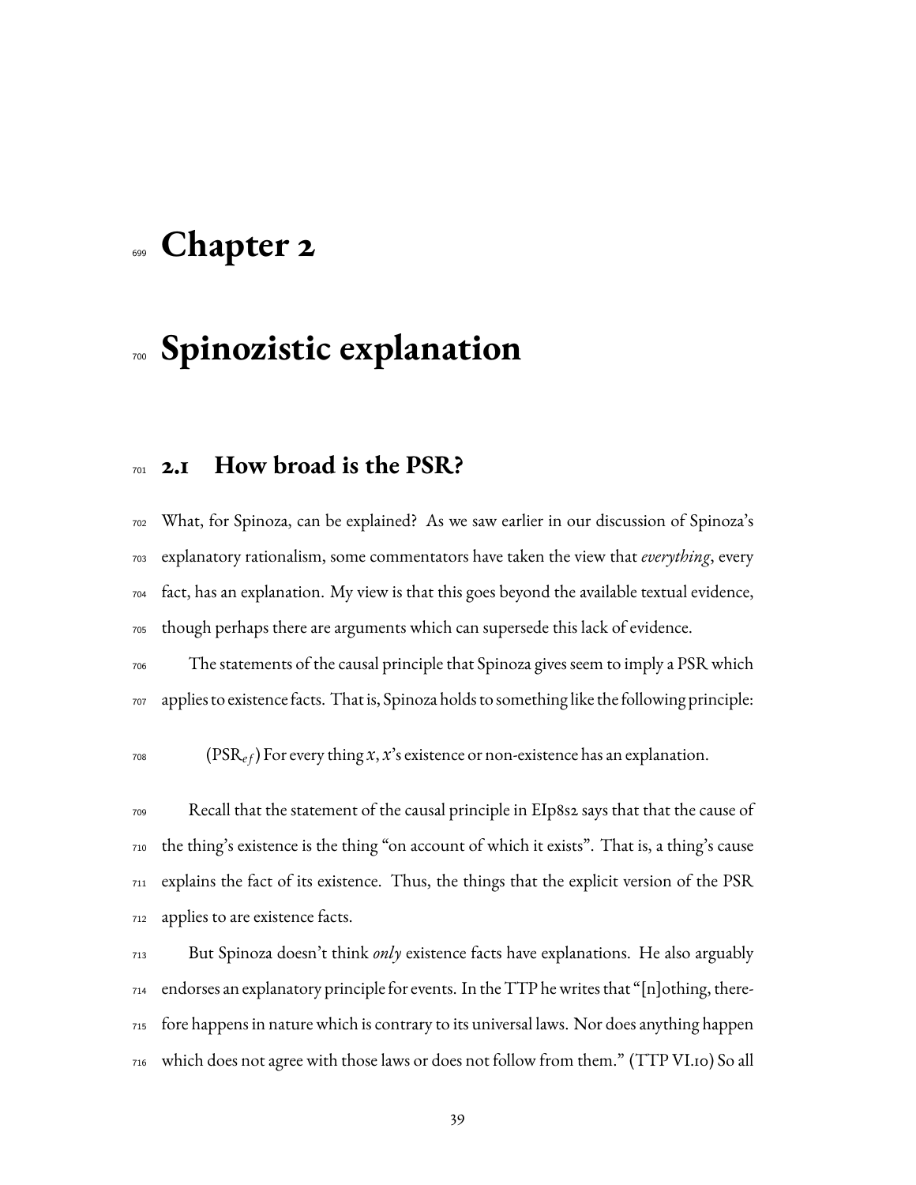# Chapter 2

# Spinozistic explanation

## 2.1 How broad is the PSR?

What, for Spinoza, can be explained? As we saw earlier in our discussion of Spinoza's explanatory rationalism, some commentators have taken the view that *everything*, every fact, has an explanation. My view is that this goes beyond the available textual evidence, though perhaps there are arguments which can supersede this lack of evidence.

The statements of the causal principle that Spinoza gives seem to imply a PSR which applies to existence facts. That is, Spinoza holds to something like the following principle:

> ($PSR_{ef}$) For every thing $x$, $x$'s existence or non-existence has an explanation.

Recall that the statement of the causal principle in EIp8s2 says that that the cause of the thing's existence is the thing "on account of which it exists". That is, a thing's cause explains the fact of its existence. Thus, the things that the explicit version of the PSR applies to are existence facts.

But Spinoza doesn't think *only* existence facts have explanations. He also arguably endorses an explanatory principle for events. In the TTP he writes that "[n]othing, therefore happens in nature which is contrary to its universal laws. Nor does anything happen which does not agree with those laws or does not follow from them." (TTP VI.10) So all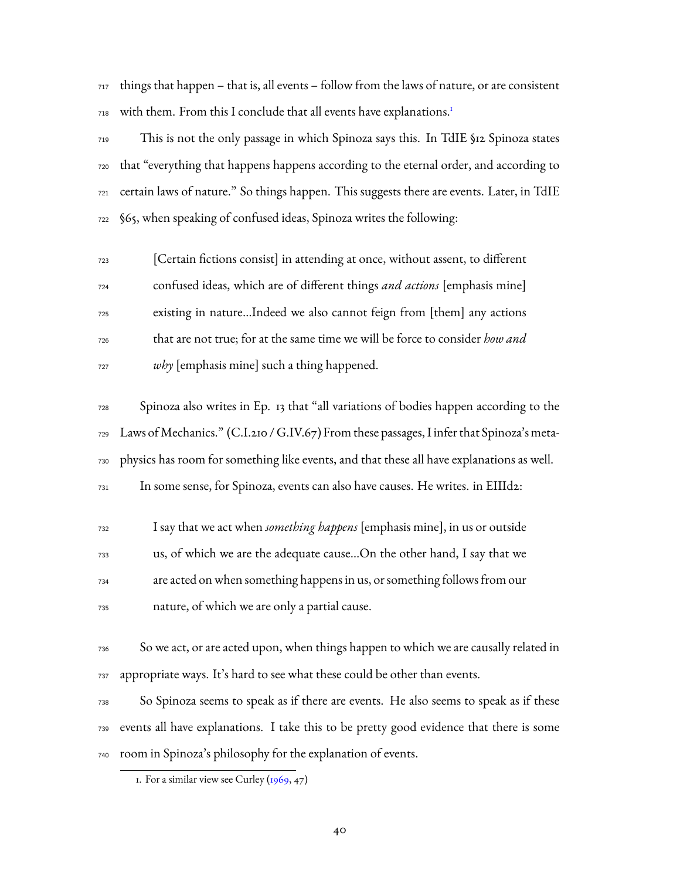things that happen – that is, all events – follow from the laws of nature, or are consistent with them. From this I conclude that all events have explanations.[1]

This is not the only passage in which Spinoza says this. In TdIE §12 Spinoza states that "everything that happens happens according to the eternal order, and according to certain laws of nature." So things happen. This suggests there are events. Later, in TdIE §65, when speaking of confused ideas, Spinoza writes the following:

> [Certain fictions consist] in attending at once, without assent, to different confused ideas, which are of different things *and actions* [emphasis mine] existing in nature…Indeed we also cannot feign from [them] any actions that are not true; for at the same time we will be force to consider *how and why* [emphasis mine] such a thing happened.

Spinoza also writes in Ep. 13 that "all variations of bodies happen according to the Laws of Mechanics." (C.I.210 / G.IV.67) From these passages, I infer that Spinoza's metaphysics has room for something like events, and that these all have explanations as well.

In some sense, for Spinoza, events can also have causes. He writes. in EIIId2:

> I say that we act when *something happens* [emphasis mine], in us or outside us, of which we are the adequate cause…On the other hand, I say that we are acted on when something happens in us, or something follows from our nature, of which we are only a partial cause.

So we act, or are acted upon, when things happen to which we are causally related in appropriate ways. It's hard to see what these could be other than events.

So Spinoza seems to speak as if there are events. He also seems to speak as if these events all have explanations. I take this to be pretty good evidence that there is some room in Spinoza's philosophy for the explanation of events.

1. For a similar view see Curley (1969, 47)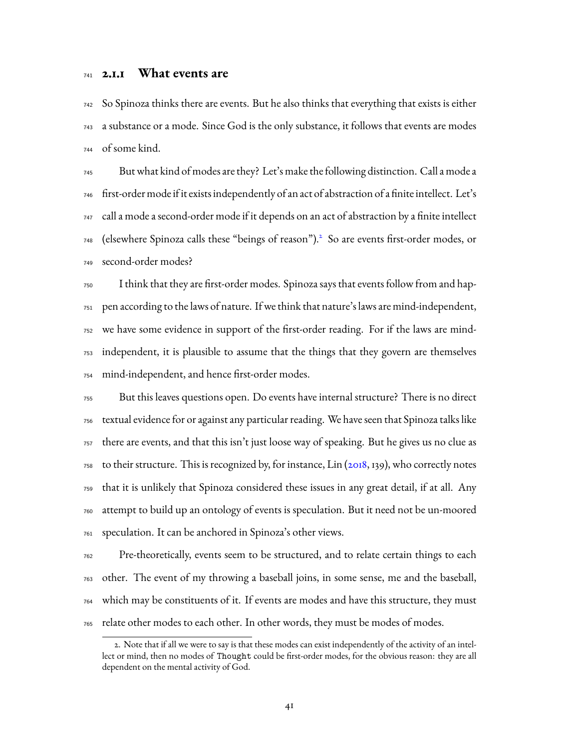### 2.1.1 What events are

So Spinoza thinks there are events. But he also thinks that everything that exists is either a substance or a mode. Since God is the only substance, it follows that events are modes of some kind.

But what kind of modes are they? Let's make the following distinction. Call a mode a first-order mode if it exists independently of an act of abstraction of a finite intellect. Let's call a mode a second-order mode if it depends on an act of abstraction by a finite intellect (elsewhere Spinoza calls these "beings of reason").[2] So are events first-order modes, or second-order modes?

I think that they are first-order modes. Spinoza says that events follow from and happen according to the laws of nature. If we think that nature's laws are mind-independent, we have some evidence in support of the first-order reading. For if the laws are mind-independent, it is plausible to assume that the things that they govern are themselves mind-independent, and hence first-order modes.

But this leaves questions open. Do events have internal structure? There is no direct textual evidence for or against any particular reading. We have seen that Spinoza talks like there are events, and that this isn't just loose way of speaking. But he gives us no clue as to their structure. This is recognized by, for instance, Lin (2018, 139), who correctly notes that it is unlikely that Spinoza considered these issues in any great detail, if at all. Any attempt to build up an ontology of events is speculation. But it need not be un-moored speculation. It can be anchored in Spinoza's other views.

Pre-theoretically, events seem to be structured, and to relate certain things to each other. The event of my throwing a baseball joins, in some sense, me and the baseball, which may be constituents of it. If events are modes and have this structure, they must relate other modes to each other. In other words, they must be modes of modes.

---

2. Note that if all we were to say is that these modes can exist independently of the activity of an intellect or mind, then no modes of `Thought` could be first-order modes, for the obvious reason: they are all dependent on the mental activity of God.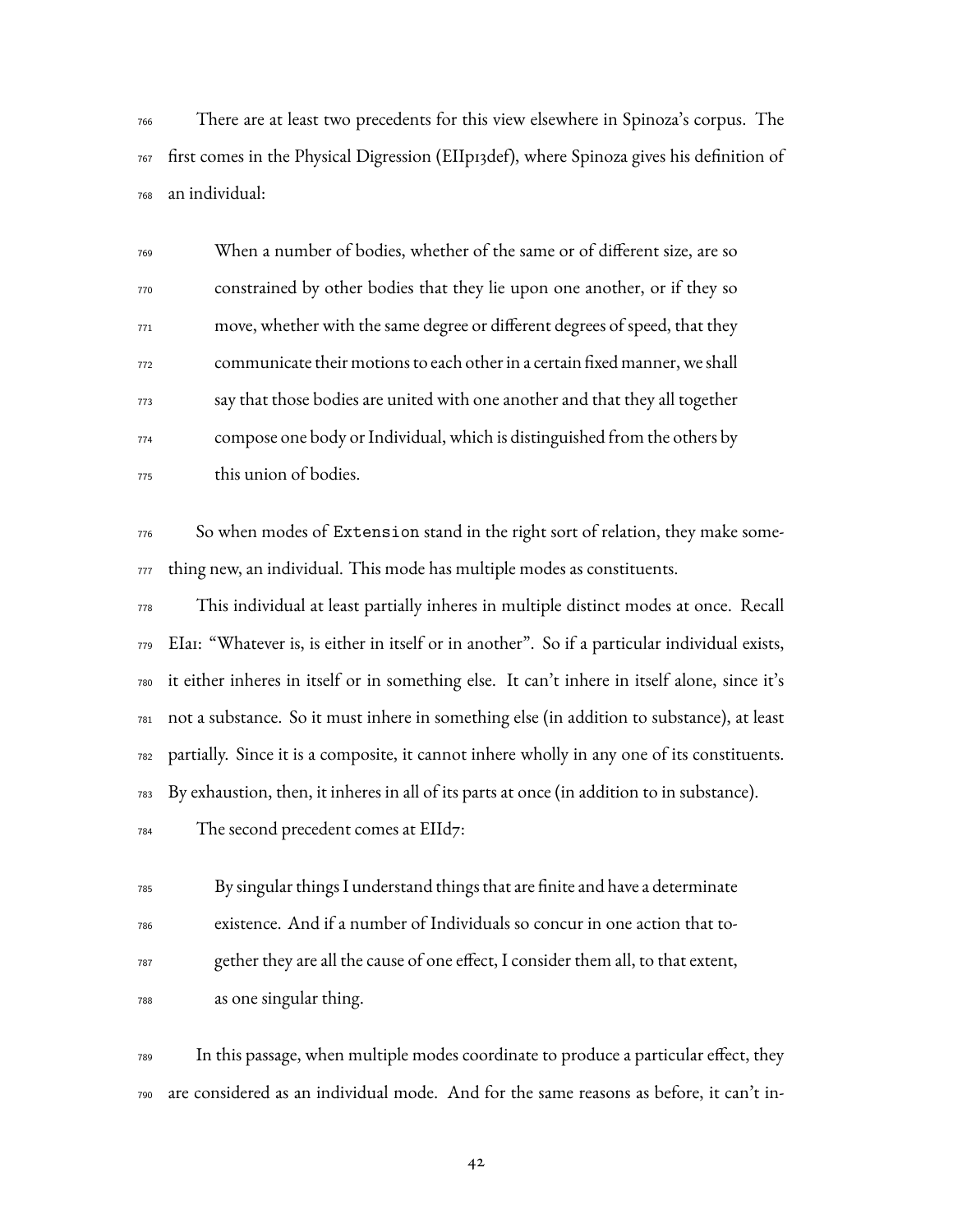There are at least two precedents for this view elsewhere in Spinoza's corpus. The first comes in the Physical Digression (EIIp13def), where Spinoza gives his definition of an individual:

> When a number of bodies, whether of the same or of different size, are so constrained by other bodies that they lie upon one another, or if they so move, whether with the same degree or different degrees of speed, that they communicate their motions to each other in a certain fixed manner, we shall say that those bodies are united with one another and that they all together compose one body or Individual, which is distinguished from the others by this union of bodies.

So when modes of `Extension` stand in the right sort of relation, they make something new, an individual. This mode has multiple modes as constituents.

This individual at least partially inheres in multiple distinct modes at once. Recall EIa1: "Whatever is, is either in itself or in another". So if a particular individual exists, it either inheres in itself or in something else. It can't inhere in itself alone, since it's not a substance. So it must inhere in something else (in addition to substance), at least partially. Since it is a composite, it cannot inhere wholly in any one of its constituents. By exhaustion, then, it inheres in all of its parts at once (in addition to in substance).

The second precedent comes at EIId7:

> By singular things I understand things that are finite and have a determinate existence. And if a number of Individuals so concur in one action that together they are all the cause of one effect, I consider them all, to that extent, as one singular thing.

In this passage, when multiple modes coordinate to produce a particular effect, they are considered as an individual mode. And for the same reasons as before, it can't in-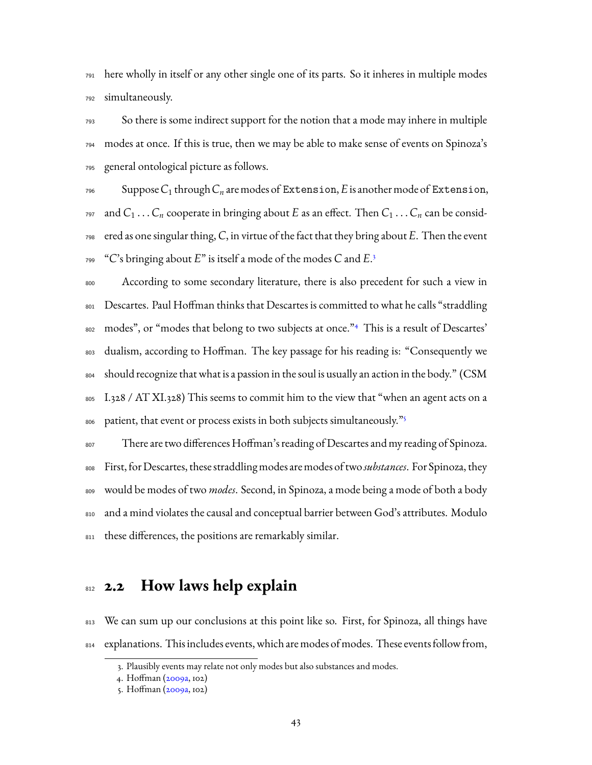here wholly in itself or any other single one of its parts. So it inheres in multiple modes simultaneously.

So there is some indirect support for the notion that a mode may inhere in multiple modes at once. If this is true, then we may be able to make sense of events on Spinoza's general ontological picture as follows.

Suppose $C_1$ through $C_n$ are modes of `Extension`, $E$ is another mode of `Extension`, and $C_1 \ldots C_n$ cooperate in bringing about $E$ as an effect. Then $C_1 \ldots C_n$ can be considered as one singular thing, $C$, in virtue of the fact that they bring about $E$. Then the event "$C$'s bringing about $E$" is itself a mode of the modes $C$ and $E$.[3]

According to some secondary literature, there is also precedent for such a view in Descartes. Paul Hoffman thinks that Descartes is committed to what he calls "straddling modes", or "modes that belong to two subjects at once."[4] This is a result of Descartes' dualism, according to Hoffman. The key passage for his reading is: "Consequently we should recognize that what is a passion in the soul is usually an action in the body." (CSM I.328 / AT XI.328) This seems to commit him to the view that "when an agent acts on a patient, that event or process exists in both subjects simultaneously."[5]

There are two differences Hoffman's reading of Descartes and my reading of Spinoza. First, for Descartes, these straddling modes are modes of two *substances*. For Spinoza, they would be modes of two *modes*. Second, in Spinoza, a mode being a mode of both a body and a mind violates the causal and conceptual barrier between God's attributes. Modulo these differences, the positions are remarkably similar.

## 2.2 How laws help explain

We can sum up our conclusions at this point like so. First, for Spinoza, all things have explanations. This includes events, which are modes of modes. These events follow from,

---

3. Plausibly events may relate not only modes but also substances and modes.

4. Hoffman (2009a, 102)

5. Hoffman (2009a, 102)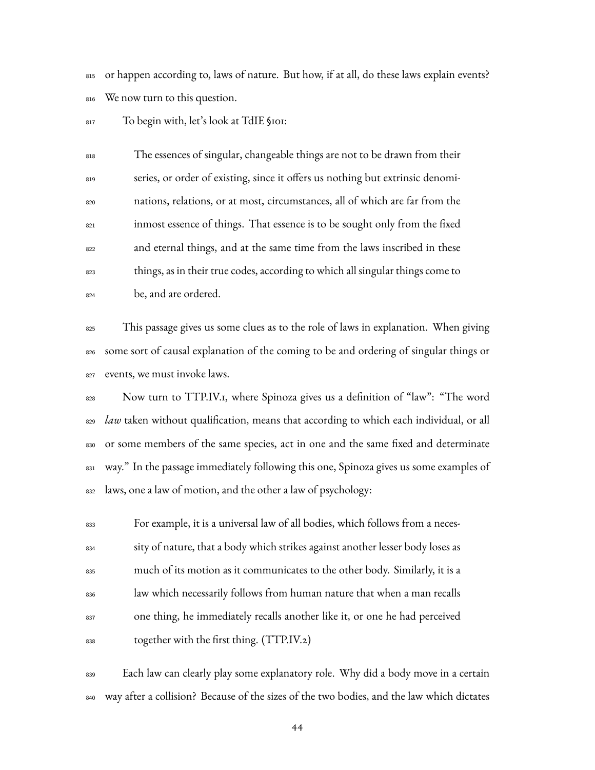or happen according to, laws of nature. But how, if at all, do these laws explain events? We now turn to this question.

To begin with, let's look at TdIE §101:

> The essences of singular, changeable things are not to be drawn from their series, or order of existing, since it offers us nothing but extrinsic denominations, relations, or at most, circumstances, all of which are far from the inmost essence of things. That essence is to be sought only from the fixed and eternal things, and at the same time from the laws inscribed in these things, as in their true codes, according to which all singular things come to be, and are ordered.

This passage gives us some clues as to the role of laws in explanation. When giving some sort of causal explanation of the coming to be and ordering of singular things or events, we must invoke laws.

Now turn to TTP.IV.1, where Spinoza gives us a definition of "law": "The word *law* taken without qualification, means that according to which each individual, or all or some members of the same species, act in one and the same fixed and determinate way." In the passage immediately following this one, Spinoza gives us some examples of laws, one a law of motion, and the other a law of psychology:

> For example, it is a universal law of all bodies, which follows from a necessity of nature, that a body which strikes against another lesser body loses as much of its motion as it communicates to the other body. Similarly, it is a law which necessarily follows from human nature that when a man recalls one thing, he immediately recalls another like it, or one he had perceived together with the first thing. (TTP.IV.2)

Each law can clearly play some explanatory role. Why did a body move in a certain way after a collision? Because of the sizes of the two bodies, and the law which dictates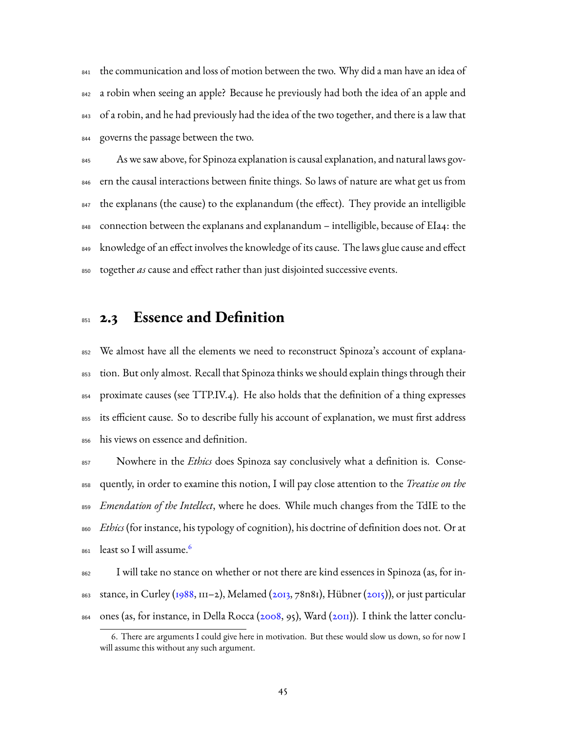the communication and loss of motion between the two. Why did a man have an idea of a robin when seeing an apple? Because he previously had both the idea of an apple and of a robin, and he had previously had the idea of the two together, and there is a law that governs the passage between the two.

As we saw above, for Spinoza explanation is causal explanation, and natural laws govern the causal interactions between finite things. So laws of nature are what get us from the explanans (the cause) to the explanandum (the effect). They provide an intelligible connection between the explanans and explanandum – intelligible, because of EIa4: the knowledge of an effect involves the knowledge of its cause. The laws glue cause and effect together *as* cause and effect rather than just disjointed successive events.

## 2.3 Essence and Definition

We almost have all the elements we need to reconstruct Spinoza's account of explanation. But only almost. Recall that Spinoza thinks we should explain things through their proximate causes (see TTP.IV.4). He also holds that the definition of a thing expresses its efficient cause. So to describe fully his account of explanation, we must first address his views on essence and definition.

Nowhere in the *Ethics* does Spinoza say conclusively what a definition is. Consequently, in order to examine this notion, I will pay close attention to the *Treatise on the Emendation of the Intellect*, where he does. While much changes from the TdIE to the *Ethics* (for instance, his typology of cognition), his doctrine of definition does not. Or at least so I will assume.[6]

I will take no stance on whether or not there are kind essences in Spinoza (as, for instance, in Curley (1988, 111–2), Melamed (2013, 78n81), Hübner (2015)), or just particular ones (as, for instance, in Della Rocca (2008, 95), Ward (2011)). I think the latter conclu-

6. There are arguments I could give here in motivation. But these would slow us down, so for now I will assume this without any such argument.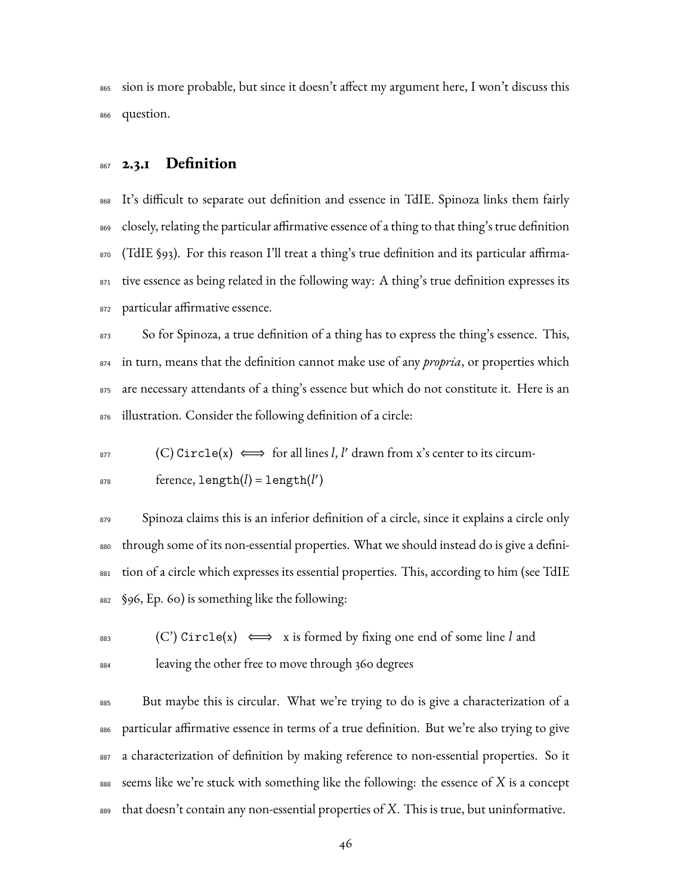sion is more probable, but since it doesn't affect my argument here, I won't discuss this question.

### 2.3.1 Definition

It's difficult to separate out definition and essence in TdIE. Spinoza links them fairly closely, relating the particular affirmative essence of a thing to that thing's true definition (TdIE §93). For this reason I'll treat a thing's true definition and its particular affirmative essence as being related in the following way: A thing's true definition expresses its particular affirmative essence.

So for Spinoza, a true definition of a thing has to express the thing's essence. This, in turn, means that the definition cannot make use of any *propria*, or properties which are necessary attendants of a thing's essence but which do not constitute it. Here is an illustration. Consider the following definition of a circle:

> (C) $\texttt{Circle}(x) \iff$ for all lines $l, l'$ drawn from x's center to its circumference, $\texttt{length}(l) = \texttt{length}(l')$

Spinoza claims this is an inferior definition of a circle, since it explains a circle only through some of its non-essential properties. What we should instead do is give a definition of a circle which expresses its essential properties. This, according to him (see TdIE §96, Ep. 60) is something like the following:

> (C') $\texttt{Circle}(x) \iff$ x is formed by fixing one end of some line $l$ and leaving the other free to move through 360 degrees

But maybe this is circular. What we're trying to do is give a characterization of a particular affirmative essence in terms of a true definition. But we're also trying to give a characterization of definition by making reference to non-essential properties. So it seems like we're stuck with something like the following: the essence of $X$ is a concept that doesn't contain any non-essential properties of $X$. This is true, but uninformative.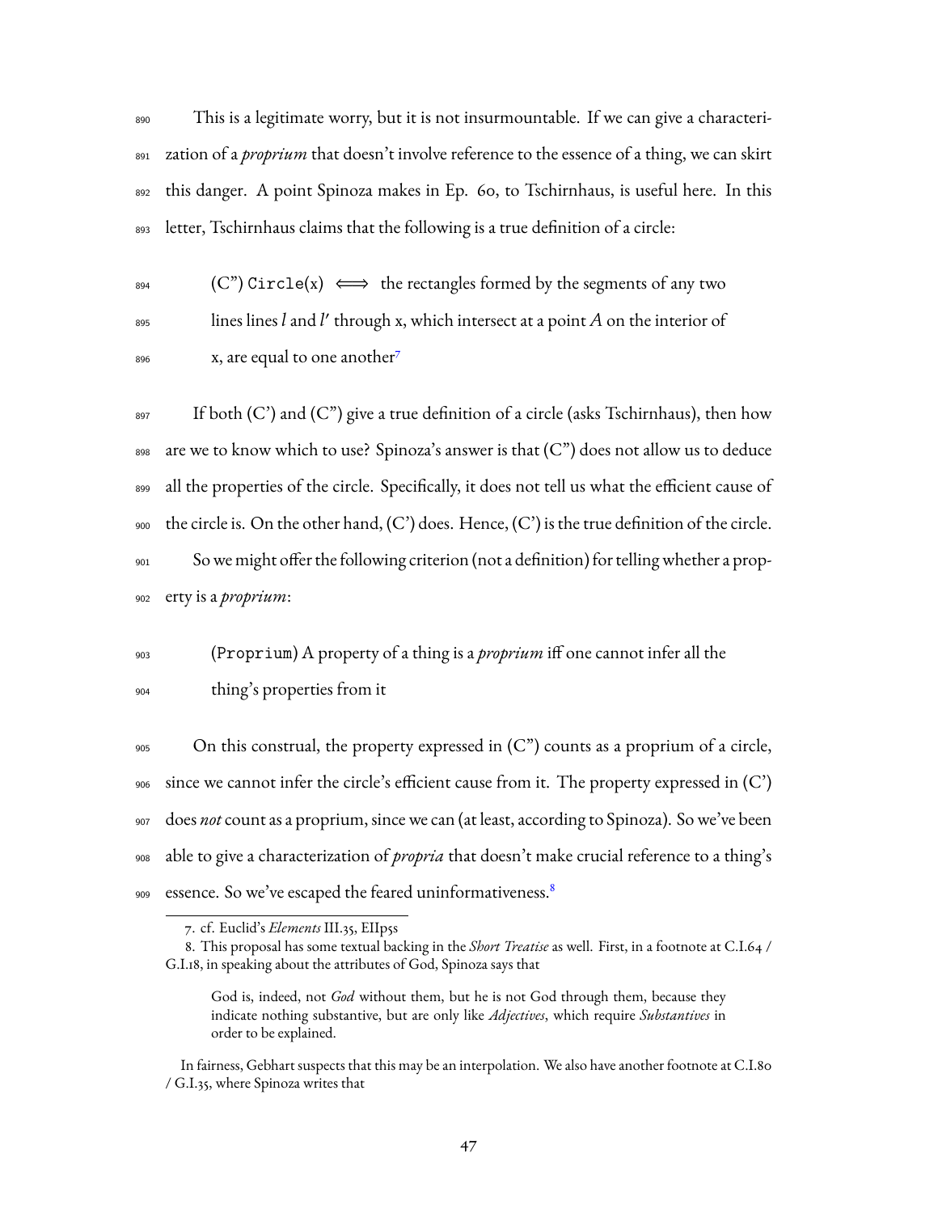This is a legitimate worry, but it is not insurmountable. If we can give a characterization of a *proprium* that doesn't involve reference to the essence of a thing, we can skirt this danger. A point Spinoza makes in Ep. 60, to Tschirnhaus, is useful here. In this letter, Tschirnhaus claims that the following is a true definition of a circle:

> (C") `Circle(x)` $\Longleftrightarrow$ the rectangles formed by the segments of any two lines lines $l$ and $l'$ through x, which intersect at a point $A$ on the interior of x, are equal to one another[7]

If both (C') and (C") give a true definition of a circle (asks Tschirnhaus), then how are we to know which to use? Spinoza's answer is that (C") does not allow us to deduce all the properties of the circle. Specifically, it does not tell us what the efficient cause of the circle is. On the other hand, (C') does. Hence, (C') is the true definition of the circle.

So we might offer the following criterion (not a definition) for telling whether a property is a *proprium*:

> (`Proprium`) A property of a thing is a *proprium* iff one cannot infer all the thing's properties from it

On this construal, the property expressed in (C") counts as a proprium of a circle, since we cannot infer the circle's efficient cause from it. The property expressed in (C') does *not* count as a proprium, since we can (at least, according to Spinoza). So we've been able to give a characterization of *propria* that doesn't make crucial reference to a thing's essence. So we've escaped the feared uninformativeness.[8]

---

7. cf. Euclid's *Elements* III.35, EIIp5s

8. This proposal has some textual backing in the *Short Treatise* as well. First, in a footnote at C.I.64 / G.I.18, in speaking about the attributes of God, Spinoza says that

> God is, indeed, not *God* without them, but he is not God through them, because they indicate nothing substantive, but are only like *Adjectives*, which require *Substantives* in order to be explained.

In fairness, Gebhart suspects that this may be an interpolation. We also have another footnote at C.I.80 / G.I.35, where Spinoza writes that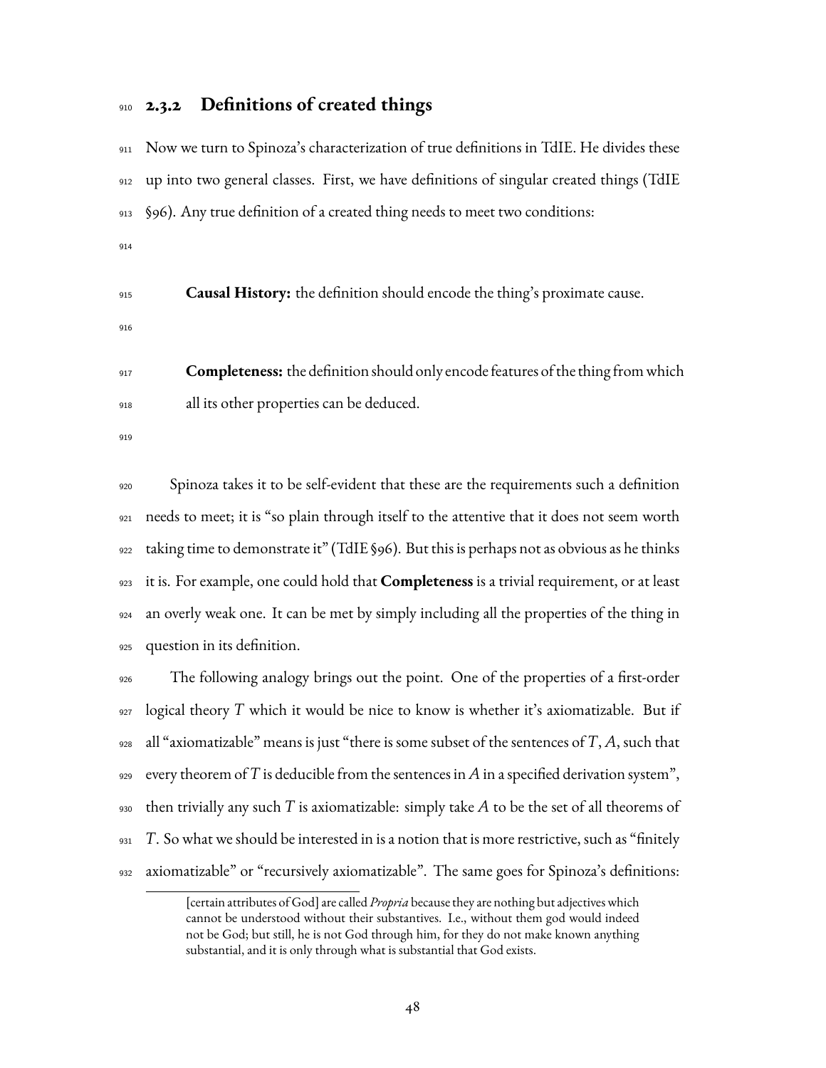### 2.3.2 Definitions of created things

Now we turn to Spinoza's characterization of true definitions in TdIE. He divides these up into two general classes. First, we have definitions of singular created things (TdIE §96). Any true definition of a created thing needs to meet two conditions:

> **Causal History:** the definition should encode the thing's proximate cause.
>
> **Completeness:** the definition should only encode features of the thing from which all its other properties can be deduced.

Spinoza takes it to be self-evident that these are the requirements such a definition needs to meet; it is "so plain through itself to the attentive that it does not seem worth taking time to demonstrate it" (TdIE §96). But this is perhaps not as obvious as he thinks it is. For example, one could hold that **Completeness** is a trivial requirement, or at least an overly weak one. It can be met by simply including all the properties of the thing in question in its definition.

The following analogy brings out the point. One of the properties of a first-order logical theory $T$ which it would be nice to know is whether it's axiomatizable. But if all "axiomatizable" means is just "there is some subset of the sentences of $T$, $A$, such that every theorem of $T$ is deducible from the sentences in $A$ in a specified derivation system", then trivially any such $T$ is axiomatizable: simply take $A$ to be the set of all theorems of $T$. So what we should be interested in is a notion that is more restrictive, such as "finitely axiomatizable" or "recursively axiomatizable". The same goes for Spinoza's definitions:

---

> [certain attributes of God] are called *Propria* because they are nothing but adjectives which cannot be understood without their substantives. I.e., without them god would indeed not be God; but still, he is not God through him, for they do not make known anything substantial, and it is only through what is substantial that God exists.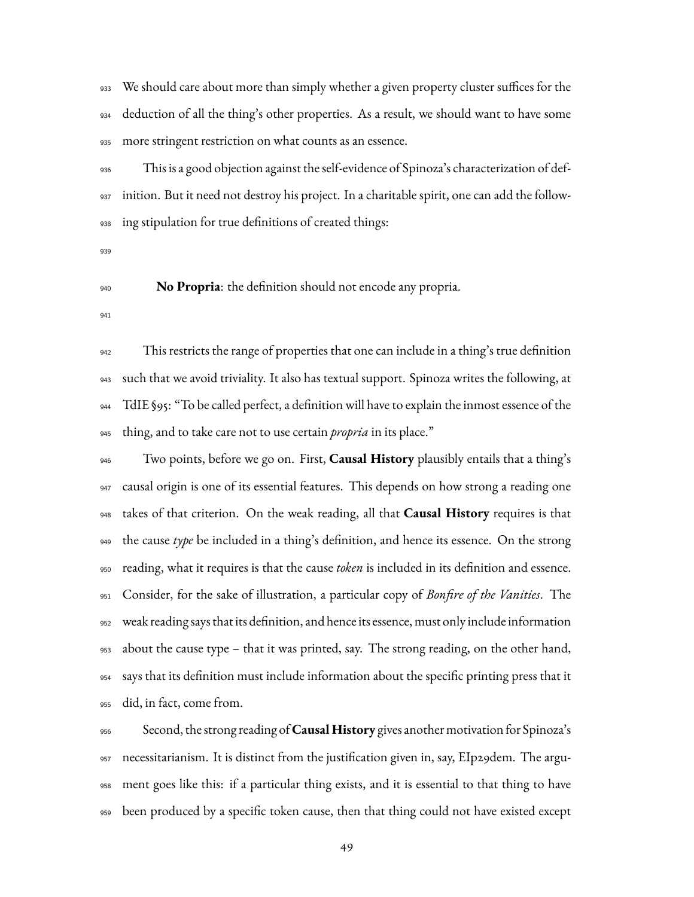We should care about more than simply whether a given property cluster suffices for the deduction of all the thing's other properties. As a result, we should want to have some more stringent restriction on what counts as an essence.

This is a good objection against the self-evidence of Spinoza's characterization of definition. But it need not destroy his project. In a charitable spirit, one can add the following stipulation for true definitions of created things:

**No Propria**: the definition should not encode any propria.

This restricts the range of properties that one can include in a thing's true definition such that we avoid triviality. It also has textual support. Spinoza writes the following, at TdIE §95: "To be called perfect, a definition will have to explain the inmost essence of the thing, and to take care not to use certain *propria* in its place."

Two points, before we go on. First, **Causal History** plausibly entails that a thing's causal origin is one of its essential features. This depends on how strong a reading one takes of that criterion. On the weak reading, all that **Causal History** requires is that the cause *type* be included in a thing's definition, and hence its essence. On the strong reading, what it requires is that the cause *token* is included in its definition and essence. Consider, for the sake of illustration, a particular copy of *Bonfire of the Vanities*. The weak reading says that its definition, and hence its essence, must only include information about the cause type – that it was printed, say. The strong reading, on the other hand, says that its definition must include information about the specific printing press that it did, in fact, come from.

Second, the strong reading of **Causal History** gives another motivation for Spinoza's necessitarianism. It is distinct from the justification given in, say, EIp29dem. The argument goes like this: if a particular thing exists, and it is essential to that thing to have been produced by a specific token cause, then that thing could not have existed except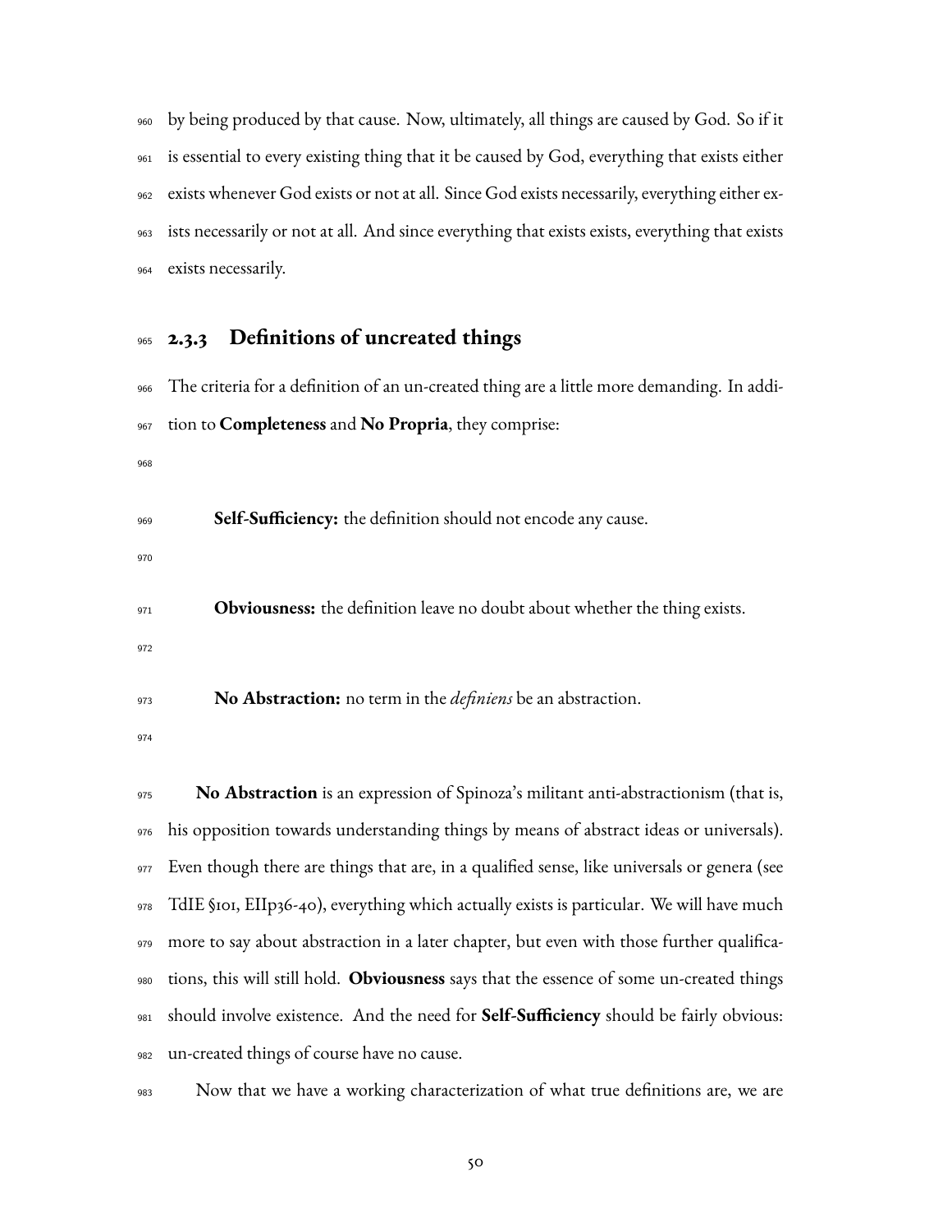by being produced by that cause. Now, ultimately, all things are caused by God. So if it is essential to every existing thing that it be caused by God, everything that exists either exists whenever God exists or not at all. Since God exists necessarily, everything either exists necessarily or not at all. And since everything that exists exists, everything that exists exists necessarily.

### 2.3.3 Definitions of uncreated things

The criteria for a definition of an un-created thing are a little more demanding. In addition to **Completeness** and **No Propria**, they comprise:

> **Self-Sufficiency:** the definition should not encode any cause.

> **Obviousness:** the definition leave no doubt about whether the thing exists.

> **No Abstraction:** no term in the *definiens* be an abstraction.

**No Abstraction** is an expression of Spinoza's militant anti-abstractionism (that is, his opposition towards understanding things by means of abstract ideas or universals). Even though there are things that are, in a qualified sense, like universals or genera (see TdIE §101, EIIp36-40), everything which actually exists is particular. We will have much more to say about abstraction in a later chapter, but even with those further qualifications, this will still hold. **Obviousness** says that the essence of some un-created things should involve existence. And the need for **Self-Sufficiency** should be fairly obvious: un-created things of course have no cause.

Now that we have a working characterization of what true definitions are, we are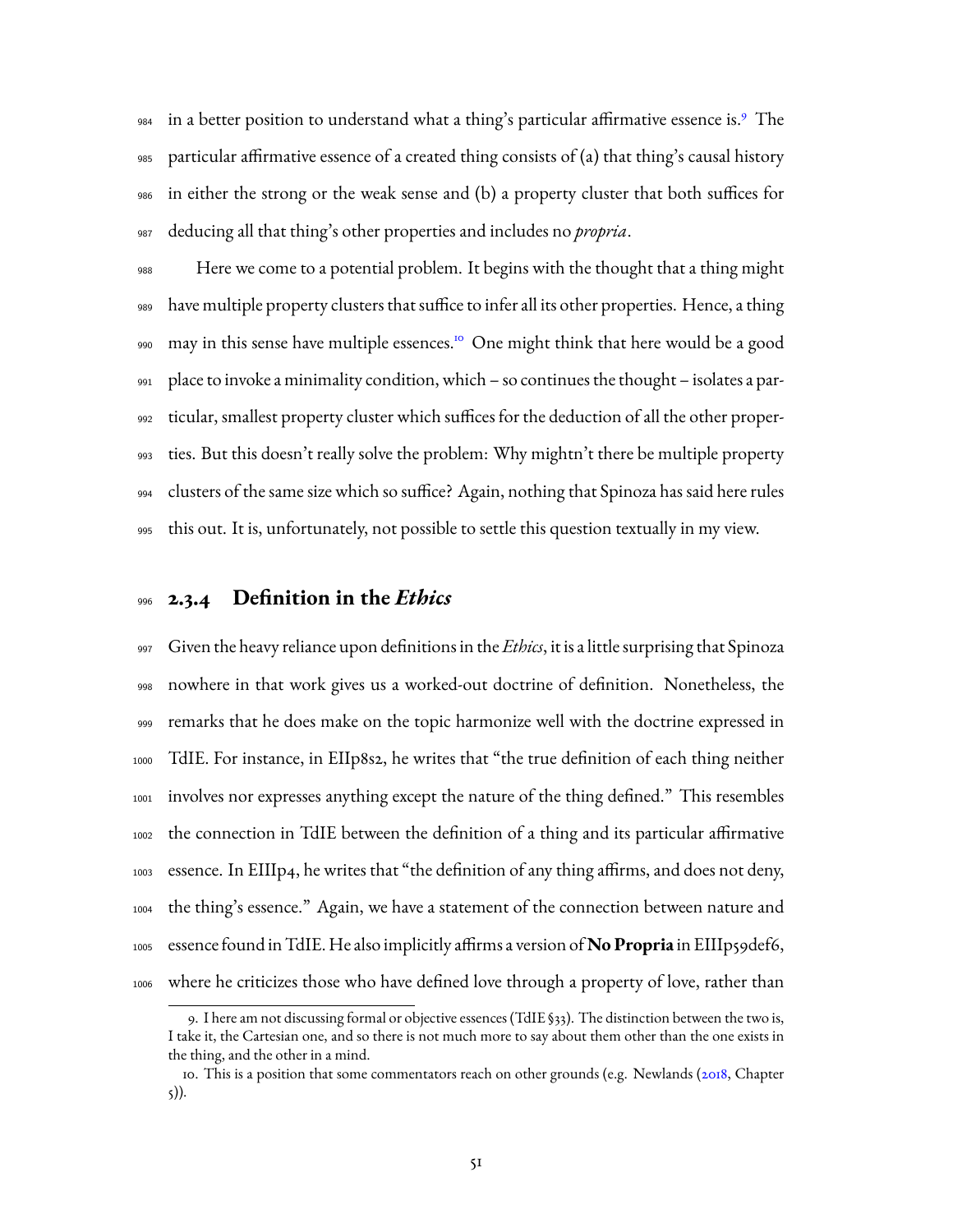in a better position to understand what a thing's particular affirmative essence is.[9] The particular affirmative essence of a created thing consists of (a) that thing's causal history in either the strong or the weak sense and (b) a property cluster that both suffices for deducing all that thing's other properties and includes no *propria*.

Here we come to a potential problem. It begins with the thought that a thing might have multiple property clusters that suffice to infer all its other properties. Hence, a thing may in this sense have multiple essences.[10] One might think that here would be a good place to invoke a minimality condition, which – so continues the thought – isolates a particular, smallest property cluster which suffices for the deduction of all the other properties. But this doesn't really solve the problem: Why mightn't there be multiple property clusters of the same size which so suffice? Again, nothing that Spinoza has said here rules this out. It is, unfortunately, not possible to settle this question textually in my view.

### 2.3.4 Definition in the *Ethics*

Given the heavy reliance upon definitions in the *Ethics*, it is a little surprising that Spinoza nowhere in that work gives us a worked-out doctrine of definition. Nonetheless, the remarks that he does make on the topic harmonize well with the doctrine expressed in TdIE. For instance, in EIIp8s2, he writes that "the true definition of each thing neither involves nor expresses anything except the nature of the thing defined." This resembles the connection in TdIE between the definition of a thing and its particular affirmative essence. In EIIIp4, he writes that "the definition of any thing affirms, and does not deny, the thing's essence." Again, we have a statement of the connection between nature and essence found in TdIE. He also implicitly affirms a version of **No Propria** in EIIIp59def6, where he criticizes those who have defined love through a property of love, rather than

9. I here am not discussing formal or objective essences (TdIE §33). The distinction between the two is, I take it, the Cartesian one, and so there is not much more to say about them other than the one exists in the thing, and the other in a mind.

10. This is a position that some commentators reach on other grounds (e.g. Newlands (2018, Chapter 5)).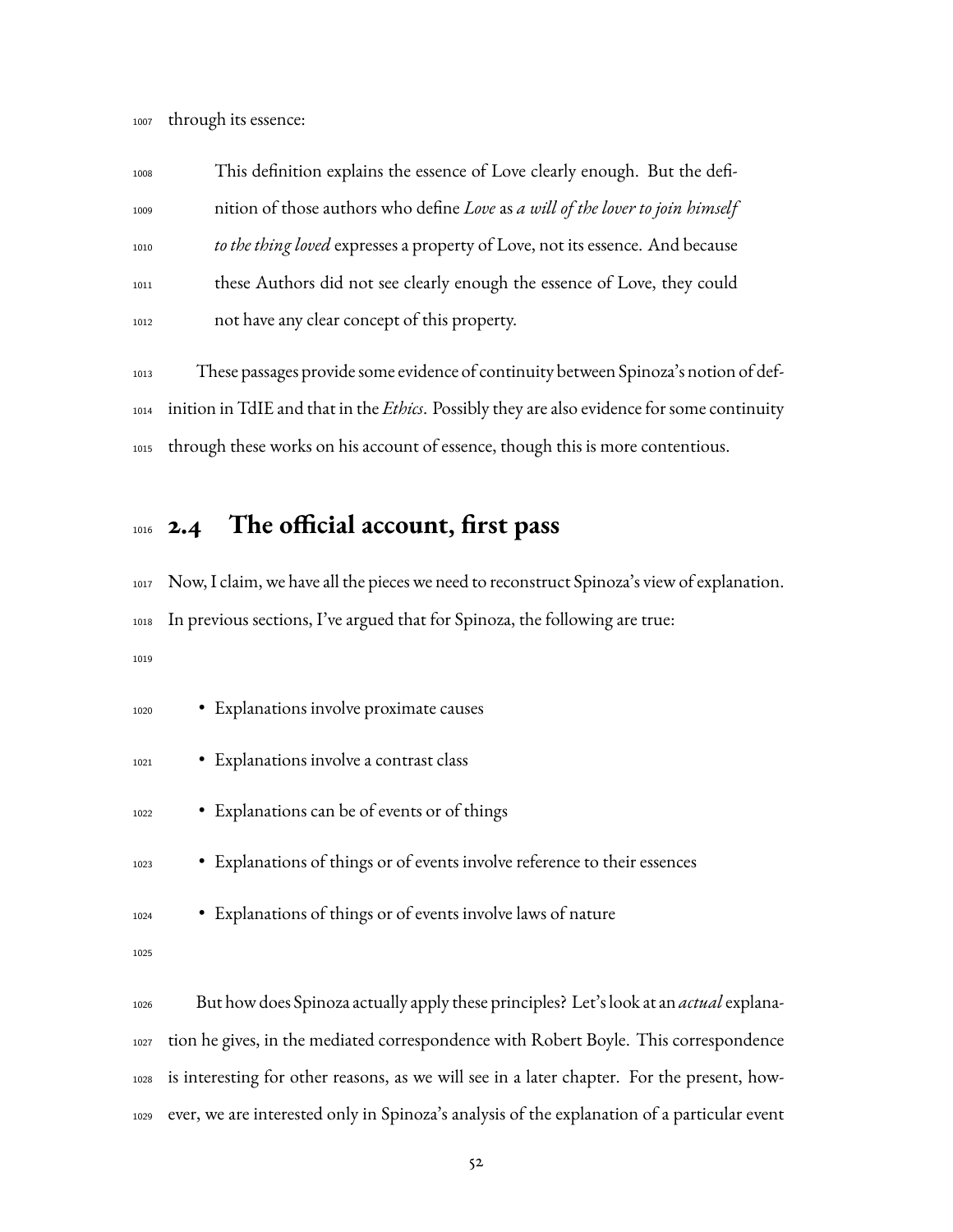through its essence:

> This definition explains the essence of Love clearly enough. But the definition of those authors who define *Love* as *a will of the lover to join himself to the thing loved* expresses a property of Love, not its essence. And because these Authors did not see clearly enough the essence of Love, they could not have any clear concept of this property.

These passages provide some evidence of continuity between Spinoza's notion of definition in TdIE and that in the *Ethics*. Possibly they are also evidence for some continuity through these works on his account of essence, though this is more contentious.

## 2.4 The official account, first pass

Now, I claim, we have all the pieces we need to reconstruct Spinoza's view of explanation. In previous sections, I've argued that for Spinoza, the following are true:

- Explanations involve proximate causes
- Explanations involve a contrast class
- Explanations can be of events or of things
- Explanations of things or of events involve reference to their essences
- Explanations of things or of events involve laws of nature

But how does Spinoza actually apply these principles? Let's look at an *actual* explanation he gives, in the mediated correspondence with Robert Boyle. This correspondence is interesting for other reasons, as we will see in a later chapter. For the present, however, we are interested only in Spinoza's analysis of the explanation of a particular event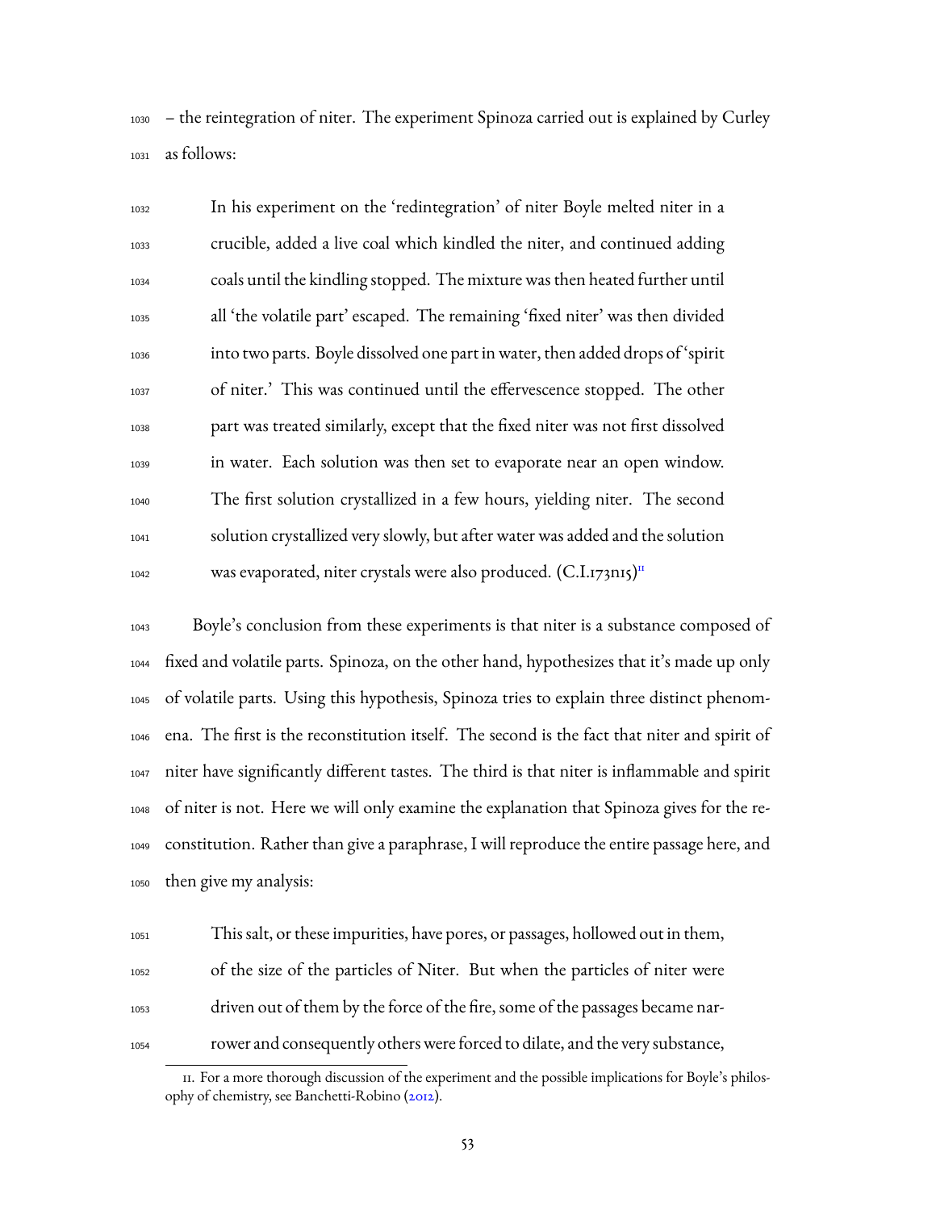– the reintegration of niter. The experiment Spinoza carried out is explained by Curley as follows:

> In his experiment on the 'redintegration' of niter Boyle melted niter in a crucible, added a live coal which kindled the niter, and continued adding coals until the kindling stopped. The mixture was then heated further until all 'the volatile part' escaped. The remaining 'fixed niter' was then divided into two parts. Boyle dissolved one part in water, then added drops of 'spirit of niter.' This was continued until the effervescence stopped. The other part was treated similarly, except that the fixed niter was not first dissolved in water. Each solution was then set to evaporate near an open window. The first solution crystallized in a few hours, yielding niter. The second solution crystallized very slowly, but after water was added and the solution was evaporated, niter crystals were also produced. (C.I.173n15)[11]

Boyle's conclusion from these experiments is that niter is a substance composed of fixed and volatile parts. Spinoza, on the other hand, hypothesizes that it's made up only of volatile parts. Using this hypothesis, Spinoza tries to explain three distinct phenomena. The first is the reconstitution itself. The second is the fact that niter and spirit of niter have significantly different tastes. The third is that niter is inflammable and spirit of niter is not. Here we will only examine the explanation that Spinoza gives for the reconstitution. Rather than give a paraphrase, I will reproduce the entire passage here, and then give my analysis:

> This salt, or these impurities, have pores, or passages, hollowed out in them, of the size of the particles of Niter. But when the particles of niter were driven out of them by the force of the fire, some of the passages became narrower and consequently others were forced to dilate, and the very substance,

11. For a more thorough discussion of the experiment and the possible implications for Boyle's philosophy of chemistry, see Banchetti-Robino (2012).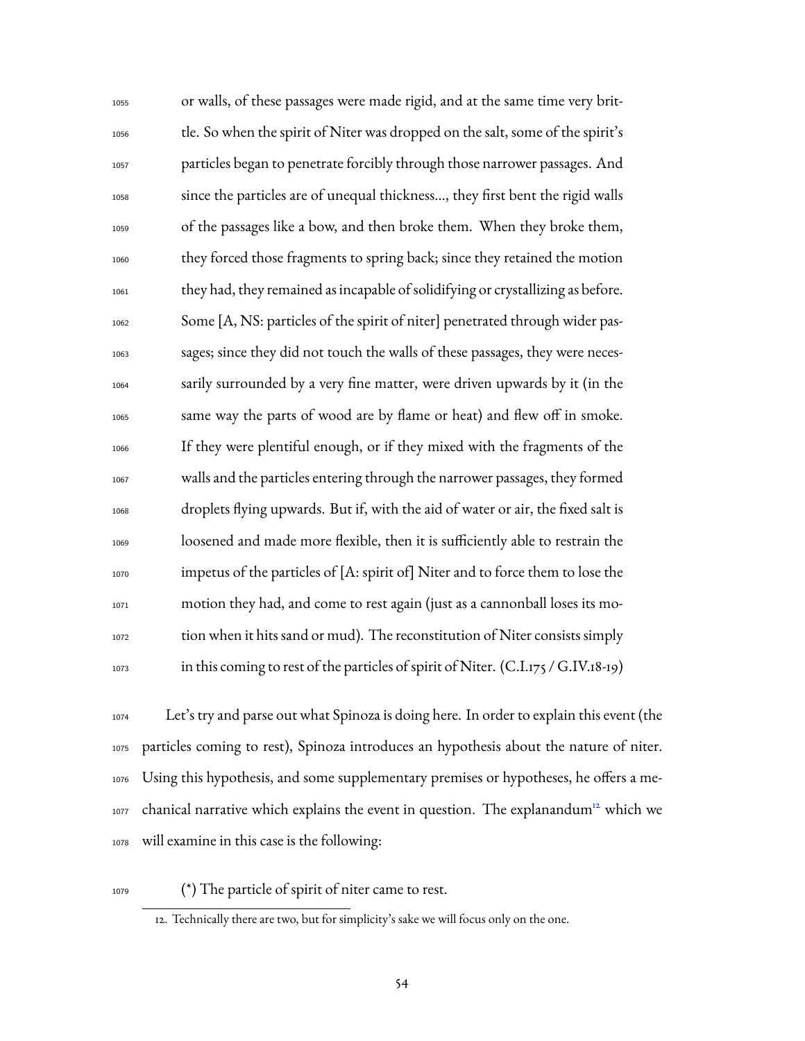> or walls, of these passages were made rigid, and at the same time very brittle. So when the spirit of Niter was dropped on the salt, some of the spirit's particles began to penetrate forcibly through those narrower passages. And since the particles are of unequal thickness..., they first bent the rigid walls of the passages like a bow, and then broke them. When they broke them, they forced those fragments to spring back; since they retained the motion they had, they remained as incapable of solidifying or crystallizing as before. Some [A, NS: particles of the spirit of niter] penetrated through wider passages; since they did not touch the walls of these passages, they were necessarily surrounded by a very fine matter, were driven upwards by it (in the same way the parts of wood are by flame or heat) and flew off in smoke. If they were plentiful enough, or if they mixed with the fragments of the walls and the particles entering through the narrower passages, they formed droplets flying upwards. But if, with the aid of water or air, the fixed salt is loosened and made more flexible, then it is sufficiently able to restrain the impetus of the particles of [A: spirit of] Niter and to force them to lose the motion they had, and come to rest again (just as a cannonball loses its motion when it hits sand or mud). The reconstitution of Niter consists simply in this coming to rest of the particles of spirit of Niter. (C.I.175 / G.IV.18-19)

Let's try and parse out what Spinoza is doing here. In order to explain this event (the particles coming to rest), Spinoza introduces an hypothesis about the nature of niter. Using this hypothesis, and some supplementary premises or hypotheses, he offers a mechanical narrative which explains the event in question. The explanandum[12] which we will examine in this case is the following:

> (*) The particle of spirit of niter came to rest.

12. Technically there are two, but for simplicity's sake we will focus only on the one.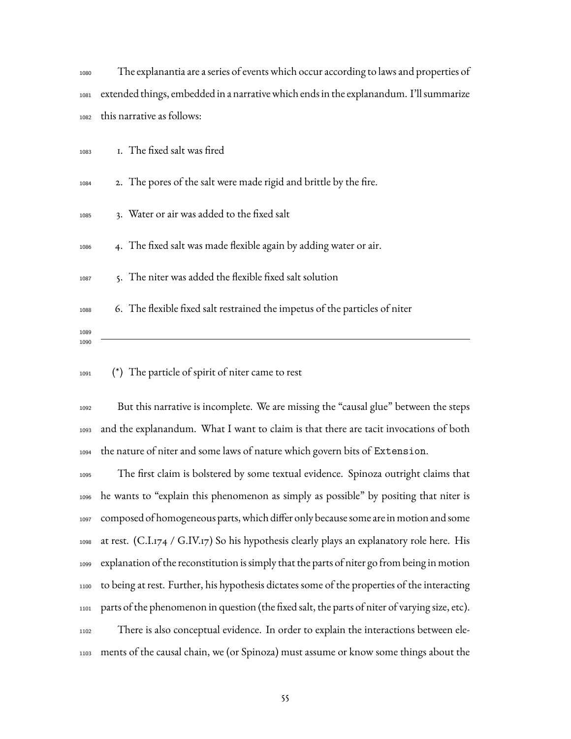The explanantia are a series of events which occur according to laws and properties of extended things, embedded in a narrative which ends in the explanandum. I'll summarize this narrative as follows:

1. The fixed salt was fired
2. The pores of the salt were made rigid and brittle by the fire.
3. Water or air was added to the fixed salt
4. The fixed salt was made flexible again by adding water or air.
5. The niter was added the flexible fixed salt solution
6. The flexible fixed salt restrained the impetus of the particles of niter

---

(*) The particle of spirit of niter came to rest

But this narrative is incomplete. We are missing the "causal glue" between the steps and the explanandum. What I want to claim is that there are tacit invocations of both the nature of niter and some laws of nature which govern bits of `Extension`.

The first claim is bolstered by some textual evidence. Spinoza outright claims that he wants to "explain this phenomenon as simply as possible" by positing that niter is composed of homogeneous parts, which differ only because some are in motion and some at rest. (C.I.174 / G.IV.17) So his hypothesis clearly plays an explanatory role here. His explanation of the reconstitution is simply that the parts of niter go from being in motion to being at rest. Further, his hypothesis dictates some of the properties of the interacting parts of the phenomenon in question (the fixed salt, the parts of niter of varying size, etc).

There is also conceptual evidence. In order to explain the interactions between elements of the causal chain, we (or Spinoza) must assume or know some things about the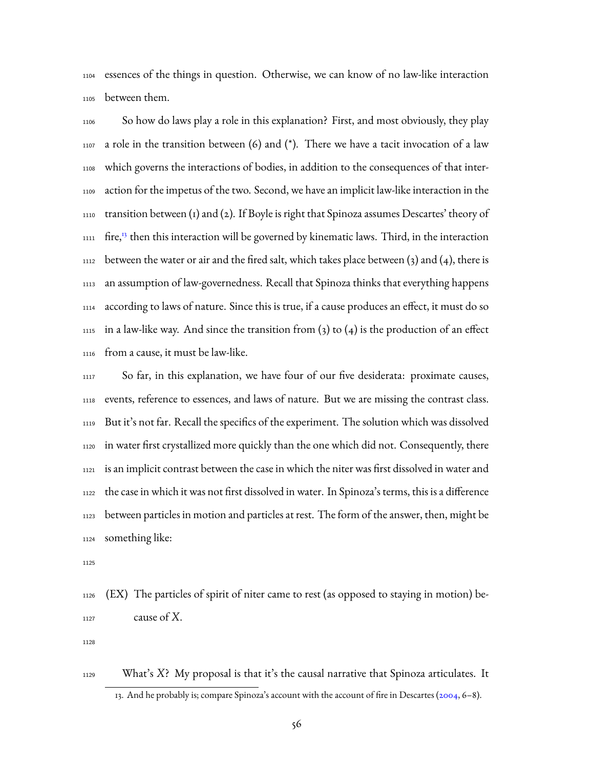essences of the things in question. Otherwise, we can know of no law-like interaction between them.

So how do laws play a role in this explanation? First, and most obviously, they play a role in the transition between (6) and (*). There we have a tacit invocation of a law which governs the interactions of bodies, in addition to the consequences of that interaction for the impetus of the two. Second, we have an implicit law-like interaction in the transition between (1) and (2). If Boyle is right that Spinoza assumes Descartes' theory of fire,[13] then this interaction will be governed by kinematic laws. Third, in the interaction between the water or air and the fired salt, which takes place between (3) and (4), there is an assumption of law-governedness. Recall that Spinoza thinks that everything happens according to laws of nature. Since this is true, if a cause produces an effect, it must do so in a law-like way. And since the transition from (3) to (4) is the production of an effect from a cause, it must be law-like.

So far, in this explanation, we have four of our five desiderata: proximate causes, events, reference to essences, and laws of nature. But we are missing the contrast class. But it's not far. Recall the specifics of the experiment. The solution which was dissolved in water first crystallized more quickly than the one which did not. Consequently, there is an implicit contrast between the case in which the niter was first dissolved in water and the case in which it was not first dissolved in water. In Spinoza's terms, this is a difference between particles in motion and particles at rest. The form of the answer, then, might be something like:

(EX) The particles of spirit of niter came to rest (as opposed to staying in motion) because of *X*.

What's *X*? My proposal is that it's the causal narrative that Spinoza articulates. It

13. And he probably is; compare Spinoza's account with the account of fire in Descartes (2004, 6–8).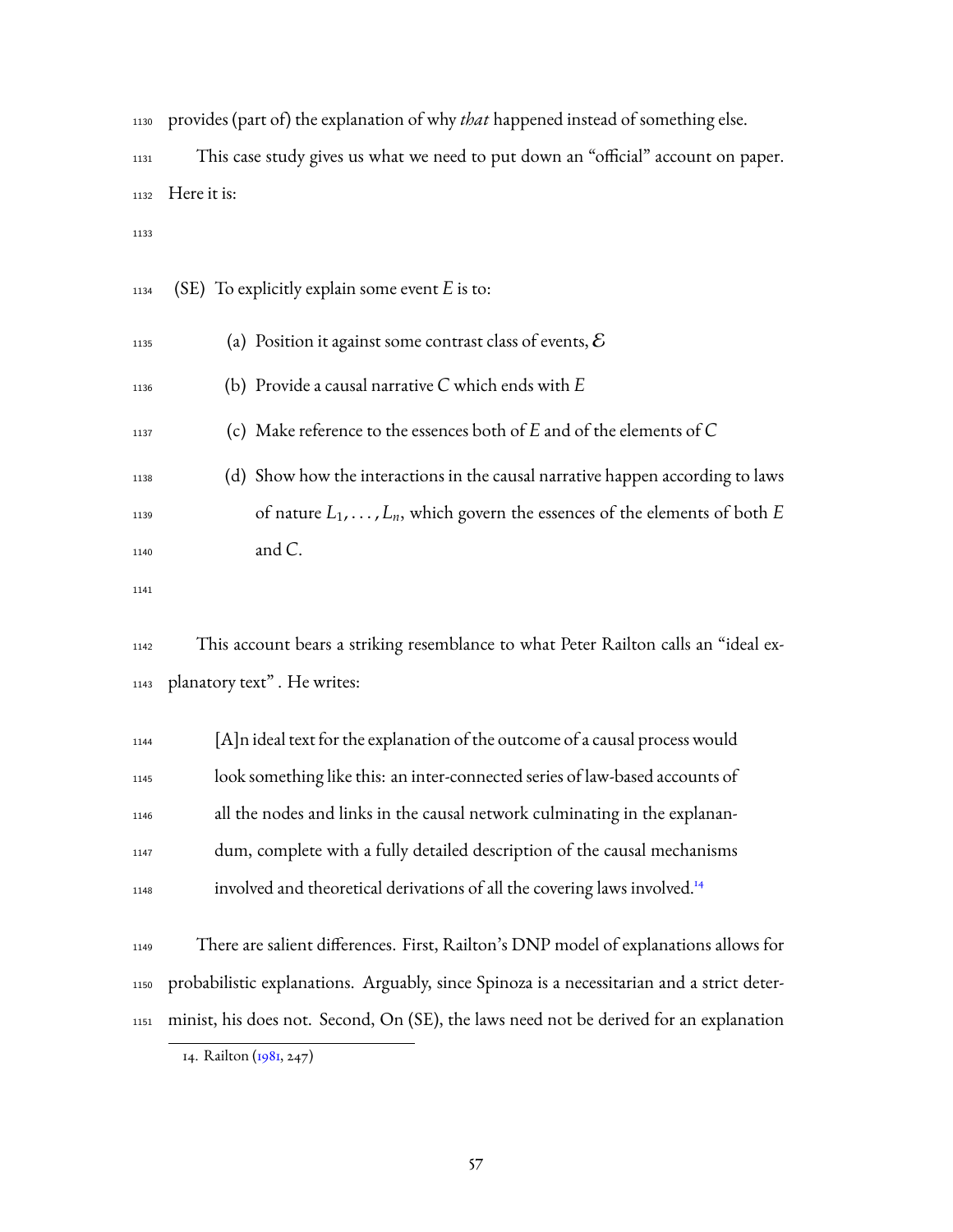provides (part of) the explanation of why *that* happened instead of something else.

This case study gives us what we need to put down an "official" account on paper. Here it is:

(SE) To explicitly explain some event $E$ is to:

  (a) Position it against some contrast class of events, $\mathcal{E}$

  (b) Provide a causal narrative $C$ which ends with $E$

  (c) Make reference to the essences both of $E$ and of the elements of $C$

  (d) Show how the interactions in the causal narrative happen according to laws of nature $L_1, \ldots, L_n$, which govern the essences of the elements of both $E$ and $C$.

This account bears a striking resemblance to what Peter Railton calls an "ideal explanatory text" . He writes:

> [A]n ideal text for the explanation of the outcome of a causal process would look something like this: an inter-connected series of law-based accounts of all the nodes and links in the causal network culminating in the explanandum, complete with a fully detailed description of the causal mechanisms involved and theoretical derivations of all the covering laws involved.[14]

There are salient differences. First, Railton's DNP model of explanations allows for probabilistic explanations. Arguably, since Spinoza is a necessitarian and a strict determinist, his does not. Second, On (SE), the laws need not be derived for an explanation

14. Railton (1981, 247)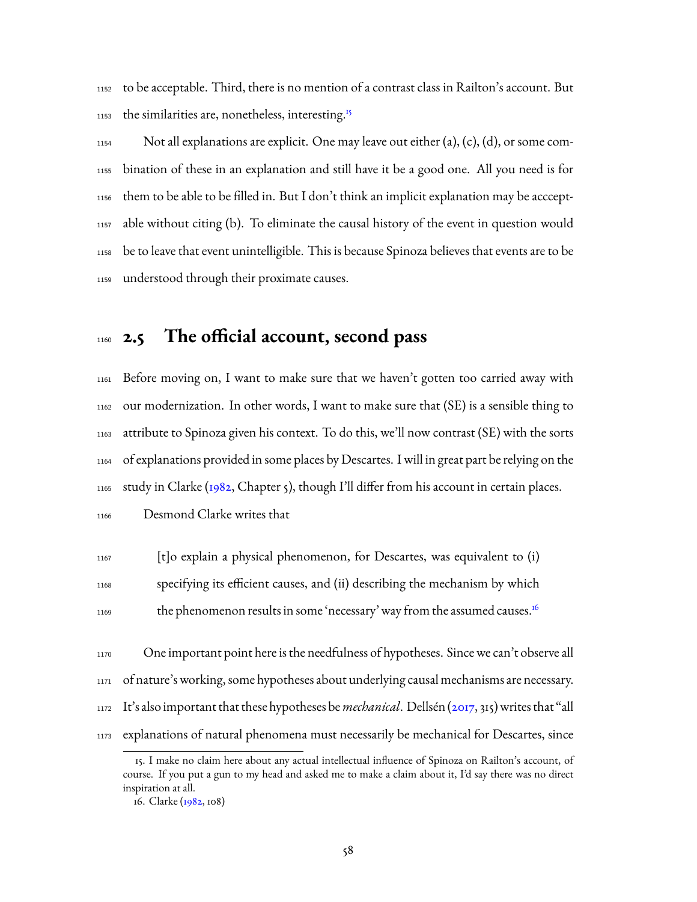to be acceptable. Third, there is no mention of a contrast class in Railton's account. But the similarities are, nonetheless, interesting.[15]

Not all explanations are explicit. One may leave out either (a), (c), (d), or some combination of these in an explanation and still have it be a good one. All you need is for them to be able to be filled in. But I don't think an implicit explanation may be accceptable without citing (b). To eliminate the causal history of the event in question would be to leave that event unintelligible. This is because Spinoza believes that events are to be understood through their proximate causes.

## 2.5 The official account, second pass

Before moving on, I want to make sure that we haven't gotten too carried away with our modernization. In other words, I want to make sure that (SE) is a sensible thing to attribute to Spinoza given his context. To do this, we'll now contrast (SE) with the sorts of explanations provided in some places by Descartes. I will in great part be relying on the study in Clarke (1982, Chapter 5), though I'll differ from his account in certain places.

Desmond Clarke writes that

> [t]o explain a physical phenomenon, for Descartes, was equivalent to (i) specifying its efficient causes, and (ii) describing the mechanism by which the phenomenon results in some 'necessary' way from the assumed causes.[16]

One important point here is the needfulness of hypotheses. Since we can't observe all of nature's working, some hypotheses about underlying causal mechanisms are necessary. It's also important that these hypotheses be *mechanical*. Dellsén (2017, 315) writes that "all explanations of natural phenomena must necessarily be mechanical for Descartes, since

---

15. I make no claim here about any actual intellectual influence of Spinoza on Railton's account, of course. If you put a gun to my head and asked me to make a claim about it, I'd say there was no direct inspiration at all.

16. Clarke (1982, 108)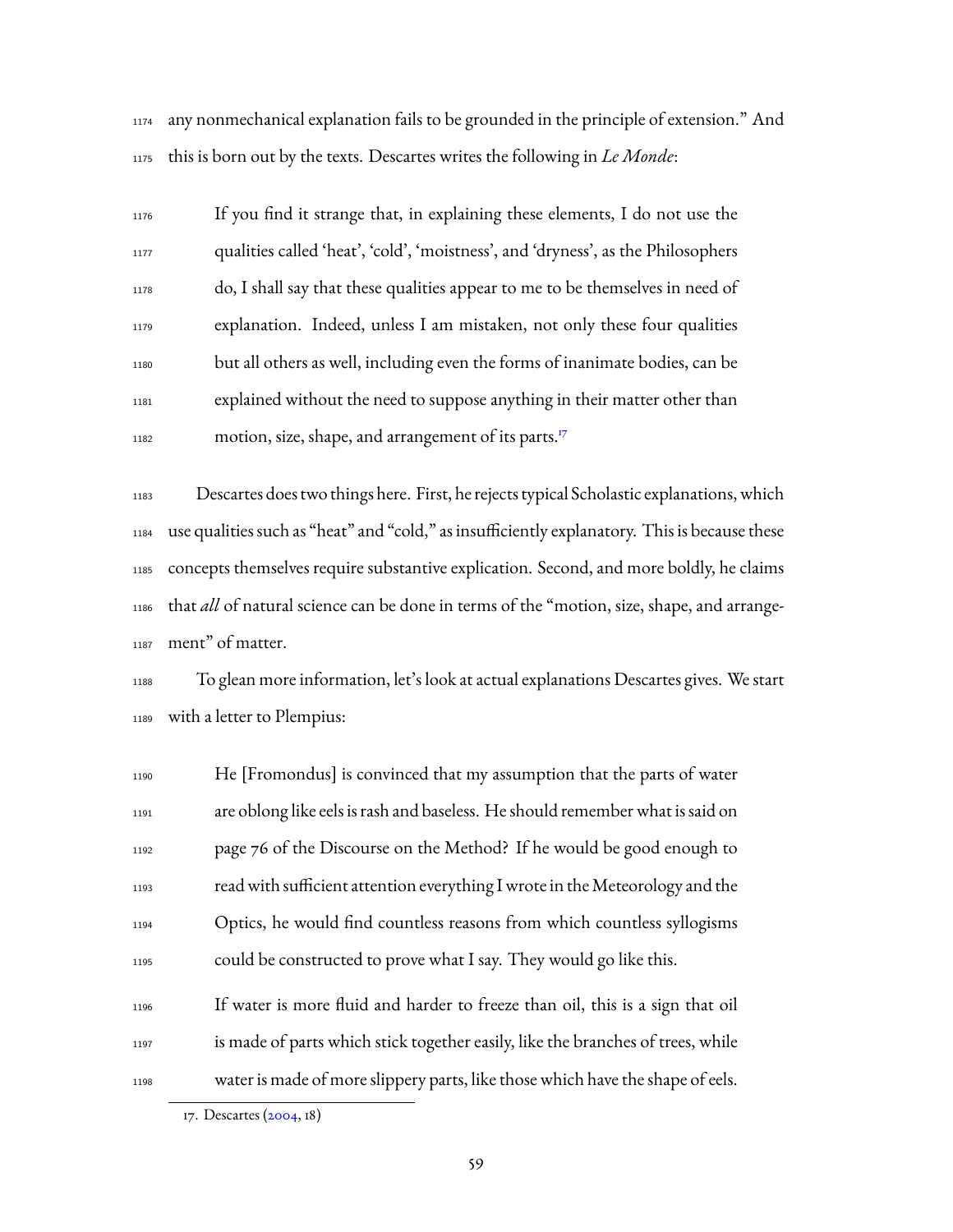any nonmechanical explanation fails to be grounded in the principle of extension." And this is born out by the texts. Descartes writes the following in *Le Monde*:

> If you find it strange that, in explaining these elements, I do not use the qualities called 'heat', 'cold', 'moistness', and 'dryness', as the Philosophers do, I shall say that these qualities appear to me to be themselves in need of explanation. Indeed, unless I am mistaken, not only these four qualities but all others as well, including even the forms of inanimate bodies, can be explained without the need to suppose anything in their matter other than motion, size, shape, and arrangement of its parts.[17]

Descartes does two things here. First, he rejects typical Scholastic explanations, which use qualities such as "heat" and "cold," as insufficiently explanatory. This is because these concepts themselves require substantive explication. Second, and more boldly, he claims that *all* of natural science can be done in terms of the "motion, size, shape, and arrangement" of matter.

To glean more information, let's look at actual explanations Descartes gives. We start with a letter to Plempius:

> He [Fromondus] is convinced that my assumption that the parts of water are oblong like eels is rash and baseless. He should remember what is said on page 76 of the Discourse on the Method? If he would be good enough to read with sufficient attention everything I wrote in the Meteorology and the Optics, he would find countless reasons from which countless syllogisms could be constructed to prove what I say. They would go like this.
>
> If water is more fluid and harder to freeze than oil, this is a sign that oil is made of parts which stick together easily, like the branches of trees, while water is made of more slippery parts, like those which have the shape of eels.

17. Descartes (2004, 18)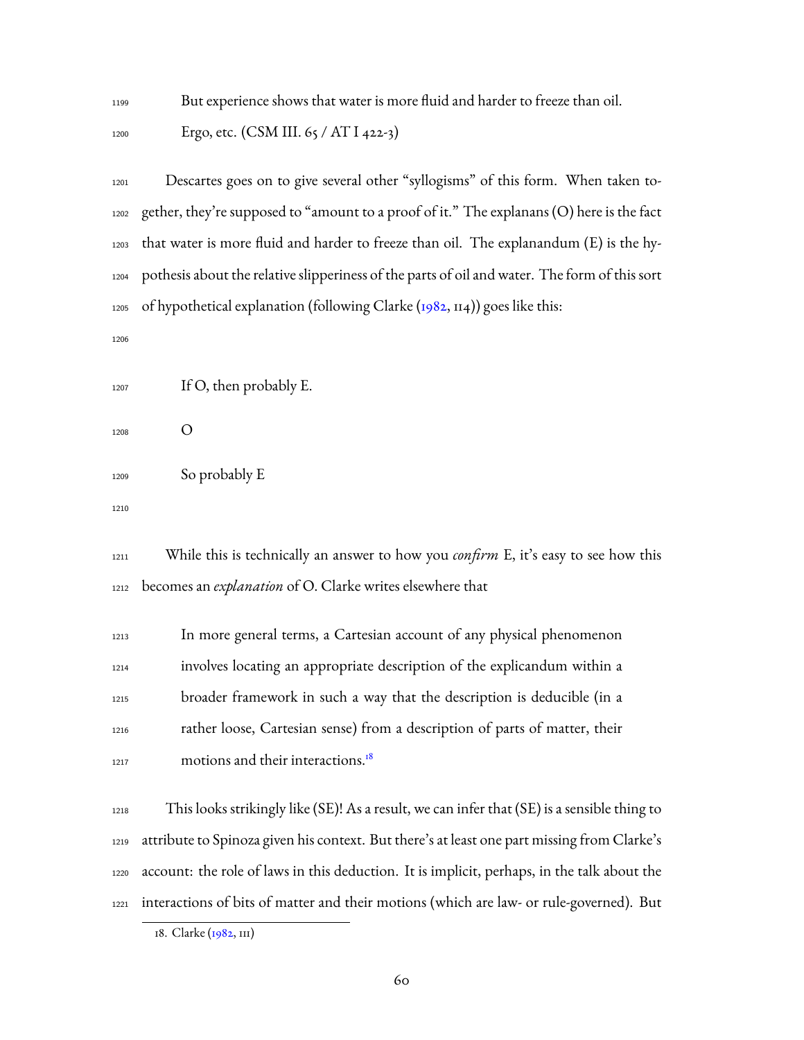But experience shows that water is more fluid and harder to freeze than oil.

Ergo, etc. (CSM III. 65 / AT I 422-3)

Descartes goes on to give several other "syllogisms" of this form. When taken together, they're supposed to "amount to a proof of it." The explanans (O) here is the fact that water is more fluid and harder to freeze than oil. The explanandum (E) is the hypothesis about the relative slipperiness of the parts of oil and water. The form of this sort of hypothetical explanation (following Clarke (1982, 114)) goes like this:

If O, then probably E.

O

So probably E

While this is technically an answer to how you *confirm* E, it's easy to see how this becomes an *explanation* of O. Clarke writes elsewhere that

> In more general terms, a Cartesian account of any physical phenomenon involves locating an appropriate description of the explicandum within a broader framework in such a way that the description is deducible (in a rather loose, Cartesian sense) from a description of parts of matter, their motions and their interactions.[18]

This looks strikingly like (SE)! As a result, we can infer that (SE) is a sensible thing to attribute to Spinoza given his context. But there's at least one part missing from Clarke's account: the role of laws in this deduction. It is implicit, perhaps, in the talk about the interactions of bits of matter and their motions (which are law- or rule-governed). But

18. Clarke (1982, 111)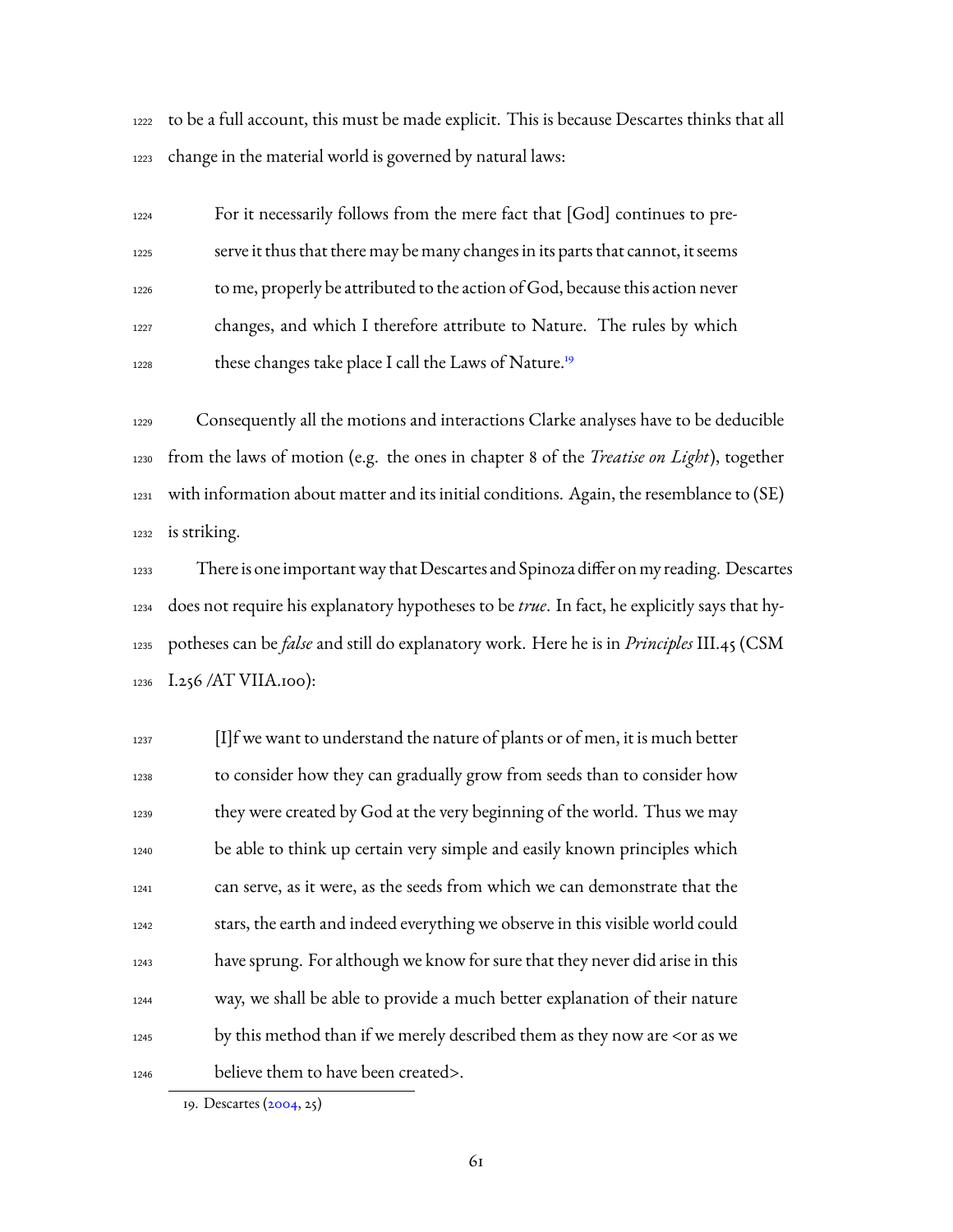to be a full account, this must be made explicit. This is because Descartes thinks that all change in the material world is governed by natural laws:

> For it necessarily follows from the mere fact that [God] continues to preserve it thus that there may be many changes in its parts that cannot, it seems to me, properly be attributed to the action of God, because this action never changes, and which I therefore attribute to Nature. The rules by which these changes take place I call the Laws of Nature.[19]

Consequently all the motions and interactions Clarke analyses have to be deducible from the laws of motion (e.g. the ones in chapter 8 of the *Treatise on Light*), together with information about matter and its initial conditions. Again, the resemblance to (SE) is striking.

There is one important way that Descartes and Spinoza differ on my reading. Descartes does not require his explanatory hypotheses to be *true*. In fact, he explicitly says that hypotheses can be *false* and still do explanatory work. Here he is in *Principles* III.45 (CSM I.256 /AT VIIIA.100):

> [I]f we want to understand the nature of plants or of men, it is much better to consider how they can gradually grow from seeds than to consider how they were created by God at the very beginning of the world. Thus we may be able to think up certain very simple and easily known principles which can serve, as it were, as the seeds from which we can demonstrate that the stars, the earth and indeed everything we observe in this visible world could have sprung. For although we know for sure that they never did arise in this way, we shall be able to provide a much better explanation of their nature by this method than if we merely described them as they now are <or as we believe them to have been created>.

19. Descartes (2004, 25)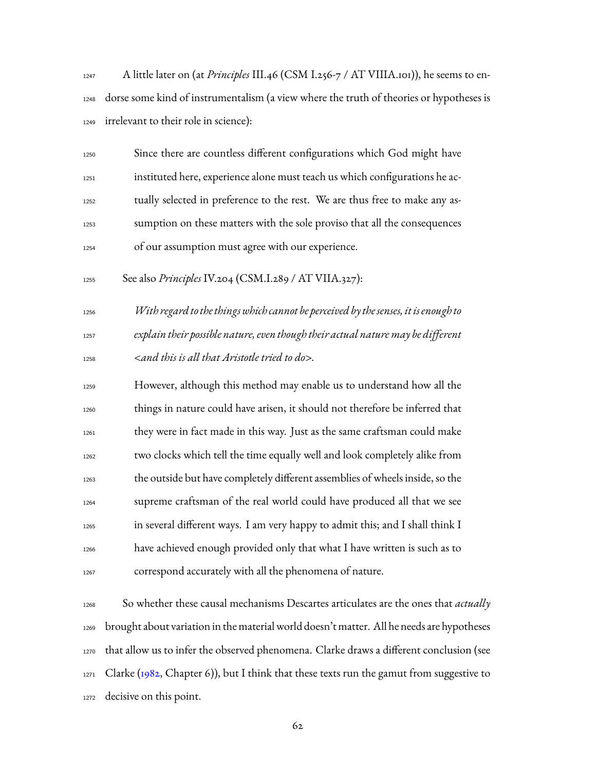A little later on (at *Principles* III.46 (CSM I.256-7 / AT VIIIA.101)), he seems to endorse some kind of instrumentalism (a view where the truth of theories or hypotheses is irrelevant to their role in science):

> Since there are countless different configurations which God might have instituted here, experience alone must teach us which configurations he actually selected in preference to the rest. We are thus free to make any assumption on these matters with the sole proviso that all the consequences of our assumption must agree with our experience.

See also *Principles* IV.204 (CSM.I.289 / AT VIIA.327):

> *With regard to the things which cannot be perceived by the senses, it is enough to explain their possible nature, even though their actual nature may be different <and this is all that Aristotle tried to do>.*
>
> However, although this method may enable us to understand how all the things in nature could have arisen, it should not therefore be inferred that they were in fact made in this way. Just as the same craftsman could make two clocks which tell the time equally well and look completely alike from the outside but have completely different assemblies of wheels inside, so the supreme craftsman of the real world could have produced all that we see in several different ways. I am very happy to admit this; and I shall think I have achieved enough provided only that what I have written is such as to correspond accurately with all the phenomena of nature.

So whether these causal mechanisms Descartes articulates are the ones that *actually* brought about variation in the material world doesn't matter. All he needs are hypotheses that allow us to infer the observed phenomena. Clarke draws a different conclusion (see Clarke (1982, Chapter 6)), but I think that these texts run the gamut from suggestive to decisive on this point.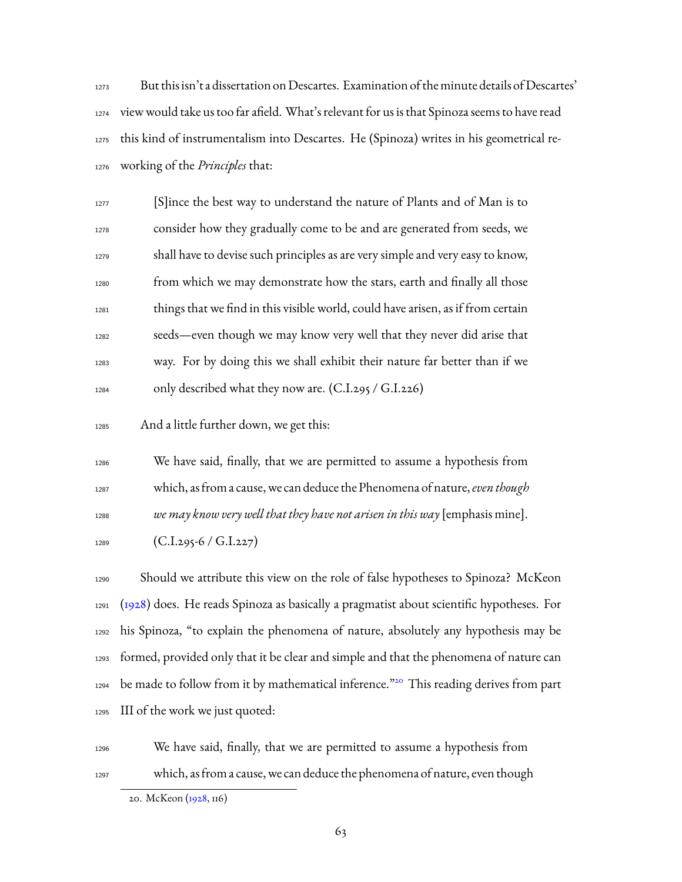But this isn't a dissertation on Descartes. Examination of the minute details of Descartes' view would take us too far afield. What's relevant for us is that Spinoza seems to have read this kind of instrumentalism into Descartes. He (Spinoza) writes in his geometrical reworking of the *Principles* that:

> [S]ince the best way to understand the nature of Plants and of Man is to consider how they gradually come to be and are generated from seeds, we shall have to devise such principles as are very simple and very easy to know, from which we may demonstrate how the stars, earth and finally all those things that we find in this visible world, could have arisen, as if from certain seeds—even though we may know very well that they never did arise that way. For by doing this we shall exhibit their nature far better than if we only described what they now are. (C.I.295 / G.I.226)

And a little further down, we get this:

> We have said, finally, that we are permitted to assume a hypothesis from which, as from a cause, we can deduce the Phenomena of nature, *even though we may know very well that they have not arisen in this way* [emphasis mine]. (C.I.295-6 / G.I.227)

Should we attribute this view on the role of false hypotheses to Spinoza? McKeon (1928) does. He reads Spinoza as basically a pragmatist about scientific hypotheses. For his Spinoza, "to explain the phenomena of nature, absolutely any hypothesis may be formed, provided only that it be clear and simple and that the phenomena of nature can be made to follow from it by mathematical inference."[20] This reading derives from part III of the work we just quoted:

> We have said, finally, that we are permitted to assume a hypothesis from which, as from a cause, we can deduce the phenomena of nature, even though

20. McKeon (1928, 116)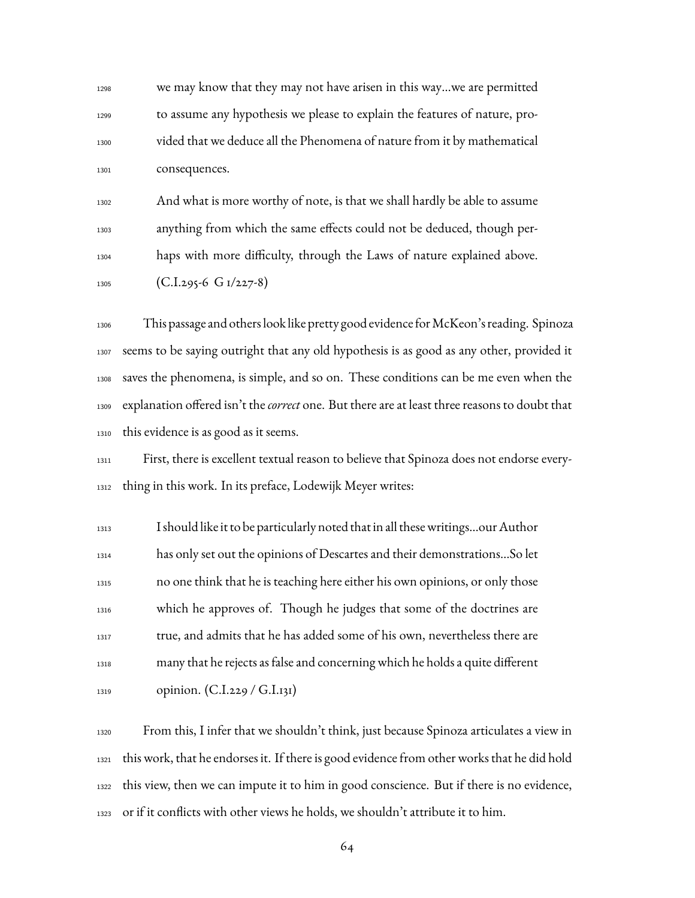> we may know that they may not have arisen in this way...we are permitted to assume any hypothesis we please to explain the features of nature, provided that we deduce all the Phenomena of nature from it by mathematical consequences.
>
> And what is more worthy of note, is that we shall hardly be able to assume anything from which the same effects could not be deduced, though perhaps with more difficulty, through the Laws of nature explained above. (C.I.295-6 G I/227-8)

This passage and others look like pretty good evidence for McKeon's reading. Spinoza seems to be saying outright that any old hypothesis is as good as any other, provided it saves the phenomena, is simple, and so on. These conditions can be me even when the explanation offered isn't the *correct* one. But there are at least three reasons to doubt that this evidence is as good as it seems.

First, there is excellent textual reason to believe that Spinoza does not endorse everything in this work. In its preface, Lodewijk Meyer writes:

> I should like it to be particularly noted that in all these writings...our Author has only set out the opinions of Descartes and their demonstrations...So let no one think that he is teaching here either his own opinions, or only those which he approves of. Though he judges that some of the doctrines are true, and admits that he has added some of his own, nevertheless there are many that he rejects as false and concerning which he holds a quite different opinion. (C.I.229 / G.I.131)

From this, I infer that we shouldn't think, just because Spinoza articulates a view in this work, that he endorses it. If there is good evidence from other works that he did hold this view, then we can impute it to him in good conscience. But if there is no evidence, or if it conflicts with other views he holds, we shouldn't attribute it to him.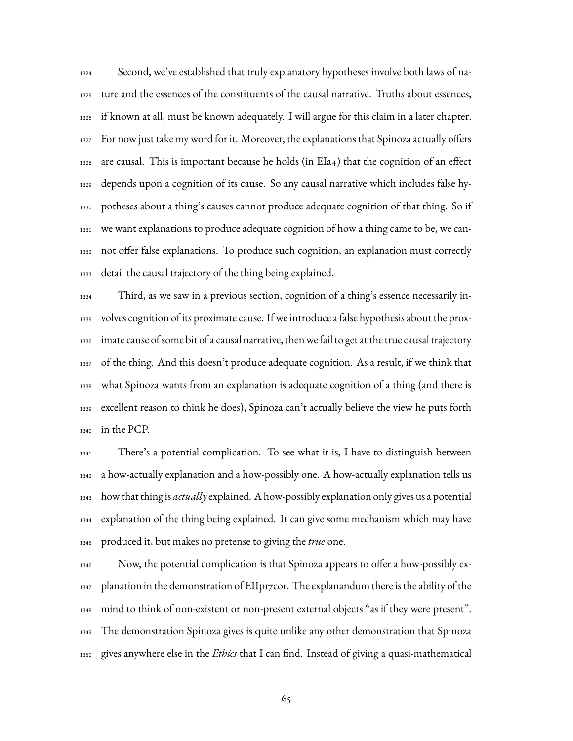Second, we've established that truly explanatory hypotheses involve both laws of nature and the essences of the constituents of the causal narrative. Truths about essences, if known at all, must be known adequately. I will argue for this claim in a later chapter. For now just take my word for it. Moreover, the explanations that Spinoza actually offers are causal. This is important because he holds (in EIa4) that the cognition of an effect depends upon a cognition of its cause. So any causal narrative which includes false hypotheses about a thing's causes cannot produce adequate cognition of that thing. So if we want explanations to produce adequate cognition of how a thing came to be, we cannot offer false explanations. To produce such cognition, an explanation must correctly detail the causal trajectory of the thing being explained.

Third, as we saw in a previous section, cognition of a thing's essence necessarily involves cognition of its proximate cause. If we introduce a false hypothesis about the proximate cause of some bit of a causal narrative, then we fail to get at the true causal trajectory of the thing. And this doesn't produce adequate cognition. As a result, if we think that what Spinoza wants from an explanation is adequate cognition of a thing (and there is excellent reason to think he does), Spinoza can't actually believe the view he puts forth in the PCP.

There's a potential complication. To see what it is, I have to distinguish between a how-actually explanation and a how-possibly one. A how-actually explanation tells us how that thing is *actually* explained. A how-possibly explanation only gives us a potential explanation of the thing being explained. It can give some mechanism which may have produced it, but makes no pretense to giving the *true* one.

Now, the potential complication is that Spinoza appears to offer a how-possibly explanation in the demonstration of EIIp17cor. The explanandum there is the ability of the mind to think of non-existent or non-present external objects "as if they were present". The demonstration Spinoza gives is quite unlike any other demonstration that Spinoza gives anywhere else in the *Ethics* that I can find. Instead of giving a quasi-mathematical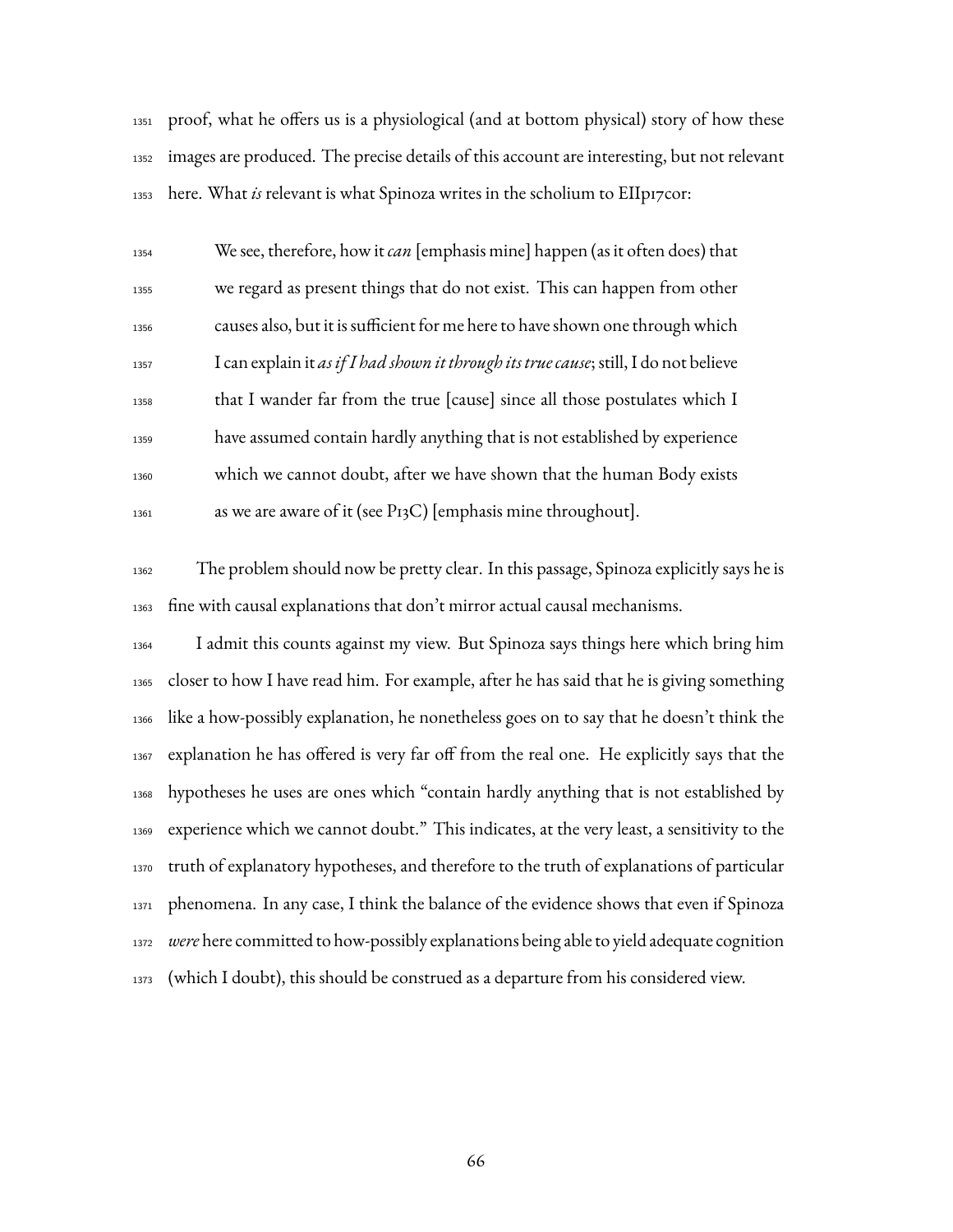proof, what he offers us is a physiological (and at bottom physical) story of how these images are produced. The precise details of this account are interesting, but not relevant here. What *is* relevant is what Spinoza writes in the scholium to EIIp17cor:

> We see, therefore, how it *can* [emphasis mine] happen (as it often does) that we regard as present things that do not exist. This can happen from other causes also, but it is sufficient for me here to have shown one through which I can explain it *as if I had shown it through its true cause*; still, I do not believe that I wander far from the true [cause] since all those postulates which I have assumed contain hardly anything that is not established by experience which we cannot doubt, after we have shown that the human Body exists as we are aware of it (see P13C) [emphasis mine throughout].

The problem should now be pretty clear. In this passage, Spinoza explicitly says he is fine with causal explanations that don't mirror actual causal mechanisms.

I admit this counts against my view. But Spinoza says things here which bring him closer to how I have read him. For example, after he has said that he is giving something like a how-possibly explanation, he nonetheless goes on to say that he doesn't think the explanation he has offered is very far off from the real one. He explicitly says that the hypotheses he uses are ones which "contain hardly anything that is not established by experience which we cannot doubt." This indicates, at the very least, a sensitivity to the truth of explanatory hypotheses, and therefore to the truth of explanations of particular phenomena. In any case, I think the balance of the evidence shows that even if Spinoza *were* here committed to how-possibly explanations being able to yield adequate cognition (which I doubt), this should be construed as a departure from his considered view.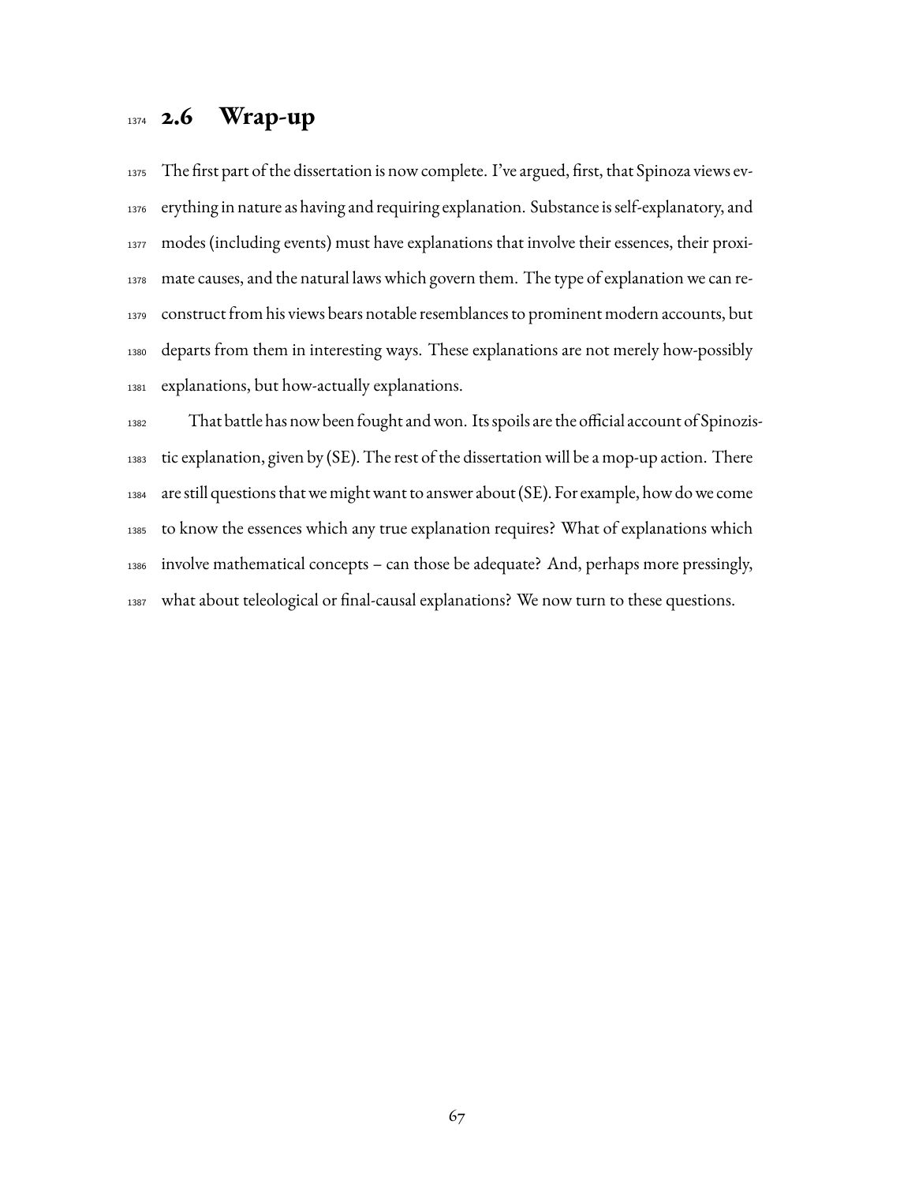## 2.6 Wrap-up

The first part of the dissertation is now complete. I've argued, first, that Spinoza views everything in nature as having and requiring explanation. Substance is self-explanatory, and modes (including events) must have explanations that involve their essences, their proximate causes, and the natural laws which govern them. The type of explanation we can reconstruct from his views bears notable resemblances to prominent modern accounts, but departs from them in interesting ways. These explanations are not merely how-possibly explanations, but how-actually explanations.

That battle has now been fought and won. Its spoils are the official account of Spinozistic explanation, given by (SE). The rest of the dissertation will be a mop-up action. There are still questions that we might want to answer about (SE). For example, how do we come to know the essences which any true explanation requires? What of explanations which involve mathematical concepts – can those be adequate? And, perhaps more pressingly, what about teleological or final-causal explanations? We now turn to these questions.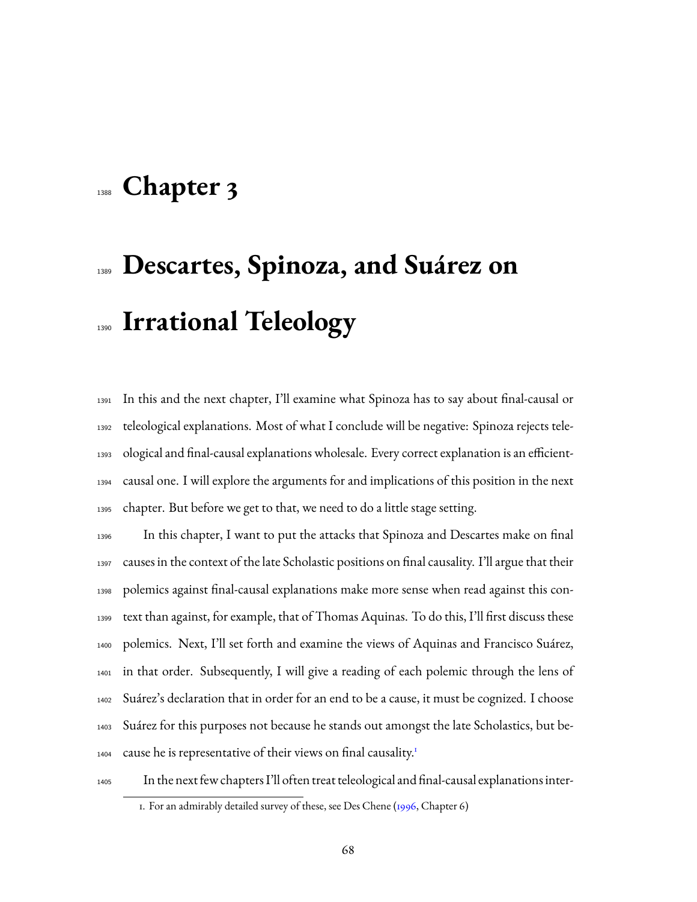# Chapter 3

# Descartes, Spinoza, and Suárez on Irrational Teleology

In this and the next chapter, I'll examine what Spinoza has to say about final-causal or teleological explanations. Most of what I conclude will be negative: Spinoza rejects teleological and final-causal explanations wholesale. Every correct explanation is an efficient-causal one. I will explore the arguments for and implications of this position in the next chapter. But before we get to that, we need to do a little stage setting.

In this chapter, I want to put the attacks that Spinoza and Descartes make on final causes in the context of the late Scholastic positions on final causality. I'll argue that their polemics against final-causal explanations make more sense when read against this context than against, for example, that of Thomas Aquinas. To do this, I'll first discuss these polemics. Next, I'll set forth and examine the views of Aquinas and Francisco Suárez, in that order. Subsequently, I will give a reading of each polemic through the lens of Suárez's declaration that in order for an end to be a cause, it must be cognized. I choose Suárez for this purposes not because he stands out amongst the late Scholastics, but because he is representative of their views on final causality.[1]

In the next few chapters I'll often treat teleological and final-causal explanations inter-

1. For an admirably detailed survey of these, see Des Chene (1996, Chapter 6)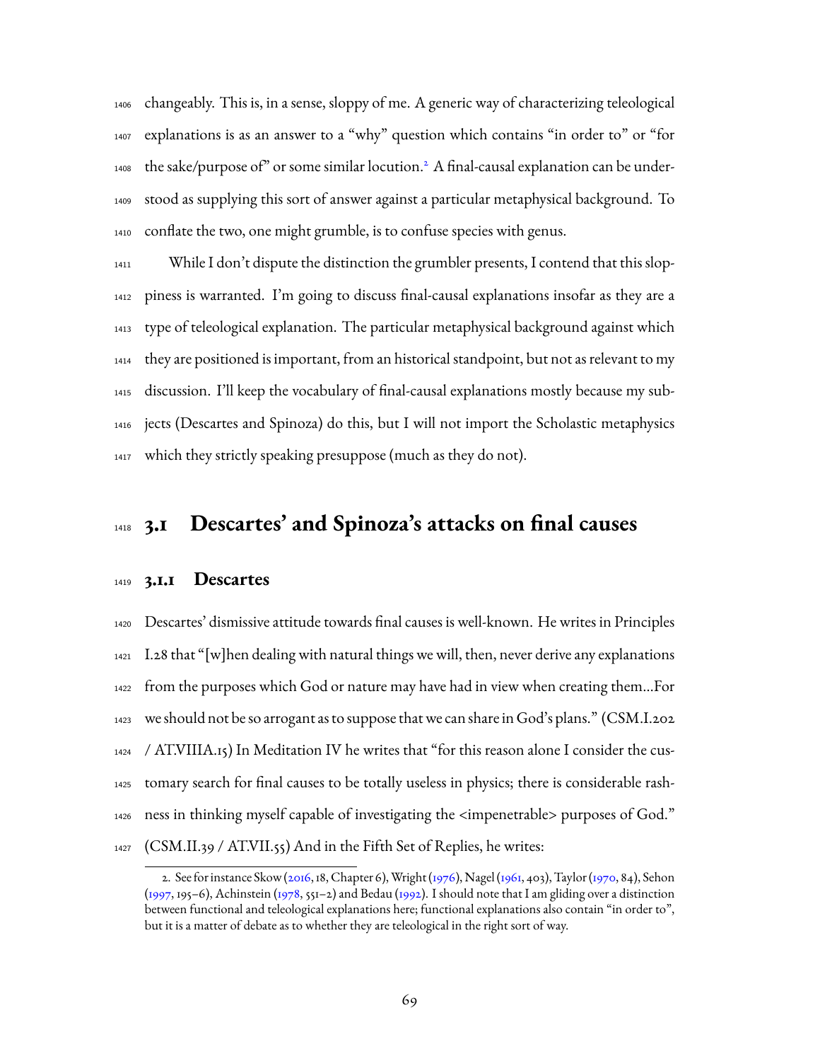changeably. This is, in a sense, sloppy of me. A generic way of characterizing teleological explanations is as an answer to a "why" question which contains "in order to" or "for the sake/purpose of" or some similar locution.[2] A final-causal explanation can be understood as supplying this sort of answer against a particular metaphysical background. To conflate the two, one might grumble, is to confuse species with genus.

While I don't dispute the distinction the grumbler presents, I contend that this sloppiness is warranted. I'm going to discuss final-causal explanations insofar as they are a type of teleological explanation. The particular metaphysical background against which they are positioned is important, from an historical standpoint, but not as relevant to my discussion. I'll keep the vocabulary of final-causal explanations mostly because my subjects (Descartes and Spinoza) do this, but I will not import the Scholastic metaphysics which they strictly speaking presuppose (much as they do not).

## 3.1 Descartes' and Spinoza's attacks on final causes

### 3.1.1 Descartes

Descartes' dismissive attitude towards final causes is well-known. He writes in Principles I.28 that "[w]hen dealing with natural things we will, then, never derive any explanations from the purposes which God or nature may have had in view when creating them...For we should not be so arrogant as to suppose that we can share in God's plans." (CSM.I.202 / AT.VIIIA.15) In Meditation IV he writes that "for this reason alone I consider the customary search for final causes to be totally useless in physics; there is considerable rashness in thinking myself capable of investigating the <impenetrable> purposes of God." (CSM.II.39 / AT.VII.55) And in the Fifth Set of Replies, he writes:

---

2. See for instance Skow (2016, 18, Chapter 6), Wright (1976), Nagel (1961, 403), Taylor (1970, 84), Sehon (1997, 195–6), Achinstein (1978, 551–2) and Bedau (1992). I should note that I am gliding over a distinction between functional and teleological explanations here; functional explanations also contain "in order to", but it is a matter of debate as to whether they are teleological in the right sort of way.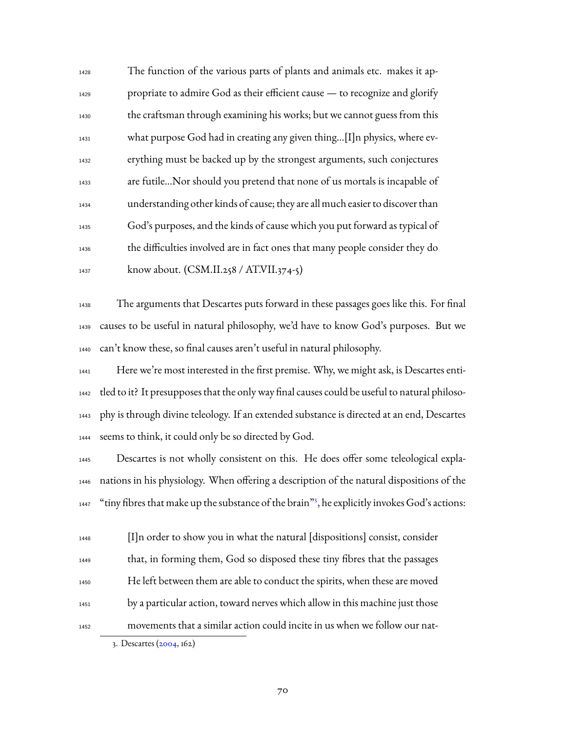> The function of the various parts of plants and animals etc. makes it appropriate to admire God as their efficient cause — to recognize and glorify the craftsman through examining his works; but we cannot guess from this what purpose God had in creating any given thing...[I]n physics, where everything must be backed up by the strongest arguments, such conjectures are futile...Nor should you pretend that none of us mortals is incapable of understanding other kinds of cause; they are all much easier to discover than God's purposes, and the kinds of cause which you put forward as typical of the difficulties involved are in fact ones that many people consider they do know about. (CSM.II.258 / AT.VII.374-5)

The arguments that Descartes puts forward in these passages goes like this. For final causes to be useful in natural philosophy, we'd have to know God's purposes. But we can't know these, so final causes aren't useful in natural philosophy.

Here we're most interested in the first premise. Why, we might ask, is Descartes entitled to it? It presupposes that the only way final causes could be useful to natural philosophy is through divine teleology. If an extended substance is directed at an end, Descartes seems to think, it could only be so directed by God.

Descartes is not wholly consistent on this. He does offer some teleological explanations in his physiology. When offering a description of the natural dispositions of the "tiny fibres that make up the substance of the brain"[3], he explicitly invokes God's actions:

> [I]n order to show you in what the natural [dispositions] consist, consider that, in forming them, God so disposed these tiny fibres that the passages He left between them are able to conduct the spirits, when these are moved by a particular action, toward nerves which allow in this machine just those movements that a similar action could incite in us when we follow our nat-

3. Descartes (2004, 162)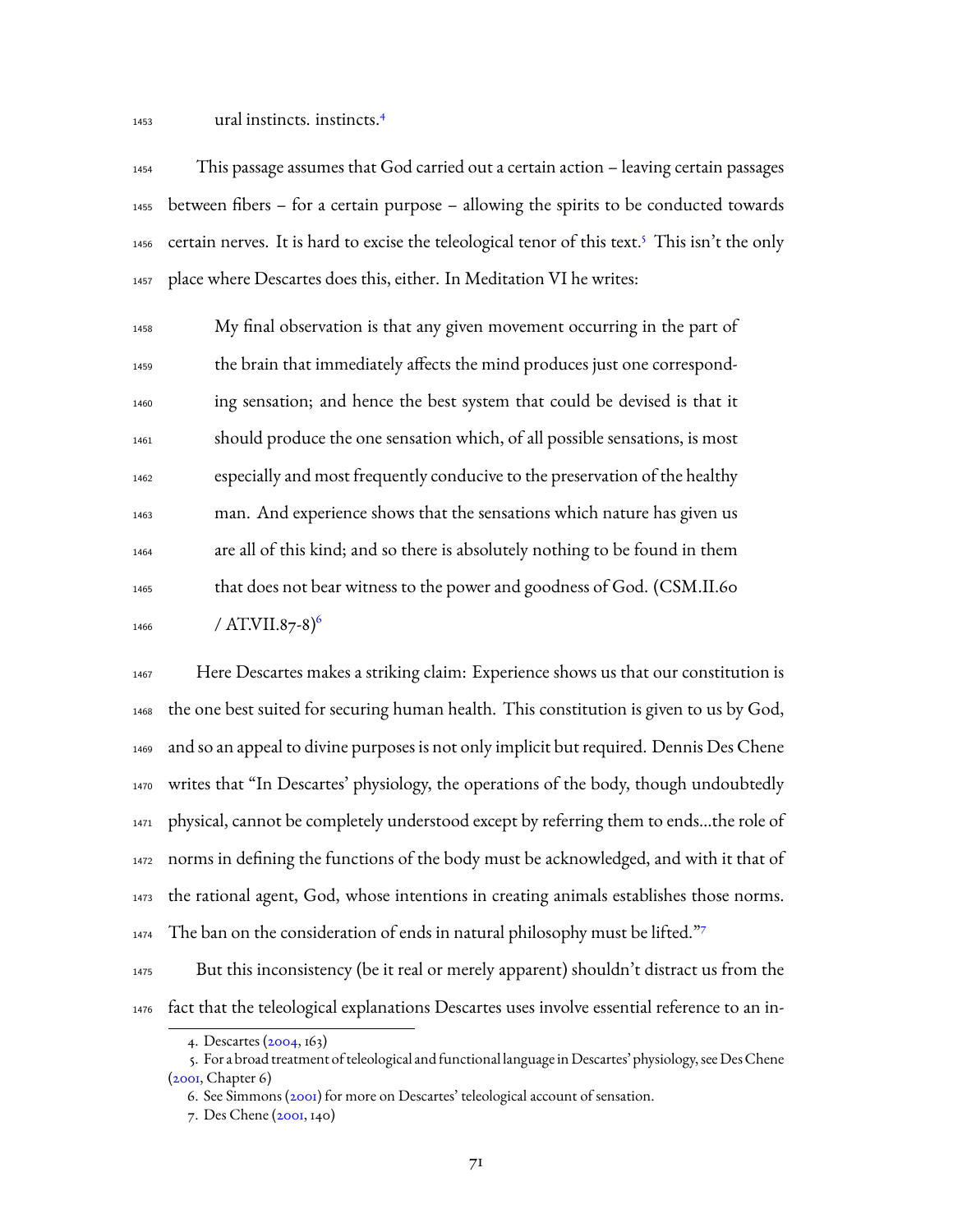ural instincts. instincts.[4]

This passage assumes that God carried out a certain action – leaving certain passages between fibers – for a certain purpose – allowing the spirits to be conducted towards certain nerves. It is hard to excise the teleological tenor of this text.[5] This isn't the only place where Descartes does this, either. In Meditation VI he writes:

> My final observation is that any given movement occurring in the part of the brain that immediately affects the mind produces just one corresponding sensation; and hence the best system that could be devised is that it should produce the one sensation which, of all possible sensations, is most especially and most frequently conducive to the preservation of the healthy man. And experience shows that the sensations which nature has given us are all of this kind; and so there is absolutely nothing to be found in them that does not bear witness to the power and goodness of God. (CSM.II.60 / AT.VII.87-8)[6]

Here Descartes makes a striking claim: Experience shows us that our constitution is the one best suited for securing human health. This constitution is given to us by God, and so an appeal to divine purposes is not only implicit but required. Dennis Des Chene writes that "In Descartes' physiology, the operations of the body, though undoubtedly physical, cannot be completely understood except by referring them to ends...the role of norms in defining the functions of the body must be acknowledged, and with it that of the rational agent, God, whose intentions in creating animals establishes those norms. The ban on the consideration of ends in natural philosophy must be lifted."[7]

But this inconsistency (be it real or merely apparent) shouldn't distract us from the fact that the teleological explanations Descartes uses involve essential reference to an in-

4. Descartes (2004, 163)

5. For a broad treatment of teleological and functional language in Descartes' physiology, see Des Chene (2001, Chapter 6)

6. See Simmons (2001) for more on Descartes' teleological account of sensation.

7. Des Chene (2001, 140)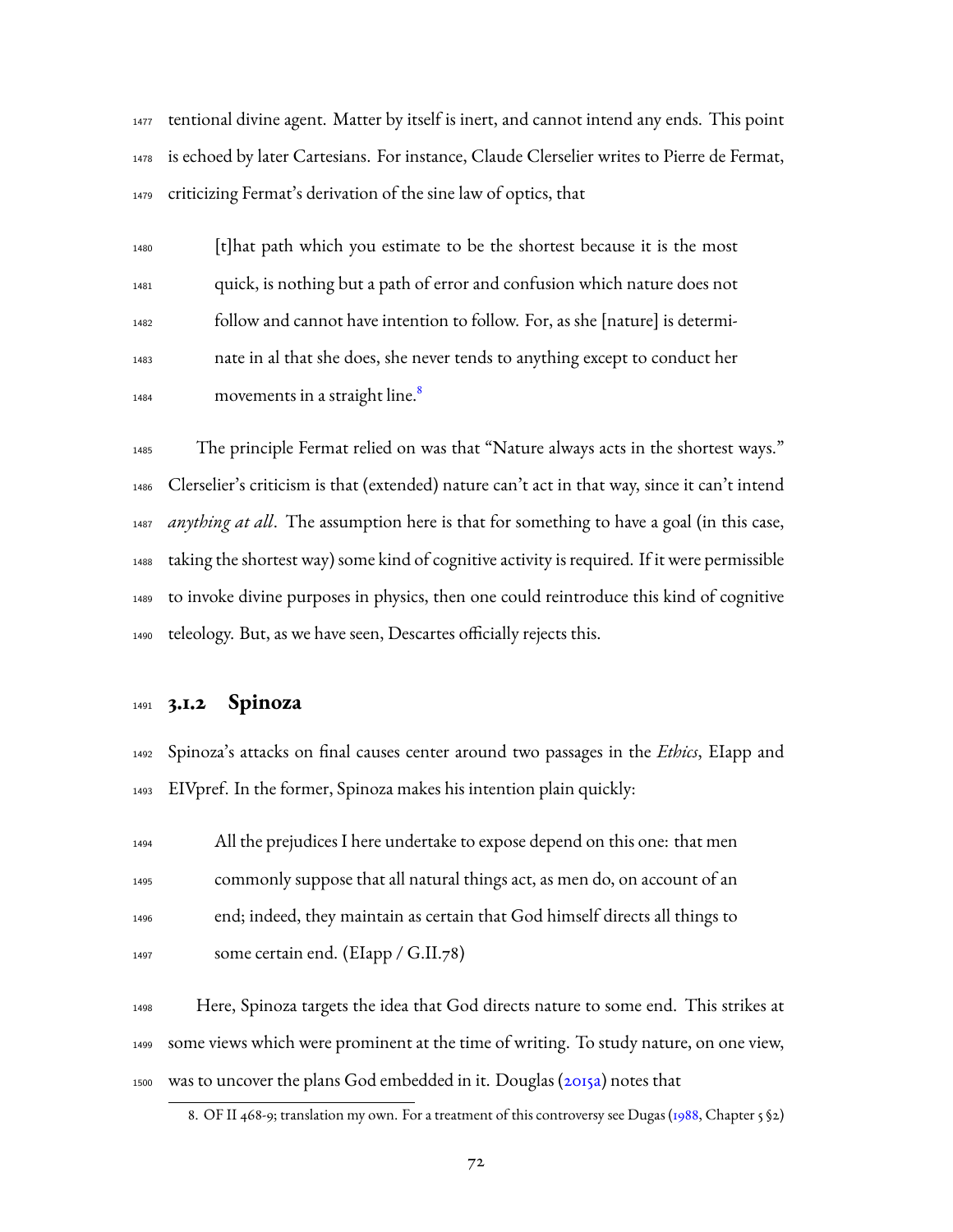tentional divine agent. Matter by itself is inert, and cannot intend any ends. This point is echoed by later Cartesians. For instance, Claude Clerselier writes to Pierre de Fermat, criticizing Fermat's derivation of the sine law of optics, that

> [t]hat path which you estimate to be the shortest because it is the most quick, is nothing but a path of error and confusion which nature does not follow and cannot have intention to follow. For, as she [nature] is determinate in al that she does, she never tends to anything except to conduct her movements in a straight line.[8]

The principle Fermat relied on was that "Nature always acts in the shortest ways." Clerselier's criticism is that (extended) nature can't act in that way, since it can't intend *anything at all*. The assumption here is that for something to have a goal (in this case, taking the shortest way) some kind of cognitive activity is required. If it were permissible to invoke divine purposes in physics, then one could reintroduce this kind of cognitive teleology. But, as we have seen, Descartes officially rejects this.

### 3.1.2 Spinoza

Spinoza's attacks on final causes center around two passages in the *Ethics*, EIapp and EIVpref. In the former, Spinoza makes his intention plain quickly:

> All the prejudices I here undertake to expose depend on this one: that men commonly suppose that all natural things act, as men do, on account of an end; indeed, they maintain as certain that God himself directs all things to some certain end. (EIapp / G.II.78)

Here, Spinoza targets the idea that God directs nature to some end. This strikes at some views which were prominent at the time of writing. To study nature, on one view, was to uncover the plans God embedded in it. Douglas (2015a) notes that

8. OF II 468-9; translation my own. For a treatment of this controversy see Dugas (1988, Chapter 5 §2)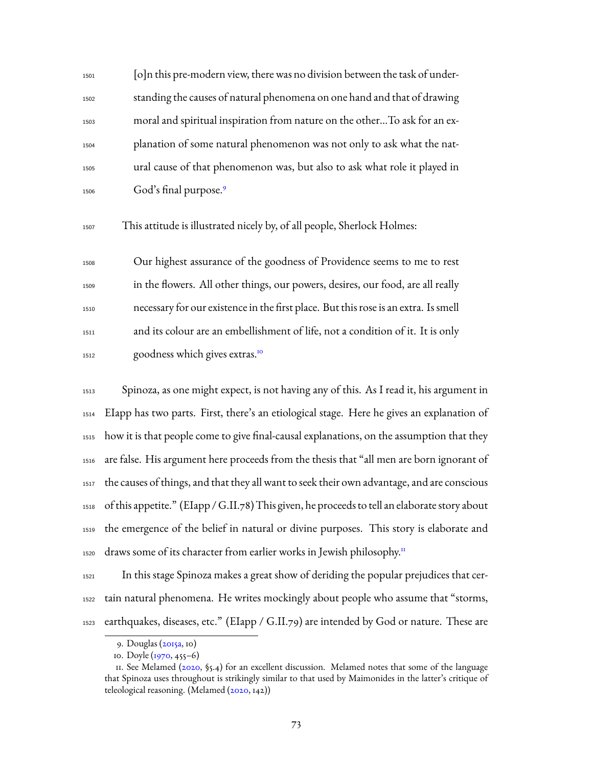> [o]n this pre-modern view, there was no division between the task of understanding the causes of natural phenomena on one hand and that of drawing moral and spiritual inspiration from nature on the other...To ask for an explanation of some natural phenomenon was not only to ask what the natural cause of that phenomenon was, but also to ask what role it played in God's final purpose.[9]

This attitude is illustrated nicely by, of all people, Sherlock Holmes:

> Our highest assurance of the goodness of Providence seems to me to rest in the flowers. All other things, our powers, desires, our food, are all really necessary for our existence in the first place. But this rose is an extra. Is smell and its colour are an embellishment of life, not a condition of it. It is only goodness which gives extras.[10]

Spinoza, as one might expect, is not having any of this. As I read it, his argument in EIapp has two parts. First, there's an etiological stage. Here he gives an explanation of how it is that people come to give final-causal explanations, on the assumption that they are false. His argument here proceeds from the thesis that "all men are born ignorant of the causes of things, and that they all want to seek their own advantage, and are conscious of this appetite." (EIapp / G.II.78) This given, he proceeds to tell an elaborate story about the emergence of the belief in natural or divine purposes. This story is elaborate and draws some of its character from earlier works in Jewish philosophy.[11]

In this stage Spinoza makes a great show of deriding the popular prejudices that certain natural phenomena. He writes mockingly about people who assume that "storms, earthquakes, diseases, etc." (EIapp / G.II.79) are intended by God or nature. These are

9. Douglas (2015a, 10)

10. Doyle (1970, 455–6)

11. See Melamed (2020, §5.4) for an excellent discussion. Melamed notes that some of the language that Spinoza uses throughout is strikingly similar to that used by Maimonides in the latter's critique of teleological reasoning. (Melamed (2020, 142))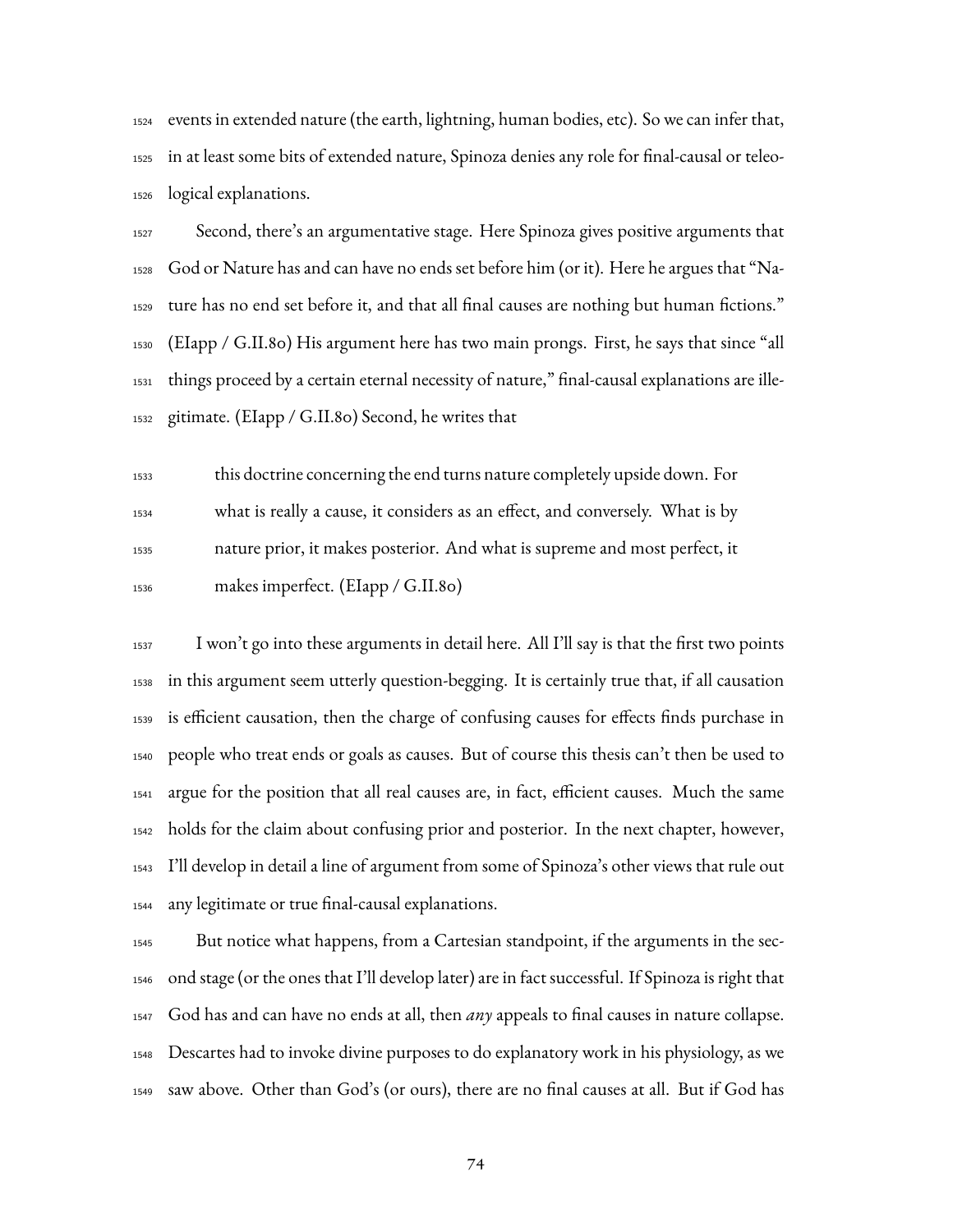events in extended nature (the earth, lightning, human bodies, etc). So we can infer that, in at least some bits of extended nature, Spinoza denies any role for final-causal or teleological explanations.

Second, there's an argumentative stage. Here Spinoza gives positive arguments that God or Nature has and can have no ends set before him (or it). Here he argues that "Nature has no end set before it, and that all final causes are nothing but human fictions." (EIapp / G.II.80) His argument here has two main prongs. First, he says that since "all things proceed by a certain eternal necessity of nature," final-causal explanations are illegitimate. (EIapp / G.II.80) Second, he writes that

> this doctrine concerning the end turns nature completely upside down. For what is really a cause, it considers as an effect, and conversely. What is by nature prior, it makes posterior. And what is supreme and most perfect, it makes imperfect. (EIapp / G.II.80)

I won't go into these arguments in detail here. All I'll say is that the first two points in this argument seem utterly question-begging. It is certainly true that, if all causation is efficient causation, then the charge of confusing causes for effects finds purchase in people who treat ends or goals as causes. But of course this thesis can't then be used to argue for the position that all real causes are, in fact, efficient causes. Much the same holds for the claim about confusing prior and posterior. In the next chapter, however, I'll develop in detail a line of argument from some of Spinoza's other views that rule out any legitimate or true final-causal explanations.

But notice what happens, from a Cartesian standpoint, if the arguments in the second stage (or the ones that I'll develop later) are in fact successful. If Spinoza is right that God has and can have no ends at all, then *any* appeals to final causes in nature collapse. Descartes had to invoke divine purposes to do explanatory work in his physiology, as we saw above. Other than God's (or ours), there are no final causes at all. But if God has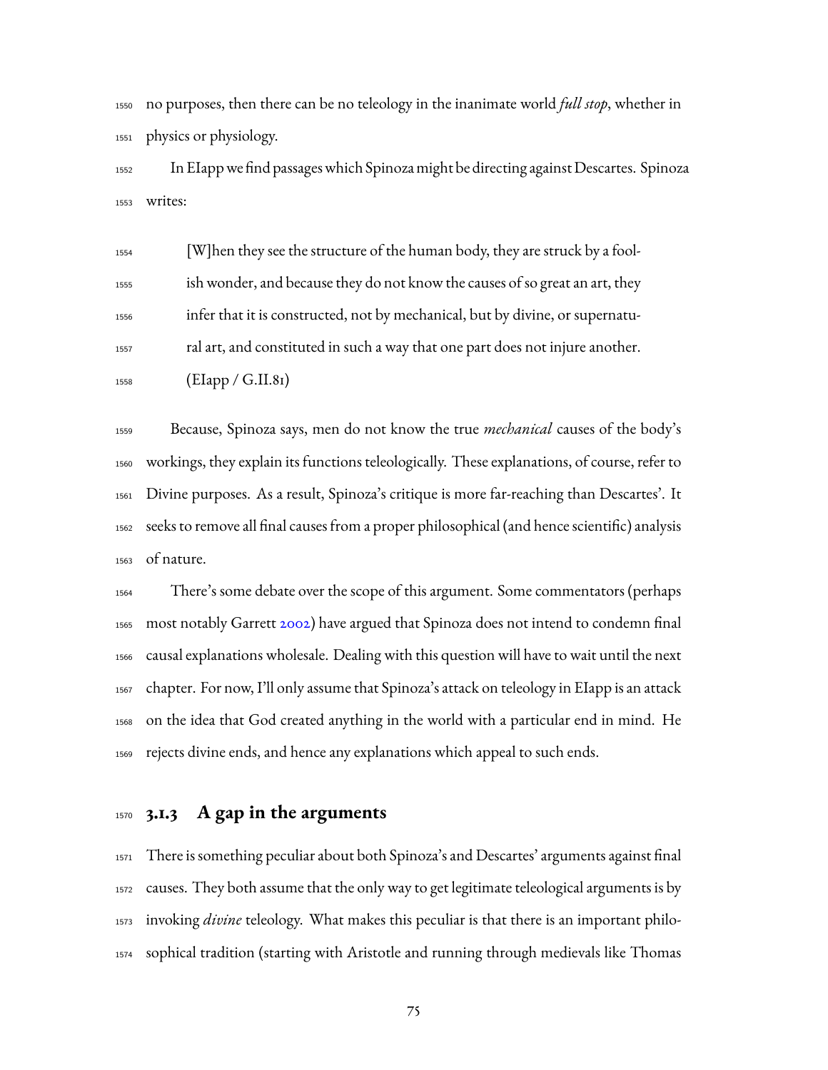no purposes, then there can be no teleology in the inanimate world *full stop*, whether in physics or physiology.

In EIapp we find passages which Spinoza might be directing against Descartes. Spinoza writes:

> [W]hen they see the structure of the human body, they are struck by a foolish wonder, and because they do not know the causes of so great an art, they infer that it is constructed, not by mechanical, but by divine, or supernatural art, and constituted in such a way that one part does not injure another. (EIapp / G.II.81)

Because, Spinoza says, men do not know the true *mechanical* causes of the body's workings, they explain its functions teleologically. These explanations, of course, refer to Divine purposes. As a result, Spinoza's critique is more far-reaching than Descartes'. It seeks to remove all final causes from a proper philosophical (and hence scientific) analysis of nature.

There's some debate over the scope of this argument. Some commentators (perhaps most notably Garrett 2002) have argued that Spinoza does not intend to condemn final causal explanations wholesale. Dealing with this question will have to wait until the next chapter. For now, I'll only assume that Spinoza's attack on teleology in EIapp is an attack on the idea that God created anything in the world with a particular end in mind. He rejects divine ends, and hence any explanations which appeal to such ends.

### 3.1.3 A gap in the arguments

There is something peculiar about both Spinoza's and Descartes' arguments against final causes. They both assume that the only way to get legitimate teleological arguments is by invoking *divine* teleology. What makes this peculiar is that there is an important philosophical tradition (starting with Aristotle and running through medievals like Thomas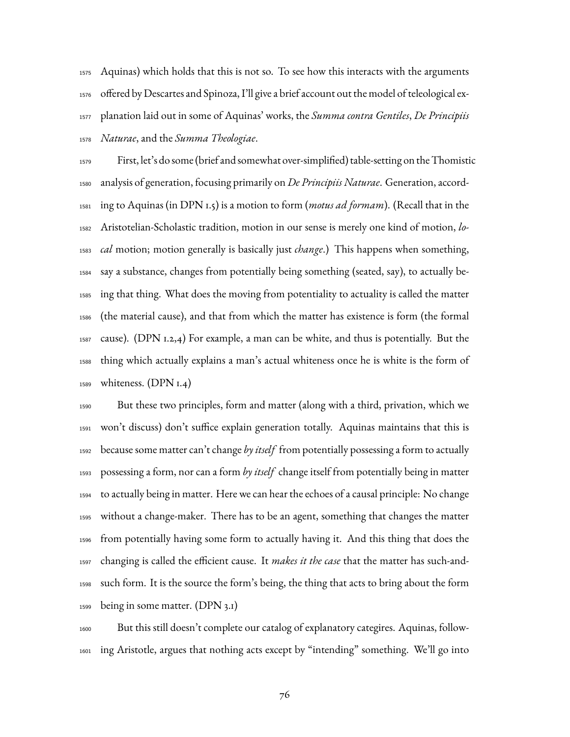Aquinas) which holds that this is not so. To see how this interacts with the arguments offered by Descartes and Spinoza, I'll give a brief account out the model of teleological explanation laid out in some of Aquinas' works, the *Summa contra Gentiles*, *De Principiis Naturae*, and the *Summa Theologiae*.

First, let's do some (brief and somewhat over-simplified) table-setting on the Thomistic analysis of generation, focusing primarily on *De Principiis Naturae*. Generation, according to Aquinas (in DPN 1.5) is a motion to form (*motus ad formam*). (Recall that in the Aristotelian-Scholastic tradition, motion in our sense is merely one kind of motion, *local* motion; motion generally is basically just *change*.) This happens when something, say a substance, changes from potentially being something (seated, say), to actually being that thing. What does the moving from potentiality to actuality is called the matter (the material cause), and that from which the matter has existence is form (the formal cause). (DPN 1.2,4) For example, a man can be white, and thus is potentially. But the thing which actually explains a man's actual whiteness once he is white is the form of whiteness. (DPN 1.4)

But these two principles, form and matter (along with a third, privation, which we won't discuss) don't suffice explain generation totally. Aquinas maintains that this is because some matter can't change *by itself* from potentially possessing a form to actually possessing a form, nor can a form *by itself* change itself from potentially being in matter to actually being in matter. Here we can hear the echoes of a causal principle: No change without a change-maker. There has to be an agent, something that changes the matter from potentially having some form to actually having it. And this thing that does the changing is called the efficient cause. It *makes it the case* that the matter has such-and-such form. It is the source the form's being, the thing that acts to bring about the form being in some matter. (DPN 3.1)

But this still doesn't complete our catalog of explanatory categires. Aquinas, following Aristotle, argues that nothing acts except by "intending" something. We'll go into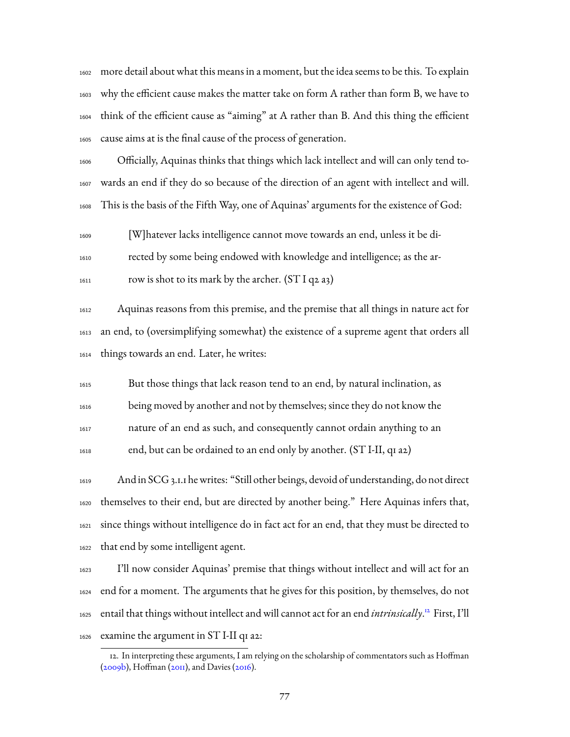more detail about what this means in a moment, but the idea seems to be this. To explain why the efficient cause makes the matter take on form A rather than form B, we have to think of the efficient cause as "aiming" at A rather than B. And this thing the efficient cause aims at is the final cause of the process of generation.

Officially, Aquinas thinks that things which lack intellect and will can only tend towards an end if they do so because of the direction of an agent with intellect and will. This is the basis of the Fifth Way, one of Aquinas' arguments for the existence of God:

> [W]hatever lacks intelligence cannot move towards an end, unless it be directed by some being endowed with knowledge and intelligence; as the arrow is shot to its mark by the archer. (ST I q2 a3)

Aquinas reasons from this premise, and the premise that all things in nature act for an end, to (oversimplifying somewhat) the existence of a supreme agent that orders all things towards an end. Later, he writes:

> But those things that lack reason tend to an end, by natural inclination, as being moved by another and not by themselves; since they do not know the nature of an end as such, and consequently cannot ordain anything to an end, but can be ordained to an end only by another. (ST I-II, q1 a2)

And in SCG 3.1.1 he writes: "Still other beings, devoid of understanding, do not direct themselves to their end, but are directed by another being." Here Aquinas infers that, since things without intelligence do in fact act for an end, that they must be directed to that end by some intelligent agent.

I'll now consider Aquinas' premise that things without intellect and will act for an end for a moment. The arguments that he gives for this position, by themselves, do not entail that things without intellect and will cannot act for an end *intrinsically*.[12] First, I'll examine the argument in ST I-II q1 a2:

12. In interpreting these arguments, I am relying on the scholarship of commentators such as Hoffman (2009b), Hoffman (2011), and Davies (2016).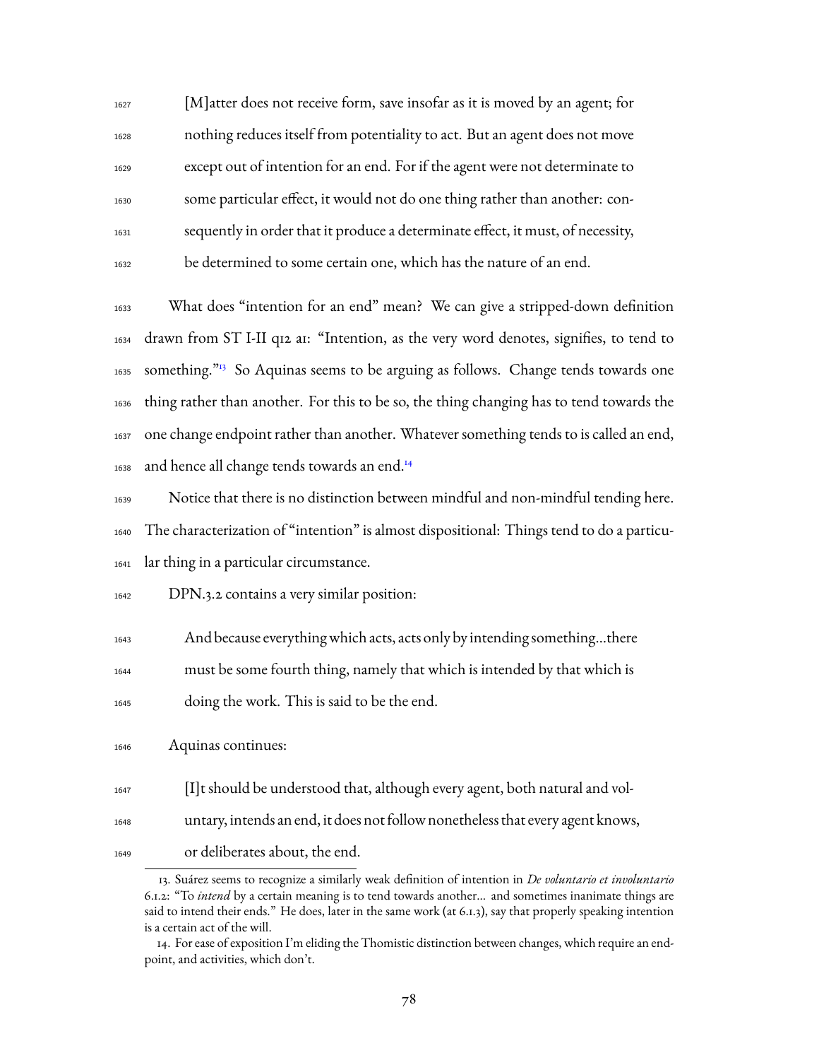> [M]atter does not receive form, save insofar as it is moved by an agent; for nothing reduces itself from potentiality to act. But an agent does not move except out of intention for an end. For if the agent were not determinate to some particular effect, it would not do one thing rather than another: consequently in order that it produce a determinate effect, it must, of necessity, be determined to some certain one, which has the nature of an end.

What does "intention for an end" mean? We can give a stripped-down definition drawn from ST I-II q12 a1: "Intention, as the very word denotes, signifies, to tend to something."[13] So Aquinas seems to be arguing as follows. Change tends towards one thing rather than another. For this to be so, the thing changing has to tend towards the one change endpoint rather than another. Whatever something tends to is called an end, and hence all change tends towards an end.[14]

Notice that there is no distinction between mindful and non-mindful tending here. The characterization of "intention" is almost dispositional: Things tend to do a particular thing in a particular circumstance.

DPN.3.2 contains a very similar position:

> And because everything which acts, acts only by intending something...there must be some fourth thing, namely that which is intended by that which is doing the work. This is said to be the end.

Aquinas continues:

> [I]t should be understood that, although every agent, both natural and voluntary, intends an end, it does not follow nonetheless that every agent knows, or deliberates about, the end.

---

13. Suárez seems to recognize a similarly weak definition of intention in *De voluntario et involuntario* 6.1.2: "To *intend* by a certain meaning is to tend towards another... and sometimes inanimate things are said to intend their ends." He does, later in the same work (at 6.1.3), say that properly speaking intention is a certain act of the will.

14. For ease of exposition I'm eliding the Thomistic distinction between changes, which require an endpoint, and activities, which don't.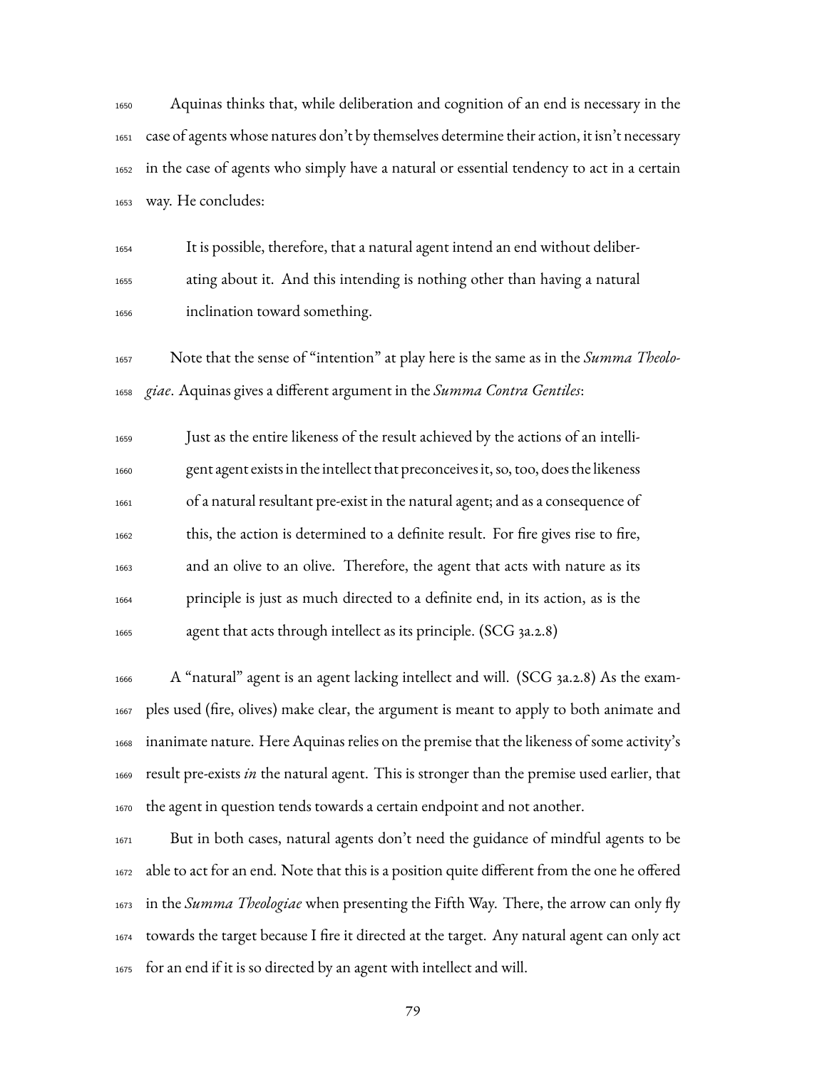Aquinas thinks that, while deliberation and cognition of an end is necessary in the case of agents whose natures don't by themselves determine their action, it isn't necessary in the case of agents who simply have a natural or essential tendency to act in a certain way. He concludes:

> It is possible, therefore, that a natural agent intend an end without deliberating about it. And this intending is nothing other than having a natural inclination toward something.

Note that the sense of "intention" at play here is the same as in the *Summa Theologiae*. Aquinas gives a different argument in the *Summa Contra Gentiles*:

> Just as the entire likeness of the result achieved by the actions of an intelligent agent exists in the intellect that preconceives it, so, too, does the likeness of a natural resultant pre-exist in the natural agent; and as a consequence of this, the action is determined to a definite result. For fire gives rise to fire, and an olive to an olive. Therefore, the agent that acts with nature as its principle is just as much directed to a definite end, in its action, as is the agent that acts through intellect as its principle. (SCG 3a.2.8)

A "natural" agent is an agent lacking intellect and will. (SCG 3a.2.8) As the examples used (fire, olives) make clear, the argument is meant to apply to both animate and inanimate nature. Here Aquinas relies on the premise that the likeness of some activity's result pre-exists *in* the natural agent. This is stronger than the premise used earlier, that the agent in question tends towards a certain endpoint and not another.

But in both cases, natural agents don't need the guidance of mindful agents to be able to act for an end. Note that this is a position quite different from the one he offered in the *Summa Theologiae* when presenting the Fifth Way. There, the arrow can only fly towards the target because I fire it directed at the target. Any natural agent can only act for an end if it is so directed by an agent with intellect and will.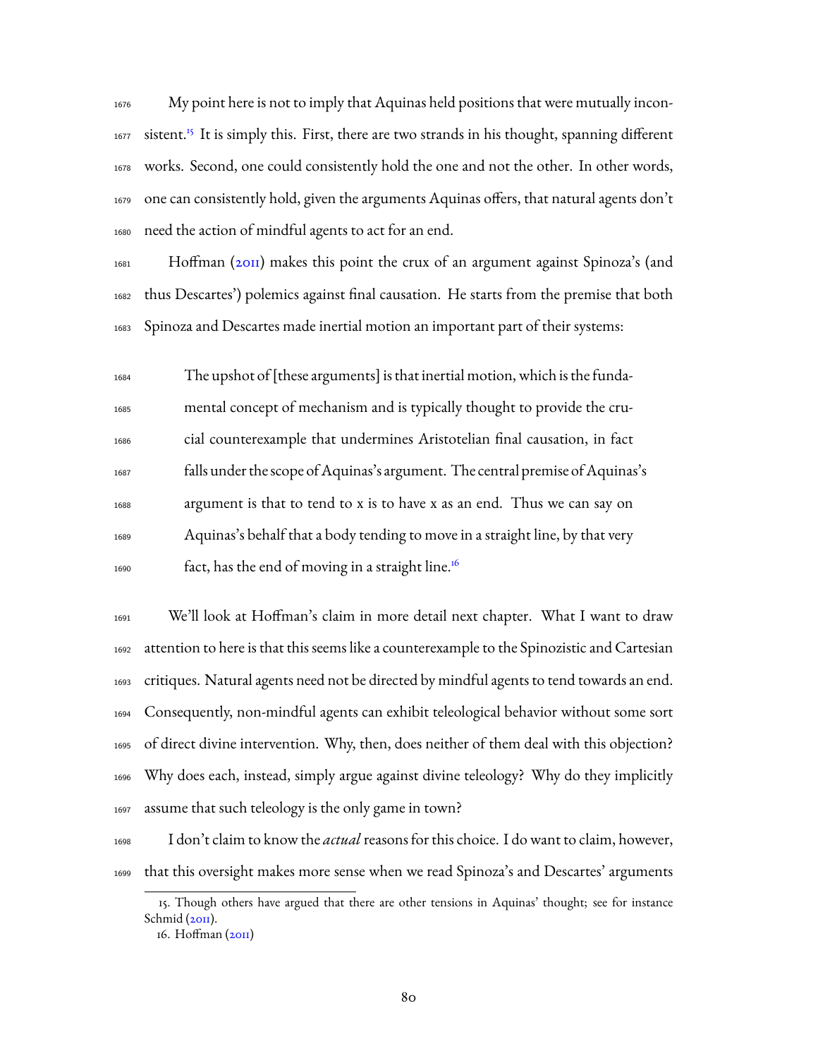My point here is not to imply that Aquinas held positions that were mutually inconsistent.[15] It is simply this. First, there are two strands in his thought, spanning different works. Second, one could consistently hold the one and not the other. In other words, one can consistently hold, given the arguments Aquinas offers, that natural agents don't need the action of mindful agents to act for an end.

Hoffman (2011) makes this point the crux of an argument against Spinoza's (and thus Descartes') polemics against final causation. He starts from the premise that both Spinoza and Descartes made inertial motion an important part of their systems:

> The upshot of [these arguments] is that inertial motion, which is the fundamental concept of mechanism and is typically thought to provide the crucial counterexample that undermines Aristotelian final causation, in fact falls under the scope of Aquinas's argument. The central premise of Aquinas's argument is that to tend to x is to have x as an end. Thus we can say on Aquinas's behalf that a body tending to move in a straight line, by that very fact, has the end of moving in a straight line.[16]

We'll look at Hoffman's claim in more detail next chapter. What I want to draw attention to here is that this seems like a counterexample to the Spinozistic and Cartesian critiques. Natural agents need not be directed by mindful agents to tend towards an end. Consequently, non-mindful agents can exhibit teleological behavior without some sort of direct divine intervention. Why, then, does neither of them deal with this objection? Why does each, instead, simply argue against divine teleology? Why do they implicitly assume that such teleology is the only game in town?

I don't claim to know the *actual* reasons for this choice. I do want to claim, however, that this oversight makes more sense when we read Spinoza's and Descartes' arguments

15. Though others have argued that there are other tensions in Aquinas' thought; see for instance Schmid (2011).

16. Hoffman (2011)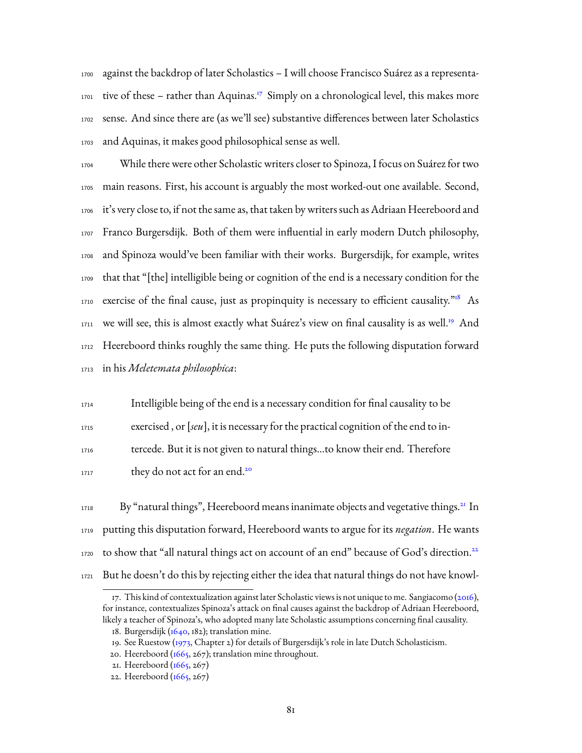against the backdrop of later Scholastics – I will choose Francisco Suárez as a representative of these – rather than Aquinas.[17] Simply on a chronological level, this makes more sense. And since there are (as we'll see) substantive differences between later Scholastics and Aquinas, it makes good philosophical sense as well.

While there were other Scholastic writers closer to Spinoza, I focus on Suárez for two main reasons. First, his account is arguably the most worked-out one available. Second, it's very close to, if not the same as, that taken by writers such as Adriaan Heereboord and Franco Burgersdijk. Both of them were influential in early modern Dutch philosophy, and Spinoza would've been familiar with their works. Burgersdijk, for example, writes that that "[the] intelligible being or cognition of the end is a necessary condition for the exercise of the final cause, just as propinquity is necessary to efficient causality."[18] As we will see, this is almost exactly what Suárez's view on final causality is as well.[19] And Heereboord thinks roughly the same thing. He puts the following disputation forward in his *Meletemata philosophica*:

> Intelligible being of the end is a necessary condition for final causality to be exercised , or [*seu*], it is necessary for the practical cognition of the end to intercede. But it is not given to natural things...to know their end. Therefore they do not act for an end.[20]

By "natural things", Heereboord means inanimate objects and vegetative things.[21] In putting this disputation forward, Heereboord wants to argue for its *negation*. He wants to show that "all natural things act on account of an end" because of God's direction.[22] But he doesn't do this by rejecting either the idea that natural things do not have knowl-

17. This kind of contextualization against later Scholastic views is not unique to me. Sangiacomo (2016), for instance, contextualizes Spinoza's attack on final causes against the backdrop of Adriaan Heereboord, likely a teacher of Spinoza's, who adopted many late Scholastic assumptions concerning final causality.

18. Burgersdijk (1640, 182); translation mine.

19. See Ruestow (1973, Chapter 2) for details of Burgersdijk's role in late Dutch Scholasticism.

20. Heereboord (1665, 267); translation mine throughout.

21. Heereboord (1665, 267)

22. Heereboord (1665, 267)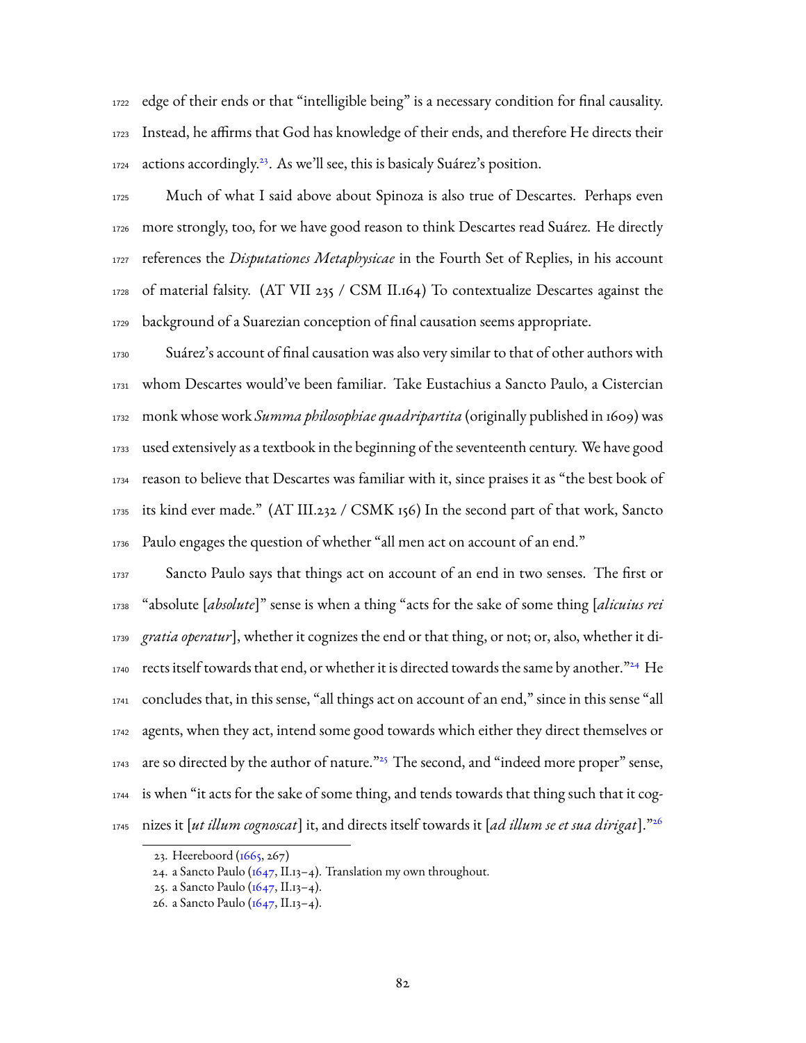edge of their ends or that "intelligible being" is a necessary condition for final causality. Instead, he affirms that God has knowledge of their ends, and therefore He directs their actions accordingly.[23]. As we'll see, this is basicaly Suárez's position.

Much of what I said above about Spinoza is also true of Descartes. Perhaps even more strongly, too, for we have good reason to think Descartes read Suárez. He directly references the *Disputationes Metaphysicae* in the Fourth Set of Replies, in his account of material falsity. (AT VII 235 / CSM II.164) To contextualize Descartes against the background of a Suarezian conception of final causation seems appropriate.

Suárez's account of final causation was also very similar to that of other authors with whom Descartes would've been familiar. Take Eustachius a Sancto Paulo, a Cistercian monk whose work *Summa philosophiae quadripartita* (originally published in 1609) was used extensively as a textbook in the beginning of the seventeenth century. We have good reason to believe that Descartes was familiar with it, since praises it as "the best book of its kind ever made." (AT III.232 / CSMK 156) In the second part of that work, Sancto Paulo engages the question of whether "all men act on account of an end."

Sancto Paulo says that things act on account of an end in two senses. The first or "absolute [*absolute*]" sense is when a thing "acts for the sake of some thing [*alicuius rei gratia operatur*], whether it cognizes the end or that thing, or not; or, also, whether it directs itself towards that end, or whether it is directed towards the same by another."[24] He concludes that, in this sense, "all things act on account of an end," since in this sense "all agents, when they act, intend some good towards which either they direct themselves or are so directed by the author of nature."[25] The second, and "indeed more proper" sense, is when "it acts for the sake of some thing, and tends towards that thing such that it cognizes it [*ut illum cognoscat*] it, and directs itself towards it [*ad illum se et sua dirigat*]."[26]

---

23. Heereboord (1665, 267)
24. a Sancto Paulo (1647, II.13–4). Translation my own throughout.
25. a Sancto Paulo (1647, II.13–4).
26. a Sancto Paulo (1647, II.13–4).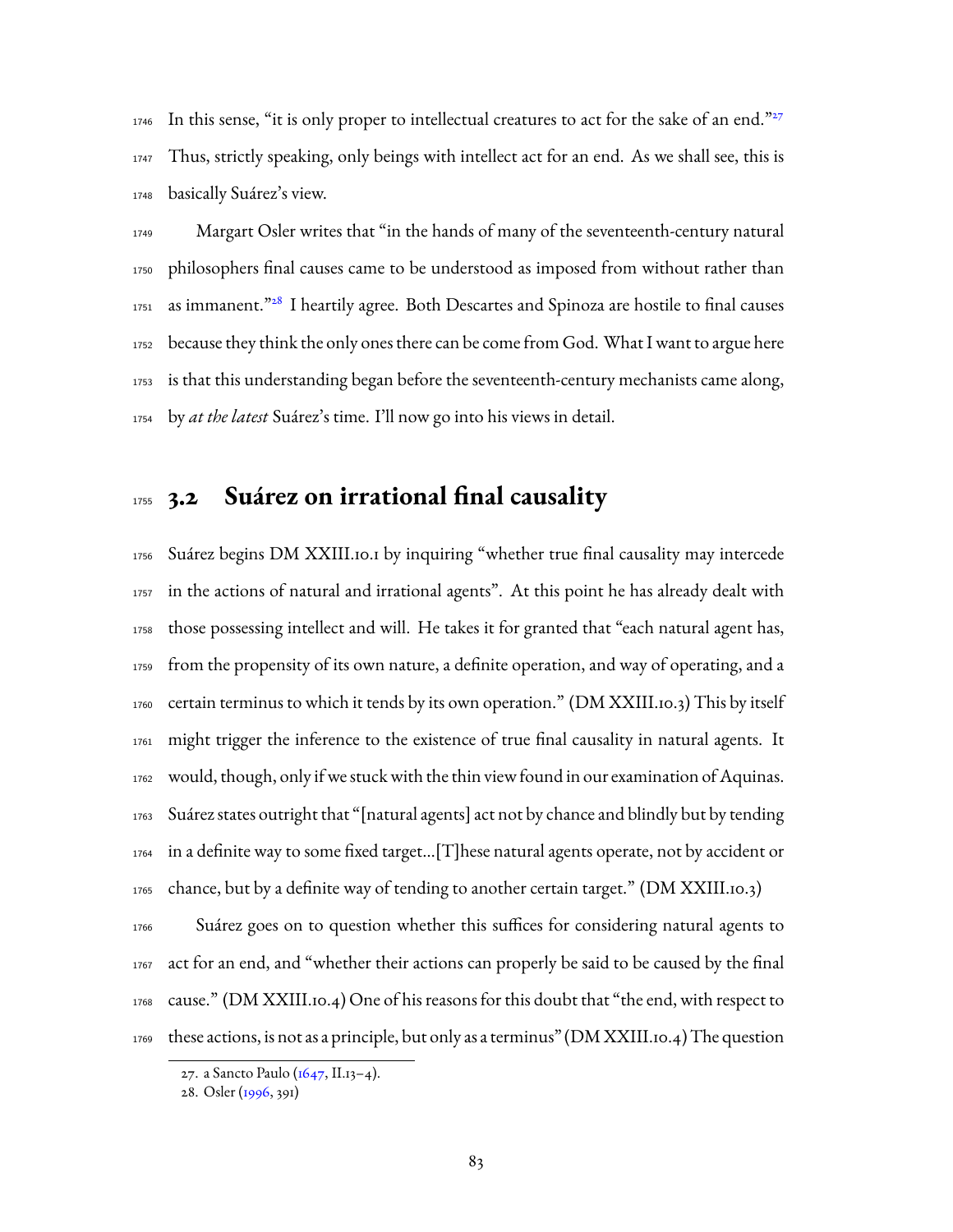In this sense, "it is only proper to intellectual creatures to act for the sake of an end."[27] Thus, strictly speaking, only beings with intellect act for an end. As we shall see, this is basically Suárez's view.

Margart Osler writes that "in the hands of many of the seventeenth-century natural philosophers final causes came to be understood as imposed from without rather than as immanent."[28] I heartily agree. Both Descartes and Spinoza are hostile to final causes because they think the only ones there can be come from God. What I want to argue here is that this understanding began before the seventeenth-century mechanists came along, by *at the latest* Suárez's time. I'll now go into his views in detail.

## 3.2 Suárez on irrational final causality

Suárez begins DM XXIII.10.1 by inquiring "whether true final causality may intercede in the actions of natural and irrational agents". At this point he has already dealt with those possessing intellect and will. He takes it for granted that "each natural agent has, from the propensity of its own nature, a definite operation, and way of operating, and a certain terminus to which it tends by its own operation." (DM XXIII.10.3) This by itself might trigger the inference to the existence of true final causality in natural agents. It would, though, only if we stuck with the thin view found in our examination of Aquinas. Suárez states outright that "[natural agents] act not by chance and blindly but by tending in a definite way to some fixed target...[T]hese natural agents operate, not by accident or chance, but by a definite way of tending to another certain target." (DM XXIII.10.3)

Suárez goes on to question whether this suffices for considering natural agents to act for an end, and "whether their actions can properly be said to be caused by the final cause." (DM XXIII.10.4) One of his reasons for this doubt that "the end, with respect to these actions, is not as a principle, but only as a terminus" (DM XXIII.10.4) The question

27. a Sancto Paulo (1647, II.13–4).

28. Osler (1996, 391)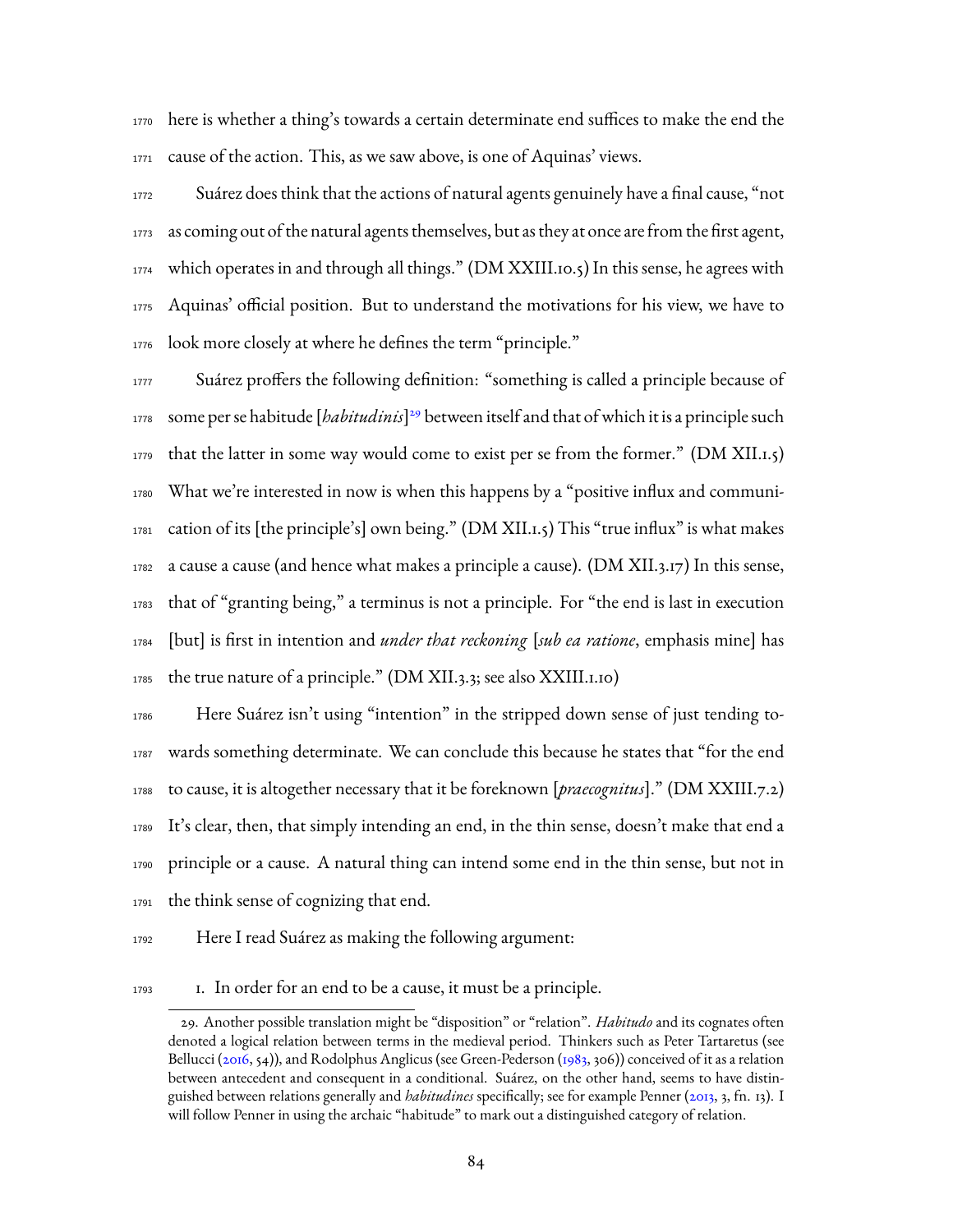here is whether a thing's towards a certain determinate end suffices to make the end the cause of the action. This, as we saw above, is one of Aquinas' views.

Suárez does think that the actions of natural agents genuinely have a final cause, "not as coming out of the natural agents themselves, but as they at once are from the first agent, which operates in and through all things." (DM XXIII.10.5) In this sense, he agrees with Aquinas' official position. But to understand the motivations for his view, we have to look more closely at where he defines the term "principle."

Suárez proffers the following definition: "something is called a principle because of some per se habitude [*habitudinis*][29] between itself and that of which it is a principle such that the latter in some way would come to exist per se from the former." (DM XII.1.5) What we're interested in now is when this happens by a "positive influx and communication of its [the principle's] own being." (DM XII.1.5) This "true influx" is what makes a cause a cause (and hence what makes a principle a cause). (DM XII.3.17) In this sense, that of "granting being," a terminus is not a principle. For "the end is last in execution [but] is first in intention and *under that reckoning* [*sub ea ratione*, emphasis mine] has the true nature of a principle." (DM XII.3.3; see also XXIII.1.10)

Here Suárez isn't using "intention" in the stripped down sense of just tending towards something determinate. We can conclude this because he states that "for the end to cause, it is altogether necessary that it be foreknown [*praecognitus*]." (DM XXIII.7.2) It's clear, then, that simply intending an end, in the thin sense, doesn't make that end a principle or a cause. A natural thing can intend some end in the thin sense, but not in the think sense of cognizing that end.

Here I read Suárez as making the following argument:

1. In order for an end to be a cause, it must be a principle.

---

29. Another possible translation might be "disposition" or "relation". *Habitudo* and its cognates often denoted a logical relation between terms in the medieval period. Thinkers such as Peter Tartaretus (see Bellucci (2016, 54)), and Rodolphus Anglicus (see Green-Pederson (1983, 306)) conceived of it as a relation between antecedent and consequent in a conditional. Suárez, on the other hand, seems to have distinguished between relations generally and *habitudines* specifically; see for example Penner (2013, 3, fn. 13). I will follow Penner in using the archaic "habitude" to mark out a distinguished category of relation.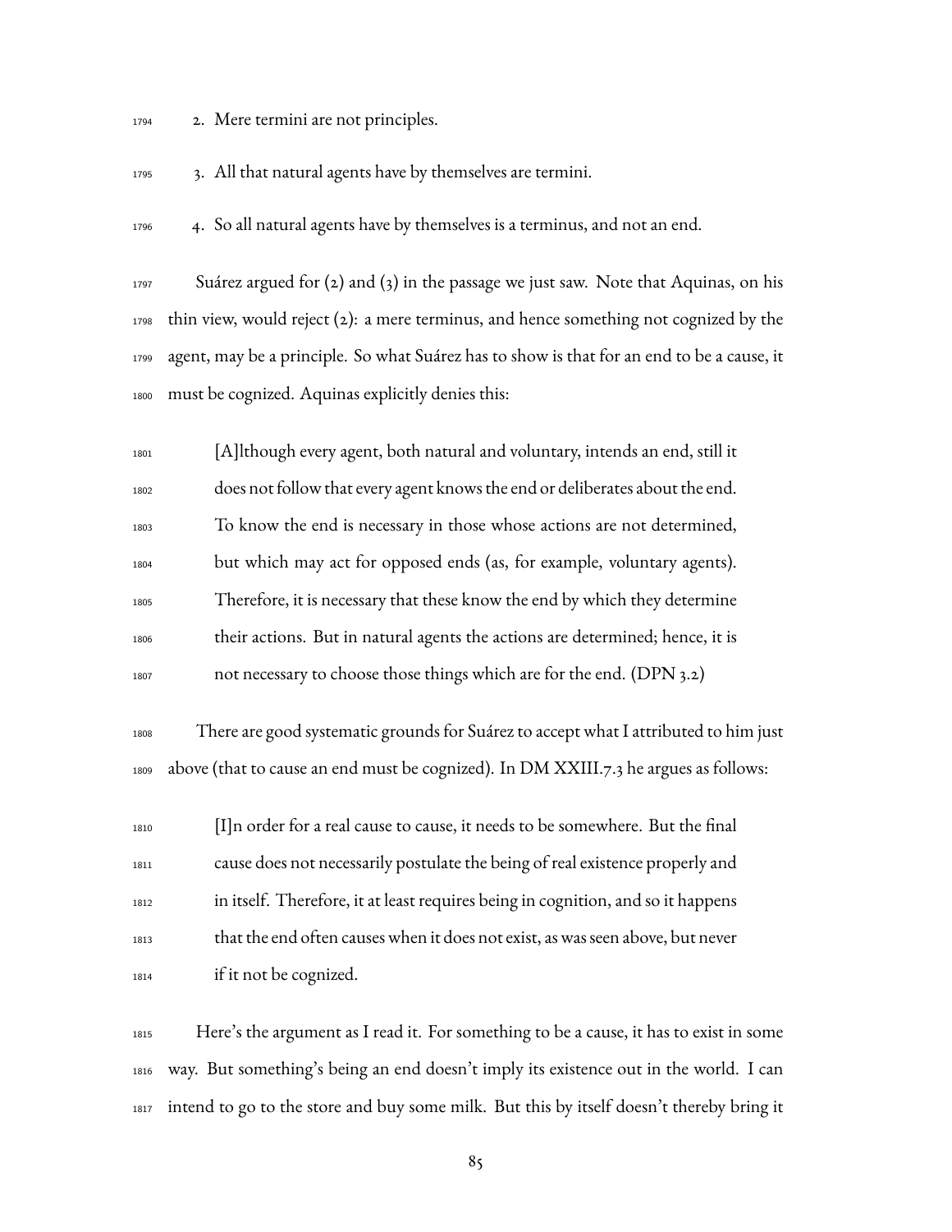2. Mere termini are not principles.

3. All that natural agents have by themselves are termini.

4. So all natural agents have by themselves is a terminus, and not an end.

Suárez argued for (2) and (3) in the passage we just saw. Note that Aquinas, on his thin view, would reject (2): a mere terminus, and hence something not cognized by the agent, may be a principle. So what Suárez has to show is that for an end to be a cause, it must be cognized. Aquinas explicitly denies this:

> [A]lthough every agent, both natural and voluntary, intends an end, still it does not follow that every agent knows the end or deliberates about the end. To know the end is necessary in those whose actions are not determined, but which may act for opposed ends (as, for example, voluntary agents). Therefore, it is necessary that these know the end by which they determine their actions. But in natural agents the actions are determined; hence, it is not necessary to choose those things which are for the end. (DPN 3.2)

There are good systematic grounds for Suárez to accept what I attributed to him just above (that to cause an end must be cognized). In DM XXIII.7.3 he argues as follows:

> [I]n order for a real cause to cause, it needs to be somewhere. But the final cause does not necessarily postulate the being of real existence properly and in itself. Therefore, it at least requires being in cognition, and so it happens that the end often causes when it does not exist, as was seen above, but never if it not be cognized.

Here's the argument as I read it. For something to be a cause, it has to exist in some way. But something's being an end doesn't imply its existence out in the world. I can intend to go to the store and buy some milk. But this by itself doesn't thereby bring it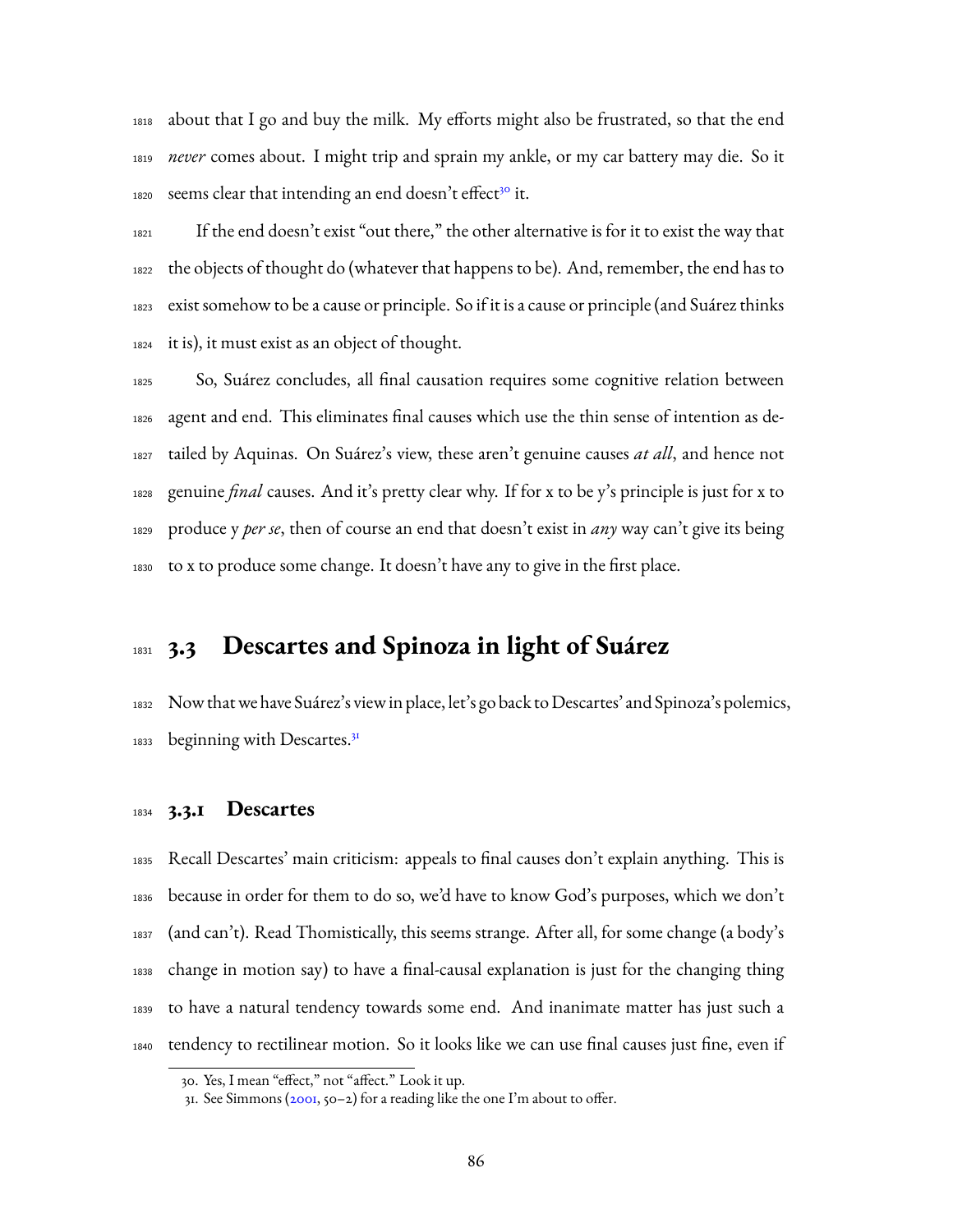about that I go and buy the milk. My efforts might also be frustrated, so that the end *never* comes about. I might trip and sprain my ankle, or my car battery may die. So it seems clear that intending an end doesn't effect[30] it.

If the end doesn't exist "out there," the other alternative is for it to exist the way that the objects of thought do (whatever that happens to be). And, remember, the end has to exist somehow to be a cause or principle. So if it is a cause or principle (and Suárez thinks it is), it must exist as an object of thought.

So, Suárez concludes, all final causation requires some cognitive relation between agent and end. This eliminates final causes which use the thin sense of intention as detailed by Aquinas. On Suárez's view, these aren't genuine causes *at all*, and hence not genuine *final* causes. And it's pretty clear why. If for x to be y's principle is just for x to produce y *per se*, then of course an end that doesn't exist in *any* way can't give its being to x to produce some change. It doesn't have any to give in the first place.

## 3.3 Descartes and Spinoza in light of Suárez

Now that we have Suárez's view in place, let's go back to Descartes' and Spinoza's polemics, beginning with Descartes.[31]

### 3.3.1 Descartes

Recall Descartes' main criticism: appeals to final causes don't explain anything. This is because in order for them to do so, we'd have to know God's purposes, which we don't (and can't). Read Thomistically, this seems strange. After all, for some change (a body's change in motion say) to have a final-causal explanation is just for the changing thing to have a natural tendency towards some end. And inanimate matter has just such a tendency to rectilinear motion. So it looks like we can use final causes just fine, even if

30. Yes, I mean "effect," not "affect." Look it up.

31. See Simmons (2001, 50–2) for a reading like the one I'm about to offer.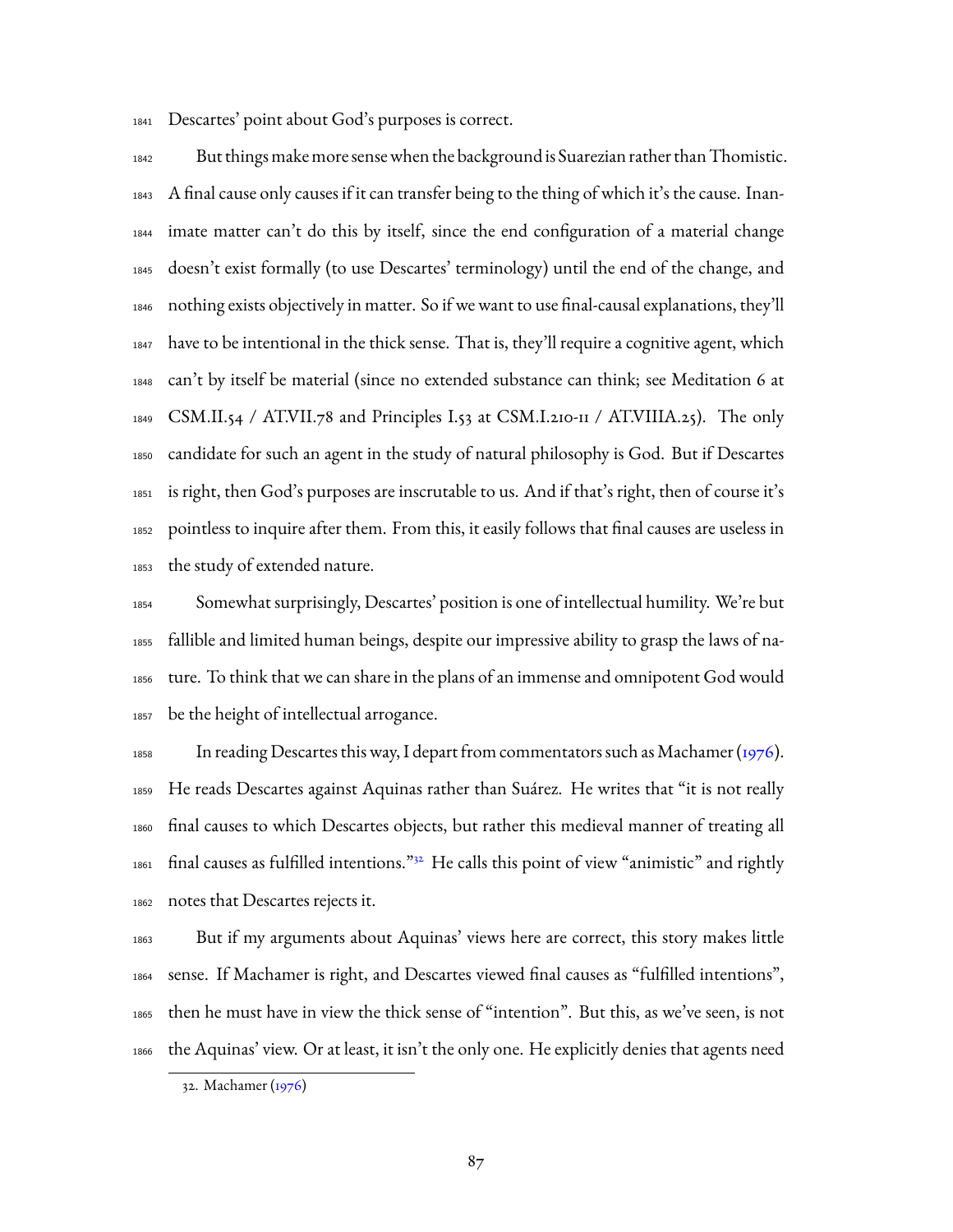Descartes' point about God's purposes is correct.

But things make more sense when the background is Suarezian rather than Thomistic. A final cause only causes if it can transfer being to the thing of which it's the cause. Inanimate matter can't do this by itself, since the end configuration of a material change doesn't exist formally (to use Descartes' terminology) until the end of the change, and nothing exists objectively in matter. So if we want to use final-causal explanations, they'll have to be intentional in the thick sense. That is, they'll require a cognitive agent, which can't by itself be material (since no extended substance can think; see Meditation 6 at CSM.II.54 / AT.VII.78 and Principles I.53 at CSM.I.210-11 / AT.VIIIA.25). The only candidate for such an agent in the study of natural philosophy is God. But if Descartes is right, then God's purposes are inscrutable to us. And if that's right, then of course it's pointless to inquire after them. From this, it easily follows that final causes are useless in the study of extended nature.

Somewhat surprisingly, Descartes' position is one of intellectual humility. We're but fallible and limited human beings, despite our impressive ability to grasp the laws of nature. To think that we can share in the plans of an immense and omnipotent God would be the height of intellectual arrogance.

In reading Descartes this way, I depart from commentators such as Machamer (1976). He reads Descartes against Aquinas rather than Suárez. He writes that "it is not really final causes to which Descartes objects, but rather this medieval manner of treating all final causes as fulfilled intentions."[32] He calls this point of view "animistic" and rightly notes that Descartes rejects it.

But if my arguments about Aquinas' views here are correct, this story makes little sense. If Machamer is right, and Descartes viewed final causes as "fulfilled intentions", then he must have in view the thick sense of "intention". But this, as we've seen, is not the Aquinas' view. Or at least, it isn't the only one. He explicitly denies that agents need

32. Machamer (1976)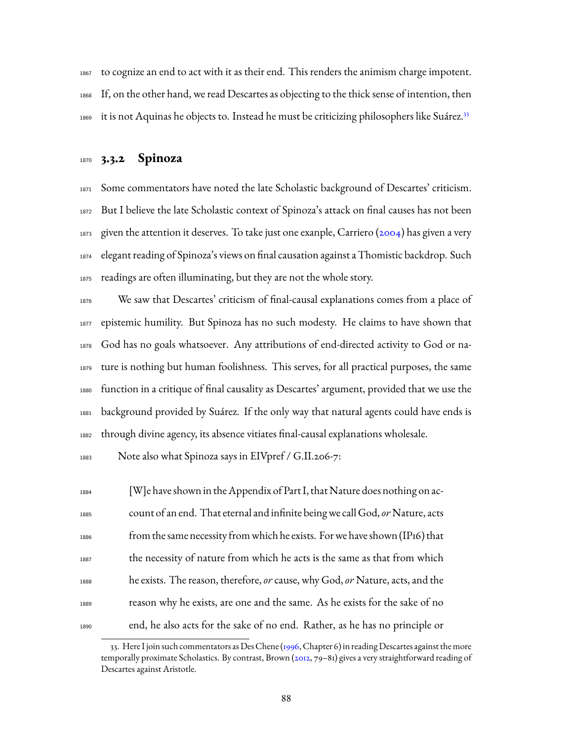to cognize an end to act with it as their end. This renders the animism charge impotent. If, on the other hand, we read Descartes as objecting to the thick sense of intention, then it is not Aquinas he objects to. Instead he must be criticizing philosophers like Suárez.[33]

### 3.3.2 Spinoza

Some commentators have noted the late Scholastic background of Descartes' criticism. But I believe the late Scholastic context of Spinoza's attack on final causes has not been given the attention it deserves. To take just one exanple, Carriero (2004) has given a very elegant reading of Spinoza's views on final causation against a Thomistic backdrop. Such readings are often illuminating, but they are not the whole story.

We saw that Descartes' criticism of final-causal explanations comes from a place of epistemic humility. But Spinoza has no such modesty. He claims to have shown that God has no goals whatsoever. Any attributions of end-directed activity to God or nature is nothing but human foolishness. This serves, for all practical purposes, the same function in a critique of final causality as Descartes' argument, provided that we use the background provided by Suárez. If the only way that natural agents could have ends is through divine agency, its absence vitiates final-causal explanations wholesale.

Note also what Spinoza says in EIVpref / G.II.206-7:

> [W]e have shown in the Appendix of Part I, that Nature does nothing on account of an end. That eternal and infinite being we call God, *or* Nature, acts from the same necessity from which he exists. For we have shown (IP16) that the necessity of nature from which he acts is the same as that from which he exists. The reason, therefore, *or* cause, why God, *or* Nature, acts, and the reason why he exists, are one and the same. As he exists for the sake of no end, he also acts for the sake of no end. Rather, as he has no principle or

33. Here I join such commentators as Des Chene (1996, Chapter 6) in reading Descartes against the more temporally proximate Scholastics. By contrast, Brown (2012, 79–81) gives a very straightforward reading of Descartes against Aristotle.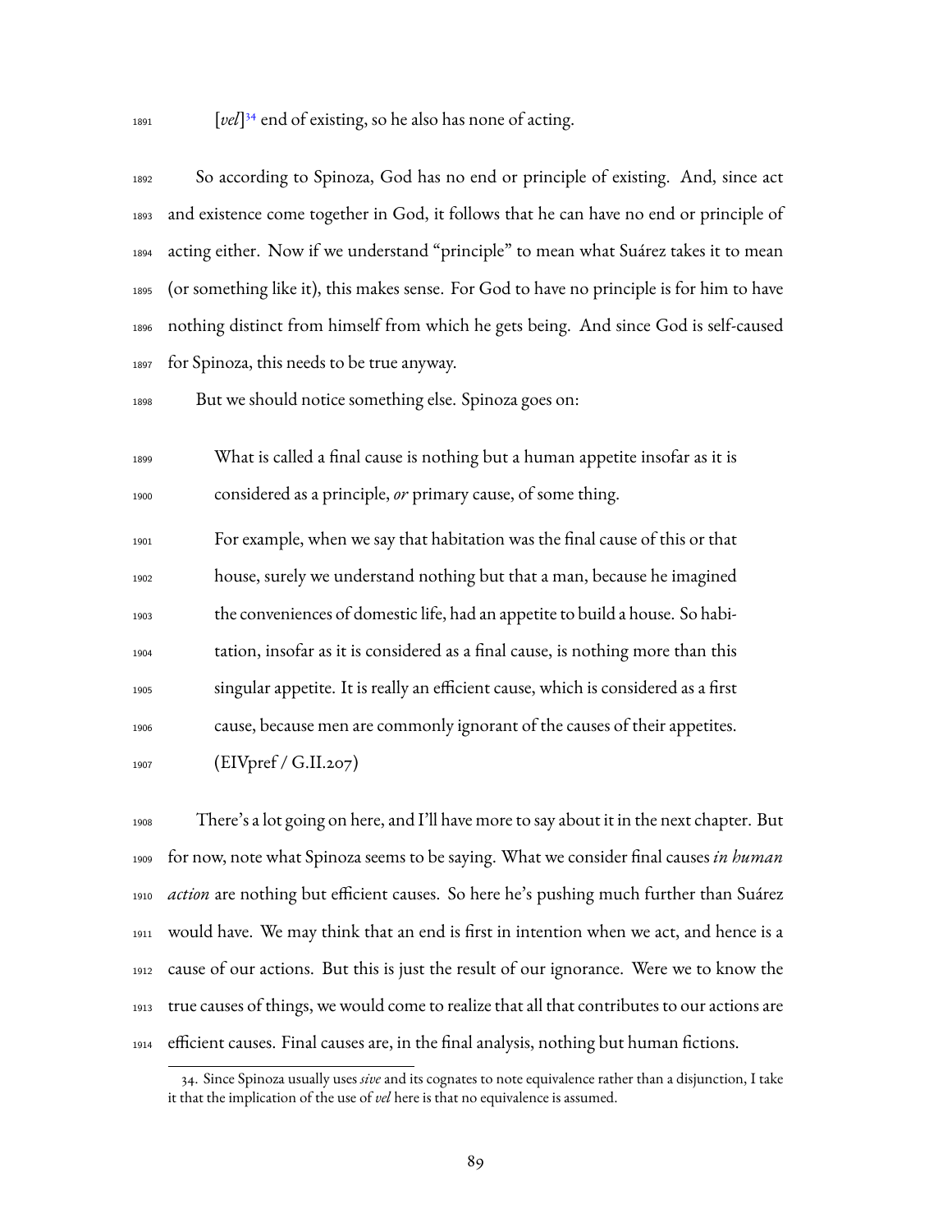[*vel*][34] end of existing, so he also has none of acting.

So according to Spinoza, God has no end or principle of existing. And, since act and existence come together in God, it follows that he can have no end or principle of acting either. Now if we understand "principle" to mean what Suárez takes it to mean (or something like it), this makes sense. For God to have no principle is for him to have nothing distinct from himself from which he gets being. And since God is self-caused for Spinoza, this needs to be true anyway.

But we should notice something else. Spinoza goes on:

> What is called a final cause is nothing but a human appetite insofar as it is considered as a principle, *or* primary cause, of some thing.
>
> For example, when we say that habitation was the final cause of this or that house, surely we understand nothing but that a man, because he imagined the conveniences of domestic life, had an appetite to build a house. So habitation, insofar as it is considered as a final cause, is nothing more than this singular appetite. It is really an efficient cause, which is considered as a first cause, because men are commonly ignorant of the causes of their appetites. (EIVpref / G.II.207)

There's a lot going on here, and I'll have more to say about it in the next chapter. But for now, note what Spinoza seems to be saying. What we consider final causes *in human action* are nothing but efficient causes. So here he's pushing much further than Suárez would have. We may think that an end is first in intention when we act, and hence is a cause of our actions. But this is just the result of our ignorance. Were we to know the true causes of things, we would come to realize that all that contributes to our actions are efficient causes. Final causes are, in the final analysis, nothing but human fictions.

---

34. Since Spinoza usually uses *sive* and its cognates to note equivalence rather than a disjunction, I take it that the implication of the use of *vel* here is that no equivalence is assumed.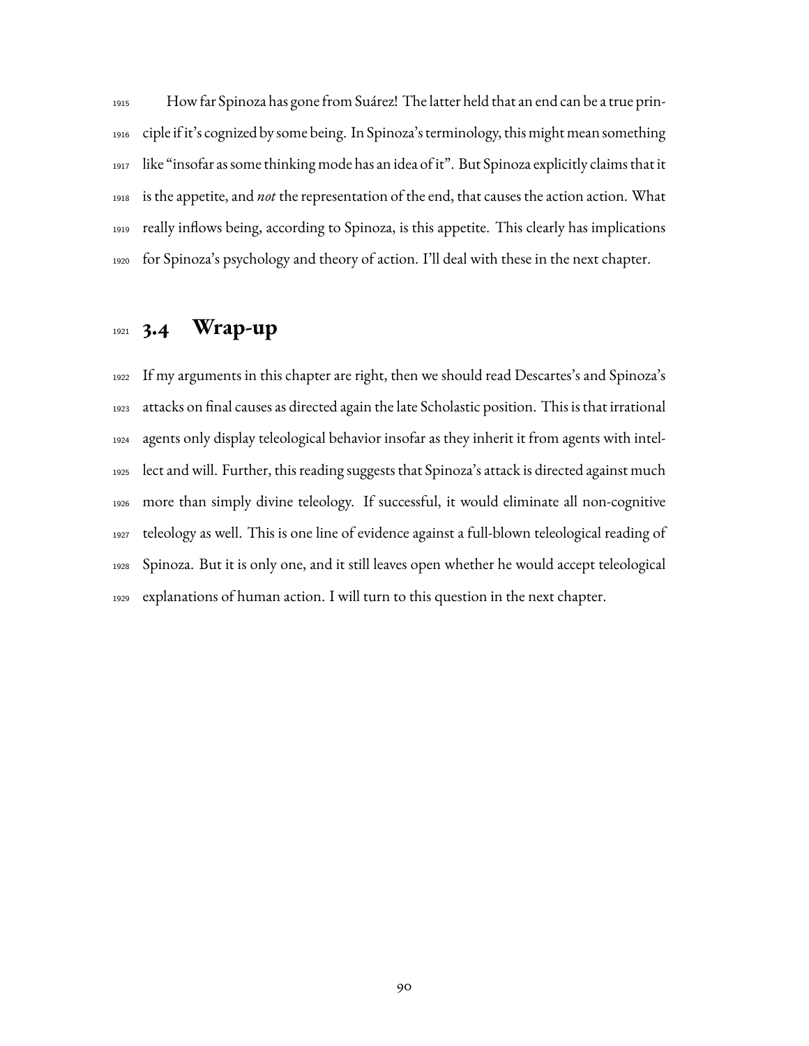How far Spinoza has gone from Suárez! The latter held that an end can be a true principle if it's cognized by some being. In Spinoza's terminology, this might mean something like "insofar as some thinking mode has an idea of it". But Spinoza explicitly claims that it is the appetite, and *not* the representation of the end, that causes the action action. What really inflows being, according to Spinoza, is this appetite. This clearly has implications for Spinoza's psychology and theory of action. I'll deal with these in the next chapter.

## 3.4 Wrap-up

If my arguments in this chapter are right, then we should read Descartes's and Spinoza's attacks on final causes as directed again the late Scholastic position. This is that irrational agents only display teleological behavior insofar as they inherit it from agents with intellect and will. Further, this reading suggests that Spinoza's attack is directed against much more than simply divine teleology. If successful, it would eliminate all non-cognitive teleology as well. This is one line of evidence against a full-blown teleological reading of Spinoza. But it is only one, and it still leaves open whether he would accept teleological explanations of human action. I will turn to this question in the next chapter.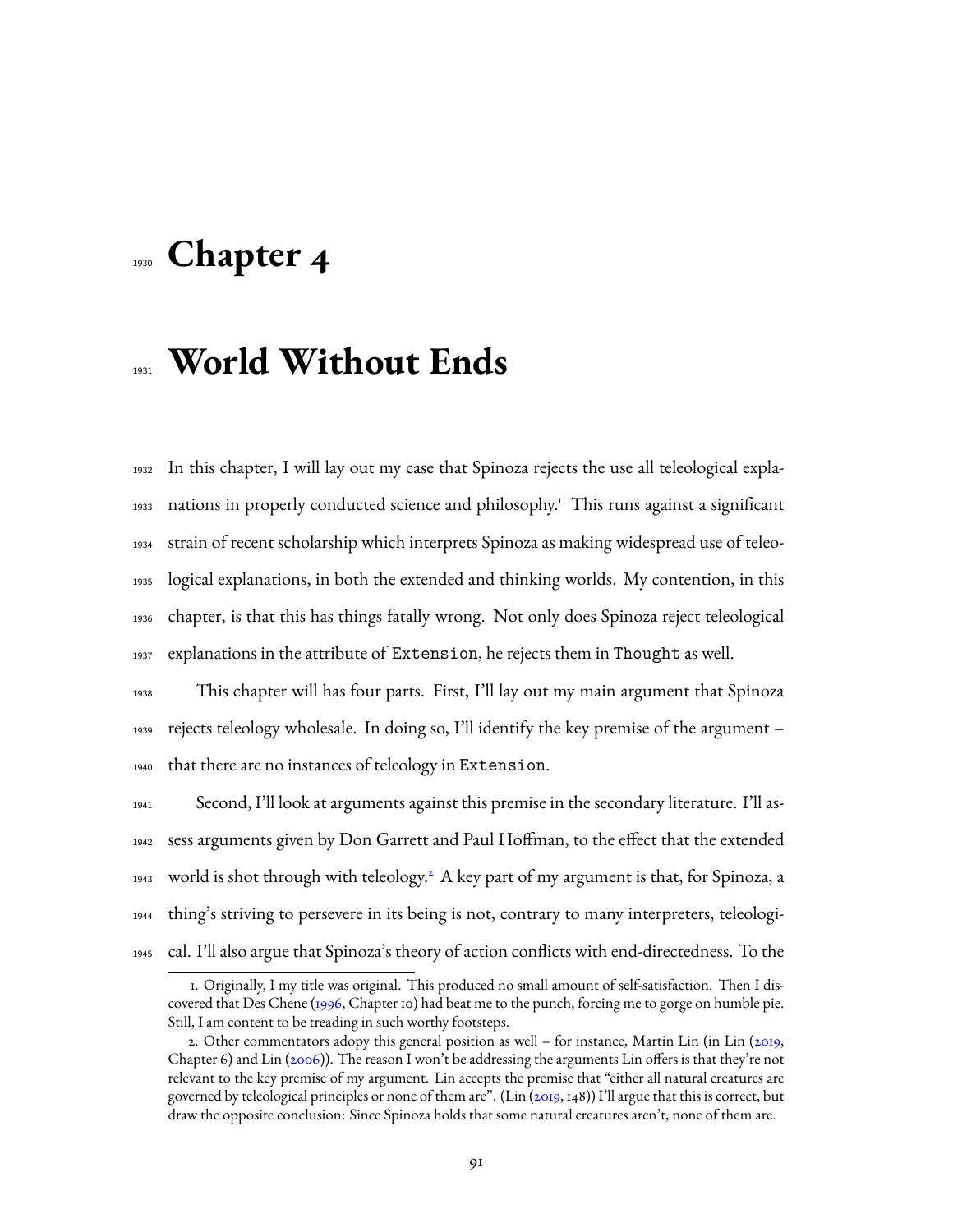# Chapter 4

# World Without Ends

In this chapter, I will lay out my case that Spinoza rejects the use all teleological explanations in properly conducted science and philosophy.[1] This runs against a significant strain of recent scholarship which interprets Spinoza as making widespread use of teleological explanations, in both the extended and thinking worlds. My contention, in this chapter, is that this has things fatally wrong. Not only does Spinoza reject teleological explanations in the attribute of `Extension`, he rejects them in `Thought` as well.

This chapter will has four parts. First, I'll lay out my main argument that Spinoza rejects teleology wholesale. In doing so, I'll identify the key premise of the argument – that there are no instances of teleology in `Extension`.

Second, I'll look at arguments against this premise in the secondary literature. I'll assess arguments given by Don Garrett and Paul Hoffman, to the effect that the extended world is shot through with teleology.[2] A key part of my argument is that, for Spinoza, a thing's striving to persevere in its being is not, contrary to many interpreters, teleological. I'll also argue that Spinoza's theory of action conflicts with end-directedness. To the

1. Originally, I my title was original. This produced no small amount of self-satisfaction. Then I discovered that Des Chene (1996, Chapter 10) had beat me to the punch, forcing me to gorge on humble pie. Still, I am content to be treading in such worthy footsteps.

2. Other commentators adopy this general position as well – for instance, Martin Lin (in Lin (2019, Chapter 6) and Lin (2006)). The reason I won't be addressing the arguments Lin offers is that they're not relevant to the key premise of my argument. Lin accepts the premise that "either all natural creatures are governed by teleological principles or none of them are". (Lin (2019, 148)) I'll argue that this is correct, but draw the opposite conclusion: Since Spinoza holds that some natural creatures aren't, none of them are.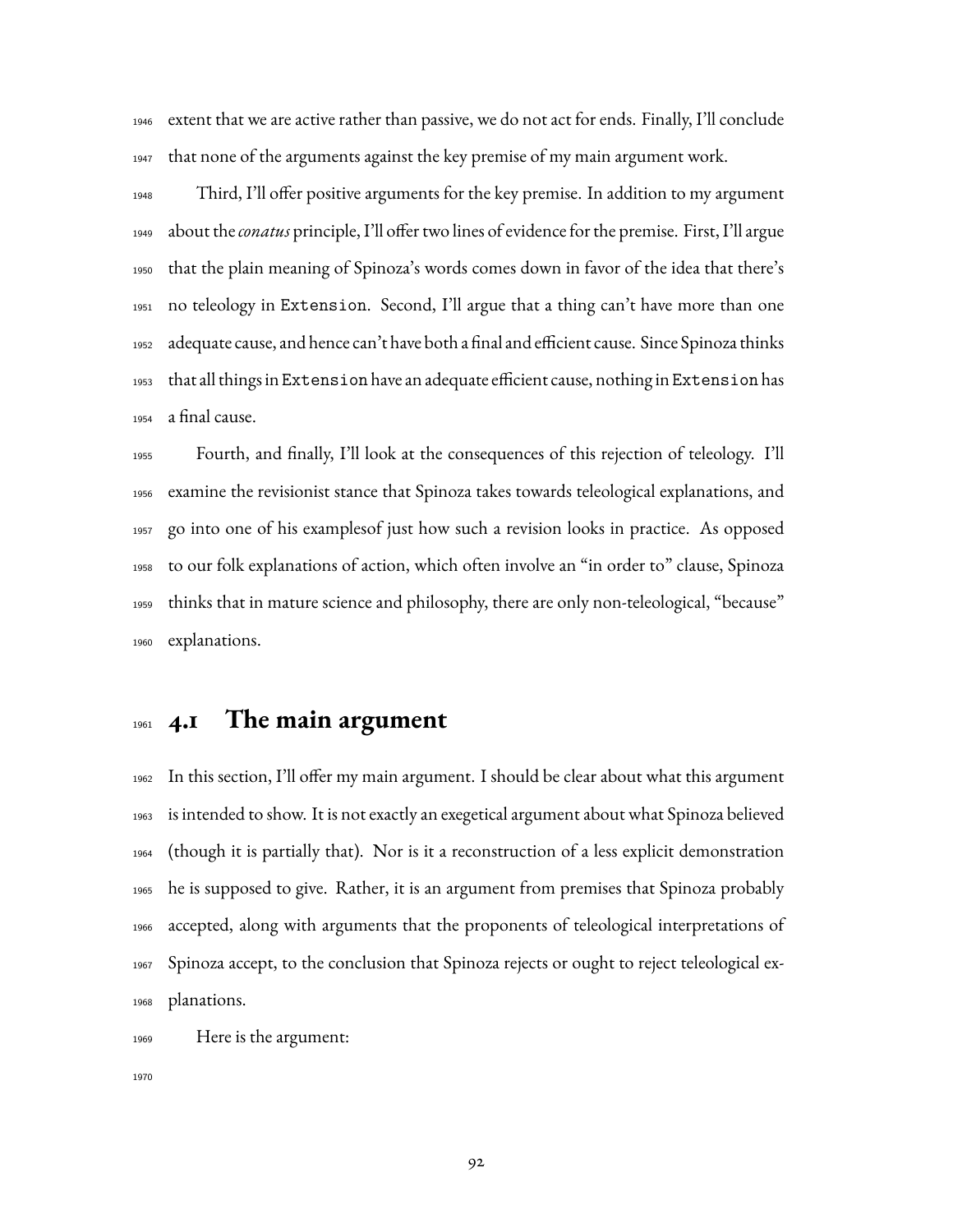extent that we are active rather than passive, we do not act for ends. Finally, I'll conclude that none of the arguments against the key premise of my main argument work.

Third, I'll offer positive arguments for the key premise. In addition to my argument about the *conatus* principle, I'll offer two lines of evidence for the premise. First, I'll argue that the plain meaning of Spinoza's words comes down in favor of the idea that there's no teleology in `Extension`. Second, I'll argue that a thing can't have more than one adequate cause, and hence can't have both a final and efficient cause. Since Spinoza thinks that all things in `Extension` have an adequate efficient cause, nothing in `Extension` has a final cause.

Fourth, and finally, I'll look at the consequences of this rejection of teleology. I'll examine the revisionist stance that Spinoza takes towards teleological explanations, and go into one of his examplesof just how such a revision looks in practice. As opposed to our folk explanations of action, which often involve an "in order to" clause, Spinoza thinks that in mature science and philosophy, there are only non-teleological, "because" explanations.

## 4.1 The main argument

In this section, I'll offer my main argument. I should be clear about what this argument is intended to show. It is not exactly an exegetical argument about what Spinoza believed (though it is partially that). Nor is it a reconstruction of a less explicit demonstration he is supposed to give. Rather, it is an argument from premises that Spinoza probably accepted, along with arguments that the proponents of teleological interpretations of Spinoza accept, to the conclusion that Spinoza rejects or ought to reject teleological explanations.

Here is the argument: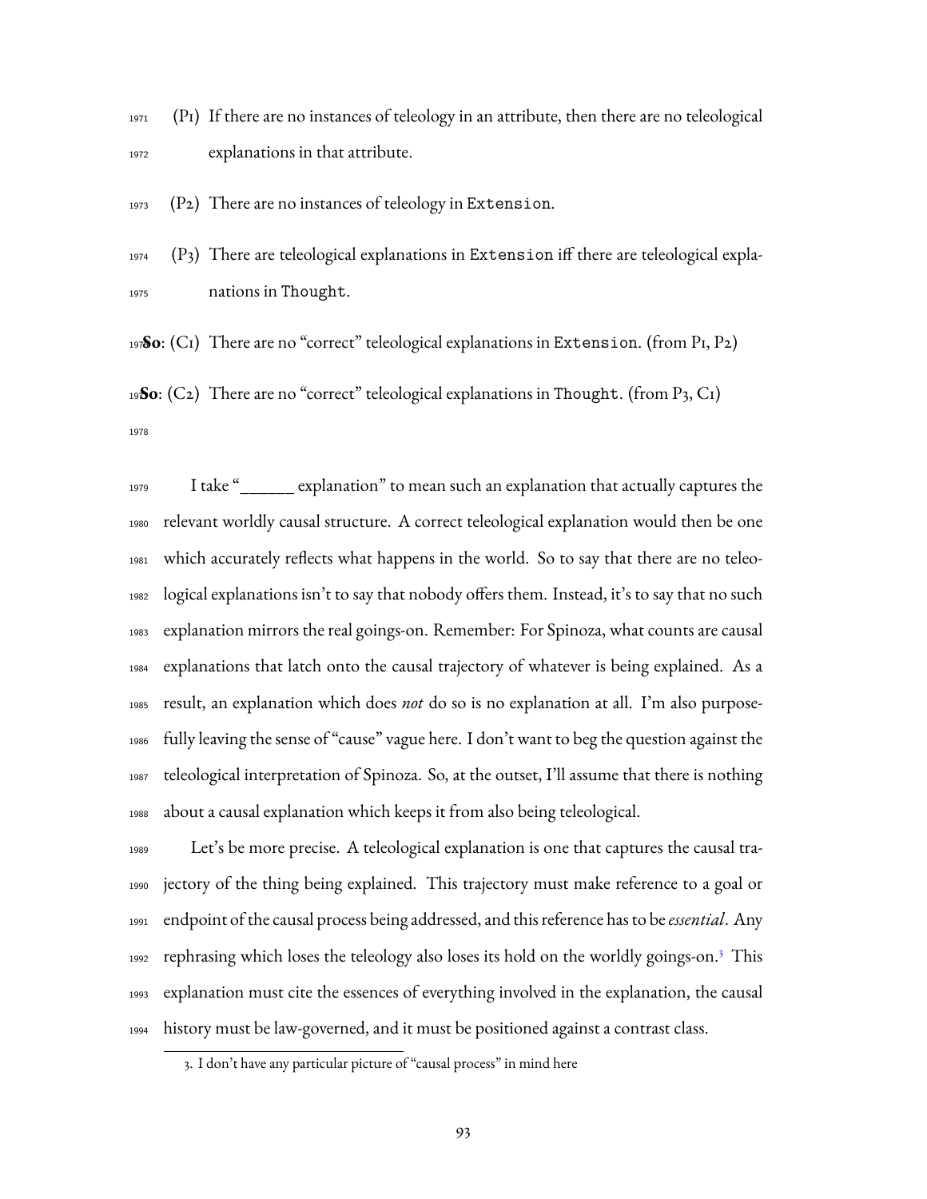(P1) If there are no instances of teleology in an attribute, then there are no teleological explanations in that attribute.

(P2) There are no instances of teleology in `Extension`.

(P3) There are teleological explanations in `Extension` iff there are teleological explanations in `Thought`.

**So**: (C1) There are no "correct" teleological explanations in `Extension`. (from P1, P2)

**So**: (C2) There are no "correct" teleological explanations in `Thought`. (from P3, C1)

I take "______ explanation" to mean such an explanation that actually captures the relevant worldly causal structure. A correct teleological explanation would then be one which accurately reflects what happens in the world. So to say that there are no teleological explanations isn't to say that nobody offers them. Instead, it's to say that no such explanation mirrors the real goings-on. Remember: For Spinoza, what counts are causal explanations that latch onto the causal trajectory of whatever is being explained. As a result, an explanation which does *not* do so is no explanation at all. I'm also purposefully leaving the sense of "cause" vague here. I don't want to beg the question against the teleological interpretation of Spinoza. So, at the outset, I'll assume that there is nothing about a causal explanation which keeps it from also being teleological.

Let's be more precise. A teleological explanation is one that captures the causal trajectory of the thing being explained. This trajectory must make reference to a goal or endpoint of the causal process being addressed, and this reference has to be *essential*. Any rephrasing which loses the teleology also loses its hold on the worldly goings-on.[3] This explanation must cite the essences of everything involved in the explanation, the causal history must be law-governed, and it must be positioned against a contrast class.

3. I don't have any particular picture of "causal process" in mind here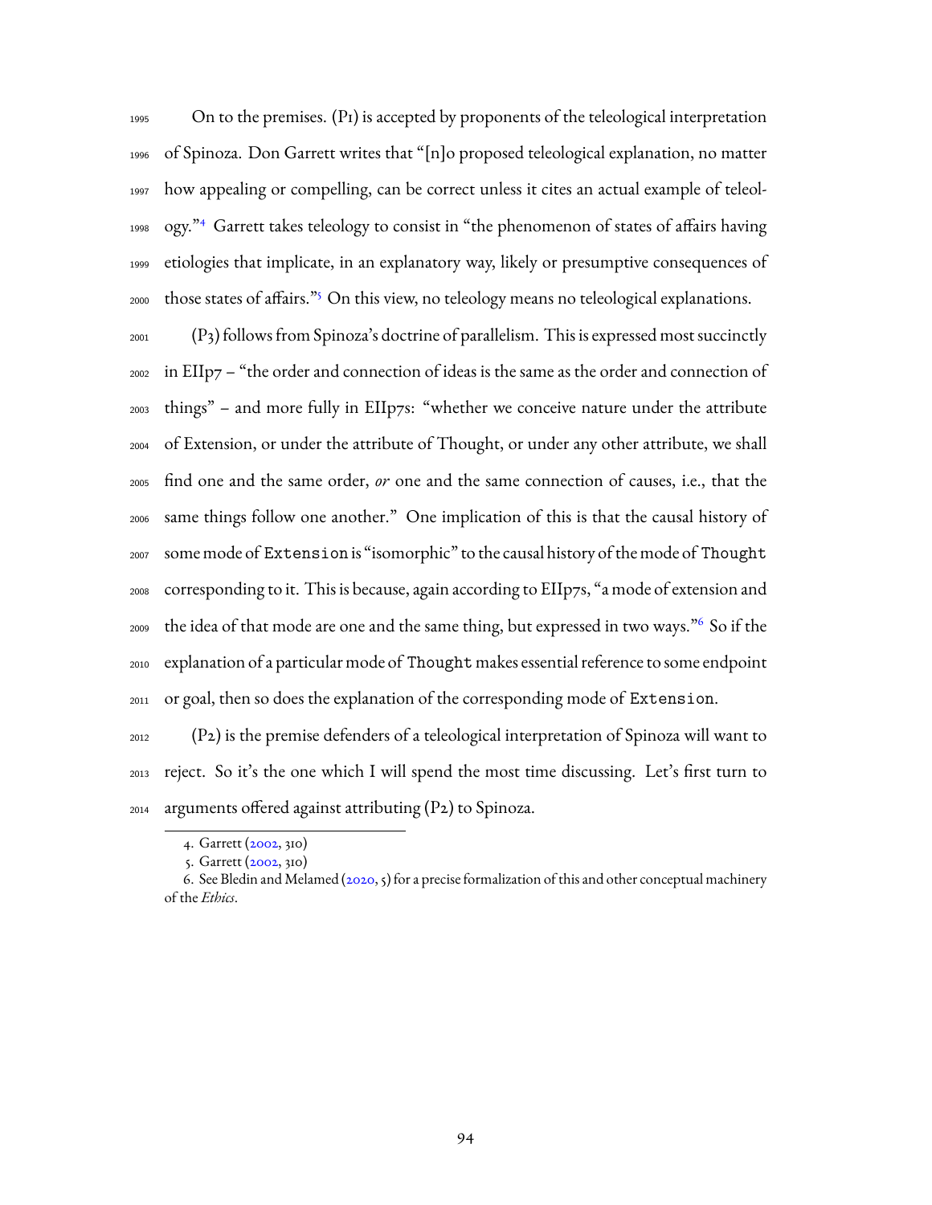On to the premises. (P1) is accepted by proponents of the teleological interpretation of Spinoza. Don Garrett writes that "[n]o proposed teleological explanation, no matter how appealing or compelling, can be correct unless it cites an actual example of teleology."[4] Garrett takes teleology to consist in "the phenomenon of states of affairs having etiologies that implicate, in an explanatory way, likely or presumptive consequences of those states of affairs."[5] On this view, no teleology means no teleological explanations.

(P3) follows from Spinoza's doctrine of parallelism. This is expressed most succinctly in EIIp7 – "the order and connection of ideas is the same as the order and connection of things" – and more fully in EIIp7s: "whether we conceive nature under the attribute of Extension, or under the attribute of Thought, or under any other attribute, we shall find one and the same order, *or* one and the same connection of causes, i.e., that the same things follow one another." One implication of this is that the causal history of some mode of `Extension` is "isomorphic" to the causal history of the mode of `Thought` corresponding to it. This is because, again according to EIIp7s, "a mode of extension and the idea of that mode are one and the same thing, but expressed in two ways."[6] So if the explanation of a particular mode of `Thought` makes essential reference to some endpoint or goal, then so does the explanation of the corresponding mode of `Extension`.

(P2) is the premise defenders of a teleological interpretation of Spinoza will want to reject. So it's the one which I will spend the most time discussing. Let's first turn to arguments offered against attributing (P2) to Spinoza.

---

4. Garrett (2002, 310)

5. Garrett (2002, 310)

6. See Bledin and Melamed (2020, 5) for a precise formalization of this and other conceptual machinery of the *Ethics*.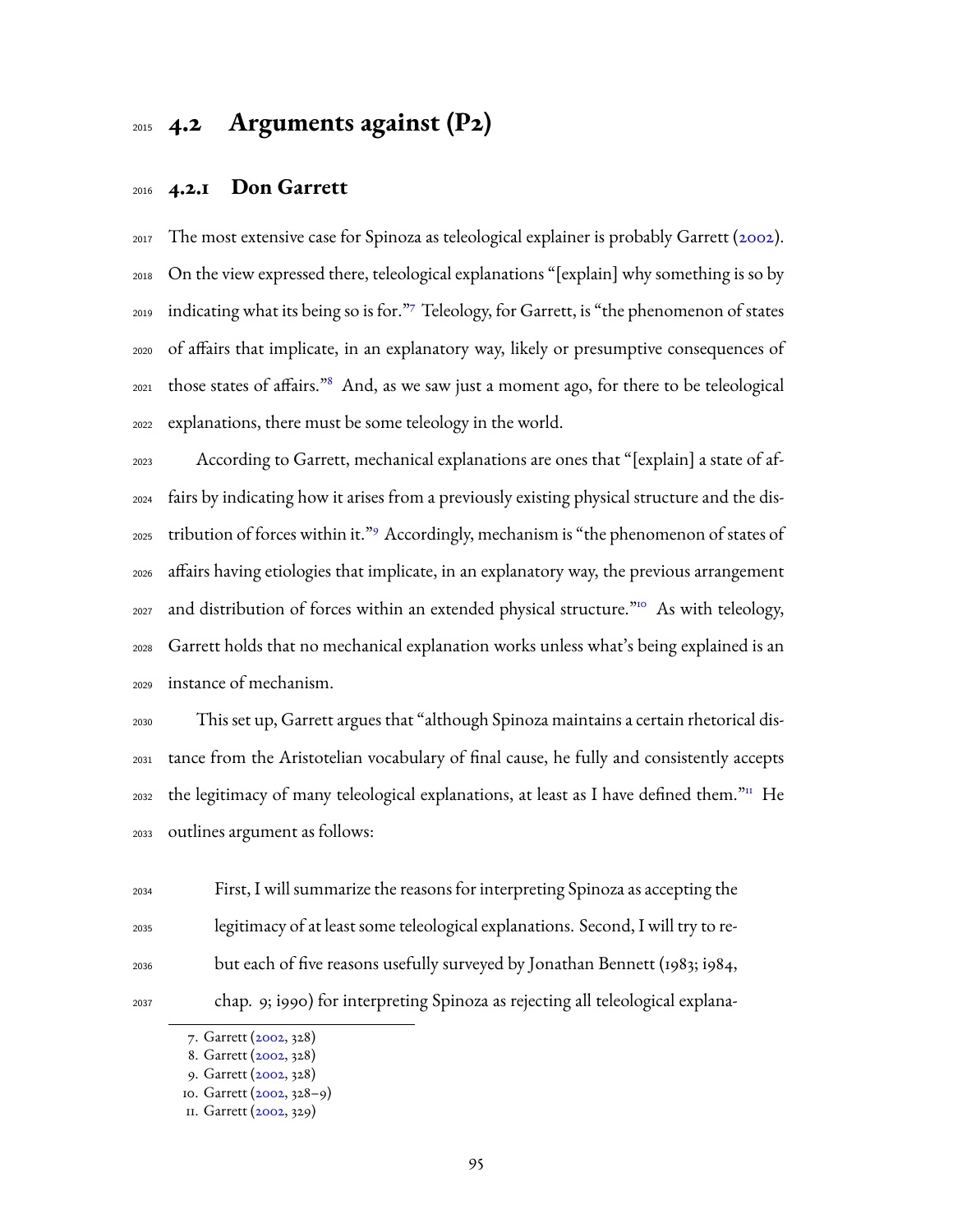## 4.2 Arguments against (P2)

### 4.2.1 Don Garrett

The most extensive case for Spinoza as teleological explainer is probably Garrett (2002). On the view expressed there, teleological explanations "[explain] why something is so by indicating what its being so is for."[7] Teleology, for Garrett, is "the phenomenon of states of affairs that implicate, in an explanatory way, likely or presumptive consequences of those states of affairs."[8] And, as we saw just a moment ago, for there to be teleological explanations, there must be some teleology in the world.

According to Garrett, mechanical explanations are ones that "[explain] a state of affairs by indicating how it arises from a previously existing physical structure and the distribution of forces within it."[9] Accordingly, mechanism is "the phenomenon of states of affairs having etiologies that implicate, in an explanatory way, the previous arrangement and distribution of forces within an extended physical structure."[10] As with teleology, Garrett holds that no mechanical explanation works unless what's being explained is an instance of mechanism.

This set up, Garrett argues that "although Spinoza maintains a certain rhetorical distance from the Aristotelian vocabulary of final cause, he fully and consistently accepts the legitimacy of many teleological explanations, at least as I have defined them."[11] He outlines argument as follows:

> First, I will summarize the reasons for interpreting Spinoza as accepting the legitimacy of at least some teleological explanations. Second, I will try to rebut each of five reasons usefully surveyed by Jonathan Bennett (1983; 1984, chap. 9; 1990) for interpreting Spinoza as rejecting all teleological explana-

7. Garrett (2002, 328)
8. Garrett (2002, 328)
9. Garrett (2002, 328)
10. Garrett (2002, 328–9)
11. Garrett (2002, 329)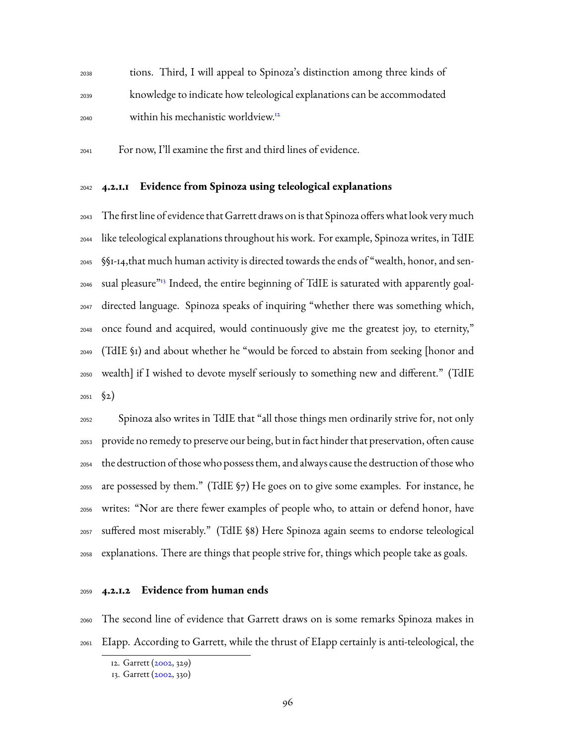tions. Third, I will appeal to Spinoza's distinction among three kinds of knowledge to indicate how teleological explanations can be accommodated within his mechanistic worldview.[12]

For now, I'll examine the first and third lines of evidence.

#### 4.2.1.1 Evidence from Spinoza using teleological explanations

The first line of evidence that Garrett draws on is that Spinoza offers what look very much like teleological explanations throughout his work. For example, Spinoza writes, in TdIE §§1-14,that much human activity is directed towards the ends of "wealth, honor, and sensual pleasure"[13] Indeed, the entire beginning of TdIE is saturated with apparently goal-directed language. Spinoza speaks of inquiring "whether there was something which, once found and acquired, would continuously give me the greatest joy, to eternity," (TdIE §1) and about whether he "would be forced to abstain from seeking [honor and wealth] if I wished to devote myself seriously to something new and different." (TdIE §2)

Spinoza also writes in TdIE that "all those things men ordinarily strive for, not only provide no remedy to preserve our being, but in fact hinder that preservation, often cause the destruction of those who possess them, and always cause the destruction of those who are possessed by them." (TdIE §7) He goes on to give some examples. For instance, he writes: "Nor are there fewer examples of people who, to attain or defend honor, have suffered most miserably." (TdIE §8) Here Spinoza again seems to endorse teleological explanations. There are things that people strive for, things which people take as goals.

#### 4.2.1.2 Evidence from human ends

The second line of evidence that Garrett draws on is some remarks Spinoza makes in EIapp. According to Garrett, while the thrust of EIapp certainly is anti-teleological, the

12. Garrett (2002, 329)

13. Garrett (2002, 330)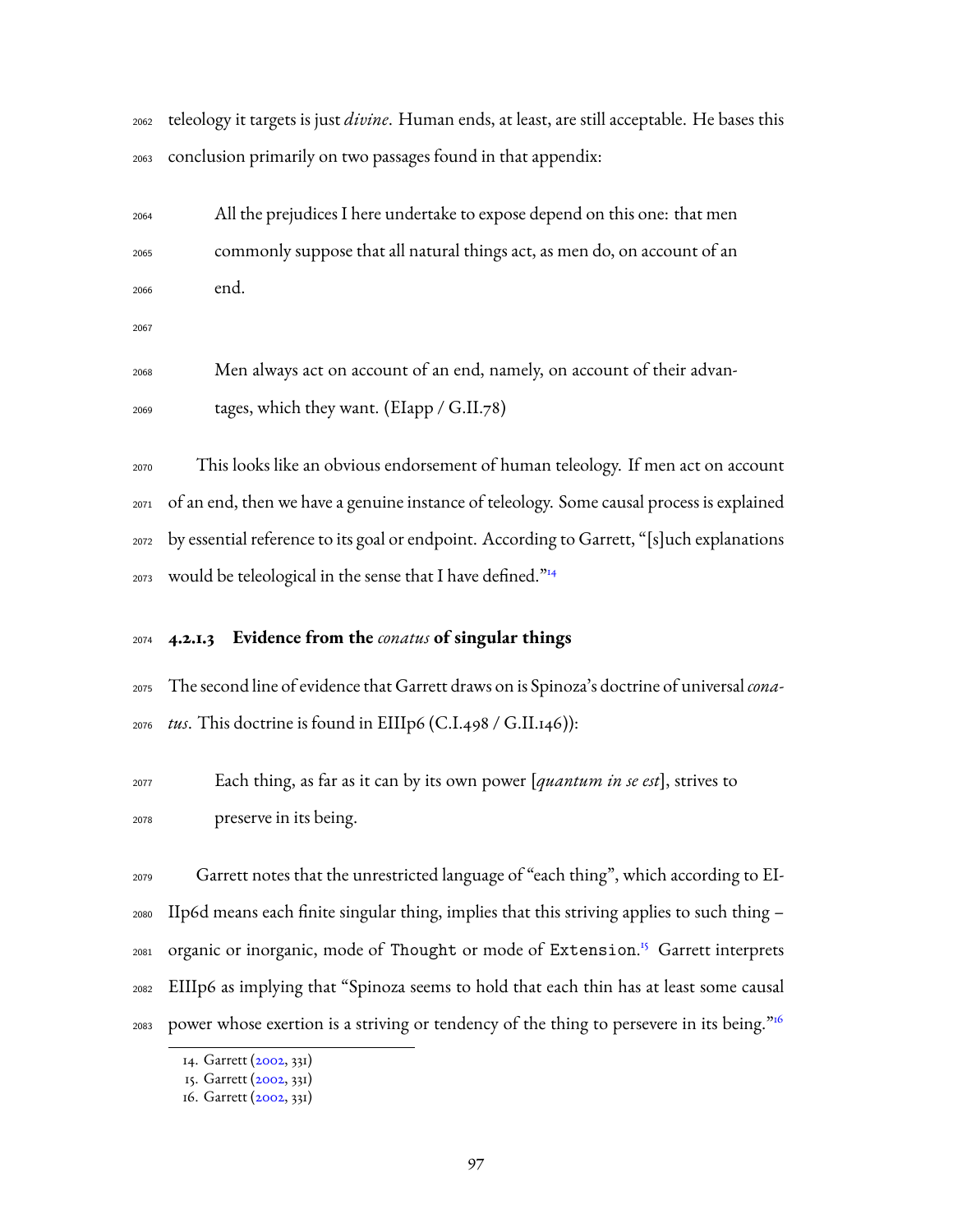teleology it targets is just *divine*. Human ends, at least, are still acceptable. He bases this conclusion primarily on two passages found in that appendix:

> All the prejudices I here undertake to expose depend on this one: that men commonly suppose that all natural things act, as men do, on account of an end.
>
> Men always act on account of an end, namely, on account of their advantages, which they want. (EIapp / G.II.78)

This looks like an obvious endorsement of human teleology. If men act on account of an end, then we have a genuine instance of teleology. Some causal process is explained by essential reference to its goal or endpoint. According to Garrett, "[s]uch explanations would be teleological in the sense that I have defined."[14]

#### 4.2.1.3 Evidence from the *conatus* of singular things

The second line of evidence that Garrett draws on is Spinoza's doctrine of universal *conatus*. This doctrine is found in EIIIp6 (C.I.498 / G.II.146)):

> Each thing, as far as it can by its own power [*quantum in se est*], strives to preserve in its being.

Garrett notes that the unrestricted language of "each thing", which according to EIIIp6d means each finite singular thing, implies that this striving applies to such thing – organic or inorganic, mode of `Thought` or mode of `Extension`.[15] Garrett interprets EIIIp6 as implying that "Spinoza seems to hold that each thin has at least some causal power whose exertion is a striving or tendency of the thing to persevere in its being."[16]

---

14. Garrett (2002, 331)
15. Garrett (2002, 331)
16. Garrett (2002, 331)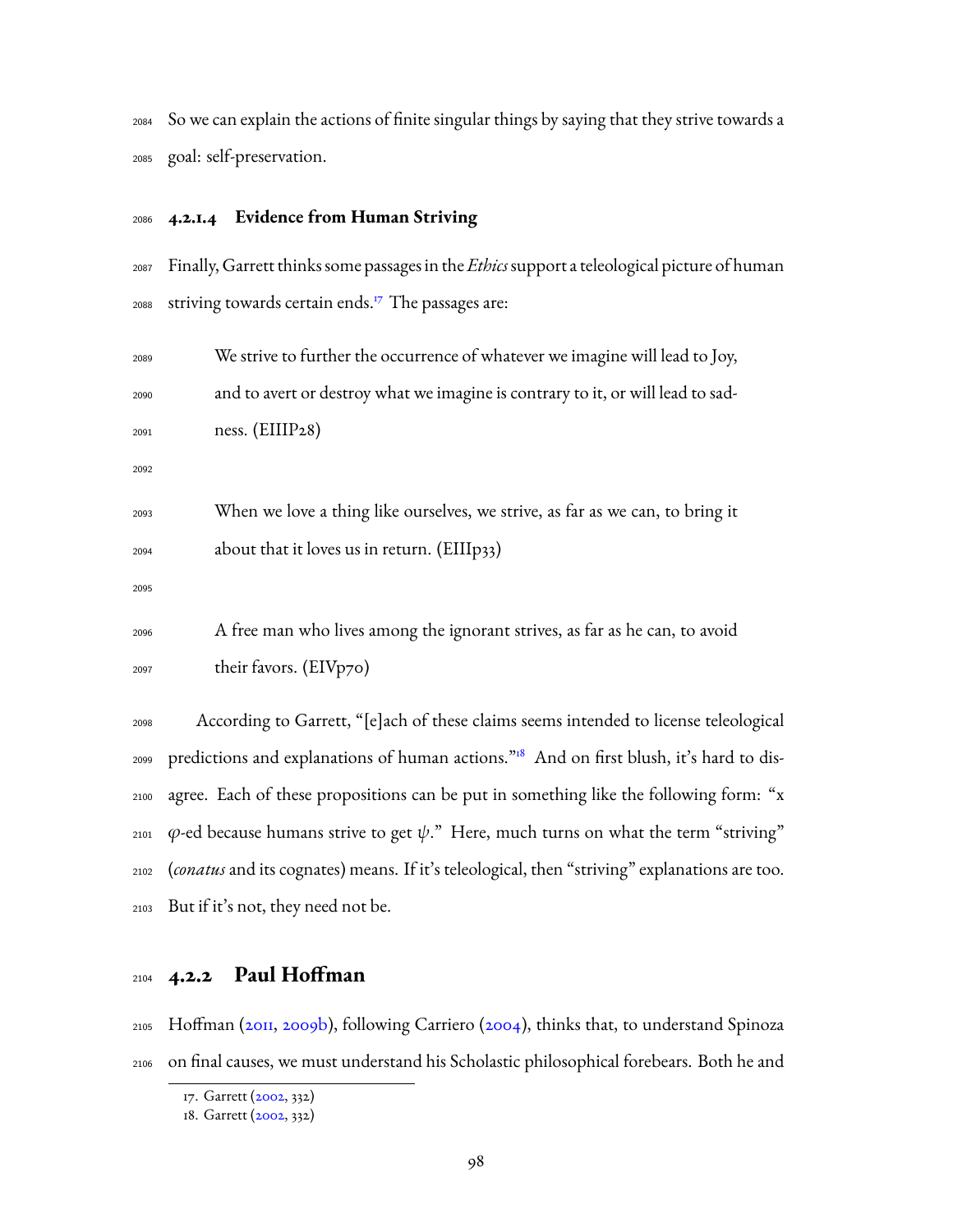So we can explain the actions of finite singular things by saying that they strive towards a goal: self-preservation.

#### 4.2.1.4 Evidence from Human Striving

Finally, Garrett thinks some passages in the *Ethics* support a teleological picture of human striving towards certain ends.[17] The passages are:

> We strive to further the occurrence of whatever we imagine will lead to Joy, and to avert or destroy what we imagine is contrary to it, or will lead to sadness. (EIIIP28)

> When we love a thing like ourselves, we strive, as far as we can, to bring it about that it loves us in return. (EIIIp33)

> A free man who lives among the ignorant strives, as far as he can, to avoid their favors. (EIVp70)

According to Garrett, "[e]ach of these claims seems intended to license teleological predictions and explanations of human actions."[18] And on first blush, it's hard to disagree. Each of these propositions can be put in something like the following form: "x $\varphi$-ed because humans strive to get $\psi$." Here, much turns on what the term "striving" (*conatus* and its cognates) means. If it's teleological, then "striving" explanations are too. But if it's not, they need not be.

### 4.2.2 Paul Hoffman

Hoffman (2011, 2009b), following Carriero (2004), thinks that, to understand Spinoza on final causes, we must understand his Scholastic philosophical forebears. Both he and

17. Garrett (2002, 332)

18. Garrett (2002, 332)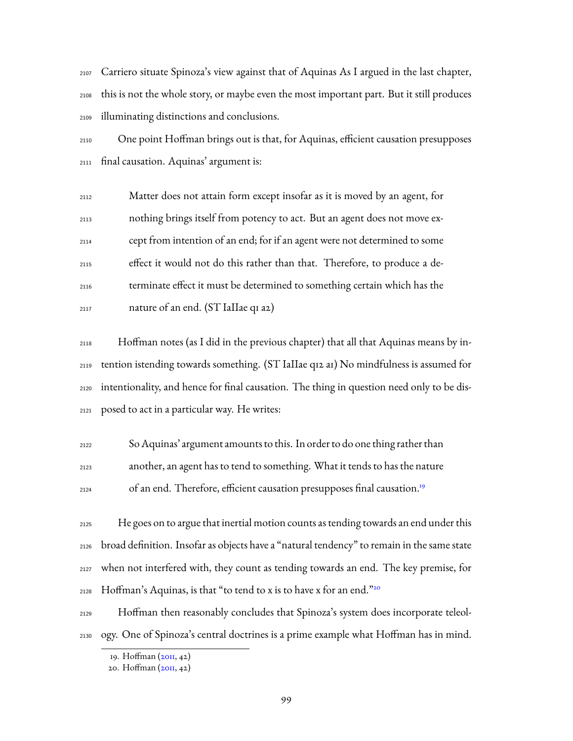Carriero situate Spinoza's view against that of Aquinas As I argued in the last chapter, this is not the whole story, or maybe even the most important part. But it still produces illuminating distinctions and conclusions.

One point Hoffman brings out is that, for Aquinas, efficient causation presupposes final causation. Aquinas' argument is:

> Matter does not attain form except insofar as it is moved by an agent, for nothing brings itself from potency to act. But an agent does not move except from intention of an end; for if an agent were not determined to some effect it would not do this rather than that. Therefore, to produce a determinate effect it must be determined to something certain which has the nature of an end. (ST IaIIae q1 a2)

Hoffman notes (as I did in the previous chapter) that all that Aquinas means by intention istending towards something. (ST IaIIae q12 a1) No mindfulness is assumed for intentionality, and hence for final causation. The thing in question need only to be disposed to act in a particular way. He writes:

> So Aquinas' argument amounts to this. In order to do one thing rather than another, an agent has to tend to something. What it tends to has the nature of an end. Therefore, efficient causation presupposes final causation.[19]

He goes on to argue that inertial motion counts as tending towards an end under this broad definition. Insofar as objects have a "natural tendency" to remain in the same state when not interfered with, they count as tending towards an end. The key premise, for Hoffman's Aquinas, is that "to tend to x is to have x for an end."[20]

Hoffman then reasonably concludes that Spinoza's system does incorporate teleology. One of Spinoza's central doctrines is a prime example what Hoffman has in mind.

---

19. Hoffman (2011, 42)

20. Hoffman (2011, 42)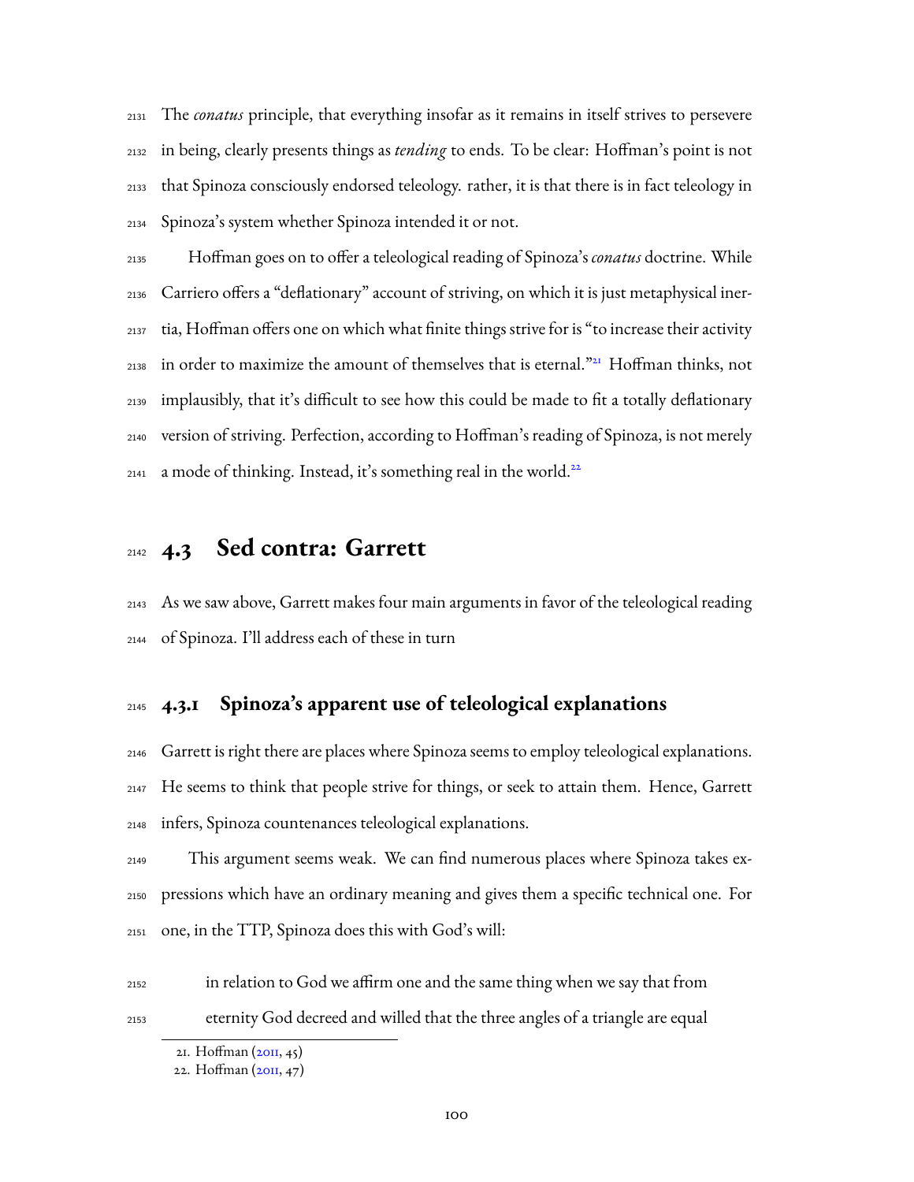The *conatus* principle, that everything insofar as it remains in itself strives to persevere in being, clearly presents things as *tending* to ends. To be clear: Hoffman's point is not that Spinoza consciously endorsed teleology. rather, it is that there is in fact teleology in Spinoza's system whether Spinoza intended it or not.

Hoffman goes on to offer a teleological reading of Spinoza's *conatus* doctrine. While Carriero offers a "deflationary" account of striving, on which it is just metaphysical inertia, Hoffman offers one on which what finite things strive for is "to increase their activity in order to maximize the amount of themselves that is eternal."[21] Hoffman thinks, not implausibly, that it's difficult to see how this could be made to fit a totally deflationary version of striving. Perfection, according to Hoffman's reading of Spinoza, is not merely a mode of thinking. Instead, it's something real in the world.[22]

## 4.3 Sed contra: Garrett

As we saw above, Garrett makes four main arguments in favor of the teleological reading of Spinoza. I'll address each of these in turn

### 4.3.1 Spinoza's apparent use of teleological explanations

Garrett is right there are places where Spinoza seems to employ teleological explanations. He seems to think that people strive for things, or seek to attain them. Hence, Garrett infers, Spinoza countenances teleological explanations.

This argument seems weak. We can find numerous places where Spinoza takes expressions which have an ordinary meaning and gives them a specific technical one. For one, in the TTP, Spinoza does this with God's will:

> in relation to God we affirm one and the same thing when we say that from eternity God decreed and willed that the three angles of a triangle are equal

21. Hoffman (2011, 45)

22. Hoffman (2011, 47)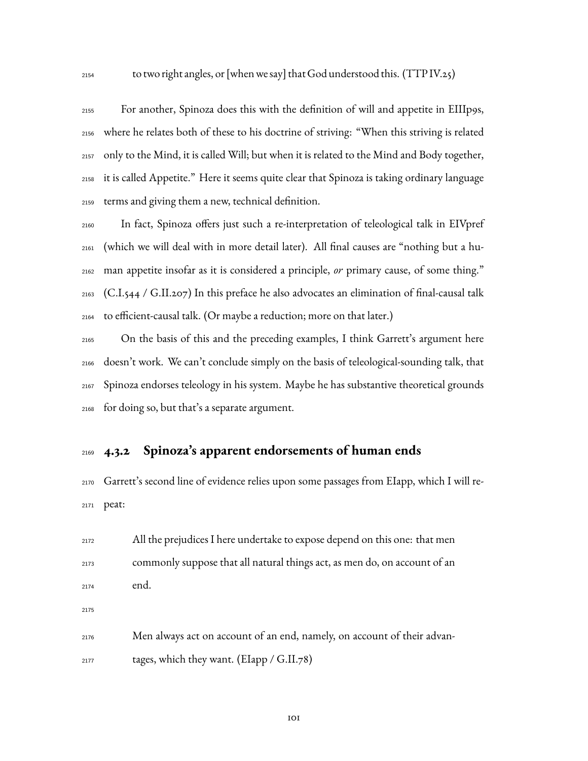to two right angles, or [when we say] that God understood this. (TTP IV.25)

For another, Spinoza does this with the definition of will and appetite in EIIIp9s, where he relates both of these to his doctrine of striving: "When this striving is related only to the Mind, it is called Will; but when it is related to the Mind and Body together, it is called Appetite." Here it seems quite clear that Spinoza is taking ordinary language terms and giving them a new, technical definition.

In fact, Spinoza offers just such a re-interpretation of teleological talk in EIVpref (which we will deal with in more detail later). All final causes are "nothing but a human appetite insofar as it is considered a principle, *or* primary cause, of some thing." (C.I.544 / G.II.207) In this preface he also advocates an elimination of final-causal talk to efficient-causal talk. (Or maybe a reduction; more on that later.)

On the basis of this and the preceding examples, I think Garrett's argument here doesn't work. We can't conclude simply on the basis of teleological-sounding talk, that Spinoza endorses teleology in his system. Maybe he has substantive theoretical grounds for doing so, but that's a separate argument.

### 4.3.2 Spinoza's apparent endorsements of human ends

Garrett's second line of evidence relies upon some passages from EIapp, which I will repeat:

> All the prejudices I here undertake to expose depend on this one: that men commonly suppose that all natural things act, as men do, on account of an end.
>
> Men always act on account of an end, namely, on account of their advantages, which they want. (EIapp / G.II.78)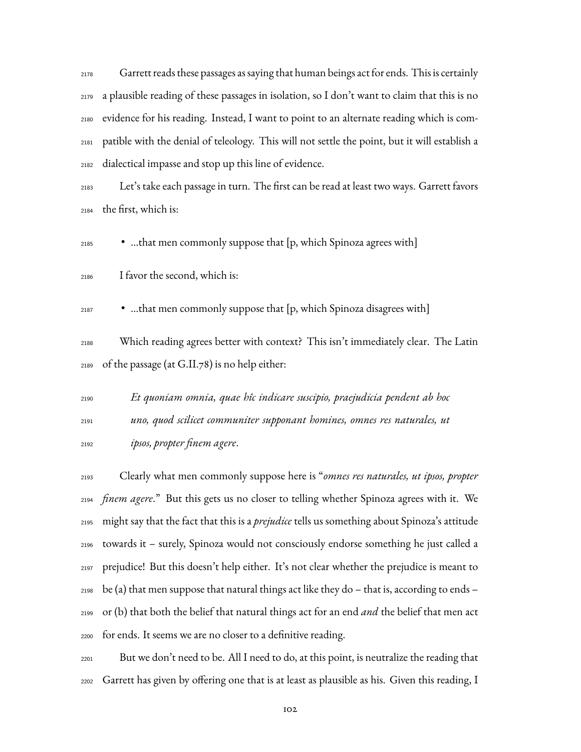Garrett reads these passages as saying that human beings act for ends. This is certainly a plausible reading of these passages in isolation, so I don't want to claim that this is no evidence for his reading. Instead, I want to point to an alternate reading which is compatible with the denial of teleology. This will not settle the point, but it will establish a dialectical impasse and stop up this line of evidence.

Let's take each passage in turn. The first can be read at least two ways. Garrett favors the first, which is:

- ...that men commonly suppose that [p, which Spinoza agrees with]

I favor the second, which is:

- ...that men commonly suppose that [p, which Spinoza disagrees with]

Which reading agrees better with context? This isn't immediately clear. The Latin of the passage (at G.II.78) is no help either:

> *Et quoniam omnia, quae hîc indicare suscipio, praejudicia pendent ab hoc uno, quod scilicet communiter supponant homines, omnes res naturales, ut ipsos, propter finem agere*.

Clearly what men commonly suppose here is "*omnes res naturales, ut ipsos, propter finem agere*." But this gets us no closer to telling whether Spinoza agrees with it. We might say that the fact that this is a *prejudice* tells us something about Spinoza's attitude towards it – surely, Spinoza would not consciously endorse something he just called a prejudice! But this doesn't help either. It's not clear whether the prejudice is meant to be (a) that men suppose that natural things act like they do – that is, according to ends – or (b) that both the belief that natural things act for an end *and* the belief that men act for ends. It seems we are no closer to a definitive reading.

But we don't need to be. All I need to do, at this point, is neutralize the reading that Garrett has given by offering one that is at least as plausible as his. Given this reading, I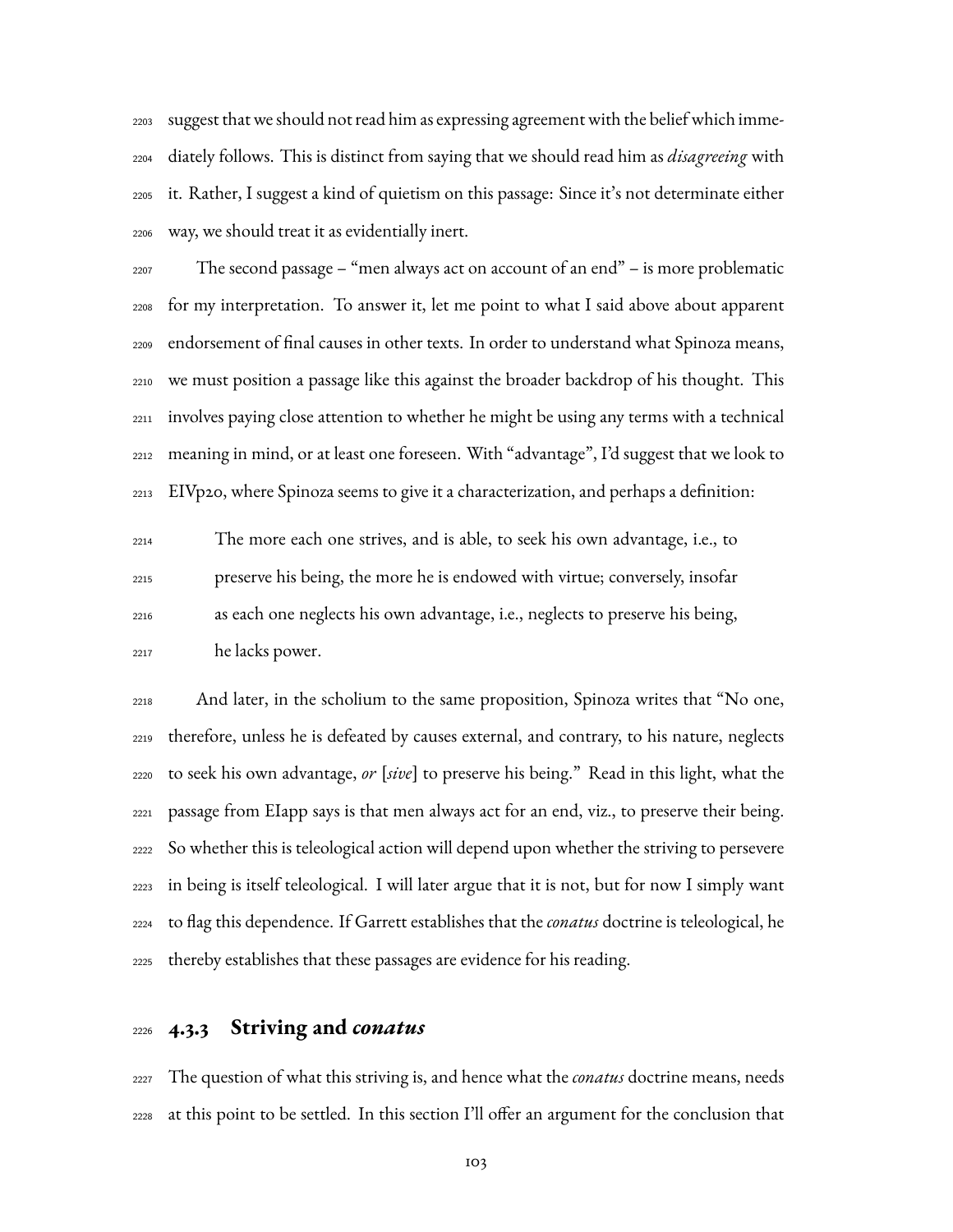suggest that we should not read him as expressing agreement with the belief which immediately follows. This is distinct from saying that we should read him as *disagreeing* with it. Rather, I suggest a kind of quietism on this passage: Since it's not determinate either way, we should treat it as evidentially inert.

The second passage – "men always act on account of an end" – is more problematic for my interpretation. To answer it, let me point to what I said above about apparent endorsement of final causes in other texts. In order to understand what Spinoza means, we must position a passage like this against the broader backdrop of his thought. This involves paying close attention to whether he might be using any terms with a technical meaning in mind, or at least one foreseen. With "advantage", I'd suggest that we look to EIVp20, where Spinoza seems to give it a characterization, and perhaps a definition:

> The more each one strives, and is able, to seek his own advantage, i.e., to preserve his being, the more he is endowed with virtue; conversely, insofar as each one neglects his own advantage, i.e., neglects to preserve his being, he lacks power.

And later, in the scholium to the same proposition, Spinoza writes that "No one, therefore, unless he is defeated by causes external, and contrary, to his nature, neglects to seek his own advantage, *or* [*sive*] to preserve his being." Read in this light, what the passage from EIapp says is that men always act for an end, viz., to preserve their being. So whether this is teleological action will depend upon whether the striving to persevere in being is itself teleological. I will later argue that it is not, but for now I simply want to flag this dependence. If Garrett establishes that the *conatus* doctrine is teleological, he thereby establishes that these passages are evidence for his reading.

### 4.3.3 Striving and *conatus*

The question of what this striving is, and hence what the *conatus* doctrine means, needs at this point to be settled. In this section I'll offer an argument for the conclusion that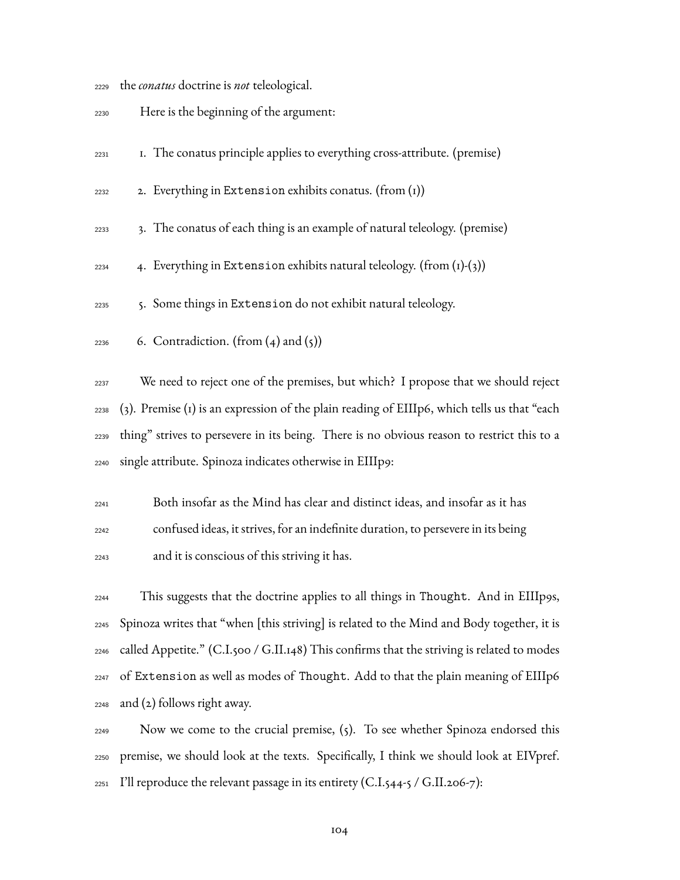the *conatus* doctrine is *not* teleological.

Here is the beginning of the argument:

1. The conatus principle applies to everything cross-attribute. (premise)
2. Everything in Extension exhibits conatus. (from (1))
3. The conatus of each thing is an example of natural teleology. (premise)
4. Everything in Extension exhibits natural teleology. (from (1)-(3))
5. Some things in Extension do not exhibit natural teleology.
6. Contradiction. (from (4) and (5))

We need to reject one of the premises, but which? I propose that we should reject (3). Premise (1) is an expression of the plain reading of EIIIp6, which tells us that "each thing" strives to persevere in its being. There is no obvious reason to restrict this to a single attribute. Spinoza indicates otherwise in EIIIp9:

> Both insofar as the Mind has clear and distinct ideas, and insofar as it has confused ideas, it strives, for an indefinite duration, to persevere in its being and it is conscious of this striving it has.

This suggests that the doctrine applies to all things in Thought. And in EIIIp9s, Spinoza writes that "when [this striving] is related to the Mind and Body together, it is called Appetite." (C.I.500 / G.II.148) This confirms that the striving is related to modes of Extension as well as modes of Thought. Add to that the plain meaning of EIIIp6 and (2) follows right away.

Now we come to the crucial premise, (5). To see whether Spinoza endorsed this premise, we should look at the texts. Specifically, I think we should look at EIVpref. I'll reproduce the relevant passage in its entirety (C.I.544-5 / G.II.206-7):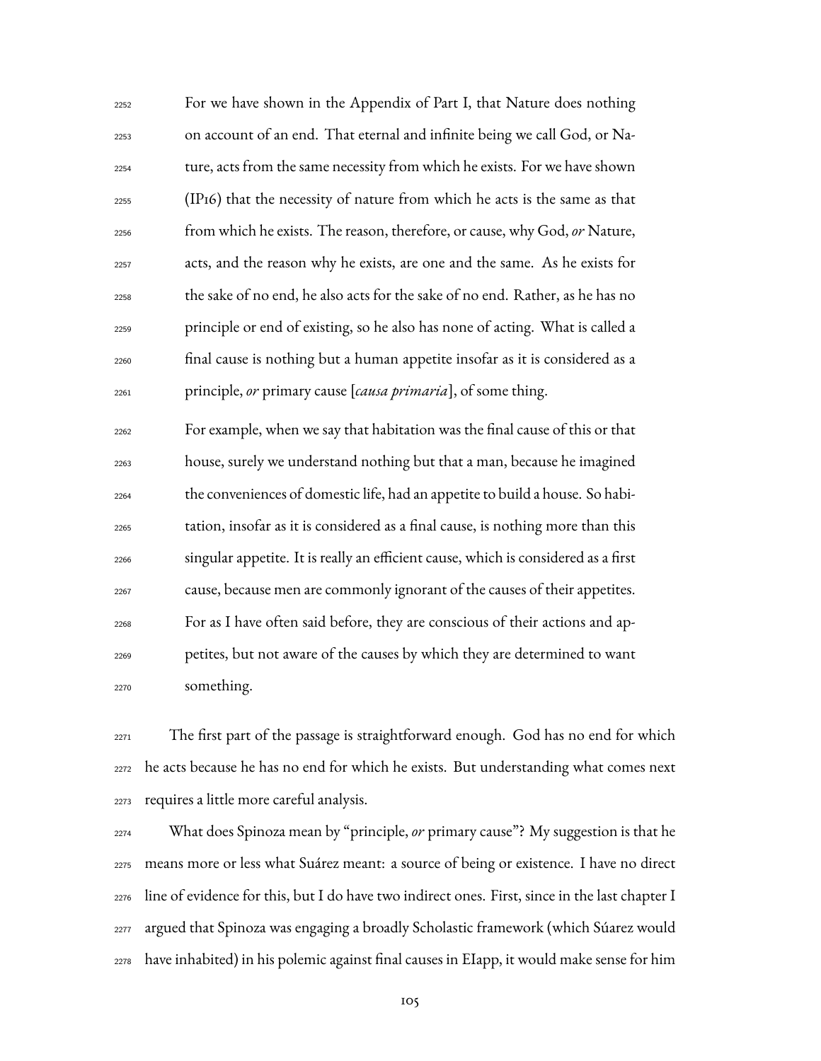> For we have shown in the Appendix of Part I, that Nature does nothing on account of an end. That eternal and infinite being we call God, or Nature, acts from the same necessity from which he exists. For we have shown (IP16) that the necessity of nature from which he acts is the same as that from which he exists. The reason, therefore, or cause, why God, *or* Nature, acts, and the reason why he exists, are one and the same. As he exists for the sake of no end, he also acts for the sake of no end. Rather, as he has no principle or end of existing, so he also has none of acting. What is called a final cause is nothing but a human appetite insofar as it is considered as a principle, *or* primary cause [*causa primaria*], of some thing.
>
> For example, when we say that habitation was the final cause of this or that house, surely we understand nothing but that a man, because he imagined the conveniences of domestic life, had an appetite to build a house. So habitation, insofar as it is considered as a final cause, is nothing more than this singular appetite. It is really an efficient cause, which is considered as a first cause, because men are commonly ignorant of the causes of their appetites. For as I have often said before, they are conscious of their actions and appetites, but not aware of the causes by which they are determined to want something.

The first part of the passage is straightforward enough. God has no end for which he acts because he has no end for which he exists. But understanding what comes next requires a little more careful analysis.

What does Spinoza mean by "principle, *or* primary cause"? My suggestion is that he means more or less what Suárez meant: a source of being or existence. I have no direct line of evidence for this, but I do have two indirect ones. First, since in the last chapter I argued that Spinoza was engaging a broadly Scholastic framework (which Súarez would have inhabited) in his polemic against final causes in EIapp, it would make sense for him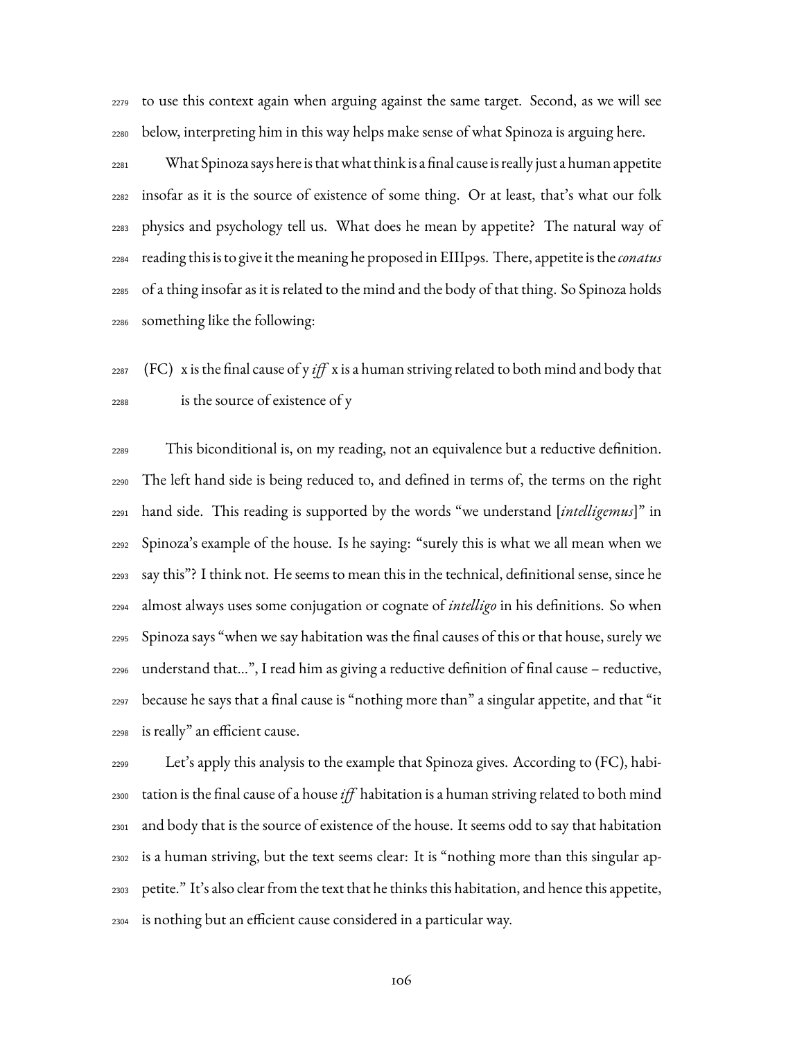to use this context again when arguing against the same target. Second, as we will see below, interpreting him in this way helps make sense of what Spinoza is arguing here.

What Spinoza says here is that what think is a final cause is really just a human appetite insofar as it is the source of existence of some thing. Or at least, that's what our folk physics and psychology tell us. What does he mean by appetite? The natural way of reading this is to give it the meaning he proposed in EIIIp9s. There, appetite is the *conatus* of a thing insofar as it is related to the mind and the body of that thing. So Spinoza holds something like the following:

(FC) x is the final cause of y *iff* x is a human striving related to both mind and body that is the source of existence of y

This biconditional is, on my reading, not an equivalence but a reductive definition. The left hand side is being reduced to, and defined in terms of, the terms on the right hand side. This reading is supported by the words "we understand [*intelligemus*]" in Spinoza's example of the house. Is he saying: "surely this is what we all mean when we say this"? I think not. He seems to mean this in the technical, definitional sense, since he almost always uses some conjugation or cognate of *intelligo* in his definitions. So when Spinoza says "when we say habitation was the final causes of this or that house, surely we understand that...", I read him as giving a reductive definition of final cause – reductive, because he says that a final cause is "nothing more than" a singular appetite, and that "it is really" an efficient cause.

Let's apply this analysis to the example that Spinoza gives. According to (FC), habitation is the final cause of a house *iff* habitation is a human striving related to both mind and body that is the source of existence of the house. It seems odd to say that habitation is a human striving, but the text seems clear: It is "nothing more than this singular appetite." It's also clear from the text that he thinks this habitation, and hence this appetite, is nothing but an efficient cause considered in a particular way.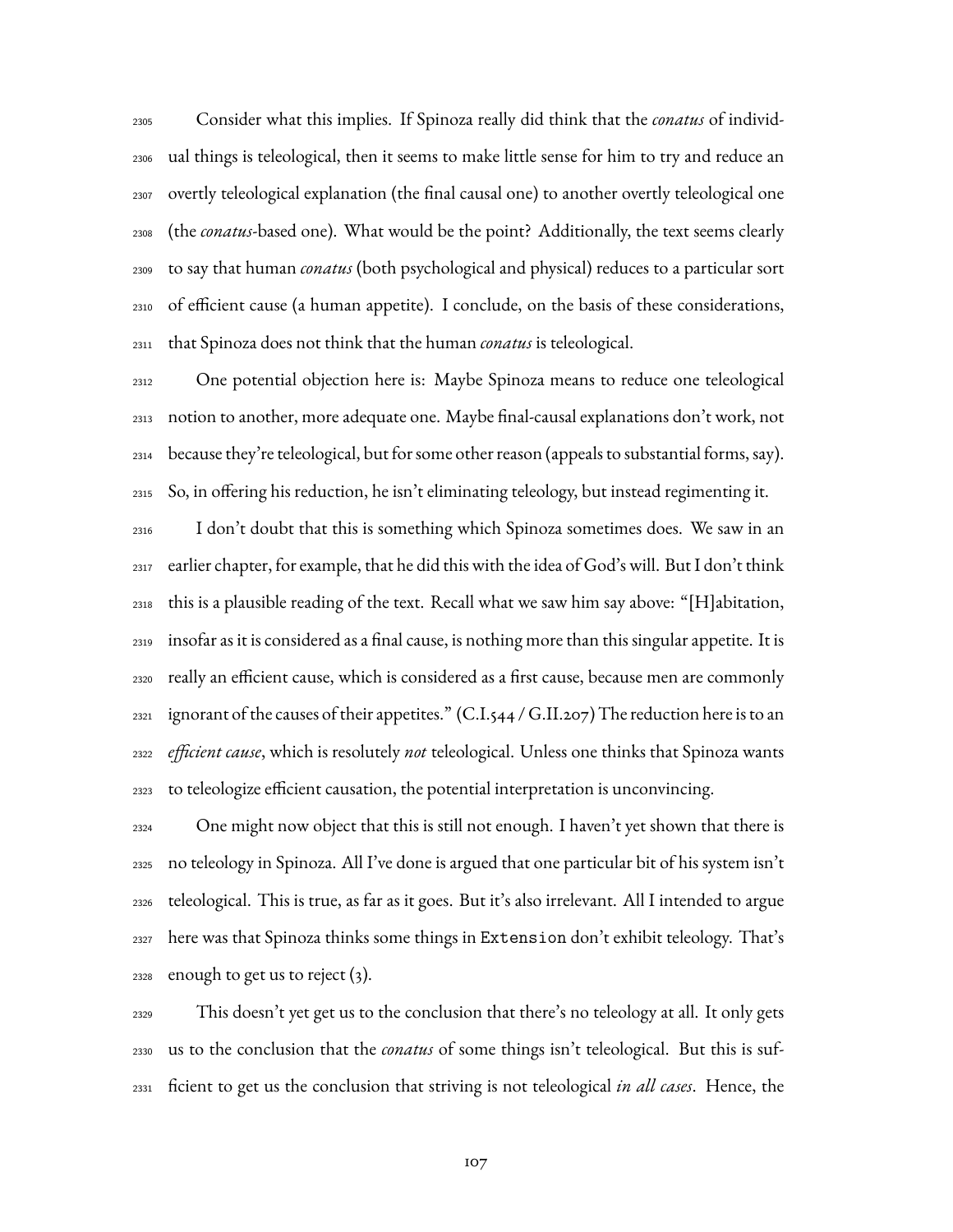Consider what this implies. If Spinoza really did think that the *conatus* of individual things is teleological, then it seems to make little sense for him to try and reduce an overtly teleological explanation (the final causal one) to another overtly teleological one (the *conatus*-based one). What would be the point? Additionally, the text seems clearly to say that human *conatus* (both psychological and physical) reduces to a particular sort of efficient cause (a human appetite). I conclude, on the basis of these considerations, that Spinoza does not think that the human *conatus* is teleological.

One potential objection here is: Maybe Spinoza means to reduce one teleological notion to another, more adequate one. Maybe final-causal explanations don't work, not because they're teleological, but for some other reason (appeals to substantial forms, say). So, in offering his reduction, he isn't eliminating teleology, but instead regimenting it.

I don't doubt that this is something which Spinoza sometimes does. We saw in an earlier chapter, for example, that he did this with the idea of God's will. But I don't think this is a plausible reading of the text. Recall what we saw him say above: "[H]abitation, insofar as it is considered as a final cause, is nothing more than this singular appetite. It is really an efficient cause, which is considered as a first cause, because men are commonly ignorant of the causes of their appetites." (C.I.544 / G.II.207) The reduction here is to an *efficient cause*, which is resolutely *not* teleological. Unless one thinks that Spinoza wants to teleologize efficient causation, the potential interpretation is unconvincing.

One might now object that this is still not enough. I haven't yet shown that there is no teleology in Spinoza. All I've done is argued that one particular bit of his system isn't teleological. This is true, as far as it goes. But it's also irrelevant. All I intended to argue here was that Spinoza thinks some things in `Extension` don't exhibit teleology. That's enough to get us to reject (3).

This doesn't yet get us to the conclusion that there's no teleology at all. It only gets us to the conclusion that the *conatus* of some things isn't teleological. But this is sufficient to get us the conclusion that striving is not teleological *in all cases*. Hence, the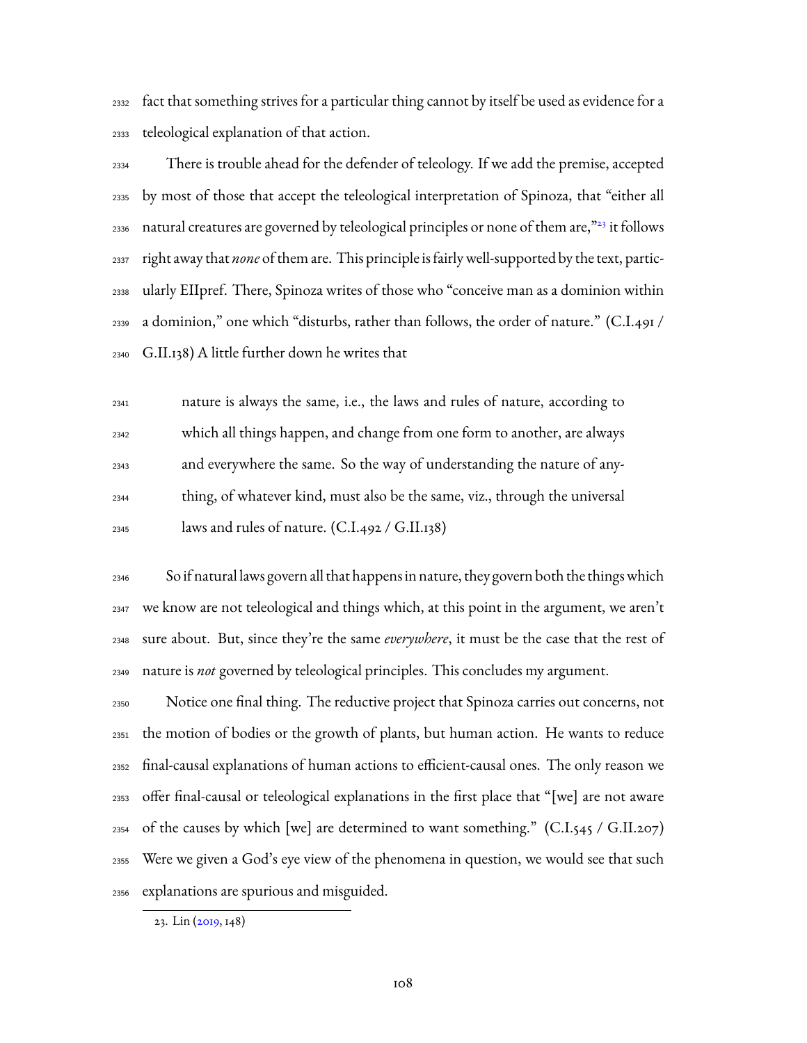fact that something strives for a particular thing cannot by itself be used as evidence for a teleological explanation of that action.

There is trouble ahead for the defender of teleology. If we add the premise, accepted by most of those that accept the teleological interpretation of Spinoza, that "either all natural creatures are governed by teleological principles or none of them are,"[23] it follows right away that *none* of them are. This principle is fairly well-supported by the text, particularly EIIpref. There, Spinoza writes of those who "conceive man as a dominion within a dominion," one which "disturbs, rather than follows, the order of nature." (C.I.491 / G.II.138) A little further down he writes that

> nature is always the same, i.e., the laws and rules of nature, according to which all things happen, and change from one form to another, are always and everywhere the same. So the way of understanding the nature of anything, of whatever kind, must also be the same, viz., through the universal laws and rules of nature. (C.I.492 / G.II.138)

So if natural laws govern all that happens in nature, they govern both the things which we know are not teleological and things which, at this point in the argument, we aren't sure about. But, since they're the same *everywhere*, it must be the case that the rest of nature is *not* governed by teleological principles. This concludes my argument.

Notice one final thing. The reductive project that Spinoza carries out concerns, not the motion of bodies or the growth of plants, but human action. He wants to reduce final-causal explanations of human actions to efficient-causal ones. The only reason we offer final-causal or teleological explanations in the first place that "[we] are not aware of the causes by which [we] are determined to want something." (C.I.545 / G.II.207) Were we given a God's eye view of the phenomena in question, we would see that such explanations are spurious and misguided.

23. Lin (2019, 148)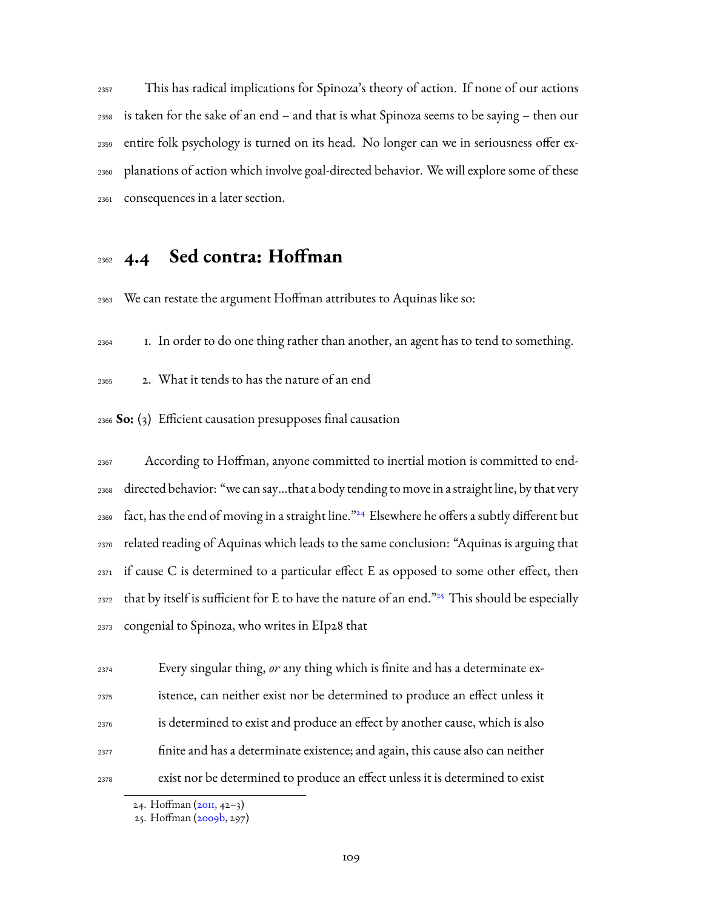This has radical implications for Spinoza's theory of action. If none of our actions is taken for the sake of an end – and that is what Spinoza seems to be saying – then our entire folk psychology is turned on its head. No longer can we in seriousness offer explanations of action which involve goal-directed behavior. We will explore some of these consequences in a later section.

## 4.4 Sed contra: Hoffman

We can restate the argument Hoffman attributes to Aquinas like so:

1. In order to do one thing rather than another, an agent has to tend to something.
2. What it tends to has the nature of an end

**So:** (3) Efficient causation presupposes final causation

According to Hoffman, anyone committed to inertial motion is committed to end-directed behavior: "we can say…that a body tending to move in a straight line, by that very fact, has the end of moving in a straight line."[24] Elsewhere he offers a subtly different but related reading of Aquinas which leads to the same conclusion: "Aquinas is arguing that if cause C is determined to a particular effect E as opposed to some other effect, then that by itself is sufficient for E to have the nature of an end."[25] This should be especially congenial to Spinoza, who writes in EIp28 that

> Every singular thing, *or* any thing which is finite and has a determinate existence, can neither exist nor be determined to produce an effect unless it is determined to exist and produce an effect by another cause, which is also finite and has a determinate existence; and again, this cause also can neither exist nor be determined to produce an effect unless it is determined to exist

24. Hoffman (2011, 42–3)
25. Hoffman (2009b, 297)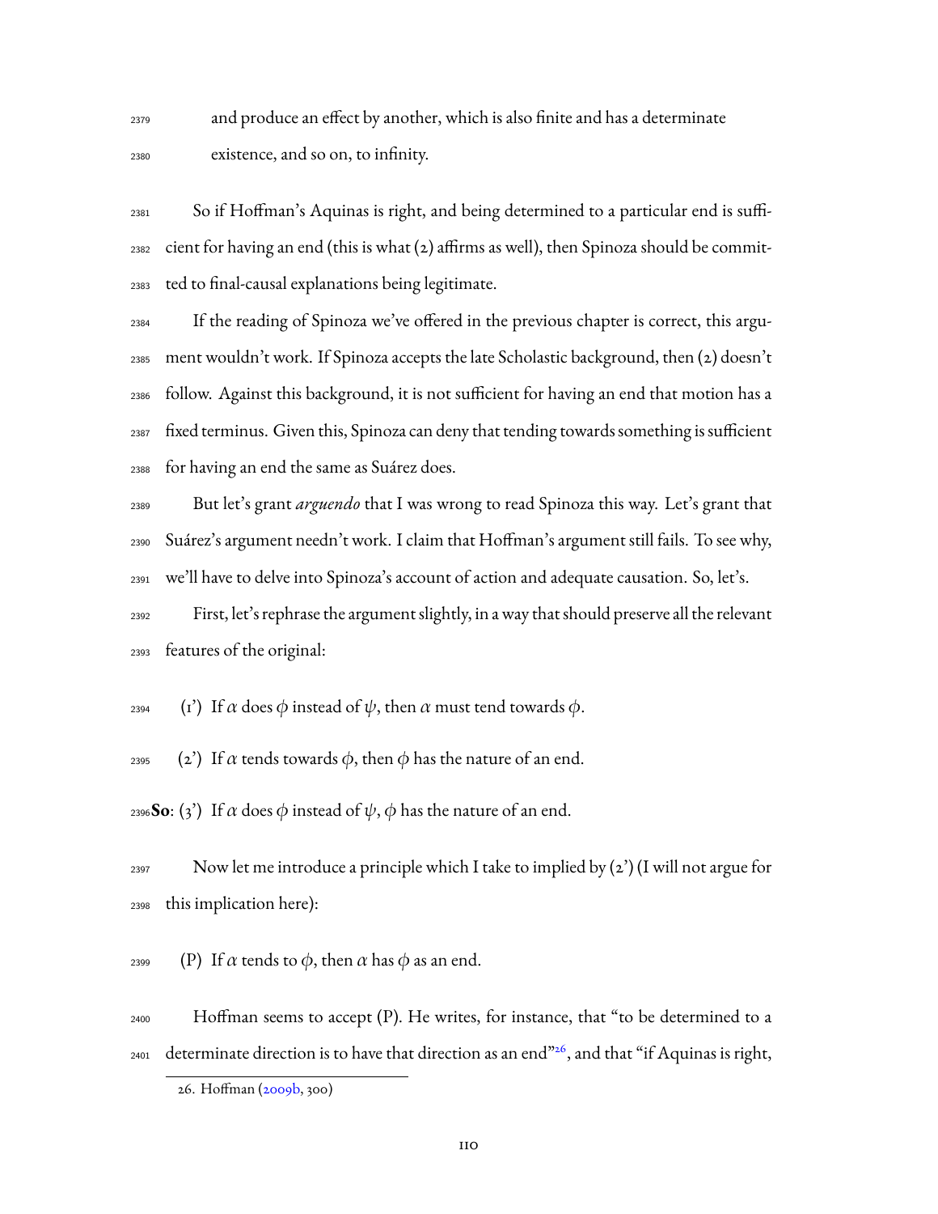and produce an effect by another, which is also finite and has a determinate existence, and so on, to infinity.

So if Hoffman's Aquinas is right, and being determined to a particular end is sufficient for having an end (this is what (2) affirms as well), then Spinoza should be committed to final-causal explanations being legitimate.

If the reading of Spinoza we've offered in the previous chapter is correct, this argument wouldn't work. If Spinoza accepts the late Scholastic background, then (2) doesn't follow. Against this background, it is not sufficient for having an end that motion has a fixed terminus. Given this, Spinoza can deny that tending towards something is sufficient for having an end the same as Suárez does.

But let's grant *arguendo* that I was wrong to read Spinoza this way. Let's grant that Suárez's argument needn't work. I claim that Hoffman's argument still fails. To see why, we'll have to delve into Spinoza's account of action and adequate causation. So, let's.

First, let's rephrase the argument slightly, in a way that should preserve all the relevant features of the original:

(1') If $\alpha$ does $\phi$ instead of $\psi$, then $\alpha$ must tend towards $\phi$.

(2') If $\alpha$ tends towards $\phi$, then $\phi$ has the nature of an end.

**So**: (3') If $\alpha$ does $\phi$ instead of $\psi$, $\phi$ has the nature of an end.

Now let me introduce a principle which I take to implied by (2') (I will not argue for this implication here):

(P) If $\alpha$ tends to $\phi$, then $\alpha$ has $\phi$ as an end.

Hoffman seems to accept (P). He writes, for instance, that "to be determined to a determinate direction is to have that direction as an end"[26], and that "if Aquinas is right,

26. Hoffman (2009b, 300)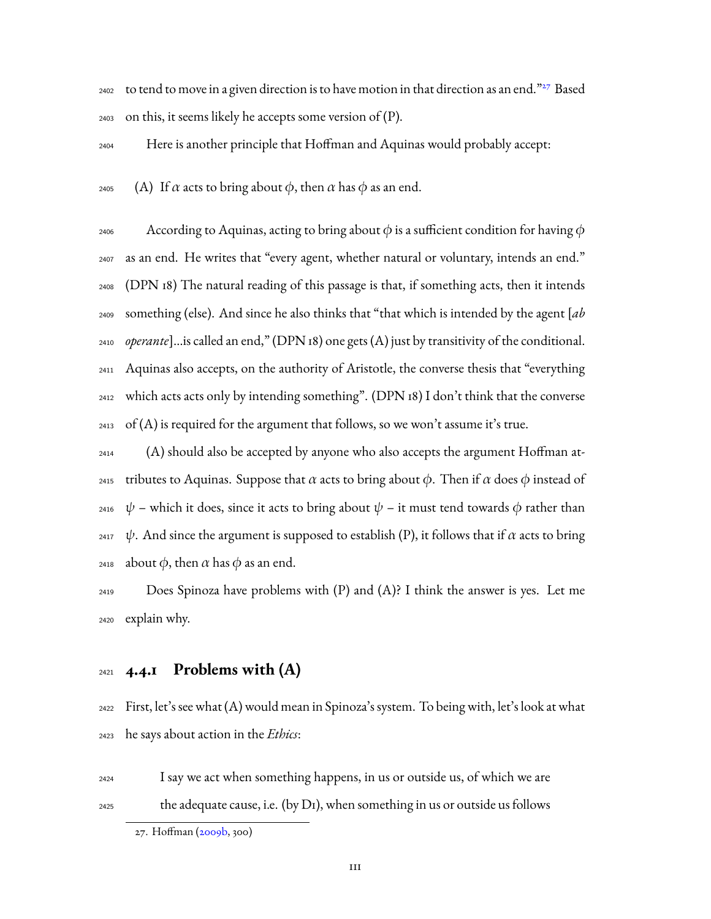to tend to move in a given direction is to have motion in that direction as an end."[27] Based on this, it seems likely he accepts some version of (P).

Here is another principle that Hoffman and Aquinas would probably accept:

(A) If $\alpha$ acts to bring about $\phi$, then $\alpha$ has $\phi$ as an end.

According to Aquinas, acting to bring about $\phi$ is a sufficient condition for having $\phi$ as an end. He writes that "every agent, whether natural or voluntary, intends an end." (DPN 18) The natural reading of this passage is that, if something acts, then it intends something (else). And since he also thinks that "that which is intended by the agent [*ab operante*]...is called an end," (DPN 18) one gets (A) just by transitivity of the conditional. Aquinas also accepts, on the authority of Aristotle, the converse thesis that "everything which acts acts only by intending something". (DPN 18) I don't think that the converse of (A) is required for the argument that follows, so we won't assume it's true.

(A) should also be accepted by anyone who also accepts the argument Hoffman attributes to Aquinas. Suppose that $\alpha$ acts to bring about $\phi$. Then if $\alpha$ does $\phi$ instead of $\psi$ – which it does, since it acts to bring about $\psi$ – it must tend towards $\phi$ rather than $\psi$. And since the argument is supposed to establish (P), it follows that if $\alpha$ acts to bring about $\phi$, then $\alpha$ has $\phi$ as an end.

Does Spinoza have problems with (P) and (A)? I think the answer is yes. Let me explain why.

### 4.4.1 Problems with (A)

First, let's see what (A) would mean in Spinoza's system. To being with, let's look at what he says about action in the *Ethics*:

> I say we act when something happens, in us or outside us, of which we are the adequate cause, i.e. (by D1), when something in us or outside us follows

27. Hoffman (2009b, 300)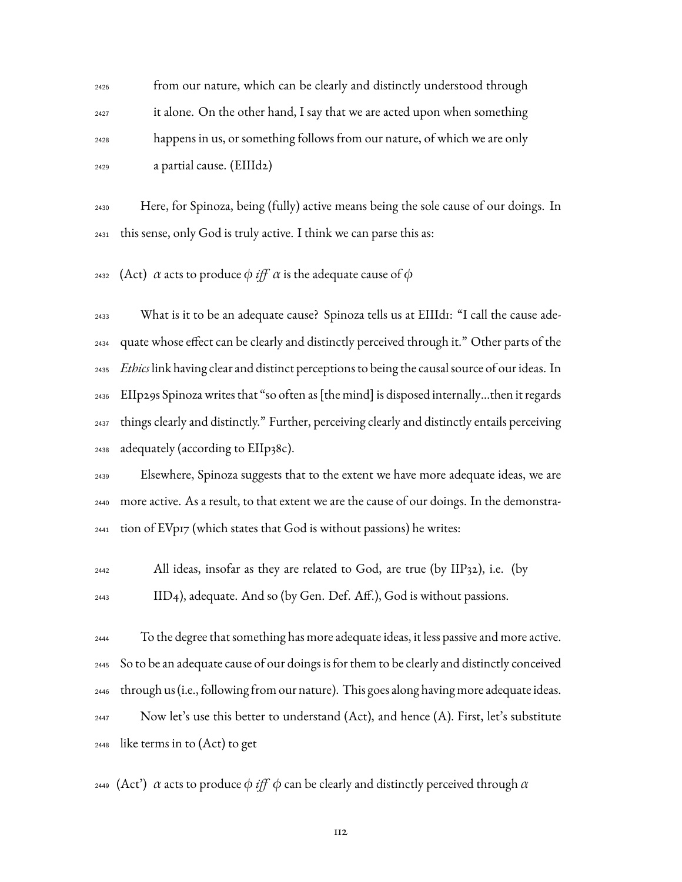> from our nature, which can be clearly and distinctly understood through it alone. On the other hand, I say that we are acted upon when something happens in us, or something follows from our nature, of which we are only a partial cause. (EIIId2)

Here, for Spinoza, being (fully) active means being the sole cause of our doings. In this sense, only God is truly active. I think we can parse this as:

(Act) $\alpha$ acts to produce $\phi$ *iff* $\alpha$ is the adequate cause of $\phi$

What is it to be an adequate cause? Spinoza tells us at EIIId1: "I call the cause adequate whose effect can be clearly and distinctly perceived through it." Other parts of the *Ethics* link having clear and distinct perceptions to being the causal source of our ideas. In EIIp29s Spinoza writes that "so often as [the mind] is disposed internally...then it regards things clearly and distinctly." Further, perceiving clearly and distinctly entails perceiving adequately (according to EIIp38c).

Elsewhere, Spinoza suggests that to the extent we have more adequate ideas, we are more active. As a result, to that extent we are the cause of our doings. In the demonstration of EVp17 (which states that God is without passions) he writes:

> All ideas, insofar as they are related to God, are true (by IIP32), i.e. (by IID4), adequate. And so (by Gen. Def. Aff.), God is without passions.

To the degree that something has more adequate ideas, it less passive and more active. So to be an adequate cause of our doings is for them to be clearly and distinctly conceived through us (i.e., following from our nature). This goes along having more adequate ideas.

Now let's use this better to understand (Act), and hence (A). First, let's substitute like terms in to (Act) to get

(Act') $\alpha$ acts to produce $\phi$ *iff* $\phi$ can be clearly and distinctly perceived through $\alpha$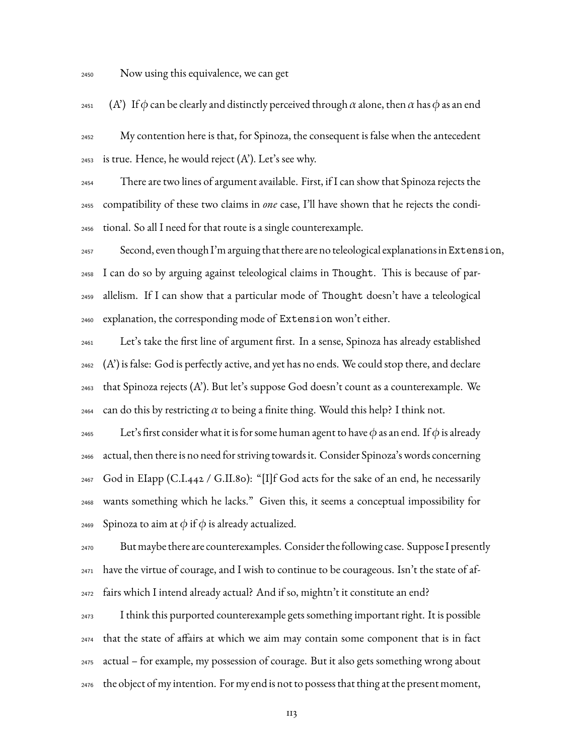Now using this equivalence, we can get

(A') If $\phi$ can be clearly and distinctly perceived through $\alpha$ alone, then $\alpha$ has $\phi$ as an end

My contention here is that, for Spinoza, the consequent is false when the antecedent is true. Hence, he would reject (A'). Let's see why.

There are two lines of argument available. First, if I can show that Spinoza rejects the compatibility of these two claims in *one* case, I'll have shown that he rejects the conditional. So all I need for that route is a single counterexample.

Second, even though I'm arguing that there are no teleological explanations in `Extension`, I can do so by arguing against teleological claims in `Thought`. This is because of parallelism. If I can show that a particular mode of `Thought` doesn't have a teleological explanation, the corresponding mode of `Extension` won't either.

Let's take the first line of argument first. In a sense, Spinoza has already established (A') is false: God is perfectly active, and yet has no ends. We could stop there, and declare that Spinoza rejects (A'). But let's suppose God doesn't count as a counterexample. We can do this by restricting $\alpha$ to being a finite thing. Would this help? I think not.

Let's first consider what it is for some human agent to have $\phi$ as an end. If $\phi$ is already actual, then there is no need for striving towards it. Consider Spinoza's words concerning God in EIapp (C.I.442 / G.II.80): "[I]f God acts for the sake of an end, he necessarily wants something which he lacks." Given this, it seems a conceptual impossibility for Spinoza to aim at $\phi$ if $\phi$ is already actualized.

But maybe there are counterexamples. Consider the following case. Suppose I presently have the virtue of courage, and I wish to continue to be courageous. Isn't the state of affairs which I intend already actual? And if so, mightn't it constitute an end?

I think this purported counterexample gets something important right. It is possible that the state of affairs at which we aim may contain some component that is in fact actual – for example, my possession of courage. But it also gets something wrong about the object of my intention. For my end is not to possess that thing at the present moment,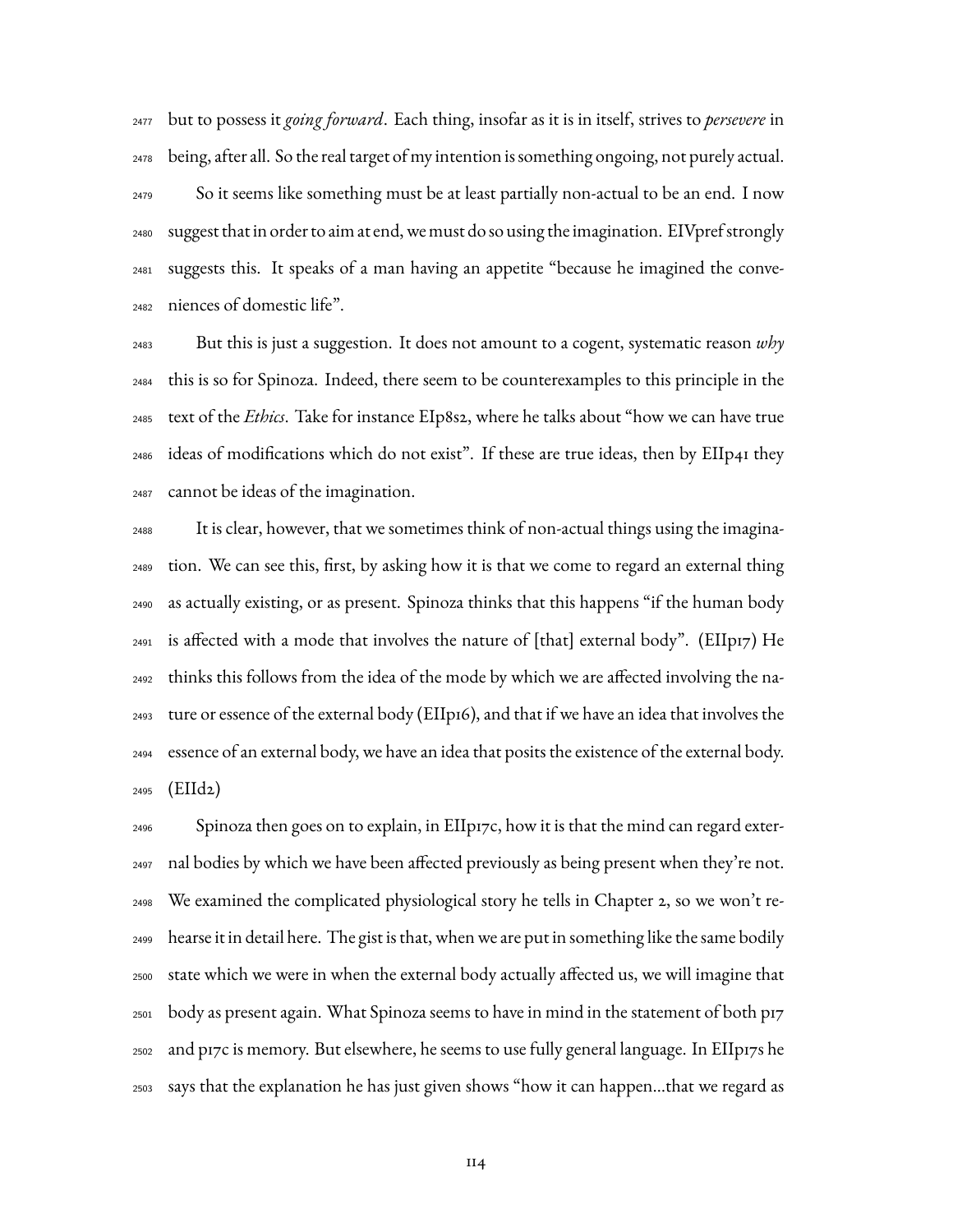but to possess it *going forward*. Each thing, insofar as it is in itself, strives to *persevere* in being, after all. So the real target of my intention is something ongoing, not purely actual.

So it seems like something must be at least partially non-actual to be an end. I now suggest that in order to aim at end, we must do so using the imagination. EIVpref strongly suggests this. It speaks of a man having an appetite "because he imagined the conveniences of domestic life".

But this is just a suggestion. It does not amount to a cogent, systematic reason *why* this is so for Spinoza. Indeed, there seem to be counterexamples to this principle in the text of the *Ethics*. Take for instance EIp8s2, where he talks about "how we can have true ideas of modifications which do not exist". If these are true ideas, then by EIIp41 they cannot be ideas of the imagination.

It is clear, however, that we sometimes think of non-actual things using the imagination. We can see this, first, by asking how it is that we come to regard an external thing as actually existing, or as present. Spinoza thinks that this happens "if the human body is affected with a mode that involves the nature of [that] external body". (EIIp17) He thinks this follows from the idea of the mode by which we are affected involving the nature or essence of the external body (EIIp16), and that if we have an idea that involves the essence of an external body, we have an idea that posits the existence of the external body. (EIId2)

Spinoza then goes on to explain, in EIIp17c, how it is that the mind can regard external bodies by which we have been affected previously as being present when they're not. We examined the complicated physiological story he tells in Chapter 2, so we won't rehearse it in detail here. The gist is that, when we are put in something like the same bodily state which we were in when the external body actually affected us, we will imagine that body as present again. What Spinoza seems to have in mind in the statement of both p17 and p17c is memory. But elsewhere, he seems to use fully general language. In EIIp17s he says that the explanation he has just given shows "how it can happen...that we regard as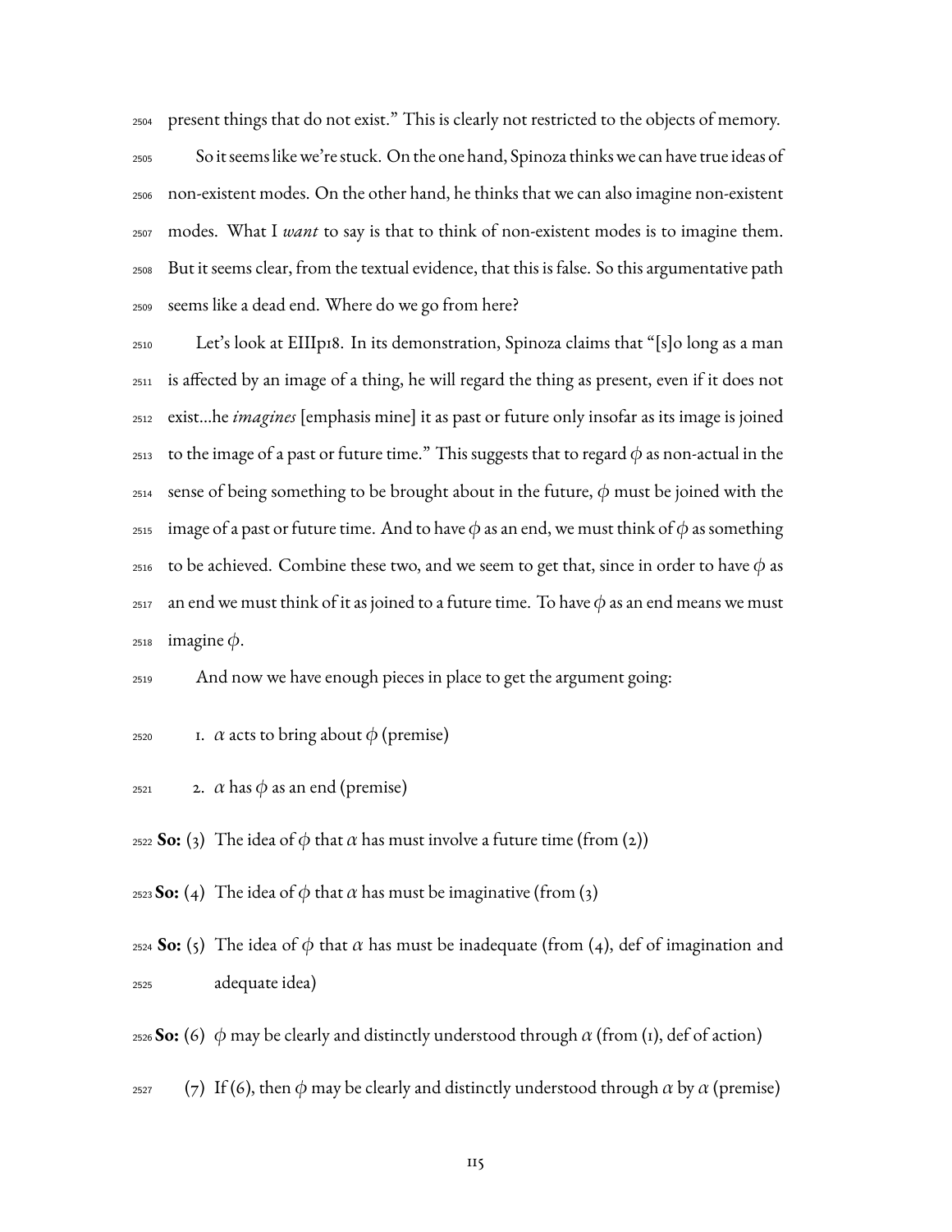present things that do not exist." This is clearly not restricted to the objects of memory.

So it seems like we're stuck. On the one hand, Spinoza thinks we can have true ideas of non-existent modes. On the other hand, he thinks that we can also imagine non-existent modes. What I *want* to say is that to think of non-existent modes is to imagine them. But it seems clear, from the textual evidence, that this is false. So this argumentative path seems like a dead end. Where do we go from here?

Let's look at EIIIp18. In its demonstration, Spinoza claims that "[s]o long as a man is affected by an image of a thing, he will regard the thing as present, even if it does not exist...he *imagines* [emphasis mine] it as past or future only insofar as its image is joined to the image of a past or future time." This suggests that to regard $\phi$ as non-actual in the sense of being something to be brought about in the future, $\phi$ must be joined with the image of a past or future time. And to have $\phi$ as an end, we must think of $\phi$ as something to be achieved. Combine these two, and we seem to get that, since in order to have $\phi$ as an end we must think of it as joined to a future time. To have $\phi$ as an end means we must imagine $\phi$.

And now we have enough pieces in place to get the argument going:

1. $\alpha$ acts to bring about $\phi$ (premise)
2. $\alpha$ has $\phi$ as an end (premise)

**So:** (3) The idea of $\phi$ that $\alpha$ has must involve a future time (from (2))

**So:** (4) The idea of $\phi$ that $\alpha$ has must be imaginative (from (3)

**So:** (5) The idea of $\phi$ that $\alpha$ has must be inadequate (from (4), def of imagination and adequate idea)

**So:** (6) $\phi$ may be clearly and distinctly understood through $\alpha$ (from (1), def of action)

(7) If (6), then $\phi$ may be clearly and distinctly understood through $\alpha$ by $\alpha$ (premise)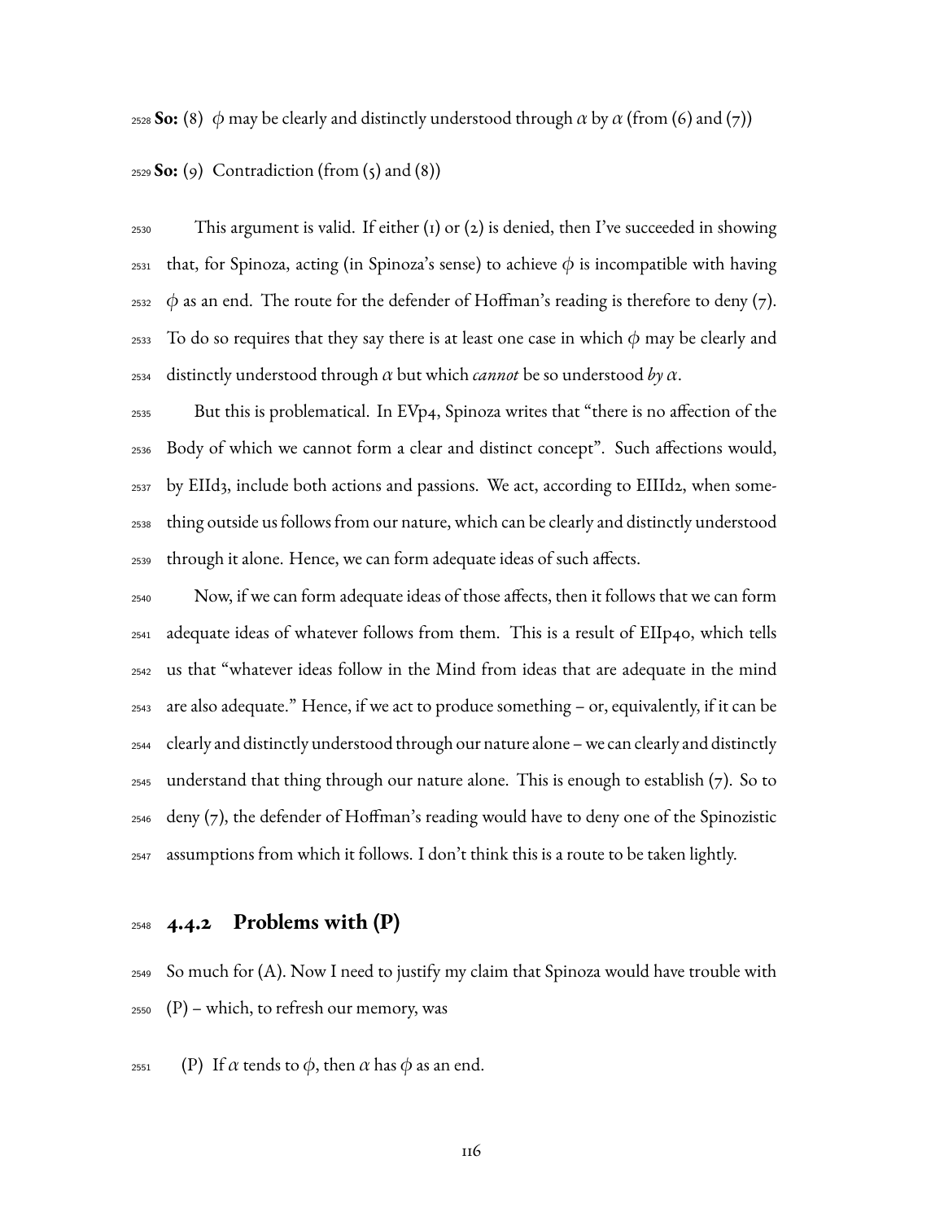**So:** (8) $\phi$ may be clearly and distinctly understood through $\alpha$ by $\alpha$ (from (6) and (7))

**So:** (9) Contradiction (from (5) and (8))

This argument is valid. If either (1) or (2) is denied, then I've succeeded in showing that, for Spinoza, acting (in Spinoza's sense) to achieve $\phi$ is incompatible with having $\phi$ as an end. The route for the defender of Hoffman's reading is therefore to deny (7). To do so requires that they say there is at least one case in which $\phi$ may be clearly and distinctly understood through $\alpha$ but which *cannot* be so understood *by* $\alpha$.

But this is problematical. In EVp4, Spinoza writes that "there is no affection of the Body of which we cannot form a clear and distinct concept". Such affections would, by EIId3, include both actions and passions. We act, according to EIIId2, when something outside us follows from our nature, which can be clearly and distinctly understood through it alone. Hence, we can form adequate ideas of such affects.

Now, if we can form adequate ideas of those affects, then it follows that we can form adequate ideas of whatever follows from them. This is a result of EIIp40, which tells us that "whatever ideas follow in the Mind from ideas that are adequate in the mind are also adequate." Hence, if we act to produce something – or, equivalently, if it can be clearly and distinctly understood through our nature alone – we can clearly and distinctly understand that thing through our nature alone. This is enough to establish (7). So to deny (7), the defender of Hoffman's reading would have to deny one of the Spinozistic assumptions from which it follows. I don't think this is a route to be taken lightly.

### 4.4.2 Problems with (P)

So much for (A). Now I need to justify my claim that Spinoza would have trouble with (P) – which, to refresh our memory, was

(P) If $\alpha$ tends to $\phi$, then $\alpha$ has $\phi$ as an end.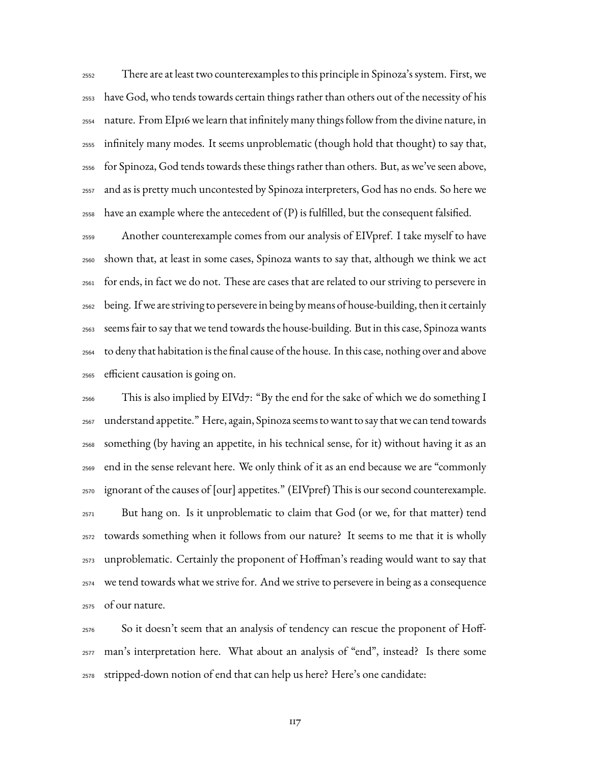There are at least two counterexamples to this principle in Spinoza's system. First, we have God, who tends towards certain things rather than others out of the necessity of his nature. From EIp16 we learn that infinitely many things follow from the divine nature, in infinitely many modes. It seems unproblematic (though hold that thought) to say that, for Spinoza, God tends towards these things rather than others. But, as we've seen above, and as is pretty much uncontested by Spinoza interpreters, God has no ends. So here we have an example where the antecedent of (P) is fulfilled, but the consequent falsified.

Another counterexample comes from our analysis of EIVpref. I take myself to have shown that, at least in some cases, Spinoza wants to say that, although we think we act for ends, in fact we do not. These are cases that are related to our striving to persevere in being. If we are striving to persevere in being by means of house-building, then it certainly seems fair to say that we tend towards the house-building. But in this case, Spinoza wants to deny that habitation is the final cause of the house. In this case, nothing over and above efficient causation is going on.

This is also implied by EIVd7: "By the end for the sake of which we do something I understand appetite." Here, again, Spinoza seems to want to say that we can tend towards something (by having an appetite, in his technical sense, for it) without having it as an end in the sense relevant here. We only think of it as an end because we are "commonly ignorant of the causes of [our] appetites." (EIVpref) This is our second counterexample.

But hang on. Is it unproblematic to claim that God (or we, for that matter) tend towards something when it follows from our nature? It seems to me that it is wholly unproblematic. Certainly the proponent of Hoffman's reading would want to say that we tend towards what we strive for. And we strive to persevere in being as a consequence of our nature.

So it doesn't seem that an analysis of tendency can rescue the proponent of Hoffman's interpretation here. What about an analysis of "end", instead? Is there some stripped-down notion of end that can help us here? Here's one candidate: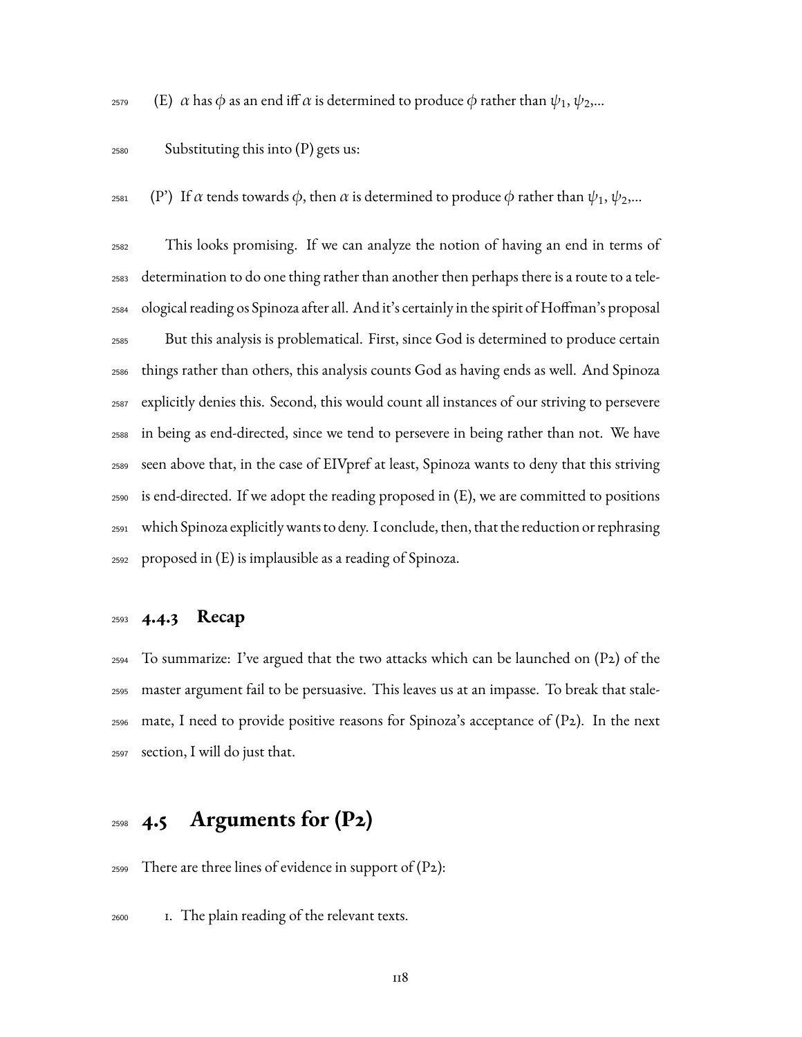(E) $\alpha$ has $\phi$ as an end iff $\alpha$ is determined to produce $\phi$ rather than $\psi_1$, $\psi_2$,...

Substituting this into (P) gets us:

(P') If $\alpha$ tends towards $\phi$, then $\alpha$ is determined to produce $\phi$ rather than $\psi_1$, $\psi_2$,...

This looks promising. If we can analyze the notion of having an end in terms of determination to do one thing rather than another then perhaps there is a route to a teleological reading os Spinoza after all. And it's certainly in the spirit of Hoffman's proposal

But this analysis is problematical. First, since God is determined to produce certain things rather than others, this analysis counts God as having ends as well. And Spinoza explicitly denies this. Second, this would count all instances of our striving to persevere in being as end-directed, since we tend to persevere in being rather than not. We have seen above that, in the case of EIVpref at least, Spinoza wants to deny that this striving is end-directed. If we adopt the reading proposed in (E), we are committed to positions which Spinoza explicitly wants to deny. I conclude, then, that the reduction or rephrasing proposed in (E) is implausible as a reading of Spinoza.

### 4.4.3 Recap

To summarize: I've argued that the two attacks which can be launched on (P2) of the master argument fail to be persuasive. This leaves us at an impasse. To break that stalemate, I need to provide positive reasons for Spinoza's acceptance of (P2). In the next section, I will do just that.

## 4.5 Arguments for (P2)

There are three lines of evidence in support of (P2):

1. The plain reading of the relevant texts.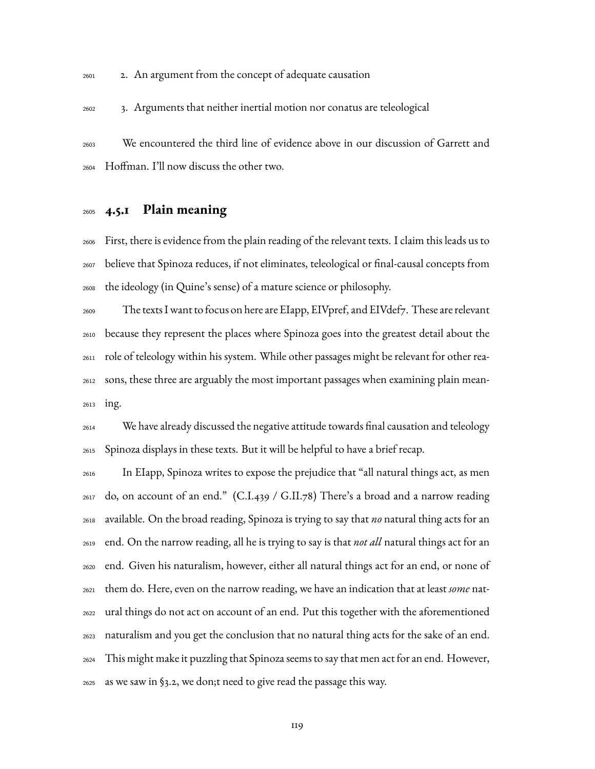2. An argument from the concept of adequate causation

3. Arguments that neither inertial motion nor conatus are teleological

We encountered the third line of evidence above in our discussion of Garrett and Hoffman. I'll now discuss the other two.

### 4.5.1 Plain meaning

First, there is evidence from the plain reading of the relevant texts. I claim this leads us to believe that Spinoza reduces, if not eliminates, teleological or final-causal concepts from the ideology (in Quine's sense) of a mature science or philosophy.

The texts I want to focus on here are EIapp, EIVpref, and EIVdef7. These are relevant because they represent the places where Spinoza goes into the greatest detail about the role of teleology within his system. While other passages might be relevant for other reasons, these three are arguably the most important passages when examining plain meaning.

We have already discussed the negative attitude towards final causation and teleology Spinoza displays in these texts. But it will be helpful to have a brief recap.

In EIapp, Spinoza writes to expose the prejudice that "all natural things act, as men do, on account of an end." (C.I.439 / G.II.78) There's a broad and a narrow reading available. On the broad reading, Spinoza is trying to say that *no* natural thing acts for an end. On the narrow reading, all he is trying to say is that *not all* natural things act for an end. Given his naturalism, however, either all natural things act for an end, or none of them do. Here, even on the narrow reading, we have an indication that at least *some* natural things do not act on account of an end. Put this together with the aforementioned naturalism and you get the conclusion that no natural thing acts for the sake of an end. This might make it puzzling that Spinoza seems to say that men act for an end. However, as we saw in §3.2, we don;t need to give read the passage this way.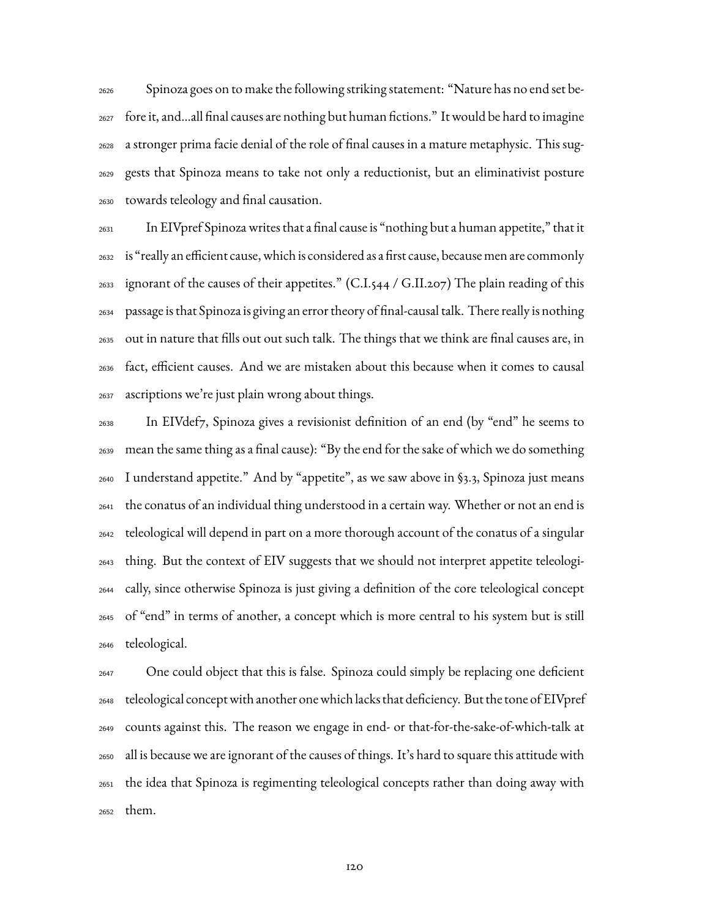Spinoza goes on to make the following striking statement: "Nature has no end set before it, and...all final causes are nothing but human fictions." It would be hard to imagine a stronger prima facie denial of the role of final causes in a mature metaphysic. This suggests that Spinoza means to take not only a reductionist, but an eliminativist posture towards teleology and final causation.

In EIVpref Spinoza writes that a final cause is "nothing but a human appetite," that it is "really an efficient cause, which is considered as a first cause, because men are commonly ignorant of the causes of their appetites." (C.I.544 / G.II.207) The plain reading of this passage is that Spinoza is giving an error theory of final-causal talk. There really is nothing out in nature that fills out out such talk. The things that we think are final causes are, in fact, efficient causes. And we are mistaken about this because when it comes to causal ascriptions we're just plain wrong about things.

In EIVdef7, Spinoza gives a revisionist definition of an end (by "end" he seems to mean the same thing as a final cause): "By the end for the sake of which we do something I understand appetite." And by "appetite", as we saw above in §3.3, Spinoza just means the conatus of an individual thing understood in a certain way. Whether or not an end is teleological will depend in part on a more thorough account of the conatus of a singular thing. But the context of EIV suggests that we should not interpret appetite teleologically, since otherwise Spinoza is just giving a definition of the core teleological concept of "end" in terms of another, a concept which is more central to his system but is still teleological.

One could object that this is false. Spinoza could simply be replacing one deficient teleological concept with another one which lacks that deficiency. But the tone of EIVpref counts against this. The reason we engage in end- or that-for-the-sake-of-which-talk at all is because we are ignorant of the causes of things. It's hard to square this attitude with the idea that Spinoza is regimenting teleological concepts rather than doing away with them.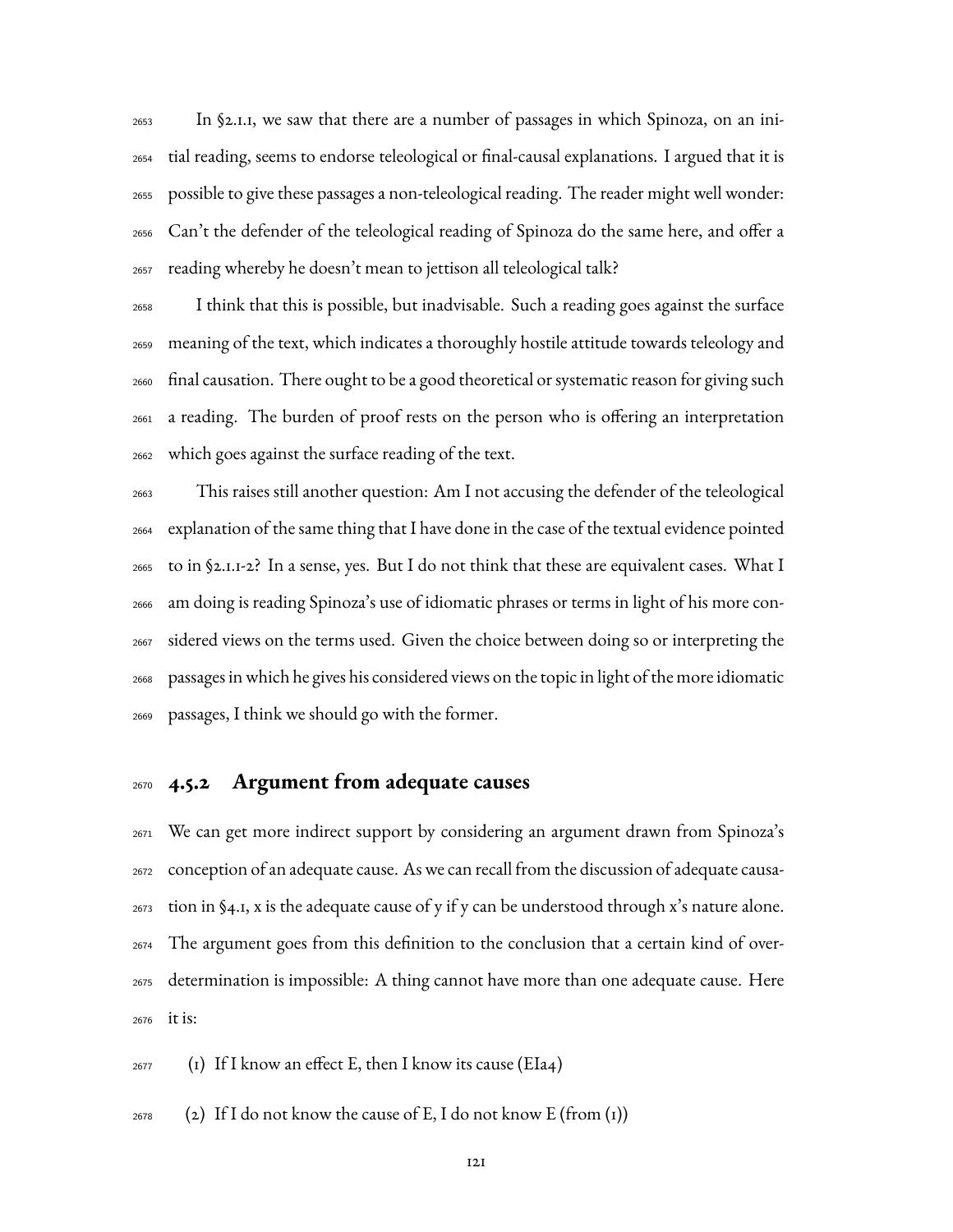In §2.1.1, we saw that there are a number of passages in which Spinoza, on an initial reading, seems to endorse teleological or final-causal explanations. I argued that it is possible to give these passages a non-teleological reading. The reader might well wonder: Can't the defender of the teleological reading of Spinoza do the same here, and offer a reading whereby he doesn't mean to jettison all teleological talk?

I think that this is possible, but inadvisable. Such a reading goes against the surface meaning of the text, which indicates a thoroughly hostile attitude towards teleology and final causation. There ought to be a good theoretical or systematic reason for giving such a reading. The burden of proof rests on the person who is offering an interpretation which goes against the surface reading of the text.

This raises still another question: Am I not accusing the defender of the teleological explanation of the same thing that I have done in the case of the textual evidence pointed to in §2.1.1-2? In a sense, yes. But I do not think that these are equivalent cases. What I am doing is reading Spinoza's use of idiomatic phrases or terms in light of his more considered views on the terms used. Given the choice between doing so or interpreting the passages in which he gives his considered views on the topic in light of the more idiomatic passages, I think we should go with the former.

### 4.5.2 Argument from adequate causes

We can get more indirect support by considering an argument drawn from Spinoza's conception of an adequate cause. As we can recall from the discussion of adequate causation in §4.1, x is the adequate cause of y if y can be understood through x's nature alone. The argument goes from this definition to the conclusion that a certain kind of overdetermination is impossible: A thing cannot have more than one adequate cause. Here it is:

(1) If I know an effect E, then I know its cause (EIa4)

(2) If I do not know the cause of E, I do not know E (from (1))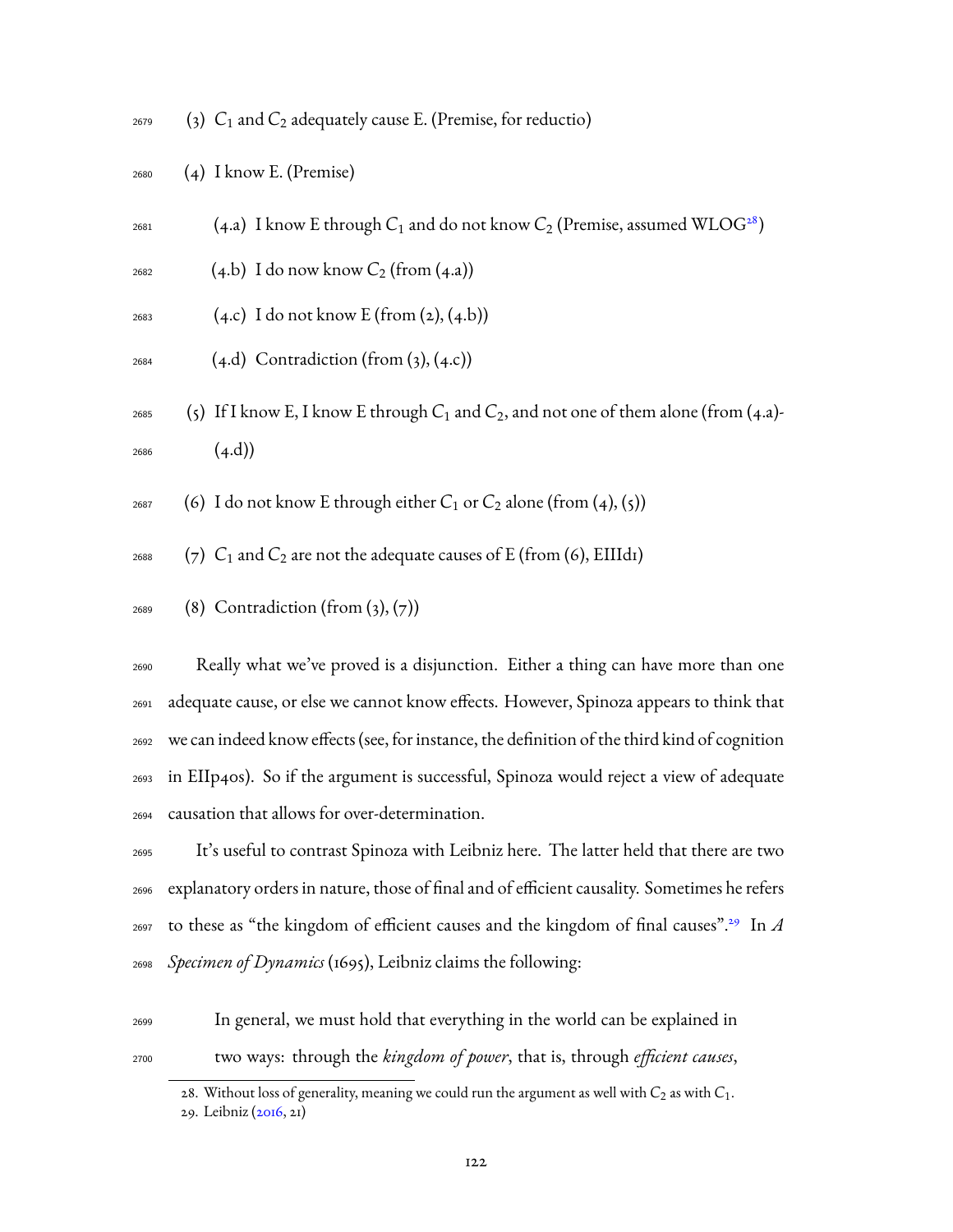(3) $C_1$ and $C_2$ adequately cause E. (Premise, for reductio)

(4) I know E. (Premise)

  (4.a) I know E through $C_1$ and do not know $C_2$ (Premise, assumed WLOG[28])

  (4.b) I do now know $C_2$ (from (4.a))

  (4.c) I do not know E (from (2), (4.b))

  (4.d) Contradiction (from (3), (4.c))

(5) If I know E, I know E through $C_1$ and $C_2$, and not one of them alone (from (4.a)-(4.d))

(6) I do not know E through either $C_1$ or $C_2$ alone (from (4), (5))

(7) $C_1$ and $C_2$ are not the adequate causes of E (from (6), EIIId1)

(8) Contradiction (from (3), (7))

Really what we've proved is a disjunction. Either a thing can have more than one adequate cause, or else we cannot know effects. However, Spinoza appears to think that we can indeed know effects (see, for instance, the definition of the third kind of cognition in EIIp40s). So if the argument is successful, Spinoza would reject a view of adequate causation that allows for over-determination.

It's useful to contrast Spinoza with Leibniz here. The latter held that there are two explanatory orders in nature, those of final and of efficient causality. Sometimes he refers to these as "the kingdom of efficient causes and the kingdom of final causes".[29] In *A Specimen of Dynamics* (1695), Leibniz claims the following:

> In general, we must hold that everything in the world can be explained in two ways: through the *kingdom of power*, that is, through *efficient causes*,

28. Without loss of generality, meaning we could run the argument as well with $C_2$ as with $C_1$.
29. Leibniz (2016, 21)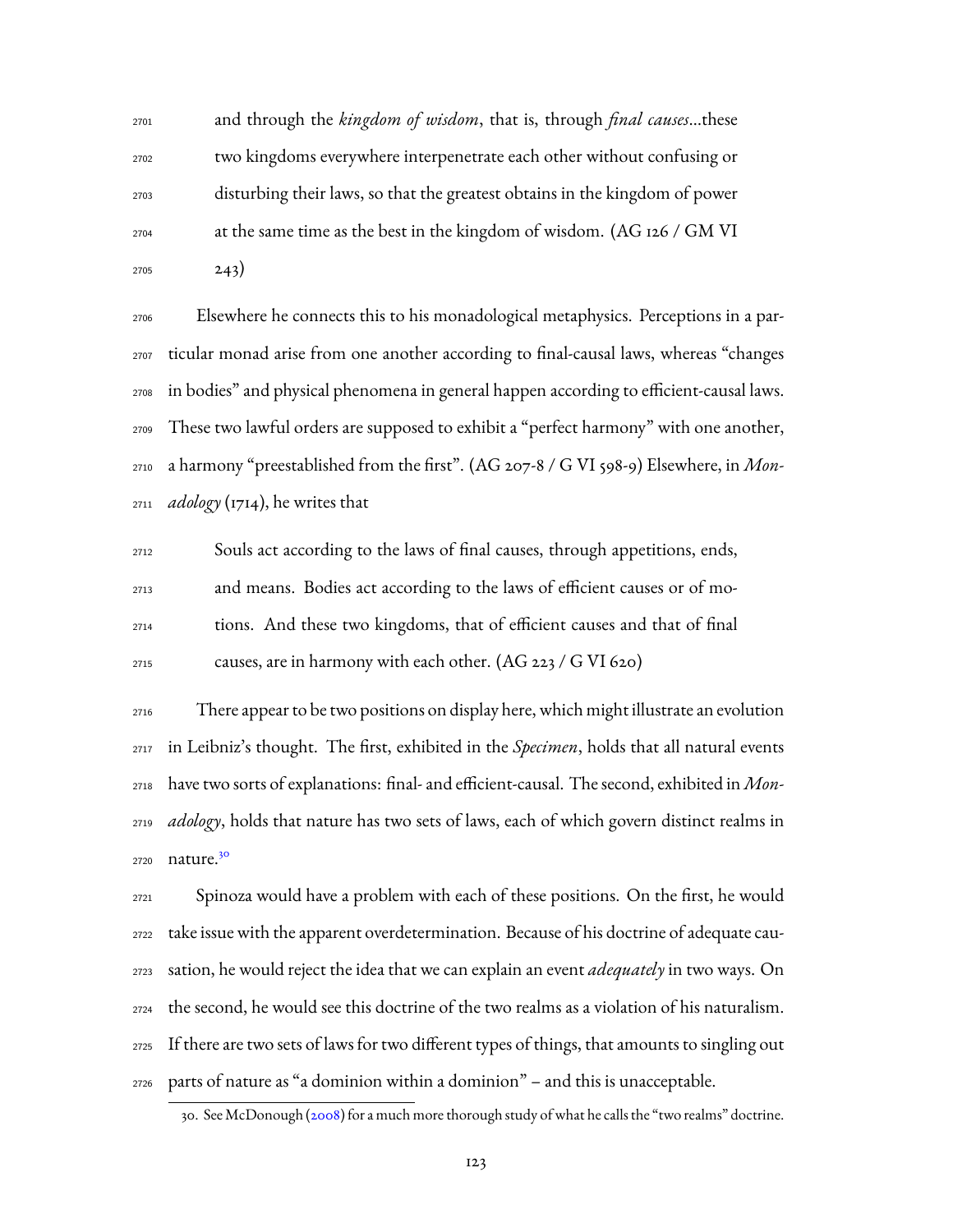> and through the *kingdom of wisdom*, that is, through *final causes*...these two kingdoms everywhere interpenetrate each other without confusing or disturbing their laws, so that the greatest obtains in the kingdom of power at the same time as the best in the kingdom of wisdom. (AG 126 / GM VI 243)

Elsewhere he connects this to his monadological metaphysics. Perceptions in a particular monad arise from one another according to final-causal laws, whereas "changes in bodies" and physical phenomena in general happen according to efficient-causal laws. These two lawful orders are supposed to exhibit a "perfect harmony" with one another, a harmony "preestablished from the first". (AG 207-8 / G VI 598-9) Elsewhere, in *Monadology* (1714), he writes that

> Souls act according to the laws of final causes, through appetitions, ends, and means. Bodies act according to the laws of efficient causes or of motions. And these two kingdoms, that of efficient causes and that of final causes, are in harmony with each other. (AG 223 / G VI 620)

There appear to be two positions on display here, which might illustrate an evolution in Leibniz's thought. The first, exhibited in the *Specimen*, holds that all natural events have two sorts of explanations: final- and efficient-causal. The second, exhibited in *Monadology*, holds that nature has two sets of laws, each of which govern distinct realms in nature.[30]

Spinoza would have a problem with each of these positions. On the first, he would take issue with the apparent overdetermination. Because of his doctrine of adequate causation, he would reject the idea that we can explain an event *adequately* in two ways. On the second, he would see this doctrine of the two realms as a violation of his naturalism. If there are two sets of laws for two different types of things, that amounts to singling out parts of nature as "a dominion within a dominion" – and this is unacceptable.

30. See McDonough (2008) for a much more thorough study of what he calls the "two realms" doctrine.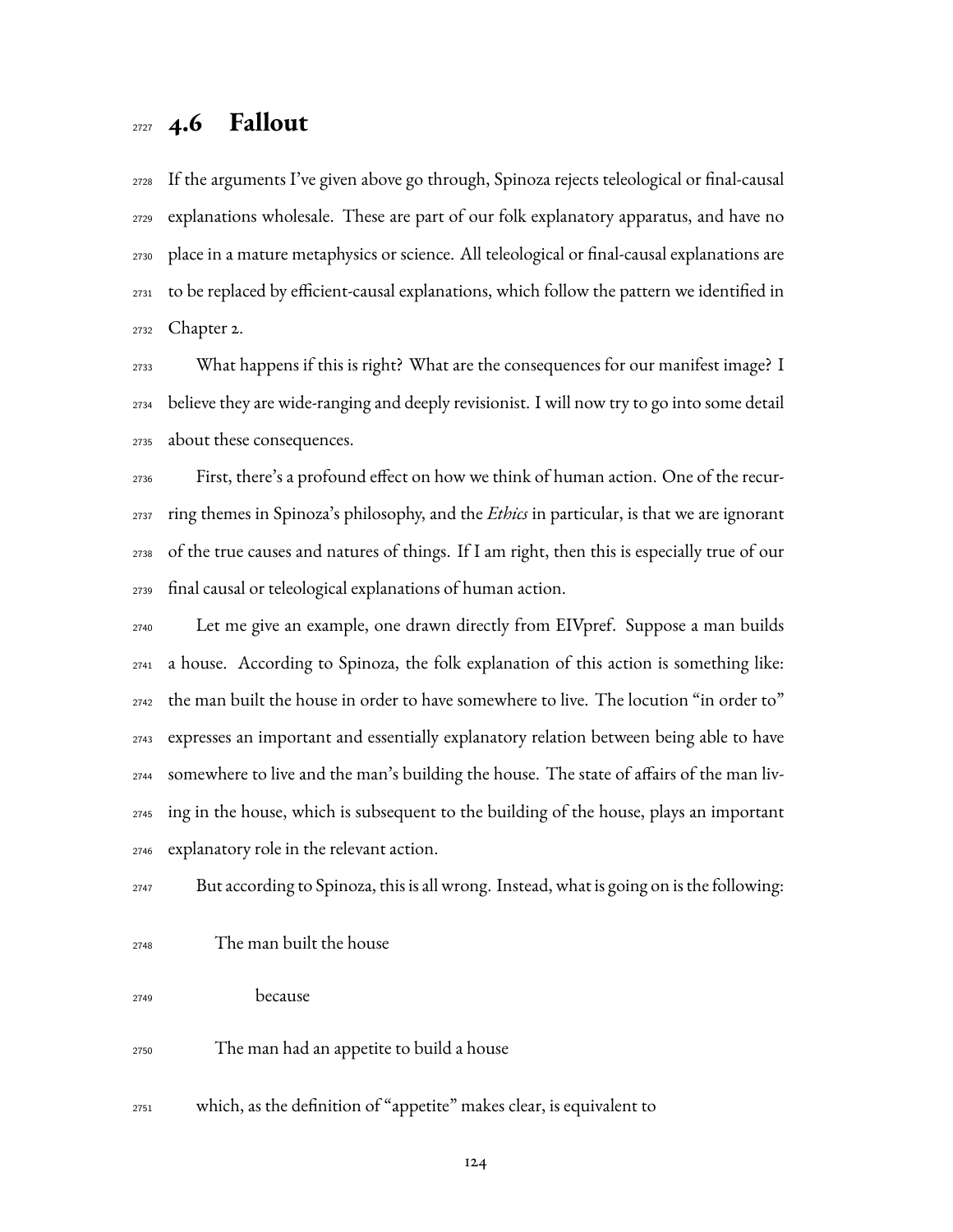## 4.6 Fallout

If the arguments I've given above go through, Spinoza rejects teleological or final-causal explanations wholesale. These are part of our folk explanatory apparatus, and have no place in a mature metaphysics or science. All teleological or final-causal explanations are to be replaced by efficient-causal explanations, which follow the pattern we identified in Chapter 2.

What happens if this is right? What are the consequences for our manifest image? I believe they are wide-ranging and deeply revisionist. I will now try to go into some detail about these consequences.

First, there's a profound effect on how we think of human action. One of the recurring themes in Spinoza's philosophy, and the *Ethics* in particular, is that we are ignorant of the true causes and natures of things. If I am right, then this is especially true of our final causal or teleological explanations of human action.

Let me give an example, one drawn directly from EIVpref. Suppose a man builds a house. According to Spinoza, the folk explanation of this action is something like: the man built the house in order to have somewhere to live. The locution "in order to" expresses an important and essentially explanatory relation between being able to have somewhere to live and the man's building the house. The state of affairs of the man living in the house, which is subsequent to the building of the house, plays an important explanatory role in the relevant action.

But according to Spinoza, this is all wrong. Instead, what is going on is the following:

> The man built the house
>
> because
>
> The man had an appetite to build a house

which, as the definition of "appetite" makes clear, is equivalent to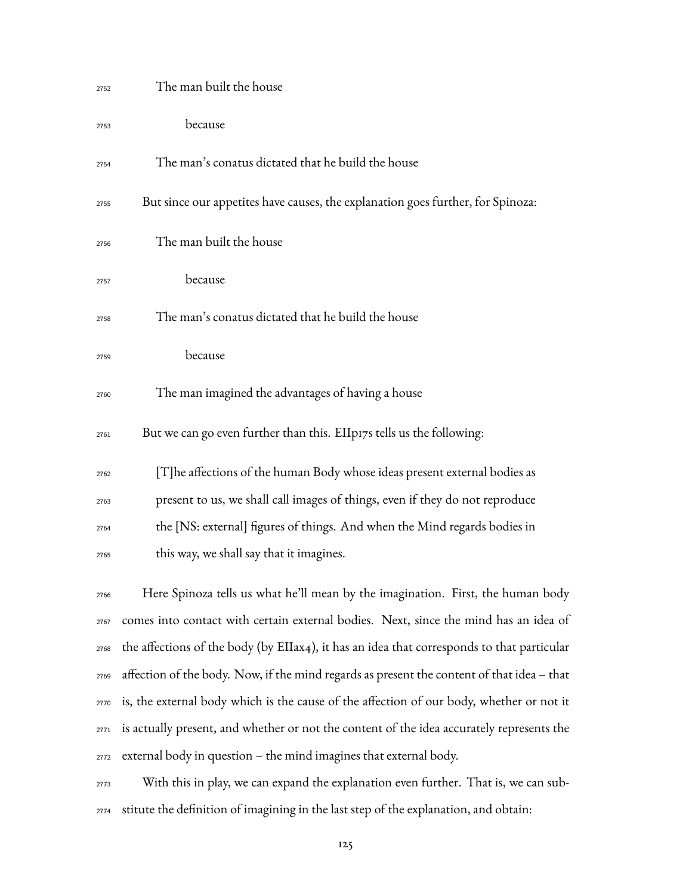The man built the house

because

The man's conatus dictated that he build the house

But since our appetites have causes, the explanation goes further, for Spinoza:

The man built the house

because

The man's conatus dictated that he build the house

because

The man imagined the advantages of having a house

But we can go even further than this. EIIp17s tells us the following:

> [T]he affections of the human Body whose ideas present external bodies as present to us, we shall call images of things, even if they do not reproduce the [NS: external] figures of things. And when the Mind regards bodies in this way, we shall say that it imagines.

Here Spinoza tells us what he'll mean by the imagination. First, the human body comes into contact with certain external bodies. Next, since the mind has an idea of the affections of the body (by EIIax4), it has an idea that corresponds to that particular affection of the body. Now, if the mind regards as present the content of that idea – that is, the external body which is the cause of the affection of our body, whether or not it is actually present, and whether or not the content of the idea accurately represents the external body in question – the mind imagines that external body.

With this in play, we can expand the explanation even further. That is, we can substitute the definition of imagining in the last step of the explanation, and obtain: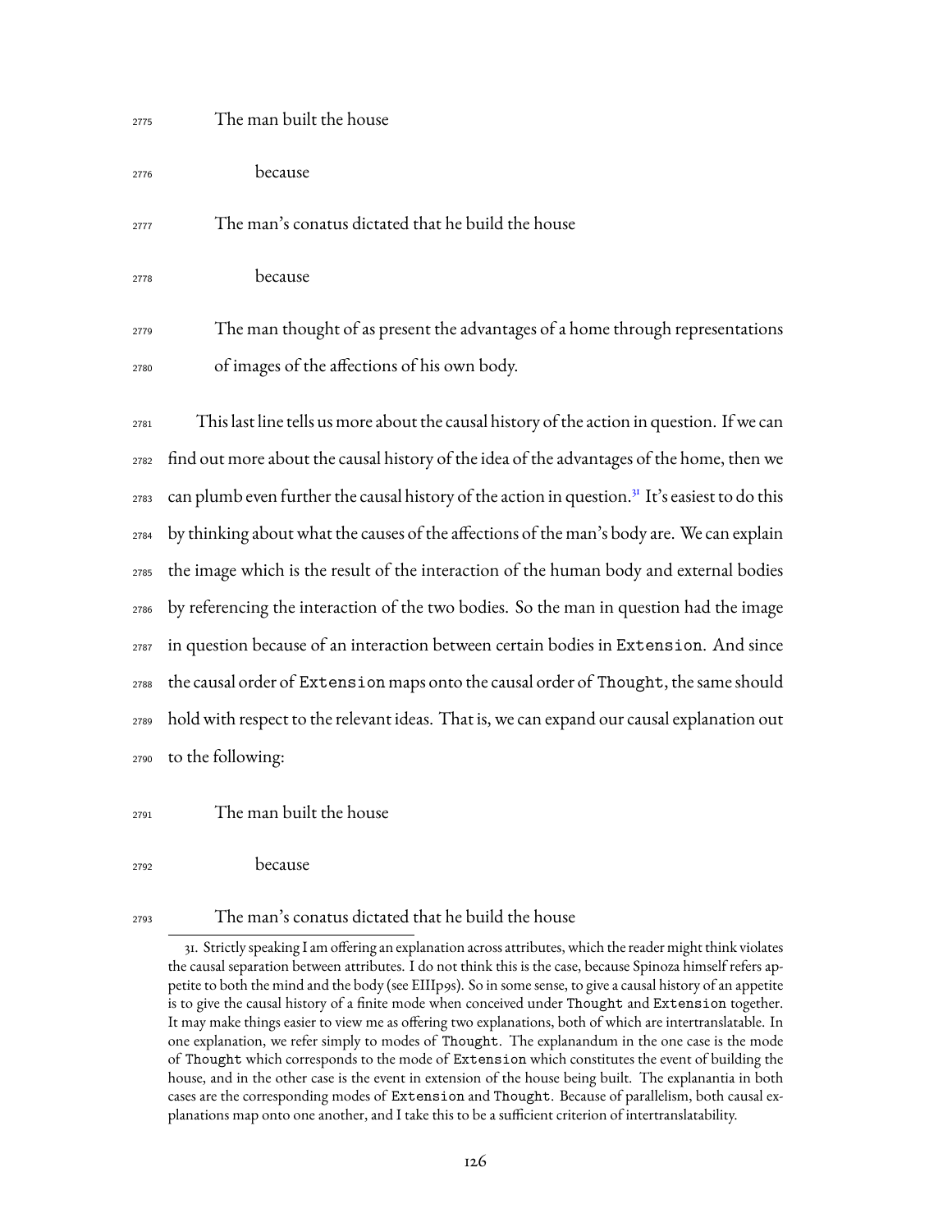The man built the house

because

The man's conatus dictated that he build the house

because

The man thought of as present the advantages of a home through representations of images of the affections of his own body.

This last line tells us more about the causal history of the action in question. If we can find out more about the causal history of the idea of the advantages of the home, then we can plumb even further the causal history of the action in question.[31] It's easiest to do this by thinking about what the causes of the affections of the man's body are. We can explain the image which is the result of the interaction of the human body and external bodies by referencing the interaction of the two bodies. So the man in question had the image in question because of an interaction between certain bodies in `Extension`. And since the causal order of `Extension` maps onto the causal order of `Thought`, the same should hold with respect to the relevant ideas. That is, we can expand our causal explanation out to the following:

The man built the house

because

The man's conatus dictated that he build the house

---

31. Strictly speaking I am offering an explanation across attributes, which the reader might think violates the causal separation between attributes. I do not think this is the case, because Spinoza himself refers appetite to both the mind and the body (see EIIIp9s). So in some sense, to give a causal history of an appetite is to give the causal history of a finite mode when conceived under `Thought` and `Extension` together. It may make things easier to view me as offering two explanations, both of which are intertranslatable. In one explanation, we refer simply to modes of `Thought`. The explanandum in the one case is the mode of `Thought` which corresponds to the mode of `Extension` which constitutes the event of building the house, and in the other case is the event in extension of the house being built. The explanantia in both cases are the corresponding modes of `Extension` and `Thought`. Because of parallelism, both causal explanations map onto one another, and I take this to be a sufficient criterion of intertranslatability.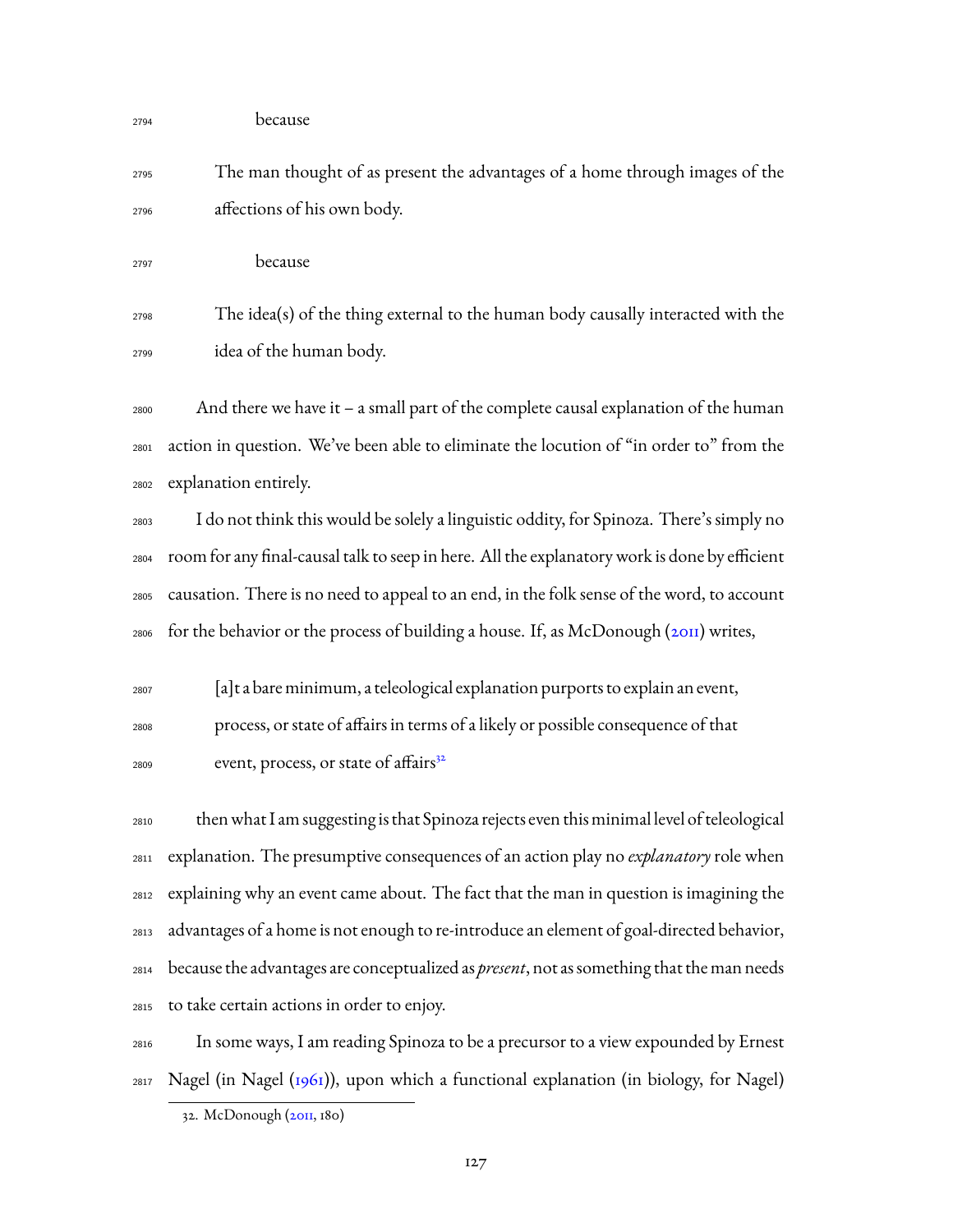because

The man thought of as present the advantages of a home through images of the affections of his own body.

because

The idea(s) of the thing external to the human body causally interacted with the idea of the human body.

And there we have it – a small part of the complete causal explanation of the human action in question. We've been able to eliminate the locution of "in order to" from the explanation entirely.

I do not think this would be solely a linguistic oddity, for Spinoza. There's simply no room for any final-causal talk to seep in here. All the explanatory work is done by efficient causation. There is no need to appeal to an end, in the folk sense of the word, to account for the behavior or the process of building a house. If, as McDonough (2011) writes,

> [a]t a bare minimum, a teleological explanation purports to explain an event, process, or state of affairs in terms of a likely or possible consequence of that event, process, or state of affairs[32]

then what I am suggesting is that Spinoza rejects even this minimal level of teleological explanation. The presumptive consequences of an action play no *explanatory* role when explaining why an event came about. The fact that the man in question is imagining the advantages of a home is not enough to re-introduce an element of goal-directed behavior, because the advantages are conceptualized as *present*, not as something that the man needs to take certain actions in order to enjoy.

In some ways, I am reading Spinoza to be a precursor to a view expounded by Ernest Nagel (in Nagel (1961)), upon which a functional explanation (in biology, for Nagel)

---

32. McDonough (2011, 180)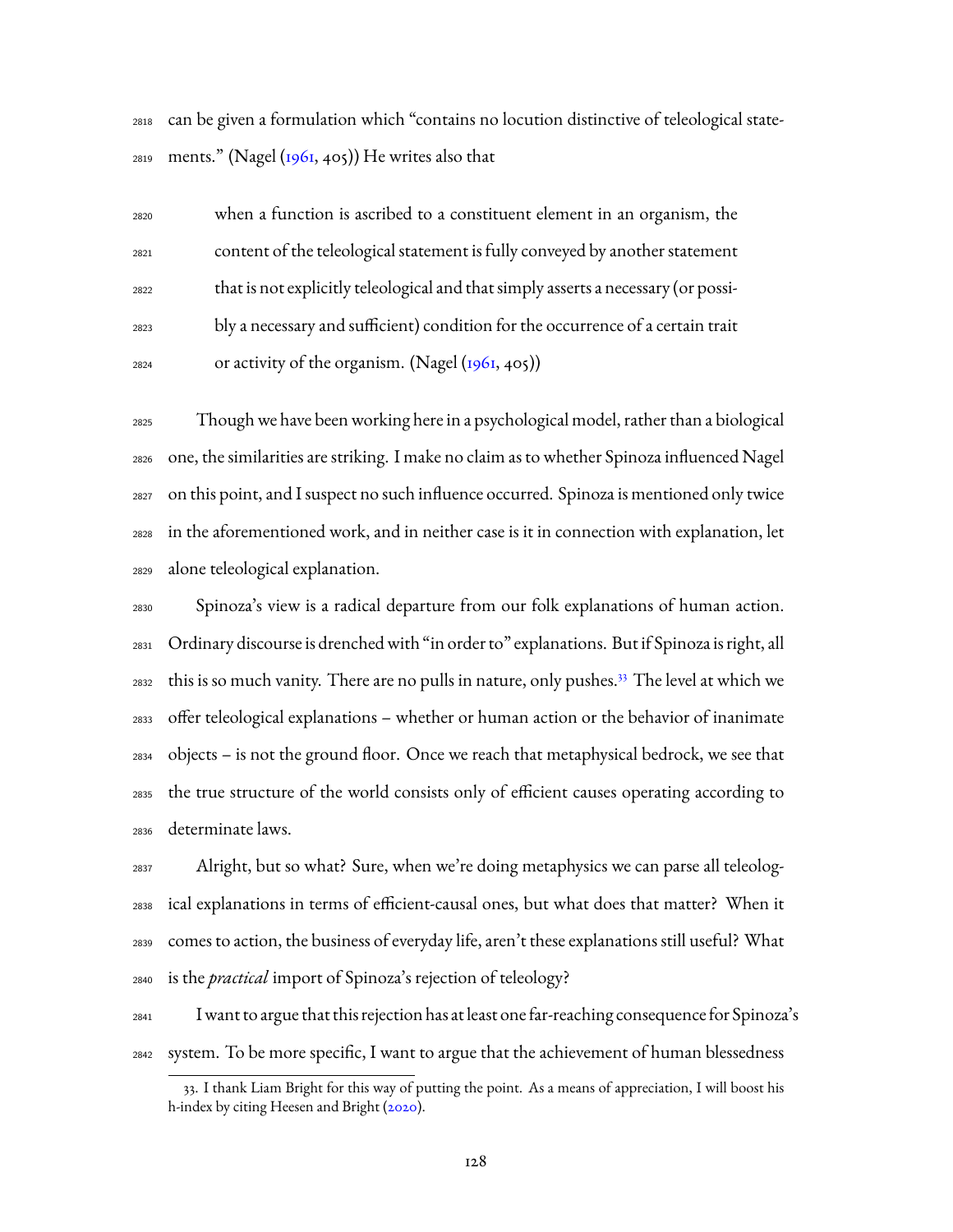can be given a formulation which "contains no locution distinctive of teleological statements." (Nagel (1961, 405)) He writes also that

> when a function is ascribed to a constituent element in an organism, the content of the teleological statement is fully conveyed by another statement that is not explicitly teleological and that simply asserts a necessary (or possibly a necessary and sufficient) condition for the occurrence of a certain trait or activity of the organism. (Nagel (1961, 405))

Though we have been working here in a psychological model, rather than a biological one, the similarities are striking. I make no claim as to whether Spinoza influenced Nagel on this point, and I suspect no such influence occurred. Spinoza is mentioned only twice in the aforementioned work, and in neither case is it in connection with explanation, let alone teleological explanation.

Spinoza's view is a radical departure from our folk explanations of human action. Ordinary discourse is drenched with "in order to" explanations. But if Spinoza is right, all this is so much vanity. There are no pulls in nature, only pushes.[33] The level at which we offer teleological explanations – whether or human action or the behavior of inanimate objects – is not the ground floor. Once we reach that metaphysical bedrock, we see that the true structure of the world consists only of efficient causes operating according to determinate laws.

Alright, but so what? Sure, when we're doing metaphysics we can parse all teleological explanations in terms of efficient-causal ones, but what does that matter? When it comes to action, the business of everyday life, aren't these explanations still useful? What is the *practical* import of Spinoza's rejection of teleology?

I want to argue that this rejection has at least one far-reaching consequence for Spinoza's system. To be more specific, I want to argue that the achievement of human blessedness

33. I thank Liam Bright for this way of putting the point. As a means of appreciation, I will boost his h-index by citing Heesen and Bright (2020).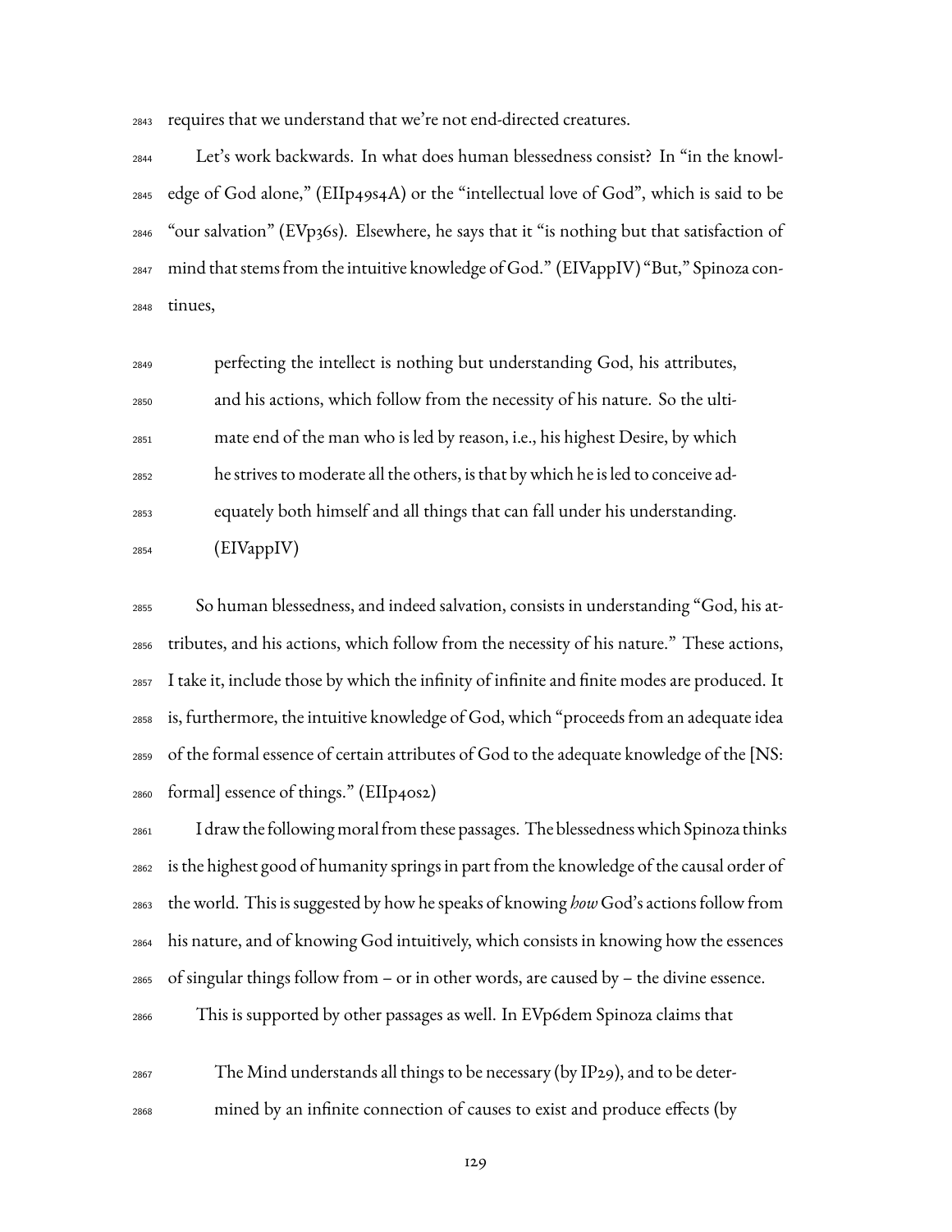requires that we understand that we're not end-directed creatures.

Let's work backwards. In what does human blessedness consist? In "in the knowledge of God alone," (EIIp49s4A) or the "intellectual love of God", which is said to be "our salvation" (EVp36s). Elsewhere, he says that it "is nothing but that satisfaction of mind that stems from the intuitive knowledge of God." (EIVappIV) "But," Spinoza continues,

> perfecting the intellect is nothing but understanding God, his attributes, and his actions, which follow from the necessity of his nature. So the ultimate end of the man who is led by reason, i.e., his highest Desire, by which he strives to moderate all the others, is that by which he is led to conceive adequately both himself and all things that can fall under his understanding. (EIVappIV)

So human blessedness, and indeed salvation, consists in understanding "God, his attributes, and his actions, which follow from the necessity of his nature." These actions, I take it, include those by which the infinity of infinite and finite modes are produced. It is, furthermore, the intuitive knowledge of God, which "proceeds from an adequate idea of the formal essence of certain attributes of God to the adequate knowledge of the [NS: formal] essence of things." (EIIp40s2)

I draw the following moral from these passages. The blessedness which Spinoza thinks is the highest good of humanity springs in part from the knowledge of the causal order of the world. This is suggested by how he speaks of knowing *how* God's actions follow from his nature, and of knowing God intuitively, which consists in knowing how the essences of singular things follow from – or in other words, are caused by – the divine essence.

This is supported by other passages as well. In EVp6dem Spinoza claims that

> The Mind understands all things to be necessary (by IP29), and to be determined by an infinite connection of causes to exist and produce effects (by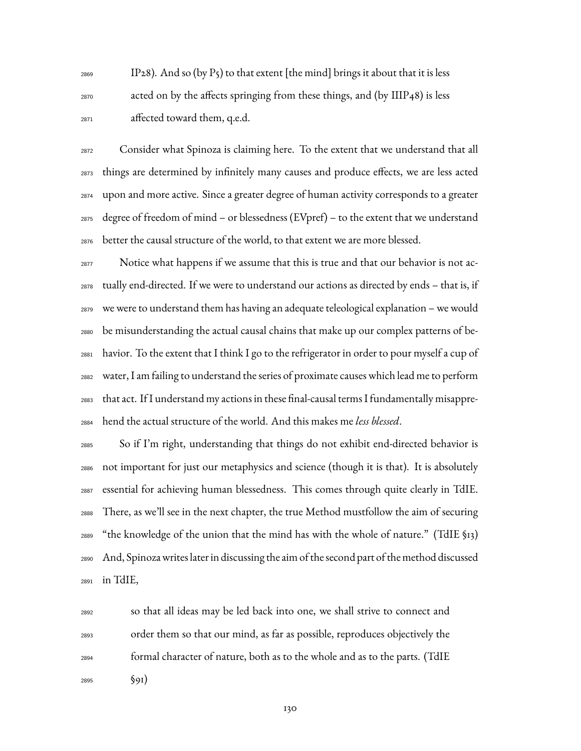IP28). And so (by P5) to that extent [the mind] brings it about that it is less acted on by the affects springing from these things, and (by IIIP48) is less affected toward them, q.e.d.

Consider what Spinoza is claiming here. To the extent that we understand that all things are determined by infinitely many causes and produce effects, we are less acted upon and more active. Since a greater degree of human activity corresponds to a greater degree of freedom of mind – or blessedness (EVpref) – to the extent that we understand better the causal structure of the world, to that extent we are more blessed.

Notice what happens if we assume that this is true and that our behavior is not actually end-directed. If we were to understand our actions as directed by ends – that is, if we were to understand them has having an adequate teleological explanation – we would be misunderstanding the actual causal chains that make up our complex patterns of behavior. To the extent that I think I go to the refrigerator in order to pour myself a cup of water, I am failing to understand the series of proximate causes which lead me to perform that act. If I understand my actions in these final-causal terms I fundamentally misapprehend the actual structure of the world. And this makes me *less blessed*.

So if I'm right, understanding that things do not exhibit end-directed behavior is not important for just our metaphysics and science (though it is that). It is absolutely essential for achieving human blessedness. This comes through quite clearly in TdIE. There, as we'll see in the next chapter, the true Method mustfollow the aim of securing "the knowledge of the union that the mind has with the whole of nature." (TdIE §13) And, Spinoza writes later in discussing the aim of the second part of the method discussed in TdIE,

> so that all ideas may be led back into one, we shall strive to connect and order them so that our mind, as far as possible, reproduces objectively the formal character of nature, both as to the whole and as to the parts. (TdIE §91)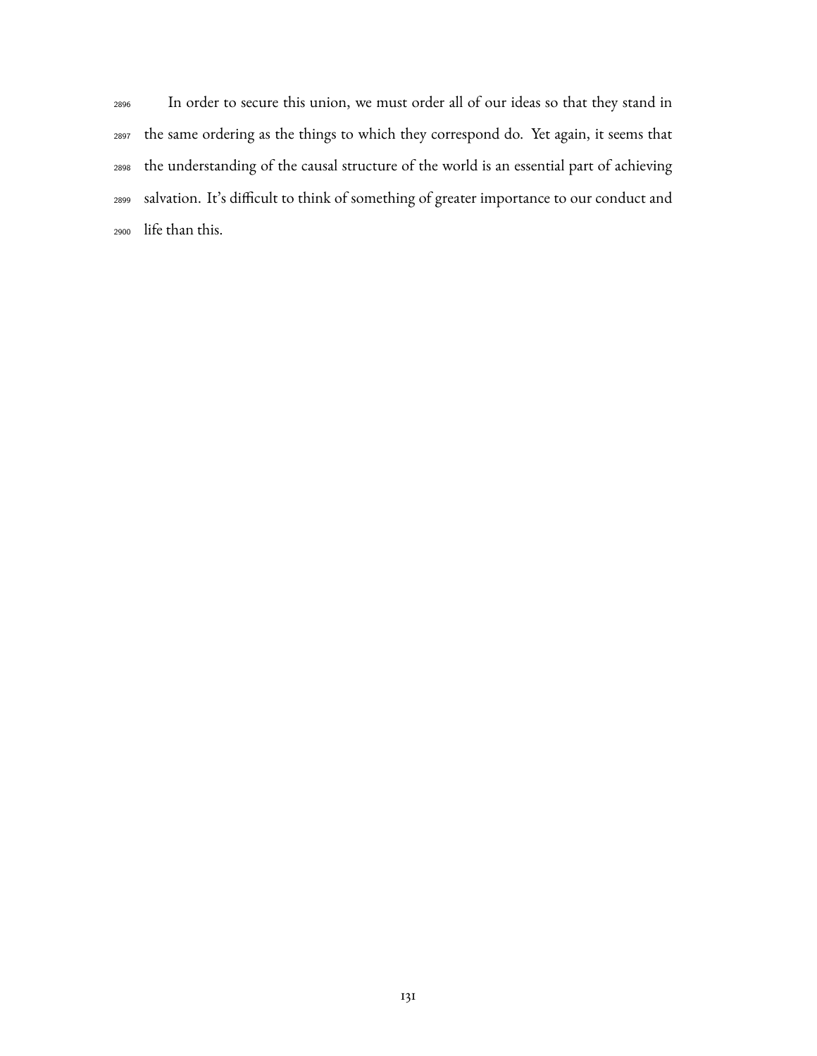In order to secure this union, we must order all of our ideas so that they stand in the same ordering as the things to which they correspond do. Yet again, it seems that the understanding of the causal structure of the world is an essential part of achieving salvation. It's difficult to think of something of greater importance to our conduct and life than this.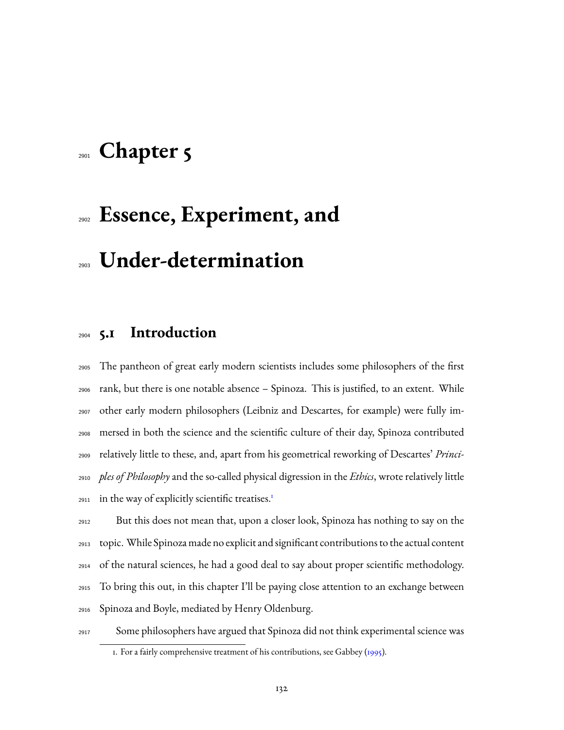// Chapter 5

# Essence, Experiment, and Under-determination

## 5.1 Introduction

The pantheon of great early modern scientists includes some philosophers of the first rank, but there is one notable absence – Spinoza. This is justified, to an extent. While other early modern philosophers (Leibniz and Descartes, for example) were fully immersed in both the science and the scientific culture of their day, Spinoza contributed relatively little to these, and, apart from his geometrical reworking of Descartes' *Principles of Philosophy* and the so-called physical digression in the *Ethics*, wrote relatively little in the way of explicitly scientific treatises.[1]

But this does not mean that, upon a closer look, Spinoza has nothing to say on the topic. While Spinoza made no explicit and significant contributions to the actual content of the natural sciences, he had a good deal to say about proper scientific methodology. To bring this out, in this chapter I'll be paying close attention to an exchange between Spinoza and Boyle, mediated by Henry Oldenburg.

Some philosophers have argued that Spinoza did not think experimental science was

1. For a fairly comprehensive treatment of his contributions, see Gabbey (1995).

# Chapter 5

# Essence, Experiment, and Under-determination

## 5.1 Introduction

The pantheon of great early modern scientists includes some philosophers of the first rank, but there is one notable absence – Spinoza. This is justified, to an extent. While other early modern philosophers (Leibniz and Descartes, for example) were fully immersed in both the science and the scientific culture of their day, Spinoza contributed relatively little to these, and, apart from his geometrical reworking of Descartes' *Principles of Philosophy* and the so-called physical digression in the *Ethics*, wrote relatively little in the way of explicitly scientific treatises.[1]

But this does not mean that, upon a closer look, Spinoza has nothing to say on the topic. While Spinoza made no explicit and significant contributions to the actual content of the natural sciences, he had a good deal to say about proper scientific methodology. To bring this out, in this chapter I'll be paying close attention to an exchange between Spinoza and Boyle, mediated by Henry Oldenburg.

Some philosophers have argued that Spinoza did not think experimental science was

1. For a fairly comprehensive treatment of his contributions, see Gabbey (1995).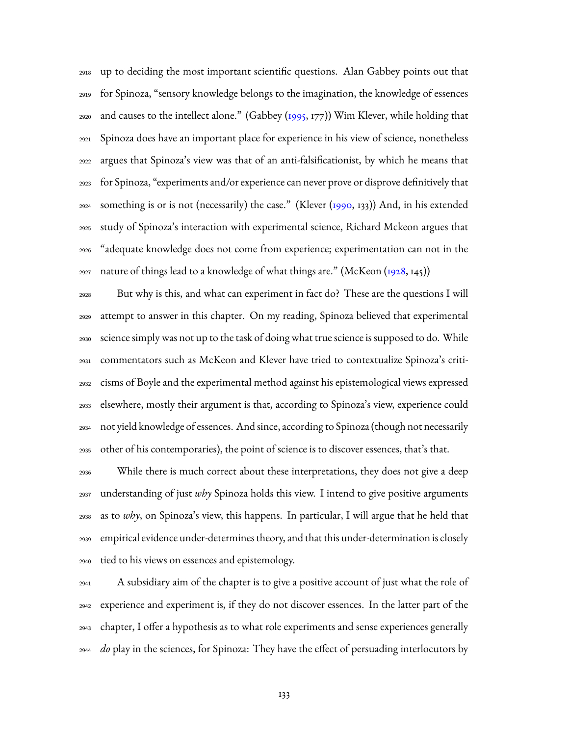up to deciding the most important scientific questions. Alan Gabbey points out that for Spinoza, "sensory knowledge belongs to the imagination, the knowledge of essences and causes to the intellect alone." (Gabbey (1995, 177)) Wim Klever, while holding that Spinoza does have an important place for experience in his view of science, nonetheless argues that Spinoza's view was that of an anti-falsificationist, by which he means that for Spinoza, "experiments and/or experience can never prove or disprove definitively that something is or is not (necessarily) the case." (Klever (1990, 133)) And, in his extended study of Spinoza's interaction with experimental science, Richard Mckeon argues that "adequate knowledge does not come from experience; experimentation can not in the nature of things lead to a knowledge of what things are." (McKeon (1928, 145))

But why is this, and what can experiment in fact do? These are the questions I will attempt to answer in this chapter. On my reading, Spinoza believed that experimental science simply was not up to the task of doing what true science is supposed to do. While commentators such as McKeon and Klever have tried to contextualize Spinoza's criticisms of Boyle and the experimental method against his epistemological views expressed elsewhere, mostly their argument is that, according to Spinoza's view, experience could not yield knowledge of essences. And since, according to Spinoza (though not necessarily other of his contemporaries), the point of science is to discover essences, that's that.

While there is much correct about these interpretations, they does not give a deep understanding of just *why* Spinoza holds this view. I intend to give positive arguments as to *why*, on Spinoza's view, this happens. In particular, I will argue that he held that empirical evidence under-determines theory, and that this under-determination is closely tied to his views on essences and epistemology.

A subsidiary aim of the chapter is to give a positive account of just what the role of experience and experiment is, if they do not discover essences. In the latter part of the chapter, I offer a hypothesis as to what role experiments and sense experiences generally *do* play in the sciences, for Spinoza: They have the effect of persuading interlocutors by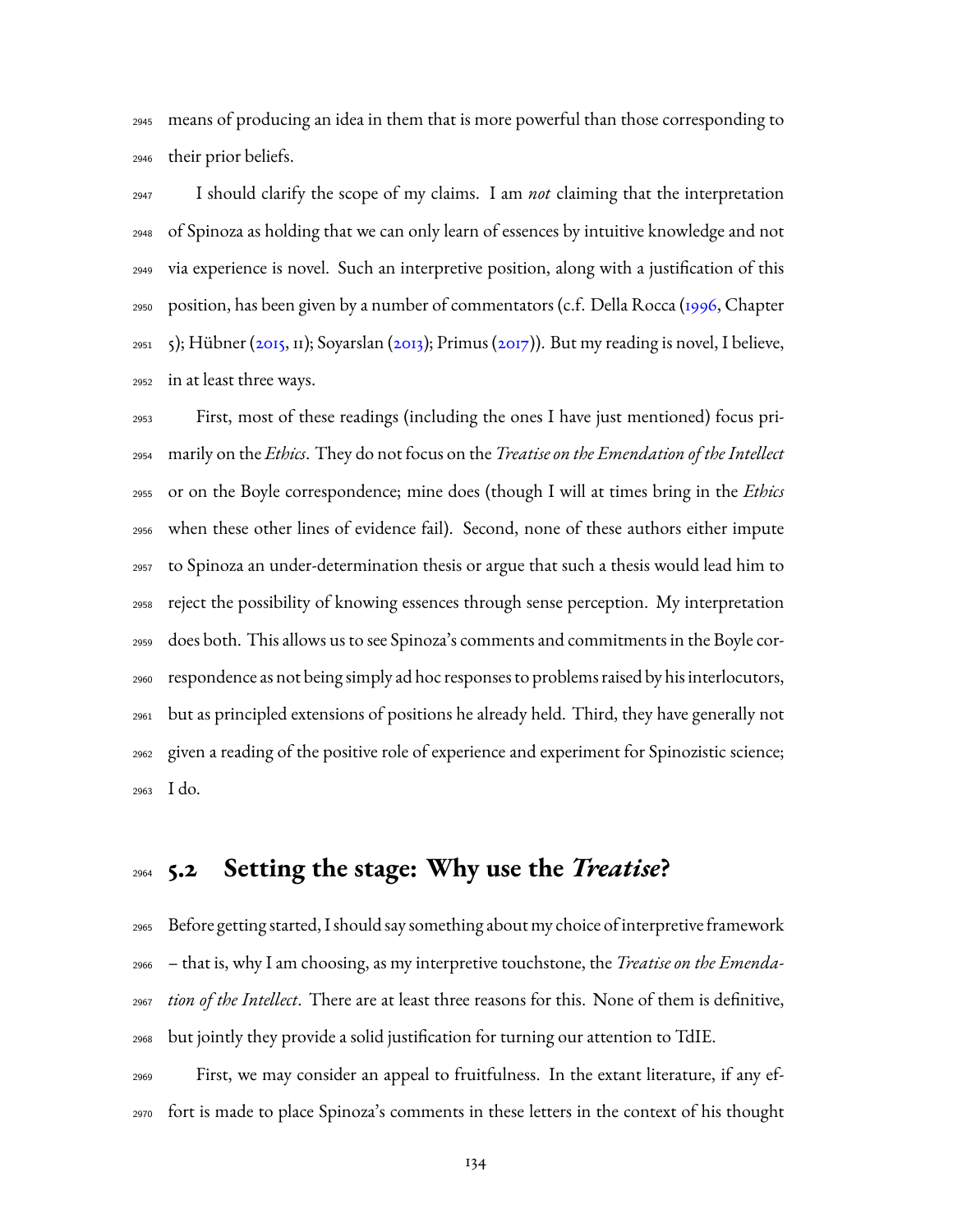means of producing an idea in them that is more powerful than those corresponding to their prior beliefs.

I should clarify the scope of my claims. I am *not* claiming that the interpretation of Spinoza as holding that we can only learn of essences by intuitive knowledge and not via experience is novel. Such an interpretive position, along with a justification of this position, has been given by a number of commentators (c.f. Della Rocca (1996, Chapter 5); Hübner (2015, 11); Soyarslan (2013); Primus (2017)). But my reading is novel, I believe, in at least three ways.

First, most of these readings (including the ones I have just mentioned) focus primarily on the *Ethics*. They do not focus on the *Treatise on the Emendation of the Intellect* or on the Boyle correspondence; mine does (though I will at times bring in the *Ethics* when these other lines of evidence fail). Second, none of these authors either impute to Spinoza an under-determination thesis or argue that such a thesis would lead him to reject the possibility of knowing essences through sense perception. My interpretation does both. This allows us to see Spinoza's comments and commitments in the Boyle correspondence as not being simply ad hoc responses to problems raised by his interlocutors, but as principled extensions of positions he already held. Third, they have generally not given a reading of the positive role of experience and experiment for Spinozistic science; I do.

## 5.2 Setting the stage: Why use the *Treatise*?

Before getting started, I should say something about my choice of interpretive framework – that is, why I am choosing, as my interpretive touchstone, the *Treatise on the Emendation of the Intellect*. There are at least three reasons for this. None of them is definitive, but jointly they provide a solid justification for turning our attention to TdIE.

First, we may consider an appeal to fruitfulness. In the extant literature, if any effort is made to place Spinoza's comments in these letters in the context of his thought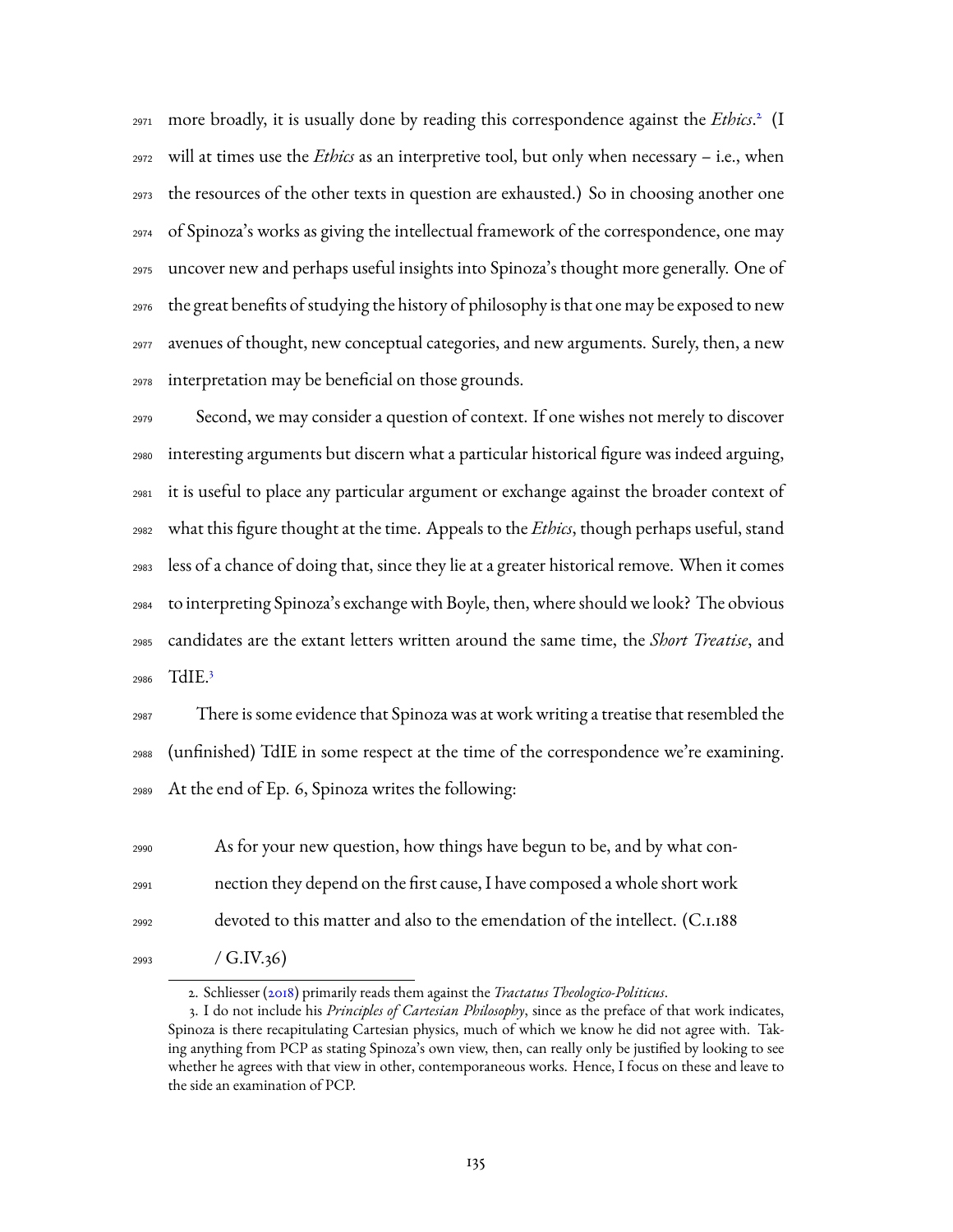more broadly, it is usually done by reading this correspondence against the *Ethics*.[2] (I will at times use the *Ethics* as an interpretive tool, but only when necessary – i.e., when the resources of the other texts in question are exhausted.) So in choosing another one of Spinoza's works as giving the intellectual framework of the correspondence, one may uncover new and perhaps useful insights into Spinoza's thought more generally. One of the great benefits of studying the history of philosophy is that one may be exposed to new avenues of thought, new conceptual categories, and new arguments. Surely, then, a new interpretation may be beneficial on those grounds.

Second, we may consider a question of context. If one wishes not merely to discover interesting arguments but discern what a particular historical figure was indeed arguing, it is useful to place any particular argument or exchange against the broader context of what this figure thought at the time. Appeals to the *Ethics*, though perhaps useful, stand less of a chance of doing that, since they lie at a greater historical remove. When it comes to interpreting Spinoza's exchange with Boyle, then, where should we look? The obvious candidates are the extant letters written around the same time, the *Short Treatise*, and TdIE.[3]

There is some evidence that Spinoza was at work writing a treatise that resembled the (unfinished) TdIE in some respect at the time of the correspondence we're examining. At the end of Ep. 6, Spinoza writes the following:

> As for your new question, how things have begun to be, and by what connection they depend on the first cause, I have composed a whole short work devoted to this matter and also to the emendation of the intellect. (C.I.188 / G.IV.36)

2. Schliesser (2018) primarily reads them against the *Tractatus Theologico-Politicus*.

3. I do not include his *Principles of Cartesian Philosophy*, since as the preface of that work indicates, Spinoza is there recapitulating Cartesian physics, much of which we know he did not agree with. Taking anything from PCP as stating Spinoza's own view, then, can really only be justified by looking to see whether he agrees with that view in other, contemporaneous works. Hence, I focus on these and leave to the side an examination of PCP.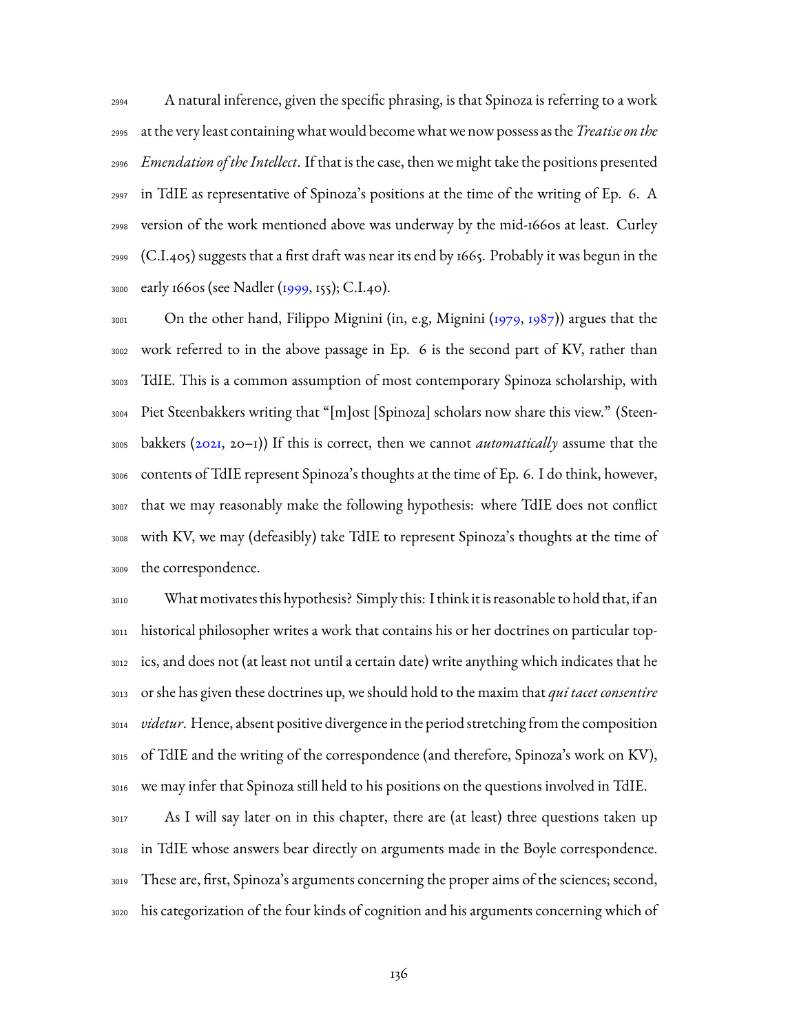A natural inference, given the specific phrasing, is that Spinoza is referring to a work at the very least containing what would become what we now possess as the *Treatise on the Emendation of the Intellect*. If that is the case, then we might take the positions presented in TdIE as representative of Spinoza's positions at the time of the writing of Ep. 6. A version of the work mentioned above was underway by the mid-1660s at least. Curley (C.I.405) suggests that a first draft was near its end by 1665. Probably it was begun in the early 1660s (see Nadler (1999, 155); C.I.40).

On the other hand, Filippo Mignini (in, e.g, Mignini (1979, 1987)) argues that the work referred to in the above passage in Ep. 6 is the second part of KV, rather than TdIE. This is a common assumption of most contemporary Spinoza scholarship, with Piet Steenbakkers writing that "[m]ost [Spinoza] scholars now share this view." (Steenbakkers (2021, 20–1)) If this is correct, then we cannot *automatically* assume that the contents of TdIE represent Spinoza's thoughts at the time of Ep. 6. I do think, however, that we may reasonably make the following hypothesis: where TdIE does not conflict with KV, we may (defeasibly) take TdIE to represent Spinoza's thoughts at the time of the correspondence.

What motivates this hypothesis? Simply this: I think it is reasonable to hold that, if an historical philosopher writes a work that contains his or her doctrines on particular topics, and does not (at least not until a certain date) write anything which indicates that he or she has given these doctrines up, we should hold to the maxim that *qui tacet consentire videtur*. Hence, absent positive divergence in the period stretching from the composition of TdIE and the writing of the correspondence (and therefore, Spinoza's work on KV), we may infer that Spinoza still held to his positions on the questions involved in TdIE.

As I will say later on in this chapter, there are (at least) three questions taken up in TdIE whose answers bear directly on arguments made in the Boyle correspondence. These are, first, Spinoza's arguments concerning the proper aims of the sciences; second, his categorization of the four kinds of cognition and his arguments concerning which of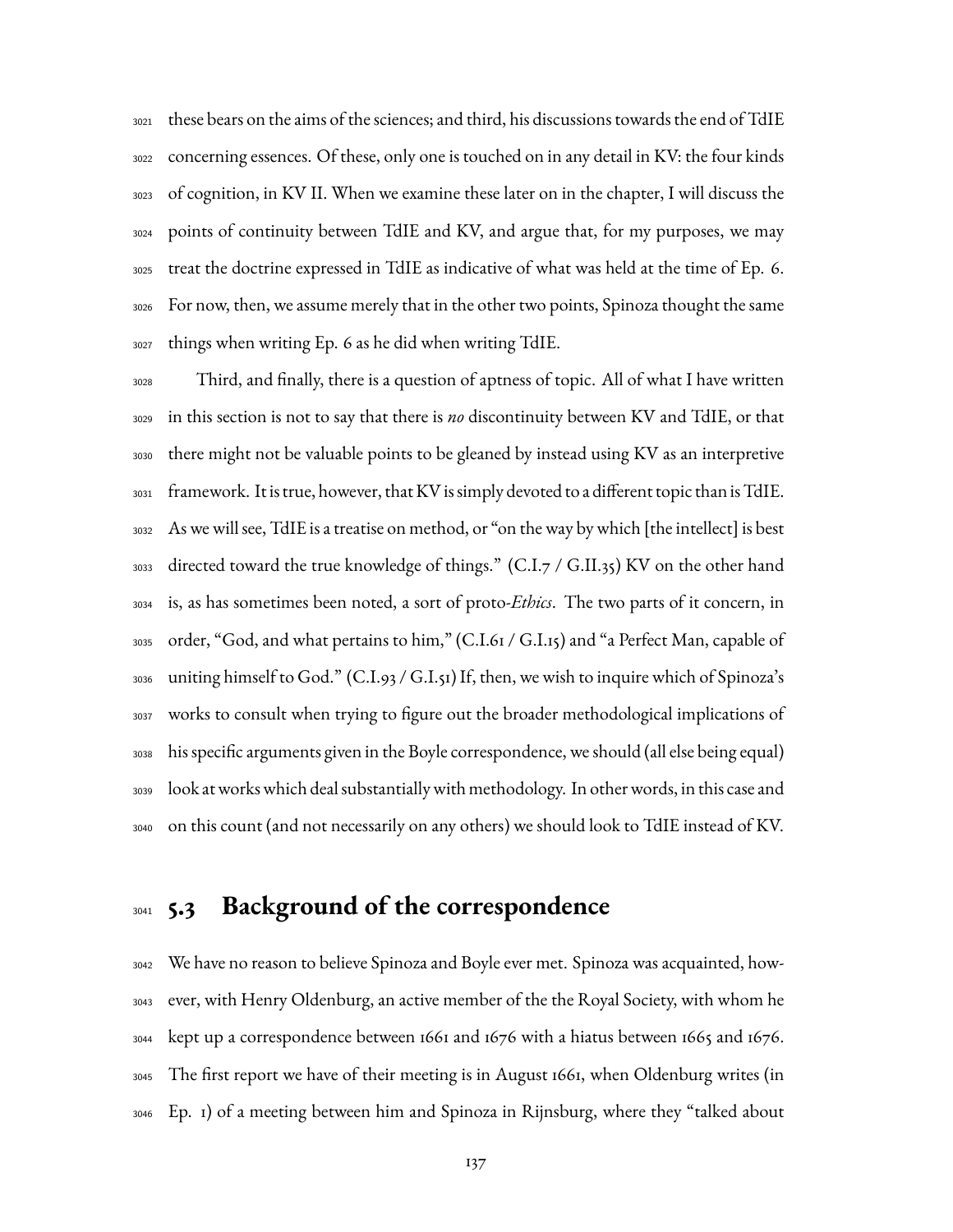these bears on the aims of the sciences; and third, his discussions towards the end of TdIE concerning essences. Of these, only one is touched on in any detail in KV: the four kinds of cognition, in KV II. When we examine these later on in the chapter, I will discuss the points of continuity between TdIE and KV, and argue that, for my purposes, we may treat the doctrine expressed in TdIE as indicative of what was held at the time of Ep. 6. For now, then, we assume merely that in the other two points, Spinoza thought the same things when writing Ep. 6 as he did when writing TdIE.

Third, and finally, there is a question of aptness of topic. All of what I have written in this section is not to say that there is *no* discontinuity between KV and TdIE, or that there might not be valuable points to be gleaned by instead using KV as an interpretive framework. It is true, however, that KV is simply devoted to a different topic than is TdIE. As we will see, TdIE is a treatise on method, or "on the way by which [the intellect] is best directed toward the true knowledge of things." (C.I.7 / G.II.35) KV on the other hand is, as has sometimes been noted, a sort of proto-*Ethics*. The two parts of it concern, in order, "God, and what pertains to him," (C.I.61 / G.I.15) and "a Perfect Man, capable of uniting himself to God." (C.I.93 / G.I.51) If, then, we wish to inquire which of Spinoza's works to consult when trying to figure out the broader methodological implications of his specific arguments given in the Boyle correspondence, we should (all else being equal) look at works which deal substantially with methodology. In other words, in this case and on this count (and not necessarily on any others) we should look to TdIE instead of KV.

## 5.3 Background of the correspondence

We have no reason to believe Spinoza and Boyle ever met. Spinoza was acquainted, however, with Henry Oldenburg, an active member of the the Royal Society, with whom he kept up a correspondence between 1661 and 1676 with a hiatus between 1665 and 1676. The first report we have of their meeting is in August 1661, when Oldenburg writes (in Ep. 1) of a meeting between him and Spinoza in Rijnsburg, where they "talked about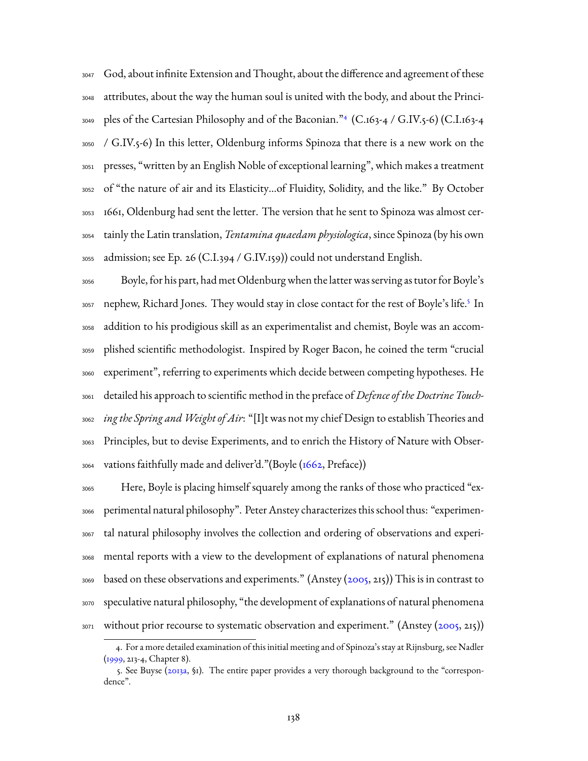God, about infinite Extension and Thought, about the difference and agreement of these attributes, about the way the human soul is united with the body, and about the Principles of the Cartesian Philosophy and of the Baconian."[4] (C.163-4 / G.IV.5-6) (C.I.163-4 / G.IV.5-6) In this letter, Oldenburg informs Spinoza that there is a new work on the presses, "written by an English Noble of exceptional learning", which makes a treatment of "the nature of air and its Elasticity...of Fluidity, Solidity, and the like." By October 1661, Oldenburg had sent the letter. The version that he sent to Spinoza was almost certainly the Latin translation, *Tentamina quaedam physiologica*, since Spinoza (by his own admission; see Ep. 26 (C.I.394 / G.IV.159)) could not understand English.

Boyle, for his part, had met Oldenburg when the latter was serving as tutor for Boyle's nephew, Richard Jones. They would stay in close contact for the rest of Boyle's life.[5] In addition to his prodigious skill as an experimentalist and chemist, Boyle was an accomplished scientific methodologist. Inspired by Roger Bacon, he coined the term "crucial experiment", referring to experiments which decide between competing hypotheses. He detailed his approach to scientific method in the preface of *Defence of the Doctrine Touching the Spring and Weight of Air*: "[I]t was not my chief Design to establish Theories and Principles, but to devise Experiments, and to enrich the History of Nature with Observations faithfully made and deliver'd."(Boyle (1662, Preface))

Here, Boyle is placing himself squarely among the ranks of those who practiced "experimental natural philosophy". Peter Anstey characterizes this school thus: "experimental natural philosophy involves the collection and ordering of observations and experimental reports with a view to the development of explanations of natural phenomena based on these observations and experiments." (Anstey (2005, 215)) This is in contrast to speculative natural philosophy, "the development of explanations of natural phenomena without prior recourse to systematic observation and experiment." (Anstey (2005, 215))

4. For a more detailed examination of this initial meeting and of Spinoza's stay at Rijnsburg, see Nadler (1999, 213-4, Chapter 8).

5. See Buyse (2013a, §1). The entire paper provides a very thorough background to the "correspondence".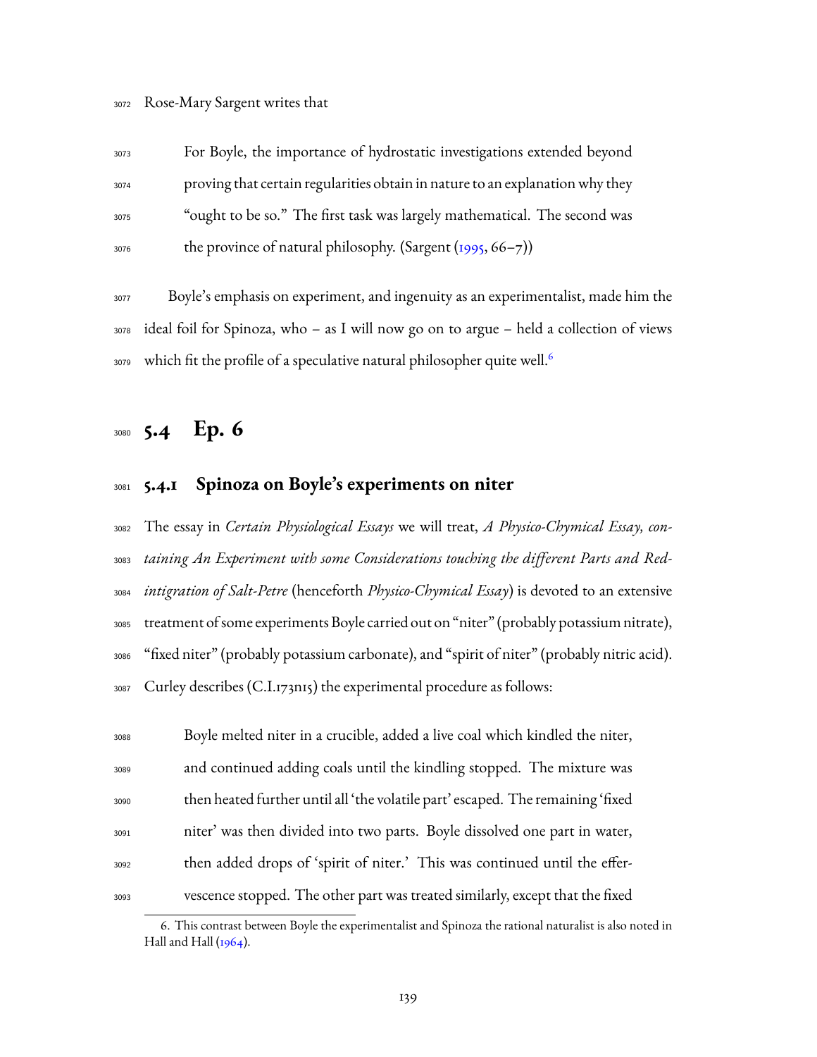Rose-Mary Sargent writes that

> For Boyle, the importance of hydrostatic investigations extended beyond proving that certain regularities obtain in nature to an explanation why they "ought to be so." The first task was largely mathematical. The second was the province of natural philosophy. (Sargent (1995, 66–7))

Boyle's emphasis on experiment, and ingenuity as an experimentalist, made him the ideal foil for Spinoza, who – as I will now go on to argue – held a collection of views which fit the profile of a speculative natural philosopher quite well.[6]

## 5.4 Ep. 6

### 5.4.1 Spinoza on Boyle's experiments on niter

The essay in *Certain Physiological Essays* we will treat, *A Physico-Chymical Essay, containing An Experiment with some Considerations touching the different Parts and Redintegration of Salt-Petre* (henceforth *Physico-Chymical Essay*) is devoted to an extensive treatment of some experiments Boyle carried out on "niter" (probably potassium nitrate), "fixed niter" (probably potassium carbonate), and "spirit of niter" (probably nitric acid). Curley describes (C.I.173n15) the experimental procedure as follows:

> Boyle melted niter in a crucible, added a live coal which kindled the niter, and continued adding coals until the kindling stopped. The mixture was then heated further until all 'the volatile part' escaped. The remaining 'fixed niter' was then divided into two parts. Boyle dissolved one part in water, then added drops of 'spirit of niter.' This was continued until the effervescence stopped. The other part was treated similarly, except that the fixed

6. This contrast between Boyle the experimentalist and Spinoza the rational naturalist is also noted in Hall and Hall (1964).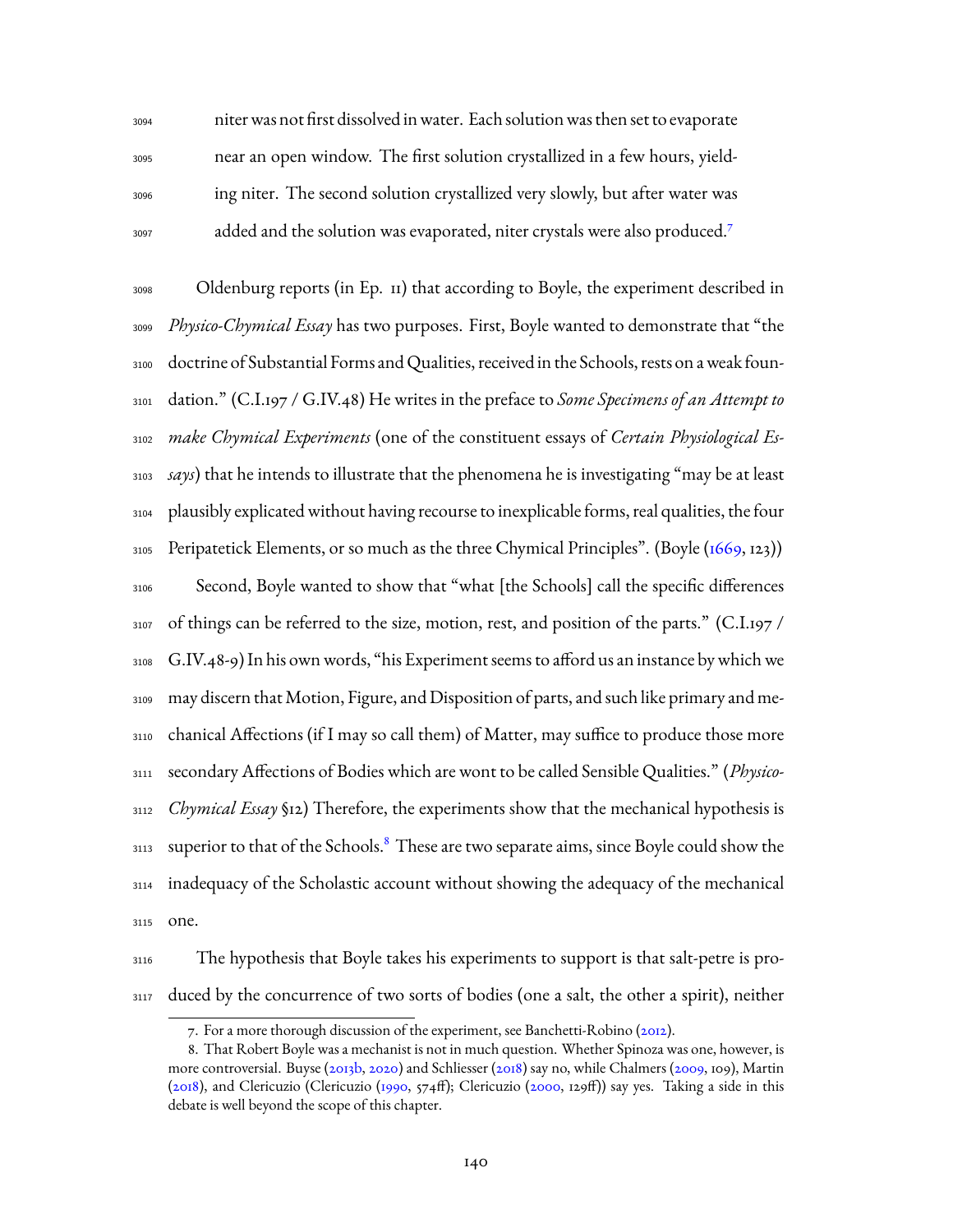> niter was not first dissolved in water. Each solution was then set to evaporate near an open window. The first solution crystallized in a few hours, yielding niter. The second solution crystallized very slowly, but after water was added and the solution was evaporated, niter crystals were also produced.[7]

Oldenburg reports (in Ep. 11) that according to Boyle, the experiment described in *Physico-Chymical Essay* has two purposes. First, Boyle wanted to demonstrate that "the doctrine of Substantial Forms and Qualities, received in the Schools, rests on a weak foundation." (C.I.197 / G.IV.48) He writes in the preface to *Some Specimens of an Attempt to make Chymical Experiments* (one of the constituent essays of *Certain Physiological Essays*) that he intends to illustrate that the phenomena he is investigating "may be at least plausibly explicated without having recourse to inexplicable forms, real qualities, the four Peripatetick Elements, or so much as the three Chymical Principles". (Boyle (1669, 123))

Second, Boyle wanted to show that "what [the Schools] call the specific differences of things can be referred to the size, motion, rest, and position of the parts." (C.I.197 / G.IV.48-9) In his own words, "his Experiment seems to afford us an instance by which we may discern that Motion, Figure, and Disposition of parts, and such like primary and mechanical Affections (if I may so call them) of Matter, may suffice to produce those more secondary Affections of Bodies which are wont to be called Sensible Qualities." (*Physico-Chymical Essay* §12) Therefore, the experiments show that the mechanical hypothesis is superior to that of the Schools.[8] These are two separate aims, since Boyle could show the inadequacy of the Scholastic account without showing the adequacy of the mechanical one.

The hypothesis that Boyle takes his experiments to support is that salt-petre is produced by the concurrence of two sorts of bodies (one a salt, the other a spirit), neither

---

7. For a more thorough discussion of the experiment, see Banchetti-Robino (2012).

8. That Robert Boyle was a mechanist is not in much question. Whether Spinoza was one, however, is more controversial. Buyse (2013b, 2020) and Schliesser (2018) say no, while Chalmers (2009, 109), Martin (2018), and Clericuzio (Clericuzio (1990, 574ff); Clericuzio (2000, 129ff)) say yes. Taking a side in this debate is well beyond the scope of this chapter.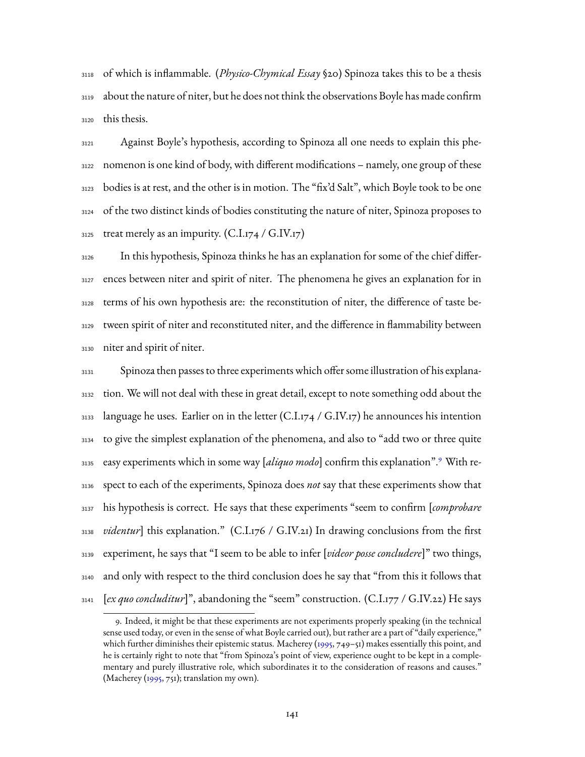of which is inflammable. (*Physico-Chymical Essay* §20) Spinoza takes this to be a thesis about the nature of niter, but he does not think the observations Boyle has made confirm this thesis.

Against Boyle's hypothesis, according to Spinoza all one needs to explain this phenomenon is one kind of body, with different modifications – namely, one group of these bodies is at rest, and the other is in motion. The "fix'd Salt", which Boyle took to be one of the two distinct kinds of bodies constituting the nature of niter, Spinoza proposes to treat merely as an impurity. (C.I.174 / G.IV.17)

In this hypothesis, Spinoza thinks he has an explanation for some of the chief differences between niter and spirit of niter. The phenomena he gives an explanation for in terms of his own hypothesis are: the reconstitution of niter, the difference of taste between spirit of niter and reconstituted niter, and the difference in flammability between niter and spirit of niter.

Spinoza then passes to three experiments which offer some illustration of his explanation. We will not deal with these in great detail, except to note something odd about the language he uses. Earlier on in the letter (C.I.174 / G.IV.17) he announces his intention to give the simplest explanation of the phenomena, and also to "add two or three quite easy experiments which in some way [*aliquo modo*] confirm this explanation".[9] With respect to each of the experiments, Spinoza does *not* say that these experiments show that his hypothesis is correct. He says that these experiments "seem to confirm [*comprobare videntur*] this explanation." (C.I.176 / G.IV.21) In drawing conclusions from the first experiment, he says that "I seem to be able to infer [*videor posse concludere*]" two things, and only with respect to the third conclusion does he say that "from this it follows that [*ex quo concluditur*]", abandoning the "seem" construction. (C.I.177 / G.IV.22) He says

9. Indeed, it might be that these experiments are not experiments properly speaking (in the technical sense used today, or even in the sense of what Boyle carried out), but rather are a part of "daily experience," which further diminishes their epistemic status. Macherey (1995, 749–51) makes essentially this point, and he is certainly right to note that "from Spinoza's point of view, experience ought to be kept in a complementary and purely illustrative role, which subordinates it to the consideration of reasons and causes." (Macherey (1995, 751); translation my own).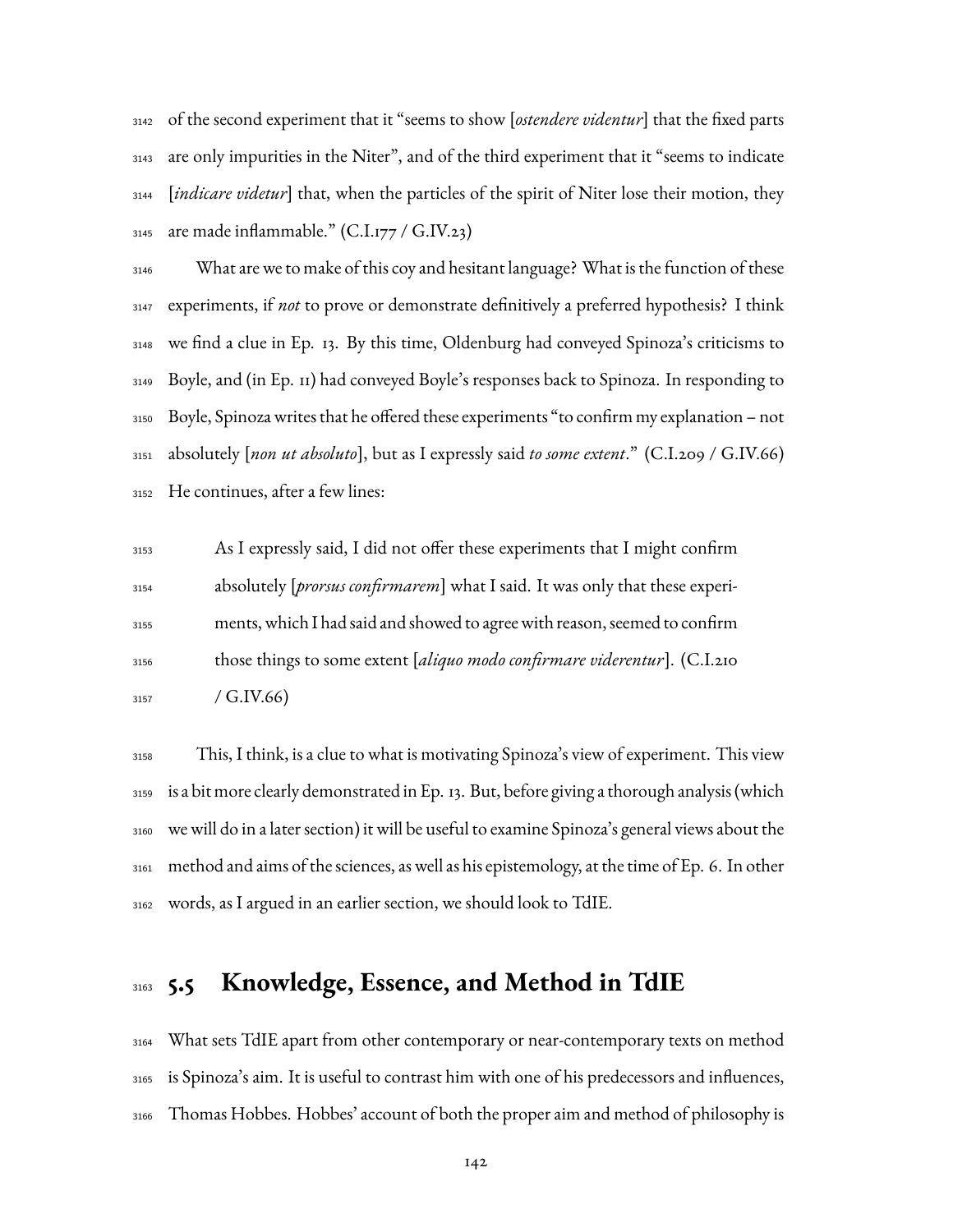of the second experiment that it "seems to show [*ostendere videntur*] that the fixed parts are only impurities in the Niter", and of the third experiment that it "seems to indicate [*indicare videtur*] that, when the particles of the spirit of Niter lose their motion, they are made inflammable." (C.I.177 / G.IV.23)

What are we to make of this coy and hesitant language? What is the function of these experiments, if *not* to prove or demonstrate definitively a preferred hypothesis? I think we find a clue in Ep. 13. By this time, Oldenburg had conveyed Spinoza's criticisms to Boyle, and (in Ep. 11) had conveyed Boyle's responses back to Spinoza. In responding to Boyle, Spinoza writes that he offered these experiments "to confirm my explanation – not absolutely [*non ut absoluto*], but as I expressly said *to some extent*." (C.I.209 / G.IV.66) He continues, after a few lines:

> As I expressly said, I did not offer these experiments that I might confirm absolutely [*prorsus confirmarem*] what I said. It was only that these experiments, which I had said and showed to agree with reason, seemed to confirm those things to some extent [*aliquo modo confirmare viderentur*]. (C.I.210 / G.IV.66)

This, I think, is a clue to what is motivating Spinoza's view of experiment. This view is a bit more clearly demonstrated in Ep. 13. But, before giving a thorough analysis (which we will do in a later section) it will be useful to examine Spinoza's general views about the method and aims of the sciences, as well as his epistemology, at the time of Ep. 6. In other words, as I argued in an earlier section, we should look to TdIE.

## 5.5 Knowledge, Essence, and Method in TdIE

What sets TdIE apart from other contemporary or near-contemporary texts on method is Spinoza's aim. It is useful to contrast him with one of his predecessors and influences, Thomas Hobbes. Hobbes' account of both the proper aim and method of philosophy is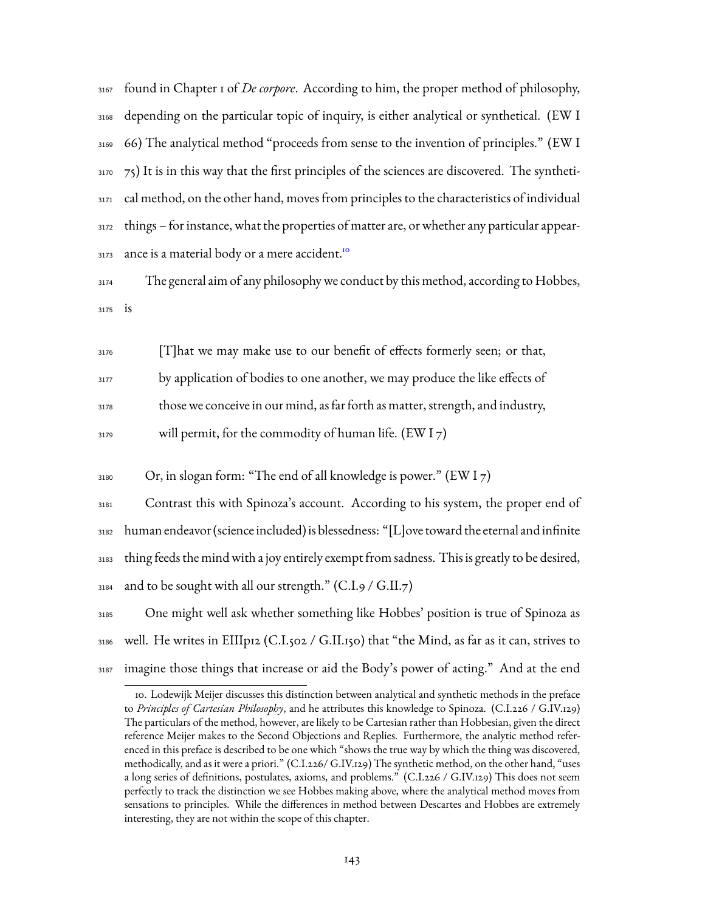found in Chapter 1 of *De corpore*. According to him, the proper method of philosophy, depending on the particular topic of inquiry, is either analytical or synthetical. (EW I 66) The analytical method "proceeds from sense to the invention of principles." (EW I 75) It is in this way that the first principles of the sciences are discovered. The synthetical method, on the other hand, moves from principles to the characteristics of individual things – for instance, what the properties of matter are, or whether any particular appearance is a material body or a mere accident.[10]

The general aim of any philosophy we conduct by this method, according to Hobbes, is

> [T]hat we may make use to our benefit of effects formerly seen; or that, by application of bodies to one another, we may produce the like effects of those we conceive in our mind, as far forth as matter, strength, and industry, will permit, for the commodity of human life. (EW I 7)

Or, in slogan form: "The end of all knowledge is power." (EW I 7)

Contrast this with Spinoza's account. According to his system, the proper end of human endeavor (science included) is blessedness: "[L]ove toward the eternal and infinite thing feeds the mind with a joy entirely exempt from sadness. This is greatly to be desired, and to be sought with all our strength." (C.I.9 / G.II.7)

One might well ask whether something like Hobbes' position is true of Spinoza as well. He writes in EIIIp12 (C.I.502 / G.II.150) that "the Mind, as far as it can, strives to imagine those things that increase or aid the Body's power of acting." And at the end

10. Lodewijk Meijer discusses this distinction between analytical and synthetic methods in the preface to *Principles of Cartesian Philosophy*, and he attributes this knowledge to Spinoza. (C.I.226 / G.IV.129) The particulars of the method, however, are likely to be Cartesian rather than Hobbesian, given the direct reference Meijer makes to the Second Objections and Replies. Furthermore, the analytic method referenced in this preface is described to be one which "shows the true way by which the thing was discovered, methodically, and as it were a priori." (C.I.226/ G.IV.129) The synthetic method, on the other hand, "uses a long series of definitions, postulates, axioms, and problems." (C.I.226 / G.IV.129) This does not seem perfectly to track the distinction we see Hobbes making above, where the analytical method moves from sensations to principles. While the differences in method between Descartes and Hobbes are extremely interesting, they are not within the scope of this chapter.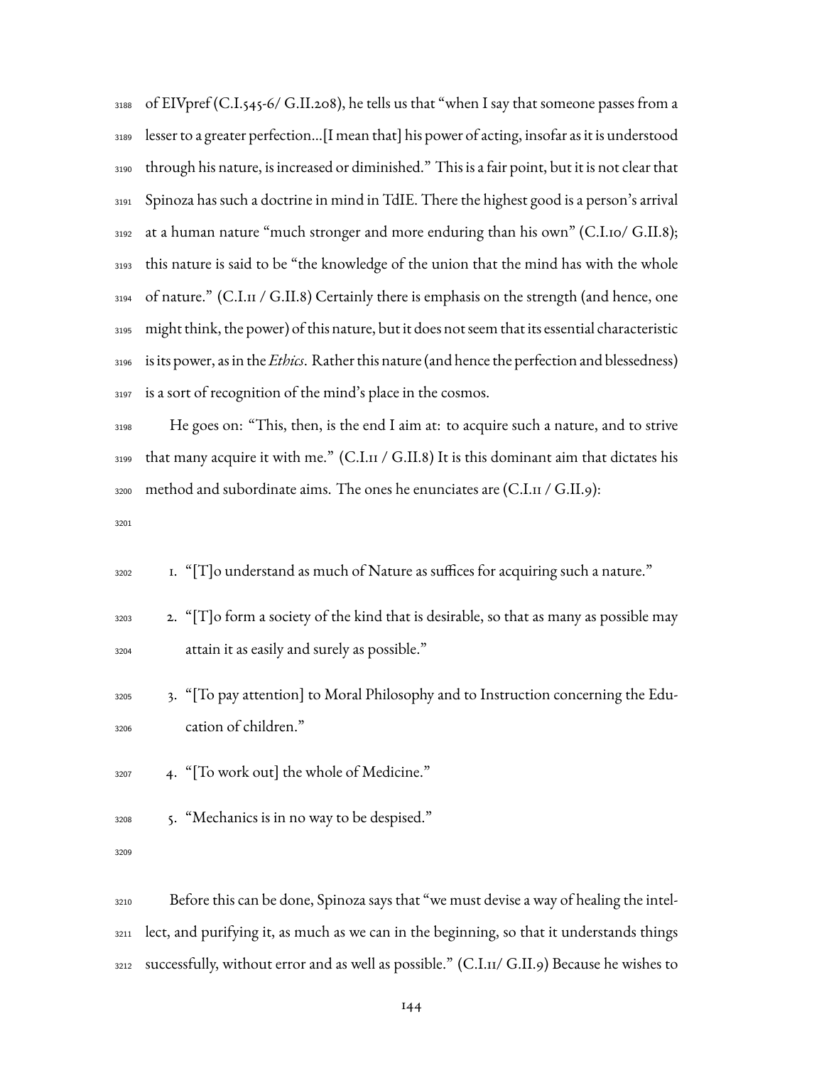of EIVpref (C.I.545-6/ G.II.208), he tells us that "when I say that someone passes from a lesser to a greater perfection...[I mean that] his power of acting, insofar as it is understood through his nature, is increased or diminished." This is a fair point, but it is not clear that Spinoza has such a doctrine in mind in TdIE. There the highest good is a person's arrival at a human nature "much stronger and more enduring than his own" (C.I.10/ G.II.8); this nature is said to be "the knowledge of the union that the mind has with the whole of nature." (C.I.11 / G.II.8) Certainly there is emphasis on the strength (and hence, one might think, the power) of this nature, but it does not seem that its essential characteristic is its power, as in the *Ethics*. Rather this nature (and hence the perfection and blessedness) is a sort of recognition of the mind's place in the cosmos.

He goes on: "This, then, is the end I aim at: to acquire such a nature, and to strive that many acquire it with me." (C.I.11 / G.II.8) It is this dominant aim that dictates his method and subordinate aims. The ones he enunciates are (C.I.11 / G.II.9):

1. "[T]o understand as much of Nature as suffices for acquiring such a nature."
2. "[T]o form a society of the kind that is desirable, so that as many as possible may attain it as easily and surely as possible."
3. "[To pay attention] to Moral Philosophy and to Instruction concerning the Education of children."
4. "[To work out] the whole of Medicine."
5. "Mechanics is in no way to be despised."

Before this can be done, Spinoza says that "we must devise a way of healing the intellect, and purifying it, as much as we can in the beginning, so that it understands things successfully, without error and as well as possible." (C.I.11/ G.II.9) Because he wishes to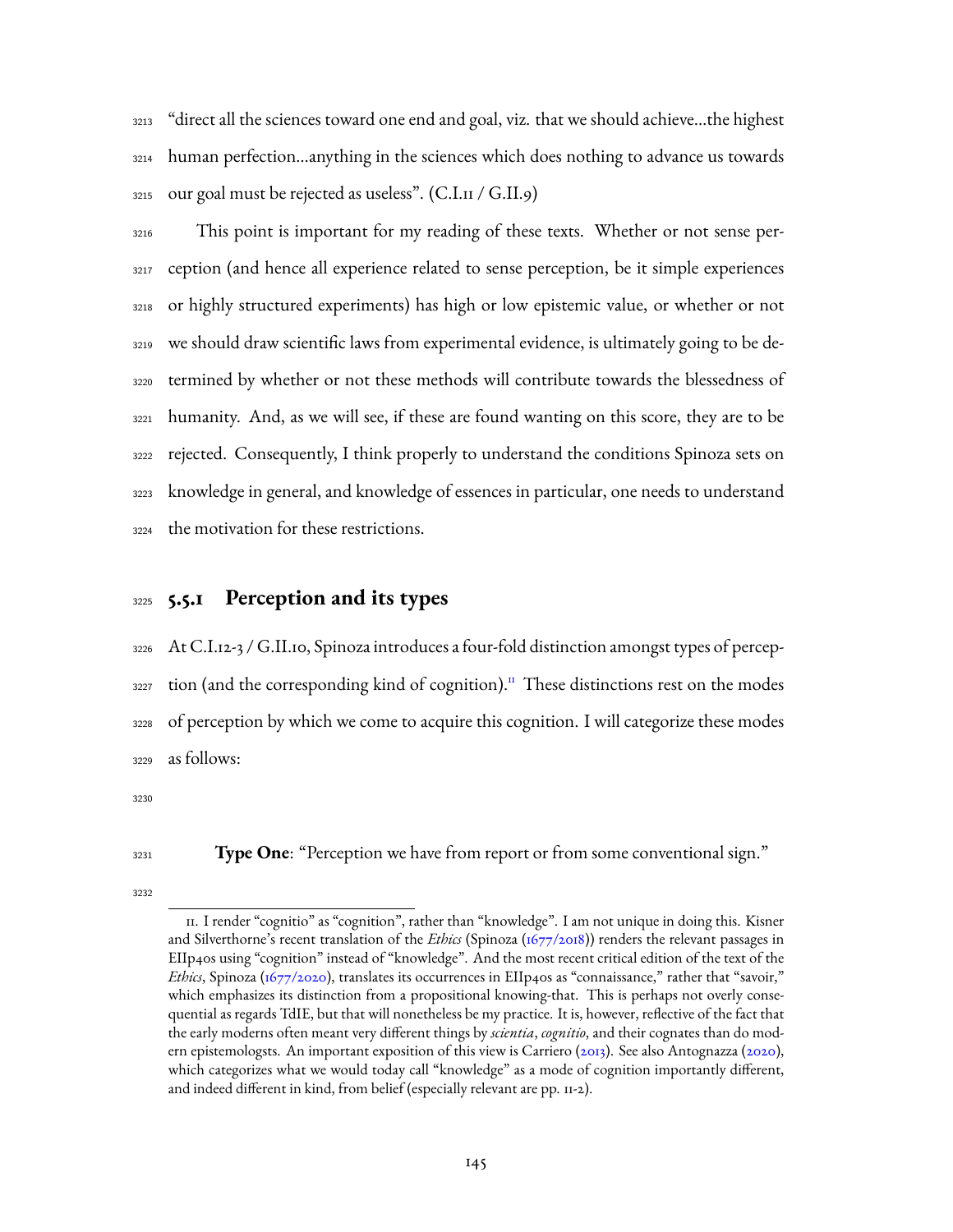"direct all the sciences toward one end and goal, viz. that we should achieve…the highest human perfection…anything in the sciences which does nothing to advance us towards our goal must be rejected as useless". (C.I.11 / G.II.9)

This point is important for my reading of these texts. Whether or not sense perception (and hence all experience related to sense perception, be it simple experiences or highly structured experiments) has high or low epistemic value, or whether or not we should draw scientific laws from experimental evidence, is ultimately going to be determined by whether or not these methods will contribute towards the blessedness of humanity. And, as we will see, if these are found wanting on this score, they are to be rejected. Consequently, I think properly to understand the conditions Spinoza sets on knowledge in general, and knowledge of essences in particular, one needs to understand the motivation for these restrictions.

### 5.5.1 Perception and its types

At C.I.12-3 / G.II.10, Spinoza introduces a four-fold distinction amongst types of perception (and the corresponding kind of cognition).[11] These distinctions rest on the modes of perception by which we come to acquire this cognition. I will categorize these modes as follows:

**Type One**: "Perception we have from report or from some conventional sign."

---

11. I render "cognitio" as "cognition", rather than "knowledge". I am not unique in doing this. Kisner and Silverthorne's recent translation of the *Ethics* (Spinoza (1677/2018)) renders the relevant passages in EIIp40s using "cognition" instead of "knowledge". And the most recent critical edition of the text of the *Ethics*, Spinoza (1677/2020), translates its occurrences in EIIp40s as "connaissance," rather that "savoir," which emphasizes its distinction from a propositional knowing-that. This is perhaps not overly consequential as regards TdIE, but that will nonetheless be my practice. It is, however, reflective of the fact that the early moderns often meant very different things by *scientia*, *cognitio*, and their cognates than do modern epistemologsts. An important exposition of this view is Carriero (2013). See also Antognazza (2020), which categorizes what we would today call "knowledge" as a mode of cognition importantly different, and indeed different in kind, from belief (especially relevant are pp. 11-2).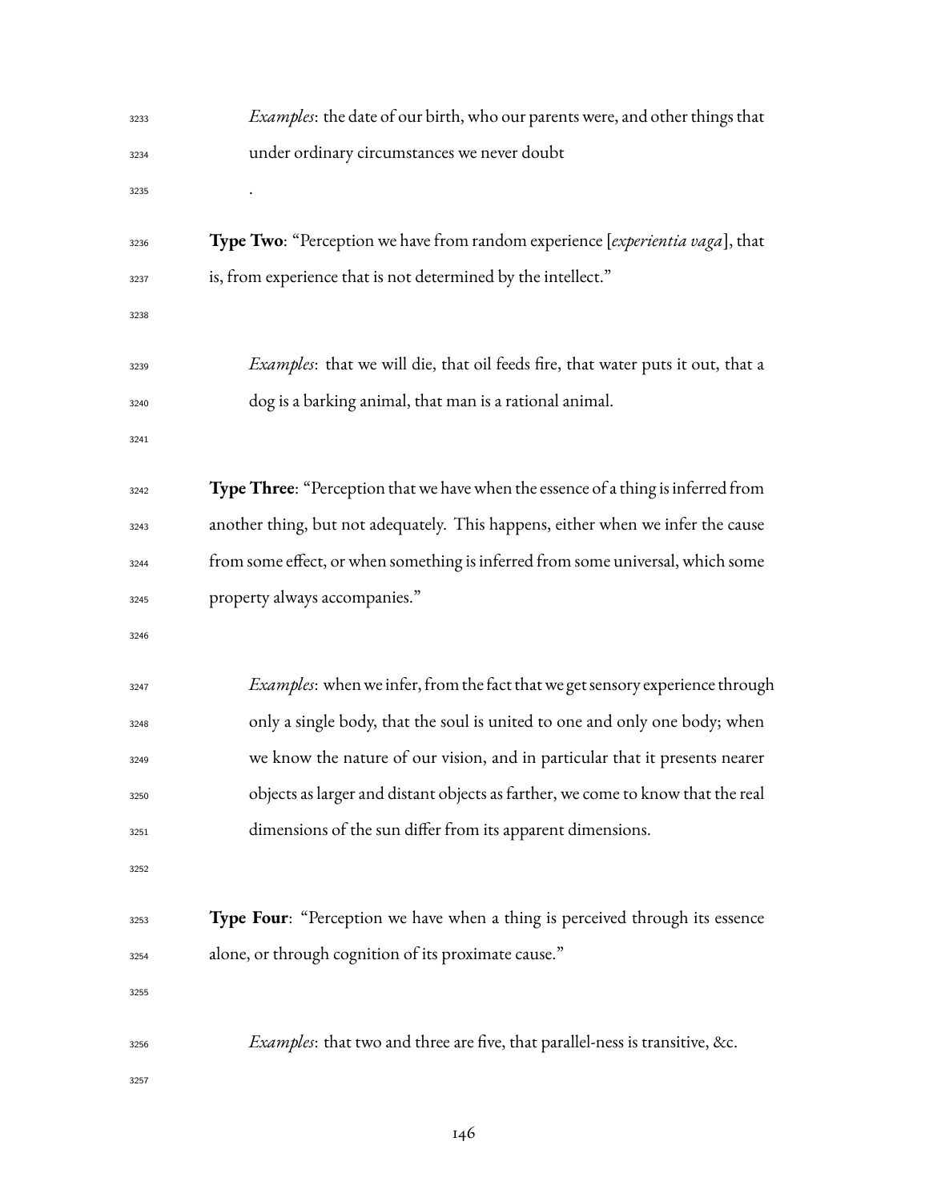*Examples*: the date of our birth, who our parents were, and other things that under ordinary circumstances we never doubt

.

**Type Two**: "Perception we have from random experience [*experientia vaga*], that is, from experience that is not determined by the intellect."

*Examples*: that we will die, that oil feeds fire, that water puts it out, that a dog is a barking animal, that man is a rational animal.

**Type Three**: "Perception that we have when the essence of a thing is inferred from another thing, but not adequately. This happens, either when we infer the cause from some effect, or when something is inferred from some universal, which some property always accompanies."

*Examples*: when we infer, from the fact that we get sensory experience through only a single body, that the soul is united to one and only one body; when we know the nature of our vision, and in particular that it presents nearer objects as larger and distant objects as farther, we come to know that the real dimensions of the sun differ from its apparent dimensions.

**Type Four**: "Perception we have when a thing is perceived through its essence alone, or through cognition of its proximate cause."

*Examples*: that two and three are five, that parallel-ness is transitive, &c.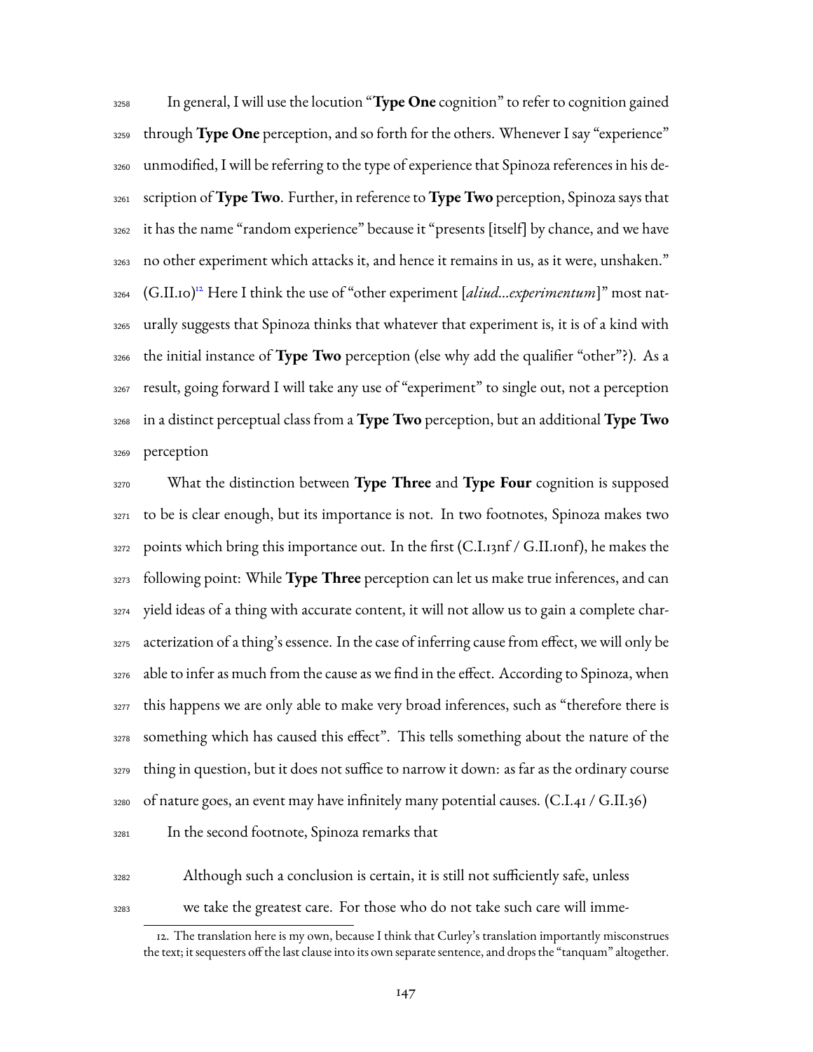In general, I will use the locution "**Type One** cognition" to refer to cognition gained through **Type One** perception, and so forth for the others. Whenever I say "experience" unmodified, I will be referring to the type of experience that Spinoza references in his description of **Type Two**. Further, in reference to **Type Two** perception, Spinoza says that it has the name "random experience" because it "presents [itself] by chance, and we have no other experiment which attacks it, and hence it remains in us, as it were, unshaken." (G.II.10)[12] Here I think the use of "other experiment [*aliud...experimentum*]" most naturally suggests that Spinoza thinks that whatever that experiment is, it is of a kind with the initial instance of **Type Two** perception (else why add the qualifier "other"?). As a result, going forward I will take any use of "experiment" to single out, not a perception in a distinct perceptual class from a **Type Two** perception, but an additional **Type Two** perception

What the distinction between **Type Three** and **Type Four** cognition is supposed to be is clear enough, but its importance is not. In two footnotes, Spinoza makes two points which bring this importance out. In the first (C.I.13nf / G.II.10nf), he makes the following point: While **Type Three** perception can let us make true inferences, and can yield ideas of a thing with accurate content, it will not allow us to gain a complete characterization of a thing's essence. In the case of inferring cause from effect, we will only be able to infer as much from the cause as we find in the effect. According to Spinoza, when this happens we are only able to make very broad inferences, such as "therefore there is something which has caused this effect". This tells something about the nature of the thing in question, but it does not suffice to narrow it down: as far as the ordinary course of nature goes, an event may have infinitely many potential causes. (C.I.41 / G.II.36)

In the second footnote, Spinoza remarks that

> Although such a conclusion is certain, it is still not sufficiently safe, unless we take the greatest care. For those who do not take such care will imme-

12. The translation here is my own, because I think that Curley's translation importantly misconstrues the text; it sequesters off the last clause into its own separate sentence, and drops the "tanquam" altogether.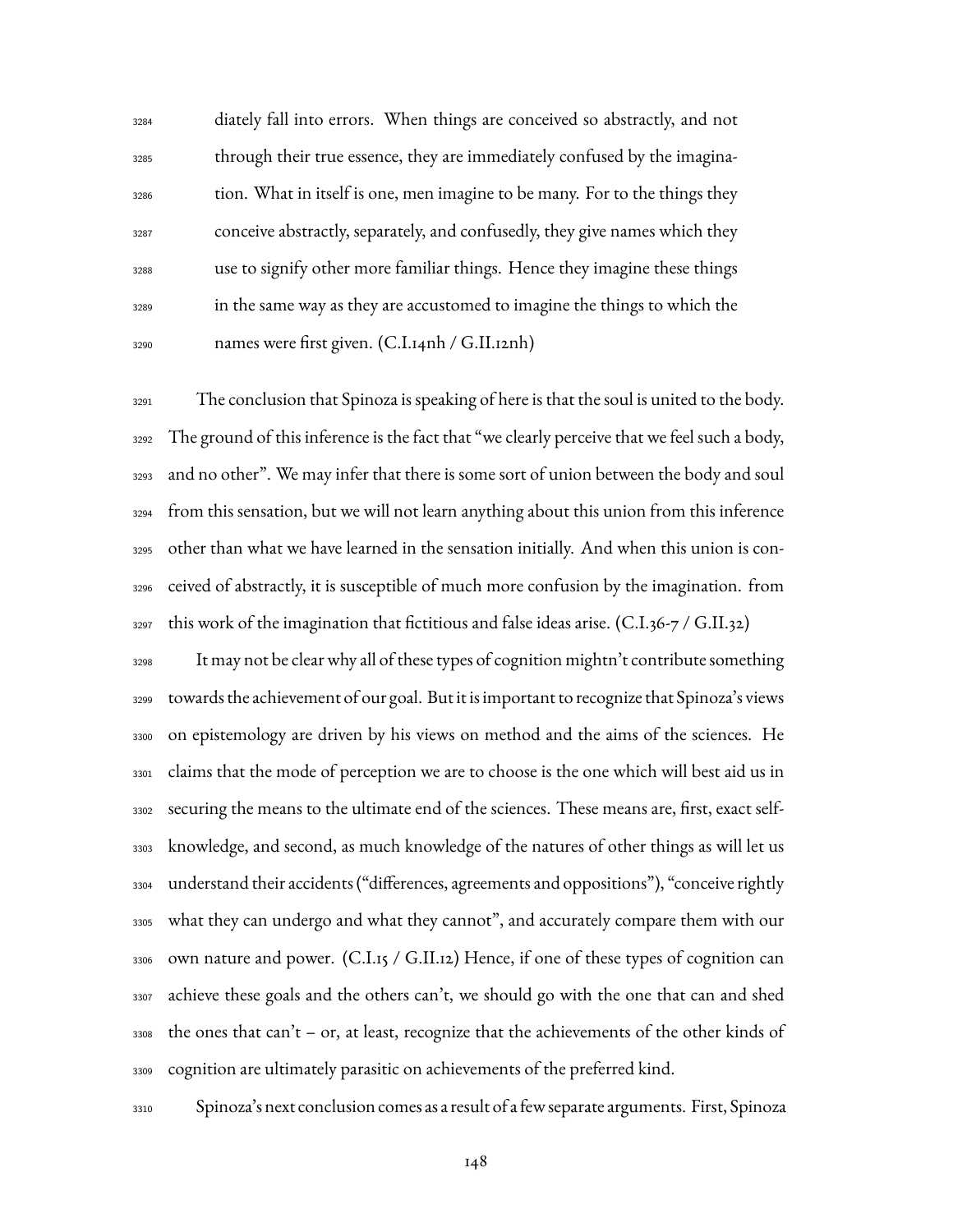> diately fall into errors. When things are conceived so abstractly, and not through their true essence, they are immediately confused by the imagination. What in itself is one, men imagine to be many. For to the things they conceive abstractly, separately, and confusedly, they give names which they use to signify other more familiar things. Hence they imagine these things in the same way as they are accustomed to imagine the things to which the names were first given. (C.I.14nh / G.II.12nh)

The conclusion that Spinoza is speaking of here is that the soul is united to the body. The ground of this inference is the fact that "we clearly perceive that we feel such a body, and no other". We may infer that there is some sort of union between the body and soul from this sensation, but we will not learn anything about this union from this inference other than what we have learned in the sensation initially. And when this union is conceived of abstractly, it is susceptible of much more confusion by the imagination. from this work of the imagination that fictitious and false ideas arise. (C.I.36-7 / G.II.32)

It may not be clear why all of these types of cognition mightn't contribute something towards the achievement of our goal. But it is important to recognize that Spinoza's views on epistemology are driven by his views on method and the aims of the sciences. He claims that the mode of perception we are to choose is the one which will best aid us in securing the means to the ultimate end of the sciences. These means are, first, exact self-knowledge, and second, as much knowledge of the natures of other things as will let us understand their accidents ("differences, agreements and oppositions"), "conceive rightly what they can undergo and what they cannot", and accurately compare them with our own nature and power. (C.I.15 / G.II.12) Hence, if one of these types of cognition can achieve these goals and the others can't, we should go with the one that can and shed the ones that can't – or, at least, recognize that the achievements of the other kinds of cognition are ultimately parasitic on achievements of the preferred kind.

Spinoza's next conclusion comes as a result of a few separate arguments. First, Spinoza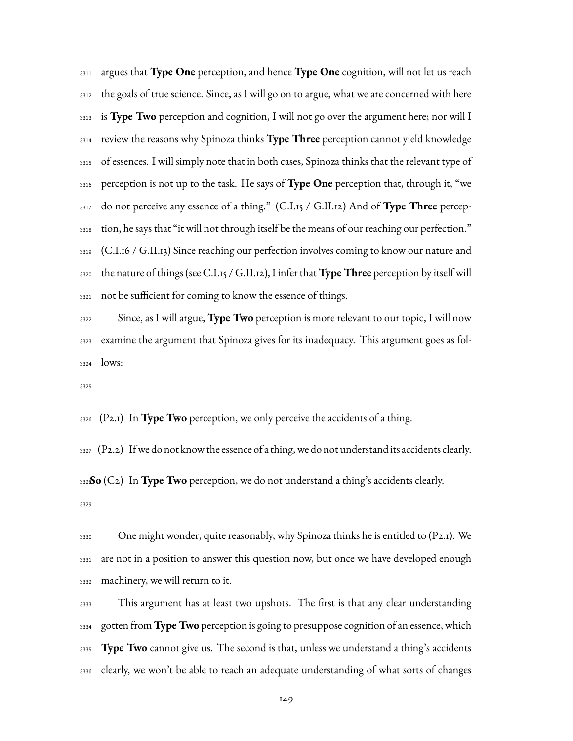argues that **Type One** perception, and hence **Type One** cognition, will not let us reach the goals of true science. Since, as I will go on to argue, what we are concerned with here is **Type Two** perception and cognition, I will not go over the argument here; nor will I review the reasons why Spinoza thinks **Type Three** perception cannot yield knowledge of essences. I will simply note that in both cases, Spinoza thinks that the relevant type of perception is not up to the task. He says of **Type One** perception that, through it, "we do not perceive any essence of a thing." (C.I.15 / G.II.12) And of **Type Three** perception, he says that "it will not through itself be the means of our reaching our perfection." (C.I.16 / G.II.13) Since reaching our perfection involves coming to know our nature and the nature of things (see C.I.15 / G.II.12), I infer that **Type Three** perception by itself will not be sufficient for coming to know the essence of things.

Since, as I will argue, **Type Two** perception is more relevant to our topic, I will now examine the argument that Spinoza gives for its inadequacy. This argument goes as follows:

(P2.1) In **Type Two** perception, we only perceive the accidents of a thing.

(P2.2) If we do not know the essence of a thing, we do not understand its accidents clearly.

**So** (C2) In **Type Two** perception, we do not understand a thing's accidents clearly.

One might wonder, quite reasonably, why Spinoza thinks he is entitled to (P2.1). We are not in a position to answer this question now, but once we have developed enough machinery, we will return to it.

This argument has at least two upshots. The first is that any clear understanding gotten from **Type Two** perception is going to presuppose cognition of an essence, which **Type Two** cannot give us. The second is that, unless we understand a thing's accidents clearly, we won't be able to reach an adequate understanding of what sorts of changes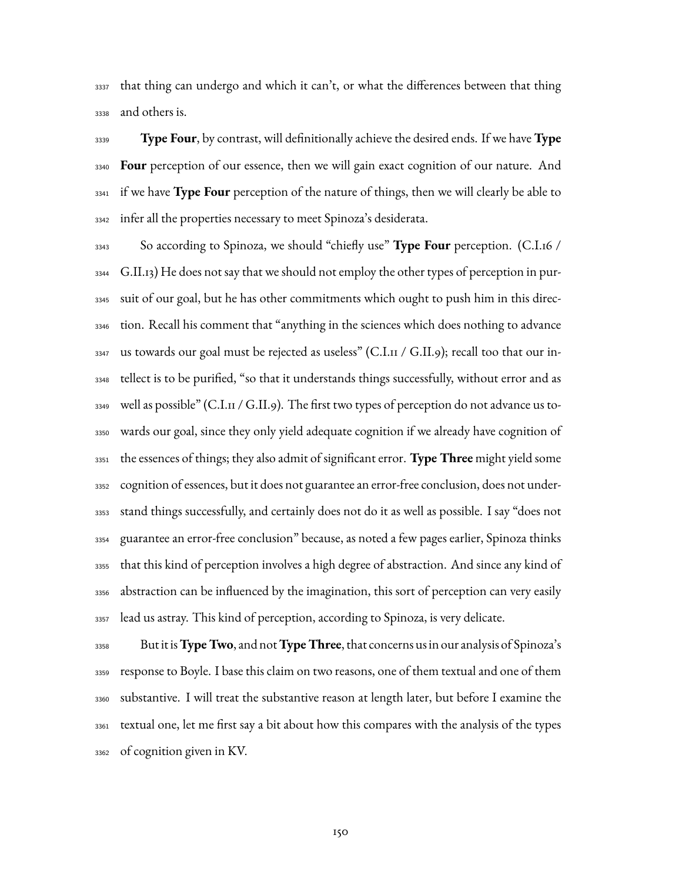that thing can undergo and which it can't, or what the differences between that thing and others is.

**Type Four**, by contrast, will definitionally achieve the desired ends. If we have **Type Four** perception of our essence, then we will gain exact cognition of our nature. And if we have **Type Four** perception of the nature of things, then we will clearly be able to infer all the properties necessary to meet Spinoza's desiderata.

So according to Spinoza, we should "chiefly use" **Type Four** perception. (C.I.16 / G.II.13) He does not say that we should not employ the other types of perception in pursuit of our goal, but he has other commitments which ought to push him in this direction. Recall his comment that "anything in the sciences which does nothing to advance us towards our goal must be rejected as useless" (C.I.11 / G.II.9); recall too that our intellect is to be purified, "so that it understands things successfully, without error and as well as possible" (C.I.11 / G.II.9). The first two types of perception do not advance us towards our goal, since they only yield adequate cognition if we already have cognition of the essences of things; they also admit of significant error. **Type Three** might yield some cognition of essences, but it does not guarantee an error-free conclusion, does not understand things successfully, and certainly does not do it as well as possible. I say "does not guarantee an error-free conclusion" because, as noted a few pages earlier, Spinoza thinks that this kind of perception involves a high degree of abstraction. And since any kind of abstraction can be influenced by the imagination, this sort of perception can very easily lead us astray. This kind of perception, according to Spinoza, is very delicate.

But it is **Type Two**, and not **Type Three**, that concerns us in our analysis of Spinoza's response to Boyle. I base this claim on two reasons, one of them textual and one of them substantive. I will treat the substantive reason at length later, but before I examine the textual one, let me first say a bit about how this compares with the analysis of the types of cognition given in KV.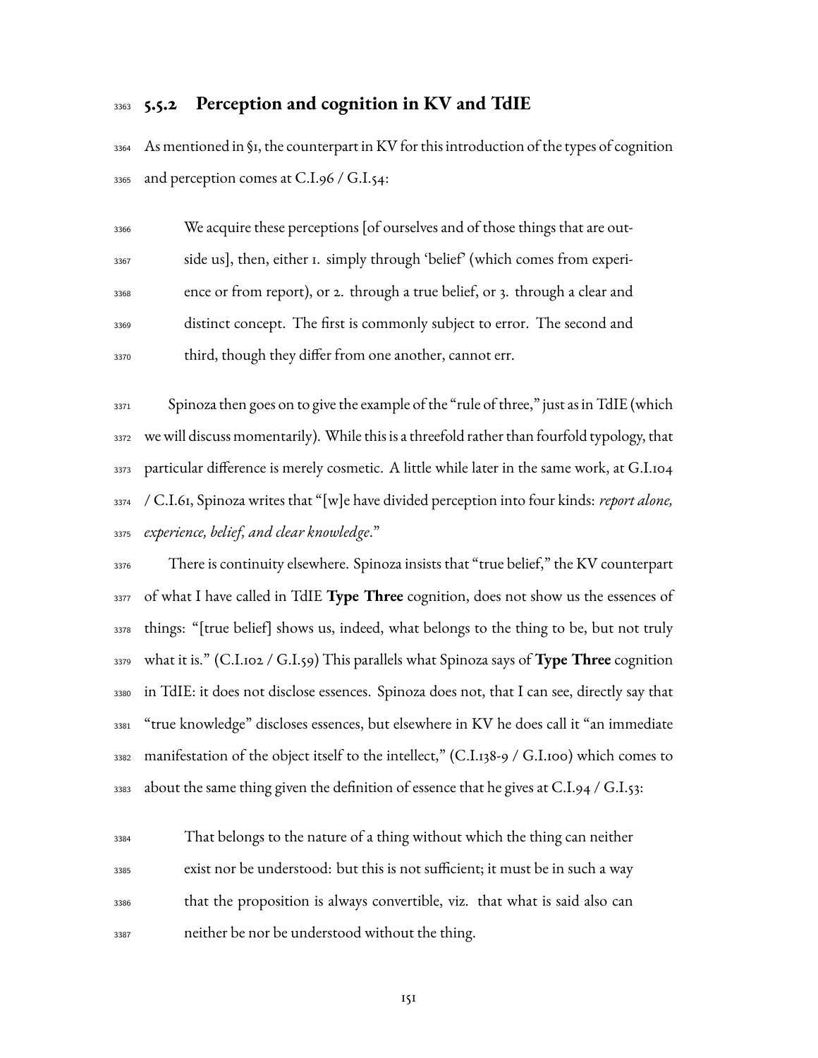### 5.5.2 Perception and cognition in KV and TdIE

As mentioned in §1, the counterpart in KV for this introduction of the types of cognition and perception comes at C.I.96 / G.I.54:

> We acquire these perceptions [of ourselves and of those things that are outside us], then, either 1. simply through 'belief' (which comes from experience or from report), or 2. through a true belief, or 3. through a clear and distinct concept. The first is commonly subject to error. The second and third, though they differ from one another, cannot err.

Spinoza then goes on to give the example of the "rule of three," just as in TdIE (which we will discuss momentarily). While this is a threefold rather than fourfold typology, that particular difference is merely cosmetic. A little while later in the same work, at G.I.104 / C.I.61, Spinoza writes that "[w]e have divided perception into four kinds: *report alone, experience, belief, and clear knowledge*."

There is continuity elsewhere. Spinoza insists that "true belief," the KV counterpart of what I have called in TdIE **Type Three** cognition, does not show us the essences of things: "[true belief] shows us, indeed, what belongs to the thing to be, but not truly what it is." (C.I.102 / G.I.59) This parallels what Spinoza says of **Type Three** cognition in TdIE: it does not disclose essences. Spinoza does not, that I can see, directly say that "true knowledge" discloses essences, but elsewhere in KV he does call it "an immediate manifestation of the object itself to the intellect," (C.I.138-9 / G.I.100) which comes to about the same thing given the definition of essence that he gives at C.I.94 / G.I.53:

> That belongs to the nature of a thing without which the thing can neither exist nor be understood: but this is not sufficient; it must be in such a way that the proposition is always convertible, viz. that what is said also can neither be nor be understood without the thing.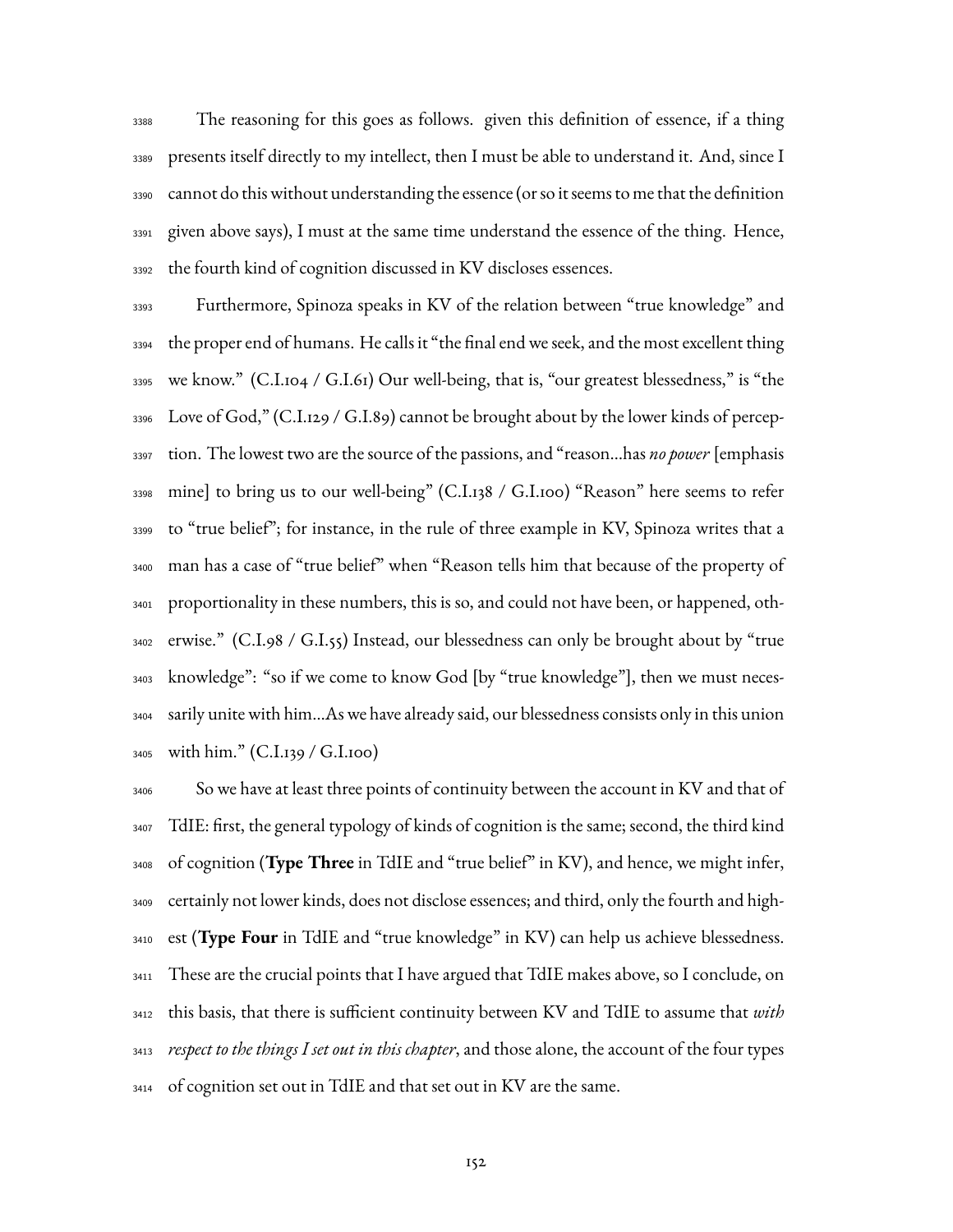The reasoning for this goes as follows. given this definition of essence, if a thing presents itself directly to my intellect, then I must be able to understand it. And, since I cannot do this without understanding the essence (or so it seems to me that the definition given above says), I must at the same time understand the essence of the thing. Hence, the fourth kind of cognition discussed in KV discloses essences.

Furthermore, Spinoza speaks in KV of the relation between "true knowledge" and the proper end of humans. He calls it "the final end we seek, and the most excellent thing we know." (C.I.104 / G.I.61) Our well-being, that is, "our greatest blessedness," is "the Love of God," (C.I.129 / G.I.89) cannot be brought about by the lower kinds of perception. The lowest two are the source of the passions, and "reason…has *no power* [emphasis mine] to bring us to our well-being" (C.I.138 / G.I.100) "Reason" here seems to refer to "true belief"; for instance, in the rule of three example in KV, Spinoza writes that a man has a case of "true belief" when "Reason tells him that because of the property of proportionality in these numbers, this is so, and could not have been, or happened, otherwise." (C.I.98 / G.I.55) Instead, our blessedness can only be brought about by "true knowledge": "so if we come to know God [by "true knowledge"], then we must necessarily unite with him…As we have already said, our blessedness consists only in this union with him." (C.I.139 / G.I.100)

So we have at least three points of continuity between the account in KV and that of TdIE: first, the general typology of kinds of cognition is the same; second, the third kind of cognition (**Type Three** in TdIE and "true belief" in KV), and hence, we might infer, certainly not lower kinds, does not disclose essences; and third, only the fourth and highest (**Type Four** in TdIE and "true knowledge" in KV) can help us achieve blessedness. These are the crucial points that I have argued that TdIE makes above, so I conclude, on this basis, that there is sufficient continuity between KV and TdIE to assume that *with respect to the things I set out in this chapter*, and those alone, the account of the four types of cognition set out in TdIE and that set out in KV are the same.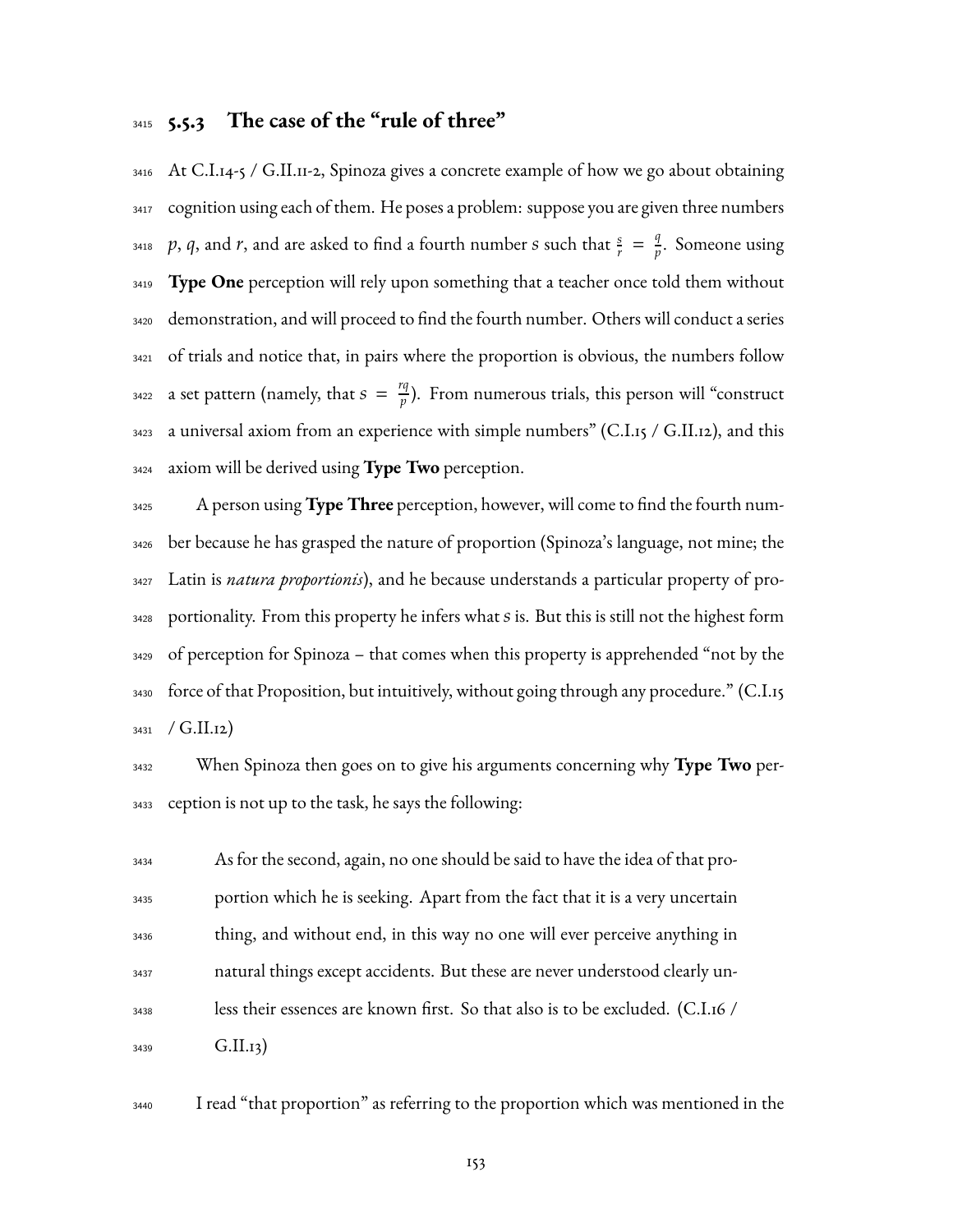### 5.5.3 The case of the "rule of three"

At C.I.14-5 / G.II.11-2, Spinoza gives a concrete example of how we go about obtaining cognition using each of them. He poses a problem: suppose you are given three numbers $p$, $q$, and $r$, and are asked to find a fourth number $s$ such that $\frac{s}{r} = \frac{q}{p}$. Someone using **Type One** perception will rely upon something that a teacher once told them without demonstration, and will proceed to find the fourth number. Others will conduct a series of trials and notice that, in pairs where the proportion is obvious, the numbers follow a set pattern (namely, that $s = \frac{rq}{p}$). From numerous trials, this person will "construct a universal axiom from an experience with simple numbers" (C.I.15 / G.II.12), and this axiom will be derived using **Type Two** perception.

A person using **Type Three** perception, however, will come to find the fourth number because he has grasped the nature of proportion (Spinoza's language, not mine; the Latin is *natura proportionis*), and he because understands a particular property of proportionality. From this property he infers what $s$ is. But this is still not the highest form of perception for Spinoza – that comes when this property is apprehended "not by the force of that Proposition, but intuitively, without going through any procedure." (C.I.15 / G.II.12)

When Spinoza then goes on to give his arguments concerning why **Type Two** perception is not up to the task, he says the following:

> As for the second, again, no one should be said to have the idea of that proportion which he is seeking. Apart from the fact that it is a very uncertain thing, and without end, in this way no one will ever perceive anything in natural things except accidents. But these are never understood clearly unless their essences are known first. So that also is to be excluded. (C.I.16 / G.II.13)

I read "that proportion" as referring to the proportion which was mentioned in the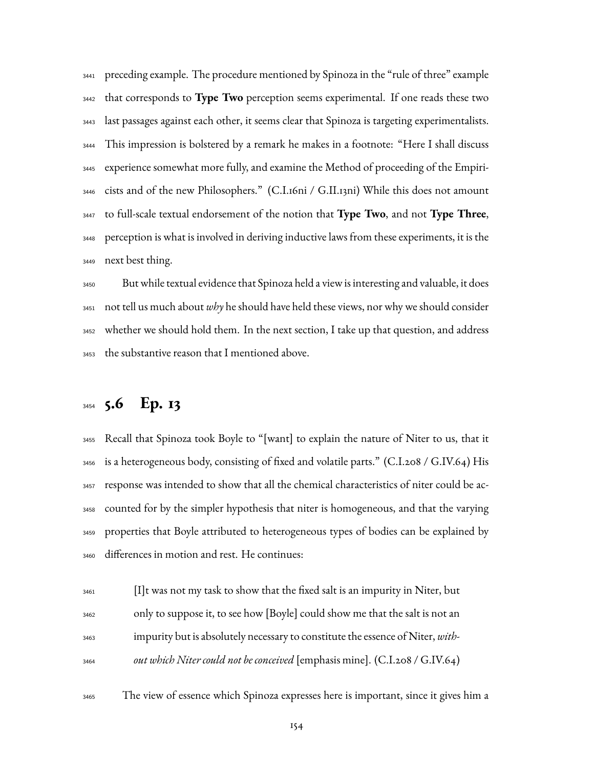preceding example. The procedure mentioned by Spinoza in the "rule of three" example that corresponds to **Type Two** perception seems experimental. If one reads these two last passages against each other, it seems clear that Spinoza is targeting experimentalists. This impression is bolstered by a remark he makes in a footnote: "Here I shall discuss experience somewhat more fully, and examine the Method of proceeding of the Empiricists and of the new Philosophers." (C.I.16ni / G.II.13ni) While this does not amount to full-scale textual endorsement of the notion that **Type Two**, and not **Type Three**, perception is what is involved in deriving inductive laws from these experiments, it is the next best thing.

But while textual evidence that Spinoza held a view is interesting and valuable, it does not tell us much about *why* he should have held these views, nor why we should consider whether we should hold them. In the next section, I take up that question, and address the substantive reason that I mentioned above.

## 5.6 Ep. 13

Recall that Spinoza took Boyle to "[want] to explain the nature of Niter to us, that it is a heterogeneous body, consisting of fixed and volatile parts." (C.I.208 / G.IV.64) His response was intended to show that all the chemical characteristics of niter could be accounted for by the simpler hypothesis that niter is homogeneous, and that the varying properties that Boyle attributed to heterogeneous types of bodies can be explained by differences in motion and rest. He continues:

> [I]t was not my task to show that the fixed salt is an impurity in Niter, but only to suppose it, to see how [Boyle] could show me that the salt is not an impurity but is absolutely necessary to constitute the essence of Niter, *without which Niter could not be conceived* [emphasis mine]. (C.I.208 / G.IV.64)

The view of essence which Spinoza expresses here is important, since it gives him a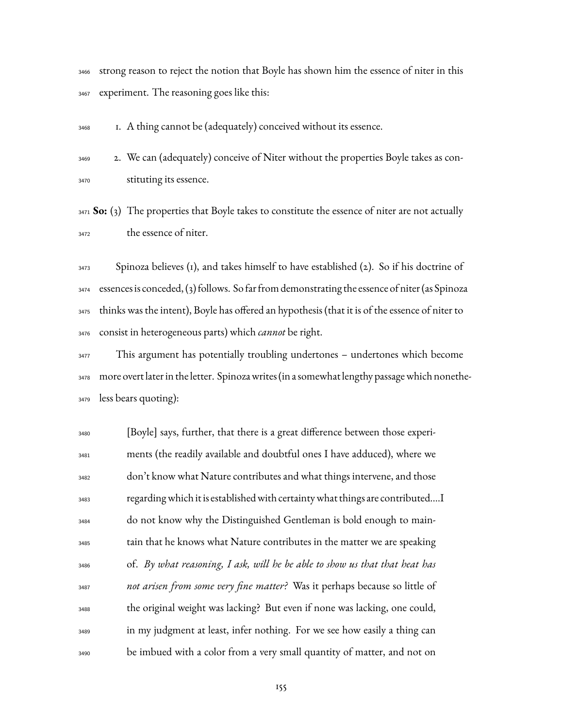strong reason to reject the notion that Boyle has shown him the essence of niter in this experiment. The reasoning goes like this:

1. A thing cannot be (adequately) conceived without its essence.
2. We can (adequately) conceive of Niter without the properties Boyle takes as constituting its essence.

**So:** (3) The properties that Boyle takes to constitute the essence of niter are not actually the essence of niter.

Spinoza believes (1), and takes himself to have established (2). So if his doctrine of essences is conceded, (3) follows. So far from demonstrating the essence of niter (as Spinoza thinks was the intent), Boyle has offered an hypothesis (that it is of the essence of niter to consist in heterogeneous parts) which *cannot* be right.

This argument has potentially troubling undertones – undertones which become more overt later in the letter. Spinoza writes (in a somewhat lengthy passage which nonetheless bears quoting):

> [Boyle] says, further, that there is a great difference between those experiments (the readily available and doubtful ones I have adduced), where we don't know what Nature contributes and what things intervene, and those regarding which it is established with certainty what things are contributed....I do not know why the Distinguished Gentleman is bold enough to maintain that he knows what Nature contributes in the matter we are speaking of. *By what reasoning, I ask, will he be able to show us that that heat has not arisen from some very fine matter?* Was it perhaps because so little of the original weight was lacking? But even if none was lacking, one could, in my judgment at least, infer nothing. For we see how easily a thing can be imbued with a color from a very small quantity of matter, and not on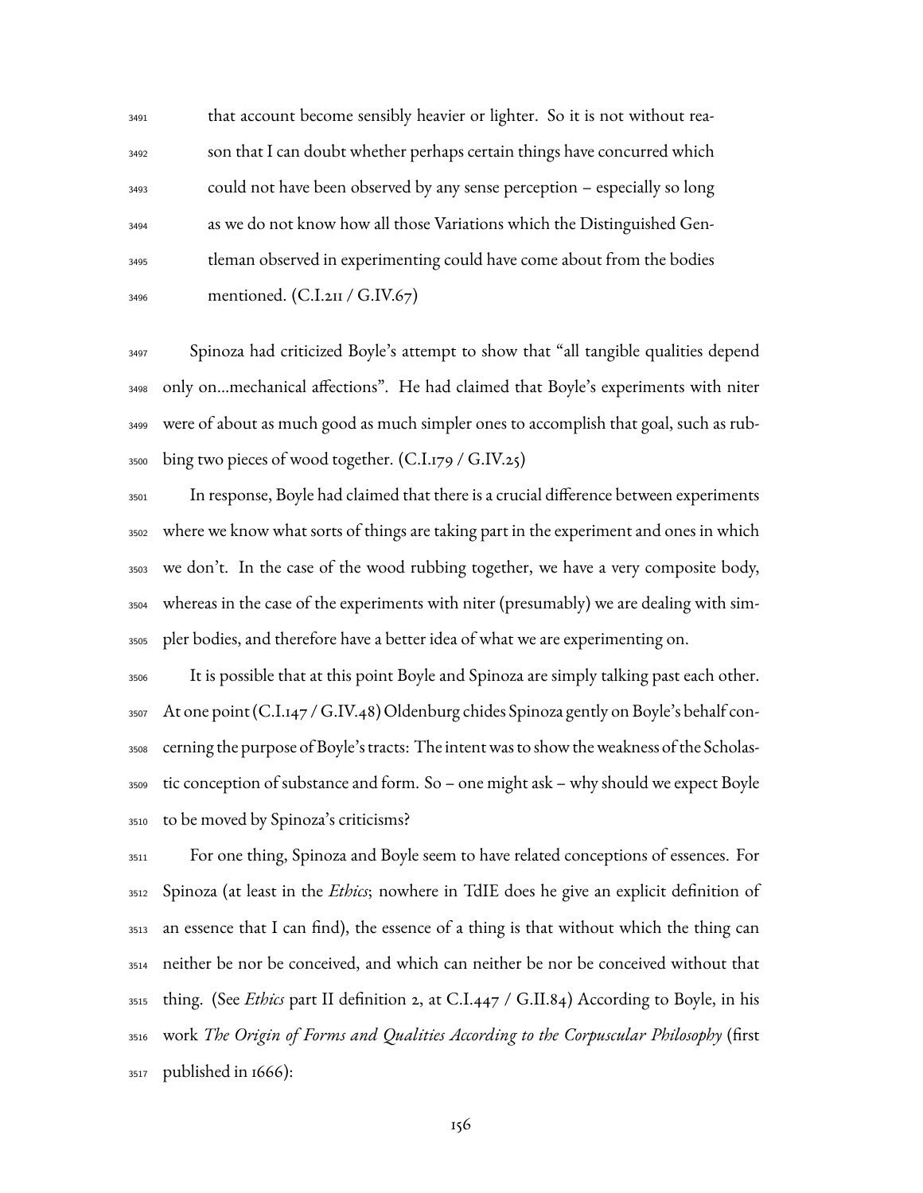> that account become sensibly heavier or lighter. So it is not without reason that I can doubt whether perhaps certain things have concurred which could not have been observed by any sense perception – especially so long as we do not know how all those Variations which the Distinguished Gentleman observed in experimenting could have come about from the bodies mentioned. (C.I.211 / G.IV.67)

Spinoza had criticized Boyle's attempt to show that "all tangible qualities depend only on...mechanical affections". He had claimed that Boyle's experiments with niter were of about as much good as much simpler ones to accomplish that goal, such as rubbing two pieces of wood together. (C.I.179 / G.IV.25)

In response, Boyle had claimed that there is a crucial difference between experiments where we know what sorts of things are taking part in the experiment and ones in which we don't. In the case of the wood rubbing together, we have a very composite body, whereas in the case of the experiments with niter (presumably) we are dealing with simpler bodies, and therefore have a better idea of what we are experimenting on.

It is possible that at this point Boyle and Spinoza are simply talking past each other. At one point (C.I.147 / G.IV.48) Oldenburg chides Spinoza gently on Boyle's behalf concerning the purpose of Boyle's tracts: The intent was to show the weakness of the Scholastic conception of substance and form. So – one might ask – why should we expect Boyle to be moved by Spinoza's criticisms?

For one thing, Spinoza and Boyle seem to have related conceptions of essences. For Spinoza (at least in the *Ethics*; nowhere in TdIE does he give an explicit definition of an essence that I can find), the essence of a thing is that without which the thing can neither be nor be conceived, and which can neither be nor be conceived without that thing. (See *Ethics* part II definition 2, at C.I.447 / G.II.84) According to Boyle, in his work *The Origin of Forms and Qualities According to the Corpuscular Philosophy* (first published in 1666):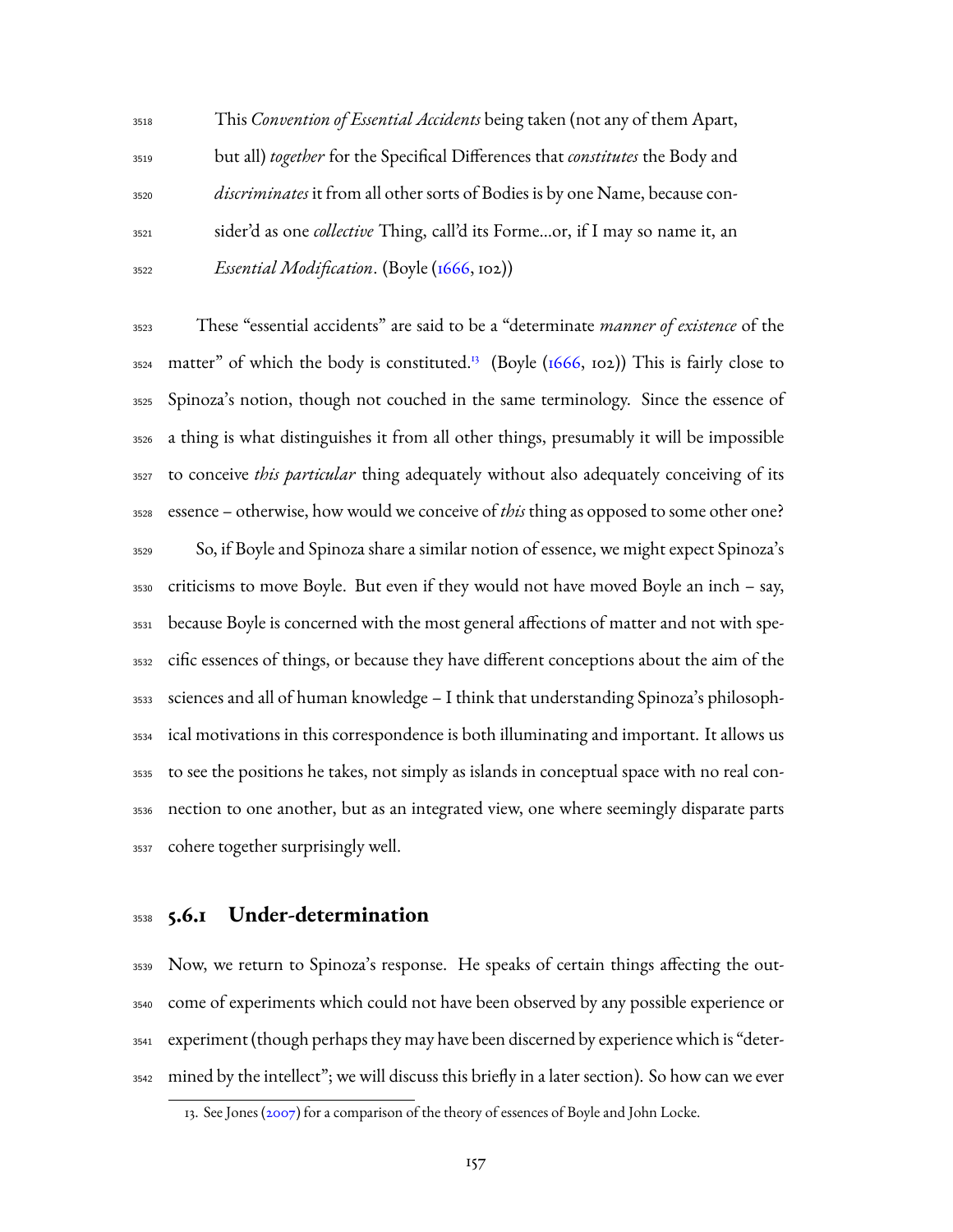> This *Convention of Essential Accidents* being taken (not any of them Apart, but all) *together* for the Specifical Differences that *constitutes* the Body and *discriminates* it from all other sorts of Bodies is by one Name, because consider'd as one *collective* Thing, call'd its Forme...or, if I may so name it, an *Essential Modification*. (Boyle (1666, 102))

These "essential accidents" are said to be a "determinate *manner of existence* of the matter" of which the body is constituted.[13] (Boyle (1666, 102)) This is fairly close to Spinoza's notion, though not couched in the same terminology. Since the essence of a thing is what distinguishes it from all other things, presumably it will be impossible to conceive *this particular* thing adequately without also adequately conceiving of its essence – otherwise, how would we conceive of *this* thing as opposed to some other one?

So, if Boyle and Spinoza share a similar notion of essence, we might expect Spinoza's criticisms to move Boyle. But even if they would not have moved Boyle an inch – say, because Boyle is concerned with the most general affections of matter and not with specific essences of things, or because they have different conceptions about the aim of the sciences and all of human knowledge – I think that understanding Spinoza's philosophical motivations in this correspondence is both illuminating and important. It allows us to see the positions he takes, not simply as islands in conceptual space with no real connection to one another, but as an integrated view, one where seemingly disparate parts cohere together surprisingly well.

### 5.6.1 Under-determination

Now, we return to Spinoza's response. He speaks of certain things affecting the outcome of experiments which could not have been observed by any possible experience or experiment (though perhaps they may have been discerned by experience which is "determined by the intellect"; we will discuss this briefly in a later section). So how can we ever

13. See Jones (2007) for a comparison of the theory of essences of Boyle and John Locke.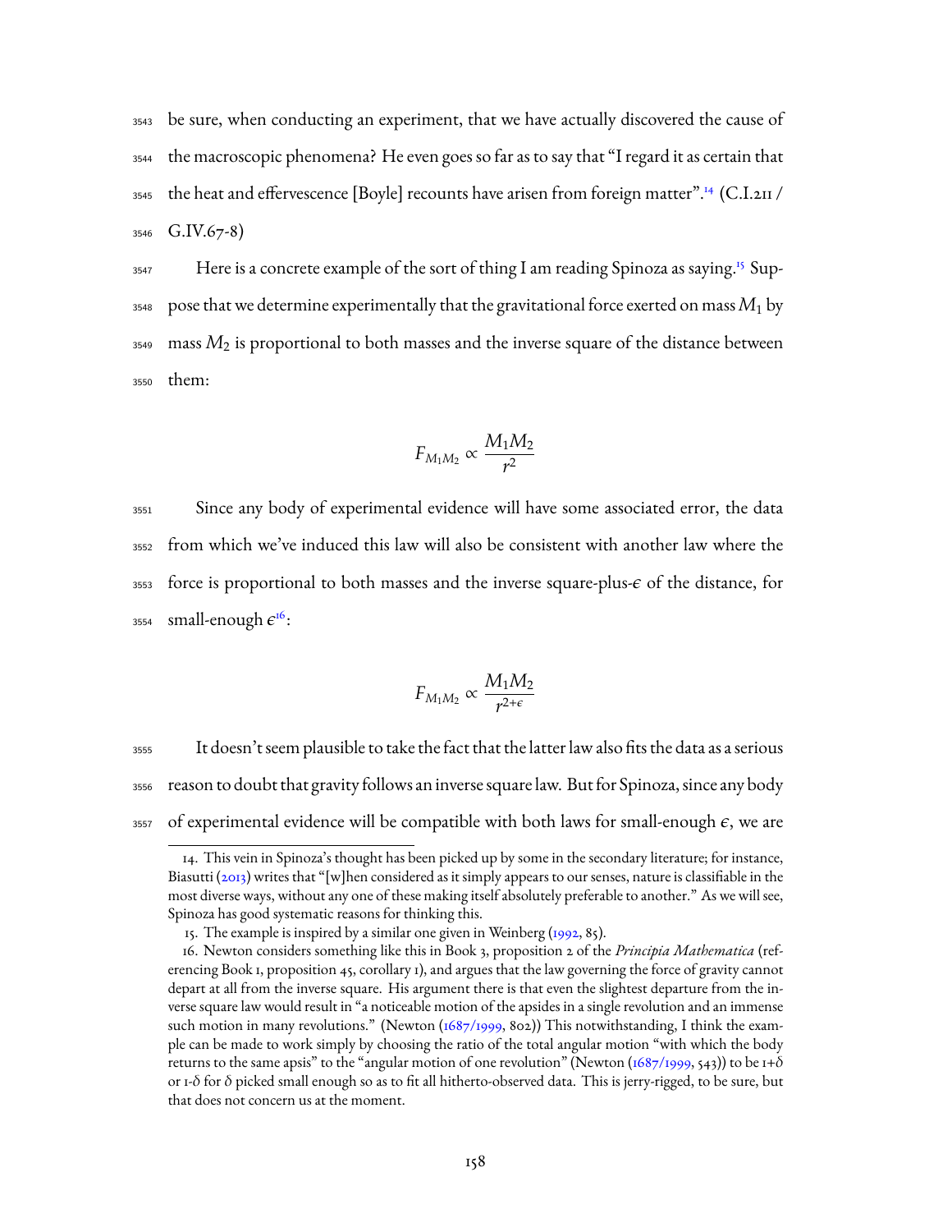be sure, when conducting an experiment, that we have actually discovered the cause of the macroscopic phenomena? He even goes so far as to say that "I regard it as certain that the heat and effervescence [Boyle] recounts have arisen from foreign matter".[14] (C.I.211 / G.IV.67-8)

Here is a concrete example of the sort of thing I am reading Spinoza as saying.[15] Suppose that we determine experimentally that the gravitational force exerted on mass $M_1$ by mass $M_2$ is proportional to both masses and the inverse square of the distance between them:

$$F_{M_1 M_2} \propto \frac{M_1 M_2}{r^2}$$

Since any body of experimental evidence will have some associated error, the data from which we've induced this law will also be consistent with another law where the force is proportional to both masses and the inverse square-plus-$\epsilon$ of the distance, for small-enough $\epsilon$[16]:

$$F_{M_1 M_2} \propto \frac{M_1 M_2}{r^{2+\epsilon}}$$

It doesn't seem plausible to take the fact that the latter law also fits the data as a serious reason to doubt that gravity follows an inverse square law. But for Spinoza, since any body of experimental evidence will be compatible with both laws for small-enough $\epsilon$, we are

---

14. This vein in Spinoza's thought has been picked up by some in the secondary literature; for instance, Biasutti (2013) writes that "[w]hen considered as it simply appears to our senses, nature is classifiable in the most diverse ways, without any one of these making itself absolutely preferable to another." As we will see, Spinoza has good systematic reasons for thinking this.

15. The example is inspired by a similar one given in Weinberg (1992, 85).

16. Newton considers something like this in Book 3, proposition 2 of the *Principia Mathematica* (referencing Book 1, proposition 45, corollary 1), and argues that the law governing the force of gravity cannot depart at all from the inverse square. His argument there is that even the slightest departure from the inverse square law would result in "a noticeable motion of the apsides in a single revolution and an immense such motion in many revolutions." (Newton (1687/1999, 802)) This notwithstanding, I think the example can be made to work simply by choosing the ratio of the total angular motion "with which the body returns to the same apsis" to the "angular motion of one revolution" (Newton (1687/1999, 543)) to be 1+δ or 1-δ for δ picked small enough so as to fit all hitherto-observed data. This is jerry-rigged, to be sure, but that does not concern us at the moment.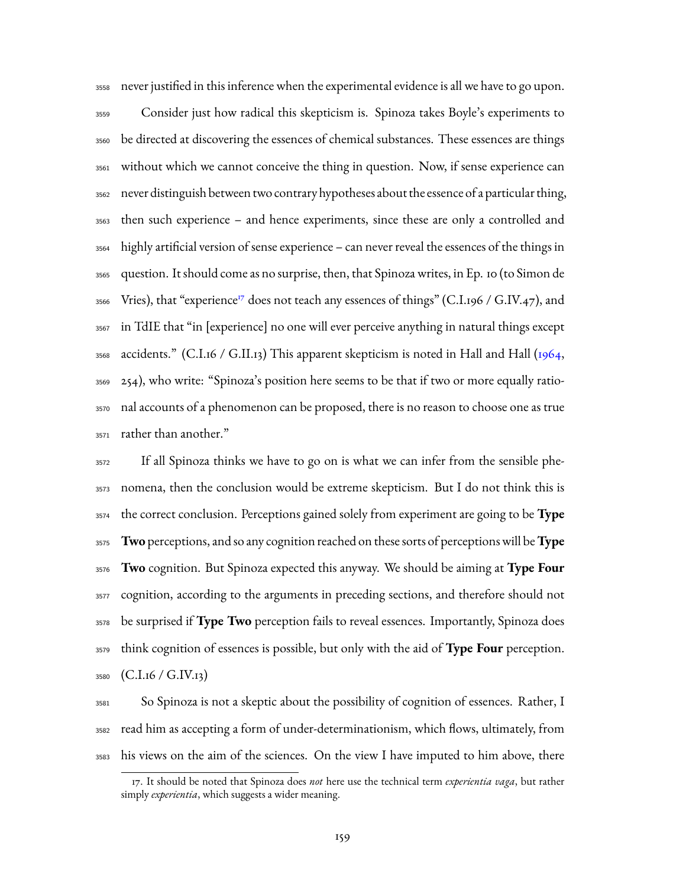never justified in this inference when the experimental evidence is all we have to go upon.

Consider just how radical this skepticism is. Spinoza takes Boyle's experiments to be directed at discovering the essences of chemical substances. These essences are things without which we cannot conceive the thing in question. Now, if sense experience can never distinguish between two contrary hypotheses about the essence of a particular thing, then such experience – and hence experiments, since these are only a controlled and highly artificial version of sense experience – can never reveal the essences of the things in question. It should come as no surprise, then, that Spinoza writes, in Ep. 10 (to Simon de Vries), that "experience[17] does not teach any essences of things" (C.I.196 / G.IV.47), and in TdIE that "in [experience] no one will ever perceive anything in natural things except accidents." (C.I.16 / G.II.13) This apparent skepticism is noted in Hall and Hall (1964, 254), who write: "Spinoza's position here seems to be that if two or more equally rational accounts of a phenomenon can be proposed, there is no reason to choose one as true rather than another."

If all Spinoza thinks we have to go on is what we can infer from the sensible phenomena, then the conclusion would be extreme skepticism. But I do not think this is the correct conclusion. Perceptions gained solely from experiment are going to be **Type Two** perceptions, and so any cognition reached on these sorts of perceptions will be **Type Two** cognition. But Spinoza expected this anyway. We should be aiming at **Type Four** cognition, according to the arguments in preceding sections, and therefore should not be surprised if **Type Two** perception fails to reveal essences. Importantly, Spinoza does think cognition of essences is possible, but only with the aid of **Type Four** perception. (C.I.16 / G.IV.13)

So Spinoza is not a skeptic about the possibility of cognition of essences. Rather, I read him as accepting a form of under-determinationism, which flows, ultimately, from his views on the aim of the sciences. On the view I have imputed to him above, there

---

17. It should be noted that Spinoza does *not* here use the technical term *experientia vaga*, but rather simply *experientia*, which suggests a wider meaning.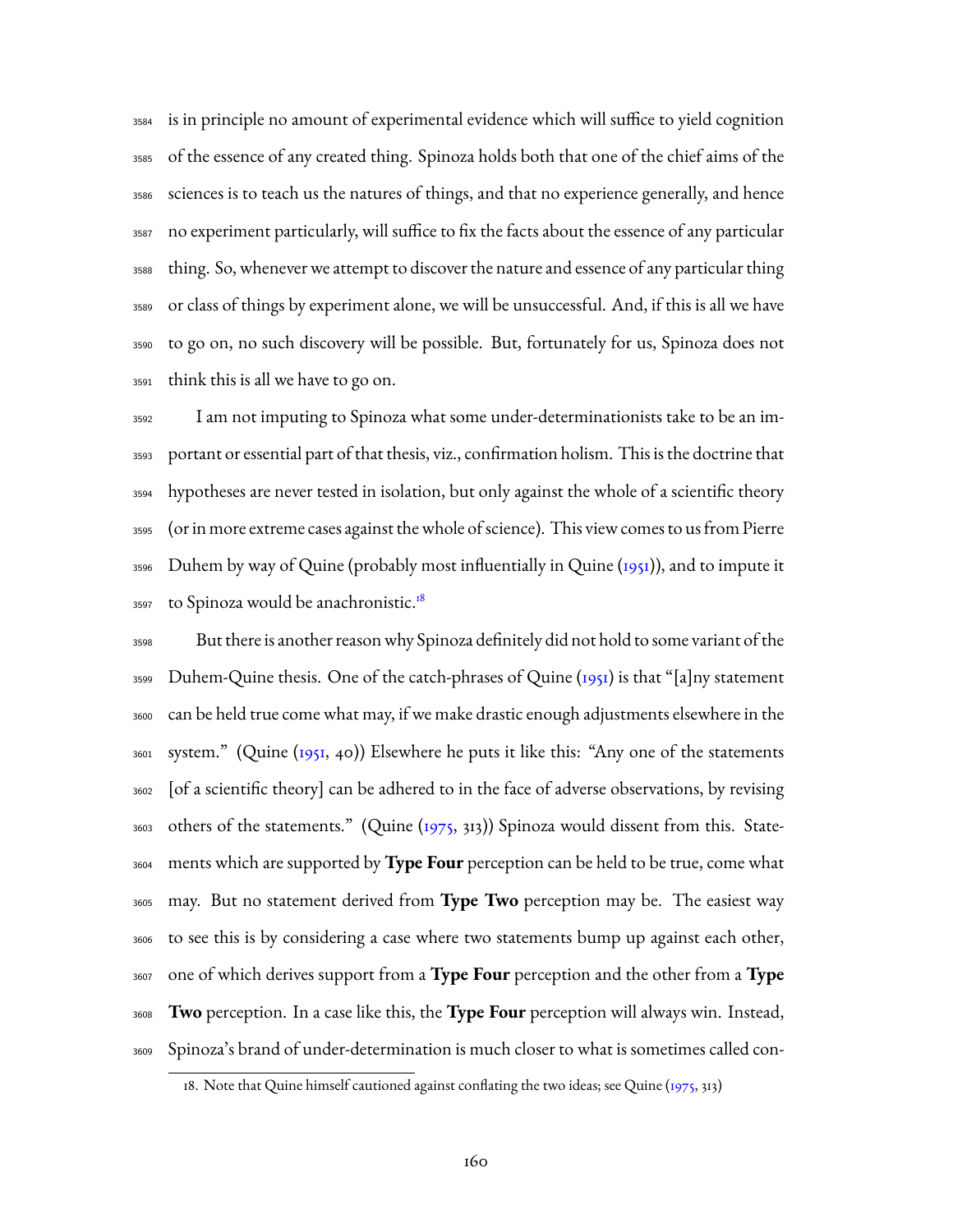is in principle no amount of experimental evidence which will suffice to yield cognition of the essence of any created thing. Spinoza holds both that one of the chief aims of the sciences is to teach us the natures of things, and that no experience generally, and hence no experiment particularly, will suffice to fix the facts about the essence of any particular thing. So, whenever we attempt to discover the nature and essence of any particular thing or class of things by experiment alone, we will be unsuccessful. And, if this is all we have to go on, no such discovery will be possible. But, fortunately for us, Spinoza does not think this is all we have to go on.

I am not imputing to Spinoza what some under-determinationists take to be an important or essential part of that thesis, viz., confirmation holism. This is the doctrine that hypotheses are never tested in isolation, but only against the whole of a scientific theory (or in more extreme cases against the whole of science). This view comes to us from Pierre Duhem by way of Quine (probably most influentially in Quine (1951)), and to impute it to Spinoza would be anachronistic.[18]

But there is another reason why Spinoza definitely did not hold to some variant of the Duhem-Quine thesis. One of the catch-phrases of Quine (1951) is that "[a]ny statement can be held true come what may, if we make drastic enough adjustments elsewhere in the system." (Quine (1951, 40)) Elsewhere he puts it like this: "Any one of the statements [of a scientific theory] can be adhered to in the face of adverse observations, by revising others of the statements." (Quine (1975, 313)) Spinoza would dissent from this. Statements which are supported by **Type Four** perception can be held to be true, come what may. But no statement derived from **Type Two** perception may be. The easiest way to see this is by considering a case where two statements bump up against each other, one of which derives support from a **Type Four** perception and the other from a **Type Two** perception. In a case like this, the **Type Four** perception will always win. Instead, Spinoza's brand of under-determination is much closer to what is sometimes called con-

18. Note that Quine himself cautioned against conflating the two ideas; see Quine (1975, 313)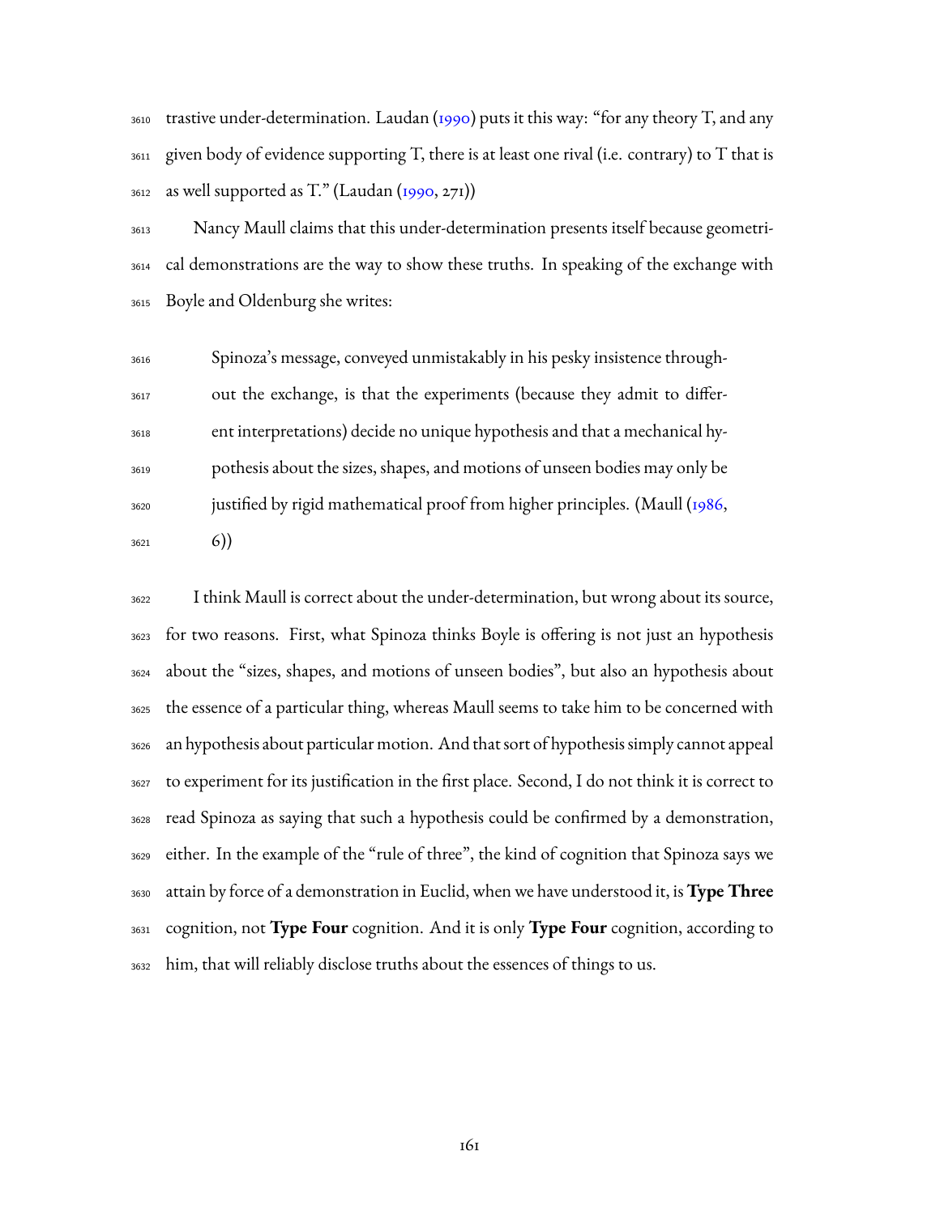trastive under-determination. Laudan (1990) puts it this way: "for any theory T, and any given body of evidence supporting T, there is at least one rival (i.e. contrary) to T that is as well supported as T." (Laudan (1990, 271))

Nancy Maull claims that this under-determination presents itself because geometrical demonstrations are the way to show these truths. In speaking of the exchange with Boyle and Oldenburg she writes:

> Spinoza's message, conveyed unmistakably in his pesky insistence throughout the exchange, is that the experiments (because they admit to different interpretations) decide no unique hypothesis and that a mechanical hypothesis about the sizes, shapes, and motions of unseen bodies may only be justified by rigid mathematical proof from higher principles. (Maull (1986, 6))

I think Maull is correct about the under-determination, but wrong about its source, for two reasons. First, what Spinoza thinks Boyle is offering is not just an hypothesis about the "sizes, shapes, and motions of unseen bodies", but also an hypothesis about the essence of a particular thing, whereas Maull seems to take him to be concerned with an hypothesis about particular motion. And that sort of hypothesis simply cannot appeal to experiment for its justification in the first place. Second, I do not think it is correct to read Spinoza as saying that such a hypothesis could be confirmed by a demonstration, either. In the example of the "rule of three", the kind of cognition that Spinoza says we attain by force of a demonstration in Euclid, when we have understood it, is **Type Three** cognition, not **Type Four** cognition. And it is only **Type Four** cognition, according to him, that will reliably disclose truths about the essences of things to us.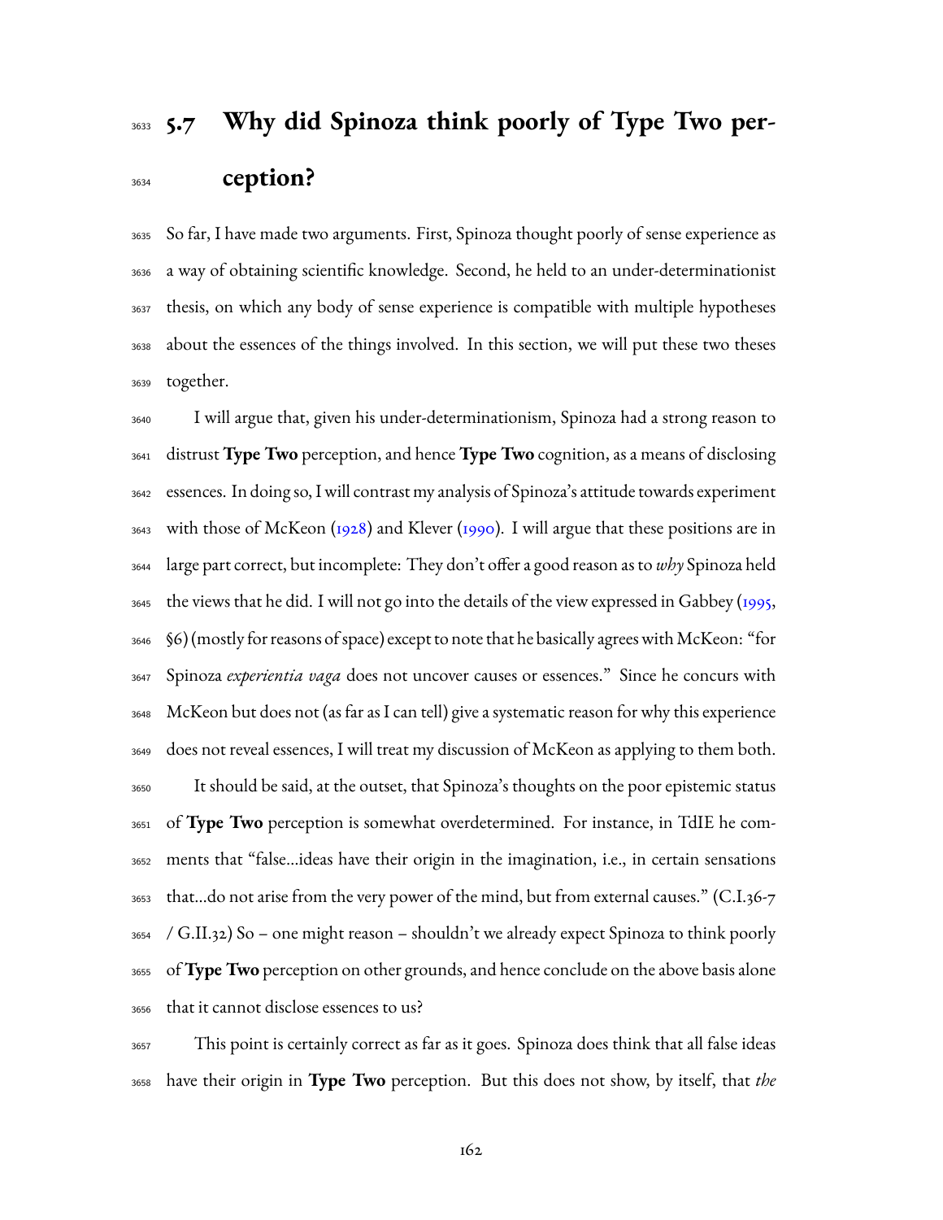## 5.7 Why did Spinoza think poorly of Type Two perception?

So far, I have made two arguments. First, Spinoza thought poorly of sense experience as a way of obtaining scientific knowledge. Second, he held to an under-determinationist thesis, on which any body of sense experience is compatible with multiple hypotheses about the essences of the things involved. In this section, we will put these two theses together.

I will argue that, given his under-determinationism, Spinoza had a strong reason to distrust **Type Two** perception, and hence **Type Two** cognition, as a means of disclosing essences. In doing so, I will contrast my analysis of Spinoza's attitude towards experiment with those of McKeon (1928) and Klever (1990). I will argue that these positions are in large part correct, but incomplete: They don't offer a good reason as to *why* Spinoza held the views that he did. I will not go into the details of the view expressed in Gabbey (1995, §6) (mostly for reasons of space) except to note that he basically agrees with McKeon: "for Spinoza *experientia vaga* does not uncover causes or essences." Since he concurs with McKeon but does not (as far as I can tell) give a systematic reason for why this experience does not reveal essences, I will treat my discussion of McKeon as applying to them both.

It should be said, at the outset, that Spinoza's thoughts on the poor epistemic status of **Type Two** perception is somewhat overdetermined. For instance, in TdIE he comments that "false...ideas have their origin in the imagination, i.e., in certain sensations that...do not arise from the very power of the mind, but from external causes." (C.I.36-7 / G.II.32) So – one might reason – shouldn't we already expect Spinoza to think poorly of **Type Two** perception on other grounds, and hence conclude on the above basis alone that it cannot disclose essences to us?

This point is certainly correct as far as it goes. Spinoza does think that all false ideas have their origin in **Type Two** perception. But this does not show, by itself, that *the*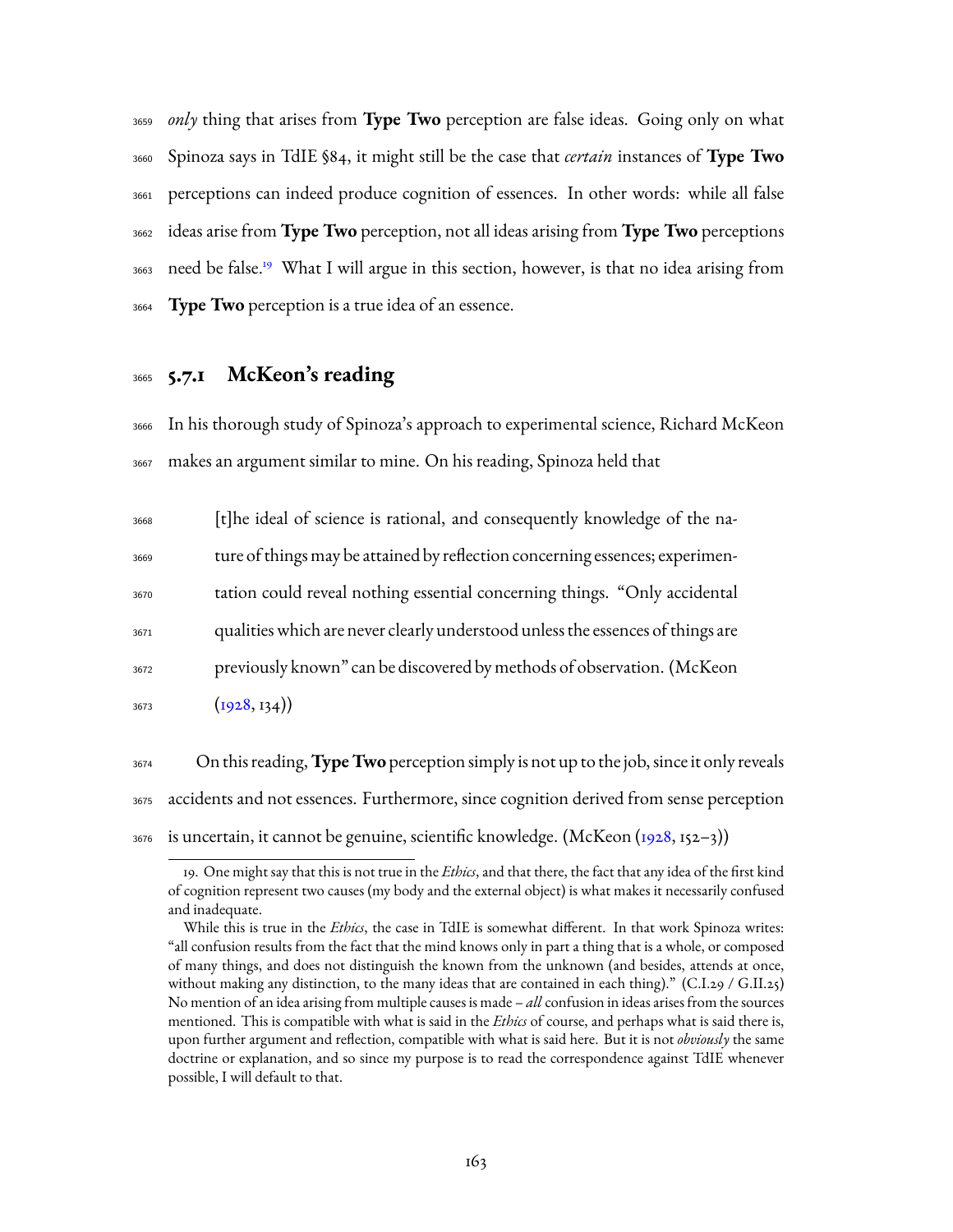*only* thing that arises from **Type Two** perception are false ideas. Going only on what Spinoza says in TdIE §84, it might still be the case that *certain* instances of **Type Two** perceptions can indeed produce cognition of essences. In other words: while all false ideas arise from **Type Two** perception, not all ideas arising from **Type Two** perceptions need be false.[19] What I will argue in this section, however, is that no idea arising from **Type Two** perception is a true idea of an essence.

### 5.7.1 McKeon's reading

In his thorough study of Spinoza's approach to experimental science, Richard McKeon makes an argument similar to mine. On his reading, Spinoza held that

> [t]he ideal of science is rational, and consequently knowledge of the nature of things may be attained by reflection concerning essences; experimentation could reveal nothing essential concerning things. "Only accidental qualities which are never clearly understood unless the essences of things are previously known" can be discovered by methods of observation. (McKeon (1928, 134))

On this reading, **Type Two** perception simply is not up to the job, since it only reveals accidents and not essences. Furthermore, since cognition derived from sense perception is uncertain, it cannot be genuine, scientific knowledge. (McKeon (1928, 152–3))

---

19. One might say that this is not true in the *Ethics*, and that there, the fact that any idea of the first kind of cognition represent two causes (my body and the external object) is what makes it necessarily confused and inadequate.

While this is true in the *Ethics*, the case in TdIE is somewhat different. In that work Spinoza writes: "all confusion results from the fact that the mind knows only in part a thing that is a whole, or composed of many things, and does not distinguish the known from the unknown (and besides, attends at once, without making any distinction, to the many ideas that are contained in each thing)." (C.I.29 / G.II.25) No mention of an idea arising from multiple causes is made – *all* confusion in ideas arises from the sources mentioned. This is compatible with what is said in the *Ethics* of course, and perhaps what is said there is, upon further argument and reflection, compatible with what is said here. But it is not *obviously* the same doctrine or explanation, and so since my purpose is to read the correspondence against TdIE whenever possible, I will default to that.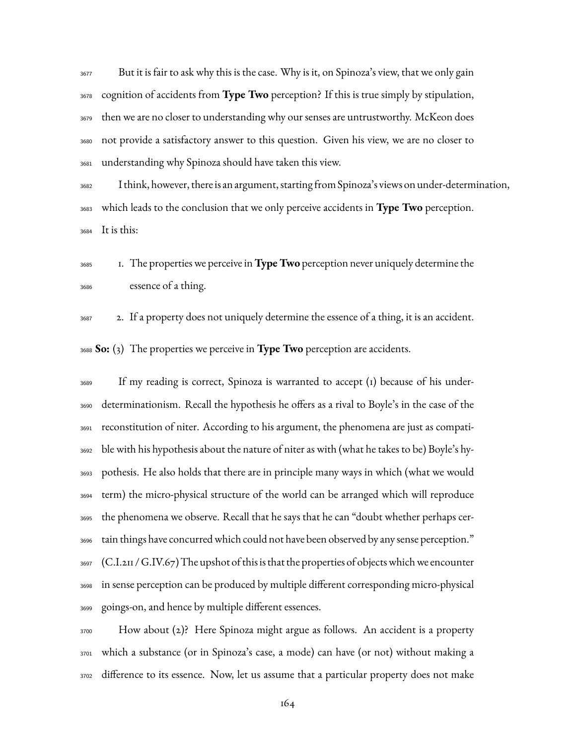But it is fair to ask why this is the case. Why is it, on Spinoza's view, that we only gain cognition of accidents from **Type Two** perception? If this is true simply by stipulation, then we are no closer to understanding why our senses are untrustworthy. McKeon does not provide a satisfactory answer to this question. Given his view, we are no closer to understanding why Spinoza should have taken this view.

I think, however, there is an argument, starting from Spinoza's views on under-determination, which leads to the conclusion that we only perceive accidents in **Type Two** perception. It is this:

1. The properties we perceive in **Type Two** perception never uniquely determine the essence of a thing.
2. If a property does not uniquely determine the essence of a thing, it is an accident.

**So:** (3) The properties we perceive in **Type Two** perception are accidents.

If my reading is correct, Spinoza is warranted to accept (1) because of his under-determinationism. Recall the hypothesis he offers as a rival to Boyle's in the case of the reconstitution of niter. According to his argument, the phenomena are just as compatible with his hypothesis about the nature of niter as with (what he takes to be) Boyle's hypothesis. He also holds that there are in principle many ways in which (what we would term) the micro-physical structure of the world can be arranged which will reproduce the phenomena we observe. Recall that he says that he can "doubt whether perhaps certain things have concurred which could not have been observed by any sense perception." (C.I.211 / G.IV.67) The upshot of this is that the properties of objects which we encounter in sense perception can be produced by multiple different corresponding micro-physical goings-on, and hence by multiple different essences.

How about (2)? Here Spinoza might argue as follows. An accident is a property which a substance (or in Spinoza's case, a mode) can have (or not) without making a difference to its essence. Now, let us assume that a particular property does not make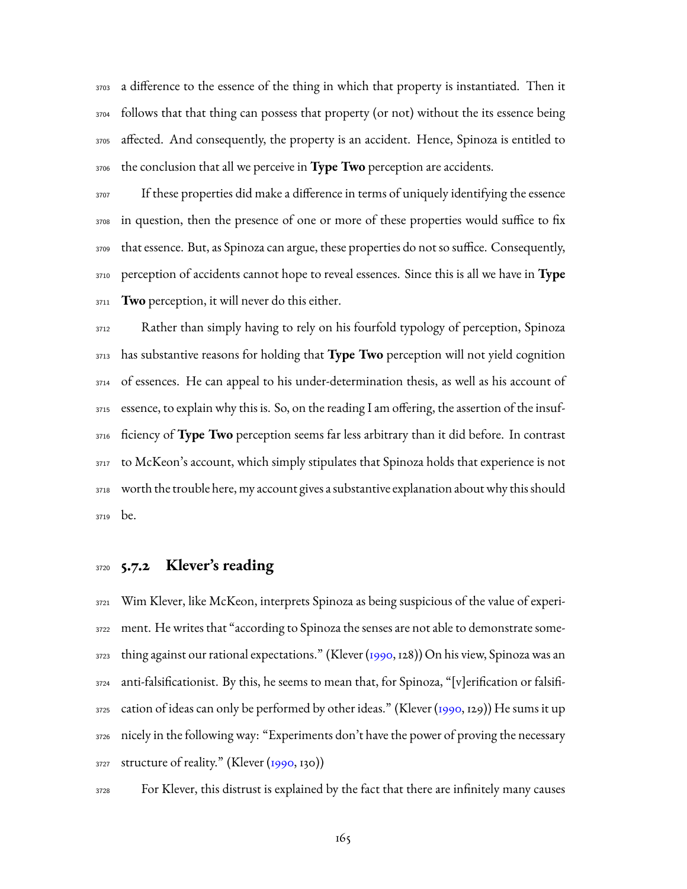a difference to the essence of the thing in which that property is instantiated. Then it follows that that thing can possess that property (or not) without the its essence being affected. And consequently, the property is an accident. Hence, Spinoza is entitled to the conclusion that all we perceive in **Type Two** perception are accidents.

If these properties did make a difference in terms of uniquely identifying the essence in question, then the presence of one or more of these properties would suffice to fix that essence. But, as Spinoza can argue, these properties do not so suffice. Consequently, perception of accidents cannot hope to reveal essences. Since this is all we have in **Type Two** perception, it will never do this either.

Rather than simply having to rely on his fourfold typology of perception, Spinoza has substantive reasons for holding that **Type Two** perception will not yield cognition of essences. He can appeal to his under-determination thesis, as well as his account of essence, to explain why this is. So, on the reading I am offering, the assertion of the insufficiency of **Type Two** perception seems far less arbitrary than it did before. In contrast to McKeon's account, which simply stipulates that Spinoza holds that experience is not worth the trouble here, my account gives a substantive explanation about why this should be.

### 5.7.2 Klever's reading

Wim Klever, like McKeon, interprets Spinoza as being suspicious of the value of experiment. He writes that "according to Spinoza the senses are not able to demonstrate something against our rational expectations." (Klever (1990, 128)) On his view, Spinoza was an anti-falsificationist. By this, he seems to mean that, for Spinoza, "[v]erification or falsification of ideas can only be performed by other ideas." (Klever (1990, 129)) He sums it up nicely in the following way: "Experiments don't have the power of proving the necessary structure of reality." (Klever (1990, 130))

For Klever, this distrust is explained by the fact that there are infinitely many causes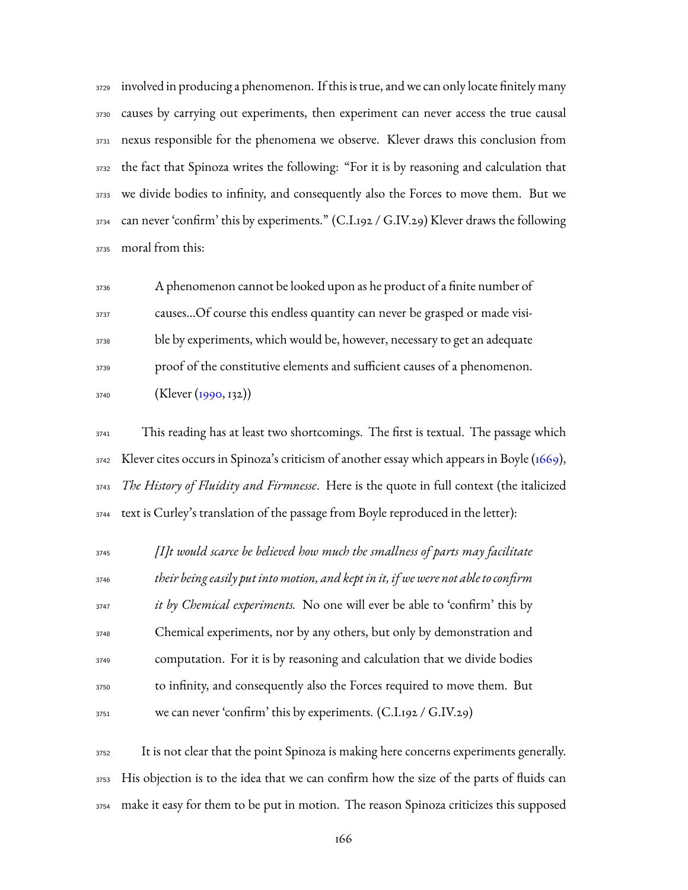involved in producing a phenomenon. If this is true, and we can only locate finitely many causes by carrying out experiments, then experiment can never access the true causal nexus responsible for the phenomena we observe. Klever draws this conclusion from the fact that Spinoza writes the following: "For it is by reasoning and calculation that we divide bodies to infinity, and consequently also the Forces to move them. But we can never 'confirm' this by experiments." (C.I.192 / G.IV.29) Klever draws the following moral from this:

> A phenomenon cannot be looked upon as he product of a finite number of causes...Of course this endless quantity can never be grasped or made visible by experiments, which would be, however, necessary to get an adequate proof of the constitutive elements and sufficient causes of a phenomenon. (Klever (1990, 132))

This reading has at least two shortcomings. The first is textual. The passage which Klever cites occurs in Spinoza's criticism of another essay which appears in Boyle (1669), *The History of Fluidity and Firmnesse*. Here is the quote in full context (the italicized text is Curley's translation of the passage from Boyle reproduced in the letter):

> *[I]t would scarce be believed how much the smallness of parts may facilitate their being easily put into motion, and kept in it, if we were not able to confirm it by Chemical experiments.* No one will ever be able to 'confirm' this by Chemical experiments, nor by any others, but only by demonstration and computation. For it is by reasoning and calculation that we divide bodies to infinity, and consequently also the Forces required to move them. But we can never 'confirm' this by experiments. (C.I.192 / G.IV.29)

It is not clear that the point Spinoza is making here concerns experiments generally. His objection is to the idea that we can confirm how the size of the parts of fluids can make it easy for them to be put in motion. The reason Spinoza criticizes this supposed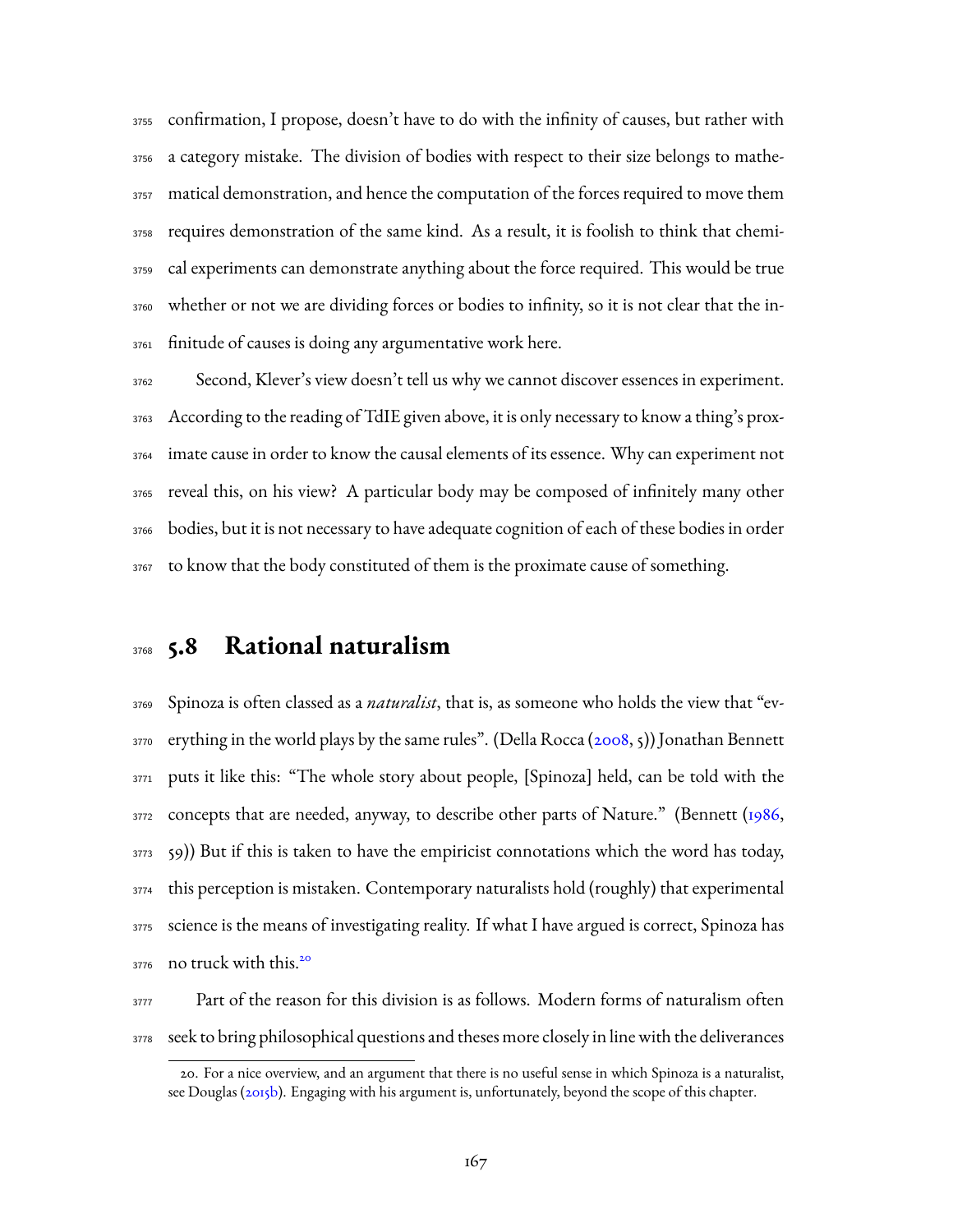confirmation, I propose, doesn't have to do with the infinity of causes, but rather with a category mistake. The division of bodies with respect to their size belongs to mathematical demonstration, and hence the computation of the forces required to move them requires demonstration of the same kind. As a result, it is foolish to think that chemical experiments can demonstrate anything about the force required. This would be true whether or not we are dividing forces or bodies to infinity, so it is not clear that the infinitude of causes is doing any argumentative work here.

Second, Klever's view doesn't tell us why we cannot discover essences in experiment. According to the reading of TdIE given above, it is only necessary to know a thing's proximate cause in order to know the causal elements of its essence. Why can experiment not reveal this, on his view? A particular body may be composed of infinitely many other bodies, but it is not necessary to have adequate cognition of each of these bodies in order to know that the body constituted of them is the proximate cause of something.

## 5.8 Rational naturalism

Spinoza is often classed as a *naturalist*, that is, as someone who holds the view that "everything in the world plays by the same rules". (Della Rocca (2008, 5)) Jonathan Bennett puts it like this: "The whole story about people, [Spinoza] held, can be told with the concepts that are needed, anyway, to describe other parts of Nature." (Bennett (1986, 59)) But if this is taken to have the empiricist connotations which the word has today, this perception is mistaken. Contemporary naturalists hold (roughly) that experimental science is the means of investigating reality. If what I have argued is correct, Spinoza has no truck with this.[20]

Part of the reason for this division is as follows. Modern forms of naturalism often seek to bring philosophical questions and theses more closely in line with the deliverances

20. For a nice overview, and an argument that there is no useful sense in which Spinoza is a naturalist, see Douglas (2015b). Engaging with his argument is, unfortunately, beyond the scope of this chapter.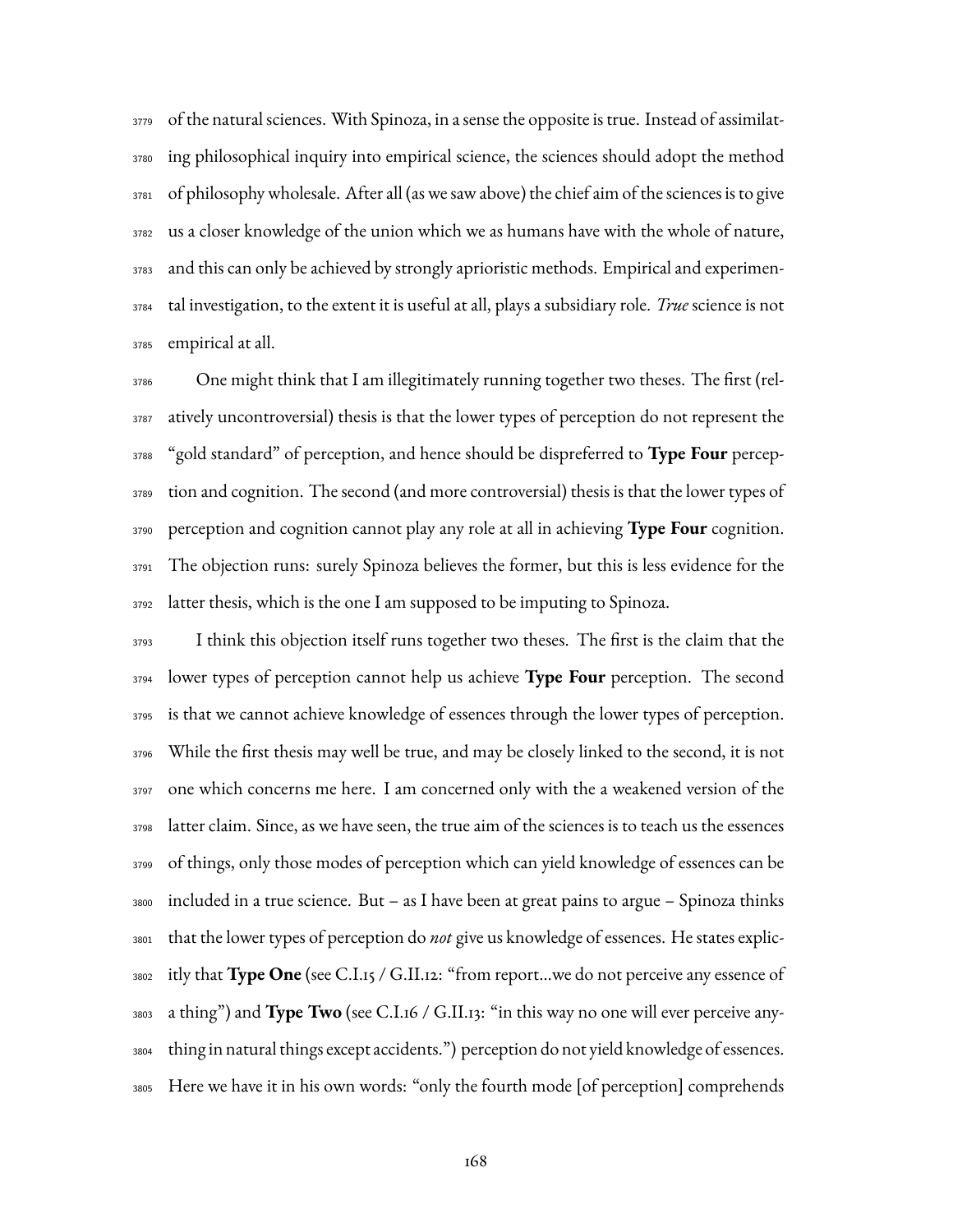of the natural sciences. With Spinoza, in a sense the opposite is true. Instead of assimilating philosophical inquiry into empirical science, the sciences should adopt the method of philosophy wholesale. After all (as we saw above) the chief aim of the sciences is to give us a closer knowledge of the union which we as humans have with the whole of nature, and this can only be achieved by strongly aprioristic methods. Empirical and experimental investigation, to the extent it is useful at all, plays a subsidiary role. *True* science is not empirical at all.

One might think that I am illegitimately running together two theses. The first (relatively uncontroversial) thesis is that the lower types of perception do not represent the "gold standard" of perception, and hence should be dispreferred to **Type Four** perception and cognition. The second (and more controversial) thesis is that the lower types of perception and cognition cannot play any role at all in achieving **Type Four** cognition. The objection runs: surely Spinoza believes the former, but this is less evidence for the latter thesis, which is the one I am supposed to be imputing to Spinoza.

I think this objection itself runs together two theses. The first is the claim that the lower types of perception cannot help us achieve **Type Four** perception. The second is that we cannot achieve knowledge of essences through the lower types of perception. While the first thesis may well be true, and may be closely linked to the second, it is not one which concerns me here. I am concerned only with the a weakened version of the latter claim. Since, as we have seen, the true aim of the sciences is to teach us the essences of things, only those modes of perception which can yield knowledge of essences can be included in a true science. But – as I have been at great pains to argue – Spinoza thinks that the lower types of perception do *not* give us knowledge of essences. He states explicitly that **Type One** (see C.I.15 / G.II.12: "from report...we do not perceive any essence of a thing") and **Type Two** (see C.I.16 / G.II.13: "in this way no one will ever perceive anything in natural things except accidents.") perception do not yield knowledge of essences. Here we have it in his own words: "only the fourth mode [of perception] comprehends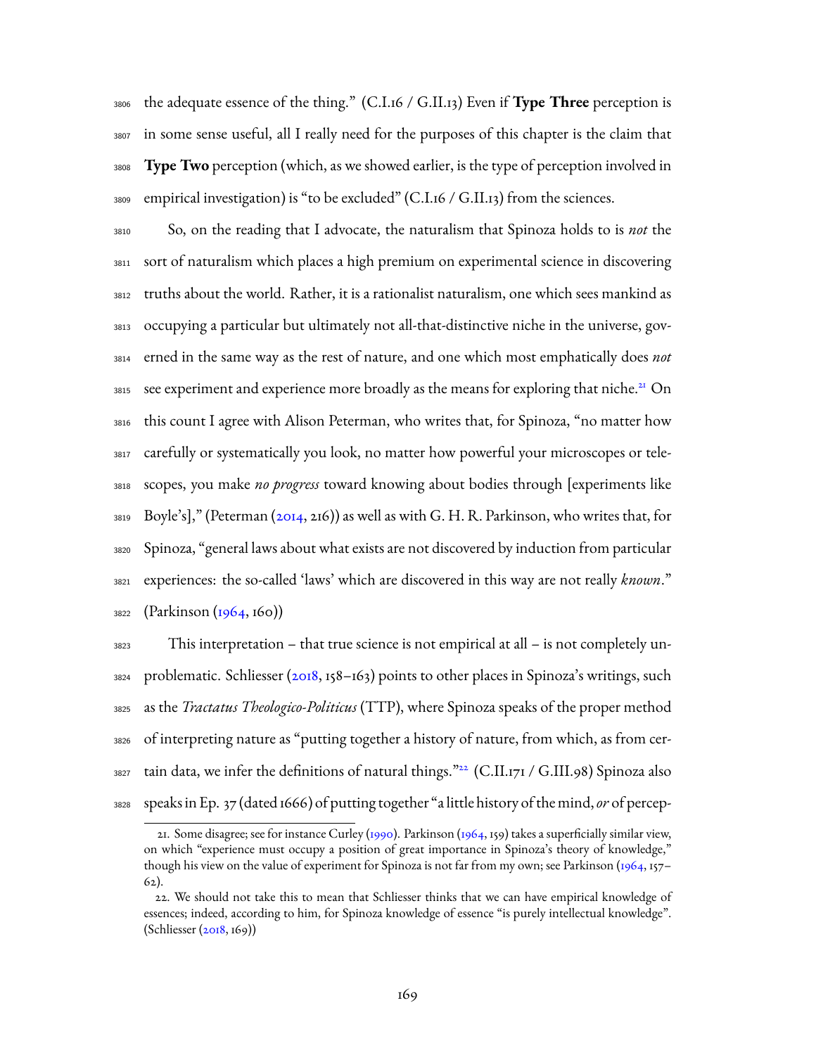the adequate essence of the thing." (C.I.16 / G.II.13) Even if **Type Three** perception is in some sense useful, all I really need for the purposes of this chapter is the claim that **Type Two** perception (which, as we showed earlier, is the type of perception involved in empirical investigation) is "to be excluded" (C.I.16 / G.II.13) from the sciences.

So, on the reading that I advocate, the naturalism that Spinoza holds to is *not* the sort of naturalism which places a high premium on experimental science in discovering truths about the world. Rather, it is a rationalist naturalism, one which sees mankind as occupying a particular but ultimately not all-that-distinctive niche in the universe, governed in the same way as the rest of nature, and one which most emphatically does *not* see experiment and experience more broadly as the means for exploring that niche.[21] On this count I agree with Alison Peterman, who writes that, for Spinoza, "no matter how carefully or systematically you look, no matter how powerful your microscopes or telescopes, you make *no progress* toward knowing about bodies through [experiments like Boyle's]," (Peterman (2014, 216)) as well as with G. H. R. Parkinson, who writes that, for Spinoza, "general laws about what exists are not discovered by induction from particular experiences: the so-called 'laws' which are discovered in this way are not really *known*." (Parkinson (1964, 160))

This interpretation – that true science is not empirical at all – is not completely unproblematic. Schliesser (2018, 158–163) points to other places in Spinoza's writings, such as the *Tractatus Theologico-Politicus* (TTP), where Spinoza speaks of the proper method of interpreting nature as "putting together a history of nature, from which, as from certain data, we infer the definitions of natural things."[22] (C.II.171 / G.III.98) Spinoza also speaks in Ep. 37 (dated 1666) of putting together "a little history of the mind, *or* of percep-

---

21. Some disagree; see for instance Curley (1990). Parkinson (1964, 159) takes a superficially similar view, on which "experience must occupy a position of great importance in Spinoza's theory of knowledge," though his view on the value of experiment for Spinoza is not far from my own; see Parkinson (1964, 157–62).

22. We should not take this to mean that Schliesser thinks that we can have empirical knowledge of essences; indeed, according to him, for Spinoza knowledge of essence "is purely intellectual knowledge". (Schliesser (2018, 169))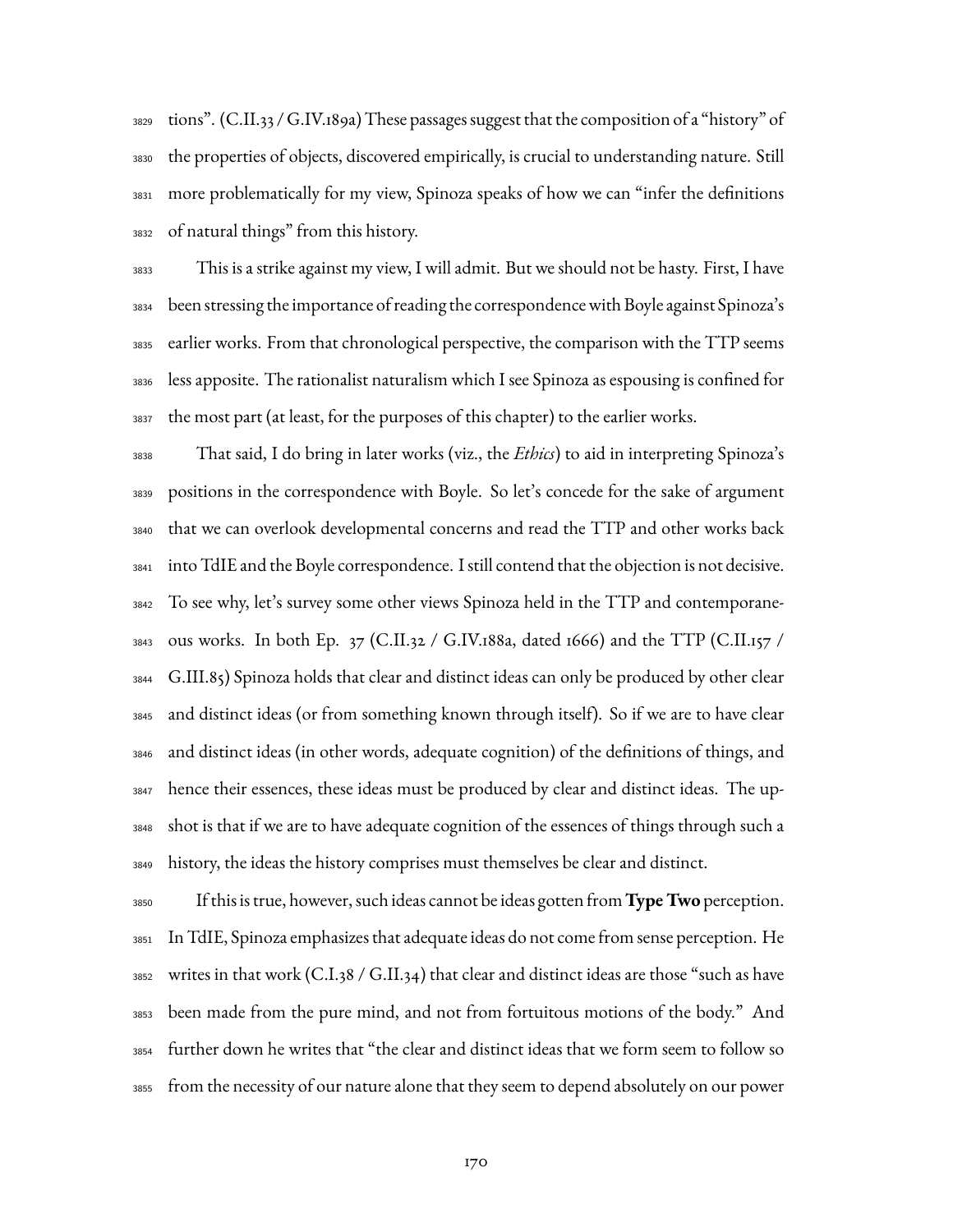tions". (C.II.33 / G.IV.189a) These passages suggest that the composition of a "history" of the properties of objects, discovered empirically, is crucial to understanding nature. Still more problematically for my view, Spinoza speaks of how we can "infer the definitions of natural things" from this history.

This is a strike against my view, I will admit. But we should not be hasty. First, I have been stressing the importance of reading the correspondence with Boyle against Spinoza's earlier works. From that chronological perspective, the comparison with the TTP seems less apposite. The rationalist naturalism which I see Spinoza as espousing is confined for the most part (at least, for the purposes of this chapter) to the earlier works.

That said, I do bring in later works (viz., the *Ethics*) to aid in interpreting Spinoza's positions in the correspondence with Boyle. So let's concede for the sake of argument that we can overlook developmental concerns and read the TTP and other works back into TdIE and the Boyle correspondence. I still contend that the objection is not decisive. To see why, let's survey some other views Spinoza held in the TTP and contemporaneous works. In both Ep. 37 (C.II.32 / G.IV.188a, dated 1666) and the TTP (C.II.157 / G.III.85) Spinoza holds that clear and distinct ideas can only be produced by other clear and distinct ideas (or from something known through itself). So if we are to have clear and distinct ideas (in other words, adequate cognition) of the definitions of things, and hence their essences, these ideas must be produced by clear and distinct ideas. The upshot is that if we are to have adequate cognition of the essences of things through such a history, the ideas the history comprises must themselves be clear and distinct.

If this is true, however, such ideas cannot be ideas gotten from **Type Two** perception. In TdIE, Spinoza emphasizes that adequate ideas do not come from sense perception. He writes in that work (C.I.38 / G.II.34) that clear and distinct ideas are those "such as have been made from the pure mind, and not from fortuitous motions of the body." And further down he writes that "the clear and distinct ideas that we form seem to follow so from the necessity of our nature alone that they seem to depend absolutely on our power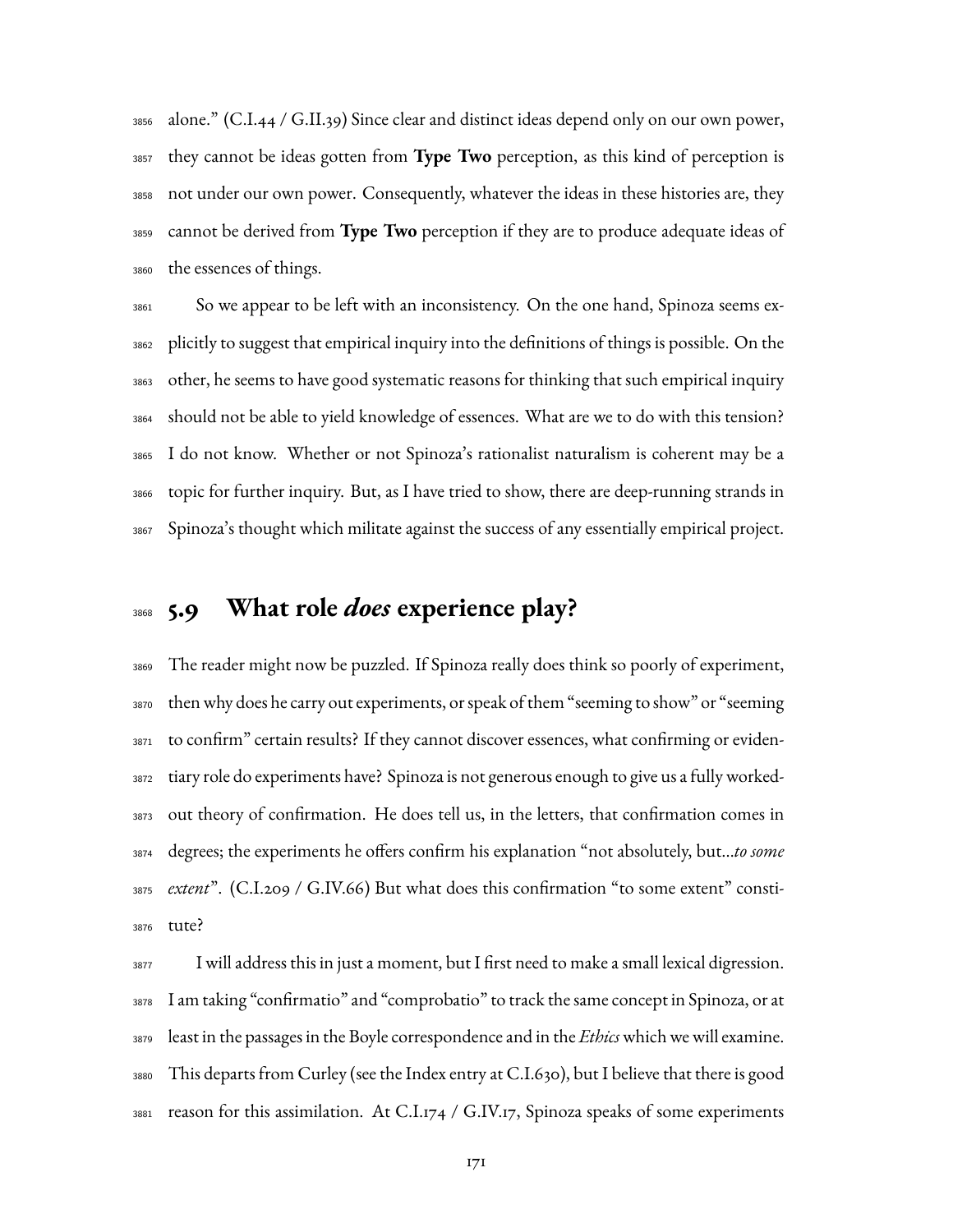alone." (C.I.44 / G.II.39) Since clear and distinct ideas depend only on our own power, they cannot be ideas gotten from **Type Two** perception, as this kind of perception is not under our own power. Consequently, whatever the ideas in these histories are, they cannot be derived from **Type Two** perception if they are to produce adequate ideas of the essences of things.

So we appear to be left with an inconsistency. On the one hand, Spinoza seems explicitly to suggest that empirical inquiry into the definitions of things is possible. On the other, he seems to have good systematic reasons for thinking that such empirical inquiry should not be able to yield knowledge of essences. What are we to do with this tension? I do not know. Whether or not Spinoza's rationalist naturalism is coherent may be a topic for further inquiry. But, as I have tried to show, there are deep-running strands in Spinoza's thought which militate against the success of any essentially empirical project.

## 5.9 What role *does* experience play?

The reader might now be puzzled. If Spinoza really does think so poorly of experiment, then why does he carry out experiments, or speak of them "seeming to show" or "seeming to confirm" certain results? If they cannot discover essences, what confirming or evidentiary role do experiments have? Spinoza is not generous enough to give us a fully worked-out theory of confirmation. He does tell us, in the letters, that confirmation comes in degrees; the experiments he offers confirm his explanation "not absolutely, but...*to some extent*". (C.I.209 / G.IV.66) But what does this confirmation "to some extent" constitute?

I will address this in just a moment, but I first need to make a small lexical digression. I am taking "confirmatio" and "comprobatio" to track the same concept in Spinoza, or at least in the passages in the Boyle correspondence and in the *Ethics* which we will examine. This departs from Curley (see the Index entry at C.I.630), but I believe that there is good reason for this assimilation. At C.I.174 / G.IV.17, Spinoza speaks of some experiments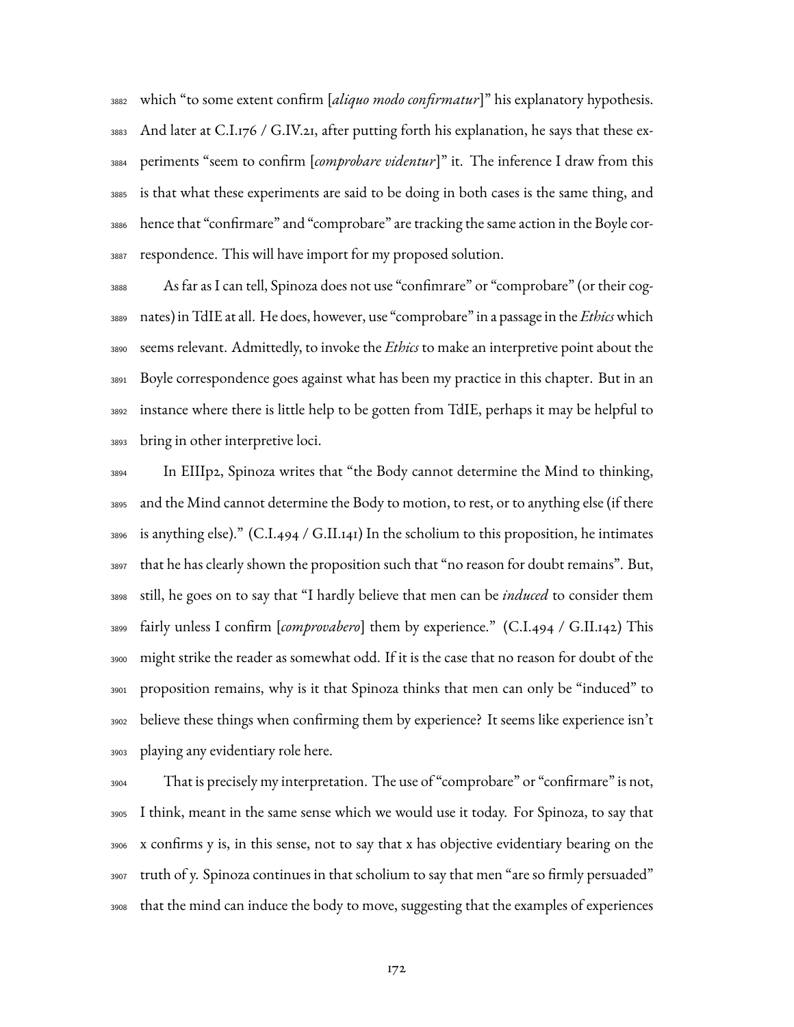which "to some extent confirm [*aliquo modo confirmatur*]" his explanatory hypothesis. And later at C.I.176 / G.IV.21, after putting forth his explanation, he says that these experiments "seem to confirm [*comprobare videntur*]" it. The inference I draw from this is that what these experiments are said to be doing in both cases is the same thing, and hence that "confirmare" and "comprobare" are tracking the same action in the Boyle correspondence. This will have import for my proposed solution.

As far as I can tell, Spinoza does not use "confimrare" or "comprobare" (or their cognates) in TdIE at all. He does, however, use "comprobare" in a passage in the *Ethics* which seems relevant. Admittedly, to invoke the *Ethics* to make an interpretive point about the Boyle correspondence goes against what has been my practice in this chapter. But in an instance where there is little help to be gotten from TdIE, perhaps it may be helpful to bring in other interpretive loci.

In EIIIp2, Spinoza writes that "the Body cannot determine the Mind to thinking, and the Mind cannot determine the Body to motion, to rest, or to anything else (if there is anything else)." (C.I.494 / G.II.141) In the scholium to this proposition, he intimates that he has clearly shown the proposition such that "no reason for doubt remains". But, still, he goes on to say that "I hardly believe that men can be *induced* to consider them fairly unless I confirm [*comprovabero*] them by experience." (C.I.494 / G.II.142) This might strike the reader as somewhat odd. If it is the case that no reason for doubt of the proposition remains, why is it that Spinoza thinks that men can only be "induced" to believe these things when confirming them by experience? It seems like experience isn't playing any evidentiary role here.

That is precisely my interpretation. The use of "comprobare" or "confirmare" is not, I think, meant in the same sense which we would use it today. For Spinoza, to say that x confirms y is, in this sense, not to say that x has objective evidentiary bearing on the truth of y. Spinoza continues in that scholium to say that men "are so firmly persuaded" that the mind can induce the body to move, suggesting that the examples of experiences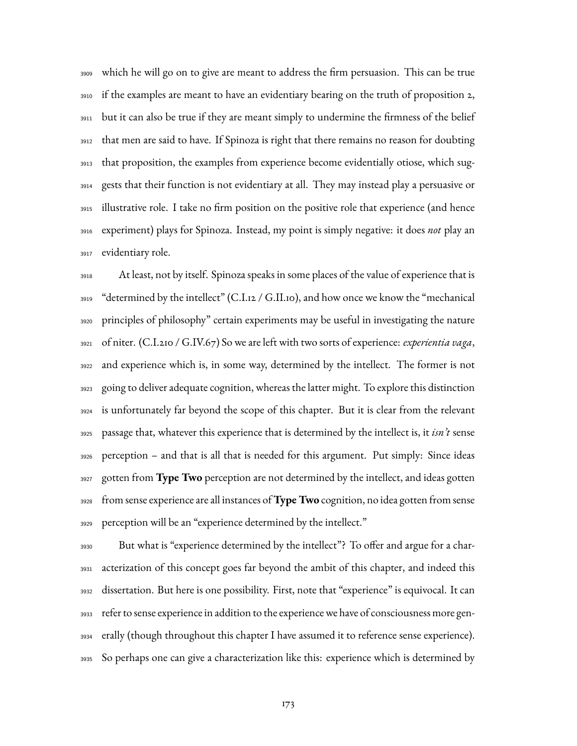which he will go on to give are meant to address the firm persuasion. This can be true if the examples are meant to have an evidentiary bearing on the truth of proposition 2, but it can also be true if they are meant simply to undermine the firmness of the belief that men are said to have. If Spinoza is right that there remains no reason for doubting that proposition, the examples from experience become evidentially otiose, which suggests that their function is not evidentiary at all. They may instead play a persuasive or illustrative role. I take no firm position on the positive role that experience (and hence experiment) plays for Spinoza. Instead, my point is simply negative: it does *not* play an evidentiary role.

At least, not by itself. Spinoza speaks in some places of the value of experience that is "determined by the intellect" (C.I.12 / G.II.10), and how once we know the "mechanical principles of philosophy" certain experiments may be useful in investigating the nature of niter. (C.I.210 / G.IV.67) So we are left with two sorts of experience: *experientia vaga*, and experience which is, in some way, determined by the intellect. The former is not going to deliver adequate cognition, whereas the latter might. To explore this distinction is unfortunately far beyond the scope of this chapter. But it is clear from the relevant passage that, whatever this experience that is determined by the intellect is, it *isn't* sense perception – and that is all that is needed for this argument. Put simply: Since ideas gotten from **Type Two** perception are not determined by the intellect, and ideas gotten from sense experience are all instances of **Type Two** cognition, no idea gotten from sense perception will be an "experience determined by the intellect."

But what is "experience determined by the intellect"? To offer and argue for a characterization of this concept goes far beyond the ambit of this chapter, and indeed this dissertation. But here is one possibility. First, note that "experience" is equivocal. It can refer to sense experience in addition to the experience we have of consciousness more generally (though throughout this chapter I have assumed it to reference sense experience). So perhaps one can give a characterization like this: experience which is determined by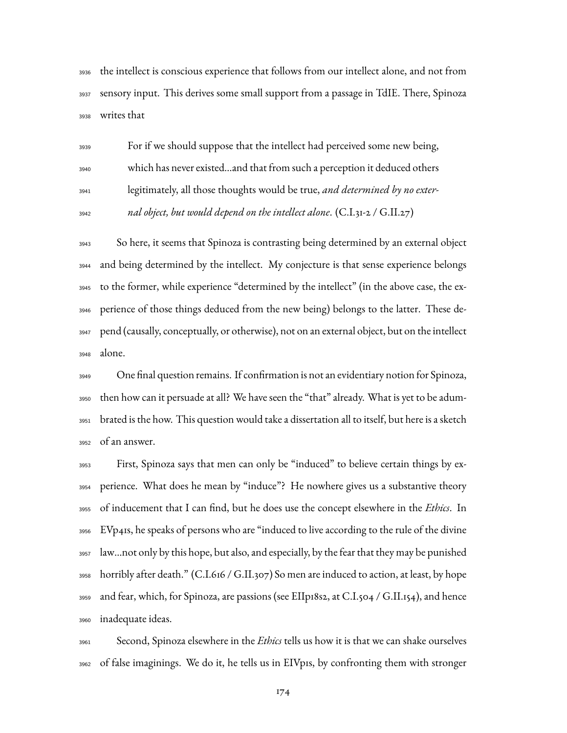the intellect is conscious experience that follows from our intellect alone, and not from sensory input. This derives some small support from a passage in TdIE. There, Spinoza writes that

> For if we should suppose that the intellect had perceived some new being, which has never existed...and that from such a perception it deduced others legitimately, all those thoughts would be true, *and determined by no external object, but would depend on the intellect alone*. (C.I.31-2 / G.II.27)

So here, it seems that Spinoza is contrasting being determined by an external object and being determined by the intellect. My conjecture is that sense experience belongs to the former, while experience "determined by the intellect" (in the above case, the experience of those things deduced from the new being) belongs to the latter. These depend (causally, conceptually, or otherwise), not on an external object, but on the intellect alone.

One final question remains. If confirmation is not an evidentiary notion for Spinoza, then how can it persuade at all? We have seen the "that" already. What is yet to be adumbrated is the how. This question would take a dissertation all to itself, but here is a sketch of an answer.

First, Spinoza says that men can only be "induced" to believe certain things by experience. What does he mean by "induce"? He nowhere gives us a substantive theory of inducement that I can find, but he does use the concept elsewhere in the *Ethics*. In EVp41s, he speaks of persons who are "induced to live according to the rule of the divine law...not only by this hope, but also, and especially, by the fear that they may be punished horribly after death." (C.I.616 / G.II.307) So men are induced to action, at least, by hope and fear, which, for Spinoza, are passions (see EIIp18s2, at C.I.504 / G.II.154), and hence inadequate ideas.

Second, Spinoza elsewhere in the *Ethics* tells us how it is that we can shake ourselves of false imaginings. We do it, he tells us in EIVp1s, by confronting them with stronger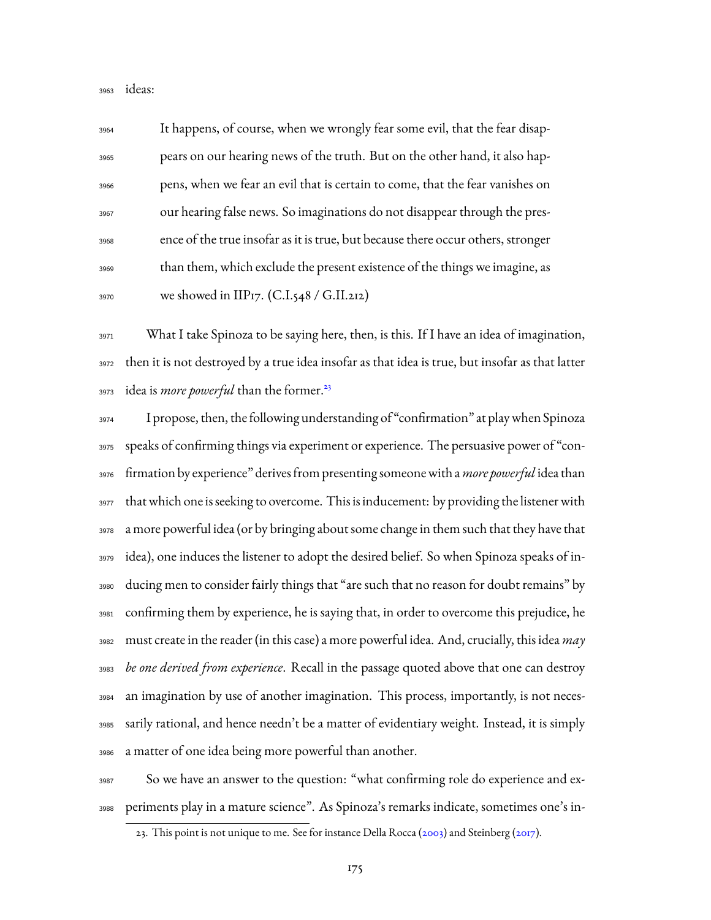ideas:

> It happens, of course, when we wrongly fear some evil, that the fear disappears on our hearing news of the truth. But on the other hand, it also happens, when we fear an evil that is certain to come, that the fear vanishes on our hearing false news. So imaginations do not disappear through the presence of the true insofar as it is true, but because there occur others, stronger than them, which exclude the present existence of the things we imagine, as we showed in IIP17. (C.I.548 / G.II.212)

What I take Spinoza to be saying here, then, is this. If I have an idea of imagination, then it is not destroyed by a true idea insofar as that idea is true, but insofar as that latter idea is *more powerful* than the former.[23]

I propose, then, the following understanding of "confirmation" at play when Spinoza speaks of confirming things via experiment or experience. The persuasive power of "confirmation by experience" derives from presenting someone with a *more powerful* idea than that which one is seeking to overcome. This is inducement: by providing the listener with a more powerful idea (or by bringing about some change in them such that they have that idea), one induces the listener to adopt the desired belief. So when Spinoza speaks of inducing men to consider fairly things that "are such that no reason for doubt remains" by confirming them by experience, he is saying that, in order to overcome this prejudice, he must create in the reader (in this case) a more powerful idea. And, crucially, this idea *may be one derived from experience*. Recall in the passage quoted above that one can destroy an imagination by use of another imagination. This process, importantly, is not necessarily rational, and hence needn't be a matter of evidentiary weight. Instead, it is simply a matter of one idea being more powerful than another.

So we have an answer to the question: "what confirming role do experience and experiments play in a mature science". As Spinoza's remarks indicate, sometimes one's in-

23. This point is not unique to me. See for instance Della Rocca (2003) and Steinberg (2017).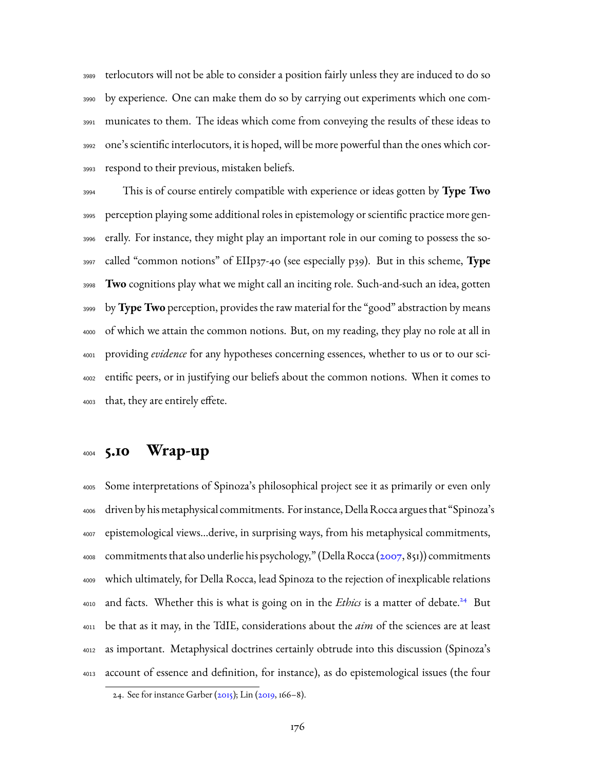terlocutors will not be able to consider a position fairly unless they are induced to do so by experience. One can make them do so by carrying out experiments which one communicates to them. The ideas which come from conveying the results of these ideas to one's scientific interlocutors, it is hoped, will be more powerful than the ones which correspond to their previous, mistaken beliefs.

This is of course entirely compatible with experience or ideas gotten by **Type Two** perception playing some additional roles in epistemology or scientific practice more generally. For instance, they might play an important role in our coming to possess the so-called "common notions" of EIIp37-40 (see especially p39). But in this scheme, **Type Two** cognitions play what we might call an inciting role. Such-and-such an idea, gotten by **Type Two** perception, provides the raw material for the "good" abstraction by means of which we attain the common notions. But, on my reading, they play no role at all in providing *evidence* for any hypotheses concerning essences, whether to us or to our scientific peers, or in justifying our beliefs about the common notions. When it comes to that, they are entirely effete.

## 5.10 Wrap-up

Some interpretations of Spinoza's philosophical project see it as primarily or even only driven by his metaphysical commitments. For instance, Della Rocca argues that "Spinoza's epistemological views...derive, in surprising ways, from his metaphysical commitments, commitments that also underlie his psychology," (Della Rocca (2007, 851)) commitments which ultimately, for Della Rocca, lead Spinoza to the rejection of inexplicable relations and facts. Whether this is what is going on in the *Ethics* is a matter of debate.[24] But be that as it may, in the TdIE, considerations about the *aim* of the sciences are at least as important. Metaphysical doctrines certainly obtrude into this discussion (Spinoza's account of essence and definition, for instance), as do epistemological issues (the four

24. See for instance Garber (2015); Lin (2019, 166–8).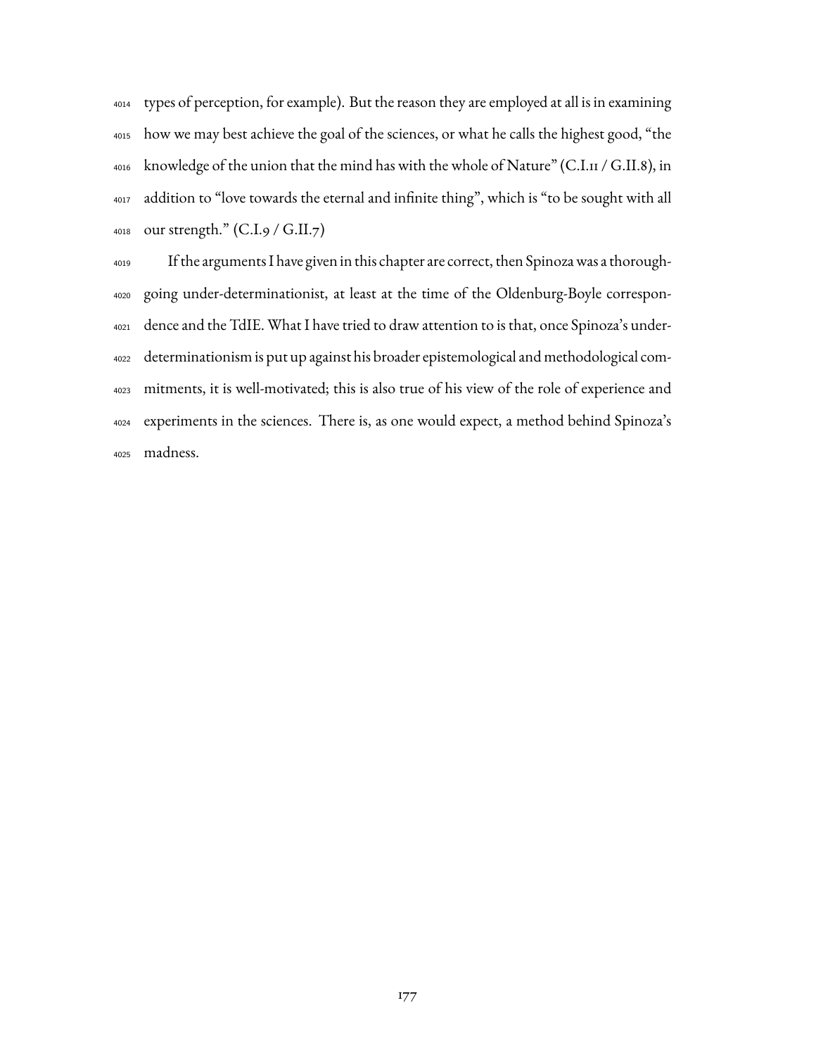types of perception, for example). But the reason they are employed at all is in examining how we may best achieve the goal of the sciences, or what he calls the highest good, "the knowledge of the union that the mind has with the whole of Nature" (C.I.11 / G.II.8), in addition to "love towards the eternal and infinite thing", which is "to be sought with all our strength." (C.I.9 / G.II.7)

If the arguments I have given in this chapter are correct, then Spinoza was a thoroughgoing under-determinationist, at least at the time of the Oldenburg-Boyle correspondence and the TdIE. What I have tried to draw attention to is that, once Spinoza's under-determinationism is put up against his broader epistemological and methodological commitments, it is well-motivated; this is also true of his view of the role of experience and experiments in the sciences. There is, as one would expect, a method behind Spinoza's madness.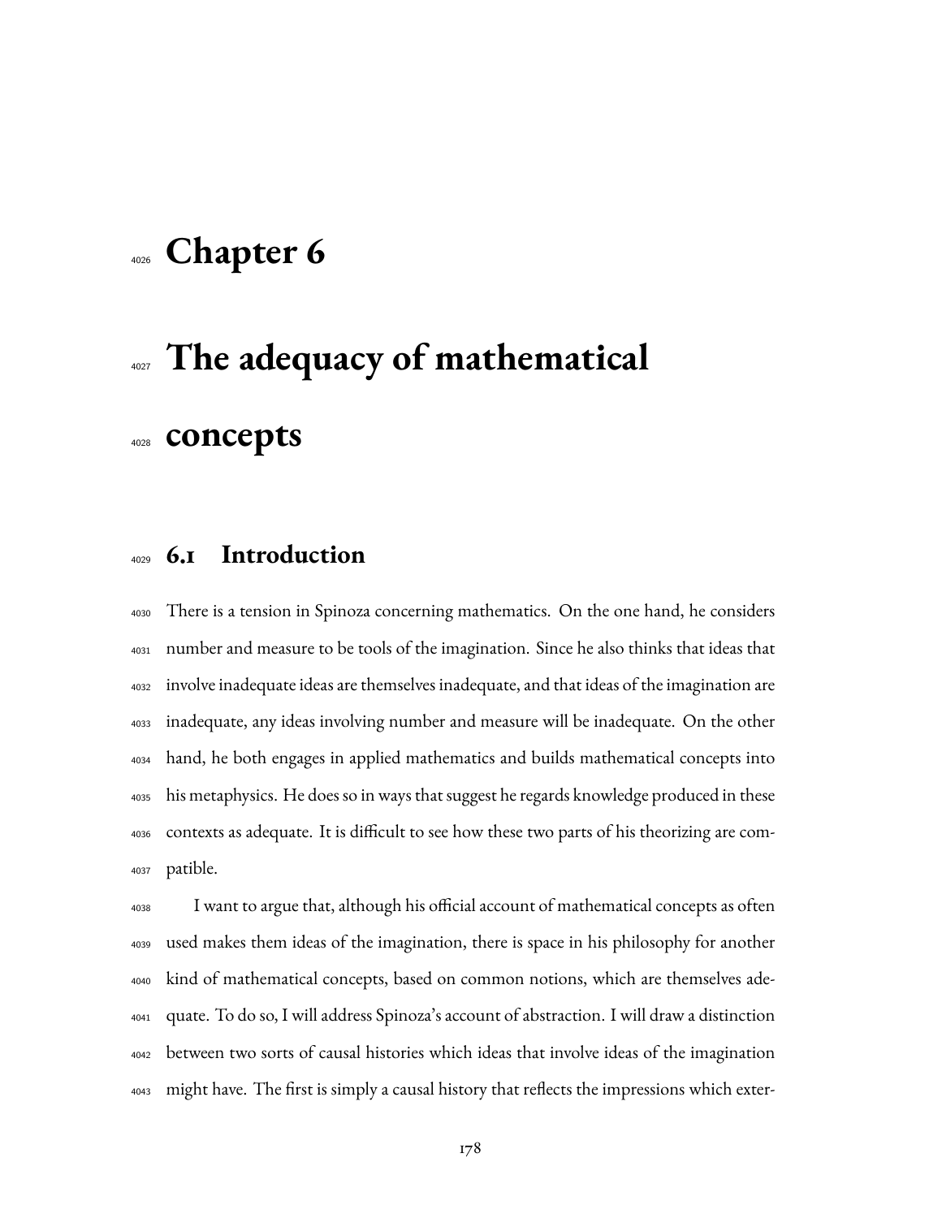# Chapter 6

# The adequacy of mathematical concepts

## 6.1 Introduction

There is a tension in Spinoza concerning mathematics. On the one hand, he considers number and measure to be tools of the imagination. Since he also thinks that ideas that involve inadequate ideas are themselves inadequate, and that ideas of the imagination are inadequate, any ideas involving number and measure will be inadequate. On the other hand, he both engages in applied mathematics and builds mathematical concepts into his metaphysics. He does so in ways that suggest he regards knowledge produced in these contexts as adequate. It is difficult to see how these two parts of his theorizing are compatible.

I want to argue that, although his official account of mathematical concepts as often used makes them ideas of the imagination, there is space in his philosophy for another kind of mathematical concepts, based on common notions, which are themselves adequate. To do so, I will address Spinoza's account of abstraction. I will draw a distinction between two sorts of causal histories which ideas that involve ideas of the imagination might have. The first is simply a causal history that reflects the impressions which exter-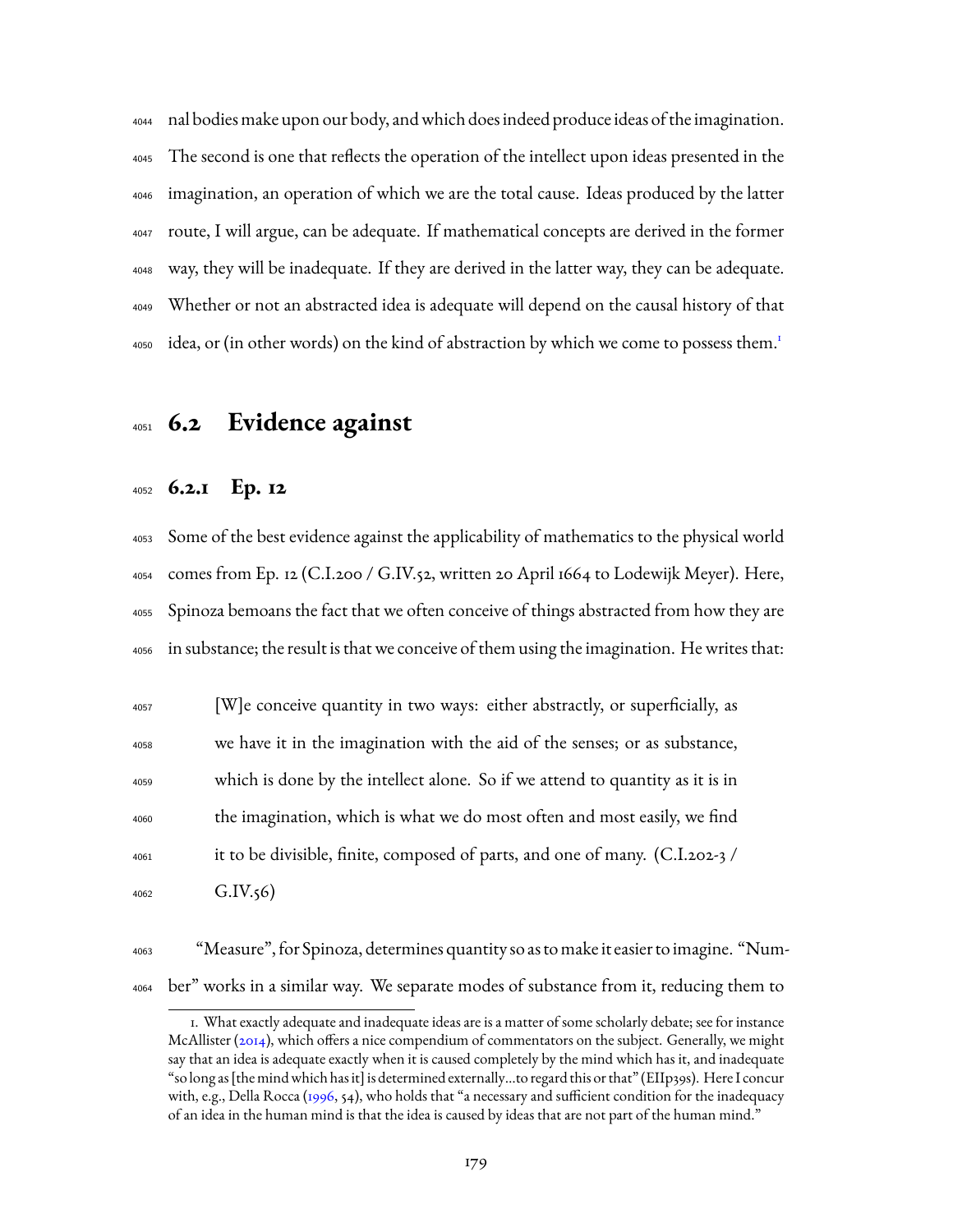nal bodies make upon our body, and which does indeed produce ideas of the imagination. The second is one that reflects the operation of the intellect upon ideas presented in the imagination, an operation of which we are the total cause. Ideas produced by the latter route, I will argue, can be adequate. If mathematical concepts are derived in the former way, they will be inadequate. If they are derived in the latter way, they can be adequate. Whether or not an abstracted idea is adequate will depend on the causal history of that idea, or (in other words) on the kind of abstraction by which we come to possess them.[1]

## 6.2 Evidence against

### 6.2.1 Ep. 12

Some of the best evidence against the applicability of mathematics to the physical world comes from Ep. 12 (C.I.200 / G.IV.52, written 20 April 1664 to Lodewijk Meyer). Here, Spinoza bemoans the fact that we often conceive of things abstracted from how they are in substance; the result is that we conceive of them using the imagination. He writes that:

> [W]e conceive quantity in two ways: either abstractly, or superficially, as we have it in the imagination with the aid of the senses; or as substance, which is done by the intellect alone. So if we attend to quantity as it is in the imagination, which is what we do most often and most easily, we find it to be divisible, finite, composed of parts, and one of many. (C.I.202-3 / G.IV.56)

"Measure", for Spinoza, determines quantity so as to make it easier to imagine. "Number" works in a similar way. We separate modes of substance from it, reducing them to

[1] What exactly adequate and inadequate ideas are is a matter of some scholarly debate; see for instance McAllister (2014), which offers a nice compendium of commentators on the subject. Generally, we might say that an idea is adequate exactly when it is caused completely by the mind which has it, and inadequate "so long as [the mind which has it] is determined externally...to regard this or that" (EIIp39s). Here I concur with, e.g., Della Rocca (1996, 54), who holds that "a necessary and sufficient condition for the inadequacy of an idea in the human mind is that the idea is caused by ideas that are not part of the human mind."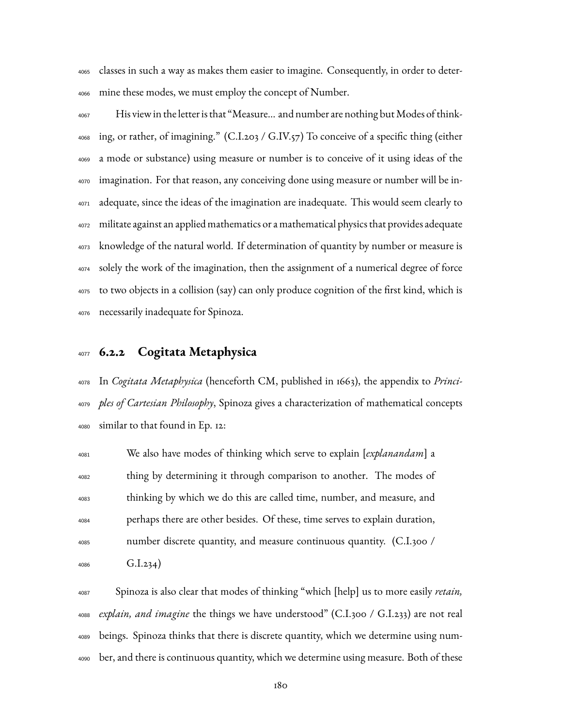classes in such a way as makes them easier to imagine. Consequently, in order to determine these modes, we must employ the concept of Number.

His view in the letter is that "Measure... and number are nothing but Modes of thinking, or rather, of imagining." (C.I.203 / G.IV.57) To conceive of a specific thing (either a mode or substance) using measure or number is to conceive of it using ideas of the imagination. For that reason, any conceiving done using measure or number will be inadequate, since the ideas of the imagination are inadequate. This would seem clearly to militate against an applied mathematics or a mathematical physics that provides adequate knowledge of the natural world. If determination of quantity by number or measure is solely the work of the imagination, then the assignment of a numerical degree of force to two objects in a collision (say) can only produce cognition of the first kind, which is necessarily inadequate for Spinoza.

### 6.2.2 Cogitata Metaphysica

In *Cogitata Metaphysica* (henceforth CM, published in 1663), the appendix to *Principles of Cartesian Philosophy*, Spinoza gives a characterization of mathematical concepts similar to that found in Ep. 12:

> We also have modes of thinking which serve to explain [*explanandam*] a thing by determining it through comparison to another. The modes of thinking by which we do this are called time, number, and measure, and perhaps there are other besides. Of these, time serves to explain duration, number discrete quantity, and measure continuous quantity. (C.I.300 / G.I.234)

Spinoza is also clear that modes of thinking "which [help] us to more easily *retain, explain, and imagine* the things we have understood" (C.I.300 / G.I.233) are not real beings. Spinoza thinks that there is discrete quantity, which we determine using number, and there is continuous quantity, which we determine using measure. Both of these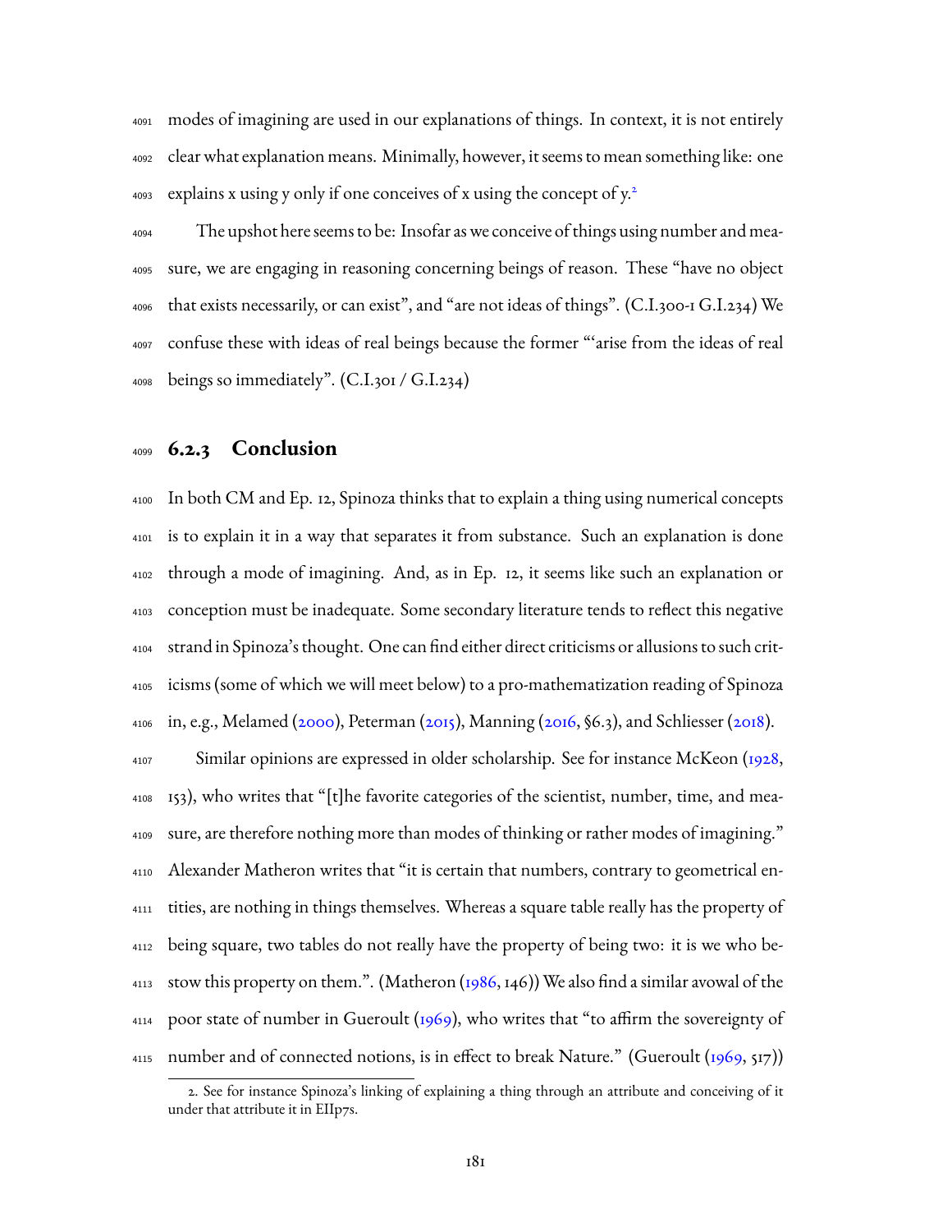modes of imagining are used in our explanations of things. In context, it is not entirely clear what explanation means. Minimally, however, it seems to mean something like: one explains x using y only if one conceives of x using the concept of y.[2]

The upshot here seems to be: Insofar as we conceive of things using number and measure, we are engaging in reasoning concerning beings of reason. These "have no object that exists necessarily, or can exist", and "are not ideas of things". (C.I.300-1 G.I.234) We confuse these with ideas of real beings because the former "'arise from the ideas of real beings so immediately". (C.I.301 / G.I.234)

### 6.2.3 Conclusion

In both CM and Ep. 12, Spinoza thinks that to explain a thing using numerical concepts is to explain it in a way that separates it from substance. Such an explanation is done through a mode of imagining. And, as in Ep. 12, it seems like such an explanation or conception must be inadequate. Some secondary literature tends to reflect this negative strand in Spinoza's thought. One can find either direct criticisms or allusions to such criticisms (some of which we will meet below) to a pro-mathematization reading of Spinoza in, e.g., Melamed (2000), Peterman (2015), Manning (2016, §6.3), and Schliesser (2018).

Similar opinions are expressed in older scholarship. See for instance McKeon (1928, 153), who writes that "[t]he favorite categories of the scientist, number, time, and measure, are therefore nothing more than modes of thinking or rather modes of imagining." Alexander Matheron writes that "it is certain that numbers, contrary to geometrical entities, are nothing in things themselves. Whereas a square table really has the property of being square, two tables do not really have the property of being two: it is we who bestow this property on them.". (Matheron (1986, 146)) We also find a similar avowal of the poor state of number in Gueroult (1969), who writes that "to affirm the sovereignty of number and of connected notions, is in effect to break Nature." (Gueroult (1969, 517))

2. See for instance Spinoza's linking of explaining a thing through an attribute and conceiving of it under that attribute it in EIIp7s.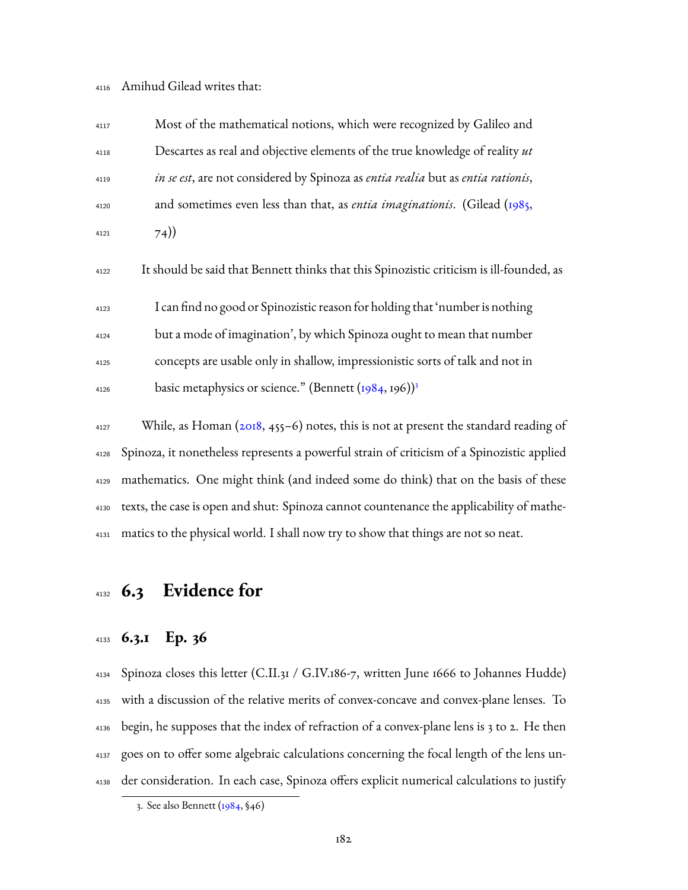Amihud Gilead writes that:

> Most of the mathematical notions, which were recognized by Galileo and Descartes as real and objective elements of the true knowledge of reality *ut in se est*, are not considered by Spinoza as *entia realia* but as *entia rationis*, and sometimes even less than that, as *entia imaginationis*. (Gilead (1985, 74))

It should be said that Bennett thinks that this Spinozistic criticism is ill-founded, as

> I can find no good or Spinozistic reason for holding that 'number is nothing but a mode of imagination', by which Spinoza ought to mean that number concepts are usable only in shallow, impressionistic sorts of talk and not in basic metaphysics or science." (Bennett (1984, 196))[3]

While, as Homan (2018, 455–6) notes, this is not at present the standard reading of Spinoza, it nonetheless represents a powerful strain of criticism of a Spinozistic applied mathematics. One might think (and indeed some do think) that on the basis of these texts, the case is open and shut: Spinoza cannot countenance the applicability of mathematics to the physical world. I shall now try to show that things are not so neat.

## 6.3 Evidence for

### 6.3.1 Ep. 36

Spinoza closes this letter (C.II.31 / G.IV.186-7, written June 1666 to Johannes Hudde) with a discussion of the relative merits of convex-concave and convex-plane lenses. To begin, he supposes that the index of refraction of a convex-plane lens is 3 to 2. He then goes on to offer some algebraic calculations concerning the focal length of the lens under consideration. In each case, Spinoza offers explicit numerical calculations to justify

3. See also Bennett (1984, §46)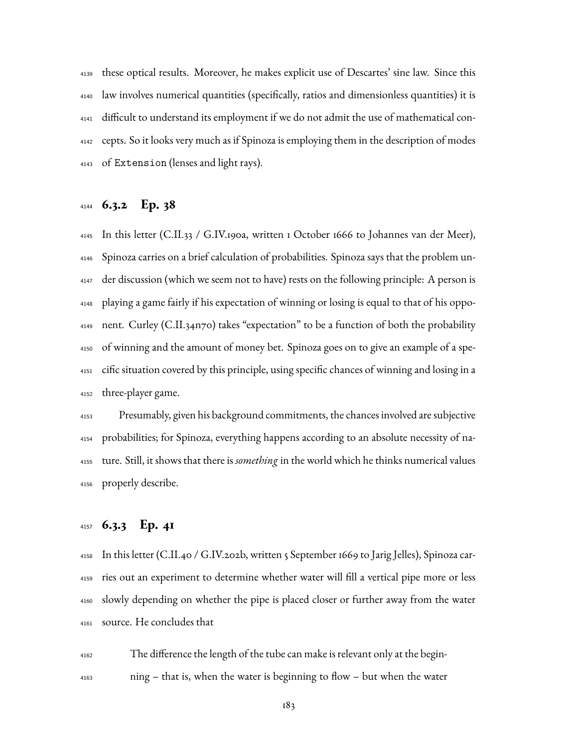these optical results. Moreover, he makes explicit use of Descartes' sine law. Since this law involves numerical quantities (specifically, ratios and dimensionless quantities) it is difficult to understand its employment if we do not admit the use of mathematical concepts. So it looks very much as if Spinoza is employing them in the description of modes of `Extension` (lenses and light rays).

### 6.3.2 Ep. 38

In this letter (C.II.33 / G.IV.190a, written 1 October 1666 to Johannes van der Meer), Spinoza carries on a brief calculation of probabilities. Spinoza says that the problem under discussion (which we seem not to have) rests on the following principle: A person is playing a game fairly if his expectation of winning or losing is equal to that of his opponent. Curley (C.II.34n70) takes "expectation" to be a function of both the probability of winning and the amount of money bet. Spinoza goes on to give an example of a specific situation covered by this principle, using specific chances of winning and losing in a three-player game.

Presumably, given his background commitments, the chances involved are subjective probabilities; for Spinoza, everything happens according to an absolute necessity of nature. Still, it shows that there is *something* in the world which he thinks numerical values properly describe.

### 6.3.3 Ep. 41

In this letter (C.II.40 / G.IV.202b, written 5 September 1669 to Jarig Jelles), Spinoza carries out an experiment to determine whether water will fill a vertical pipe more or less slowly depending on whether the pipe is placed closer or further away from the water source. He concludes that

> The difference the length of the tube can make is relevant only at the beginning – that is, when the water is beginning to flow – but when the water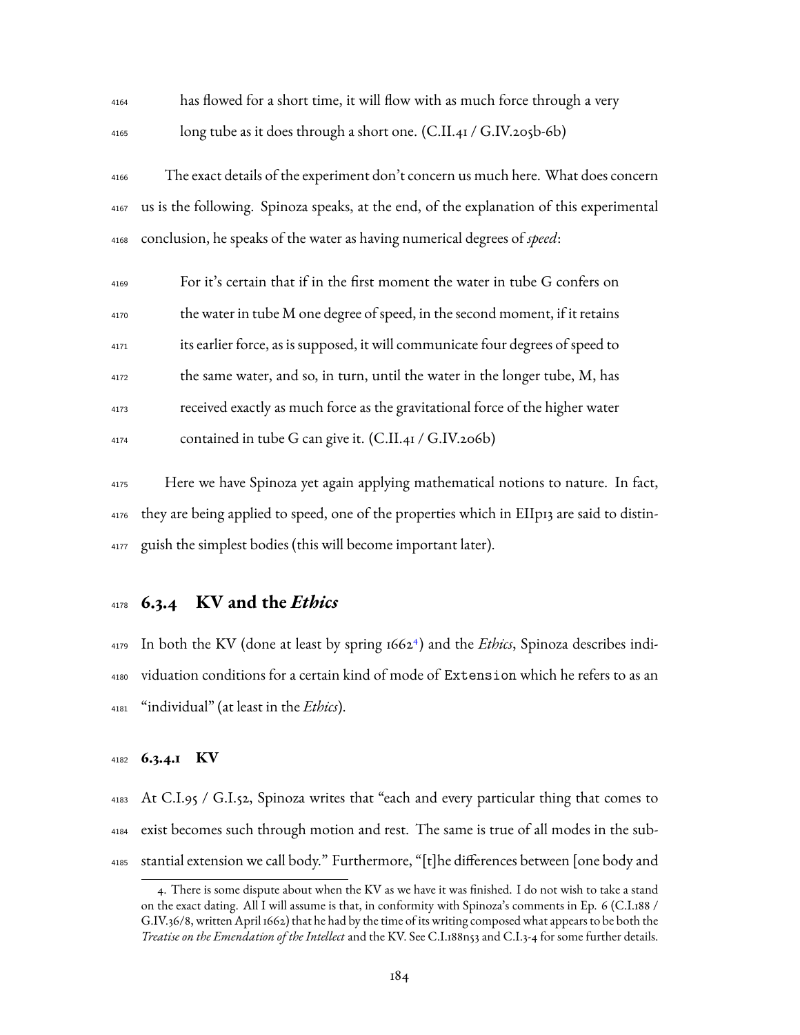> has flowed for a short time, it will flow with as much force through a very long tube as it does through a short one. (C.II.41 / G.IV.205b-6b)

The exact details of the experiment don't concern us much here. What does concern us is the following. Spinoza speaks, at the end, of the explanation of this experimental conclusion, he speaks of the water as having numerical degrees of *speed*:

> For it's certain that if in the first moment the water in tube G confers on the water in tube M one degree of speed, in the second moment, if it retains its earlier force, as is supposed, it will communicate four degrees of speed to the same water, and so, in turn, until the water in the longer tube, M, has received exactly as much force as the gravitational force of the higher water contained in tube G can give it. (C.II.41 / G.IV.206b)

Here we have Spinoza yet again applying mathematical notions to nature. In fact, they are being applied to speed, one of the properties which in EIIp13 are said to distinguish the simplest bodies (this will become important later).

### 6.3.4 KV and the *Ethics*

In both the KV (done at least by spring 1662[4]) and the *Ethics*, Spinoza describes individuation conditions for a certain kind of mode of `Extension` which he refers to as an "individual" (at least in the *Ethics*).

#### 6.3.4.1 KV

At C.I.95 / G.I.52, Spinoza writes that "each and every particular thing that comes to exist becomes such through motion and rest. The same is true of all modes in the substantial extension we call body." Furthermore, "[t]he differences between [one body and

---

4. There is some dispute about when the KV as we have it was finished. I do not wish to take a stand on the exact dating. All I will assume is that, in conformity with Spinoza's comments in Ep. 6 (C.I.188 / G.IV.36/8, written April 1662) that he had by the time of its writing composed what appears to be both the *Treatise on the Emendation of the Intellect* and the KV. See C.I.188n53 and C.I.3-4 for some further details.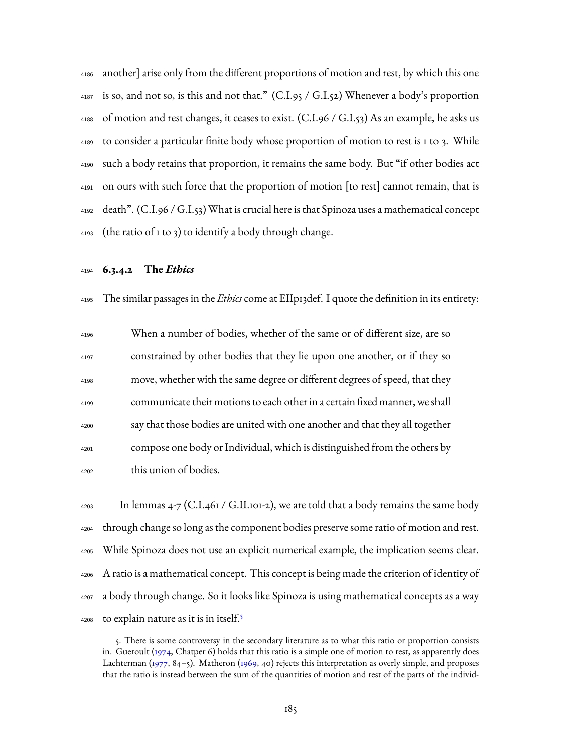another] arise only from the different proportions of motion and rest, by which this one is so, and not so, is this and not that." (C.I.95 / G.I.52) Whenever a body's proportion of motion and rest changes, it ceases to exist. (C.I.96 / G.I.53) As an example, he asks us to consider a particular finite body whose proportion of motion to rest is 1 to 3. While such a body retains that proportion, it remains the same body. But "if other bodies act on ours with such force that the proportion of motion [to rest] cannot remain, that is death". (C.I.96 / G.I.53) What is crucial here is that Spinoza uses a mathematical concept (the ratio of 1 to 3) to identify a body through change.

#### 6.3.4.2 The *Ethics*

The similar passages in the *Ethics* come at EIIp13def. I quote the definition in its entirety:

> When a number of bodies, whether of the same or of different size, are so constrained by other bodies that they lie upon one another, or if they so move, whether with the same degree or different degrees of speed, that they communicate their motions to each other in a certain fixed manner, we shall say that those bodies are united with one another and that they all together compose one body or Individual, which is distinguished from the others by this union of bodies.

In lemmas 4-7 (C.I.461 / G.II.101-2), we are told that a body remains the same body through change so long as the component bodies preserve some ratio of motion and rest. While Spinoza does not use an explicit numerical example, the implication seems clear. A ratio is a mathematical concept. This concept is being made the criterion of identity of a body through change. So it looks like Spinoza is using mathematical concepts as a way to explain nature as it is in itself.[5]

5. There is some controversy in the secondary literature as to what this ratio or proportion consists in. Gueroult (1974, Chatper 6) holds that this ratio is a simple one of motion to rest, as apparently does Lachterman (1977, 84–5). Matheron (1969, 40) rejects this interpretation as overly simple, and proposes that the ratio is instead between the sum of the quantities of motion and rest of the parts of the individ-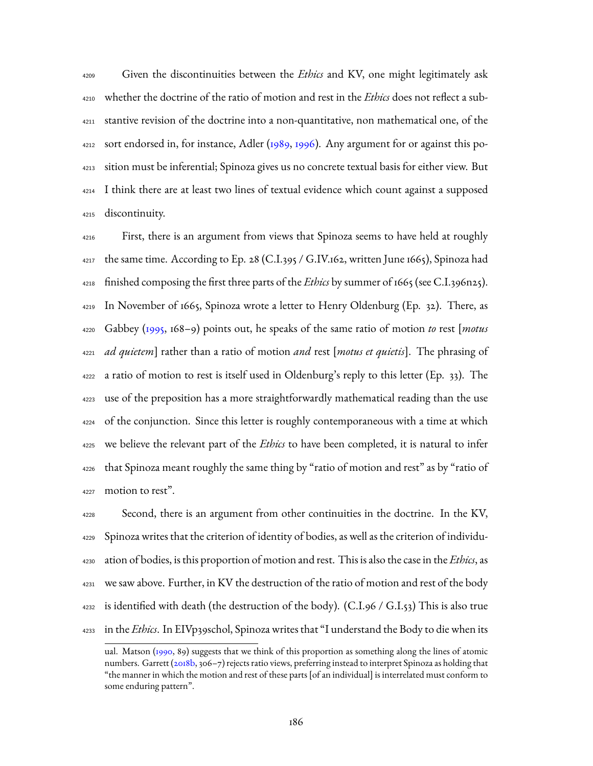Given the discontinuities between the *Ethics* and KV, one might legitimately ask whether the doctrine of the ratio of motion and rest in the *Ethics* does not reflect a substantive revision of the doctrine into a non-quantitative, non mathematical one, of the sort endorsed in, for instance, Adler (1989, 1996). Any argument for or against this position must be inferential; Spinoza gives us no concrete textual basis for either view. But I think there are at least two lines of textual evidence which count against a supposed discontinuity.

First, there is an argument from views that Spinoza seems to have held at roughly the same time. According to Ep. 28 (C.I.395 / G.IV.162, written June 1665), Spinoza had finished composing the first three parts of the *Ethics* by summer of 1665 (see C.I.396n25). In November of 1665, Spinoza wrote a letter to Henry Oldenburg (Ep. 32). There, as Gabbey (1995, 168–9) points out, he speaks of the same ratio of motion *to* rest [*motus ad quietem*] rather than a ratio of motion *and* rest [*motus et quietis*]. The phrasing of a ratio of motion to rest is itself used in Oldenburg's reply to this letter (Ep. 33). The use of the preposition has a more straightforwardly mathematical reading than the use of the conjunction. Since this letter is roughly contemporaneous with a time at which we believe the relevant part of the *Ethics* to have been completed, it is natural to infer that Spinoza meant roughly the same thing by "ratio of motion and rest" as by "ratio of motion to rest".

Second, there is an argument from other continuities in the doctrine. In the KV, Spinoza writes that the criterion of identity of bodies, as well as the criterion of individuation of bodies, is this proportion of motion and rest. This is also the case in the *Ethics*, as we saw above. Further, in KV the destruction of the ratio of motion and rest of the body is identified with death (the destruction of the body). (C.I.96 / G.I.53) This is also true in the *Ethics*. In EIVp39schol, Spinoza writes that "I understand the Body to die when its

---

ual. Matson (1990, 89) suggests that we think of this proportion as something along the lines of atomic numbers. Garrett (2018b, 306–7) rejects ratio views, preferring instead to interpret Spinoza as holding that "the manner in which the motion and rest of these parts [of an individual] is interrelated must conform to some enduring pattern".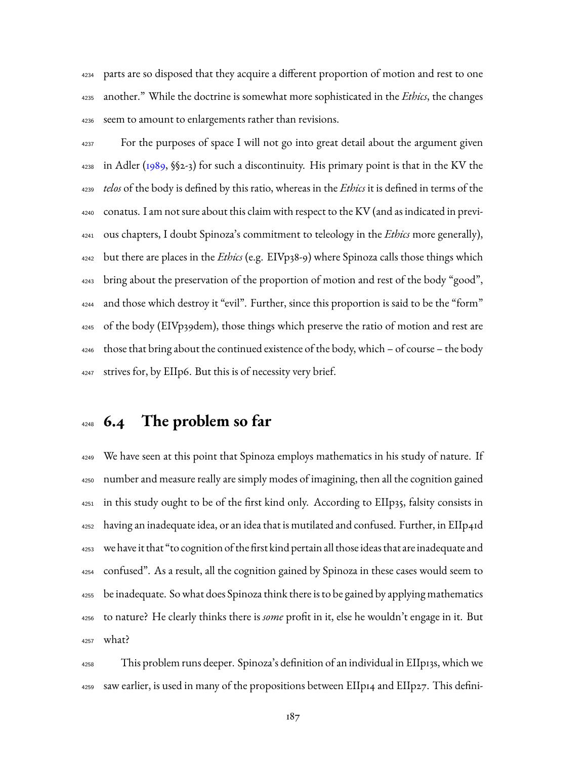parts are so disposed that they acquire a different proportion of motion and rest to one another." While the doctrine is somewhat more sophisticated in the *Ethics*, the changes seem to amount to enlargements rather than revisions.

For the purposes of space I will not go into great detail about the argument given in Adler (1989, §§2-3) for such a discontinuity. His primary point is that in the KV the *telos* of the body is defined by this ratio, whereas in the *Ethics* it is defined in terms of the conatus. I am not sure about this claim with respect to the KV (and as indicated in previous chapters, I doubt Spinoza's commitment to teleology in the *Ethics* more generally), but there are places in the *Ethics* (e.g. EIVp38-9) where Spinoza calls those things which bring about the preservation of the proportion of motion and rest of the body "good", and those which destroy it "evil". Further, since this proportion is said to be the "form" of the body (EIVp39dem), those things which preserve the ratio of motion and rest are those that bring about the continued existence of the body, which – of course – the body strives for, by EIIp6. But this is of necessity very brief.

## 6.4 The problem so far

We have seen at this point that Spinoza employs mathematics in his study of nature. If number and measure really are simply modes of imagining, then all the cognition gained in this study ought to be of the first kind only. According to EIIp35, falsity consists in having an inadequate idea, or an idea that is mutilated and confused. Further, in EIIp41d we have it that "to cognition of the first kind pertain all those ideas that are inadequate and confused". As a result, all the cognition gained by Spinoza in these cases would seem to be inadequate. So what does Spinoza think there is to be gained by applying mathematics to nature? He clearly thinks there is *some* profit in it, else he wouldn't engage in it. But what?

This problem runs deeper. Spinoza's definition of an individual in EIIp13s, which we saw earlier, is used in many of the propositions between EIIp14 and EIIp27. This defini-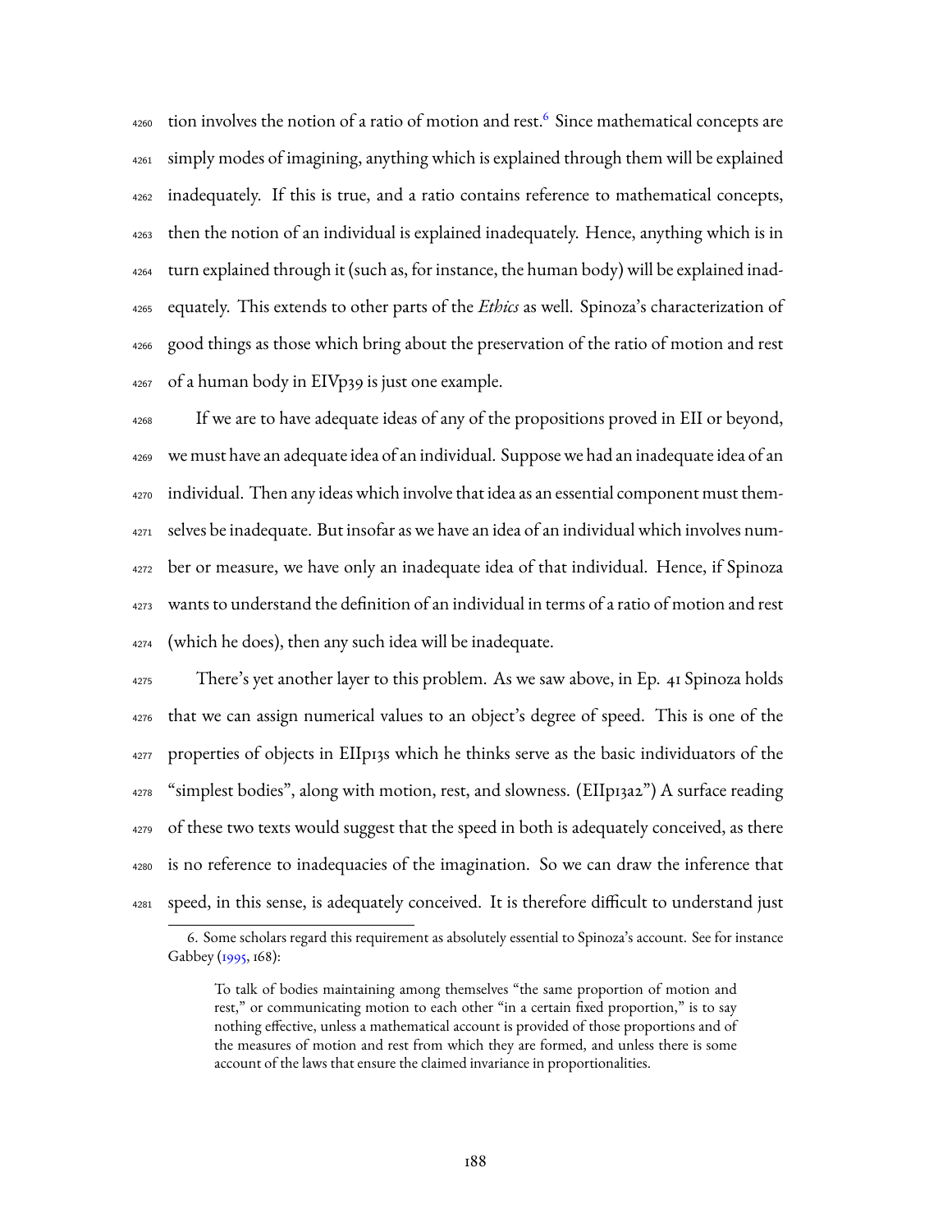tion involves the notion of a ratio of motion and rest.[6] Since mathematical concepts are simply modes of imagining, anything which is explained through them will be explained inadequately. If this is true, and a ratio contains reference to mathematical concepts, then the notion of an individual is explained inadequately. Hence, anything which is in turn explained through it (such as, for instance, the human body) will be explained inadequately. This extends to other parts of the *Ethics* as well. Spinoza's characterization of good things as those which bring about the preservation of the ratio of motion and rest of a human body in EIVp39 is just one example.

If we are to have adequate ideas of any of the propositions proved in EII or beyond, we must have an adequate idea of an individual. Suppose we had an inadequate idea of an individual. Then any ideas which involve that idea as an essential component must themselves be inadequate. But insofar as we have an idea of an individual which involves number or measure, we have only an inadequate idea of that individual. Hence, if Spinoza wants to understand the definition of an individual in terms of a ratio of motion and rest (which he does), then any such idea will be inadequate.

There's yet another layer to this problem. As we saw above, in Ep. 41 Spinoza holds that we can assign numerical values to an object's degree of speed. This is one of the properties of objects in EIIp13s which he thinks serve as the basic individuators of the "simplest bodies", along with motion, rest, and slowness. (EIIp13a2") A surface reading of these two texts would suggest that the speed in both is adequately conceived, as there is no reference to inadequacies of the imagination. So we can draw the inference that speed, in this sense, is adequately conceived. It is therefore difficult to understand just

6. Some scholars regard this requirement as absolutely essential to Spinoza's account. See for instance Gabbey (1995, 168):

> To talk of bodies maintaining among themselves "the same proportion of motion and rest," or communicating motion to each other "in a certain fixed proportion," is to say nothing effective, unless a mathematical account is provided of those proportions and of the measures of motion and rest from which they are formed, and unless there is some account of the laws that ensure the claimed invariance in proportionalities.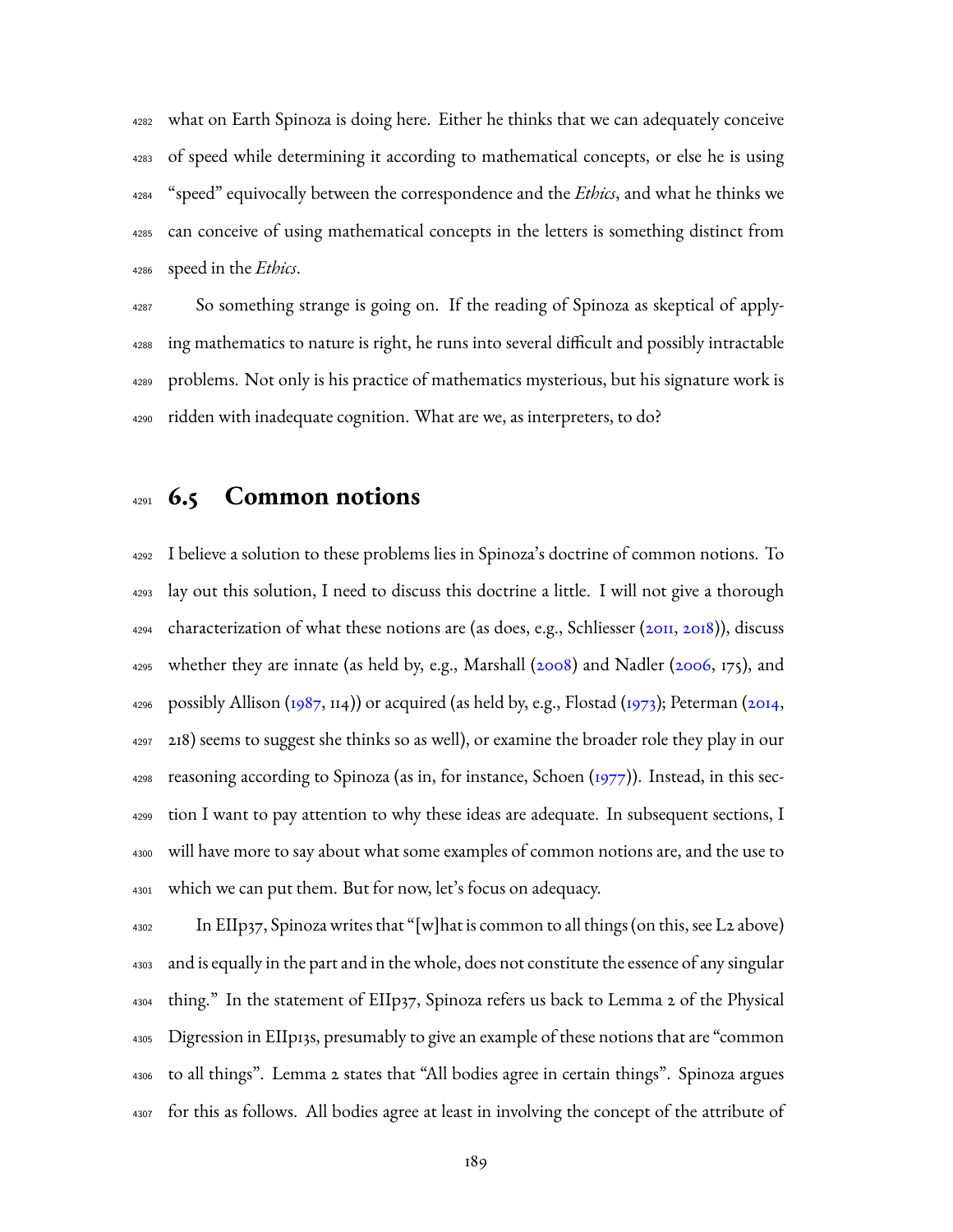what on Earth Spinoza is doing here. Either he thinks that we can adequately conceive of speed while determining it according to mathematical concepts, or else he is using "speed" equivocally between the correspondence and the *Ethics*, and what he thinks we can conceive of using mathematical concepts in the letters is something distinct from speed in the *Ethics*.

So something strange is going on. If the reading of Spinoza as skeptical of applying mathematics to nature is right, he runs into several difficult and possibly intractable problems. Not only is his practice of mathematics mysterious, but his signature work is ridden with inadequate cognition. What are we, as interpreters, to do?

## 6.5 Common notions

I believe a solution to these problems lies in Spinoza's doctrine of common notions. To lay out this solution, I need to discuss this doctrine a little. I will not give a thorough characterization of what these notions are (as does, e.g., Schliesser (2011, 2018)), discuss whether they are innate (as held by, e.g., Marshall (2008) and Nadler (2006, 175), and possibly Allison (1987, 114)) or acquired (as held by, e.g., Flostad (1973); Peterman (2014, 218) seems to suggest she thinks so as well), or examine the broader role they play in our reasoning according to Spinoza (as in, for instance, Schoen (1977)). Instead, in this section I want to pay attention to why these ideas are adequate. In subsequent sections, I will have more to say about what some examples of common notions are, and the use to which we can put them. But for now, let's focus on adequacy.

In EIIp37, Spinoza writes that "[w]hat is common to all things (on this, see L2 above) and is equally in the part and in the whole, does not constitute the essence of any singular thing." In the statement of EIIp37, Spinoza refers us back to Lemma 2 of the Physical Digression in EIIp13s, presumably to give an example of these notions that are "common to all things". Lemma 2 states that "All bodies agree in certain things". Spinoza argues for this as follows. All bodies agree at least in involving the concept of the attribute of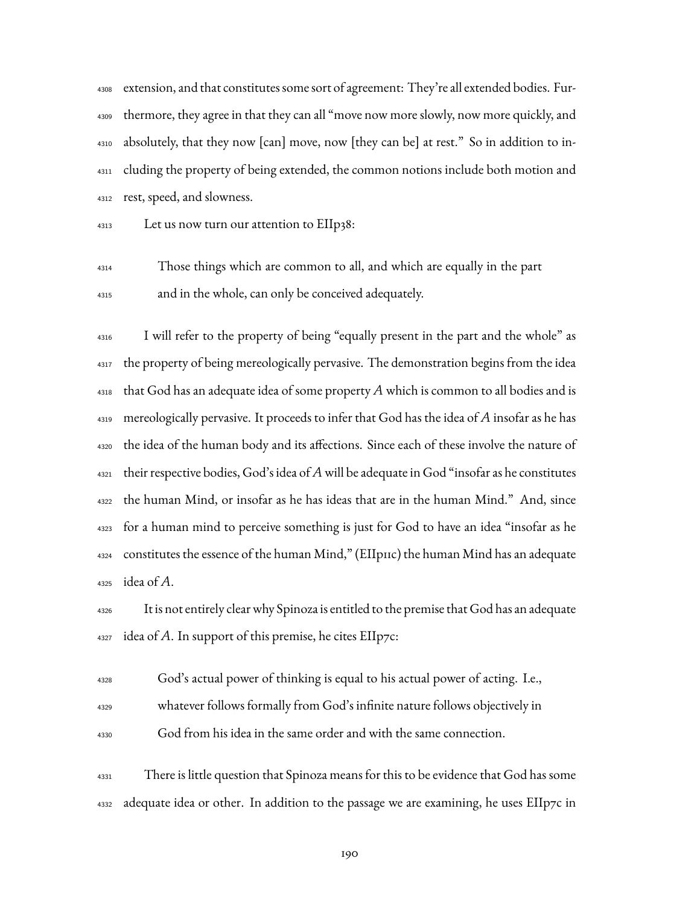extension, and that constitutes some sort of agreement: They're all extended bodies. Furthermore, they agree in that they can all "move now more slowly, now more quickly, and absolutely, that they now [can] move, now [they can be] at rest." So in addition to including the property of being extended, the common notions include both motion and rest, speed, and slowness.

Let us now turn our attention to EIIp38:

> Those things which are common to all, and which are equally in the part and in the whole, can only be conceived adequately.

I will refer to the property of being "equally present in the part and the whole" as the property of being mereologically pervasive. The demonstration begins from the idea that God has an adequate idea of some property $A$ which is common to all bodies and is mereologically pervasive. It proceeds to infer that God has the idea of $A$ insofar as he has the idea of the human body and its affections. Since each of these involve the nature of their respective bodies, God's idea of $A$ will be adequate in God "insofar as he constitutes the human Mind, or insofar as he has ideas that are in the human Mind." And, since for a human mind to perceive something is just for God to have an idea "insofar as he constitutes the essence of the human Mind," (EIIp11c) the human Mind has an adequate idea of $A$.

It is not entirely clear why Spinoza is entitled to the premise that God has an adequate idea of $A$. In support of this premise, he cites EIIp7c:

> God's actual power of thinking is equal to his actual power of acting. I.e., whatever follows formally from God's infinite nature follows objectively in God from his idea in the same order and with the same connection.

There is little question that Spinoza means for this to be evidence that God has some adequate idea or other. In addition to the passage we are examining, he uses EIIp7c in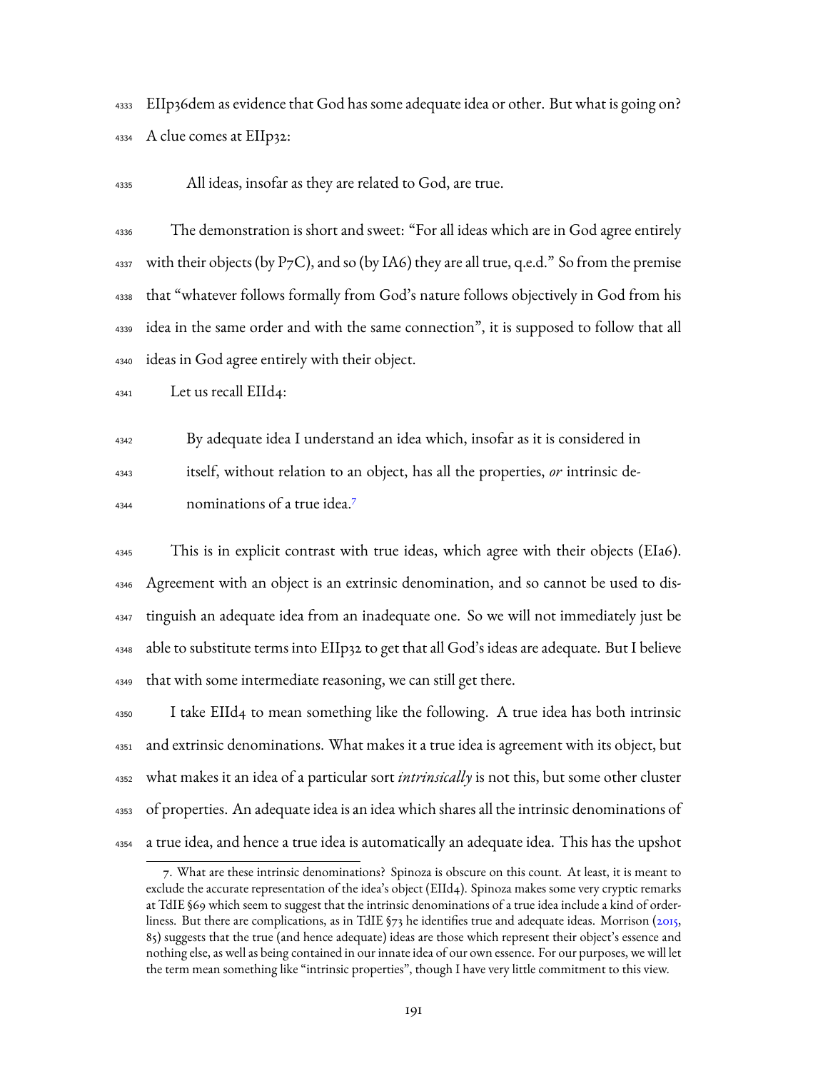EIIp36dem as evidence that God has some adequate idea or other. But what is going on? A clue comes at EIIp32:

> All ideas, insofar as they are related to God, are true.

The demonstration is short and sweet: "For all ideas which are in God agree entirely with their objects (by P7C), and so (by IA6) they are all true, q.e.d." So from the premise that "whatever follows formally from God's nature follows objectively in God from his idea in the same order and with the same connection", it is supposed to follow that all ideas in God agree entirely with their object.

Let us recall EIId4:

> By adequate idea I understand an idea which, insofar as it is considered in itself, without relation to an object, has all the properties, *or* intrinsic denominations of a true idea.[7]

This is in explicit contrast with true ideas, which agree with their objects (EIa6). Agreement with an object is an extrinsic denomination, and so cannot be used to distinguish an adequate idea from an inadequate one. So we will not immediately just be able to substitute terms into EIIp32 to get that all God's ideas are adequate. But I believe that with some intermediate reasoning, we can still get there.

I take EIId4 to mean something like the following. A true idea has both intrinsic and extrinsic denominations. What makes it a true idea is agreement with its object, but what makes it an idea of a particular sort *intrinsically* is not this, but some other cluster of properties. An adequate idea is an idea which shares all the intrinsic denominations of a true idea, and hence a true idea is automatically an adequate idea. This has the upshot

---

7. What are these intrinsic denominations? Spinoza is obscure on this count. At least, it is meant to exclude the accurate representation of the idea's object (EIId4). Spinoza makes some very cryptic remarks at TdIE §69 which seem to suggest that the intrinsic denominations of a true idea include a kind of orderliness. But there are complications, as in TdIE §73 he identifies true and adequate ideas. Morrison (2015, 85) suggests that the true (and hence adequate) ideas are those which represent their object's essence and nothing else, as well as being contained in our innate idea of our own essence. For our purposes, we will let the term mean something like "intrinsic properties", though I have very little commitment to this view.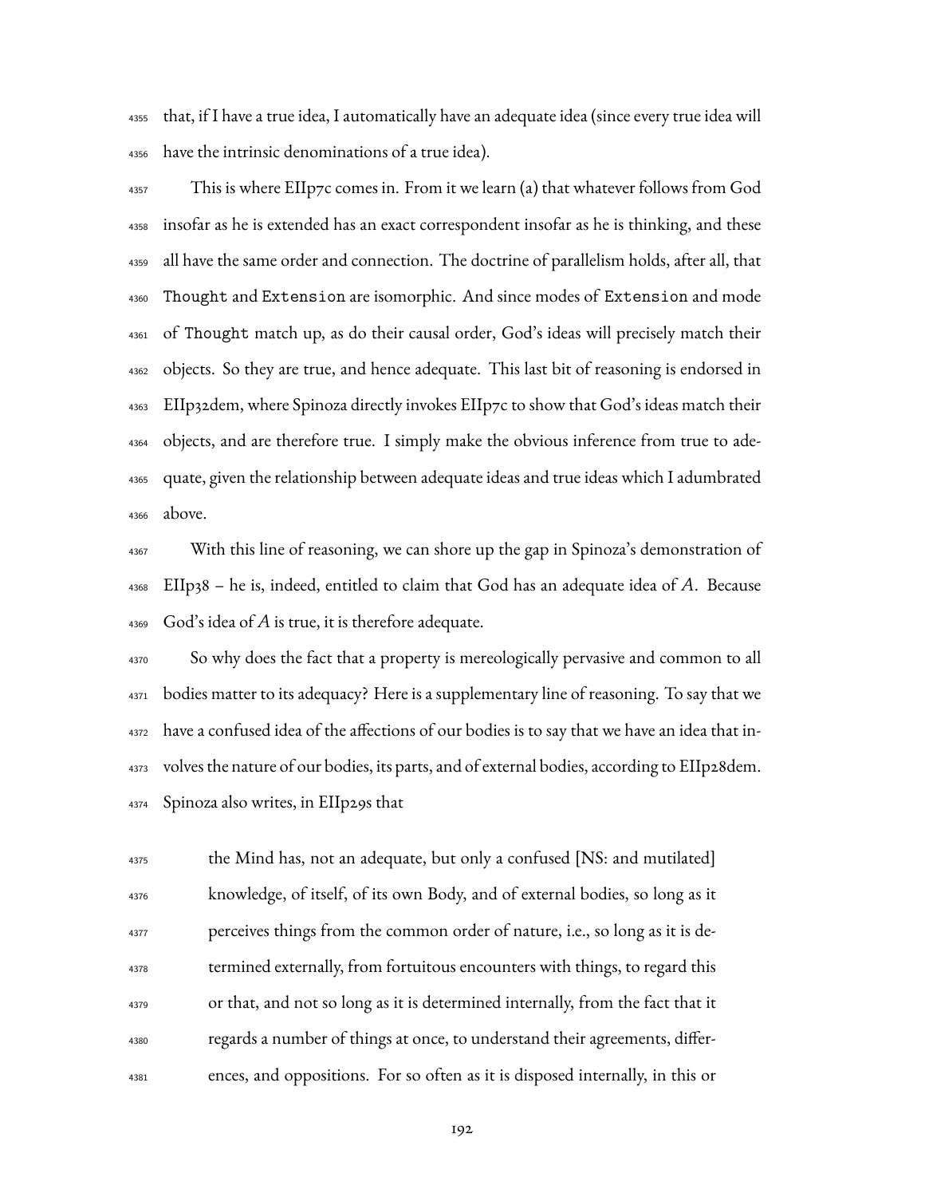that, if I have a true idea, I automatically have an adequate idea (since every true idea will have the intrinsic denominations of a true idea).

This is where EIIp7c comes in. From it we learn (a) that whatever follows from God insofar as he is extended has an exact correspondent insofar as he is thinking, and these all have the same order and connection. The doctrine of parallelism holds, after all, that `Thought` and `Extension` are isomorphic. And since modes of `Extension` and mode of `Thought` match up, as do their causal order, God's ideas will precisely match their objects. So they are true, and hence adequate. This last bit of reasoning is endorsed in EIIp32dem, where Spinoza directly invokes EIIp7c to show that God's ideas match their objects, and are therefore true. I simply make the obvious inference from true to adequate, given the relationship between adequate ideas and true ideas which I adumbrated above.

With this line of reasoning, we can shore up the gap in Spinoza's demonstration of EIIp38 – he is, indeed, entitled to claim that God has an adequate idea of $A$. Because God's idea of $A$ is true, it is therefore adequate.

So why does the fact that a property is mereologically pervasive and common to all bodies matter to its adequacy? Here is a supplementary line of reasoning. To say that we have a confused idea of the affections of our bodies is to say that we have an idea that involves the nature of our bodies, its parts, and of external bodies, according to EIIp28dem. Spinoza also writes, in EIIp29s that

> the Mind has, not an adequate, but only a confused [NS: and mutilated] knowledge, of itself, of its own Body, and of external bodies, so long as it perceives things from the common order of nature, i.e., so long as it is determined externally, from fortuitous encounters with things, to regard this or that, and not so long as it is determined internally, from the fact that it regards a number of things at once, to understand their agreements, differences, and oppositions. For so often as it is disposed internally, in this or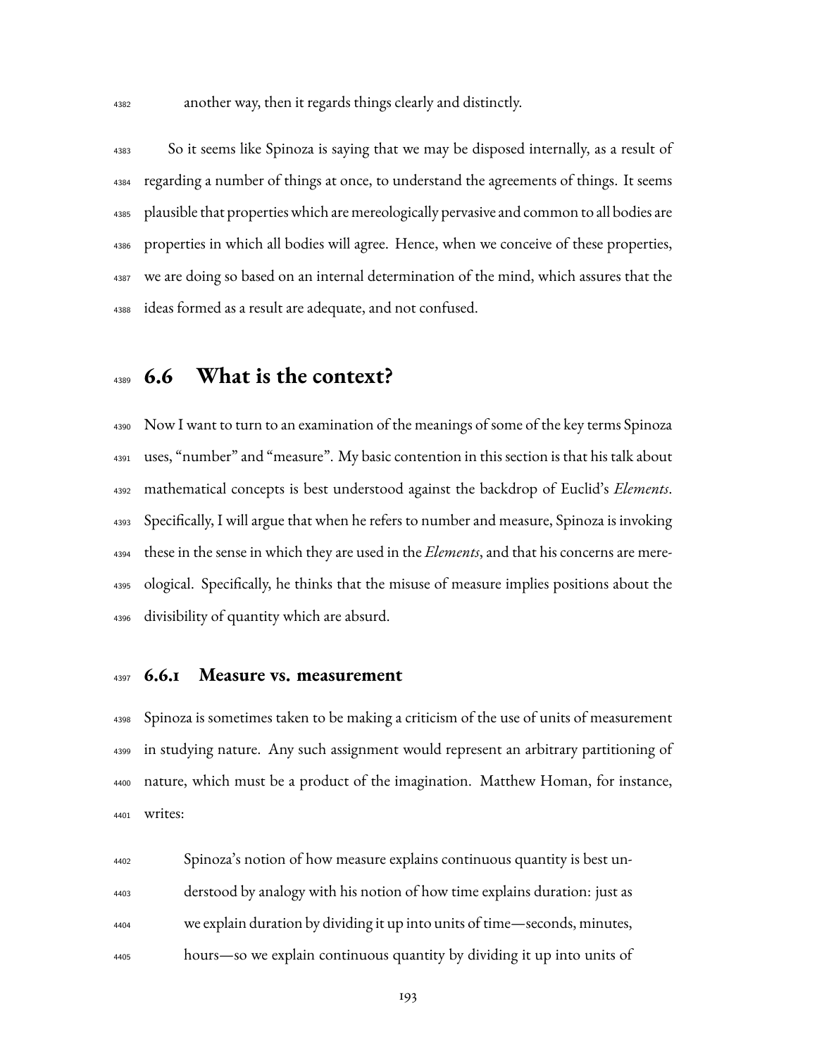another way, then it regards things clearly and distinctly.

So it seems like Spinoza is saying that we may be disposed internally, as a result of regarding a number of things at once, to understand the agreements of things. It seems plausible that properties which are mereologically pervasive and common to all bodies are properties in which all bodies will agree. Hence, when we conceive of these properties, we are doing so based on an internal determination of the mind, which assures that the ideas formed as a result are adequate, and not confused.

## 6.6 What is the context?

Now I want to turn to an examination of the meanings of some of the key terms Spinoza uses, "number" and "measure". My basic contention in this section is that his talk about mathematical concepts is best understood against the backdrop of Euclid's *Elements*. Specifically, I will argue that when he refers to number and measure, Spinoza is invoking these in the sense in which they are used in the *Elements*, and that his concerns are mereological. Specifically, he thinks that the misuse of measure implies positions about the divisibility of quantity which are absurd.

### 6.6.1 Measure vs. measurement

Spinoza is sometimes taken to be making a criticism of the use of units of measurement in studying nature. Any such assignment would represent an arbitrary partitioning of nature, which must be a product of the imagination. Matthew Homan, for instance, writes:

> Spinoza's notion of how measure explains continuous quantity is best understood by analogy with his notion of how time explains duration: just as we explain duration by dividing it up into units of time—seconds, minutes, hours—so we explain continuous quantity by dividing it up into units of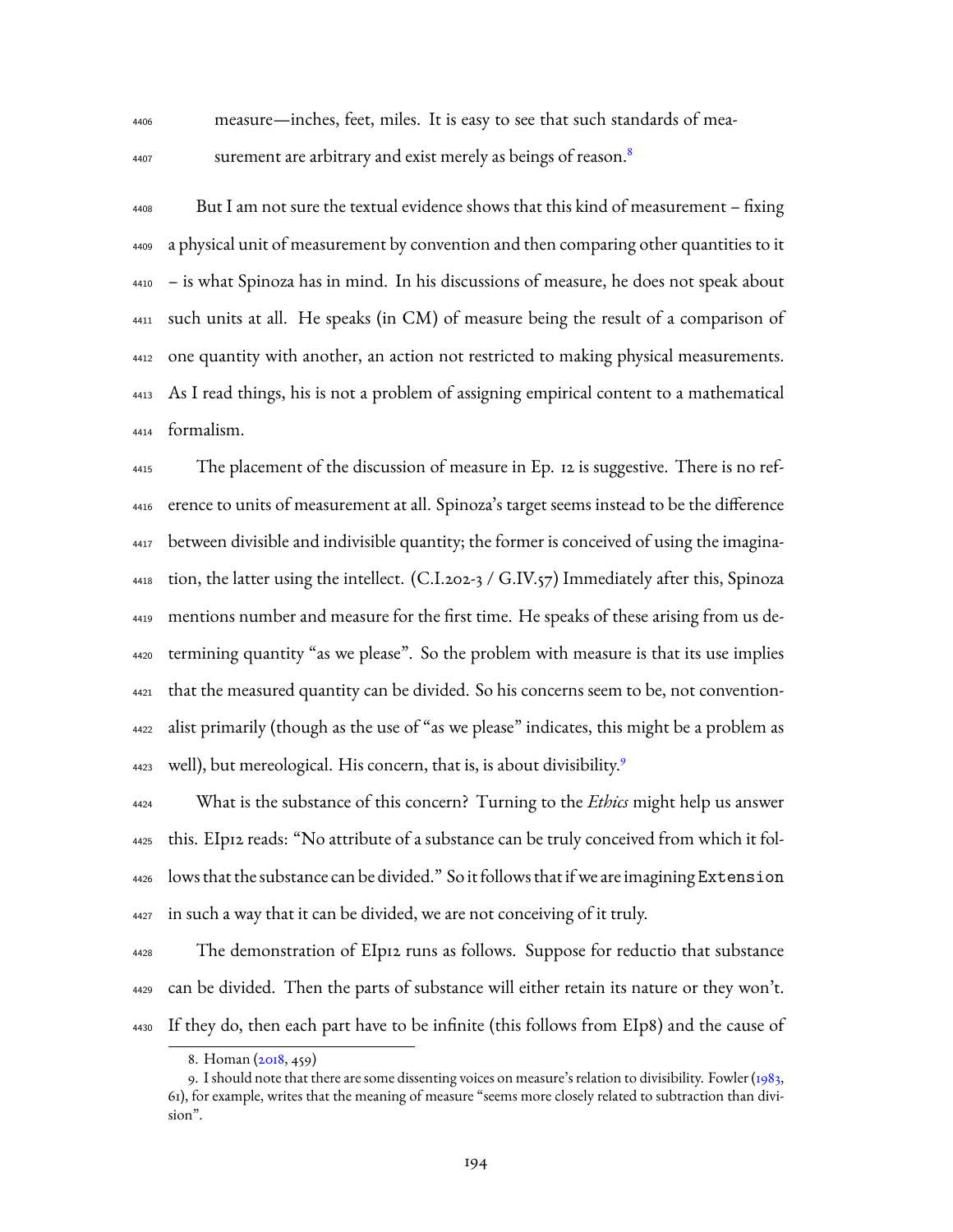measure—inches, feet, miles. It is easy to see that such standards of measurement are arbitrary and exist merely as beings of reason.[8]

But I am not sure the textual evidence shows that this kind of measurement – fixing a physical unit of measurement by convention and then comparing other quantities to it – is what Spinoza has in mind. In his discussions of measure, he does not speak about such units at all. He speaks (in CM) of measure being the result of a comparison of one quantity with another, an action not restricted to making physical measurements. As I read things, his is not a problem of assigning empirical content to a mathematical formalism.

The placement of the discussion of measure in Ep. 12 is suggestive. There is no reference to units of measurement at all. Spinoza's target seems instead to be the difference between divisible and indivisible quantity; the former is conceived of using the imagination, the latter using the intellect. (C.I.202-3 / G.IV.57) Immediately after this, Spinoza mentions number and measure for the first time. He speaks of these arising from us determining quantity "as we please". So the problem with measure is that its use implies that the measured quantity can be divided. So his concerns seem to be, not conventionalist primarily (though as the use of "as we please" indicates, this might be a problem as well), but mereological. His concern, that is, is about divisibility.[9]

What is the substance of this concern? Turning to the *Ethics* might help us answer this. EIp12 reads: "No attribute of a substance can be truly conceived from which it follows that the substance can be divided." So it follows that if we are imagining `Extension` in such a way that it can be divided, we are not conceiving of it truly.

The demonstration of EIp12 runs as follows. Suppose for reductio that substance can be divided. Then the parts of substance will either retain its nature or they won't. If they do, then each part have to be infinite (this follows from EIp8) and the cause of

8. Homan (2018, 459)

9. I should note that there are some dissenting voices on measure's relation to divisibility. Fowler (1983, 61), for example, writes that the meaning of measure "seems more closely related to subtraction than division".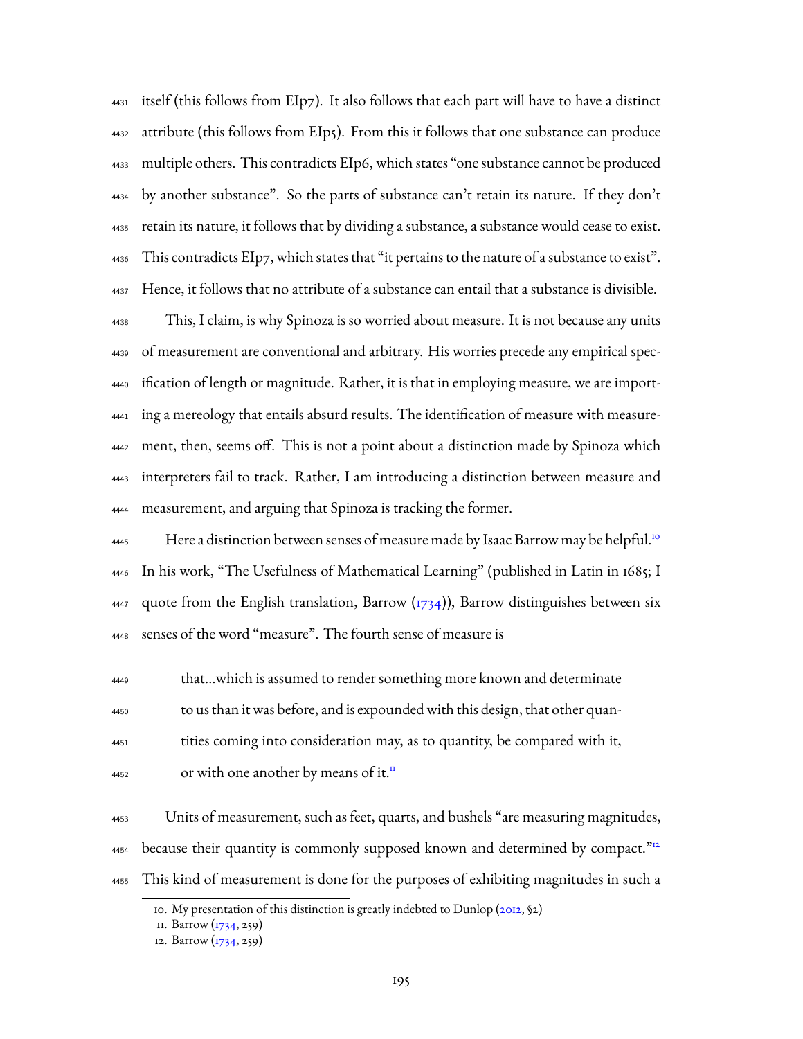itself (this follows from EIp7). It also follows that each part will have to have a distinct attribute (this follows from EIp5). From this it follows that one substance can produce multiple others. This contradicts EIp6, which states "one substance cannot be produced by another substance". So the parts of substance can't retain its nature. If they don't retain its nature, it follows that by dividing a substance, a substance would cease to exist. This contradicts EIp7, which states that "it pertains to the nature of a substance to exist". Hence, it follows that no attribute of a substance can entail that a substance is divisible.

This, I claim, is why Spinoza is so worried about measure. It is not because any units of measurement are conventional and arbitrary. His worries precede any empirical specification of length or magnitude. Rather, it is that in employing measure, we are importing a mereology that entails absurd results. The identification of measure with measurement, then, seems off. This is not a point about a distinction made by Spinoza which interpreters fail to track. Rather, I am introducing a distinction between measure and measurement, and arguing that Spinoza is tracking the former.

Here a distinction between senses of measure made by Isaac Barrow may be helpful.[10] In his work, "The Usefulness of Mathematical Learning" (published in Latin in 1685; I quote from the English translation, Barrow (1734)), Barrow distinguishes between six senses of the word "measure". The fourth sense of measure is

> that…which is assumed to render something more known and determinate to us than it was before, and is expounded with this design, that other quantities coming into consideration may, as to quantity, be compared with it, or with one another by means of it.[11]

Units of measurement, such as feet, quarts, and bushels "are measuring magnitudes, because their quantity is commonly supposed known and determined by compact."[12] This kind of measurement is done for the purposes of exhibiting magnitudes in such a

---

10. My presentation of this distinction is greatly indebted to Dunlop (2012, §2)

11. Barrow (1734, 259)

12. Barrow (1734, 259)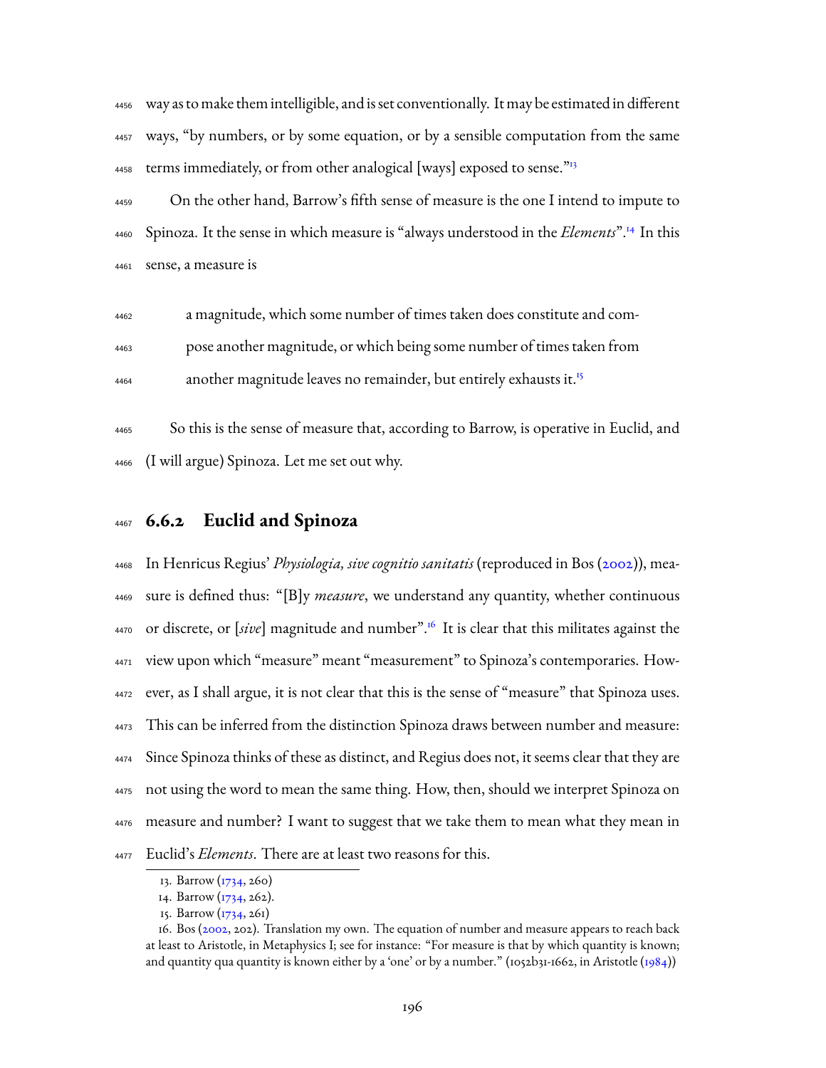way as to make them intelligible, and is set conventionally. It may be estimated in different ways, "by numbers, or by some equation, or by a sensible computation from the same terms immediately, or from other analogical [ways] exposed to sense."[13]

On the other hand, Barrow's fifth sense of measure is the one I intend to impute to Spinoza. It the sense in which measure is "always understood in the *Elements*".[14] In this sense, a measure is

> a magnitude, which some number of times taken does constitute and compose another magnitude, or which being some number of times taken from another magnitude leaves no remainder, but entirely exhausts it.[15]

So this is the sense of measure that, according to Barrow, is operative in Euclid, and (I will argue) Spinoza. Let me set out why.

### 6.6.2 Euclid and Spinoza

In Henricus Regius' *Physiologia, sive cognitio sanitatis* (reproduced in Bos (2002)), measure is defined thus: "[B]y *measure*, we understand any quantity, whether continuous or discrete, or [*sive*] magnitude and number".[16] It is clear that this militates against the view upon which "measure" meant "measurement" to Spinoza's contemporaries. However, as I shall argue, it is not clear that this is the sense of "measure" that Spinoza uses. This can be inferred from the distinction Spinoza draws between number and measure: Since Spinoza thinks of these as distinct, and Regius does not, it seems clear that they are not using the word to mean the same thing. How, then, should we interpret Spinoza on measure and number? I want to suggest that we take them to mean what they mean in Euclid's *Elements*. There are at least two reasons for this.

---

13. Barrow (1734, 260)

14. Barrow (1734, 262).

15. Barrow (1734, 261)

16. Bos (2002, 202). Translation my own. The equation of number and measure appears to reach back at least to Aristotle, in Metaphysics I; see for instance: "For measure is that by which quantity is known; and quantity qua quantity is known either by a 'one' or by a number." (1052b31-1662, in Aristotle (1984))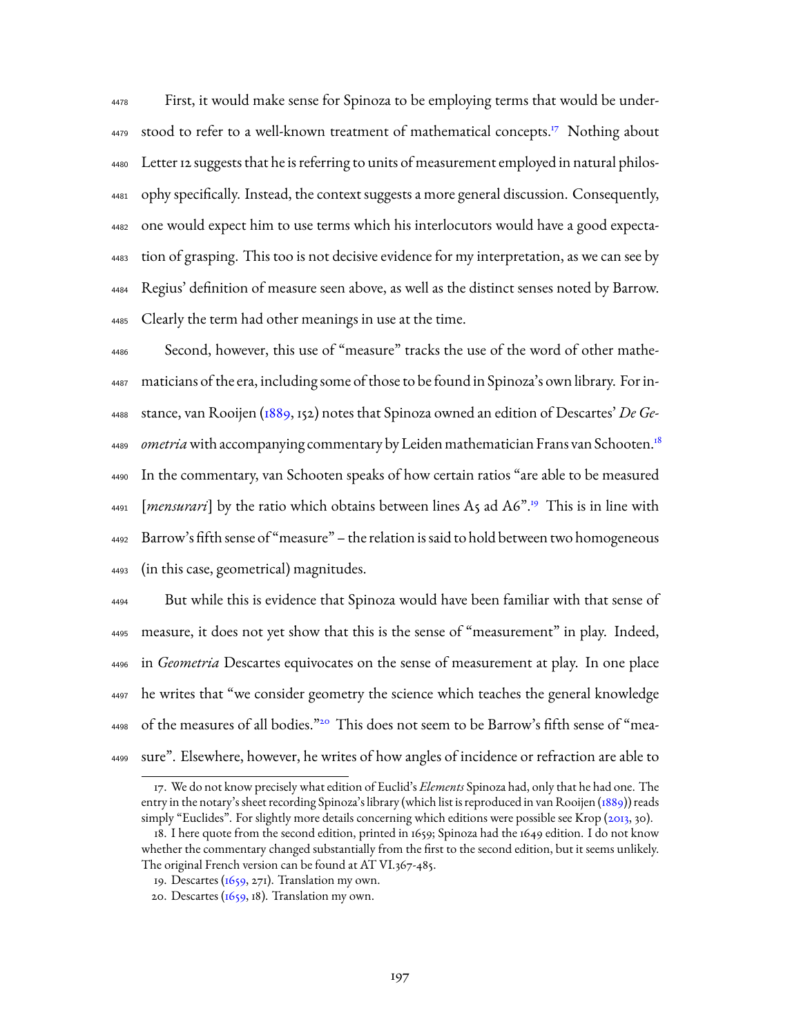First, it would make sense for Spinoza to be employing terms that would be understood to refer to a well-known treatment of mathematical concepts.[17] Nothing about Letter 12 suggests that he is referring to units of measurement employed in natural philosophy specifically. Instead, the context suggests a more general discussion. Consequently, one would expect him to use terms which his interlocutors would have a good expectation of grasping. This too is not decisive evidence for my interpretation, as we can see by Regius' definition of measure seen above, as well as the distinct senses noted by Barrow. Clearly the term had other meanings in use at the time.

Second, however, this use of "measure" tracks the use of the word of other mathematicians of the era, including some of those to be found in Spinoza's own library. For instance, van Rooijen (1889, 152) notes that Spinoza owned an edition of Descartes' *De Geometria* with accompanying commentary by Leiden mathematician Frans van Schooten.[18] In the commentary, van Schooten speaks of how certain ratios "are able to be measured [*mensurari*] by the ratio which obtains between lines A5 ad A6".[19] This is in line with Barrow's fifth sense of "measure" – the relation is said to hold between two homogeneous (in this case, geometrical) magnitudes.

But while this is evidence that Spinoza would have been familiar with that sense of measure, it does not yet show that this is the sense of "measurement" in play. Indeed, in *Geometria* Descartes equivocates on the sense of measurement at play. In one place he writes that "we consider geometry the science which teaches the general knowledge of the measures of all bodies."[20] This does not seem to be Barrow's fifth sense of "measure". Elsewhere, however, he writes of how angles of incidence or refraction are able to

17. We do not know precisely what edition of Euclid's *Elements* Spinoza had, only that he had one. The entry in the notary's sheet recording Spinoza's library (which list is reproduced in van Rooijen (1889)) reads simply "Euclides". For slightly more details concerning which editions were possible see Krop (2013, 30).

18. I here quote from the second edition, printed in 1659; Spinoza had the 1649 edition. I do not know whether the commentary changed substantially from the first to the second edition, but it seems unlikely. The original French version can be found at AT VI.367-485.

19. Descartes (1659, 271). Translation my own.

20. Descartes (1659, 18). Translation my own.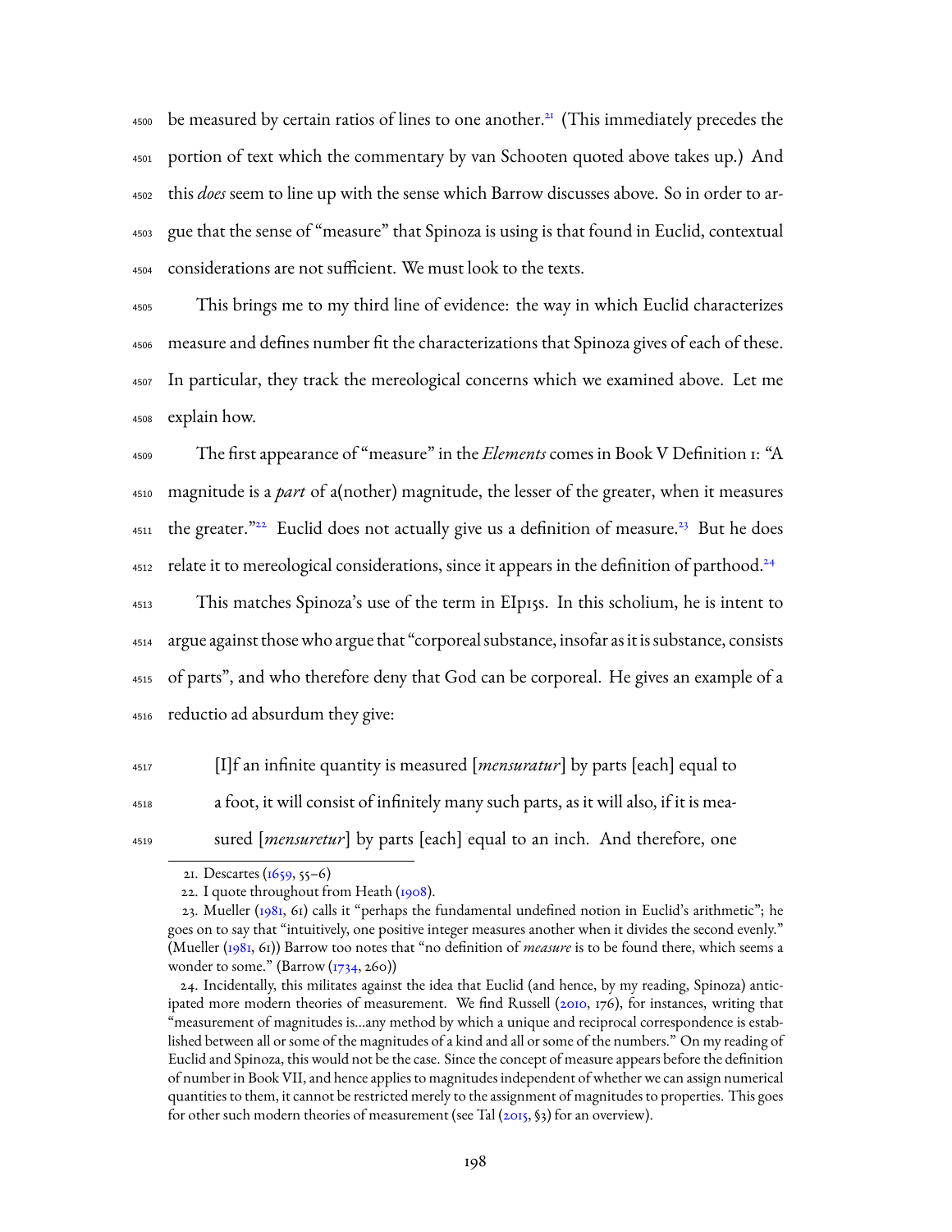be measured by certain ratios of lines to one another.[21] (This immediately precedes the portion of text which the commentary by van Schooten quoted above takes up.) And this *does* seem to line up with the sense which Barrow discusses above. So in order to argue that the sense of "measure" that Spinoza is using is that found in Euclid, contextual considerations are not sufficient. We must look to the texts.

This brings me to my third line of evidence: the way in which Euclid characterizes measure and defines number fit the characterizations that Spinoza gives of each of these. In particular, they track the mereological concerns which we examined above. Let me explain how.

The first appearance of "measure" in the *Elements* comes in Book V Definition 1: "A magnitude is a *part* of a(nother) magnitude, the lesser of the greater, when it measures the greater."[22] Euclid does not actually give us a definition of measure.[23] But he does relate it to mereological considerations, since it appears in the definition of parthood.[24]

This matches Spinoza's use of the term in EIp15s. In this scholium, he is intent to argue against those who argue that "corporeal substance, insofar as it is substance, consists of parts", and who therefore deny that God can be corporeal. He gives an example of a reductio ad absurdum they give:

> [I]f an infinite quantity is measured [*mensuratur*] by parts [each] equal to a foot, it will consist of infinitely many such parts, as it will also, if it is measured [*mensuretur*] by parts [each] equal to an inch. And therefore, one

---

21. Descartes (1659, 55–6)

22. I quote throughout from Heath (1908).

23. Mueller (1981, 61) calls it "perhaps the fundamental undefined notion in Euclid's arithmetic"; he goes on to say that "intuitively, one positive integer measures another when it divides the second evenly." (Mueller (1981, 61)) Barrow too notes that "no definition of *measure* is to be found there, which seems a wonder to some." (Barrow (1734, 260))

24. Incidentally, this militates against the idea that Euclid (and hence, by my reading, Spinoza) anticipated more modern theories of measurement. We find Russell (2010, 176), for instances, writing that "measurement of magnitudes is...any method by which a unique and reciprocal correspondence is established between all or some of the magnitudes of a kind and all or some of the numbers." On my reading of Euclid and Spinoza, this would not be the case. Since the concept of measure appears before the definition of number in Book VII, and hence applies to magnitudes independent of whether we can assign numerical quantities to them, it cannot be restricted merely to the assignment of magnitudes to properties. This goes for other such modern theories of measurement (see Tal (2015, §3) for an overview).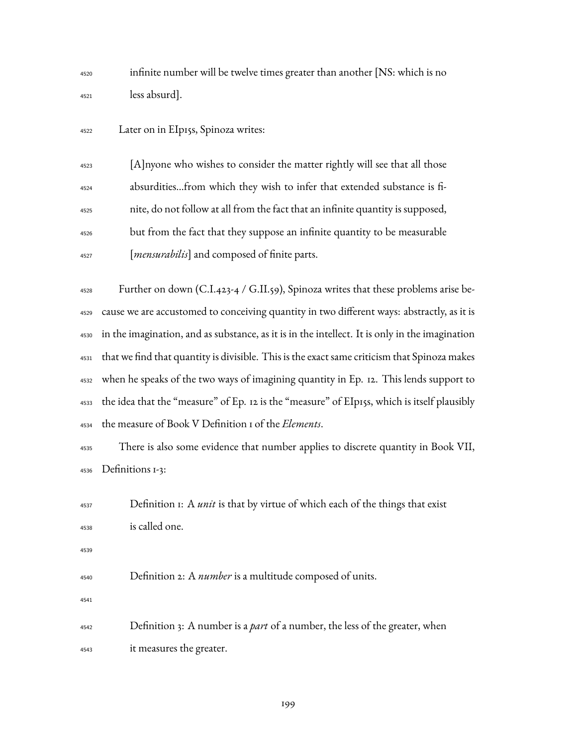> infinite number will be twelve times greater than another [NS: which is no less absurd].

Later on in EIp15s, Spinoza writes:

> [A]nyone who wishes to consider the matter rightly will see that all those absurdities...from which they wish to infer that extended substance is finite, do not follow at all from the fact that an infinite quantity is supposed, but from the fact that they suppose an infinite quantity to be measurable [*mensurabilis*] and composed of finite parts.

Further on down (C.I.423-4 / G.II.59), Spinoza writes that these problems arise because we are accustomed to conceiving quantity in two different ways: abstractly, as it is in the imagination, and as substance, as it is in the intellect. It is only in the imagination that we find that quantity is divisible. This is the exact same criticism that Spinoza makes when he speaks of the two ways of imagining quantity in Ep. 12. This lends support to the idea that the "measure" of Ep. 12 is the "measure" of EIp15s, which is itself plausibly the measure of Book V Definition 1 of the *Elements*.

There is also some evidence that number applies to discrete quantity in Book VII, Definitions 1-3:

> Definition 1: A *unit* is that by virtue of which each of the things that exist is called one.
>
> Definition 2: A *number* is a multitude composed of units.
>
> Definition 3: A number is a *part* of a number, the less of the greater, when it measures the greater.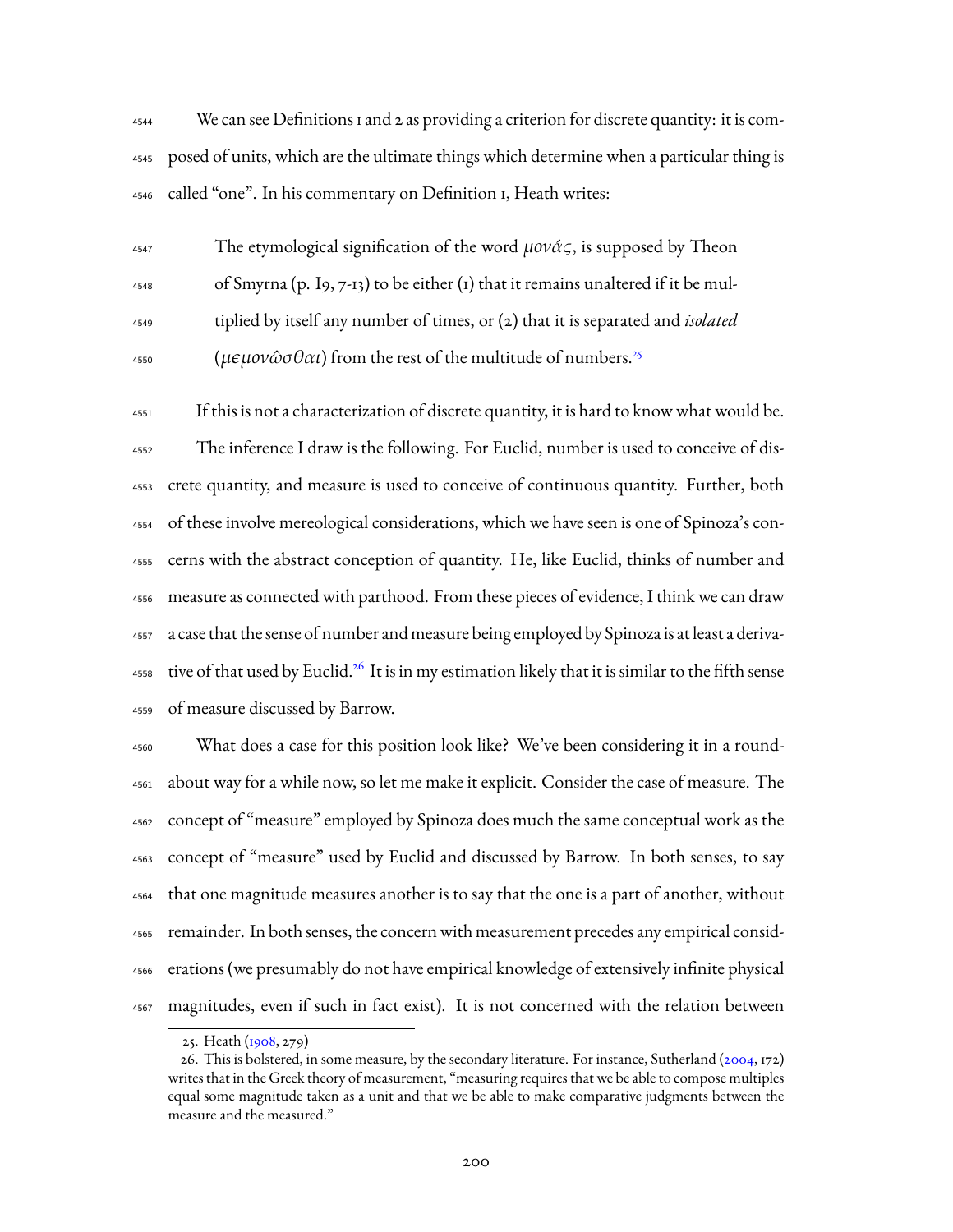We can see Definitions 1 and 2 as providing a criterion for discrete quantity: it is composed of units, which are the ultimate things which determine when a particular thing is called "one". In his commentary on Definition 1, Heath writes:

> The etymological signification of the word $\mu o \nu \acute{\alpha} \varsigma$, is supposed by Theon of Smyrna (p. 19, 7-13) to be either (1) that it remains unaltered if it be multiplied by itself any number of times, or (2) that it is separated and *isolated* ($\mu \epsilon \mu o \nu \hat{\omega} \sigma \theta \alpha \iota$) from the rest of the multitude of numbers.[25]

If this is not a characterization of discrete quantity, it is hard to know what would be.

The inference I draw is the following. For Euclid, number is used to conceive of discrete quantity, and measure is used to conceive of continuous quantity. Further, both of these involve mereological considerations, which we have seen is one of Spinoza's concerns with the abstract conception of quantity. He, like Euclid, thinks of number and measure as connected with parthood. From these pieces of evidence, I think we can draw a case that the sense of number and measure being employed by Spinoza is at least a derivative of that used by Euclid.[26] It is in my estimation likely that it is similar to the fifth sense of measure discussed by Barrow.

What does a case for this position look like? We've been considering it in a roundabout way for a while now, so let me make it explicit. Consider the case of measure. The concept of "measure" employed by Spinoza does much the same conceptual work as the concept of "measure" used by Euclid and discussed by Barrow. In both senses, to say that one magnitude measures another is to say that the one is a part of another, without remainder. In both senses, the concern with measurement precedes any empirical considerations (we presumably do not have empirical knowledge of extensively infinite physical magnitudes, even if such in fact exist). It is not concerned with the relation between

---

25. Heath (1908, 279)

26. This is bolstered, in some measure, by the secondary literature. For instance, Sutherland (2004, 172) writes that in the Greek theory of measurement, "measuring requires that we be able to compose multiples equal some magnitude taken as a unit and that we be able to make comparative judgments between the measure and the measured."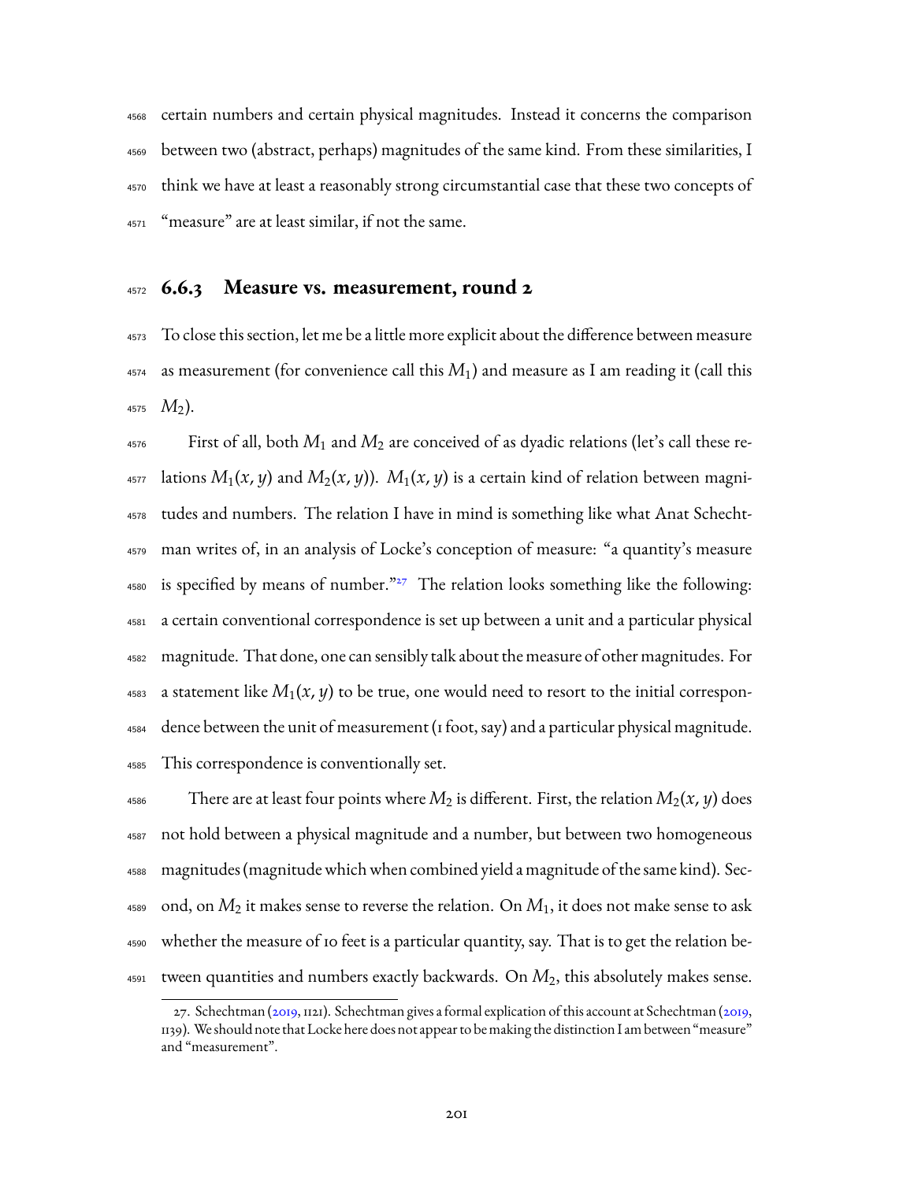certain numbers and certain physical magnitudes. Instead it concerns the comparison between two (abstract, perhaps) magnitudes of the same kind. From these similarities, I think we have at least a reasonably strong circumstantial case that these two concepts of "measure" are at least similar, if not the same.

### 6.6.3 Measure vs. measurement, round 2

To close this section, let me be a little more explicit about the difference between measure as measurement (for convenience call this $M_1$) and measure as I am reading it (call this $M_2$).

First of all, both $M_1$ and $M_2$ are conceived of as dyadic relations (let's call these relations $M_1(x, y)$ and $M_2(x, y)$). $M_1(x, y)$ is a certain kind of relation between magnitudes and numbers. The relation I have in mind is something like what Anat Schechtman writes of, in an analysis of Locke's conception of measure: "a quantity's measure is specified by means of number."[27] The relation looks something like the following: a certain conventional correspondence is set up between a unit and a particular physical magnitude. That done, one can sensibly talk about the measure of other magnitudes. For a statement like $M_1(x, y)$ to be true, one would need to resort to the initial correspondence between the unit of measurement (1 foot, say) and a particular physical magnitude. This correspondence is conventionally set.

There are at least four points where $M_2$ is different. First, the relation $M_2(x, y)$ does not hold between a physical magnitude and a number, but between two homogeneous magnitudes (magnitude which when combined yield a magnitude of the same kind). Second, on $M_2$ it makes sense to reverse the relation. On $M_1$, it does not make sense to ask whether the measure of 10 feet is a particular quantity, say. That is to get the relation between quantities and numbers exactly backwards. On $M_2$, this absolutely makes sense.

27. Schechtman (2019, 1121). Schechtman gives a formal explication of this account at Schechtman (2019, 1139). We should note that Locke here does not appear to be making the distinction I am between "measure" and "measurement".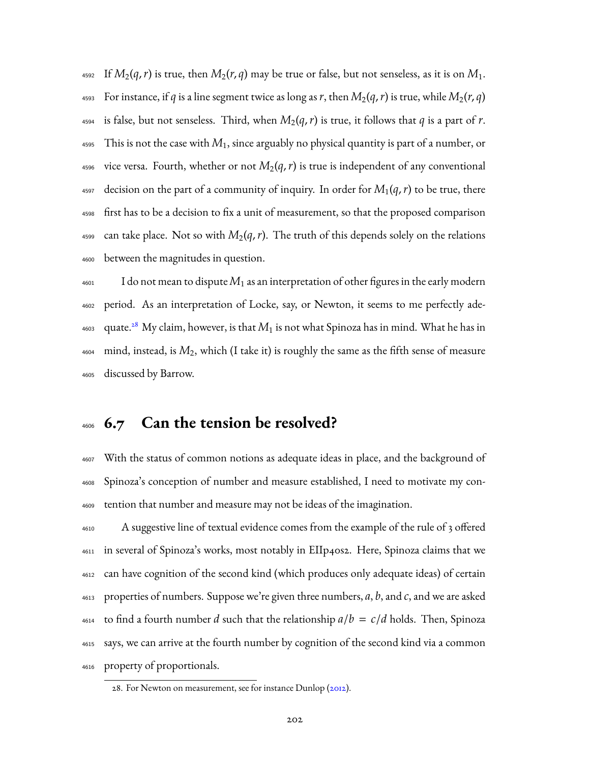If $M_2(q, r)$ is true, then $M_2(r, q)$ may be true or false, but not senseless, as it is on $M_1$. For instance, if $q$ is a line segment twice as long as $r$, then $M_2(q, r)$ is true, while $M_2(r, q)$ is false, but not senseless. Third, when $M_2(q, r)$ is true, it follows that $q$ is a part of $r$. This is not the case with $M_1$, since arguably no physical quantity is part of a number, or vice versa. Fourth, whether or not $M_2(q, r)$ is true is independent of any conventional decision on the part of a community of inquiry. In order for $M_1(q, r)$ to be true, there first has to be a decision to fix a unit of measurement, so that the proposed comparison can take place. Not so with $M_2(q, r)$. The truth of this depends solely on the relations between the magnitudes in question.

I do not mean to dispute $M_1$ as an interpretation of other figures in the early modern period. As an interpretation of Locke, say, or Newton, it seems to me perfectly adequate.[28] My claim, however, is that $M_1$ is not what Spinoza has in mind. What he has in mind, instead, is $M_2$, which (I take it) is roughly the same as the fifth sense of measure discussed by Barrow.

## 6.7 Can the tension be resolved?

With the status of common notions as adequate ideas in place, and the background of Spinoza's conception of number and measure established, I need to motivate my contention that number and measure may not be ideas of the imagination.

A suggestive line of textual evidence comes from the example of the rule of 3 offered in several of Spinoza's works, most notably in EIIp40s2. Here, Spinoza claims that we can have cognition of the second kind (which produces only adequate ideas) of certain properties of numbers. Suppose we're given three numbers, $a$, $b$, and $c$, and we are asked to find a fourth number $d$ such that the relationship $a/b = c/d$ holds. Then, Spinoza says, we can arrive at the fourth number by cognition of the second kind via a common property of proportionals.

28. For Newton on measurement, see for instance Dunlop (2012).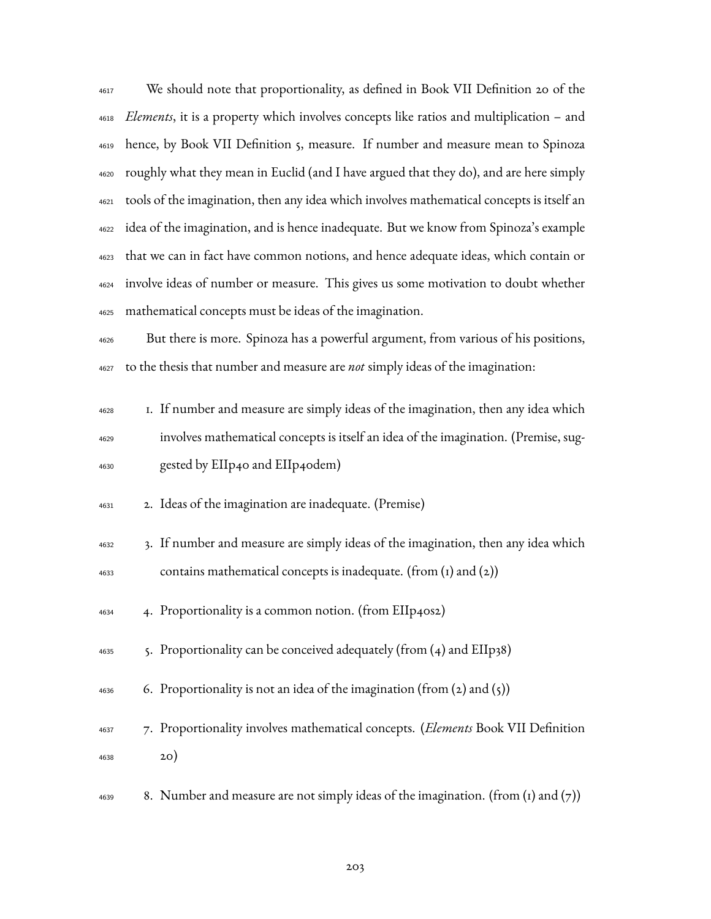We should note that proportionality, as defined in Book VII Definition 20 of the *Elements*, it is a property which involves concepts like ratios and multiplication – and hence, by Book VII Definition 5, measure. If number and measure mean to Spinoza roughly what they mean in Euclid (and I have argued that they do), and are here simply tools of the imagination, then any idea which involves mathematical concepts is itself an idea of the imagination, and is hence inadequate. But we know from Spinoza's example that we can in fact have common notions, and hence adequate ideas, which contain or involve ideas of number or measure. This gives us some motivation to doubt whether mathematical concepts must be ideas of the imagination.

But there is more. Spinoza has a powerful argument, from various of his positions, to the thesis that number and measure are *not* simply ideas of the imagination:

1. If number and measure are simply ideas of the imagination, then any idea which involves mathematical concepts is itself an idea of the imagination. (Premise, suggested by EIIp40 and EIIp40dem)
2. Ideas of the imagination are inadequate. (Premise)
3. If number and measure are simply ideas of the imagination, then any idea which contains mathematical concepts is inadequate. (from (1) and (2))
4. Proportionality is a common notion. (from EIIp40s2)
5. Proportionality can be conceived adequately (from (4) and EIIp38)
6. Proportionality is not an idea of the imagination (from (2) and (5))
7. Proportionality involves mathematical concepts. (*Elements* Book VII Definition 20)
8. Number and measure are not simply ideas of the imagination. (from (1) and (7))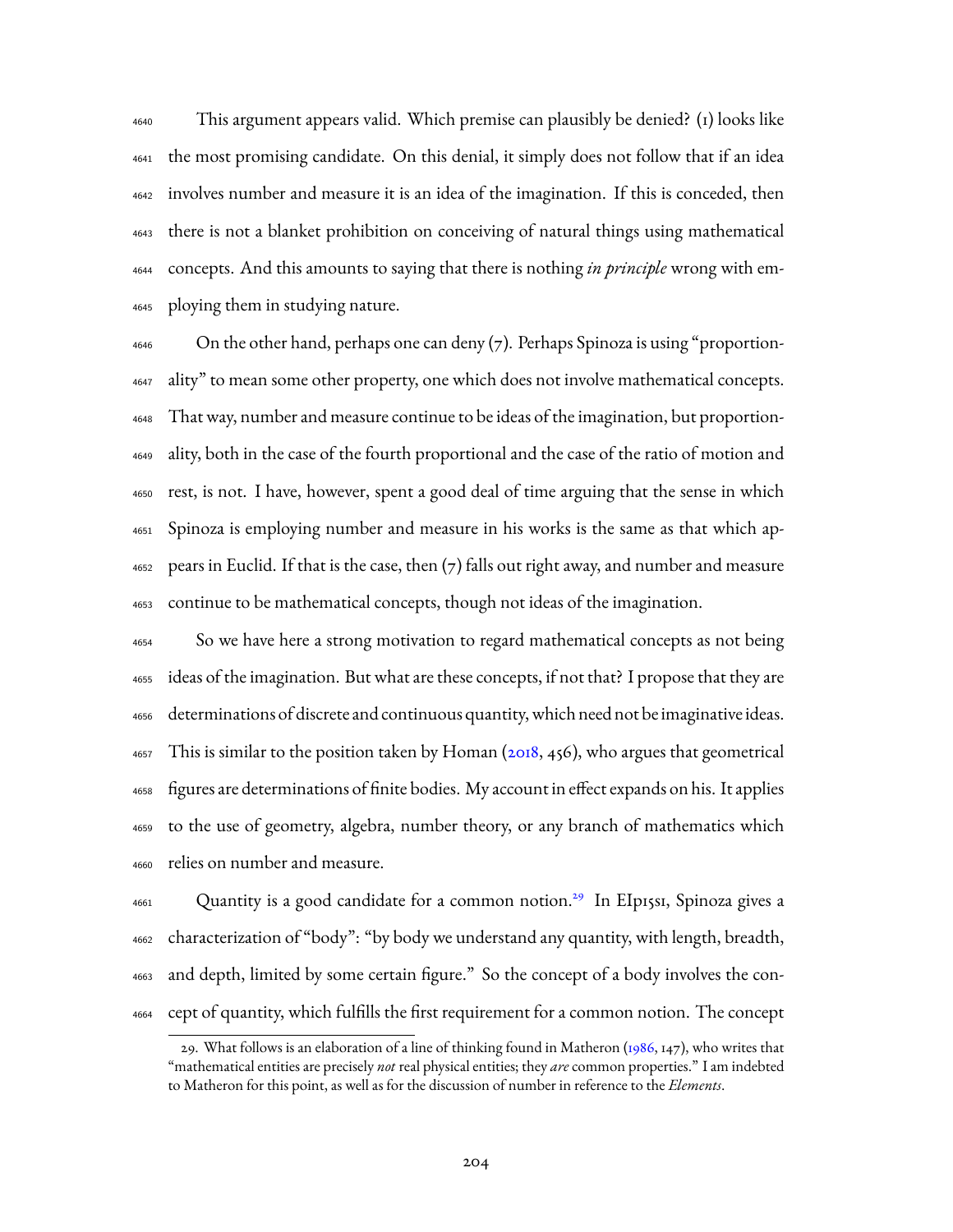This argument appears valid. Which premise can plausibly be denied? (1) looks like the most promising candidate. On this denial, it simply does not follow that if an idea involves number and measure it is an idea of the imagination. If this is conceded, then there is not a blanket prohibition on conceiving of natural things using mathematical concepts. And this amounts to saying that there is nothing *in principle* wrong with employing them in studying nature.

On the other hand, perhaps one can deny (7). Perhaps Spinoza is using "proportionality" to mean some other property, one which does not involve mathematical concepts. That way, number and measure continue to be ideas of the imagination, but proportionality, both in the case of the fourth proportional and the case of the ratio of motion and rest, is not. I have, however, spent a good deal of time arguing that the sense in which Spinoza is employing number and measure in his works is the same as that which appears in Euclid. If that is the case, then (7) falls out right away, and number and measure continue to be mathematical concepts, though not ideas of the imagination.

So we have here a strong motivation to regard mathematical concepts as not being ideas of the imagination. But what are these concepts, if not that? I propose that they are determinations of discrete and continuous quantity, which need not be imaginative ideas. This is similar to the position taken by Homan (2018, 456), who argues that geometrical figures are determinations of finite bodies. My account in effect expands on his. It applies to the use of geometry, algebra, number theory, or any branch of mathematics which relies on number and measure.

Quantity is a good candidate for a common notion.[29] In EIp15s1, Spinoza gives a characterization of "body": "by body we understand any quantity, with length, breadth, and depth, limited by some certain figure." So the concept of a body involves the concept of quantity, which fulfills the first requirement for a common notion. The concept

29. What follows is an elaboration of a line of thinking found in Matheron (1986, 147), who writes that "mathematical entities are precisely *not* real physical entities; they *are* common properties." I am indebted to Matheron for this point, as well as for the discussion of number in reference to the *Elements*.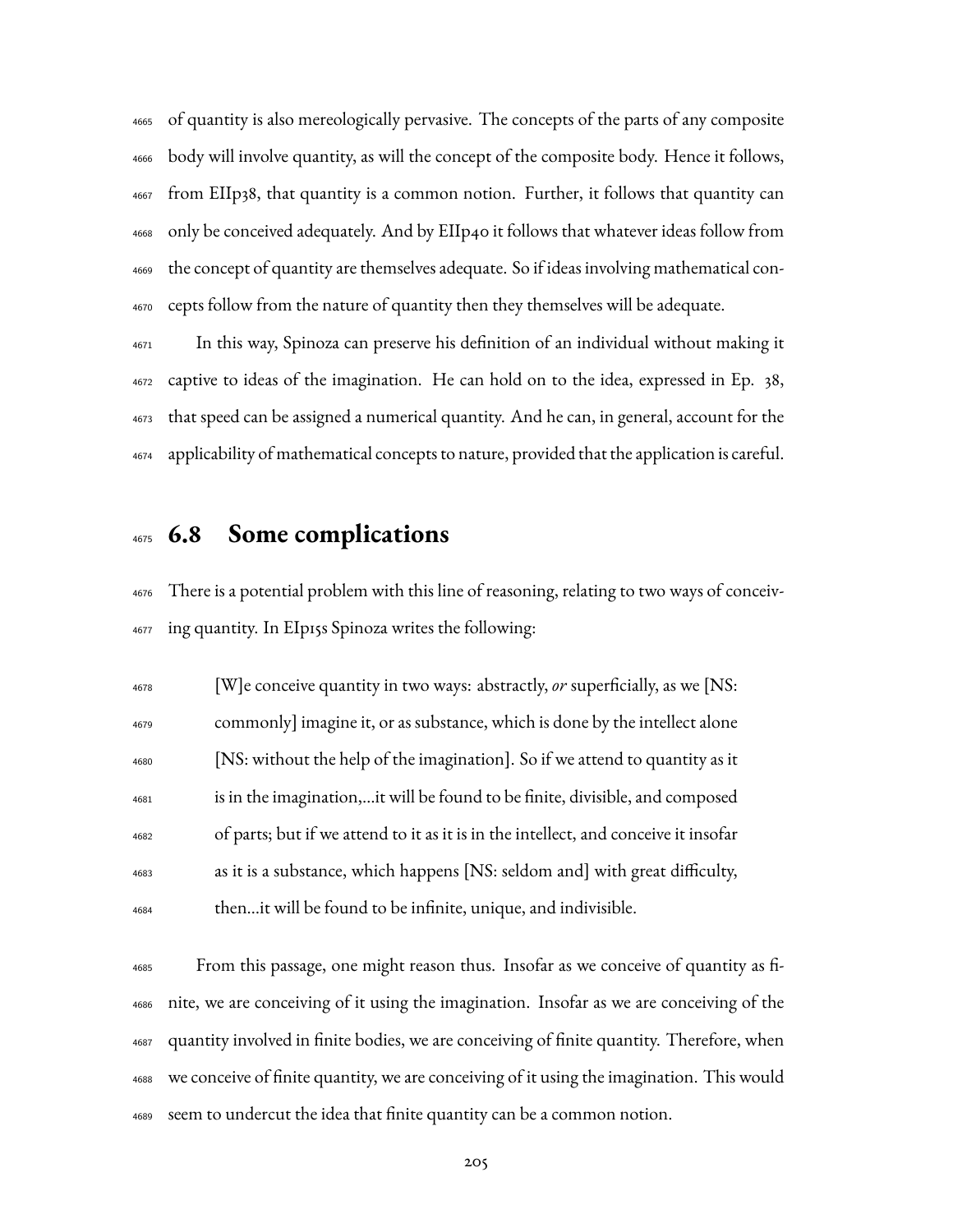of quantity is also mereologically pervasive. The concepts of the parts of any composite body will involve quantity, as will the concept of the composite body. Hence it follows, from EIIp38, that quantity is a common notion. Further, it follows that quantity can only be conceived adequately. And by EIIp40 it follows that whatever ideas follow from the concept of quantity are themselves adequate. So if ideas involving mathematical concepts follow from the nature of quantity then they themselves will be adequate.

In this way, Spinoza can preserve his definition of an individual without making it captive to ideas of the imagination. He can hold on to the idea, expressed in Ep. 38, that speed can be assigned a numerical quantity. And he can, in general, account for the applicability of mathematical concepts to nature, provided that the application is careful.

## 6.8 Some complications

There is a potential problem with this line of reasoning, relating to two ways of conceiving quantity. In EIp15s Spinoza writes the following:

> [W]e conceive quantity in two ways: abstractly, *or* superficially, as we [NS: commonly] imagine it, or as substance, which is done by the intellect alone [NS: without the help of the imagination]. So if we attend to quantity as it is in the imagination,...it will be found to be finite, divisible, and composed of parts; but if we attend to it as it is in the intellect, and conceive it insofar as it is a substance, which happens [NS: seldom and] with great difficulty, then...it will be found to be infinite, unique, and indivisible.

From this passage, one might reason thus. Insofar as we conceive of quantity as finite, we are conceiving of it using the imagination. Insofar as we are conceiving of the quantity involved in finite bodies, we are conceiving of finite quantity. Therefore, when we conceive of finite quantity, we are conceiving of it using the imagination. This would seem to undercut the idea that finite quantity can be a common notion.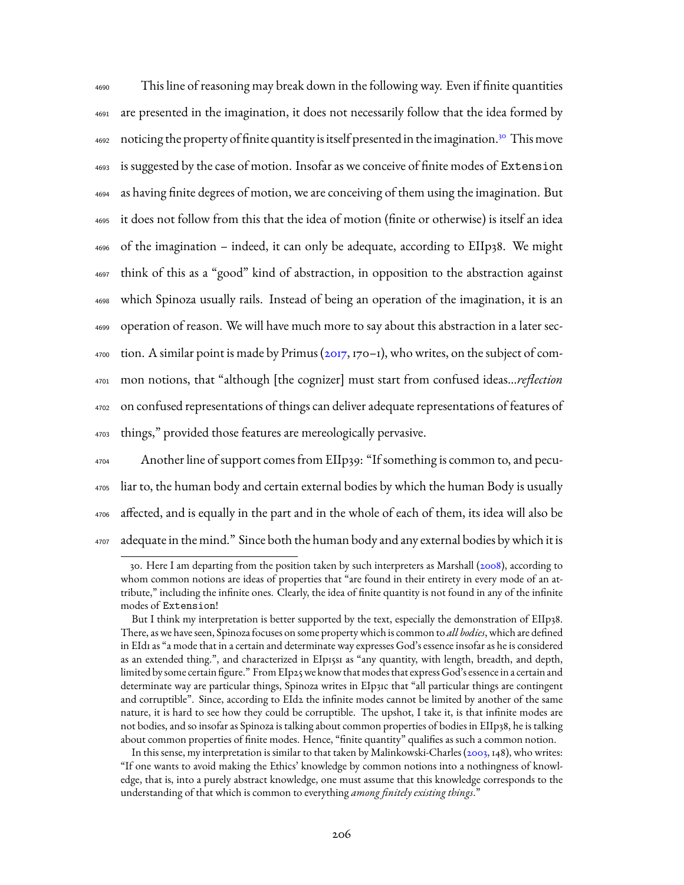This line of reasoning may break down in the following way. Even if finite quantities are presented in the imagination, it does not necessarily follow that the idea formed by noticing the property of finite quantity is itself presented in the imagination.[30] This move is suggested by the case of motion. Insofar as we conceive of finite modes of `Extension` as having finite degrees of motion, we are conceiving of them using the imagination. But it does not follow from this that the idea of motion (finite or otherwise) is itself an idea of the imagination – indeed, it can only be adequate, according to EIIp38. We might think of this as a "good" kind of abstraction, in opposition to the abstraction against which Spinoza usually rails. Instead of being an operation of the imagination, it is an operation of reason. We will have much more to say about this abstraction in a later section. A similar point is made by Primus (2017, 170–1), who writes, on the subject of common notions, that "although [the cognizer] must start from confused ideas…*reflection* on confused representations of things can deliver adequate representations of features of things," provided those features are mereologically pervasive.

Another line of support comes from EIIp39: "If something is common to, and peculiar to, the human body and certain external bodies by which the human Body is usually affected, and is equally in the part and in the whole of each of them, its idea will also be adequate in the mind." Since both the human body and any external bodies by which it is

---

30. Here I am departing from the position taken by such interpreters as Marshall (2008), according to whom common notions are ideas of properties that "are found in their entirety in every mode of an attribute," including the infinite ones. Clearly, the idea of finite quantity is not found in any of the infinite modes of `Extension`!

But I think my interpretation is better supported by the text, especially the demonstration of EIIp38. There, as we have seen, Spinoza focuses on some property which is common to *all bodies*, which are defined in EIId1 as "a mode that in a certain and determinate way expresses God's essence insofar as he is considered as an extended thing.", and characterized in EIp15s1 as "any quantity, with length, breadth, and depth, limited by some certain figure." From EIp25 we know that modes that express God's essence in a certain and determinate way are particular things, Spinoza writes in EIp31c that "all particular things are contingent and corruptible". Since, according to EId2 the infinite modes cannot be limited by another of the same nature, it is hard to see how they could be corruptible. The upshot, I take it, is that infinite modes are not bodies, and so insofar as Spinoza is talking about common properties of bodies in EIIp38, he is talking about common properties of finite modes. Hence, "finite quantity" qualifies as such a common notion.

In this sense, my interpretation is similar to that taken by Malinkowski-Charles (2003, 148), who writes: "If one wants to avoid making the Ethics' knowledge by common notions into a nothingness of knowledge, that is, into a purely abstract knowledge, one must assume that this knowledge corresponds to the understanding of that which is common to everything *among finitely existing things*."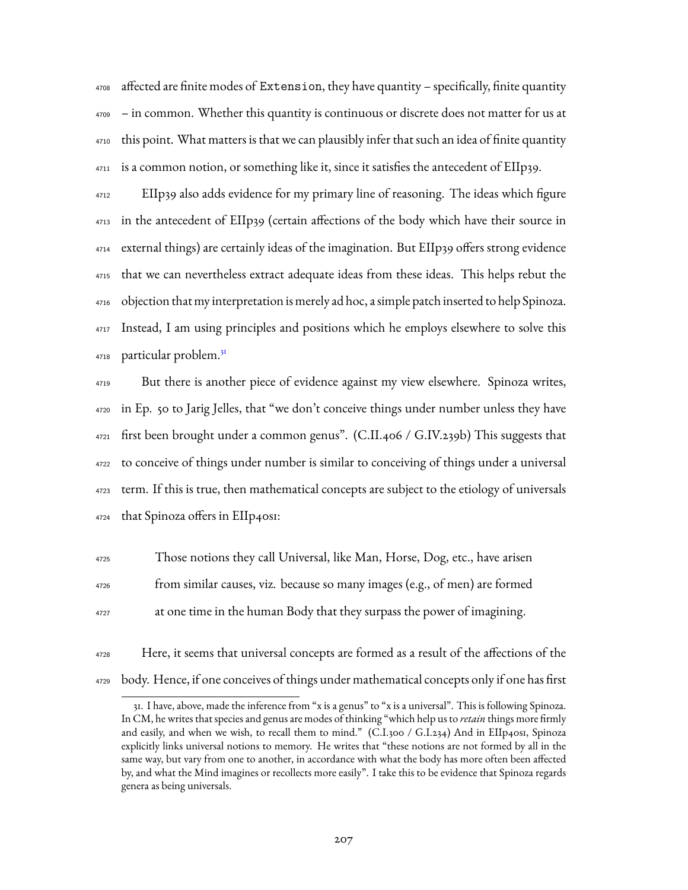affected are finite modes of `Extension`, they have quantity – specifically, finite quantity – in common. Whether this quantity is continuous or discrete does not matter for us at this point. What matters is that we can plausibly infer that such an idea of finite quantity is a common notion, or something like it, since it satisfies the antecedent of EIIp39.

EIIp39 also adds evidence for my primary line of reasoning. The ideas which figure in the antecedent of EIIp39 (certain affections of the body which have their source in external things) are certainly ideas of the imagination. But EIIp39 offers strong evidence that we can nevertheless extract adequate ideas from these ideas. This helps rebut the objection that my interpretation is merely ad hoc, a simple patch inserted to help Spinoza. Instead, I am using principles and positions which he employs elsewhere to solve this particular problem.[31]

But there is another piece of evidence against my view elsewhere. Spinoza writes, in Ep. 50 to Jarig Jelles, that "we don't conceive things under number unless they have first been brought under a common genus". (C.II.406 / G.IV.239b) This suggests that to conceive of things under number is similar to conceiving of things under a universal term. If this is true, then mathematical concepts are subject to the etiology of universals that Spinoza offers in EIIp40s1:

> Those notions they call Universal, like Man, Horse, Dog, etc., have arisen from similar causes, viz. because so many images (e.g., of men) are formed at one time in the human Body that they surpass the power of imagining.

Here, it seems that universal concepts are formed as a result of the affections of the body. Hence, if one conceives of things under mathematical concepts only if one has first

31. I have, above, made the inference from "x is a genus" to "x is a universal". This is following Spinoza. In CM, he writes that species and genus are modes of thinking "which help us to *retain* things more firmly and easily, and when we wish, to recall them to mind." (C.I.300 / G.I.234) And in EIIp40s1, Spinoza explicitly links universal notions to memory. He writes that "these notions are not formed by all in the same way, but vary from one to another, in accordance with what the body has more often been affected by, and what the Mind imagines or recollects more easily". I take this to be evidence that Spinoza regards genera as being universals.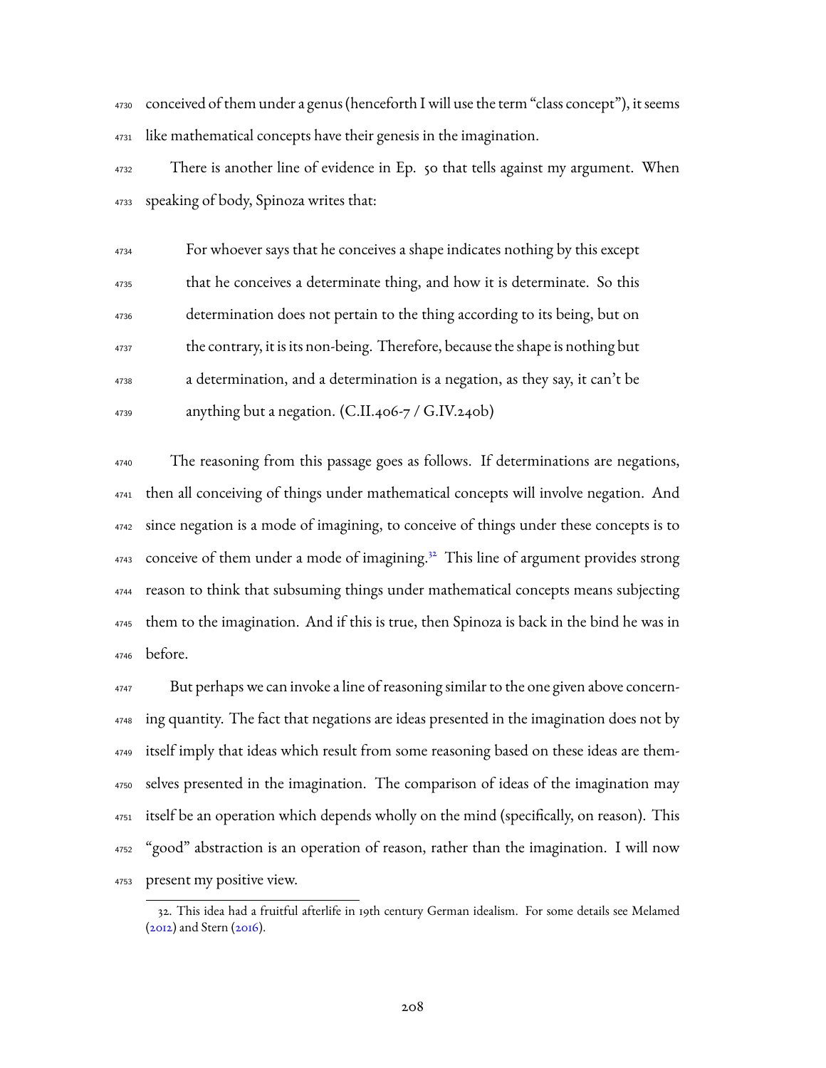conceived of them under a genus (henceforth I will use the term "class concept"), it seems like mathematical concepts have their genesis in the imagination.

There is another line of evidence in Ep. 50 that tells against my argument. When speaking of body, Spinoza writes that:

> For whoever says that he conceives a shape indicates nothing by this except that he conceives a determinate thing, and how it is determinate. So this determination does not pertain to the thing according to its being, but on the contrary, it is its non-being. Therefore, because the shape is nothing but a determination, and a determination is a negation, as they say, it can't be anything but a negation. (C.II.406-7 / G.IV.240b)

The reasoning from this passage goes as follows. If determinations are negations, then all conceiving of things under mathematical concepts will involve negation. And since negation is a mode of imagining, to conceive of things under these concepts is to conceive of them under a mode of imagining.[32] This line of argument provides strong reason to think that subsuming things under mathematical concepts means subjecting them to the imagination. And if this is true, then Spinoza is back in the bind he was in before.

But perhaps we can invoke a line of reasoning similar to the one given above concerning quantity. The fact that negations are ideas presented in the imagination does not by itself imply that ideas which result from some reasoning based on these ideas are themselves presented in the imagination. The comparison of ideas of the imagination may itself be an operation which depends wholly on the mind (specifically, on reason). This "good" abstraction is an operation of reason, rather than the imagination. I will now present my positive view.

---

32. This idea had a fruitful afterlife in 19th century German idealism. For some details see Melamed (2012) and Stern (2016).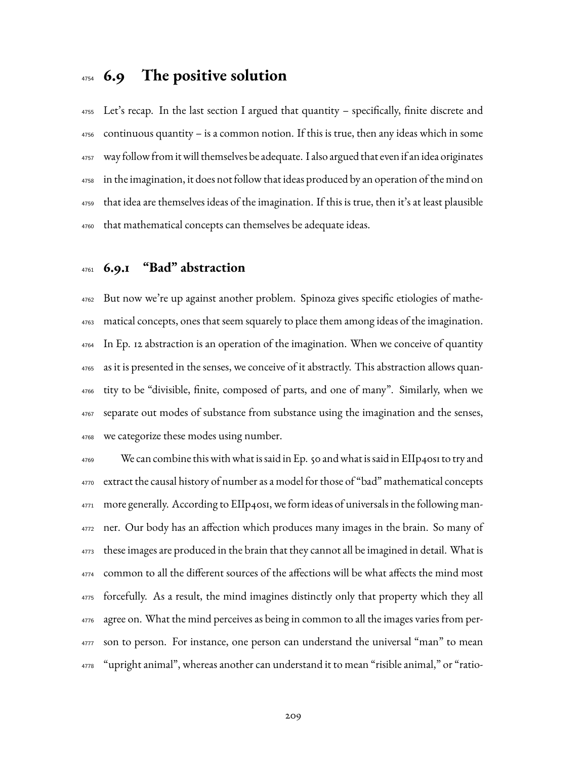## 6.9 The positive solution

Let's recap. In the last section I argued that quantity – specifically, finite discrete and continuous quantity – is a common notion. If this is true, then any ideas which in some way follow from it will themselves be adequate. I also argued that even if an idea originates in the imagination, it does not follow that ideas produced by an operation of the mind on that idea are themselves ideas of the imagination. If this is true, then it's at least plausible that mathematical concepts can themselves be adequate ideas.

### 6.9.1 "Bad" abstraction

But now we're up against another problem. Spinoza gives specific etiologies of mathematical concepts, ones that seem squarely to place them among ideas of the imagination. In Ep. 12 abstraction is an operation of the imagination. When we conceive of quantity as it is presented in the senses, we conceive of it abstractly. This abstraction allows quantity to be "divisible, finite, composed of parts, and one of many". Similarly, when we separate out modes of substance from substance using the imagination and the senses, we categorize these modes using number.

We can combine this with what is said in Ep. 50 and what is said in EIIp40s1 to try and extract the causal history of number as a model for those of "bad" mathematical concepts more generally. According to EIIp40s1, we form ideas of universals in the following manner. Our body has an affection which produces many images in the brain. So many of these images are produced in the brain that they cannot all be imagined in detail. What is common to all the different sources of the affections will be what affects the mind most forcefully. As a result, the mind imagines distinctly only that property which they all agree on. What the mind perceives as being in common to all the images varies from person to person. For instance, one person can understand the universal "man" to mean "upright animal", whereas another can understand it to mean "risible animal," or "ratio-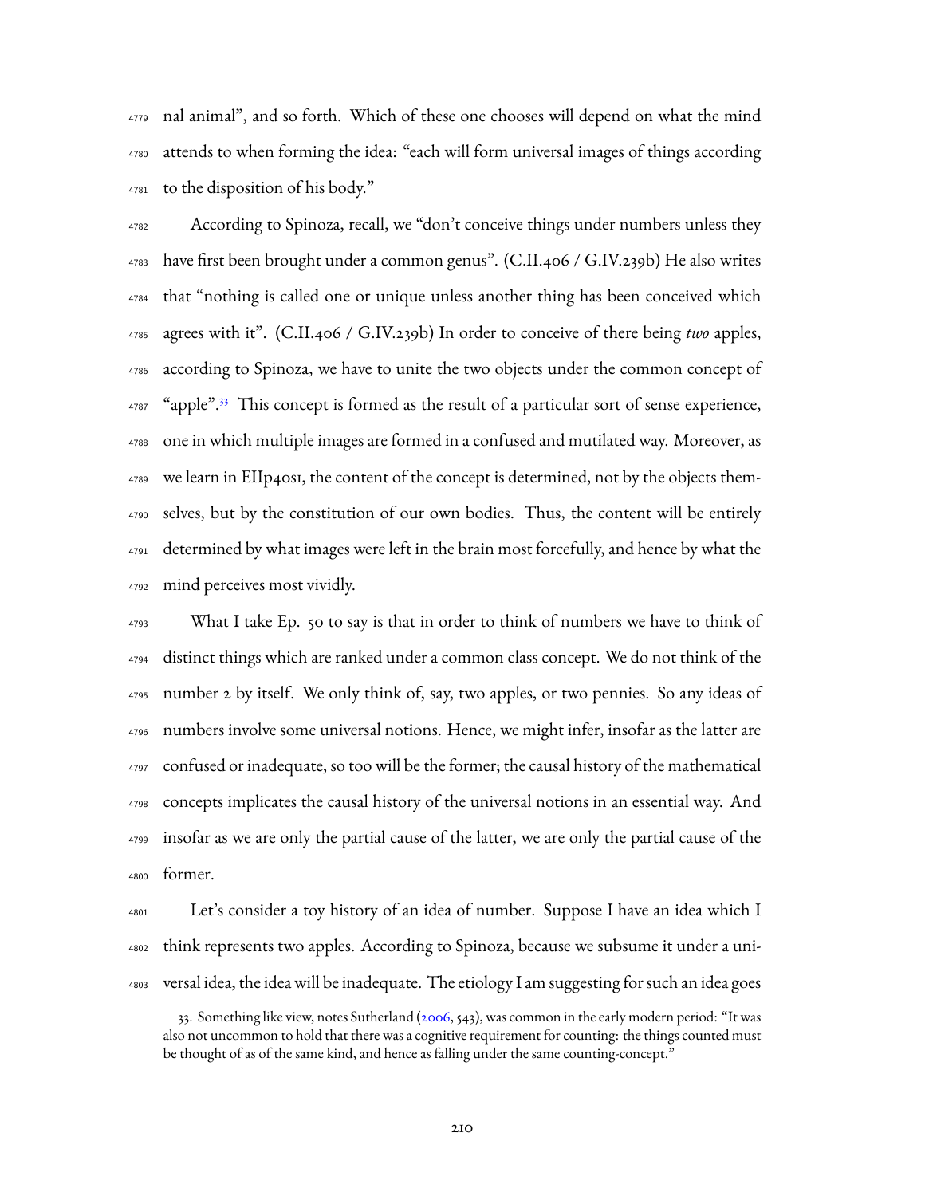nal animal", and so forth. Which of these one chooses will depend on what the mind attends to when forming the idea: "each will form universal images of things according to the disposition of his body."

According to Spinoza, recall, we "don't conceive things under numbers unless they have first been brought under a common genus". (C.II.406 / G.IV.239b) He also writes that "nothing is called one or unique unless another thing has been conceived which agrees with it". (C.II.406 / G.IV.239b) In order to conceive of there being *two* apples, according to Spinoza, we have to unite the two objects under the common concept of "apple".[33] This concept is formed as the result of a particular sort of sense experience, one in which multiple images are formed in a confused and mutilated way. Moreover, as we learn in EIIp40s1, the content of the concept is determined, not by the objects themselves, but by the constitution of our own bodies. Thus, the content will be entirely determined by what images were left in the brain most forcefully, and hence by what the mind perceives most vividly.

What I take Ep. 50 to say is that in order to think of numbers we have to think of distinct things which are ranked under a common class concept. We do not think of the number 2 by itself. We only think of, say, two apples, or two pennies. So any ideas of numbers involve some universal notions. Hence, we might infer, insofar as the latter are confused or inadequate, so too will be the former; the causal history of the mathematical concepts implicates the causal history of the universal notions in an essential way. And insofar as we are only the partial cause of the latter, we are only the partial cause of the former.

Let's consider a toy history of an idea of number. Suppose I have an idea which I think represents two apples. According to Spinoza, because we subsume it under a universal idea, the idea will be inadequate. The etiology I am suggesting for such an idea goes

---

33. Something like view, notes Sutherland (2006, 543), was common in the early modern period: "It was also not uncommon to hold that there was a cognitive requirement for counting: the things counted must be thought of as of the same kind, and hence as falling under the same counting-concept."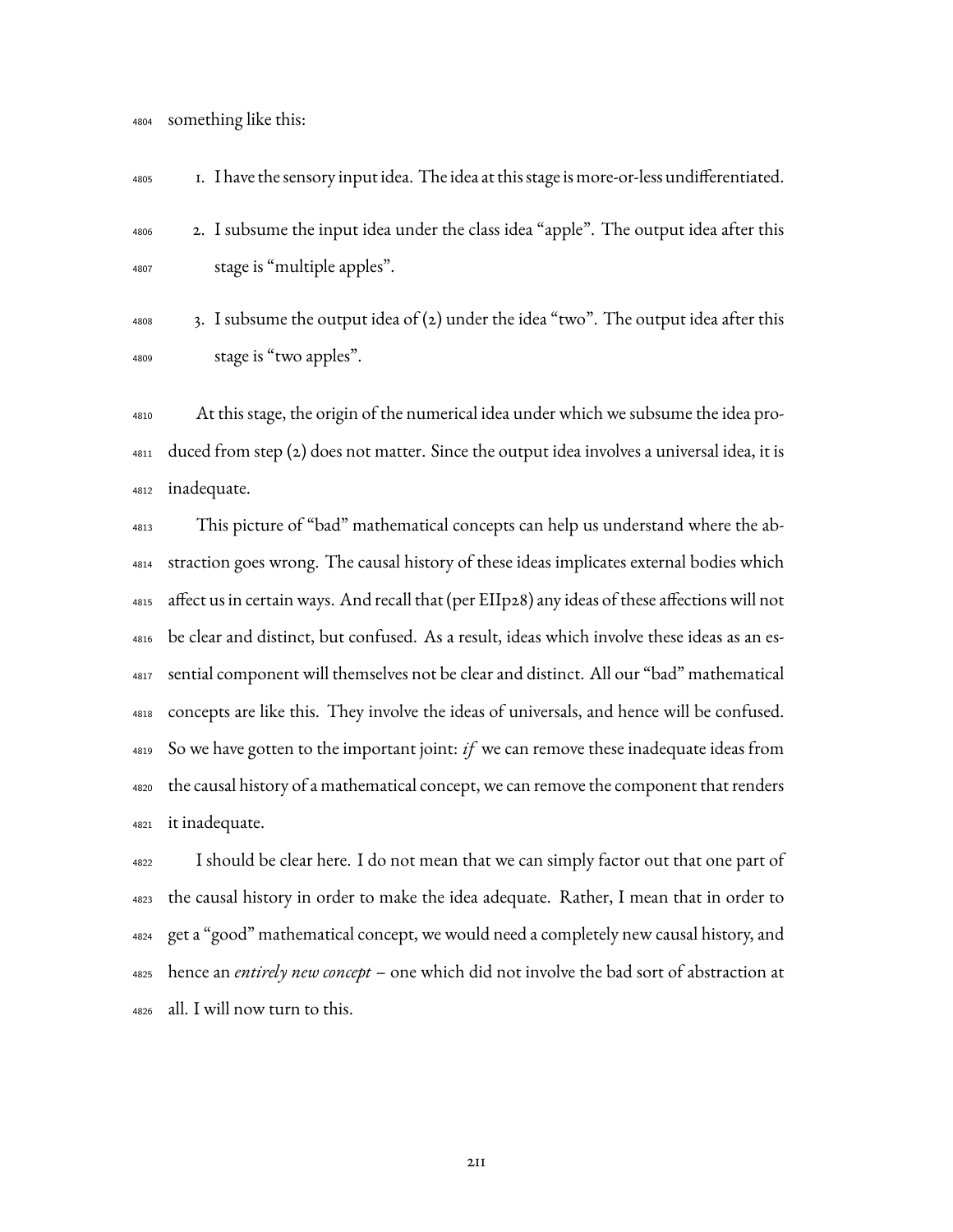something like this:

1. I have the sensory input idea. The idea at this stage is more-or-less undifferentiated.
2. I subsume the input idea under the class idea "apple". The output idea after this stage is "multiple apples".
3. I subsume the output idea of (2) under the idea "two". The output idea after this stage is "two apples".

At this stage, the origin of the numerical idea under which we subsume the idea produced from step (2) does not matter. Since the output idea involves a universal idea, it is inadequate.

This picture of "bad" mathematical concepts can help us understand where the abstraction goes wrong. The causal history of these ideas implicates external bodies which affect us in certain ways. And recall that (per EIIp28) any ideas of these affections will not be clear and distinct, but confused. As a result, ideas which involve these ideas as an essential component will themselves not be clear and distinct. All our "bad" mathematical concepts are like this. They involve the ideas of universals, and hence will be confused. So we have gotten to the important joint: *if* we can remove these inadequate ideas from the causal history of a mathematical concept, we can remove the component that renders it inadequate.

I should be clear here. I do not mean that we can simply factor out that one part of the causal history in order to make the idea adequate. Rather, I mean that in order to get a "good" mathematical concept, we would need a completely new causal history, and hence an *entirely new concept* – one which did not involve the bad sort of abstraction at all. I will now turn to this.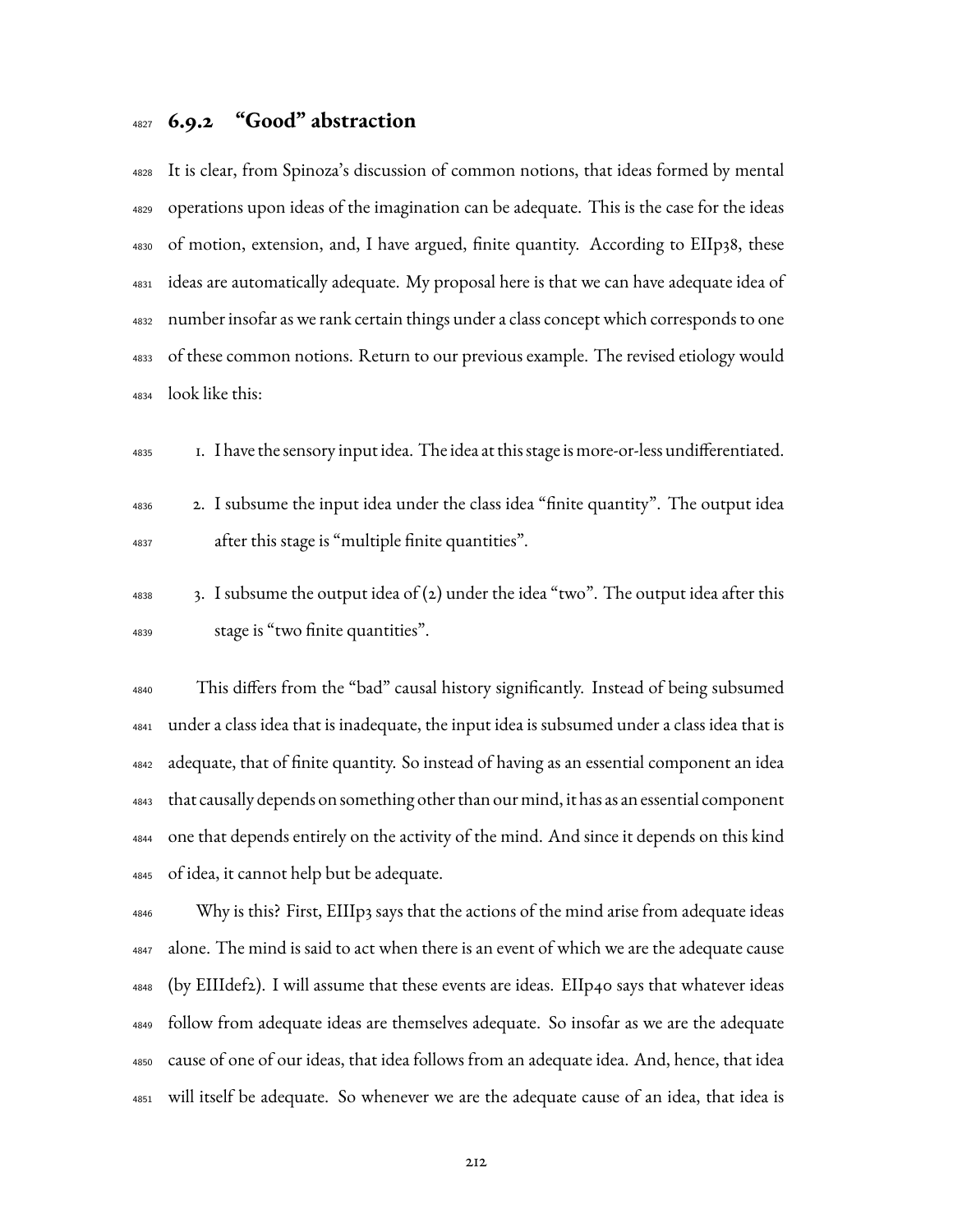### 6.9.2 "Good" abstraction

It is clear, from Spinoza's discussion of common notions, that ideas formed by mental operations upon ideas of the imagination can be adequate. This is the case for the ideas of motion, extension, and, I have argued, finite quantity. According to EIIp38, these ideas are automatically adequate. My proposal here is that we can have adequate idea of number insofar as we rank certain things under a class concept which corresponds to one of these common notions. Return to our previous example. The revised etiology would look like this:

1. I have the sensory input idea. The idea at this stage is more-or-less undifferentiated.
2. I subsume the input idea under the class idea "finite quantity". The output idea after this stage is "multiple finite quantities".
3. I subsume the output idea of (2) under the idea "two". The output idea after this stage is "two finite quantities".

This differs from the "bad" causal history significantly. Instead of being subsumed under a class idea that is inadequate, the input idea is subsumed under a class idea that is adequate, that of finite quantity. So instead of having as an essential component an idea that causally depends on something other than our mind, it has as an essential component one that depends entirely on the activity of the mind. And since it depends on this kind of idea, it cannot help but be adequate.

Why is this? First, EIIIp3 says that the actions of the mind arise from adequate ideas alone. The mind is said to act when there is an event of which we are the adequate cause (by EIIIdef2). I will assume that these events are ideas. EIIp40 says that whatever ideas follow from adequate ideas are themselves adequate. So insofar as we are the adequate cause of one of our ideas, that idea follows from an adequate idea. And, hence, that idea will itself be adequate. So whenever we are the adequate cause of an idea, that idea is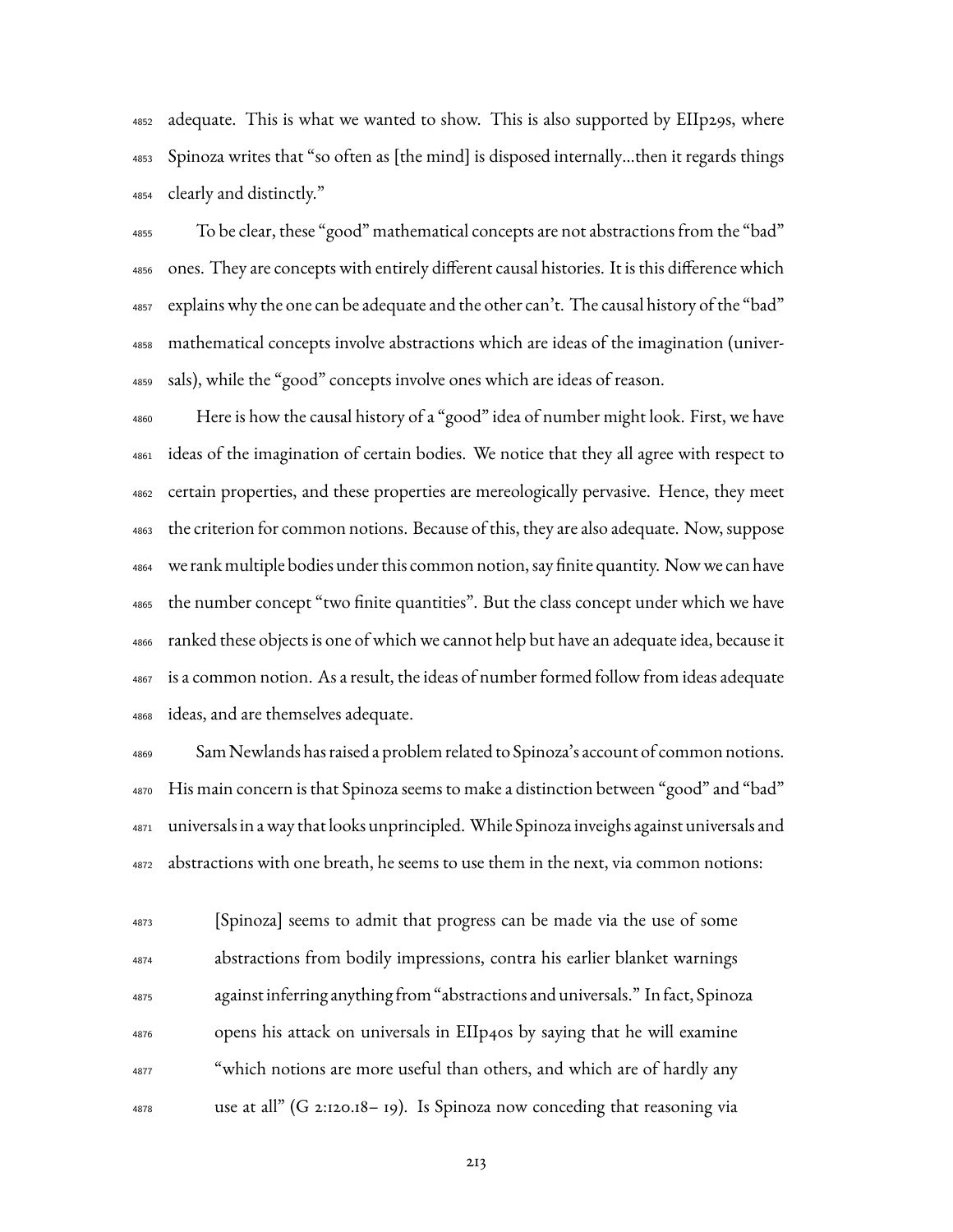adequate. This is what we wanted to show. This is also supported by EIIp29s, where Spinoza writes that "so often as [the mind] is disposed internally...then it regards things clearly and distinctly."

To be clear, these "good" mathematical concepts are not abstractions from the "bad" ones. They are concepts with entirely different causal histories. It is this difference which explains why the one can be adequate and the other can't. The causal history of the "bad" mathematical concepts involve abstractions which are ideas of the imagination (universals), while the "good" concepts involve ones which are ideas of reason.

Here is how the causal history of a "good" idea of number might look. First, we have ideas of the imagination of certain bodies. We notice that they all agree with respect to certain properties, and these properties are mereologically pervasive. Hence, they meet the criterion for common notions. Because of this, they are also adequate. Now, suppose we rank multiple bodies under this common notion, say finite quantity. Now we can have the number concept "two finite quantities". But the class concept under which we have ranked these objects is one of which we cannot help but have an adequate idea, because it is a common notion. As a result, the ideas of number formed follow from ideas adequate ideas, and are themselves adequate.

Sam Newlands has raised a problem related to Spinoza's account of common notions. His main concern is that Spinoza seems to make a distinction between "good" and "bad" universals in a way that looks unprincipled. While Spinoza inveighs against universals and abstractions with one breath, he seems to use them in the next, via common notions:

> [Spinoza] seems to admit that progress can be made via the use of some abstractions from bodily impressions, contra his earlier blanket warnings against inferring anything from "abstractions and universals." In fact, Spinoza opens his attack on universals in EIIp40s by saying that he will examine "which notions are more useful than others, and which are of hardly any use at all" (G 2:120.18– 19). Is Spinoza now conceding that reasoning via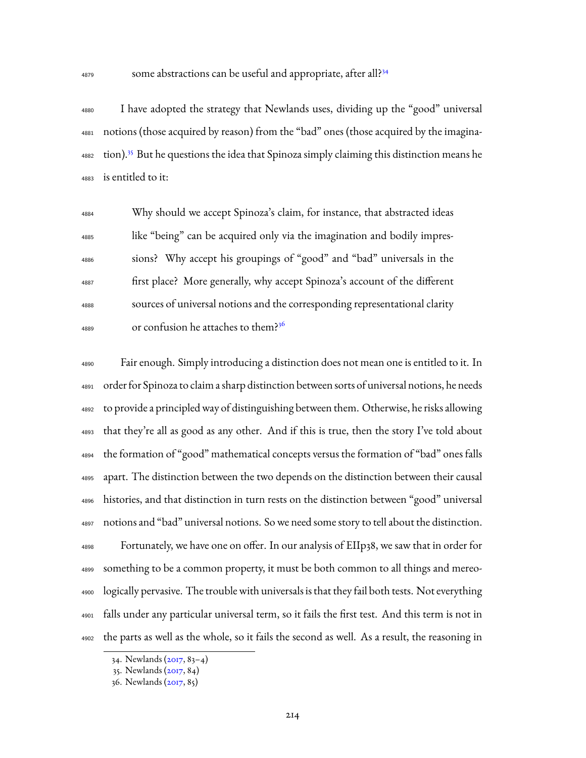some abstractions can be useful and appropriate, after all?[34]

I have adopted the strategy that Newlands uses, dividing up the "good" universal notions (those acquired by reason) from the "bad" ones (those acquired by the imagination).[35] But he questions the idea that Spinoza simply claiming this distinction means he is entitled to it:

> Why should we accept Spinoza's claim, for instance, that abstracted ideas like "being" can be acquired only via the imagination and bodily impressions? Why accept his groupings of "good" and "bad" universals in the first place? More generally, why accept Spinoza's account of the different sources of universal notions and the corresponding representational clarity or confusion he attaches to them?[36]

Fair enough. Simply introducing a distinction does not mean one is entitled to it. In order for Spinoza to claim a sharp distinction between sorts of universal notions, he needs to provide a principled way of distinguishing between them. Otherwise, he risks allowing that they're all as good as any other. And if this is true, then the story I've told about the formation of "good" mathematical concepts versus the formation of "bad" ones falls apart. The distinction between the two depends on the distinction between their causal histories, and that distinction in turn rests on the distinction between "good" universal notions and "bad" universal notions. So we need some story to tell about the distinction.

Fortunately, we have one on offer. In our analysis of EIIp38, we saw that in order for something to be a common property, it must be both common to all things and mereologically pervasive. The trouble with universals is that they fail both tests. Not everything falls under any particular universal term, so it fails the first test. And this term is not in the parts as well as the whole, so it fails the second as well. As a result, the reasoning in

34. Newlands (2017, 83–4)

35. Newlands (2017, 84)

36. Newlands (2017, 85)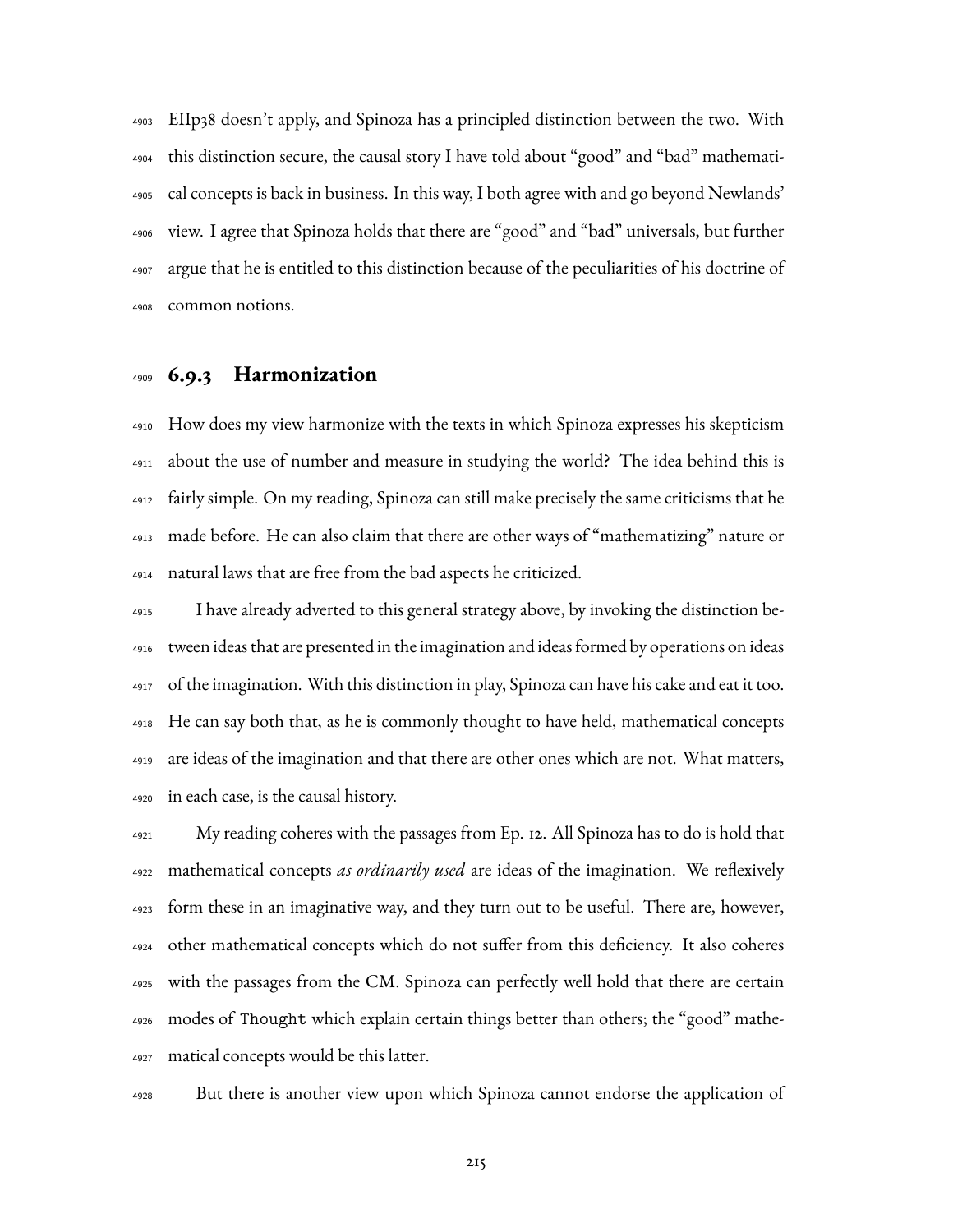EIIp38 doesn't apply, and Spinoza has a principled distinction between the two. With this distinction secure, the causal story I have told about "good" and "bad" mathematical concepts is back in business. In this way, I both agree with and go beyond Newlands' view. I agree that Spinoza holds that there are "good" and "bad" universals, but further argue that he is entitled to this distinction because of the peculiarities of his doctrine of common notions.

### 6.9.3 Harmonization

How does my view harmonize with the texts in which Spinoza expresses his skepticism about the use of number and measure in studying the world? The idea behind this is fairly simple. On my reading, Spinoza can still make precisely the same criticisms that he made before. He can also claim that there are other ways of "mathematizing" nature or natural laws that are free from the bad aspects he criticized.

I have already adverted to this general strategy above, by invoking the distinction between ideas that are presented in the imagination and ideas formed by operations on ideas of the imagination. With this distinction in play, Spinoza can have his cake and eat it too. He can say both that, as he is commonly thought to have held, mathematical concepts are ideas of the imagination and that there are other ones which are not. What matters, in each case, is the causal history.

My reading coheres with the passages from Ep. 12. All Spinoza has to do is hold that mathematical concepts *as ordinarily used* are ideas of the imagination. We reflexively form these in an imaginative way, and they turn out to be useful. There are, however, other mathematical concepts which do not suffer from this deficiency. It also coheres with the passages from the CM. Spinoza can perfectly well hold that there are certain modes of `Thought` which explain certain things better than others; the "good" mathematical concepts would be this latter.

But there is another view upon which Spinoza cannot endorse the application of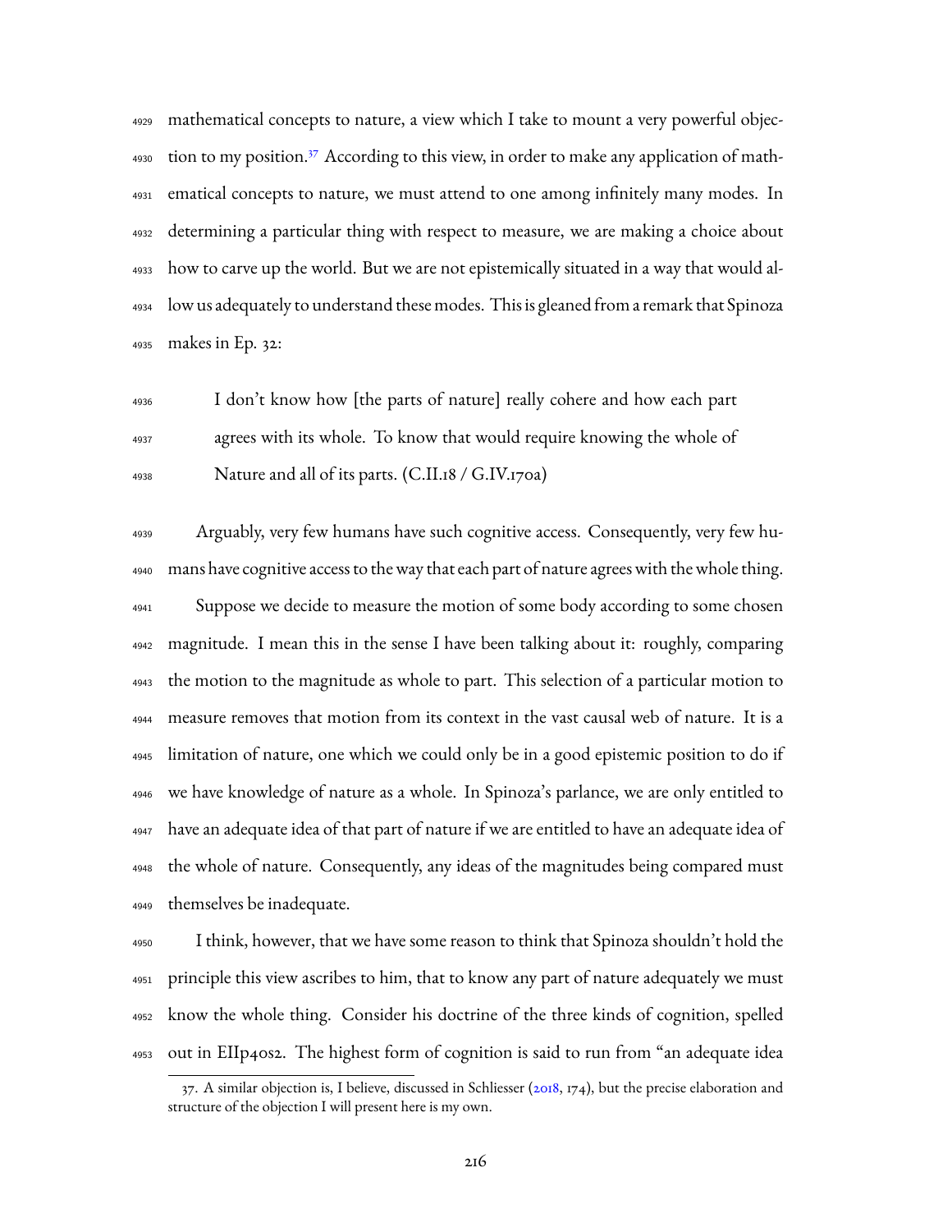mathematical concepts to nature, a view which I take to mount a very powerful objection to my position.[37] According to this view, in order to make any application of mathematical concepts to nature, we must attend to one among infinitely many modes. In determining a particular thing with respect to measure, we are making a choice about how to carve up the world. But we are not epistemically situated in a way that would allow us adequately to understand these modes. This is gleaned from a remark that Spinoza makes in Ep. 32:

> I don't know how [the parts of nature] really cohere and how each part agrees with its whole. To know that would require knowing the whole of Nature and all of its parts. (C.II.18 / G.IV.170a)

Arguably, very few humans have such cognitive access. Consequently, very few humans have cognitive access to the way that each part of nature agrees with the whole thing.

Suppose we decide to measure the motion of some body according to some chosen magnitude. I mean this in the sense I have been talking about it: roughly, comparing the motion to the magnitude as whole to part. This selection of a particular motion to measure removes that motion from its context in the vast causal web of nature. It is a limitation of nature, one which we could only be in a good epistemic position to do if we have knowledge of nature as a whole. In Spinoza's parlance, we are only entitled to have an adequate idea of that part of nature if we are entitled to have an adequate idea of the whole of nature. Consequently, any ideas of the magnitudes being compared must themselves be inadequate.

I think, however, that we have some reason to think that Spinoza shouldn't hold the principle this view ascribes to him, that to know any part of nature adequately we must know the whole thing. Consider his doctrine of the three kinds of cognition, spelled out in EIIp40s2. The highest form of cognition is said to run from "an adequate idea

37. A similar objection is, I believe, discussed in Schliesser (2018, 174), but the precise elaboration and structure of the objection I will present here is my own.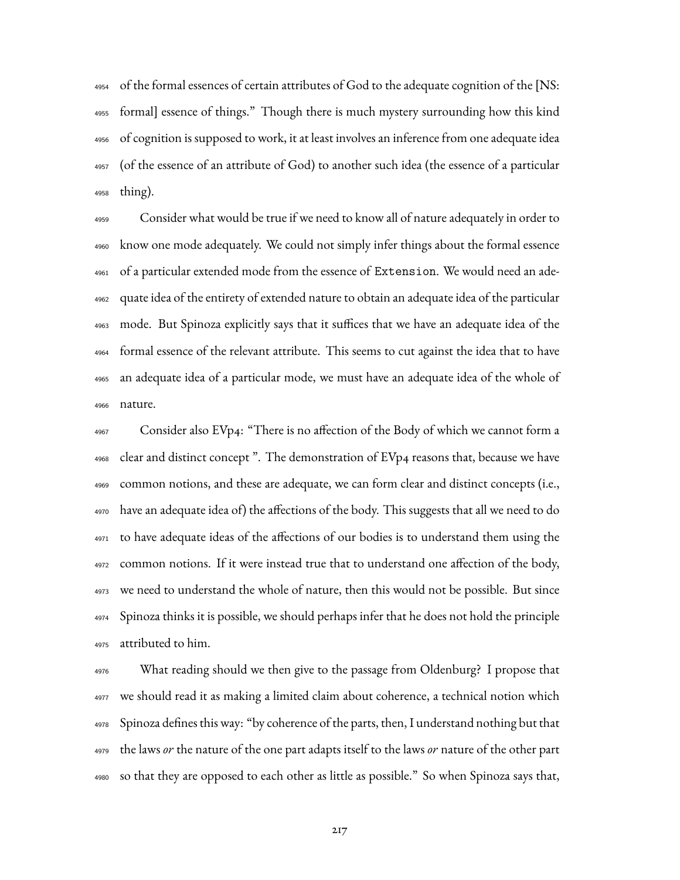of the formal essences of certain attributes of God to the adequate cognition of the [NS: formal] essence of things." Though there is much mystery surrounding how this kind of cognition is supposed to work, it at least involves an inference from one adequate idea (of the essence of an attribute of God) to another such idea (the essence of a particular thing).

Consider what would be true if we need to know all of nature adequately in order to know one mode adequately. We could not simply infer things about the formal essence of a particular extended mode from the essence of `Extension`. We would need an adequate idea of the entirety of extended nature to obtain an adequate idea of the particular mode. But Spinoza explicitly says that it suffices that we have an adequate idea of the formal essence of the relevant attribute. This seems to cut against the idea that to have an adequate idea of a particular mode, we must have an adequate idea of the whole of nature.

Consider also EVp4: "There is no affection of the Body of which we cannot form a clear and distinct concept ". The demonstration of EVp4 reasons that, because we have common notions, and these are adequate, we can form clear and distinct concepts (i.e., have an adequate idea of) the affections of the body. This suggests that all we need to do to have adequate ideas of the affections of our bodies is to understand them using the common notions. If it were instead true that to understand one affection of the body, we need to understand the whole of nature, then this would not be possible. But since Spinoza thinks it is possible, we should perhaps infer that he does not hold the principle attributed to him.

What reading should we then give to the passage from Oldenburg? I propose that we should read it as making a limited claim about coherence, a technical notion which Spinoza defines this way: "by coherence of the parts, then, I understand nothing but that the laws *or* the nature of the one part adapts itself to the laws *or* nature of the other part so that they are opposed to each other as little as possible." So when Spinoza says that,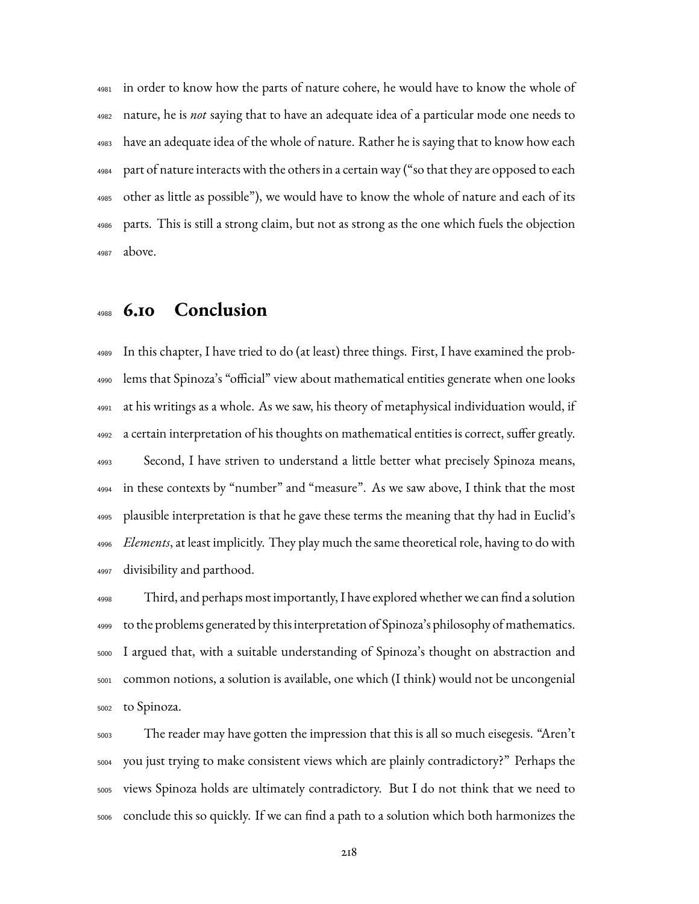in order to know how the parts of nature cohere, he would have to know the whole of nature, he is *not* saying that to have an adequate idea of a particular mode one needs to have an adequate idea of the whole of nature. Rather he is saying that to know how each part of nature interacts with the others in a certain way ("so that they are opposed to each other as little as possible"), we would have to know the whole of nature and each of its parts. This is still a strong claim, but not as strong as the one which fuels the objection above.

## 6.10 Conclusion

In this chapter, I have tried to do (at least) three things. First, I have examined the problems that Spinoza's "official" view about mathematical entities generate when one looks at his writings as a whole. As we saw, his theory of metaphysical individuation would, if a certain interpretation of his thoughts on mathematical entities is correct, suffer greatly.

Second, I have striven to understand a little better what precisely Spinoza means, in these contexts by "number" and "measure". As we saw above, I think that the most plausible interpretation is that he gave these terms the meaning that thy had in Euclid's *Elements*, at least implicitly. They play much the same theoretical role, having to do with divisibility and parthood.

Third, and perhaps most importantly, I have explored whether we can find a solution to the problems generated by this interpretation of Spinoza's philosophy of mathematics. I argued that, with a suitable understanding of Spinoza's thought on abstraction and common notions, a solution is available, one which (I think) would not be uncongenial to Spinoza.

The reader may have gotten the impression that this is all so much eisegesis. "Aren't you just trying to make consistent views which are plainly contradictory?" Perhaps the views Spinoza holds are ultimately contradictory. But I do not think that we need to conclude this so quickly. If we can find a path to a solution which both harmonizes the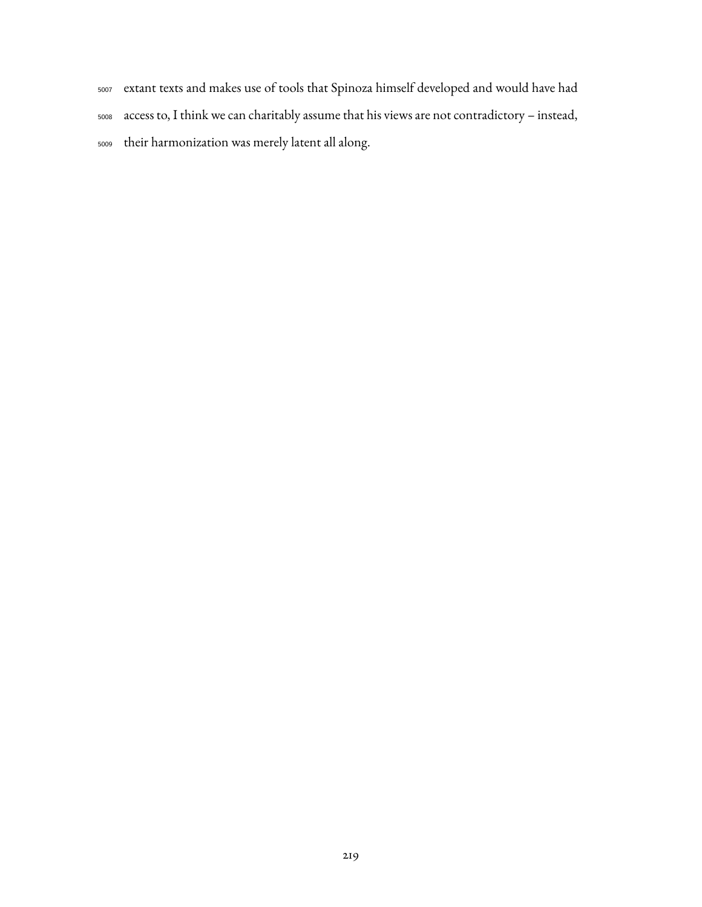extant texts and makes use of tools that Spinoza himself developed and would have had access to, I think we can charitably assume that his views are not contradictory – instead, their harmonization was merely latent all along.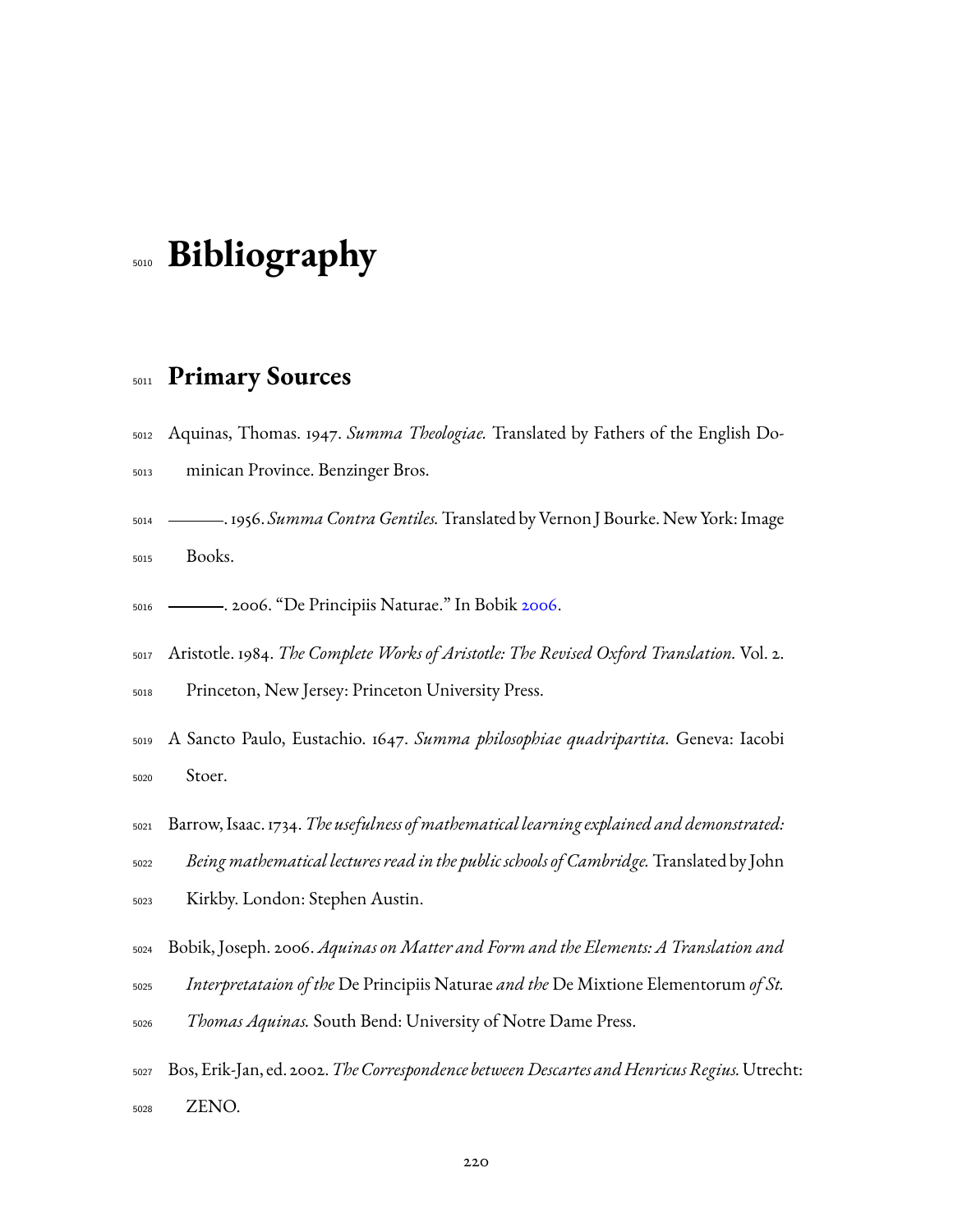# Bibliography

## Primary Sources

Aquinas, Thomas. 1947. *Summa Theologiae.* Translated by Fathers of the English Dominican Province. Benzinger Bros.

———. 1956. *Summa Contra Gentiles.* Translated by Vernon J Bourke. New York: Image Books.

———. 2006. "De Principiis Naturae." In Bobik 2006.

Aristotle. 1984. *The Complete Works of Aristotle: The Revised Oxford Translation.* Vol. 2. Princeton, New Jersey: Princeton University Press.

A Sancto Paulo, Eustachio. 1647. *Summa philosophiae quadripartita.* Geneva: Iacobi Stoer.

Barrow, Isaac. 1734. *The usefulness of mathematical learning explained and demonstrated: Being mathematical lectures read in the public schools of Cambridge.* Translated by John Kirkby. London: Stephen Austin.

Bobik, Joseph. 2006. *Aquinas on Matter and Form and the Elements: A Translation and Interpretataion of the* De Principiis Naturae *and the* De Mixtione Elementorum *of St. Thomas Aquinas.* South Bend: University of Notre Dame Press.

Bos, Erik-Jan, ed. 2002. *The Correspondence between Descartes and Henricus Regius.* Utrecht: ZENO.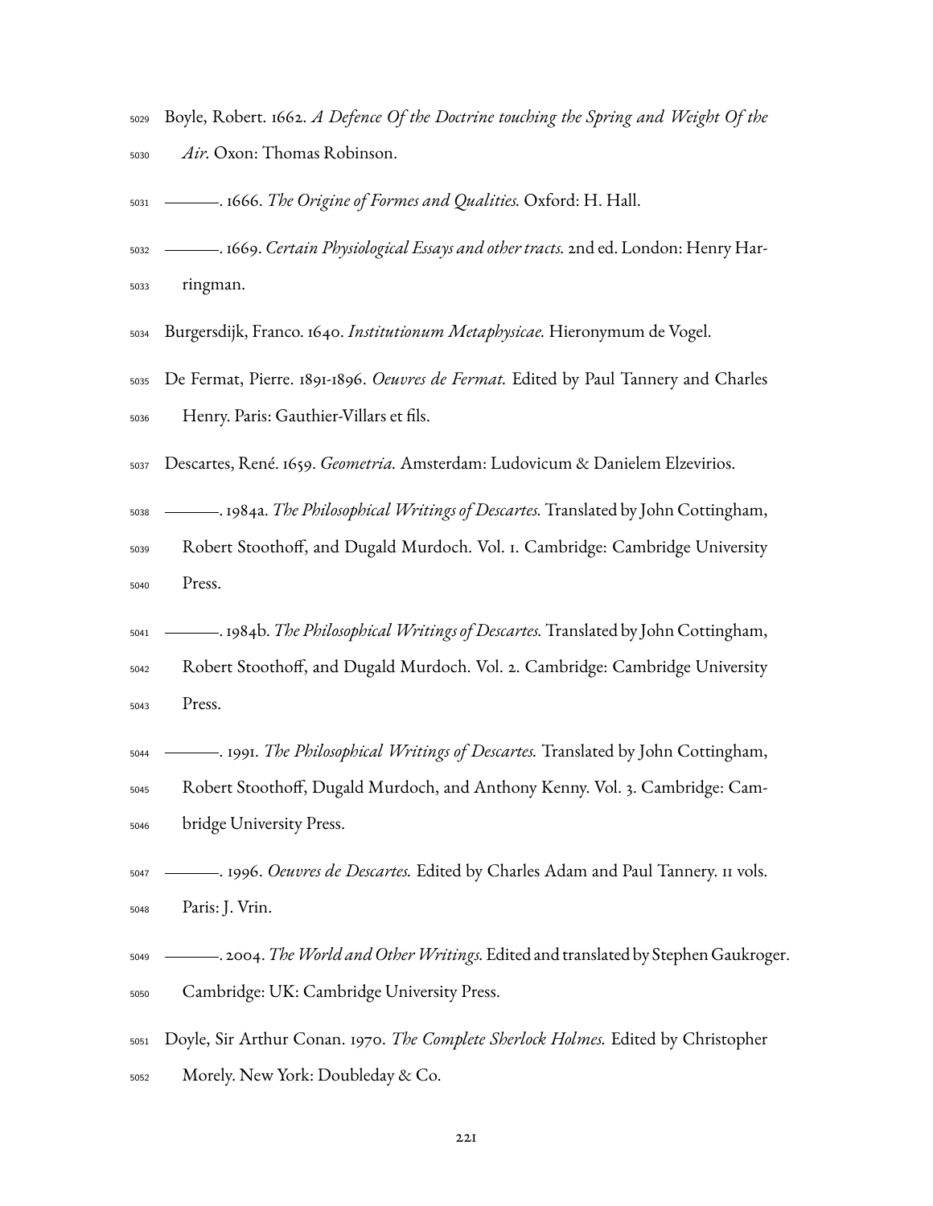Boyle, Robert. 1662. *A Defence Of the Doctrine touching the Spring and Weight Of the Air.* Oxon: Thomas Robinson.

———. 1666. *The Origine of Formes and Qualities.* Oxford: H. Hall.

———. 1669. *Certain Physiological Essays and other tracts.* 2nd ed. London: Henry Harringman.

Burgersdijk, Franco. 1640. *Institutionum Metaphysicae.* Hieronymum de Vogel.

De Fermat, Pierre. 1891-1896. *Oeuvres de Fermat.* Edited by Paul Tannery and Charles Henry. Paris: Gauthier-Villars et fils.

Descartes, René. 1659. *Geometria.* Amsterdam: Ludovicum & Danielem Elzevirios.

———. 1984a. *The Philosophical Writings of Descartes.* Translated by John Cottingham, Robert Stoothoff, and Dugald Murdoch. Vol. 1. Cambridge: Cambridge University Press.

———. 1984b. *The Philosophical Writings of Descartes.* Translated by John Cottingham, Robert Stoothoff, and Dugald Murdoch. Vol. 2. Cambridge: Cambridge University Press.

———. 1991. *The Philosophical Writings of Descartes.* Translated by John Cottingham, Robert Stoothoff, Dugald Murdoch, and Anthony Kenny. Vol. 3. Cambridge: Cambridge University Press.

———. 1996. *Oeuvres de Descartes.* Edited by Charles Adam and Paul Tannery. 11 vols. Paris: J. Vrin.

———. 2004. *The World and Other Writings.* Edited and translated by Stephen Gaukroger. Cambridge: UK: Cambridge University Press.

Doyle, Sir Arthur Conan. 1970. *The Complete Sherlock Holmes.* Edited by Christopher Morely. New York: Doubleday & Co.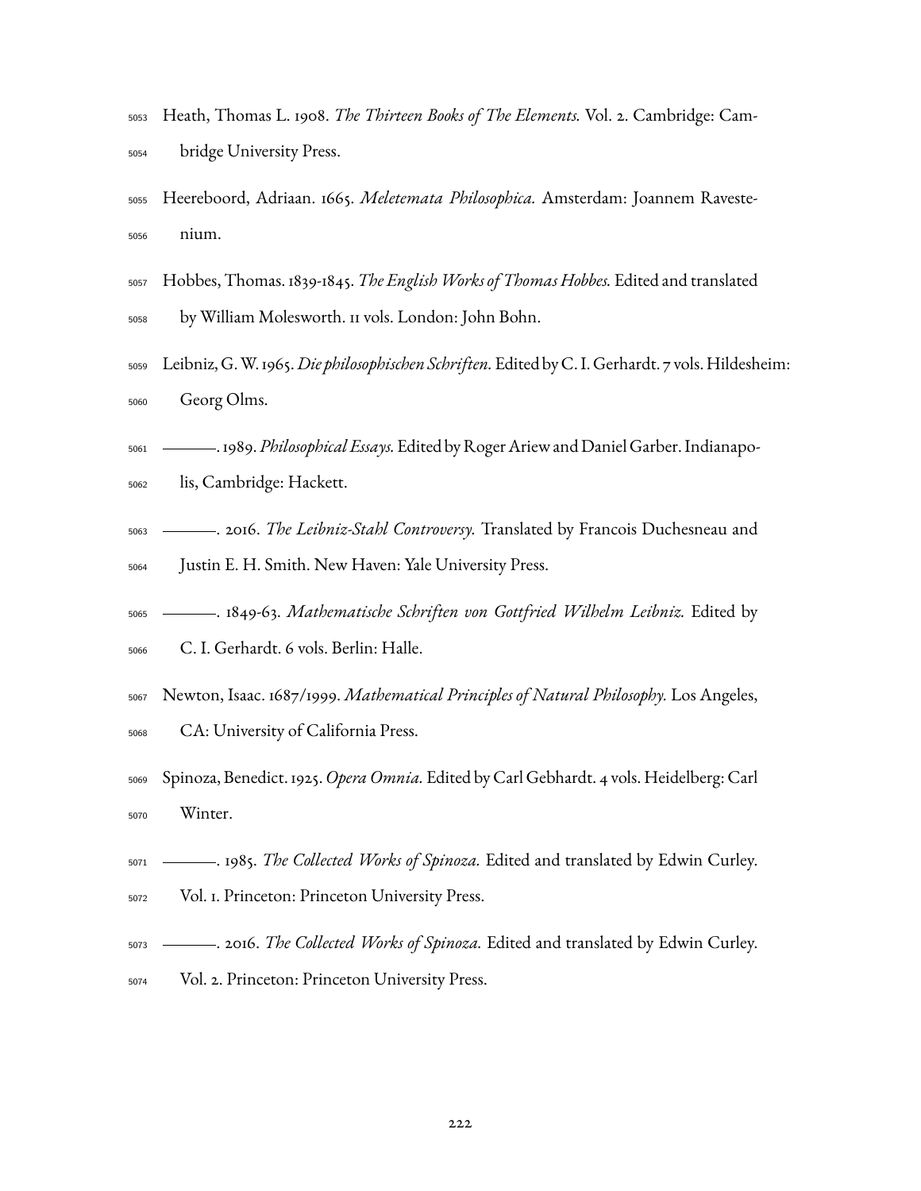Heath, Thomas L. 1908. *The Thirteen Books of The Elements.* Vol. 2. Cambridge: Cambridge University Press.

Heereboord, Adriaan. 1665. *Meletemata Philosophica.* Amsterdam: Joannem Ravestenium.

Hobbes, Thomas. 1839-1845. *The English Works of Thomas Hobbes.* Edited and translated by William Molesworth. 11 vols. London: John Bohn.

Leibniz, G. W. 1965. *Die philosophischen Schriften.* Edited by C. I. Gerhardt. 7 vols. Hildesheim: Georg Olms.

———. 1989. *Philosophical Essays.* Edited by Roger Ariew and Daniel Garber. Indianapolis, Cambridge: Hackett.

———. 2016. *The Leibniz-Stahl Controversy.* Translated by Francois Duchesneau and Justin E. H. Smith. New Haven: Yale University Press.

———. 1849-63. *Mathematische Schriften von Gottfried Wilhelm Leibniz.* Edited by C. I. Gerhardt. 6 vols. Berlin: Halle.

Newton, Isaac. 1687/1999. *Mathematical Principles of Natural Philosophy.* Los Angeles, CA: University of California Press.

Spinoza, Benedict. 1925. *Opera Omnia.* Edited by Carl Gebhardt. 4 vols. Heidelberg: Carl Winter.

———. 1985. *The Collected Works of Spinoza.* Edited and translated by Edwin Curley. Vol. 1. Princeton: Princeton University Press.

———. 2016. *The Collected Works of Spinoza.* Edited and translated by Edwin Curley. Vol. 2. Princeton: Princeton University Press.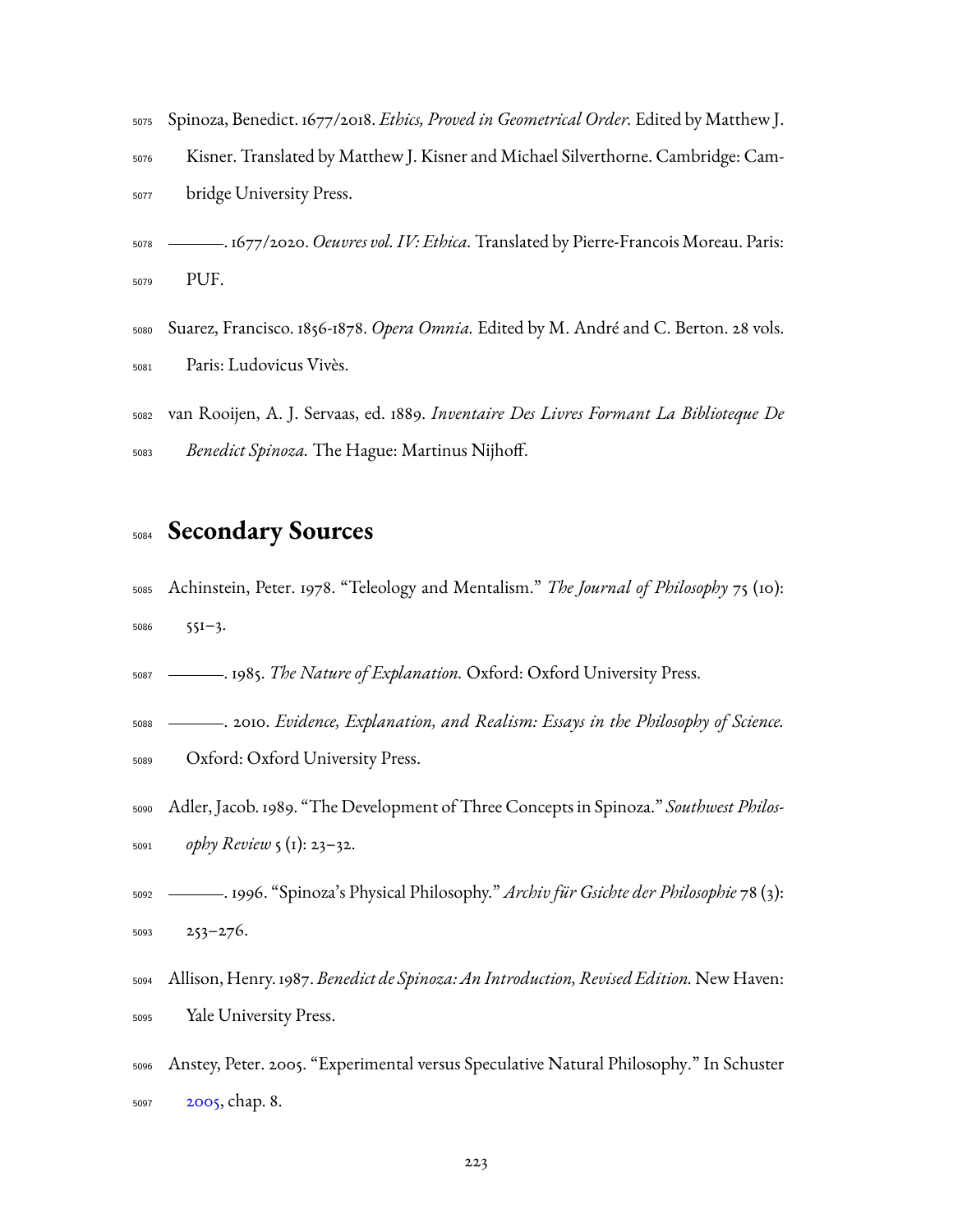Spinoza, Benedict. 1677/2018. *Ethics, Proved in Geometrical Order.* Edited by Matthew J. Kisner. Translated by Matthew J. Kisner and Michael Silverthorne. Cambridge: Cambridge University Press.

———. 1677/2020. *Oeuvres vol. IV: Ethica.* Translated by Pierre-Francois Moreau. Paris: PUF.

Suarez, Francisco. 1856-1878. *Opera Omnia.* Edited by M. André and C. Berton. 28 vols. Paris: Ludovicus Vivès.

van Rooijen, A. J. Servaas, ed. 1889. *Inventaire Des Livres Formant La Biblioteque De Benedict Spinoza.* The Hague: Martinus Nijhoff.

## Secondary Sources

Achinstein, Peter. 1978. "Teleology and Mentalism." *The Journal of Philosophy* 75 (10): 551–3.

———. 1985. *The Nature of Explanation.* Oxford: Oxford University Press.

———. 2010. *Evidence, Explanation, and Realism: Essays in the Philosophy of Science.* Oxford: Oxford University Press.

Adler, Jacob. 1989. "The Development of Three Concepts in Spinoza." *Southwest Philosophy Review* 5 (1): 23–32.

———. 1996. "Spinoza's Physical Philosophy." *Archiv für Gsichte der Philosophie* 78 (3): 253–276.

Allison, Henry. 1987. *Benedict de Spinoza: An Introduction, Revised Edition.* New Haven: Yale University Press.

Anstey, Peter. 2005. "Experimental versus Speculative Natural Philosophy." In Schuster 2005, chap. 8.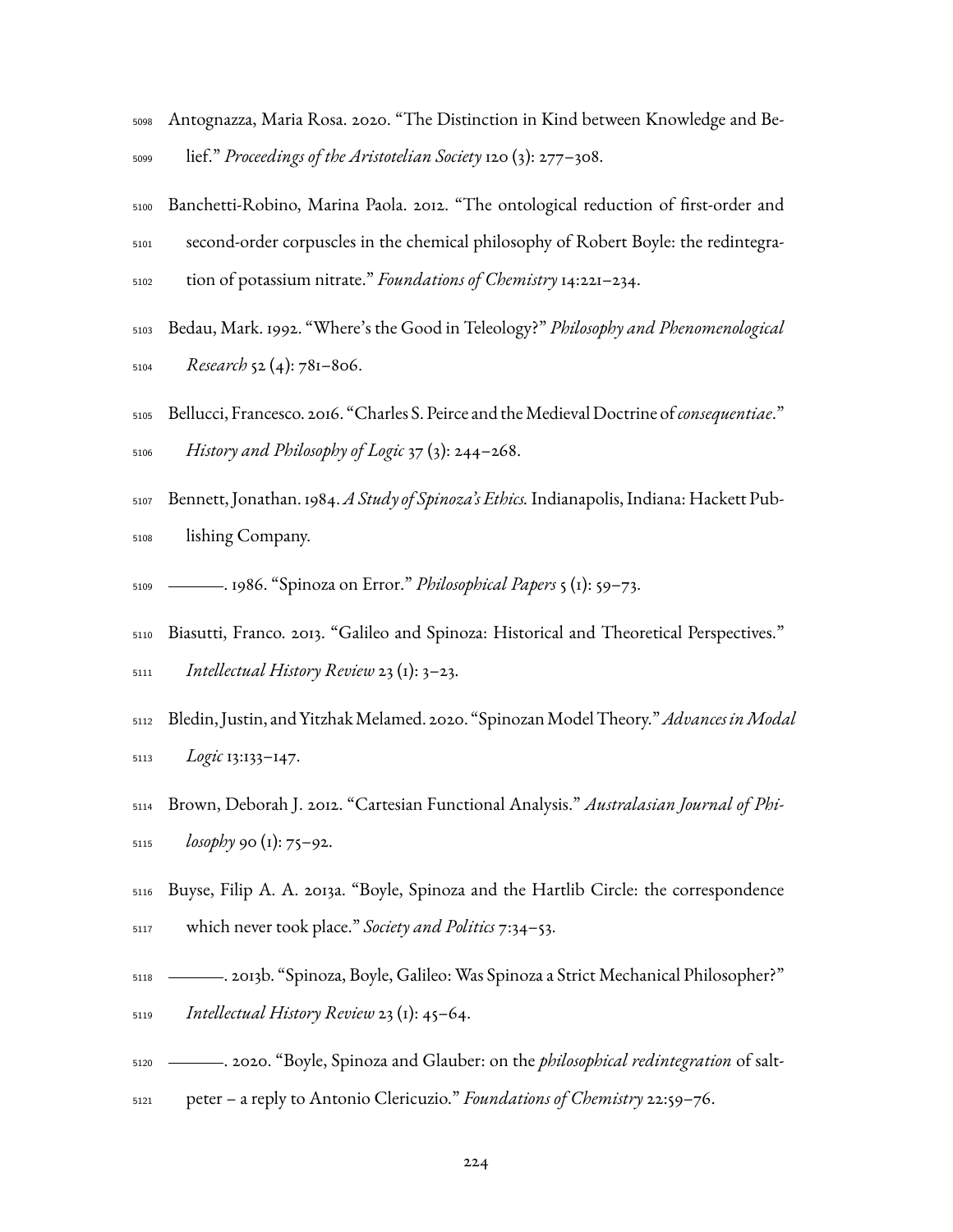Antognazza, Maria Rosa. 2020. "The Distinction in Kind between Knowledge and Belief." *Proceedings of the Aristotelian Society* 120 (3): 277–308.

Banchetti-Robino, Marina Paola. 2012. "The ontological reduction of first-order and second-order corpuscles in the chemical philosophy of Robert Boyle: the redintegration of potassium nitrate." *Foundations of Chemistry* 14:221–234.

Bedau, Mark. 1992. "Where's the Good in Teleology?" *Philosophy and Phenomenological Research* 52 (4): 781–806.

Bellucci, Francesco. 2016. "Charles S. Peirce and the Medieval Doctrine of *consequentiae*." *History and Philosophy of Logic* 37 (3): 244–268.

Bennett, Jonathan. 1984. *A Study of Spinoza's Ethics.* Indianapolis, Indiana: Hackett Publishing Company.

———. 1986. "Spinoza on Error." *Philosophical Papers* 5 (1): 59–73.

Biasutti, Franco. 2013. "Galileo and Spinoza: Historical and Theoretical Perspectives." *Intellectual History Review* 23 (1): 3–23.

Bledin, Justin, and Yitzhak Melamed. 2020. "Spinozan Model Theory." *Advances in Modal Logic* 13:133–147.

Brown, Deborah J. 2012. "Cartesian Functional Analysis." *Australasian Journal of Philosophy* 90 (1): 75–92.

Buyse, Filip A. A. 2013a. "Boyle, Spinoza and the Hartlib Circle: the correspondence which never took place." *Society and Politics* 7:34–53.

———. 2013b. "Spinoza, Boyle, Galileo: Was Spinoza a Strict Mechanical Philosopher?" *Intellectual History Review* 23 (1): 45–64.

———. 2020. "Boyle, Spinoza and Glauber: on the *philosophical redintegration* of saltpeter – a reply to Antonio Clericuzio." *Foundations of Chemistry* 22:59–76.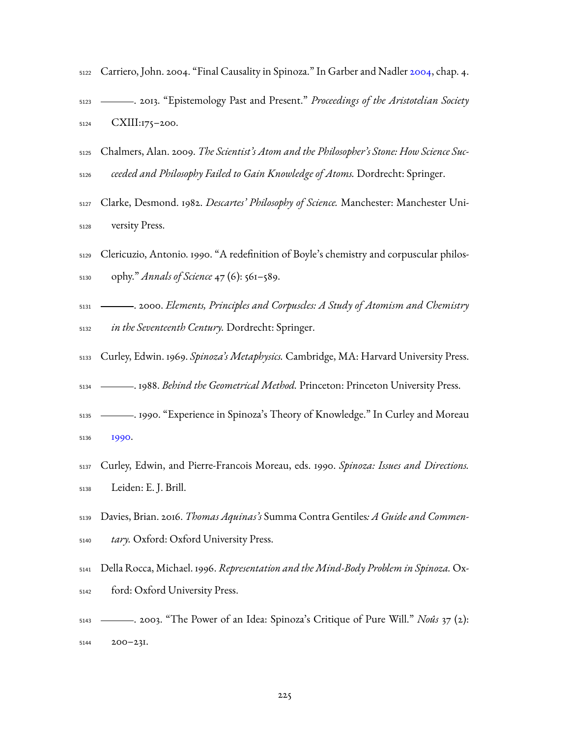Carriero, John. 2004. "Final Causality in Spinoza." In Garber and Nadler 2004, chap. 4.

———. 2013. "Epistemology Past and Present." *Proceedings of the Aristotelian Society* CXIII:175–200.

Chalmers, Alan. 2009. *The Scientist's Atom and the Philosopher's Stone: How Science Succeeded and Philosophy Failed to Gain Knowledge of Atoms.* Dordrecht: Springer.

Clarke, Desmond. 1982. *Descartes' Philosophy of Science.* Manchester: Manchester University Press.

Clericuzio, Antonio. 1990. "A redefinition of Boyle's chemistry and corpuscular philosophy." *Annals of Science* 47 (6): 561–589.

———. 2000. *Elements, Principles and Corpuscles: A Study of Atomism and Chemistry in the Seventeenth Century.* Dordrecht: Springer.

Curley, Edwin. 1969. *Spinoza's Metaphysics.* Cambridge, MA: Harvard University Press.

———. 1988. *Behind the Geometrical Method.* Princeton: Princeton University Press.

———. 1990. "Experience in Spinoza's Theory of Knowledge." In Curley and Moreau 1990.

Curley, Edwin, and Pierre-Francois Moreau, eds. 1990. *Spinoza: Issues and Directions.* Leiden: E. J. Brill.

Davies, Brian. 2016. *Thomas Aquinas's* Summa Contra Gentiles*: A Guide and Commentary.* Oxford: Oxford University Press.

Della Rocca, Michael. 1996. *Representation and the Mind-Body Problem in Spinoza.* Oxford: Oxford University Press.

———. 2003. "The Power of an Idea: Spinoza's Critique of Pure Will." *Noûs* 37 (2): 200–231.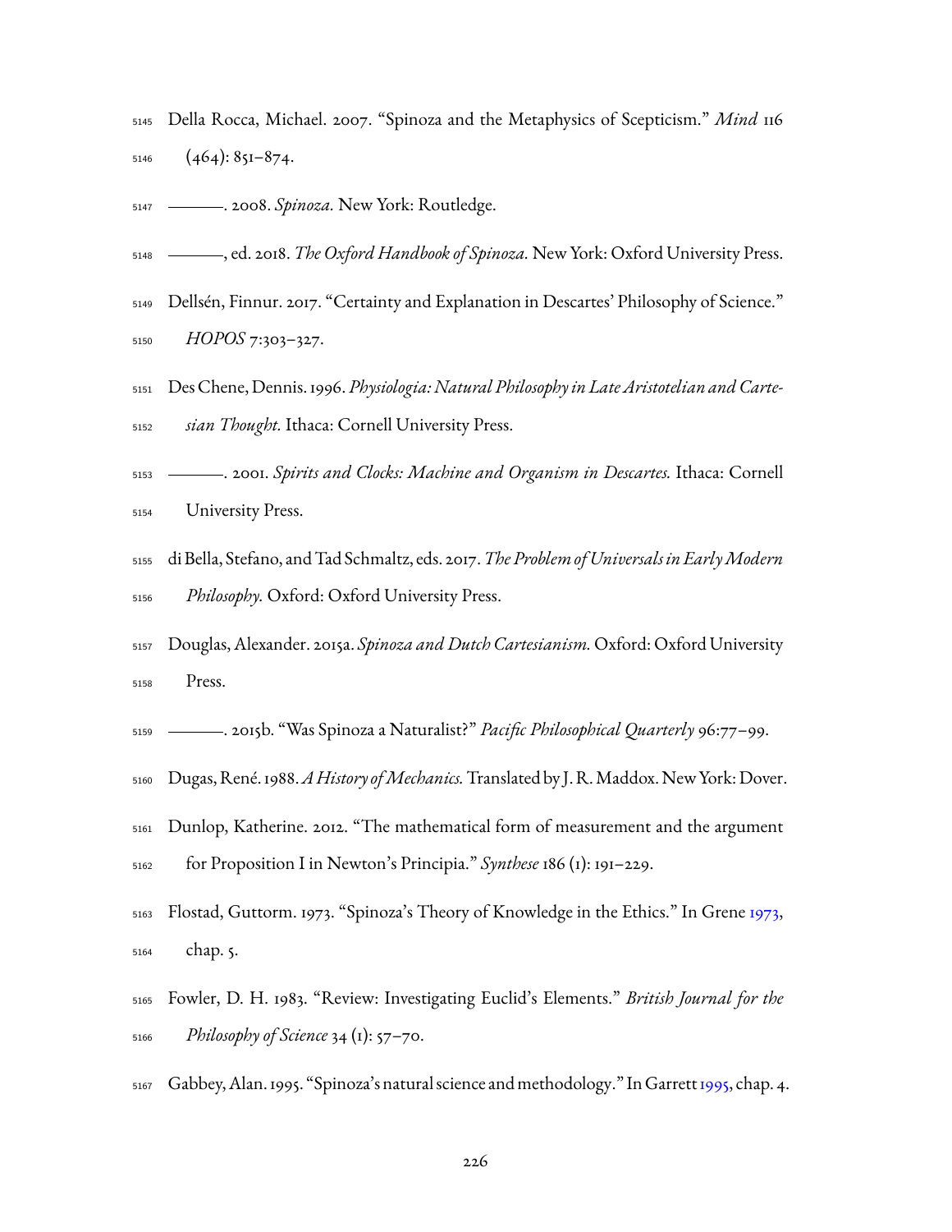Della Rocca, Michael. 2007. "Spinoza and the Metaphysics of Scepticism." *Mind* 116 (464): 851–874.

———. 2008. *Spinoza.* New York: Routledge.

———, ed. 2018. *The Oxford Handbook of Spinoza.* New York: Oxford University Press.

Dellsén, Finnur. 2017. "Certainty and Explanation in Descartes' Philosophy of Science." *HOPOS* 7:303–327.

Des Chene, Dennis. 1996. *Physiologia: Natural Philosophy in Late Aristotelian and Cartesian Thought.* Ithaca: Cornell University Press.

———. 2001. *Spirits and Clocks: Machine and Organism in Descartes.* Ithaca: Cornell University Press.

di Bella, Stefano, and Tad Schmaltz, eds. 2017. *The Problem of Universals in Early Modern Philosophy.* Oxford: Oxford University Press.

Douglas, Alexander. 2015a. *Spinoza and Dutch Cartesianism.* Oxford: Oxford University Press.

———. 2015b. "Was Spinoza a Naturalist?" *Pacific Philosophical Quarterly* 96:77–99.

Dugas, René. 1988. *A History of Mechanics.* Translated by J. R. Maddox. New York: Dover.

Dunlop, Katherine. 2012. "The mathematical form of measurement and the argument for Proposition I in Newton's Principia." *Synthese* 186 (1): 191–229.

Flostad, Guttorm. 1973. "Spinoza's Theory of Knowledge in the Ethics." In Grene 1973, chap. 5.

Fowler, D. H. 1983. "Review: Investigating Euclid's Elements." *British Journal for the Philosophy of Science* 34 (1): 57–70.

Gabbey, Alan. 1995. "Spinoza's natural science and methodology." In Garrett 1995, chap. 4.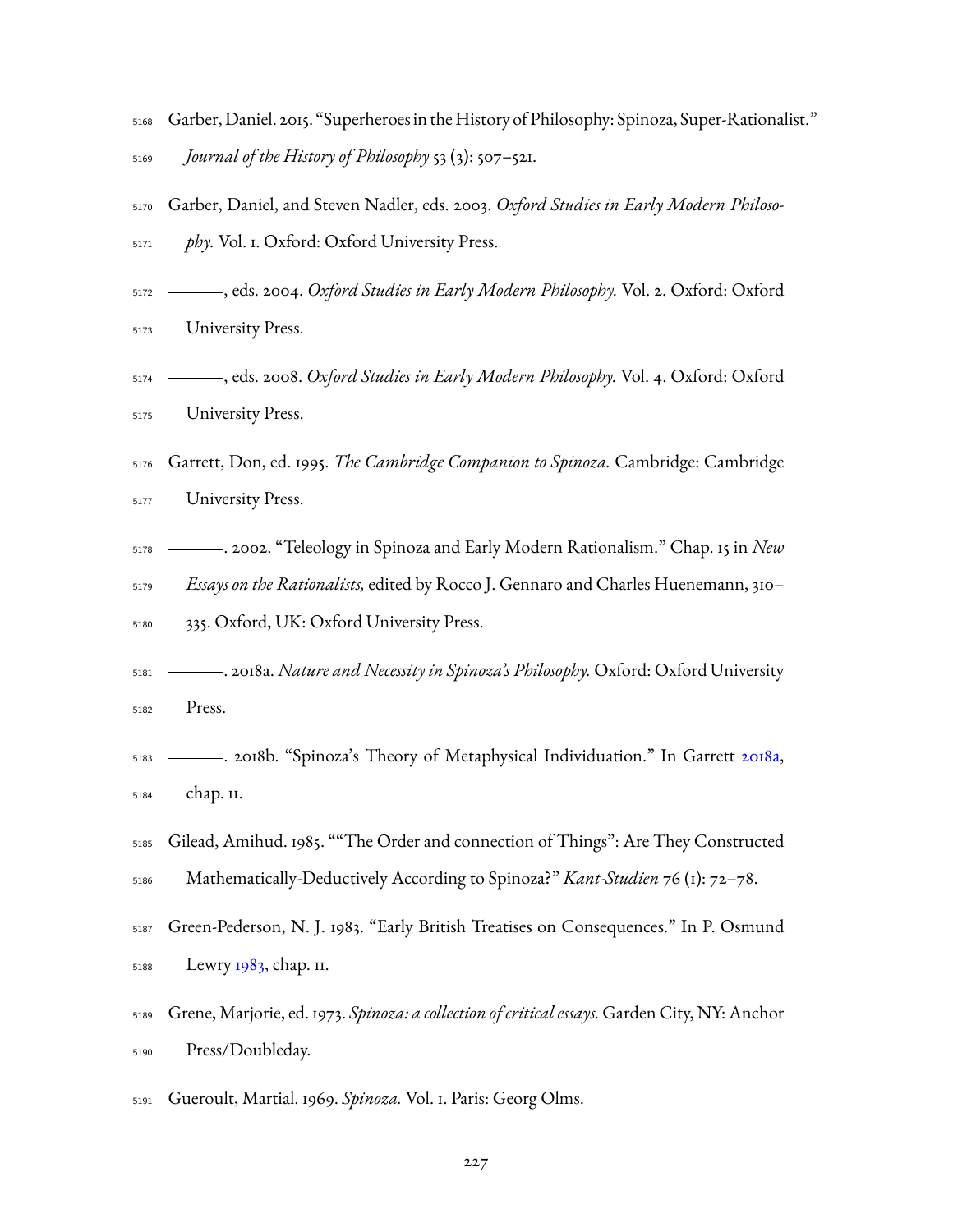Garber, Daniel. 2015. "Superheroes in the History of Philosophy: Spinoza, Super-Rationalist." *Journal of the History of Philosophy* 53 (3): 507–521.

Garber, Daniel, and Steven Nadler, eds. 2003. *Oxford Studies in Early Modern Philosophy.* Vol. 1. Oxford: Oxford University Press.

———, eds. 2004. *Oxford Studies in Early Modern Philosophy.* Vol. 2. Oxford: Oxford University Press.

———, eds. 2008. *Oxford Studies in Early Modern Philosophy.* Vol. 4. Oxford: Oxford University Press.

Garrett, Don, ed. 1995. *The Cambridge Companion to Spinoza.* Cambridge: Cambridge University Press.

———. 2002. "Teleology in Spinoza and Early Modern Rationalism." Chap. 15 in *New Essays on the Rationalists,* edited by Rocco J. Gennaro and Charles Huenemann, 310–335. Oxford, UK: Oxford University Press.

———. 2018a. *Nature and Necessity in Spinoza's Philosophy.* Oxford: Oxford University Press.

———. 2018b. "Spinoza's Theory of Metaphysical Individuation." In Garrett 2018a, chap. 11.

Gilead, Amihud. 1985. ""The Order and connection of Things": Are They Constructed Mathematically-Deductively According to Spinoza?" *Kant-Studien* 76 (1): 72–78.

Green-Pederson, N. J. 1983. "Early British Treatises on Consequences." In P. Osmund Lewry 1983, chap. 11.

Grene, Marjorie, ed. 1973. *Spinoza: a collection of critical essays.* Garden City, NY: Anchor Press/Doubleday.

Gueroult, Martial. 1969. *Spinoza.* Vol. 1. Paris: Georg Olms.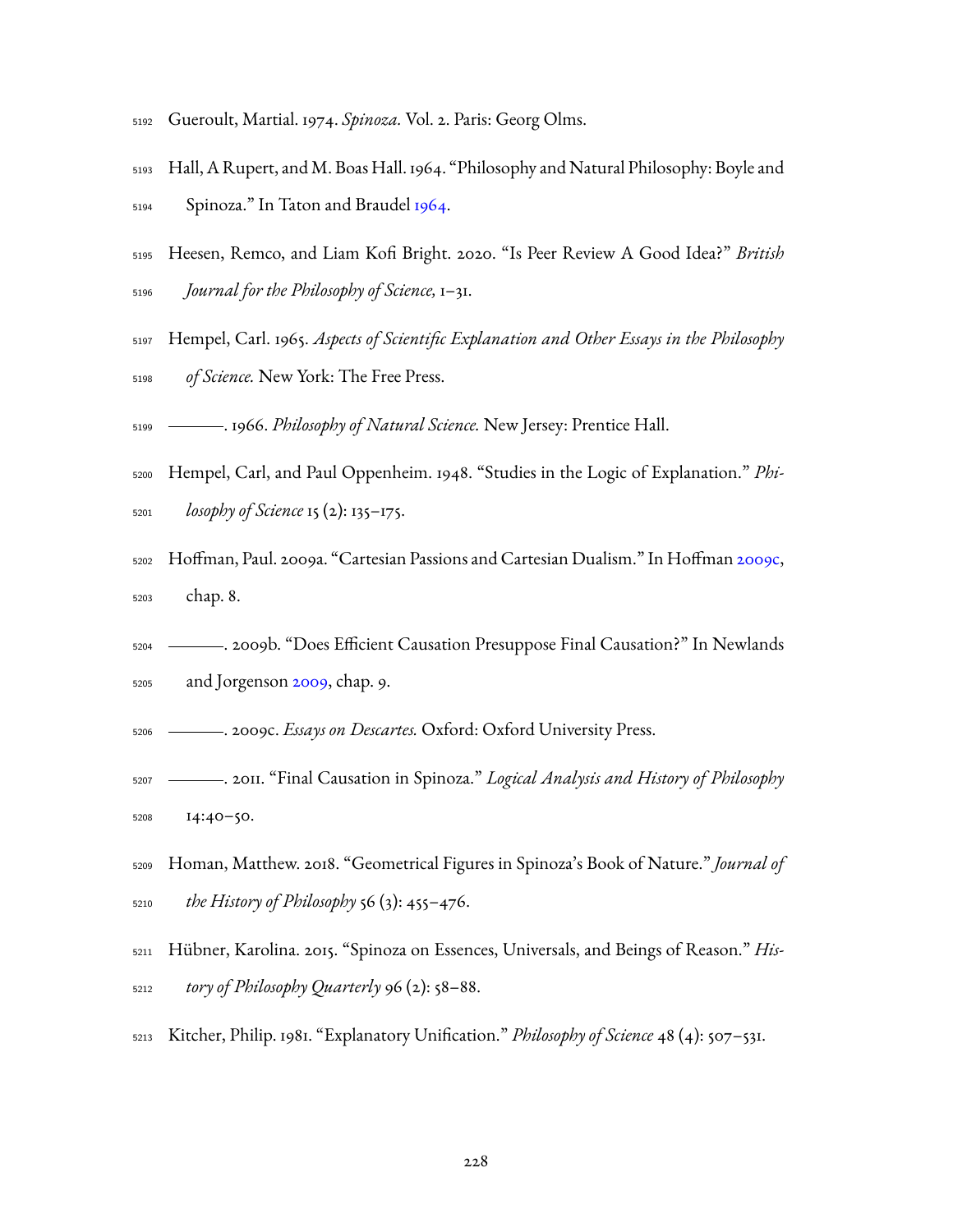Gueroult, Martial. 1974. *Spinoza.* Vol. 2. Paris: Georg Olms.

Hall, A Rupert, and M. Boas Hall. 1964. "Philosophy and Natural Philosophy: Boyle and Spinoza." In Taton and Braudel 1964.

Heesen, Remco, and Liam Kofi Bright. 2020. "Is Peer Review A Good Idea?" *British Journal for the Philosophy of Science,* 1–31.

Hempel, Carl. 1965. *Aspects of Scientific Explanation and Other Essays in the Philosophy of Science.* New York: The Free Press.

———. 1966. *Philosophy of Natural Science.* New Jersey: Prentice Hall.

Hempel, Carl, and Paul Oppenheim. 1948. "Studies in the Logic of Explanation." *Philosophy of Science* 15 (2): 135–175.

Hoffman, Paul. 2009a. "Cartesian Passions and Cartesian Dualism." In Hoffman 2009c, chap. 8.

———. 2009b. "Does Efficient Causation Presuppose Final Causation?" In Newlands and Jorgenson 2009, chap. 9.

———. 2009c. *Essays on Descartes.* Oxford: Oxford University Press.

———. 2011. "Final Causation in Spinoza." *Logical Analysis and History of Philosophy* 14:40–50.

Homan, Matthew. 2018. "Geometrical Figures in Spinoza's Book of Nature." *Journal of the History of Philosophy* 56 (3): 455–476.

Hübner, Karolina. 2015. "Spinoza on Essences, Universals, and Beings of Reason." *History of Philosophy Quarterly* 96 (2): 58–88.

Kitcher, Philip. 1981. "Explanatory Unification." *Philosophy of Science* 48 (4): 507–531.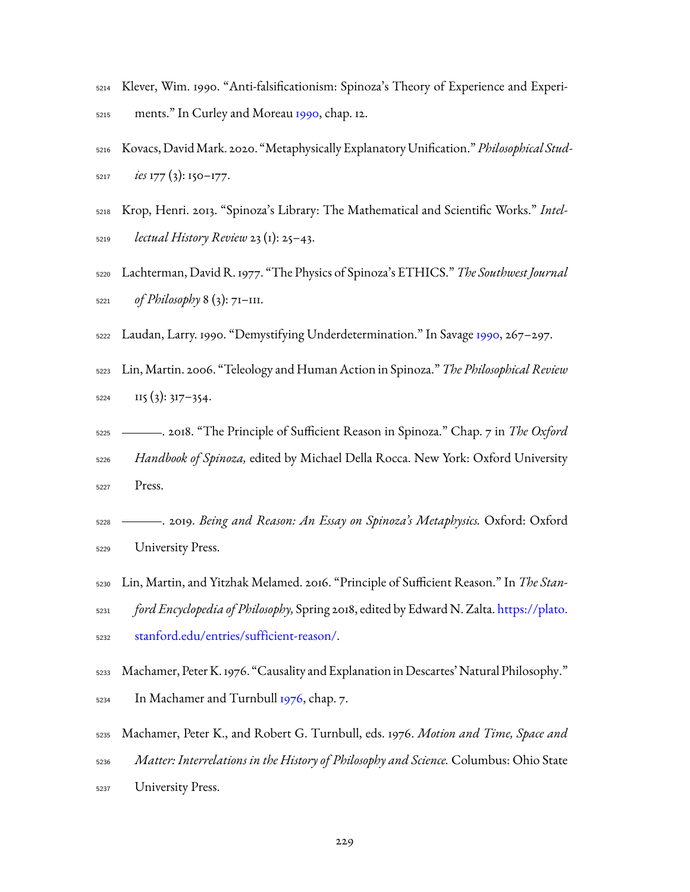Klever, Wim. 1990. "Anti-falsificationism: Spinoza's Theory of Experience and Experiments." In Curley and Moreau 1990, chap. 12.

Kovacs, David Mark. 2020. "Metaphysically Explanatory Unification." *Philosophical Studies* 177 (3): 150–177.

Krop, Henri. 2013. "Spinoza's Library: The Mathematical and Scientific Works." *Intellectual History Review* 23 (1): 25–43.

Lachterman, David R. 1977. "The Physics of Spinoza's ETHICS." *The Southwest Journal of Philosophy* 8 (3): 71–111.

Laudan, Larry. 1990. "Demystifying Underdetermination." In Savage 1990, 267–297.

Lin, Martin. 2006. "Teleology and Human Action in Spinoza." *The Philosophical Review* 115 (3): 317–354.

———. 2018. "The Principle of Sufficient Reason in Spinoza." Chap. 7 in *The Oxford Handbook of Spinoza,* edited by Michael Della Rocca. New York: Oxford University Press.

———. 2019. *Being and Reason: An Essay on Spinoza's Metaphysics.* Oxford: Oxford University Press.

Lin, Martin, and Yitzhak Melamed. 2016. "Principle of Sufficient Reason." In *The Stanford Encyclopedia of Philosophy,* Spring 2018, edited by Edward N. Zalta. https://plato.stanford.edu/entries/sufficient-reason/.

Machamer, Peter K. 1976. "Causality and Explanation in Descartes' Natural Philosophy." In Machamer and Turnbull 1976, chap. 7.

Machamer, Peter K., and Robert G. Turnbull, eds. 1976. *Motion and Time, Space and Matter: Interrelations in the History of Philosophy and Science.* Columbus: Ohio State University Press.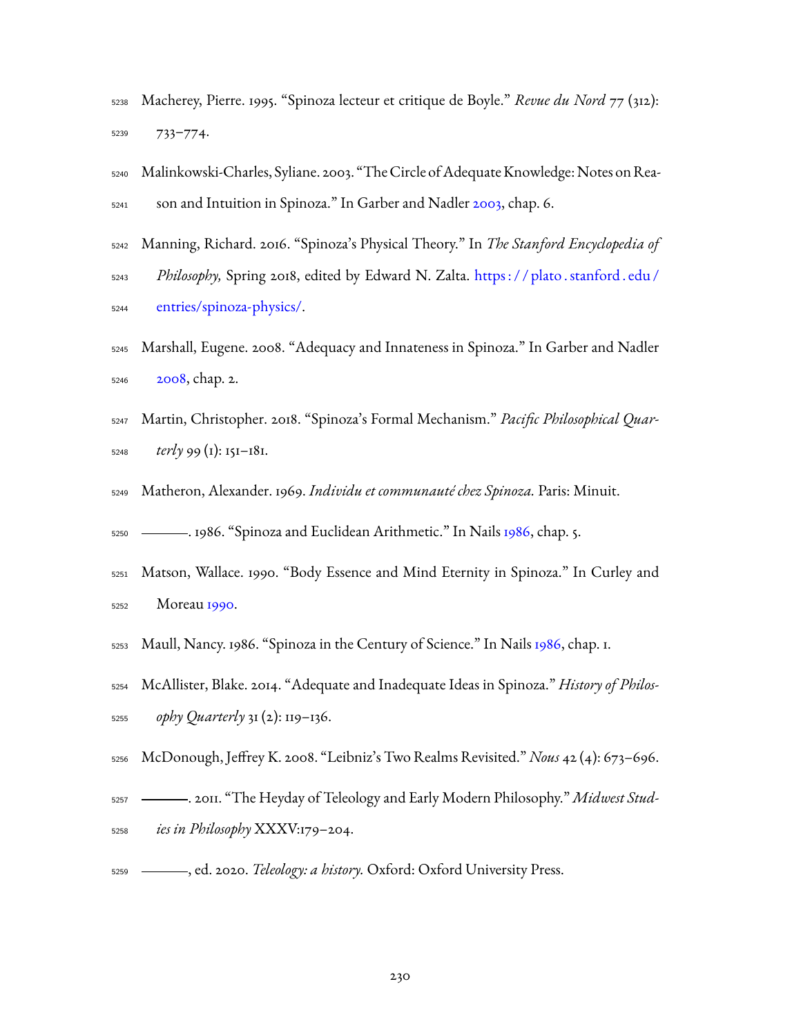Macherey, Pierre. 1995. "Spinoza lecteur et critique de Boyle." *Revue du Nord* 77 (312): 733–774.

Malinkowski-Charles, Syliane. 2003. "The Circle of Adequate Knowledge: Notes on Reason and Intuition in Spinoza." In Garber and Nadler 2003, chap. 6.

Manning, Richard. 2016. "Spinoza's Physical Theory." In *The Stanford Encyclopedia of Philosophy,* Spring 2018, edited by Edward N. Zalta. https://plato.stanford.edu/entries/spinoza-physics/.

Marshall, Eugene. 2008. "Adequacy and Innateness in Spinoza." In Garber and Nadler 2008, chap. 2.

Martin, Christopher. 2018. "Spinoza's Formal Mechanism." *Pacific Philosophical Quarterly* 99 (1): 151–181.

Matheron, Alexander. 1969. *Individu et communauté chez Spinoza.* Paris: Minuit.

———. 1986. "Spinoza and Euclidean Arithmetic." In Nails 1986, chap. 5.

Matson, Wallace. 1990. "Body Essence and Mind Eternity in Spinoza." In Curley and Moreau 1990.

Maull, Nancy. 1986. "Spinoza in the Century of Science." In Nails 1986, chap. 1.

McAllister, Blake. 2014. "Adequate and Inadequate Ideas in Spinoza." *History of Philosophy Quarterly* 31 (2): 119–136.

McDonough, Jeffrey K. 2008. "Leibniz's Two Realms Revisited." *Nous* 42 (4): 673–696.

———. 2011. "The Heyday of Teleology and Early Modern Philosophy." *Midwest Studies in Philosophy* XXXV:179–204.

———, ed. 2020. *Teleology: a history.* Oxford: Oxford University Press.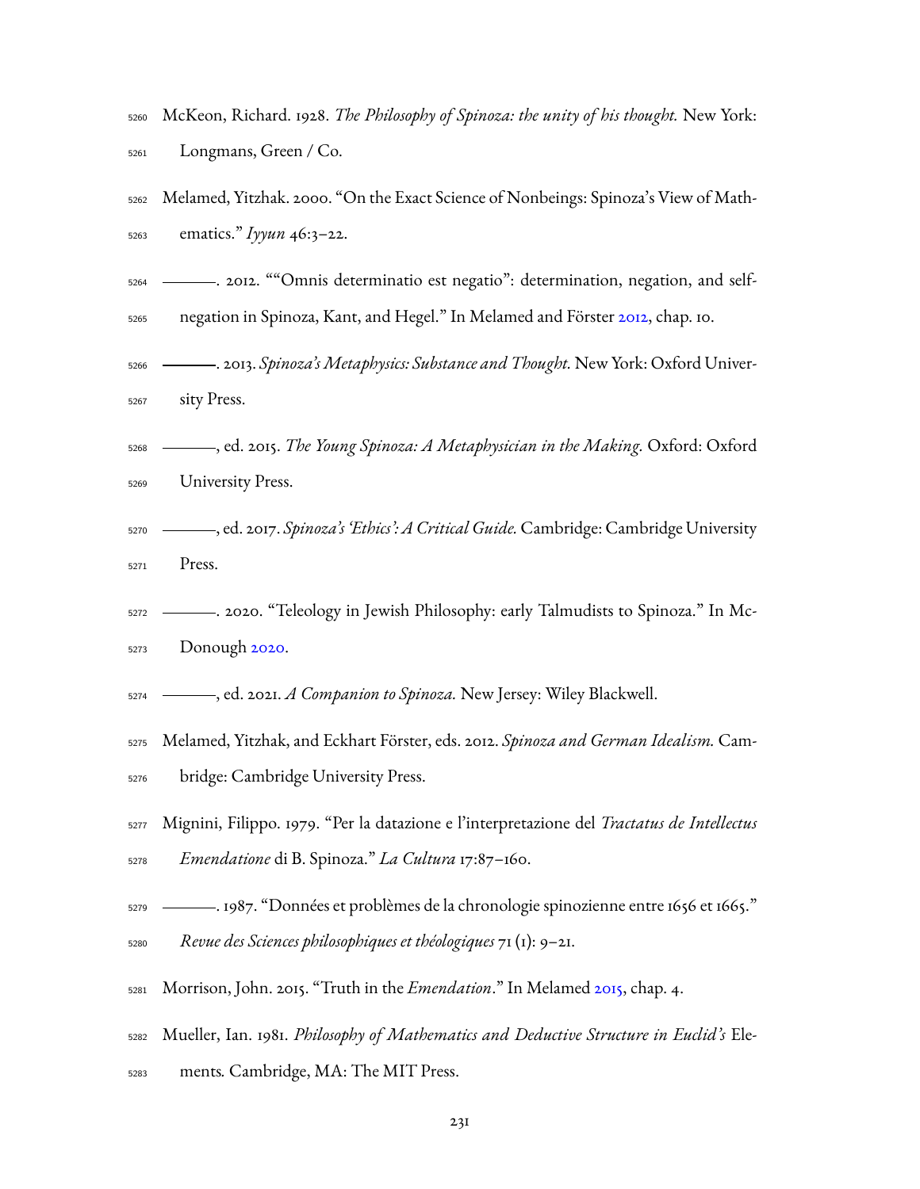McKeon, Richard. 1928. *The Philosophy of Spinoza: the unity of his thought.* New York: Longmans, Green / Co.

Melamed, Yitzhak. 2000. "On the Exact Science of Nonbeings: Spinoza's View of Mathematics." *Iyyun* 46:3–22.

———. 2012. ""Omnis determinatio est negatio": determination, negation, and self-negation in Spinoza, Kant, and Hegel." In Melamed and Förster 2012, chap. 10.

———. 2013. *Spinoza's Metaphysics: Substance and Thought.* New York: Oxford University Press.

———, ed. 2015. *The Young Spinoza: A Metaphysician in the Making.* Oxford: Oxford University Press.

———, ed. 2017. *Spinoza's 'Ethics': A Critical Guide.* Cambridge: Cambridge University Press.

———. 2020. "Teleology in Jewish Philosophy: early Talmudists to Spinoza." In McDonough 2020.

———, ed. 2021. *A Companion to Spinoza.* New Jersey: Wiley Blackwell.

Melamed, Yitzhak, and Eckhart Förster, eds. 2012. *Spinoza and German Idealism.* Cambridge: Cambridge University Press.

Mignini, Filippo. 1979. "Per la datazione e l'interpretazione del *Tractatus de Intellectus Emendatione* di B. Spinoza." *La Cultura* 17:87–160.

———. 1987. "Données et problèmes de la chronologie spinozienne entre 1656 et 1665." *Revue des Sciences philosophiques et théologiques* 71 (1): 9–21.

Morrison, John. 2015. "Truth in the *Emendation*." In Melamed 2015, chap. 4.

Mueller, Ian. 1981. *Philosophy of Mathematics and Deductive Structure in Euclid's* Elements*.* Cambridge, MA: The MIT Press.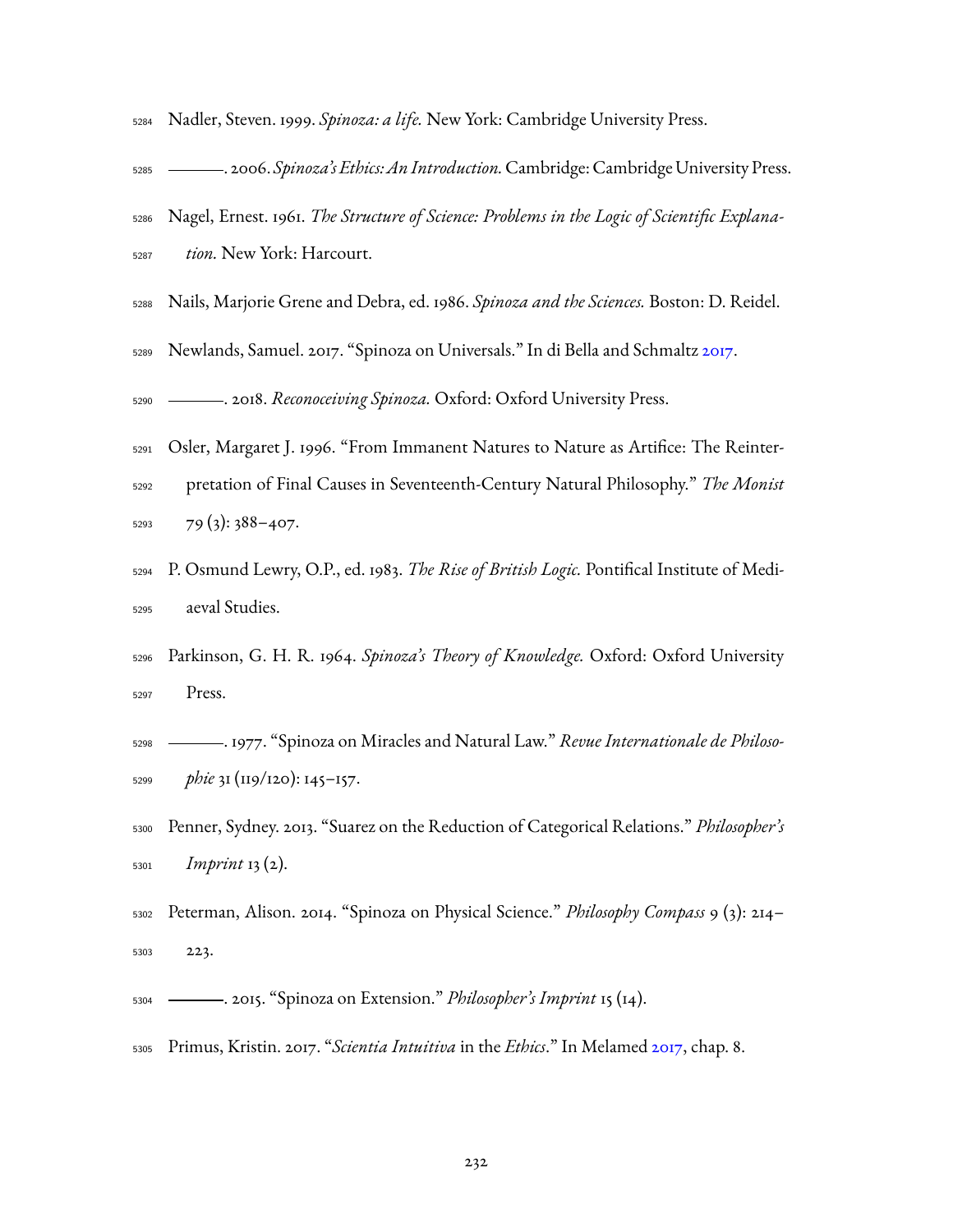Nadler, Steven. 1999. *Spinoza: a life.* New York: Cambridge University Press.

———. 2006. *Spinoza's Ethics: An Introduction.* Cambridge: Cambridge University Press.

Nagel, Ernest. 1961. *The Structure of Science: Problems in the Logic of Scientific Explanation.* New York: Harcourt.

Nails, Marjorie Grene and Debra, ed. 1986. *Spinoza and the Sciences.* Boston: D. Reidel.

Newlands, Samuel. 2017. "Spinoza on Universals." In di Bella and Schmaltz 2017.

———. 2018. *Reconoceiving Spinoza.* Oxford: Oxford University Press.

Osler, Margaret J. 1996. "From Immanent Natures to Nature as Artifice: The Reinterpretation of Final Causes in Seventeenth-Century Natural Philosophy." *The Monist* 79 (3): 388–407.

P. Osmund Lewry, O.P., ed. 1983. *The Rise of British Logic.* Pontifical Institute of Mediaeval Studies.

Parkinson, G. H. R. 1964. *Spinoza's Theory of Knowledge.* Oxford: Oxford University Press.

———. 1977. "Spinoza on Miracles and Natural Law." *Revue Internationale de Philosophie* 31 (119/120): 145–157.

Penner, Sydney. 2013. "Suarez on the Reduction of Categorical Relations." *Philosopher's Imprint* 13 (2).

Peterman, Alison. 2014. "Spinoza on Physical Science." *Philosophy Compass* 9 (3): 214–223.

———. 2015. "Spinoza on Extension." *Philosopher's Imprint* 15 (14).

Primus, Kristin. 2017. "*Scientia Intuitiva* in the *Ethics*." In Melamed 2017, chap. 8.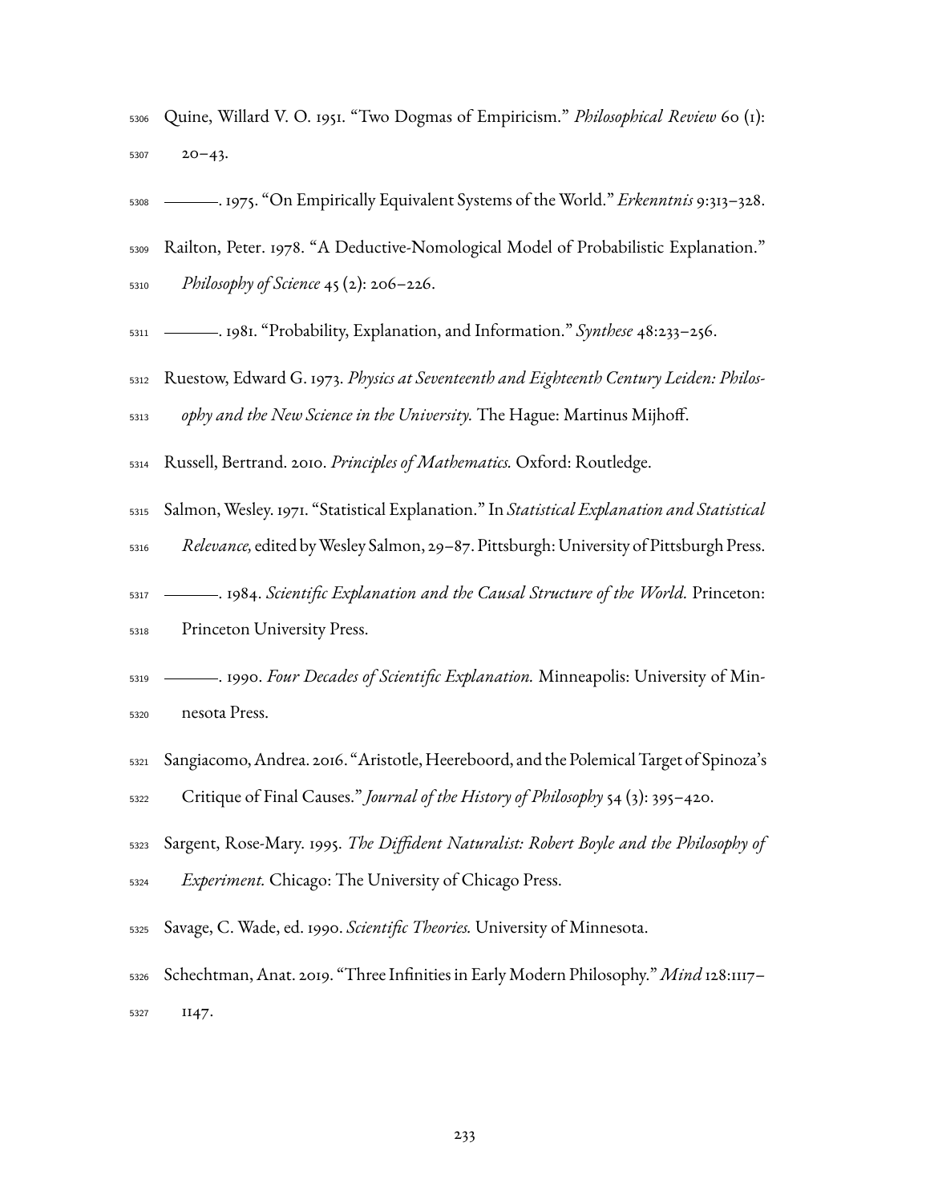Quine, Willard V. O. 1951. "Two Dogmas of Empiricism." *Philosophical Review* 60 (1): 20–43.

———. 1975. "On Empirically Equivalent Systems of the World." *Erkenntnis* 9:313–328.

Railton, Peter. 1978. "A Deductive-Nomological Model of Probabilistic Explanation." *Philosophy of Science* 45 (2): 206–226.

———. 1981. "Probability, Explanation, and Information." *Synthese* 48:233–256.

Ruestow, Edward G. 1973. *Physics at Seventeenth and Eighteenth Century Leiden: Philosophy and the New Science in the University.* The Hague: Martinus Mijhoff.

Russell, Bertrand. 2010. *Principles of Mathematics.* Oxford: Routledge.

Salmon, Wesley. 1971. "Statistical Explanation." In *Statistical Explanation and Statistical Relevance,* edited by Wesley Salmon, 29–87. Pittsburgh: University of Pittsburgh Press.

———. 1984. *Scientific Explanation and the Causal Structure of the World.* Princeton: Princeton University Press.

———. 1990. *Four Decades of Scientific Explanation.* Minneapolis: University of Minnesota Press.

Sangiacomo, Andrea. 2016. "Aristotle, Heereboord, and the Polemical Target of Spinoza's Critique of Final Causes." *Journal of the History of Philosophy* 54 (3): 395–420.

Sargent, Rose-Mary. 1995. *The Diffident Naturalist: Robert Boyle and the Philosophy of Experiment.* Chicago: The University of Chicago Press.

Savage, C. Wade, ed. 1990. *Scientific Theories.* University of Minnesota.

Schechtman, Anat. 2019. "Three Infinities in Early Modern Philosophy." *Mind* 128:1117–1147.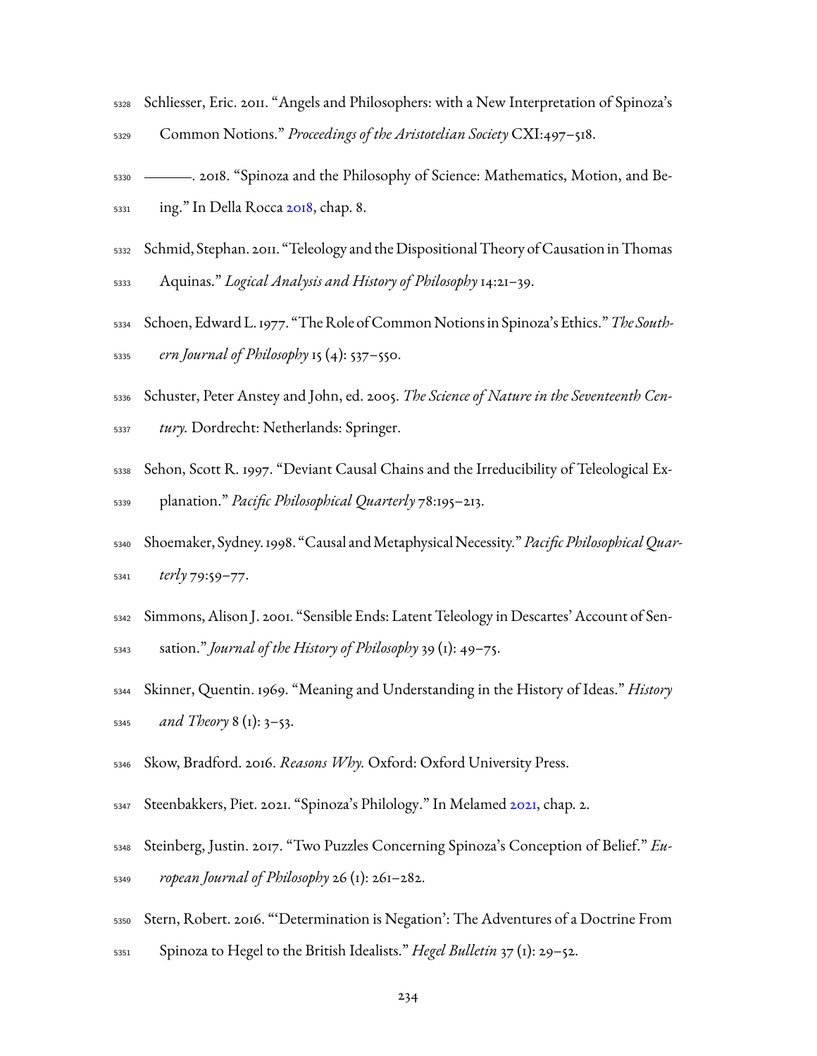Schliesser, Eric. 2011. "Angels and Philosophers: with a New Interpretation of Spinoza's Common Notions." *Proceedings of the Aristotelian Society* CXI:497–518.

———. 2018. "Spinoza and the Philosophy of Science: Mathematics, Motion, and Being." In Della Rocca 2018, chap. 8.

Schmid, Stephan. 2011. "Teleology and the Dispositional Theory of Causation in Thomas Aquinas." *Logical Analysis and History of Philosophy* 14:21–39.

Schoen, Edward L. 1977. "The Role of Common Notions in Spinoza's Ethics." *The Southern Journal of Philosophy* 15 (4): 537–550.

Schuster, Peter Anstey and John, ed. 2005. *The Science of Nature in the Seventeenth Century.* Dordrecht: Netherlands: Springer.

Sehon, Scott R. 1997. "Deviant Causal Chains and the Irreducibility of Teleological Explanation." *Pacific Philosophical Quarterly* 78:195–213.

Shoemaker, Sydney. 1998. "Causal and Metaphysical Necessity." *Pacific Philosophical Quarterly* 79:59–77.

Simmons, Alison J. 2001. "Sensible Ends: Latent Teleology in Descartes' Account of Sensation." *Journal of the History of Philosophy* 39 (1): 49–75.

Skinner, Quentin. 1969. "Meaning and Understanding in the History of Ideas." *History and Theory* 8 (1): 3–53.

Skow, Bradford. 2016. *Reasons Why.* Oxford: Oxford University Press.

Steenbakkers, Piet. 2021. "Spinoza's Philology." In Melamed 2021, chap. 2.

Steinberg, Justin. 2017. "Two Puzzles Concerning Spinoza's Conception of Belief." *European Journal of Philosophy* 26 (1): 261–282.

Stern, Robert. 2016. "'Determination is Negation': The Adventures of a Doctrine From Spinoza to Hegel to the British Idealists." *Hegel Bulletin* 37 (1): 29–52.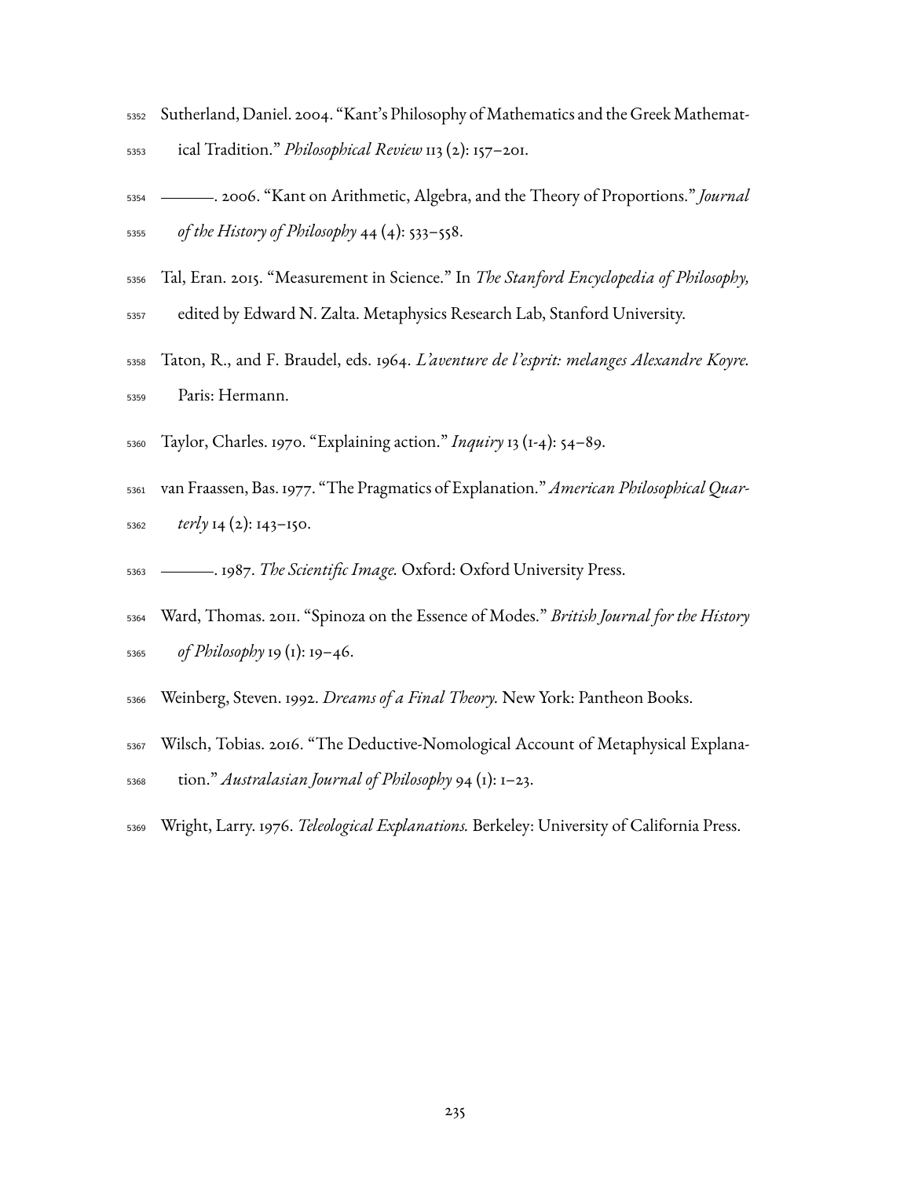Sutherland, Daniel. 2004. "Kant's Philosophy of Mathematics and the Greek Mathematical Tradition." *Philosophical Review* 113 (2): 157–201.

———. 2006. "Kant on Arithmetic, Algebra, and the Theory of Proportions." *Journal of the History of Philosophy* 44 (4): 533–558.

Tal, Eran. 2015. "Measurement in Science." In *The Stanford Encyclopedia of Philosophy,* edited by Edward N. Zalta. Metaphysics Research Lab, Stanford University.

Taton, R., and F. Braudel, eds. 1964. *L'aventure de l'esprit: melanges Alexandre Koyre.* Paris: Hermann.

Taylor, Charles. 1970. "Explaining action." *Inquiry* 13 (1-4): 54–89.

van Fraassen, Bas. 1977. "The Pragmatics of Explanation." *American Philosophical Quarterly* 14 (2): 143–150.

———. 1987. *The Scientific Image.* Oxford: Oxford University Press.

Ward, Thomas. 2011. "Spinoza on the Essence of Modes." *British Journal for the History of Philosophy* 19 (1): 19–46.

Weinberg, Steven. 1992. *Dreams of a Final Theory.* New York: Pantheon Books.

Wilsch, Tobias. 2016. "The Deductive-Nomological Account of Metaphysical Explanation." *Australasian Journal of Philosophy* 94 (1): 1–23.

Wright, Larry. 1976. *Teleological Explanations.* Berkeley: University of California Press.